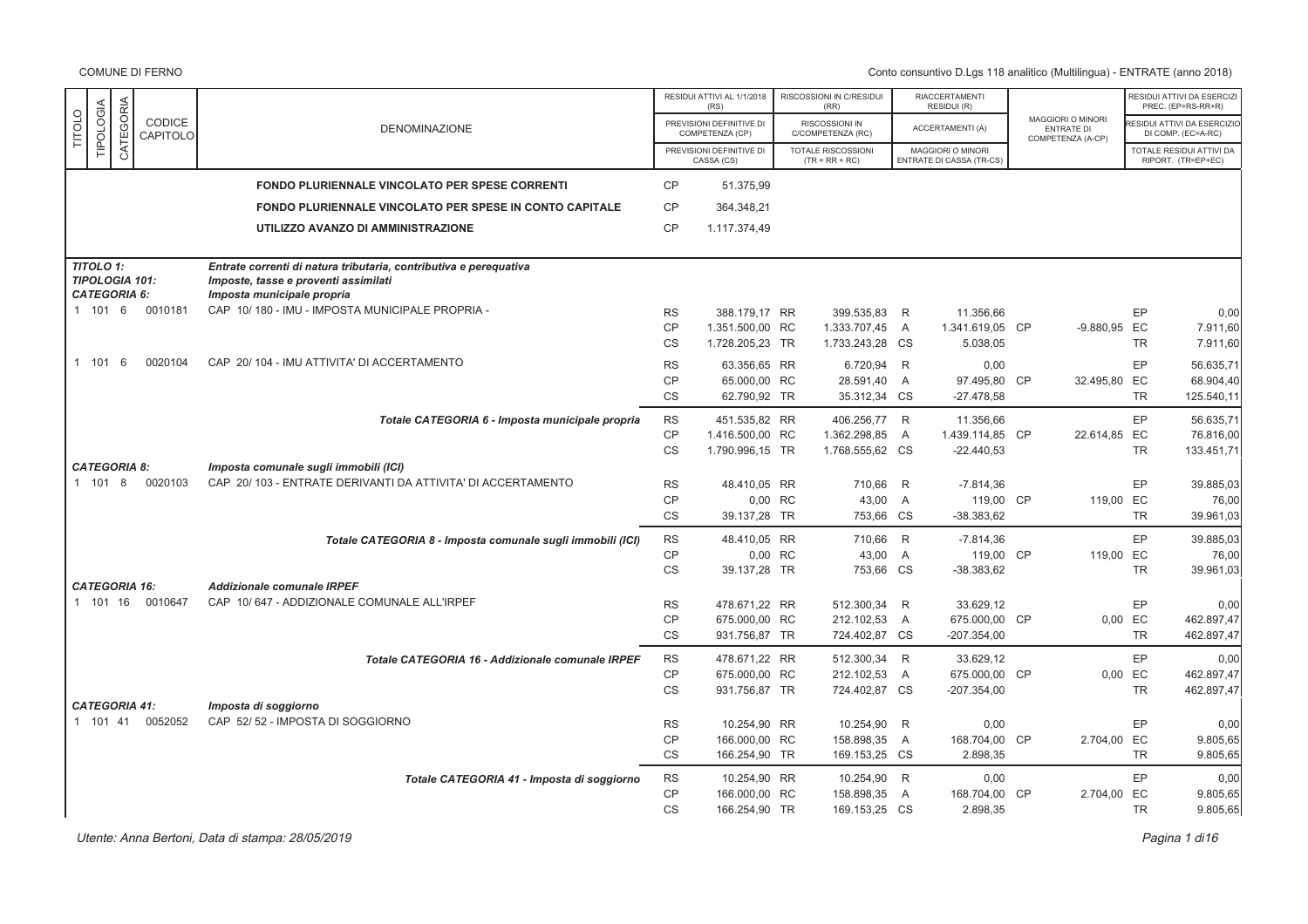COMUNE DI FERNO

Conto consuntivo D.Lgs 118 analitico (Multilingua) - ENTRATE (anno 2018)

| TITOLO | TIPOLOGIA | CATEGORIA | CODICE CAPITOLO | DENOMINAZIONE | | RESIDUI ATTIVI AL 1/1/2018 (RS) / PREVISIONI DEFINITIVE DI COMPETENZA (CP) / PREVISIONI DEFINITIVE DI CASSA (CS) | | RISCOSSIONI IN C/RESIDUI (RR) / RISCOSSIONI IN C/COMPETENZA (RC) / TOTALE RISCOSSIONI (TR = RR + RC) | | RIACCERTAMENTI RESIDUI (R) / ACCERTAMENTI (A) / MAGGIORI O MINORI ENTRATE DI CASSA (TR-CS) | | MAGGIORI O MINORI ENTRATE DI COMPETENZA (A-CP) | | RESIDUI ATTIVI DA ESERCIZI PREC. (EP=RS-RR+R) / RESIDUI ATTIVI DA ESERCIZIO DI COMP. (EC=A-RC) / TOTALE RESIDUI ATTIVI DA RIPORT. (TR=EP+EC) |
|---|---|---|---|---|---|---|---|---|---|---|---|---|---|---|
| | | | | FONDO PLURIENNALE VINCOLATO PER SPESE CORRENTI | CP | 51.375,99 | | | | | | | | |
| | | | | FONDO PLURIENNALE VINCOLATO PER SPESE IN CONTO CAPITALE | CP | 364.348,21 | | | | | | | | |
| | | | | UTILIZZO AVANZO DI AMMINISTRAZIONE | CP | 1.117.374,49 | | | | | | | | |
| *TITOLO 1:* | | | | *Entrate correnti di natura tributaria, contributiva e perequativa* | | | | | | | | | | |
| *TIPOLOGIA 101:* | | | | *Imposte, tasse e proventi assimilati* | | | | | | | | | | |
| *CATEGORIA 6:* | | | | *Imposta municipale propria* | | | | | | | | | | |
| 1 | 101 | 6 | 0010181 | CAP 10/ 180 - IMU - IMPOSTA MUNICIPALE PROPRIA - | RS | 388.179,17 | RR | 399.535,83 | R | 11.356,66 | | | EP | 0,00 |
| | | | | | CP | 1.351.500,00 | RC | 1.333.707,45 | A | 1.341.619,05 | CP | -9.880,95 | EC | 7.911,60 |
| | | | | | CS | 1.728.205,23 | TR | 1.733.243,28 | CS | 5.038,05 | | | TR | 7.911,60 |
| 1 | 101 | 6 | 0020104 | CAP 20/ 104 - IMU ATTIVITA' DI ACCERTAMENTO | RS | 63.356,65 | RR | 6.720,94 | R | 0,00 | | | EP | 56.635,71 |
| | | | | | CP | 65.000,00 | RC | 28.591,40 | A | 97.495,80 | CP | 32.495,80 | EC | 68.904,40 |
| | | | | | CS | 62.790,92 | TR | 35.312,34 | CS | -27.478,58 | | | TR | 125.540,11 |
| | | | | *Totale CATEGORIA 6 - Imposta municipale propria* | RS | 451.535,82 | RR | 406.256,77 | R | 11.356,66 | | | EP | 56.635,71 |
| | | | | | CP | 1.416.500,00 | RC | 1.362.298,85 | A | 1.439.114,85 | CP | 22.614,85 | EC | 76.816,00 |
| | | | | | CS | 1.790.996,15 | TR | 1.768.555,62 | CS | -22.440,53 | | | TR | 133.451,71 |
| *CATEGORIA 8:* | | | | *Imposta comunale sugli immobili (ICI)* | | | | | | | | | | |
| 1 | 101 | 8 | 0020103 | CAP 20/ 103 - ENTRATE DERIVANTI DA ATTIVITA' DI ACCERTAMENTO | RS | 48.410,05 | RR | 710,66 | R | -7.814,36 | | | EP | 39.885,03 |
| | | | | | CP | 0,00 | RC | 43,00 | A | 119,00 | CP | 119,00 | EC | 76,00 |
| | | | | | CS | 39.137,28 | TR | 753,66 | CS | -38.383,62 | | | TR | 39.961,03 |
| | | | | *Totale CATEGORIA 8 - Imposta comunale sugli immobili (ICI)* | RS | 48.410,05 | RR | 710,66 | R | -7.814,36 | | | EP | 39.885,03 |
| | | | | | CP | 0,00 | RC | 43,00 | A | 119,00 | CP | 119,00 | EC | 76,00 |
| | | | | | CS | 39.137,28 | TR | 753,66 | CS | -38.383,62 | | | TR | 39.961,03 |
| *CATEGORIA 16:* | | | | *Addizionale comunale IRPEF* | | | | | | | | | | |
| 1 | 101 | 16 | 0010647 | CAP 10/ 647 - ADDIZIONALE COMUNALE ALL'IRPEF | RS | 478.671,22 | RR | 512.300,34 | R | 33.629,12 | | | EP | 0,00 |
| | | | | | CP | 675.000,00 | RC | 212.102,53 | A | 675.000,00 | CP | 0,00 | EC | 462.897,47 |
| | | | | | CS | 931.756,87 | TR | 724.402,87 | CS | -207.354,00 | | | TR | 462.897,47 |
| | | | | *Totale CATEGORIA 16 - Addizionale comunale IRPEF* | RS | 478.671,22 | RR | 512.300,34 | R | 33.629,12 | | | EP | 0,00 |
| | | | | | CP | 675.000,00 | RC | 212.102,53 | A | 675.000,00 | CP | 0,00 | EC | 462.897,47 |
| | | | | | CS | 931.756,87 | TR | 724.402,87 | CS | -207.354,00 | | | TR | 462.897,47 |
| *CATEGORIA 41:* | | | | *Imposta di soggiorno* | | | | | | | | | | |
| 1 | 101 | 41 | 0052052 | CAP 52/ 52 - IMPOSTA DI SOGGIORNO | RS | 10.254,90 | RR | 10.254,90 | R | 0,00 | | | EP | 0,00 |
| | | | | | CP | 166.000,00 | RC | 158.898,35 | A | 168.704,00 | CP | 2.704,00 | EC | 9.805,65 |
| | | | | | CS | 166.254,90 | TR | 169.153,25 | CS | 2.898,35 | | | TR | 9.805,65 |
| | | | | *Totale CATEGORIA 41 - Imposta di soggiorno* | RS | 10.254,90 | RR | 10.254,90 | R | 0,00 | | | EP | 0,00 |
| | | | | | CP | 166.000,00 | RC | 158.898,35 | A | 168.704,00 | CP | 2.704,00 | EC | 9.805,65 |
| | | | | | CS | 166.254,90 | TR | 169.153,25 | CS | 2.898,35 | | | TR | 9.805,65 |

*Utente: Anna Bertoni, Data di stampa: 28/05/2019*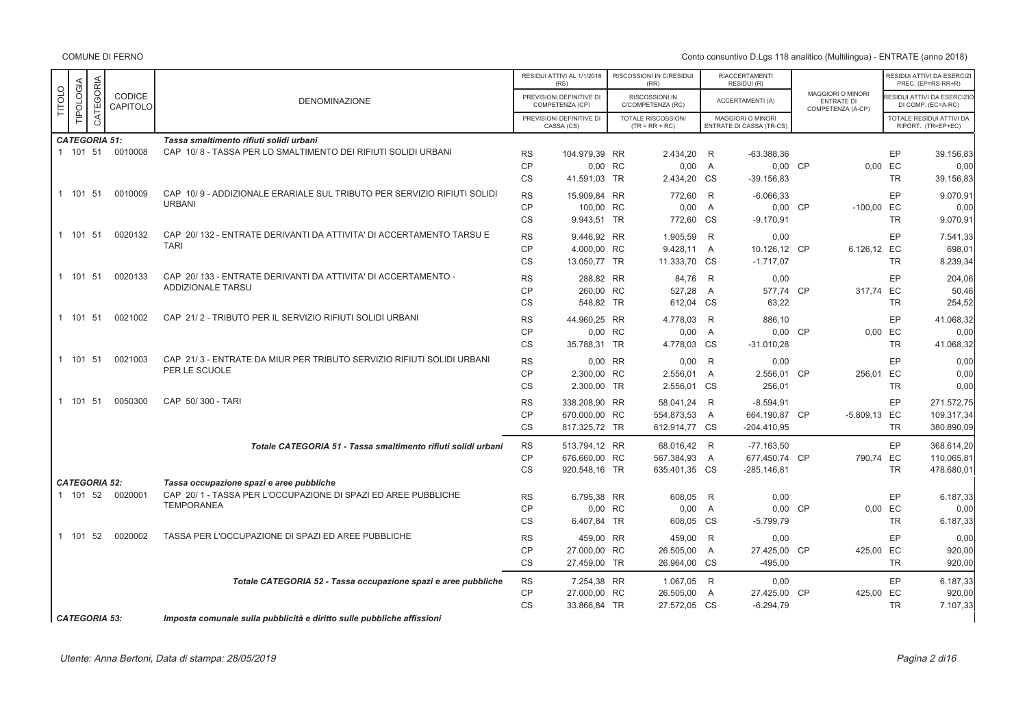| TITOLO | TIPOLOGIA | CATEGORIA | CODICE CAPITOLO | DENOMINAZIONE | | RESIDUI ATTIVI AL 1/1/2018 (RS) / PREVISIONI DEFINITIVE DI COMPETENZA (CP) / PREVISIONI DEFINITIVE DI CASSA (CS) | | RISCOSSIONI IN C/RESIDUI (RR) / RISCOSSIONI IN C/COMPETENZA (RC) / TOTALE RISCOSSIONI (TR = RR + RC) | | RIACCERTAMENTI RESIDUI (R) / ACCERTAMENTI (A) / MAGGIORI O MINORI ENTRATE DI CASSA (TR-CS) | | MAGGIORI O MINORI ENTRATE DI COMPETENZA (A-CP) | | RESIDUI ATTIVI DA ESERCIZI PREC. (EP=RS-RR+R) / RESIDUI ATTIVI DA ESERCIZIO DI COMP. (EC=A-RC) / TOTALE RESIDUI ATTIVI DA RIPORT. (TR=EP+EC) |
|---|---|---|---|---|---|---|---|---|---|---|---|---|---|---|
| **CATEGORIA 51:** | | | | *Tassa smaltimento rifiuti solidi urbani* | | | | | | | | | | |
| 1 | 101 | 51 | 0010008 | CAP 10/ 8 - TASSA PER LO SMALTIMENTO DEI RIFIUTI SOLIDI URBANI | RS | 104.979,39 | RR | 2.434,20 | R | -63.388,36 | | | EP | 39.156,83 |
| | | | | | CP | 0,00 | RC | 0,00 | A | 0,00 | CP | 0,00 | EC | 0,00 |
| | | | | | CS | 41.591,03 | TR | 2.434,20 | CS | -39.156,83 | | | TR | 39.156,83 |
| 1 | 101 | 51 | 0010009 | CAP 10/ 9 - ADDIZIONALE ERARIALE SUL TRIBUTO PER SERVIZIO RIFIUTI SOLIDI URBANI | RS | 15.909,84 | RR | 772,60 | R | -6.066,33 | | | EP | 9.070,91 |
| | | | | | CP | 100,00 | RC | 0,00 | A | 0,00 | CP | -100,00 | EC | 0,00 |
| | | | | | CS | 9.943,51 | TR | 772,60 | CS | -9.170,91 | | | TR | 9.070,91 |
| 1 | 101 | 51 | 0020132 | CAP 20/ 132 - ENTRATE DERIVANTI DA ATTIVITA' DI ACCERTAMENTO TARSU E TARI | RS | 9.446,92 | RR | 1.905,59 | R | 0,00 | | | EP | 7.541,33 |
| | | | | | CP | 4.000,00 | RC | 9.428,11 | A | 10.126,12 | CP | 6.126,12 | EC | 698,01 |
| | | | | | CS | 13.050,77 | TR | 11.333,70 | CS | -1.717,07 | | | TR | 8.239,34 |
| 1 | 101 | 51 | 0020133 | CAP 20/ 133 - ENTRATE DERIVANTI DA ATTIVITA' DI ACCERTAMENTO - ADDIZIONALE TARSU | RS | 288,82 | RR | 84,76 | R | 0,00 | | | EP | 204,06 |
| | | | | | CP | 260,00 | RC | 527,28 | A | 577,74 | CP | 317,74 | EC | 50,46 |
| | | | | | CS | 548,82 | TR | 612,04 | CS | 63,22 | | | TR | 254,52 |
| 1 | 101 | 51 | 0021002 | CAP 21/ 2 - TRIBUTO PER IL SERVIZIO RIFIUTI SOLIDI URBANI | RS | 44.960,25 | RR | 4.778,03 | R | 886,10 | | | EP | 41.068,32 |
| | | | | | CP | 0,00 | RC | 0,00 | A | 0,00 | CP | 0,00 | EC | 0,00 |
| | | | | | CS | 35.788,31 | TR | 4.778,03 | CS | -31.010,28 | | | TR | 41.068,32 |
| 1 | 101 | 51 | 0021003 | CAP 21/ 3 - ENTRATE DA MIUR PER TRIBUTO SERVIZIO RIFIUTI SOLIDI URBANI PER LE SCUOLE | RS | 0,00 | RR | 0,00 | R | 0,00 | | | EP | 0,00 |
| | | | | | CP | 2.300,00 | RC | 2.556,01 | A | 2.556,01 | CP | 256,01 | EC | 0,00 |
| | | | | | CS | 2.300,00 | TR | 2.556,01 | CS | 256,01 | | | TR | 0,00 |
| 1 | 101 | 51 | 0050300 | CAP 50/ 300 - TARI | RS | 338.208,90 | RR | 58.041,24 | R | -8.594,91 | | | EP | 271.572,75 |
| | | | | | CP | 670.000,00 | RC | 554.873,53 | A | 664.190,87 | CP | -5.809,13 | EC | 109.317,34 |
| | | | | | CS | 817.325,72 | TR | 612.914,77 | CS | -204.410,95 | | | TR | 380.890,09 |
| | | | | *Totale CATEGORIA 51 - Tassa smaltimento rifiuti solidi urbani* | RS | 513.794,12 | RR | 68.016,42 | R | -77.163,50 | | | EP | 368.614,20 |
| | | | | | CP | 676.660,00 | RC | 567.384,93 | A | 677.450,74 | CP | 790,74 | EC | 110.065,81 |
| | | | | | CS | 920.548,16 | TR | 635.401,35 | CS | -285.146,81 | | | TR | 478.680,01 |
| **CATEGORIA 52:** | | | | *Tassa occupazione spazi e aree pubbliche* | | | | | | | | | | |
| 1 | 101 | 52 | 0020001 | CAP 20/ 1 - TASSA PER L'OCCUPAZIONE DI SPAZI ED AREE PUBBLICHE TEMPORANEA | RS | 6.795,38 | RR | 608,05 | R | 0,00 | | | EP | 6.187,33 |
| | | | | | CP | 0,00 | RC | 0,00 | A | 0,00 | CP | 0,00 | EC | 0,00 |
| | | | | | CS | 6.407,84 | TR | 608,05 | CS | -5.799,79 | | | TR | 6.187,33 |
| 1 | 101 | 52 | 0020002 | TASSA PER L'OCCUPAZIONE DI SPAZI ED AREE PUBBLICHE | RS | 459,00 | RR | 459,00 | R | 0,00 | | | EP | 0,00 |
| | | | | | CP | 27.000,00 | RC | 26.505,00 | A | 27.425,00 | CP | 425,00 | EC | 920,00 |
| | | | | | CS | 27.459,00 | TR | 26.964,00 | CS | -495,00 | | | TR | 920,00 |
| | | | | *Totale CATEGORIA 52 - Tassa occupazione spazi e aree pubbliche* | RS | 7.254,38 | RR | 1.067,05 | R | 0,00 | | | EP | 6.187,33 |
| | | | | | CP | 27.000,00 | RC | 26.505,00 | A | 27.425,00 | CP | 425,00 | EC | 920,00 |
| | | | | | CS | 33.866,84 | TR | 27.572,05 | CS | -6.294,79 | | | TR | 7.107,33 |
| **CATEGORIA 53:** | | | | *Imposta comunale sulla pubblicità e diritto sulle pubbliche affissioni* | | | | | | | | | | |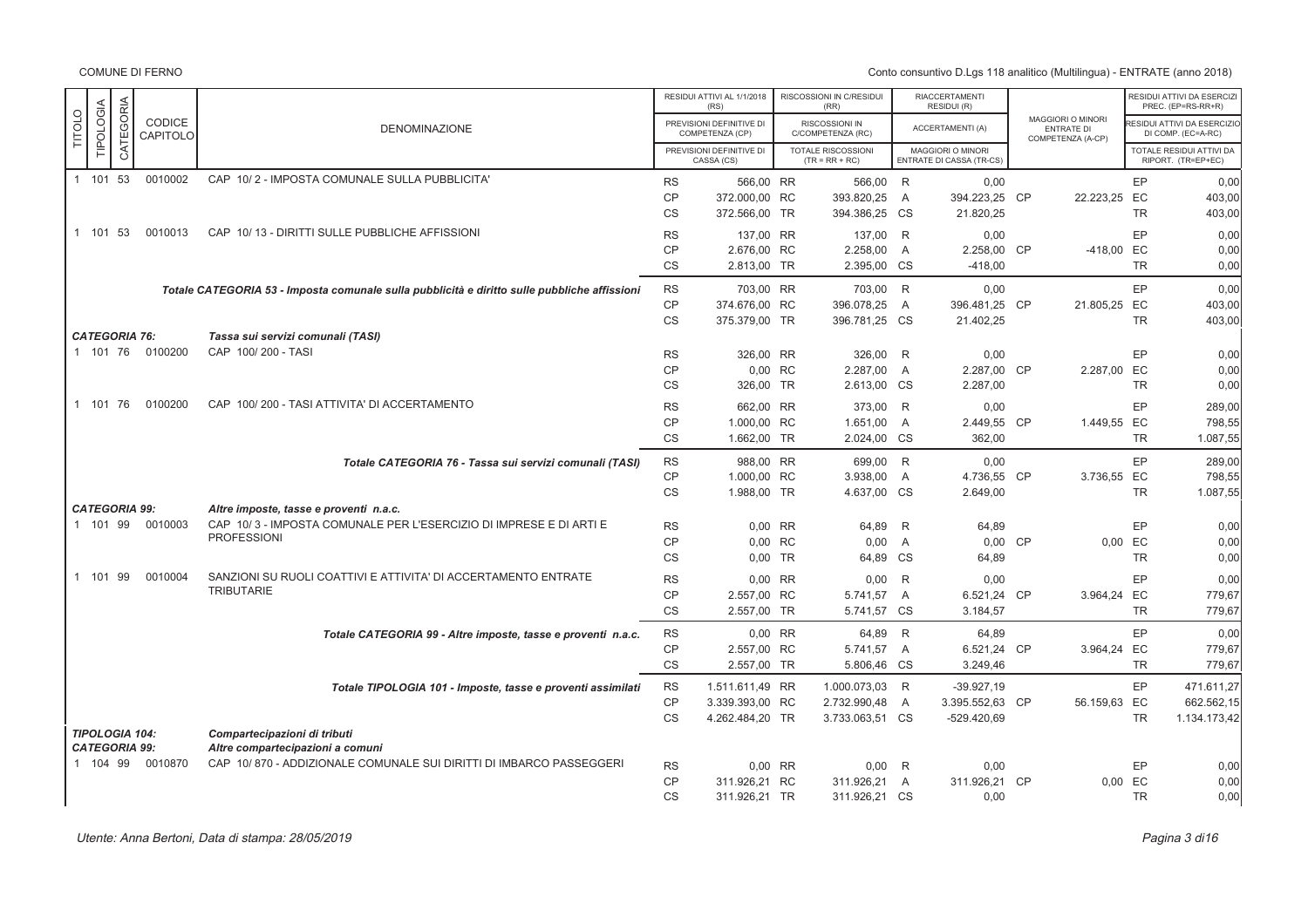| TITOLO | TIPOLOGIA | CATEGORIA | CODICE CAPITOLO | DENOMINAZIONE | | RESIDUI ATTIVI AL 1/1/2018 (RS) / PREVISIONI DEFINITIVE DI COMPETENZA (CP) / PREVISIONI DEFINITIVE DI CASSA (CS) | | RISCOSSIONI IN C/RESIDUI (RR) / RISCOSSIONI IN C/COMPETENZA (RC) / TOTALE RISCOSSIONI (TR = RR + RC) | | RIACCERTAMENTI RESIDUI (R) / ACCERTAMENTI (A) / MAGGIORI O MINORI ENTRATE DI CASSA (TR-CS) | | MAGGIORI O MINORI ENTRATE DI COMPETENZA (A-CP) | | RESIDUI ATTIVI DA ESERCIZI PREC. (EP=RS-RR+R) / RESIDUI ATTIVI DA ESERCIZIO DI COMP. (EC=A-RC) / TOTALE RESIDUI ATTIVI DA RIPORT. (TR=EP+EC) |
|---|---|---|---|---|---|---|---|---|---|---|---|---|---|---|
| 1 | 101 | 53 | 0010002 | CAP 10/ 2 - IMPOSTA COMUNALE SULLA PUBBLICITA' | RS | 566,00 | RR | 566,00 | R | 0,00 | | | EP | 0,00 |
| | | | | | CP | 372.000,00 | RC | 393.820,25 | A | 394.223,25 | CP | 22.223,25 | EC | 403,00 |
| | | | | | CS | 372.566,00 | TR | 394.386,25 | CS | 21.820,25 | | | TR | 403,00 |
| 1 | 101 | 53 | 0010013 | CAP 10/ 13 - DIRITTI SULLE PUBBLICHE AFFISSIONI | RS | 137,00 | RR | 137,00 | R | 0,00 | | | EP | 0,00 |
| | | | | | CP | 2.676,00 | RC | 2.258,00 | A | 2.258,00 | CP | -418,00 | EC | 0,00 |
| | | | | | CS | 2.813,00 | TR | 2.395,00 | CS | -418,00 | | | TR | 0,00 |
| | | | | *Totale CATEGORIA 53 - Imposta comunale sulla pubblicità e diritto sulle pubbliche affissioni* | RS | 703,00 | RR | 703,00 | R | 0,00 | | | EP | 0,00 |
| | | | | | CP | 374.676,00 | RC | 396.078,25 | A | 396.481,25 | CP | 21.805,25 | EC | 403,00 |
| | | | | | CS | 375.379,00 | TR | 396.781,25 | CS | 21.402,25 | | | TR | 403,00 |
| ***CATEGORIA 76:*** | | | | ***Tassa sui servizi comunali (TASI)*** | | | | | | | | | | |
| 1 | 101 | 76 | 0100200 | CAP 100/ 200 - TASI | RS | 326,00 | RR | 326,00 | R | 0,00 | | | EP | 0,00 |
| | | | | | CP | 0,00 | RC | 2.287,00 | A | 2.287,00 | CP | 2.287,00 | EC | 0,00 |
| | | | | | CS | 326,00 | TR | 2.613,00 | CS | 2.287,00 | | | TR | 0,00 |
| 1 | 101 | 76 | 0100200 | CAP 100/ 200 - TASI ATTIVITA' DI ACCERTAMENTO | RS | 662,00 | RR | 373,00 | R | 0,00 | | | EP | 289,00 |
| | | | | | CP | 1.000,00 | RC | 1.651,00 | A | 2.449,55 | CP | 1.449,55 | EC | 798,55 |
| | | | | | CS | 1.662,00 | TR | 2.024,00 | CS | 362,00 | | | TR | 1.087,55 |
| | | | | *Totale CATEGORIA 76 - Tassa sui servizi comunali (TASI)* | RS | 988,00 | RR | 699,00 | R | 0,00 | | | EP | 289,00 |
| | | | | | CP | 1.000,00 | RC | 3.938,00 | A | 4.736,55 | CP | 3.736,55 | EC | 798,55 |
| | | | | | CS | 1.988,00 | TR | 4.637,00 | CS | 2.649,00 | | | TR | 1.087,55 |
| ***CATEGORIA 99:*** | | | | ***Altre imposte, tasse e proventi n.a.c.*** | | | | | | | | | | |
| 1 | 101 | 99 | 0010003 | CAP 10/ 3 - IMPOSTA COMUNALE PER L'ESERCIZIO DI IMPRESE E DI ARTI E PROFESSIONI | RS | 0,00 | RR | 64,89 | R | 64,89 | | | EP | 0,00 |
| | | | | | CP | 0,00 | RC | 0,00 | A | 0,00 | CP | 0,00 | EC | 0,00 |
| | | | | | CS | 0,00 | TR | 64,89 | CS | 64,89 | | | TR | 0,00 |
| 1 | 101 | 99 | 0010004 | SANZIONI SU RUOLI COATTIVI E ATTIVITA' DI ACCERTAMENTO ENTRATE TRIBUTARIE | RS | 0,00 | RR | 0,00 | R | 0,00 | | | EP | 0,00 |
| | | | | | CP | 2.557,00 | RC | 5.741,57 | A | 6.521,24 | CP | 3.964,24 | EC | 779,67 |
| | | | | | CS | 2.557,00 | TR | 5.741,57 | CS | 3.184,57 | | | TR | 779,67 |
| | | | | *Totale CATEGORIA 99 - Altre imposte, tasse e proventi n.a.c.* | RS | 0,00 | RR | 64,89 | R | 64,89 | | | EP | 0,00 |
| | | | | | CP | 2.557,00 | RC | 5.741,57 | A | 6.521,24 | CP | 3.964,24 | EC | 779,67 |
| | | | | | CS | 2.557,00 | TR | 5.806,46 | CS | 3.249,46 | | | TR | 779,67 |
| | | | | *Totale TIPOLOGIA 101 - Imposte, tasse e proventi assimilati* | RS | 1.511.611,49 | RR | 1.000.073,03 | R | -39.927,19 | | | EP | 471.611,27 |
| | | | | | CP | 3.339.393,00 | RC | 2.732.990,48 | A | 3.395.552,63 | CP | 56.159,63 | EC | 662.562,15 |
| | | | | | CS | 4.262.484,20 | TR | 3.733.063,51 | CS | -529.420,69 | | | TR | 1.134.173,42 |
| ***TIPOLOGIA 104:*** | | | | ***Compartecipazioni di tributi*** | | | | | | | | | | |
| ***CATEGORIA 99:*** | | | | ***Altre compartecipazioni a comuni*** | | | | | | | | | | |
| 1 | 104 | 99 | 0010870 | CAP 10/ 870 - ADDIZIONALE COMUNALE SUI DIRITTI DI IMBARCO PASSEGGERI | RS | 0,00 | RR | 0,00 | R | 0,00 | | | EP | 0,00 |
| | | | | | CP | 311.926,21 | RC | 311.926,21 | A | 311.926,21 | CP | 0,00 | EC | 0,00 |
| | | | | | CS | 311.926,21 | TR | 311.926,21 | CS | 0,00 | | | TR | 0,00 |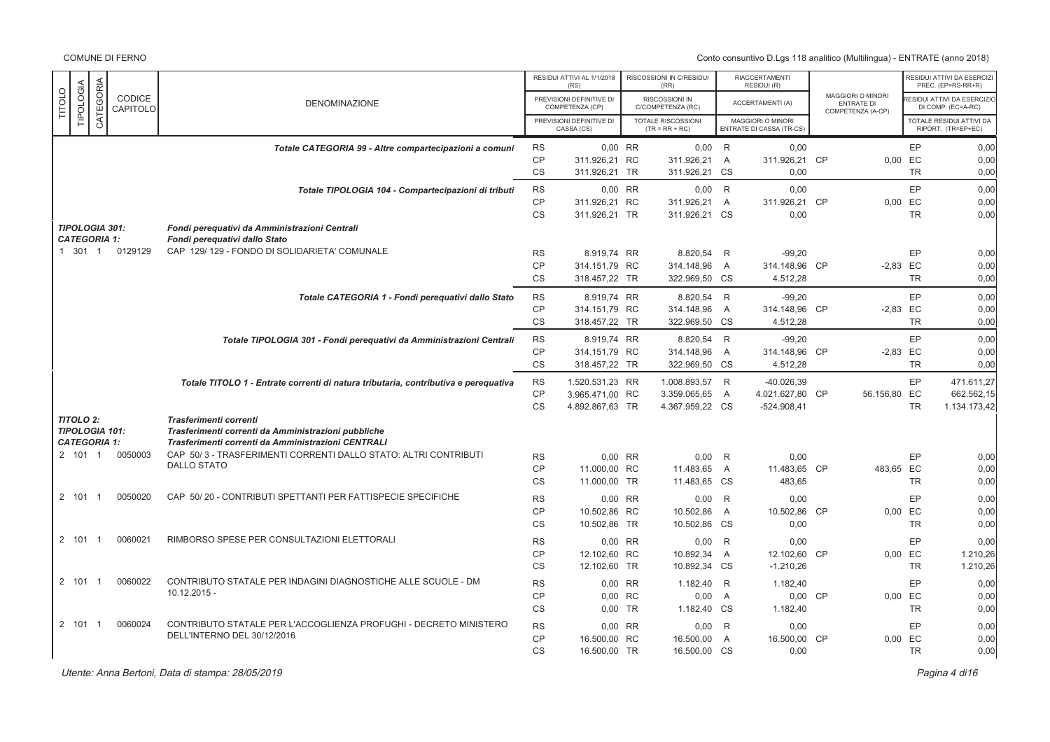| TITOLO | TIPOLOGIA | CATEGORIA | CODICE CAPITOLO | DENOMINAZIONE | | RESIDUI ATTIVI AL 1/1/2018 (RS) / PREVISIONI DEFINITIVE DI COMPETENZA (CP) / PREVISIONI DEFINITIVE DI CASSA (CS) | | RISCOSSIONI IN C/RESIDUI (RR) / RISCOSSIONI IN C/COMPETENZA (RC) / TOTALE RISCOSSIONI (TR = RR + RC) | | RIACCERTAMENTI RESIDUI (R) / ACCERTAMENTI (A) / MAGGIORI O MINORI ENTRATE DI CASSA (TR-CS) | | MAGGIORI O MINORI ENTRATE DI COMPETENZA (A-CP) | | RESIDUI ATTIVI DA ESERCIZI PREC. (EP=RS-RR+R) / RESIDUI ATTIVI DA ESERCIZIO DI COMP. (EC=A-RC) / TOTALE RESIDUI ATTIVI DA RIPORT. (TR=EP+EC) |
|---|---|---|---|---|---|---|---|---|---|---|---|---|---|---|
| | | | | *Totale CATEGORIA 99 - Altre compartecipazioni a comuni* | RS | 0,00 | RR | 0,00 | R | 0,00 | | | EP | 0,00 |
| | | | | | CP | 311.926,21 | RC | 311.926,21 | A | 311.926,21 | CP | 0,00 | EC | 0,00 |
| | | | | | CS | 311.926,21 | TR | 311.926,21 | CS | 0,00 | | | TR | 0,00 |
| | | | | *Totale TIPOLOGIA 104 - Compartecipazioni di tributi* | RS | 0,00 | RR | 0,00 | R | 0,00 | | | EP | 0,00 |
| | | | | | CP | 311.926,21 | RC | 311.926,21 | A | 311.926,21 | CP | 0,00 | EC | 0,00 |
| | | | | | CS | 311.926,21 | TR | 311.926,21 | CS | 0,00 | | | TR | 0,00 |
| *TIPOLOGIA 301:* | | | | *Fondi perequativi da Amministrazioni Centrali* | | | | | | | | | | |
| *CATEGORIA 1:* | | | | *Fondi perequativi dallo Stato* | | | | | | | | | | |
| 1 | 301 | 1 | 0129129 | CAP 129/ 129 - FONDO DI SOLIDARIETA' COMUNALE | RS | 8.919,74 | RR | 8.820,54 | R | -99,20 | | | EP | 0,00 |
| | | | | | CP | 314.151,79 | RC | 314.148,96 | A | 314.148,96 | CP | -2,83 | EC | 0,00 |
| | | | | | CS | 318.457,22 | TR | 322.969,50 | CS | 4.512,28 | | | TR | 0,00 |
| | | | | *Totale CATEGORIA 1 - Fondi perequativi dallo Stato* | RS | 8.919,74 | RR | 8.820,54 | R | -99,20 | | | EP | 0,00 |
| | | | | | CP | 314.151,79 | RC | 314.148,96 | A | 314.148,96 | CP | -2,83 | EC | 0,00 |
| | | | | | CS | 318.457,22 | TR | 322.969,50 | CS | 4.512,28 | | | TR | 0,00 |
| | | | | *Totale TIPOLOGIA 301 - Fondi perequativi da Amministrazioni Centrali* | RS | 8.919,74 | RR | 8.820,54 | R | -99,20 | | | EP | 0,00 |
| | | | | | CP | 314.151,79 | RC | 314.148,96 | A | 314.148,96 | CP | -2,83 | EC | 0,00 |
| | | | | | CS | 318.457,22 | TR | 322.969,50 | CS | 4.512,28 | | | TR | 0,00 |
| | | | | *Totale TITOLO 1 - Entrate correnti di natura tributaria, contributiva e perequativa* | RS | 1.520.531,23 | RR | 1.008.893,57 | R | -40.026,39 | | | EP | 471.611,27 |
| | | | | | CP | 3.965.471,00 | RC | 3.359.065,65 | A | 4.021.627,80 | CP | 56.156,80 | EC | 662.562,15 |
| | | | | | CS | 4.892.867,63 | TR | 4.367.959,22 | CS | -524.908,41 | | | TR | 1.134.173,42 |
| *TITOLO 2:* | | | | *Trasferimenti correnti* | | | | | | | | | | |
| *TIPOLOGIA 101:* | | | | *Trasferimenti correnti da Amministrazioni pubbliche* | | | | | | | | | | |
| *CATEGORIA 1:* | | | | *Trasferimenti correnti da Amministrazioni CENTRALI* | | | | | | | | | | |
| 2 | 101 | 1 | 0050003 | CAP 50/ 3 - TRASFERIMENTI CORRENTI DALLO STATO: ALTRI CONTRIBUTI DALLO STATO | RS | 0,00 | RR | 0,00 | R | 0,00 | | | EP | 0,00 |
| | | | | | CP | 11.000,00 | RC | 11.483,65 | A | 11.483,65 | CP | 483,65 | EC | 0,00 |
| | | | | | CS | 11.000,00 | TR | 11.483,65 | CS | 483,65 | | | TR | 0,00 |
| 2 | 101 | 1 | 0050020 | CAP 50/ 20 - CONTRIBUTI SPETTANTI PER FATTISPECIE SPECIFICHE | RS | 0,00 | RR | 0,00 | R | 0,00 | | | EP | 0,00 |
| | | | | | CP | 10.502,86 | RC | 10.502,86 | A | 10.502,86 | CP | 0,00 | EC | 0,00 |
| | | | | | CS | 10.502,86 | TR | 10.502,86 | CS | 0,00 | | | TR | 0,00 |
| 2 | 101 | 1 | 0060021 | RIMBORSO SPESE PER CONSULTAZIONI ELETTORALI | RS | 0,00 | RR | 0,00 | R | 0,00 | | | EP | 0,00 |
| | | | | | CP | 12.102,60 | RC | 10.892,34 | A | 12.102,60 | CP | 0,00 | EC | 1.210,26 |
| | | | | | CS | 12.102,60 | TR | 10.892,34 | CS | -1.210,26 | | | TR | 1.210,26 |
| 2 | 101 | 1 | 0060022 | CONTRIBUTO STATALE PER INDAGINI DIAGNOSTICHE ALLE SCUOLE - DM 10.12.2015 - | RS | 0,00 | RR | 1.182,40 | R | 1.182,40 | | | EP | 0,00 |
| | | | | | CP | 0,00 | RC | 0,00 | A | 0,00 | CP | 0,00 | EC | 0,00 |
| | | | | | CS | 0,00 | TR | 1.182,40 | CS | 1.182,40 | | | TR | 0,00 |
| 2 | 101 | 1 | 0060024 | CONTRIBUTO STATALE PER L'ACCOGLIENZA PROFUGHI - DECRETO MINISTERO DELL'INTERNO DEL 30/12/2016 | RS | 0,00 | RR | 0,00 | R | 0,00 | | | EP | 0,00 |
| | | | | | CP | 16.500,00 | RC | 16.500,00 | A | 16.500,00 | CP | 0,00 | EC | 0,00 |
| | | | | | CS | 16.500,00 | TR | 16.500,00 | CS | 0,00 | | | TR | 0,00 |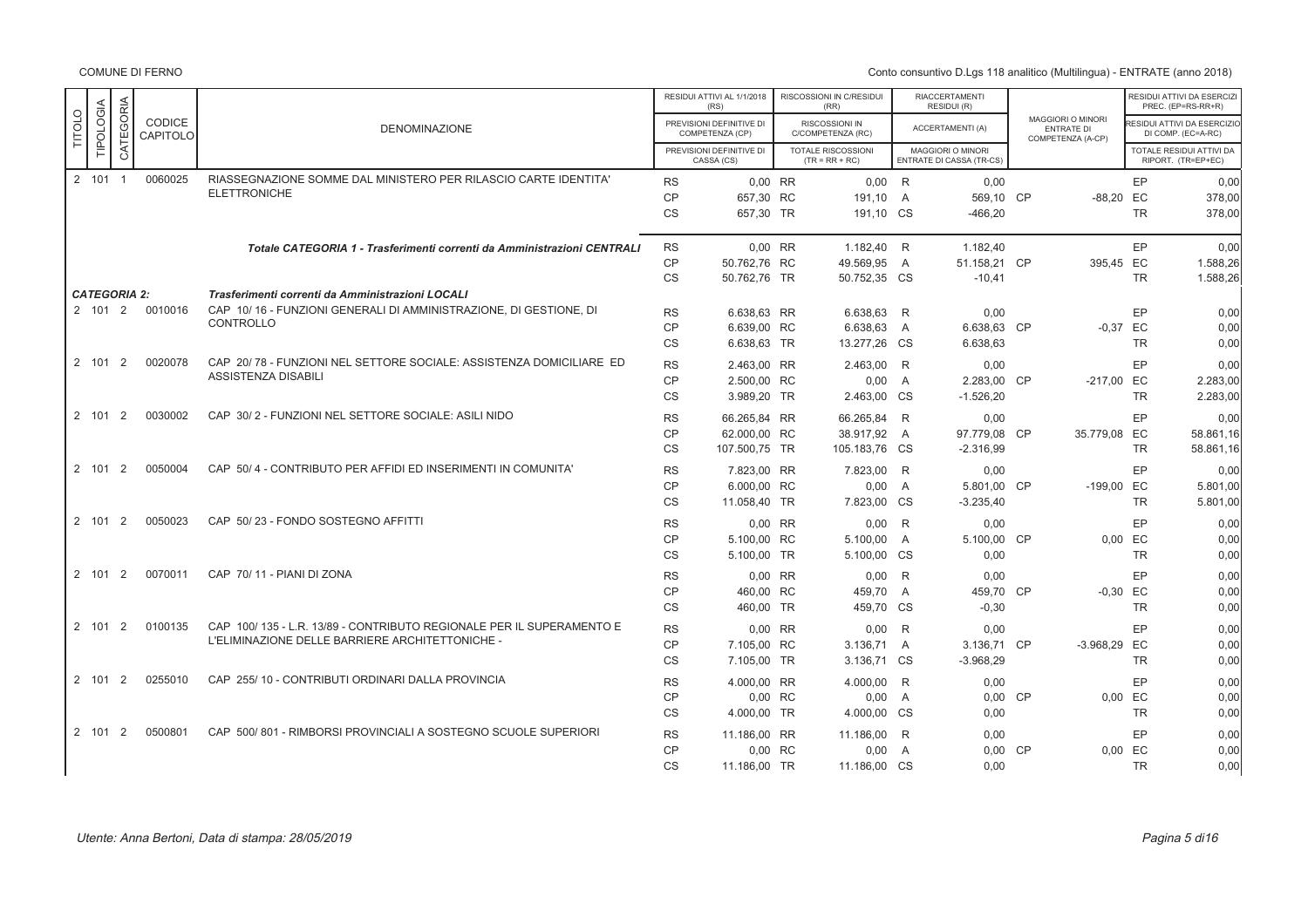| TITOLO | TIPOLOGIA | CATEGORIA | CODICE CAPITOLO | DENOMINAZIONE | | RESIDUI ATTIVI AL 1/1/2018 (RS) / PREVISIONI DEFINITIVE DI COMPETENZA (CP) / PREVISIONI DEFINITIVE DI CASSA (CS) | | RISCOSSIONI IN C/RESIDUI (RR) / RISCOSSIONI IN C/COMPETENZA (RC) / TOTALE RISCOSSIONI (TR = RR + RC) | | RIACCERTAMENTI RESIDUI (R) / ACCERTAMENTI (A) / MAGGIORI O MINORI ENTRATE DI CASSA (TR-CS) | | MAGGIORI O MINORI ENTRATE DI COMPETENZA (A-CP) | | RESIDUI ATTIVI DA ESERCIZI PREC. (EP=RS-RR+R) / RESIDUI ATTIVI DA ESERCIZIO DI COMP. (EC=A-RC) / TOTALE RESIDUI ATTIVI DA RIPORT. (TR=EP+EC) |
|---|---|---|---|---|---|---|---|---|---|---|---|---|---|---|
| 2 | 101 | 1 | 0060025 | RIASSEGNAZIONE SOMME DAL MINISTERO PER RILASCIO CARTE IDENTITA' ELETTRONICHE | RS | 0,00 | RR | 0,00 | R | 0,00 | | | EP | 0,00 |
| | | | | | CP | 657,30 | RC | 191,10 | A | 569,10 | CP | -88,20 | EC | 378,00 |
| | | | | | CS | 657,30 | TR | 191,10 | CS | -466,20 | | | TR | 378,00 |
| | | | | ***Totale CATEGORIA 1 - Trasferimenti correnti da Amministrazioni CENTRALI*** | RS | 0,00 | RR | 1.182,40 | R | 1.182,40 | | | EP | 0,00 |
| | | | | | CP | 50.762,76 | RC | 49.569,95 | A | 51.158,21 | CP | 395,45 | EC | 1.588,26 |
| | | | | | CS | 50.762,76 | TR | 50.752,35 | CS | -10,41 | | | TR | 1.588,26 |
| ***CATEGORIA 2:*** | | | | ***Trasferimenti correnti da Amministrazioni LOCALI*** | | | | | | | | | | |
| 2 | 101 | 2 | 0010016 | CAP 10/ 16 - FUNZIONI GENERALI DI AMMINISTRAZIONE, DI GESTIONE, DI CONTROLLO | RS | 6.638,63 | RR | 6.638,63 | R | 0,00 | | | EP | 0,00 |
| | | | | | CP | 6.639,00 | RC | 6.638,63 | A | 6.638,63 | CP | -0,37 | EC | 0,00 |
| | | | | | CS | 6.638,63 | TR | 13.277,26 | CS | 6.638,63 | | | TR | 0,00 |
| 2 | 101 | 2 | 0020078 | CAP 20/ 78 - FUNZIONI NEL SETTORE SOCIALE: ASSISTENZA DOMICILIARE ED ASSISTENZA DISABILI | RS | 2.463,00 | RR | 2.463,00 | R | 0,00 | | | EP | 0,00 |
| | | | | | CP | 2.500,00 | RC | 0,00 | A | 2.283,00 | CP | -217,00 | EC | 2.283,00 |
| | | | | | CS | 3.989,20 | TR | 2.463,00 | CS | -1.526,20 | | | TR | 2.283,00 |
| 2 | 101 | 2 | 0030002 | CAP 30/ 2 - FUNZIONI NEL SETTORE SOCIALE: ASILI NIDO | RS | 66.265,84 | RR | 66.265,84 | R | 0,00 | | | EP | 0,00 |
| | | | | | CP | 62.000,00 | RC | 38.917,92 | A | 97.779,08 | CP | 35.779,08 | EC | 58.861,16 |
| | | | | | CS | 107.500,75 | TR | 105.183,76 | CS | -2.316,99 | | | TR | 58.861,16 |
| 2 | 101 | 2 | 0050004 | CAP 50/ 4 - CONTRIBUTO PER AFFIDI ED INSERIMENTI IN COMUNITA' | RS | 7.823,00 | RR | 7.823,00 | R | 0,00 | | | EP | 0,00 |
| | | | | | CP | 6.000,00 | RC | 0,00 | A | 5.801,00 | CP | -199,00 | EC | 5.801,00 |
| | | | | | CS | 11.058,40 | TR | 7.823,00 | CS | -3.235,40 | | | TR | 5.801,00 |
| 2 | 101 | 2 | 0050023 | CAP 50/ 23 - FONDO SOSTEGNO AFFITTI | RS | 0,00 | RR | 0,00 | R | 0,00 | | | EP | 0,00 |
| | | | | | CP | 5.100,00 | RC | 5.100,00 | A | 5.100,00 | CP | 0,00 | EC | 0,00 |
| | | | | | CS | 5.100,00 | TR | 5.100,00 | CS | 0,00 | | | TR | 0,00 |
| 2 | 101 | 2 | 0070011 | CAP 70/ 11 - PIANI DI ZONA | RS | 0,00 | RR | 0,00 | R | 0,00 | | | EP | 0,00 |
| | | | | | CP | 460,00 | RC | 459,70 | A | 459,70 | CP | -0,30 | EC | 0,00 |
| | | | | | CS | 460,00 | TR | 459,70 | CS | -0,30 | | | TR | 0,00 |
| 2 | 101 | 2 | 0100135 | CAP 100/ 135 - L.R. 13/89 - CONTRIBUTO REGIONALE PER IL SUPERAMENTO E L'ELIMINAZIONE DELLE BARRIERE ARCHITETTONICHE - | RS | 0,00 | RR | 0,00 | R | 0,00 | | | EP | 0,00 |
| | | | | | CP | 7.105,00 | RC | 3.136,71 | A | 3.136,71 | CP | -3.968,29 | EC | 0,00 |
| | | | | | CS | 7.105,00 | TR | 3.136,71 | CS | -3.968,29 | | | TR | 0,00 |
| 2 | 101 | 2 | 0255010 | CAP 255/ 10 - CONTRIBUTI ORDINARI DALLA PROVINCIA | RS | 4.000,00 | RR | 4.000,00 | R | 0,00 | | | EP | 0,00 |
| | | | | | CP | 0,00 | RC | 0,00 | A | 0,00 | CP | 0,00 | EC | 0,00 |
| | | | | | CS | 4.000,00 | TR | 4.000,00 | CS | 0,00 | | | TR | 0,00 |
| 2 | 101 | 2 | 0500801 | CAP 500/ 801 - RIMBORSI PROVINCIALI A SOSTEGNO SCUOLE SUPERIORI | RS | 11.186,00 | RR | 11.186,00 | R | 0,00 | | | EP | 0,00 |
| | | | | | CP | 0,00 | RC | 0,00 | A | 0,00 | CP | 0,00 | EC | 0,00 |
| | | | | | CS | 11.186,00 | TR | 11.186,00 | CS | 0,00 | | | TR | 0,00 |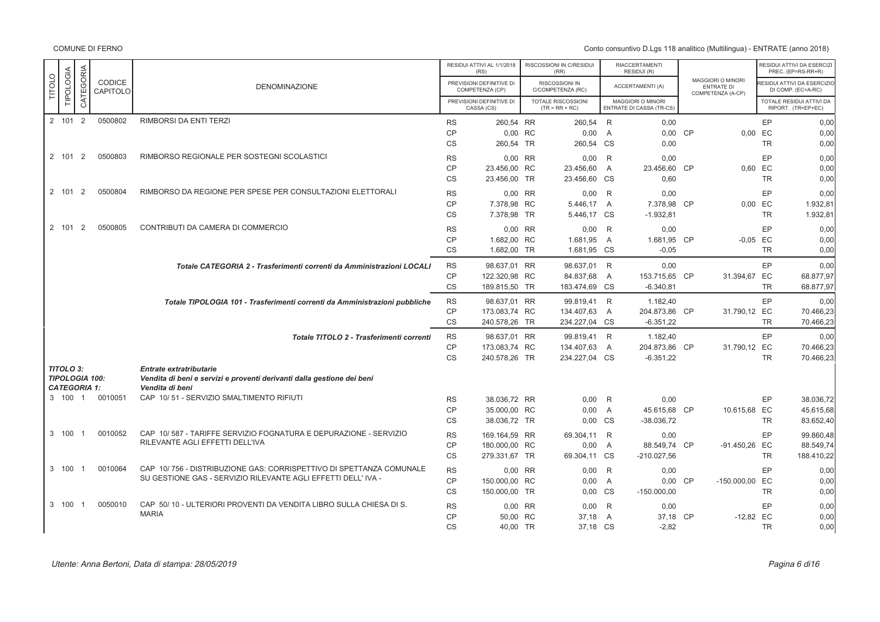| TITOLO | TIPOLOGIA | CATEGORIA | CODICE CAPITOLO | DENOMINAZIONE | | RESIDUI ATTIVI AL 1/1/2018 (RS) / PREVISIONI DEFINITIVE DI COMPETENZA (CP) / PREVISIONI DEFINITIVE DI CASSA (CS) | | RISCOSSIONI IN C/RESIDUI (RR) / RISCOSSIONI IN C/COMPETENZA (RC) / TOTALE RISCOSSIONI (TR = RR + RC) | | RIACCERTAMENTI RESIDUI (R) / ACCERTAMENTI (A) / MAGGIORI O MINORI ENTRATE DI CASSA (TR-CS) | | MAGGIORI O MINORI ENTRATE DI COMPETENZA (A-CP) | | RESIDUI ATTIVI DA ESERCIZI PREC. (EP=RS-RR+R) / RESIDUI ATTIVI DA ESERCIZIO DI COMP. (EC=A-RC) / TOTALE RESIDUI ATTIVI DA RIPORT. (TR=EP+EC) |
|---|---|---|---|---|---|---|---|---|---|---|---|---|---|---|
| 2 | 101 | 2 | 0500802 | RIMBORSI DA ENTI TERZI | RS | 260,54 | RR | 260,54 | R | 0,00 | | | EP | 0,00 |
| | | | | | CP | 0,00 | RC | 0,00 | A | 0,00 | CP | 0,00 | EC | 0,00 |
| | | | | | CS | 260,54 | TR | 260,54 | CS | 0,00 | | | TR | 0,00 |
| 2 | 101 | 2 | 0500803 | RIMBORSO REGIONALE PER SOSTEGNI SCOLASTICI | RS | 0,00 | RR | 0,00 | R | 0,00 | | | EP | 0,00 |
| | | | | | CP | 23.456,00 | RC | 23.456,60 | A | 23.456,60 | CP | 0,60 | EC | 0,00 |
| | | | | | CS | 23.456,00 | TR | 23.456,60 | CS | 0,60 | | | TR | 0,00 |
| 2 | 101 | 2 | 0500804 | RIMBORSO DA REGIONE PER SPESE PER CONSULTAZIONI ELETTORALI | RS | 0,00 | RR | 0,00 | R | 0,00 | | | EP | 0,00 |
| | | | | | CP | 7.378,98 | RC | 5.446,17 | A | 7.378,98 | CP | 0,00 | EC | 1.932,81 |
| | | | | | CS | 7.378,98 | TR | 5.446,17 | CS | -1.932,81 | | | TR | 1.932,81 |
| 2 | 101 | 2 | 0500805 | CONTRIBUTI DA CAMERA DI COMMERCIO | RS | 0,00 | RR | 0,00 | R | 0,00 | | | EP | 0,00 |
| | | | | | CP | 1.682,00 | RC | 1.681,95 | A | 1.681,95 | CP | -0,05 | EC | 0,00 |
| | | | | | CS | 1.682,00 | TR | 1.681,95 | CS | -0,05 | | | TR | 0,00 |
| | | | | *Totale CATEGORIA 2 - Trasferimenti correnti da Amministrazioni LOCALI* | RS | 98.637,01 | RR | 98.637,01 | R | 0,00 | | | EP | 0,00 |
| | | | | | CP | 122.320,98 | RC | 84.837,68 | A | 153.715,65 | CP | 31.394,67 | EC | 68.877,97 |
| | | | | | CS | 189.815,50 | TR | 183.474,69 | CS | -6.340,81 | | | TR | 68.877,97 |
| | | | | *Totale TIPOLOGIA 101 - Trasferimenti correnti da Amministrazioni pubbliche* | RS | 98.637,01 | RR | 99.819,41 | R | 1.182,40 | | | EP | 0,00 |
| | | | | | CP | 173.083,74 | RC | 134.407,63 | A | 204.873,86 | CP | 31.790,12 | EC | 70.466,23 |
| | | | | | CS | 240.578,26 | TR | 234.227,04 | CS | -6.351,22 | | | TR | 70.466,23 |
| | | | | *Totale TITOLO 2 - Trasferimenti correnti* | RS | 98.637,01 | RR | 99.819,41 | R | 1.182,40 | | | EP | 0,00 |
| | | | | | CP | 173.083,74 | RC | 134.407,63 | A | 204.873,86 | CP | 31.790,12 | EC | 70.466,23 |
| | | | | | CS | 240.578,26 | TR | 234.227,04 | CS | -6.351,22 | | | TR | 70.466,23 |
| ***TITOLO 3:*** | | | | ***Entrate extratributarie*** | | | | | | | | | | |
| ***TIPOLOGIA 100:*** | | | | ***Vendita di beni e servizi e proventi derivanti dalla gestione dei beni*** | | | | | | | | | | |
| ***CATEGORIA 1:*** | | | | ***Vendita di beni*** | | | | | | | | | | |
| 3 | 100 | 1 | 0010051 | CAP 10/ 51 - SERVIZIO SMALTIMENTO RIFIUTI | RS | 38.036,72 | RR | 0,00 | R | 0,00 | | | EP | 38.036,72 |
| | | | | | CP | 35.000,00 | RC | 0,00 | A | 45.615,68 | CP | 10.615,68 | EC | 45.615,68 |
| | | | | | CS | 38.036,72 | TR | 0,00 | CS | -38.036,72 | | | TR | 83.652,40 |
| 3 | 100 | 1 | 0010052 | CAP 10/ 587 - TARIFFE SERVIZIO FOGNATURA E DEPURAZIONE - SERVIZIO RILEVANTE AGLI EFFETTI DELL'IVA | RS | 169.164,59 | RR | 69.304,11 | R | 0,00 | | | EP | 99.860,48 |
| | | | | | CP | 180.000,00 | RC | 0,00 | A | 88.549,74 | CP | -91.450,26 | EC | 88.549,74 |
| | | | | | CS | 279.331,67 | TR | 69.304,11 | CS | -210.027,56 | | | TR | 188.410,22 |
| 3 | 100 | 1 | 0010064 | CAP 10/ 756 - DISTRIBUZIONE GAS: CORRISPETTIVO DI SPETTANZA COMUNALE SU GESTIONE GAS - SERVIZIO RILEVANTE AGLI EFFETTI DELL' IVA - | RS | 0,00 | RR | 0,00 | R | 0,00 | | | EP | 0,00 |
| | | | | | CP | 150.000,00 | RC | 0,00 | A | 0,00 | CP | -150.000,00 | EC | 0,00 |
| | | | | | CS | 150.000,00 | TR | 0,00 | CS | -150.000,00 | | | TR | 0,00 |
| 3 | 100 | 1 | 0050010 | CAP 50/ 10 - ULTERIORI PROVENTI DA VENDITA LIBRO SULLA CHIESA DI S. MARIA | RS | 0,00 | RR | 0,00 | R | 0,00 | | | EP | 0,00 |
| | | | | | CP | 50,00 | RC | 37,18 | A | 37,18 | CP | -12,82 | EC | 0,00 |
| | | | | | CS | 40,00 | TR | 37,18 | CS | -2,82 | | | TR | 0,00 |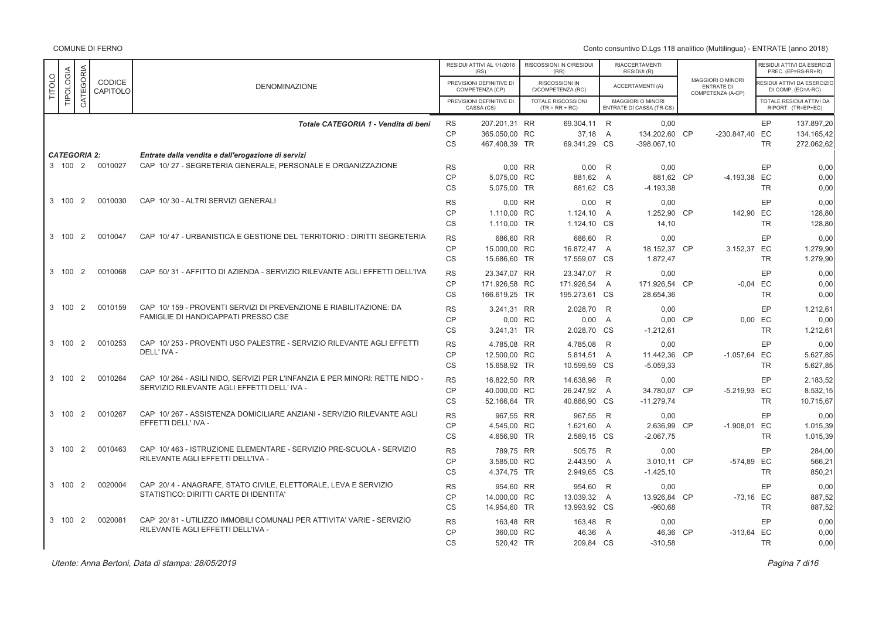COMUNE DI FERNO

Conto consuntivo D.Lgs 118 analitico (Multilingua) - ENTRATE (anno 2018)

| TITOLO | TIPOLOGIA | CATEGORIA | CODICE CAPITOLO | DENOMINAZIONE | | RESIDUI ATTIVI AL 1/1/2018 (RS) / PREVISIONI DEFINITIVE DI COMPETENZA (CP) / PREVISIONI DEFINITIVE DI CASSA (CS) | | RISCOSSIONI IN C/RESIDUI (RR) / RISCOSSIONI IN C/COMPETENZA (RC) / TOTALE RISCOSSIONI (TR = RR + RC) | | RIACCERTAMENTI RESIDUI (R) / ACCERTAMENTI (A) / MAGGIORI O MINORI ENTRATE DI CASSA (TR-CS) | | MAGGIORI O MINORI ENTRATE DI COMPETENZA (A-CP) | | RESIDUI ATTIVI DA ESERCIZI PREC. (EP=RS-RR+R) / RESIDUI ATTIVI DA ESERCIZIO DI COMP. (EC=A-RC) / TOTALE RESIDUI ATTIVI DA RIPORT. (TR=EP+EC) |
|---|---|---|---|---|---|---|---|---|---|---|---|---|---|---|
| | | | | **Totale CATEGORIA 1 - Vendita di beni** | RS | 207.201,31 | RR | 69.304,11 | R | 0,00 | | | EP | 137.897,20 |
| | | | | | CP | 365.050,00 | RC | 37,18 | A | 134.202,60 | CP | -230.847,40 | EC | 134.165,42 |
| | | | | | CS | 467.408,39 | TR | 69.341,29 | CS | -398.067,10 | | | TR | 272.062,62 |
| **CATEGORIA 2:** | | | | **Entrate dalla vendita e dall'erogazione di servizi** | | | | | | | | | | |
| 3 | 100 | 2 | 0010027 | CAP 10/ 27 - SEGRETERIA GENERALE, PERSONALE E ORGANIZZAZIONE | RS | 0,00 | RR | 0,00 | R | 0,00 | | | EP | 0,00 |
| | | | | | CP | 5.075,00 | RC | 881,62 | A | 881,62 | CP | -4.193,38 | EC | 0,00 |
| | | | | | CS | 5.075,00 | TR | 881,62 | CS | -4.193,38 | | | TR | 0,00 |
| 3 | 100 | 2 | 0010030 | CAP 10/ 30 - ALTRI SERVIZI GENERALI | RS | 0,00 | RR | 0,00 | R | 0,00 | | | EP | 0,00 |
| | | | | | CP | 1.110,00 | RC | 1.124,10 | A | 1.252,90 | CP | 142,90 | EC | 128,80 |
| | | | | | CS | 1.110,00 | TR | 1.124,10 | CS | 14,10 | | | TR | 128,80 |
| 3 | 100 | 2 | 0010047 | CAP 10/ 47 - URBANISTICA E GESTIONE DEL TERRITORIO : DIRITTI SEGRETERIA | RS | 686,60 | RR | 686,60 | R | 0,00 | | | EP | 0,00 |
| | | | | | CP | 15.000,00 | RC | 16.872,47 | A | 18.152,37 | CP | 3.152,37 | EC | 1.279,90 |
| | | | | | CS | 15.686,60 | TR | 17.559,07 | CS | 1.872,47 | | | TR | 1.279,90 |
| 3 | 100 | 2 | 0010068 | CAP 50/ 31 - AFFITTO DI AZIENDA - SERVIZIO RILEVANTE AGLI EFFETTI DELL'IVA | RS | 23.347,07 | RR | 23.347,07 | R | 0,00 | | | EP | 0,00 |
| | | | | | CP | 171.926,58 | RC | 171.926,54 | A | 171.926,54 | CP | -0,04 | EC | 0,00 |
| | | | | | CS | 166.619,25 | TR | 195.273,61 | CS | 28.654,36 | | | TR | 0,00 |
| 3 | 100 | 2 | 0010159 | CAP 10/ 159 - PROVENTI SERVIZI DI PREVENZIONE E RIABILITAZIONE: DA FAMIGLIE DI HANDICAPPATI PRESSO CSE | RS | 3.241,31 | RR | 2.028,70 | R | 0,00 | | | EP | 1.212,61 |
| | | | | | CP | 0,00 | RC | 0,00 | A | 0,00 | CP | 0,00 | EC | 0,00 |
| | | | | | CS | 3.241,31 | TR | 2.028,70 | CS | -1.212,61 | | | TR | 1.212,61 |
| 3 | 100 | 2 | 0010253 | CAP 10/ 253 - PROVENTI USO PALESTRE - SERVIZIO RILEVANTE AGLI EFFETTI DELL' IVA - | RS | 4.785,08 | RR | 4.785,08 | R | 0,00 | | | EP | 0,00 |
| | | | | | CP | 12.500,00 | RC | 5.814,51 | A | 11.442,36 | CP | -1.057,64 | EC | 5.627,85 |
| | | | | | CS | 15.658,92 | TR | 10.599,59 | CS | -5.059,33 | | | TR | 5.627,85 |
| 3 | 100 | 2 | 0010264 | CAP 10/ 264 - ASILI NIDO, SERVIZI PER L'INFANZIA E PER MINORI: RETTE NIDO - SERVIZIO RILEVANTE AGLI EFFETTI DELL' IVA - | RS | 16.822,50 | RR | 14.638,98 | R | 0,00 | | | EP | 2.183,52 |
| | | | | | CP | 40.000,00 | RC | 26.247,92 | A | 34.780,07 | CP | -5.219,93 | EC | 8.532,15 |
| | | | | | CS | 52.166,64 | TR | 40.886,90 | CS | -11.279,74 | | | TR | 10.715,67 |
| 3 | 100 | 2 | 0010267 | CAP 10/ 267 - ASSISTENZA DOMICILIARE ANZIANI - SERVIZIO RILEVANTE AGLI EFFETTI DELL' IVA - | RS | 967,55 | RR | 967,55 | R | 0,00 | | | EP | 0,00 |
| | | | | | CP | 4.545,00 | RC | 1.621,60 | A | 2.636,99 | CP | -1.908,01 | EC | 1.015,39 |
| | | | | | CS | 4.656,90 | TR | 2.589,15 | CS | -2.067,75 | | | TR | 1.015,39 |
| 3 | 100 | 2 | 0010463 | CAP 10/ 463 - ISTRUZIONE ELEMENTARE - SERVIZIO PRE-SCUOLA - SERVIZIO RILEVANTE AGLI EFFETTI DELL'IVA - | RS | 789,75 | RR | 505,75 | R | 0,00 | | | EP | 284,00 |
| | | | | | CP | 3.585,00 | RC | 2.443,90 | A | 3.010,11 | CP | -574,89 | EC | 566,21 |
| | | | | | CS | 4.374,75 | TR | 2.949,65 | CS | -1.425,10 | | | TR | 850,21 |
| 3 | 100 | 2 | 0020004 | CAP 20/ 4 - ANAGRAFE, STATO CIVILE, ELETTORALE, LEVA E SERVIZIO STATISTICO: DIRITTI CARTE DI IDENTITA' | RS | 954,60 | RR | 954,60 | R | 0,00 | | | EP | 0,00 |
| | | | | | CP | 14.000,00 | RC | 13.039,32 | A | 13.926,84 | CP | -73,16 | EC | 887,52 |
| | | | | | CS | 14.954,60 | TR | 13.993,92 | CS | -960,68 | | | TR | 887,52 |
| 3 | 100 | 2 | 0020081 | CAP 20/ 81 - UTILIZZO IMMOBILI COMUNALI PER ATTIVITA' VARIE - SERVIZIO RILEVANTE AGLI EFFETTI DELL'IVA - | RS | 163,48 | RR | 163,48 | R | 0,00 | | | EP | 0,00 |
| | | | | | CP | 360,00 | RC | 46,36 | A | 46,36 | CP | -313,64 | EC | 0,00 |
| | | | | | CS | 520,42 | TR | 209,84 | CS | -310,58 | | | TR | 0,00 |

*Utente: Anna Bertoni, Data di stampa: 28/05/2019*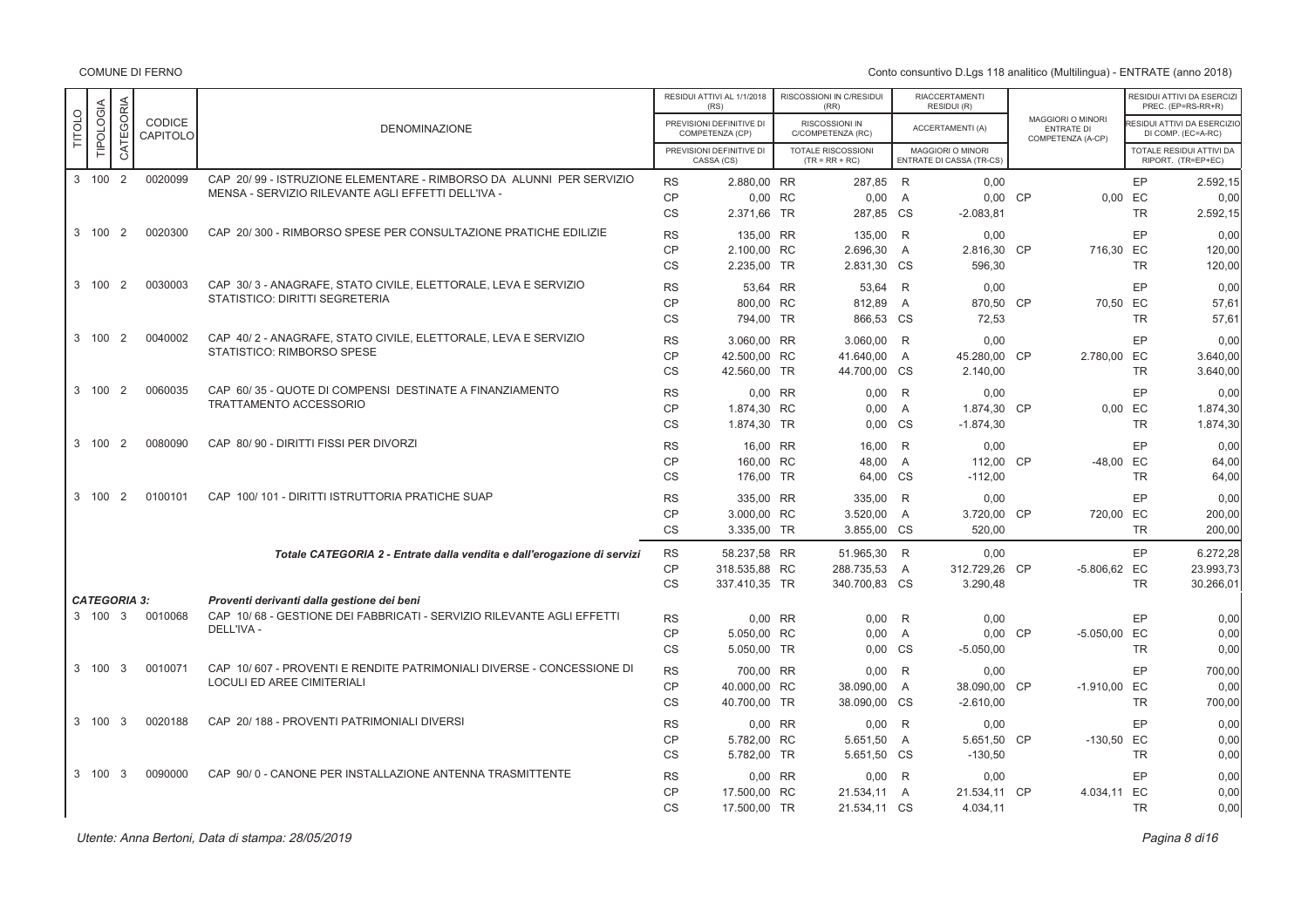COMUNE DI FERNO

Conto consuntivo D.Lgs 118 analitico (Multilingua) - ENTRATE (anno 2018)

| TITOLO | TIPOLOGIA | CATEGORIA | CODICE CAPITOLO | DENOMINAZIONE | | RESIDUI ATTIVI AL 1/1/2018 (RS) / PREVISIONI DEFINITIVE DI COMPETENZA (CP) / PREVISIONI DEFINITIVE DI CASSA (CS) | | RISCOSSIONI IN C/RESIDUI (RR) / RISCOSSIONI IN C/COMPETENZA (RC) / TOTALE RISCOSSIONI (TR = RR + RC) | | RIACCERTAMENTI RESIDUI (R) / ACCERTAMENTI (A) / MAGGIORI O MINORI ENTRATE DI CASSA (TR-CS) | | MAGGIORI O MINORI ENTRATE DI COMPETENZA (A-CP) | | RESIDUI ATTIVI DA ESERCIZI PREC. (EP=RS-RR+R) / RESIDUI ATTIVI DA ESERCIZIO DI COMP. (EC=A-RC) / TOTALE RESIDUI ATTIVI DA RIPORT. (TR=EP+EC) |
|---|---|---|---|---|---|---|---|---|---|---|---|---|---|---|
| 3 | 100 | 2 | 0020099 | CAP 20/ 99 - ISTRUZIONE ELEMENTARE - RIMBORSO DA ALUNNI PER SERVIZIO MENSA - SERVIZIO RILEVANTE AGLI EFFETTI DELL'IVA - | RS | 2.880,00 | RR | 287,85 | R | 0,00 | | | EP | 2.592,15 |
| | | | | | CP | 0,00 | RC | 0,00 | A | 0,00 | CP | 0,00 | EC | 0,00 |
| | | | | | CS | 2.371,66 | TR | 287,85 | CS | -2.083,81 | | | TR | 2.592,15 |
| 3 | 100 | 2 | 0020300 | CAP 20/ 300 - RIMBORSO SPESE PER CONSULTAZIONE PRATICHE EDILIZIE | RS | 135,00 | RR | 135,00 | R | 0,00 | | | EP | 0,00 |
| | | | | | CP | 2.100,00 | RC | 2.696,30 | A | 2.816,30 | CP | 716,30 | EC | 120,00 |
| | | | | | CS | 2.235,00 | TR | 2.831,30 | CS | 596,30 | | | TR | 120,00 |
| 3 | 100 | 2 | 0030003 | CAP 30/ 3 - ANAGRAFE, STATO CIVILE, ELETTORALE, LEVA E SERVIZIO STATISTICO: DIRITTI SEGRETERIA | RS | 53,64 | RR | 53,64 | R | 0,00 | | | EP | 0,00 |
| | | | | | CP | 800,00 | RC | 812,89 | A | 870,50 | CP | 70,50 | EC | 57,61 |
| | | | | | CS | 794,00 | TR | 866,53 | CS | 72,53 | | | TR | 57,61 |
| 3 | 100 | 2 | 0040002 | CAP 40/ 2 - ANAGRAFE, STATO CIVILE, ELETTORALE, LEVA E SERVIZIO STATISTICO: RIMBORSO SPESE | RS | 3.060,00 | RR | 3.060,00 | R | 0,00 | | | EP | 0,00 |
| | | | | | CP | 42.500,00 | RC | 41.640,00 | A | 45.280,00 | CP | 2.780,00 | EC | 3.640,00 |
| | | | | | CS | 42.560,00 | TR | 44.700,00 | CS | 2.140,00 | | | TR | 3.640,00 |
| 3 | 100 | 2 | 0060035 | CAP 60/ 35 - QUOTE DI COMPENSI DESTINATE A FINANZIAMENTO TRATTAMENTO ACCESSORIO | RS | 0,00 | RR | 0,00 | R | 0,00 | | | EP | 0,00 |
| | | | | | CP | 1.874,30 | RC | 0,00 | A | 1.874,30 | CP | 0,00 | EC | 1.874,30 |
| | | | | | CS | 1.874,30 | TR | 0,00 | CS | -1.874,30 | | | TR | 1.874,30 |
| 3 | 100 | 2 | 0080090 | CAP 80/ 90 - DIRITTI FISSI PER DIVORZI | RS | 16,00 | RR | 16,00 | R | 0,00 | | | EP | 0,00 |
| | | | | | CP | 160,00 | RC | 48,00 | A | 112,00 | CP | -48,00 | EC | 64,00 |
| | | | | | CS | 176,00 | TR | 64,00 | CS | -112,00 | | | TR | 64,00 |
| 3 | 100 | 2 | 0100101 | CAP 100/ 101 - DIRITTI ISTRUTTORIA PRATICHE SUAP | RS | 335,00 | RR | 335,00 | R | 0,00 | | | EP | 0,00 |
| | | | | | CP | 3.000,00 | RC | 3.520,00 | A | 3.720,00 | CP | 720,00 | EC | 200,00 |
| | | | | | CS | 3.335,00 | TR | 3.855,00 | CS | 520,00 | | | TR | 200,00 |
| | | | | ***Totale CATEGORIA 2 - Entrate dalla vendita e dall'erogazione di servizi*** | RS | 58.237,58 | RR | 51.965,30 | R | 0,00 | | | EP | 6.272,28 |
| | | | | | CP | 318.535,88 | RC | 288.735,53 | A | 312.729,26 | CP | -5.806,62 | EC | 23.993,73 |
| | | | | | CS | 337.410,35 | TR | 340.700,83 | CS | 3.290,48 | | | TR | 30.266,01 |
| ***CATEGORIA 3:*** | | | | ***Proventi derivanti dalla gestione dei beni*** | | | | | | | | | | |
| 3 | 100 | 3 | 0010068 | CAP 10/ 68 - GESTIONE DEI FABBRICATI - SERVIZIO RILEVANTE AGLI EFFETTI DELL'IVA - | RS | 0,00 | RR | 0,00 | R | 0,00 | | | EP | 0,00 |
| | | | | | CP | 5.050,00 | RC | 0,00 | A | 0,00 | CP | -5.050,00 | EC | 0,00 |
| | | | | | CS | 5.050,00 | TR | 0,00 | CS | -5.050,00 | | | TR | 0,00 |
| 3 | 100 | 3 | 0010071 | CAP 10/ 607 - PROVENTI E RENDITE PATRIMONIALI DIVERSE - CONCESSIONE DI LOCULI ED AREE CIMITERIALI | RS | 700,00 | RR | 0,00 | R | 0,00 | | | EP | 700,00 |
| | | | | | CP | 40.000,00 | RC | 38.090,00 | A | 38.090,00 | CP | -1.910,00 | EC | 0,00 |
| | | | | | CS | 40.700,00 | TR | 38.090,00 | CS | -2.610,00 | | | TR | 700,00 |
| 3 | 100 | 3 | 0020188 | CAP 20/ 188 - PROVENTI PATRIMONIALI DIVERSI | RS | 0,00 | RR | 0,00 | R | 0,00 | | | EP | 0,00 |
| | | | | | CP | 5.782,00 | RC | 5.651,50 | A | 5.651,50 | CP | -130,50 | EC | 0,00 |
| | | | | | CS | 5.782,00 | TR | 5.651,50 | CS | -130,50 | | | TR | 0,00 |
| 3 | 100 | 3 | 0090000 | CAP 90/ 0 - CANONE PER INSTALLAZIONE ANTENNA TRASMITTENTE | RS | 0,00 | RR | 0,00 | R | 0,00 | | | EP | 0,00 |
| | | | | | CP | 17.500,00 | RC | 21.534,11 | A | 21.534,11 | CP | 4.034,11 | EC | 0,00 |
| | | | | | CS | 17.500,00 | TR | 21.534,11 | CS | 4.034,11 | | | TR | 0,00 |

*Utente: Anna Bertoni, Data di stampa: 28/05/2019*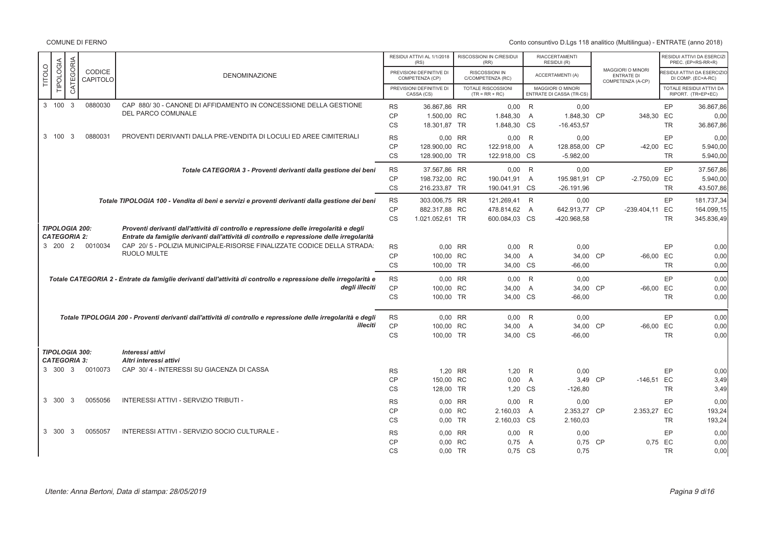COMUNE DI FERNO

Conto consuntivo D.Lgs 118 analitico (Multilingua) - ENTRATE (anno 2018)

| TITOLO | TIPOLOGIA | CATEGORIA | CODICE CAPITOLO | DENOMINAZIONE | | RESIDUI ATTIVI AL 1/1/2018 (RS) / PREVISIONI DEFINITIVE DI COMPETENZA (CP) / PREVISIONI DEFINITIVE DI CASSA (CS) | | RISCOSSIONI IN C/RESIDUI (RR) / RISCOSSIONI IN C/COMPETENZA (RC) / TOTALE RISCOSSIONI (TR = RR + RC) | | RIACCERTAMENTI RESIDUI (R) / ACCERTAMENTI (A) / MAGGIORI O MINORI ENTRATE DI CASSA (TR-CS) | | MAGGIORI O MINORI ENTRATE DI COMPETENZA (A-CP) | | RESIDUI ATTIVI DA ESERCIZI PREC. (EP=RS-RR+R) / RESIDUI ATTIVI DA ESERCIZIO DI COMP. (EC=A-RC) / TOTALE RESIDUI ATTIVI DA RIPORT. (TR=EP+EC) |
|---|---|---|---|---|---|---|---|---|---|---|---|---|---|---|
| 3 | 100 | 3 | 0880030 | CAP 880/ 30 - CANONE DI AFFIDAMENTO IN CONCESSIONE DELLA GESTIONE DEL PARCO COMUNALE | RS | 36.867,86 | RR | 0,00 | R | 0,00 | | | EP | 36.867,86 |
| | | | | | CP | 1.500,00 | RC | 1.848,30 | A | 1.848,30 | CP | 348,30 | EC | 0,00 |
| | | | | | CS | 18.301,87 | TR | 1.848,30 | CS | -16.453,57 | | | TR | 36.867,86 |
| 3 | 100 | 3 | 0880031 | PROVENTI DERIVANTI DALLA PRE-VENDITA DI LOCULI ED AREE CIMITERIALI | RS | 0,00 | RR | 0,00 | R | 0,00 | | | EP | 0,00 |
| | | | | | CP | 128.900,00 | RC | 122.918,00 | A | 128.858,00 | CP | -42,00 | EC | 5.940,00 |
| | | | | | CS | 128.900,00 | TR | 122.918,00 | CS | -5.982,00 | | | TR | 5.940,00 |
| | | | | *Totale CATEGORIA 3 - Proventi derivanti dalla gestione dei beni* | RS | 37.567,86 | RR | 0,00 | R | 0,00 | | | EP | 37.567,86 |
| | | | | | CP | 198.732,00 | RC | 190.041,91 | A | 195.981,91 | CP | -2.750,09 | EC | 5.940,00 |
| | | | | | CS | 216.233,87 | TR | 190.041,91 | CS | -26.191,96 | | | TR | 43.507,86 |
| | | | | *Totale TIPOLOGIA 100 - Vendita di beni e servizi e proventi derivanti dalla gestione dei beni* | RS | 303.006,75 | RR | 121.269,41 | R | 0,00 | | | EP | 181.737,34 |
| | | | | | CP | 882.317,88 | RC | 478.814,62 | A | 642.913,77 | CP | -239.404,11 | EC | 164.099,15 |
| | | | | | CS | 1.021.052,61 | TR | 600.084,03 | CS | -420.968,58 | | | TR | 345.836,49 |
| *TIPOLOGIA 200:* | | | | *Proventi derivanti dall'attività di controllo e repressione delle irregolarità e degli* | | | | | | | | | | |
| *CATEGORIA 2:* | | | | *Entrate da famiglie derivanti dall'attività di controllo e repressione delle irregolarità* | | | | | | | | | | |
| 3 | 200 | 2 | 0010034 | CAP 20/ 5 - POLIZIA MUNICIPALE-RISORSE FINALIZZATE CODICE DELLA STRADA: RUOLO MULTE | RS | 0,00 | RR | 0,00 | R | 0,00 | | | EP | 0,00 |
| | | | | | CP | 100,00 | RC | 34,00 | A | 34,00 | CP | -66,00 | EC | 0,00 |
| | | | | | CS | 100,00 | TR | 34,00 | CS | -66,00 | | | TR | 0,00 |
| | | | | *Totale CATEGORIA 2 - Entrate da famiglie derivanti dall'attività di controllo e repressione delle irregolarità e degli illeciti* | RS | 0,00 | RR | 0,00 | R | 0,00 | | | EP | 0,00 |
| | | | | | CP | 100,00 | RC | 34,00 | A | 34,00 | CP | -66,00 | EC | 0,00 |
| | | | | | CS | 100,00 | TR | 34,00 | CS | -66,00 | | | TR | 0,00 |
| | | | | *Totale TIPOLOGIA 200 - Proventi derivanti dall'attività di controllo e repressione delle irregolarità e degli illeciti* | RS | 0,00 | RR | 0,00 | R | 0,00 | | | EP | 0,00 |
| | | | | | CP | 100,00 | RC | 34,00 | A | 34,00 | CP | -66,00 | EC | 0,00 |
| | | | | | CS | 100,00 | TR | 34,00 | CS | -66,00 | | | TR | 0,00 |
| *TIPOLOGIA 300:* | | | | *Interessi attivi* | | | | | | | | | | |
| *CATEGORIA 3:* | | | | *Altri interessi attivi* | | | | | | | | | | |
| 3 | 300 | 3 | 0010073 | CAP 30/ 4 - INTERESSI SU GIACENZA DI CASSA | RS | 1,20 | RR | 1,20 | R | 0,00 | | | EP | 0,00 |
| | | | | | CP | 150,00 | RC | 0,00 | A | 3,49 | CP | -146,51 | EC | 3,49 |
| | | | | | CS | 128,00 | TR | 1,20 | CS | -126,80 | | | TR | 3,49 |
| 3 | 300 | 3 | 0055056 | INTERESSI ATTIVI - SERVIZIO TRIBUTI - | RS | 0,00 | RR | 0,00 | R | 0,00 | | | EP | 0,00 |
| | | | | | CP | 0,00 | RC | 2.160,03 | A | 2.353,27 | CP | 2.353,27 | EC | 193,24 |
| | | | | | CS | 0,00 | TR | 2.160,03 | CS | 2.160,03 | | | TR | 193,24 |
| 3 | 300 | 3 | 0055057 | INTERESSI ATTIVI - SERVIZIO SOCIO CULTURALE - | RS | 0,00 | RR | 0,00 | R | 0,00 | | | EP | 0,00 |
| | | | | | CP | 0,00 | RC | 0,75 | A | 0,75 | CP | 0,75 | EC | 0,00 |
| | | | | | CS | 0,00 | TR | 0,75 | CS | 0,75 | | | TR | 0,00 |

Utente: Anna Bertoni, Data di stampa: 28/05/2019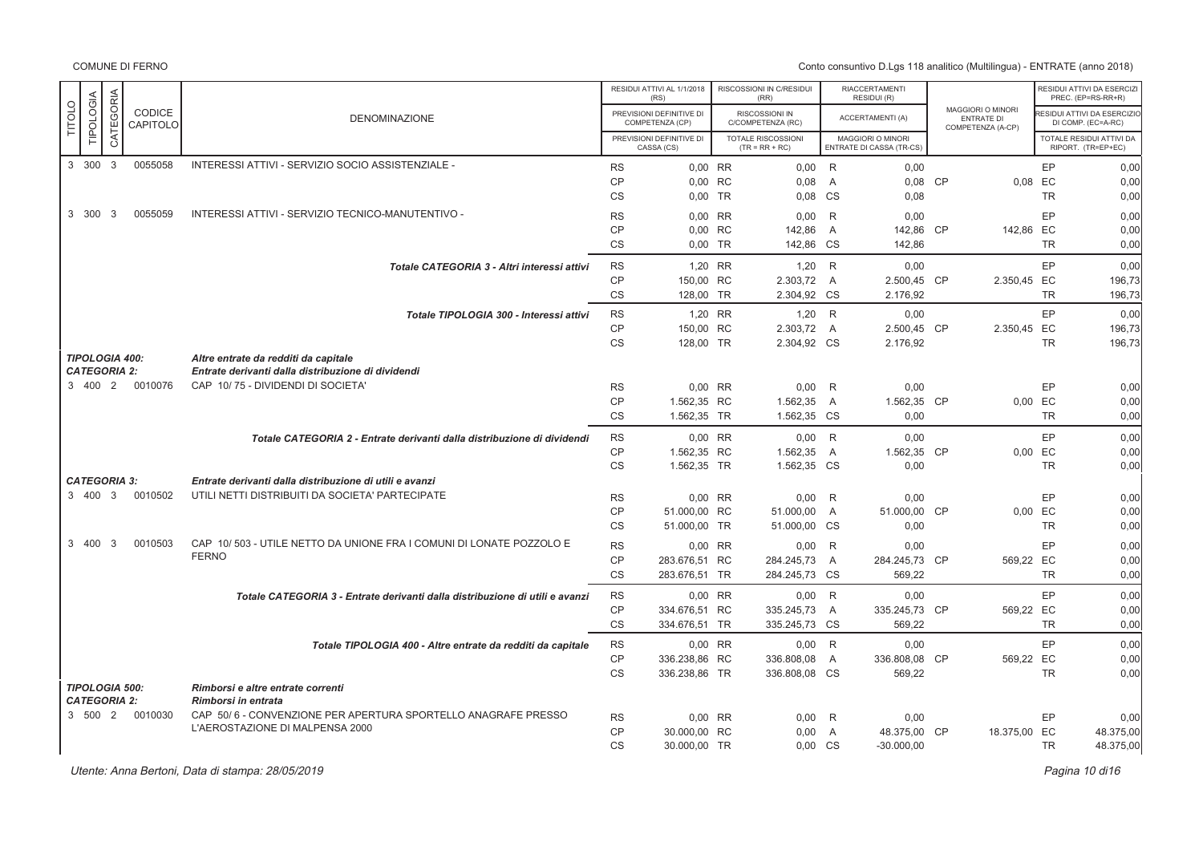COMUNE DI FERNO

Conto consuntivo D.Lgs 118 analitico (Multilingua) - ENTRATE (anno 2018)

| TITOLO | TIPOLOGIA | CATEGORIA | CODICE CAPITOLO | DENOMINAZIONE | | RESIDUI ATTIVI AL 1/1/2018 (RS) / PREVISIONI DEFINITIVE DI COMPETENZA (CP) / PREVISIONI DEFINITIVE DI CASSA (CS) | | RISCOSSIONI IN C/RESIDUI (RR) / RISCOSSIONI IN C/COMPETENZA (RC) / TOTALE RISCOSSIONI (TR = RR + RC) | | RIACCERTAMENTI RESIDUI (R) / ACCERTAMENTI (A) / MAGGIORI O MINORI ENTRATE DI CASSA (TR-CS) | | MAGGIORI O MINORI ENTRATE DI COMPETENZA (A-CP) | | RESIDUI ATTIVI DA ESERCIZI PREC. (EP=RS-RR+R) / RESIDUI ATTIVI DA ESERCIZIO DI COMP. (EC=A-RC) / TOTALE RESIDUI ATTIVI DA RIPORT. (TR=EP+EC) |
|---|---|---|---|---|---|---|---|---|---|---|---|---|---|---|
| 3 | 300 | 3 | 0055058 | INTERESSI ATTIVI - SERVIZIO SOCIO ASSISTENZIALE - | RS | 0,00 | RR | 0,00 | R | 0,00 | | | EP | 0,00 |
| | | | | | CP | 0,00 | RC | 0,08 | A | 0,08 | CP | 0,08 | EC | 0,00 |
| | | | | | CS | 0,00 | TR | 0,08 | CS | 0,08 | | | TR | 0,00 |
| 3 | 300 | 3 | 0055059 | INTERESSI ATTIVI - SERVIZIO TECNICO-MANUTENTIVO - | RS | 0,00 | RR | 0,00 | R | 0,00 | | | EP | 0,00 |
| | | | | | CP | 0,00 | RC | 142,86 | A | 142,86 | CP | 142,86 | EC | 0,00 |
| | | | | | CS | 0,00 | TR | 142,86 | CS | 142,86 | | | TR | 0,00 |
| | | | | ***Totale CATEGORIA 3 - Altri interessi attivi*** | RS | 1,20 | RR | 1,20 | R | 0,00 | | | EP | 0,00 |
| | | | | | CP | 150,00 | RC | 2.303,72 | A | 2.500,45 | CP | 2.350,45 | EC | 196,73 |
| | | | | | CS | 128,00 | TR | 2.304,92 | CS | 2.176,92 | | | TR | 196,73 |
| | | | | ***Totale TIPOLOGIA 300 - Interessi attivi*** | RS | 1,20 | RR | 1,20 | R | 0,00 | | | EP | 0,00 |
| | | | | | CP | 150,00 | RC | 2.303,72 | A | 2.500,45 | CP | 2.350,45 | EC | 196,73 |
| | | | | | CS | 128,00 | TR | 2.304,92 | CS | 2.176,92 | | | TR | 196,73 |
| ***TIPOLOGIA 400:*** | | | | ***Altre entrate da redditi da capitale*** | | | | | | | | | | |
| ***CATEGORIA 2:*** | | | | ***Entrate derivanti dalla distribuzione di dividendi*** | | | | | | | | | | |
| 3 | 400 | 2 | 0010076 | CAP 10/ 75 - DIVIDENDI DI SOCIETA' | RS | 0,00 | RR | 0,00 | R | 0,00 | | | EP | 0,00 |
| | | | | | CP | 1.562,35 | RC | 1.562,35 | A | 1.562,35 | CP | 0,00 | EC | 0,00 |
| | | | | | CS | 1.562,35 | TR | 1.562,35 | CS | 0,00 | | | TR | 0,00 |
| | | | | ***Totale CATEGORIA 2 - Entrate derivanti dalla distribuzione di dividendi*** | RS | 0,00 | RR | 0,00 | R | 0,00 | | | EP | 0,00 |
| | | | | | CP | 1.562,35 | RC | 1.562,35 | A | 1.562,35 | CP | 0,00 | EC | 0,00 |
| | | | | | CS | 1.562,35 | TR | 1.562,35 | CS | 0,00 | | | TR | 0,00 |
| ***CATEGORIA 3:*** | | | | ***Entrate derivanti dalla distribuzione di utili e avanzi*** | | | | | | | | | | |
| 3 | 400 | 3 | 0010502 | UTILI NETTI DISTRIBUITI DA SOCIETA' PARTECIPATE | RS | 0,00 | RR | 0,00 | R | 0,00 | | | EP | 0,00 |
| | | | | | CP | 51.000,00 | RC | 51.000,00 | A | 51.000,00 | CP | 0,00 | EC | 0,00 |
| | | | | | CS | 51.000,00 | TR | 51.000,00 | CS | 0,00 | | | TR | 0,00 |
| 3 | 400 | 3 | 0010503 | CAP 10/ 503 - UTILE NETTO DA UNIONE FRA I COMUNI DI LONATE POZZOLO E FERNO | RS | 0,00 | RR | 0,00 | R | 0,00 | | | EP | 0,00 |
| | | | | | CP | 283.676,51 | RC | 284.245,73 | A | 284.245,73 | CP | 569,22 | EC | 0,00 |
| | | | | | CS | 283.676,51 | TR | 284.245,73 | CS | 569,22 | | | TR | 0,00 |
| | | | | ***Totale CATEGORIA 3 - Entrate derivanti dalla distribuzione di utili e avanzi*** | RS | 0,00 | RR | 0,00 | R | 0,00 | | | EP | 0,00 |
| | | | | | CP | 334.676,51 | RC | 335.245,73 | A | 335.245,73 | CP | 569,22 | EC | 0,00 |
| | | | | | CS | 334.676,51 | TR | 335.245,73 | CS | 569,22 | | | TR | 0,00 |
| | | | | ***Totale TIPOLOGIA 400 - Altre entrate da redditi da capitale*** | RS | 0,00 | RR | 0,00 | R | 0,00 | | | EP | 0,00 |
| | | | | | CP | 336.238,86 | RC | 336.808,08 | A | 336.808,08 | CP | 569,22 | EC | 0,00 |
| | | | | | CS | 336.238,86 | TR | 336.808,08 | CS | 569,22 | | | TR | 0,00 |
| ***TIPOLOGIA 500:*** | | | | ***Rimborsi e altre entrate correnti*** | | | | | | | | | | |
| ***CATEGORIA 2:*** | | | | ***Rimborsi in entrata*** | | | | | | | | | | |
| 3 | 500 | 2 | 0010030 | CAP 50/ 6 - CONVENZIONE PER APERTURA SPORTELLO ANAGRAFE PRESSO L'AEROSTAZIONE DI MALPENSA 2000 | RS | 0,00 | RR | 0,00 | R | 0,00 | | | EP | 0,00 |
| | | | | | CP | 30.000,00 | RC | 0,00 | A | 48.375,00 | CP | 18.375,00 | EC | 48.375,00 |
| | | | | | CS | 30.000,00 | TR | 0,00 | CS | -30.000,00 | | | TR | 48.375,00 |

Utente: Anna Bertoni, Data di stampa: 28/05/2019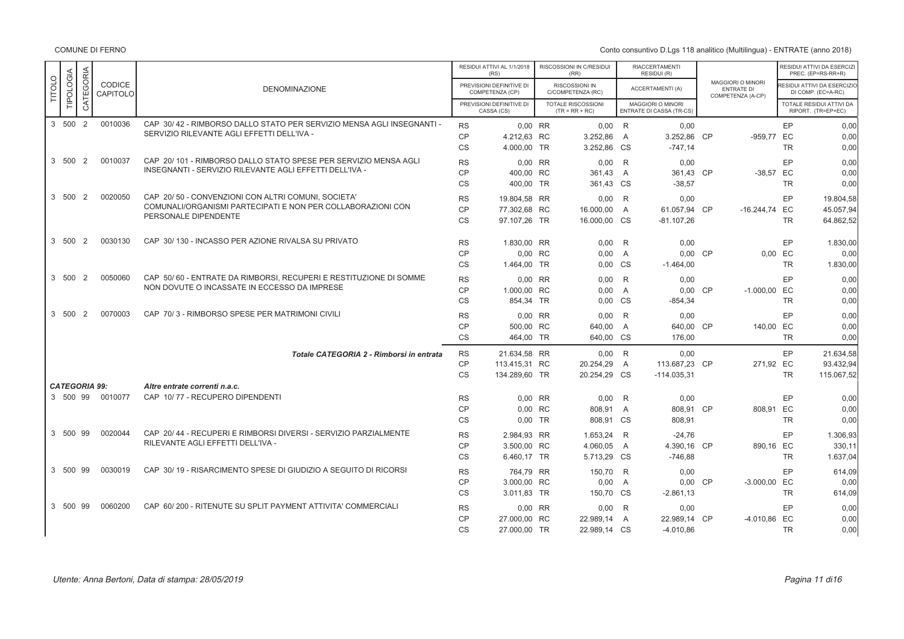COMUNE DI FERNO

Conto consuntivo D.Lgs 118 analitico (Multilingua) - ENTRATE (anno 2018)

| TITOLO | TIPOLOGIA | CATEGORIA | CODICE CAPITOLO | DENOMINAZIONE | | RESIDUI ATTIVI AL 1/1/2018 (RS) / PREVISIONI DEFINITIVE DI COMPETENZA (CP) / PREVISIONI DEFINITIVE DI CASSA (CS) | | RISCOSSIONI IN C/RESIDUI (RR) / RISCOSSIONI IN C/COMPETENZA (RC) / TOTALE RISCOSSIONI (TR = RR + RC) | | RIACCERTAMENTI RESIDUI (R) / ACCERTAMENTI (A) / MAGGIORI O MINORI ENTRATE DI CASSA (TR-CS) | | MAGGIORI O MINORI ENTRATE DI COMPETENZA (A-CP) | | RESIDUI ATTIVI DA ESERCIZI PREC. (EP=RS-RR+R) / RESIDUI ATTIVI DA ESERCIZIO DI COMP. (EC=A-RC) / TOTALE RESIDUI ATTIVI DA RIPORT. (TR=EP+EC) |
|---|---|---|---|---|---|---|---|---|---|---|---|---|---|---|
| 3 | 500 | 2 | 0010036 | CAP 30/ 42 - RIMBORSO DALLO STATO PER SERVIZIO MENSA AGLI INSEGNANTI - SERVIZIO RILEVANTE AGLI EFFETTI DELL'IVA - | RS | 0,00 | RR | 0,00 | R | 0,00 | | | EP | 0,00 |
| | | | | | CP | 4.212,63 | RC | 3.252,86 | A | 3.252,86 | CP | -959,77 | EC | 0,00 |
| | | | | | CS | 4.000,00 | TR | 3.252,86 | CS | -747,14 | | | TR | 0,00 |
| 3 | 500 | 2 | 0010037 | CAP 20/ 101 - RIMBORSO DALLO STATO SPESE PER SERVIZIO MENSA AGLI INSEGNANTI - SERVIZIO RILEVANTE AGLI EFFETTI DELL'IVA - | RS | 0,00 | RR | 0,00 | R | 0,00 | | | EP | 0,00 |
| | | | | | CP | 400,00 | RC | 361,43 | A | 361,43 | CP | -38,57 | EC | 0,00 |
| | | | | | CS | 400,00 | TR | 361,43 | CS | -38,57 | | | TR | 0,00 |
| 3 | 500 | 2 | 0020050 | CAP 20/ 50 - CONVENZIONI CON ALTRI COMUNI, SOCIETA' COMUNALI/ORGANISMI PARTECIPATI E NON PER COLLABORAZIONI CON PERSONALE DIPENDENTE | RS | 19.804,58 | RR | 0,00 | R | 0,00 | | | EP | 19.804,58 |
| | | | | | CP | 77.302,68 | RC | 16.000,00 | A | 61.057,94 | CP | -16.244,74 | EC | 45.057,94 |
| | | | | | CS | 97.107,26 | TR | 16.000,00 | CS | -81.107,26 | | | TR | 64.862,52 |
| 3 | 500 | 2 | 0030130 | CAP 30/ 130 - INCASSO PER AZIONE RIVALSA SU PRIVATO | RS | 1.830,00 | RR | 0,00 | R | 0,00 | | | EP | 1.830,00 |
| | | | | | CP | 0,00 | RC | 0,00 | A | 0,00 | CP | 0,00 | EC | 0,00 |
| | | | | | CS | 1.464,00 | TR | 0,00 | CS | -1.464,00 | | | TR | 1.830,00 |
| 3 | 500 | 2 | 0050060 | CAP 50/ 60 - ENTRATE DA RIMBORSI, RECUPERI E RESTITUZIONE DI SOMME NON DOVUTE O INCASSATE IN ECCESSO DA IMPRESE | RS | 0,00 | RR | 0,00 | R | 0,00 | | | EP | 0,00 |
| | | | | | CP | 1.000,00 | RC | 0,00 | A | 0,00 | CP | -1.000,00 | EC | 0,00 |
| | | | | | CS | 854,34 | TR | 0,00 | CS | -854,34 | | | TR | 0,00 |
| 3 | 500 | 2 | 0070003 | CAP 70/ 3 - RIMBORSO SPESE PER MATRIMONI CIVILI | RS | 0,00 | RR | 0,00 | R | 0,00 | | | EP | 0,00 |
| | | | | | CP | 500,00 | RC | 640,00 | A | 640,00 | CP | 140,00 | EC | 0,00 |
| | | | | | CS | 464,00 | TR | 640,00 | CS | 176,00 | | | TR | 0,00 |
| | | | | ***Totale CATEGORIA 2 - Rimborsi in entrata*** | RS | 21.634,58 | RR | 0,00 | R | 0,00 | | | EP | 21.634,58 |
| | | | | | CP | 113.415,31 | RC | 20.254,29 | A | 113.687,23 | CP | 271,92 | EC | 93.432,94 |
| | | | | | CS | 134.289,60 | TR | 20.254,29 | CS | -114.035,31 | | | TR | 115.067,52 |
| ***CATEGORIA 99:*** | | | | ***Altre entrate correnti n.a.c.*** | | | | | | | | | | |
| 3 | 500 | 99 | 0010077 | CAP 10/ 77 - RECUPERO DIPENDENTI | RS | 0,00 | RR | 0,00 | R | 0,00 | | | EP | 0,00 |
| | | | | | CP | 0,00 | RC | 808,91 | A | 808,91 | CP | 808,91 | EC | 0,00 |
| | | | | | CS | 0,00 | TR | 808,91 | CS | 808,91 | | | TR | 0,00 |
| 3 | 500 | 99 | 0020044 | CAP 20/ 44 - RECUPERI E RIMBORSI DIVERSI - SERVIZIO PARZIALMENTE RILEVANTE AGLI EFFETTI DELL'IVA - | RS | 2.984,93 | RR | 1.653,24 | R | -24,76 | | | EP | 1.306,93 |
| | | | | | CP | 3.500,00 | RC | 4.060,05 | A | 4.390,16 | CP | 890,16 | EC | 330,11 |
| | | | | | CS | 6.460,17 | TR | 5.713,29 | CS | -746,88 | | | TR | 1.637,04 |
| 3 | 500 | 99 | 0030019 | CAP 30/ 19 - RISARCIMENTO SPESE DI GIUDIZIO A SEGUITO DI RICORSI | RS | 764,79 | RR | 150,70 | R | 0,00 | | | EP | 614,09 |
| | | | | | CP | 3.000,00 | RC | 0,00 | A | 0,00 | CP | -3.000,00 | EC | 0,00 |
| | | | | | CS | 3.011,83 | TR | 150,70 | CS | -2.861,13 | | | TR | 614,09 |
| 3 | 500 | 99 | 0060200 | CAP 60/ 200 - RITENUTE SU SPLIT PAYMENT ATTIVITA' COMMERCIALI | RS | 0,00 | RR | 0,00 | R | 0,00 | | | EP | 0,00 |
| | | | | | CP | 27.000,00 | RC | 22.989,14 | A | 22.989,14 | CP | -4.010,86 | EC | 0,00 |
| | | | | | CS | 27.000,00 | TR | 22.989,14 | CS | -4.010,86 | | | TR | 0,00 |

*Utente: Anna Bertoni, Data di stampa: 28/05/2019*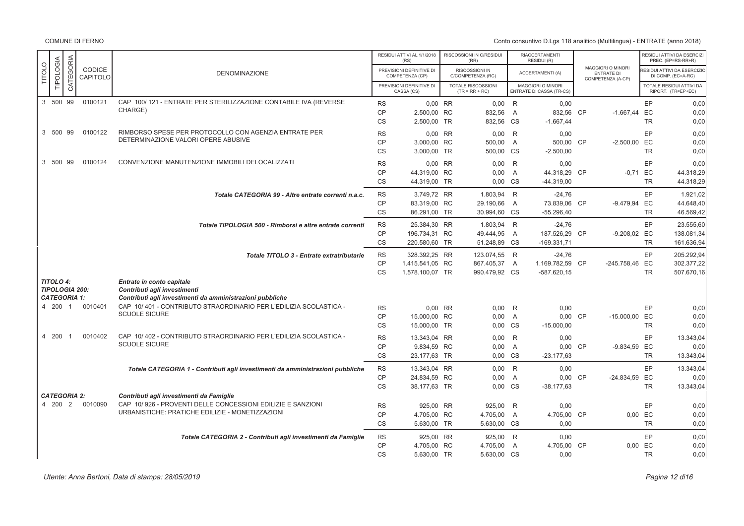| TITOLO | TIPOLOGIA | CATEGORIA | CODICE CAPITOLO | DENOMINAZIONE | | RESIDUI ATTIVI AL 1/1/2018 (RS) / PREVISIONI DEFINITIVE DI COMPETENZA (CP) / PREVISIONI DEFINITIVE DI CASSA (CS) | | RISCOSSIONI IN C/RESIDUI (RR) / RISCOSSIONI IN C/COMPETENZA (RC) / TOTALE RISCOSSIONI (TR = RR + RC) | | RIACCERTAMENTI RESIDUI (R) / ACCERTAMENTI (A) / MAGGIORI O MINORI ENTRATE DI CASSA (TR-CS) | | MAGGIORI O MINORI ENTRATE DI COMPETENZA (A-CP) | | RESIDUI ATTIVI DA ESERCIZI PREC. (EP=RS-RR+R) / RESIDUI ATTIVI DA ESERCIZIO DI COMP. (EC=A-RC) / TOTALE RESIDUI ATTIVI DA RIPORT. (TR=EP+EC) |
|---|---|---|---|---|---|---|---|---|---|---|---|---|---|---|
| 3 | 500 | 99 | 0100121 | CAP 100/ 121 - ENTRATE PER STERILIZZAZIONE CONTABILE IVA (REVERSE CHARGE) | RS | 0,00 | RR | 0,00 | R | 0,00 | | | EP | 0,00 |
| | | | | | CP | 2.500,00 | RC | 832,56 | A | 832,56 | CP | -1.667,44 | EC | 0,00 |
| | | | | | CS | 2.500,00 | TR | 832,56 | CS | -1.667,44 | | | TR | 0,00 |
| 3 | 500 | 99 | 0100122 | RIMBORSO SPESE PER PROTOCOLLO CON AGENZIA ENTRATE PER DETERMINAZIONE VALORI OPERE ABUSIVE | RS | 0,00 | RR | 0,00 | R | 0,00 | | | EP | 0,00 |
| | | | | | CP | 3.000,00 | RC | 500,00 | A | 500,00 | CP | -2.500,00 | EC | 0,00 |
| | | | | | CS | 3.000,00 | TR | 500,00 | CS | -2.500,00 | | | TR | 0,00 |
| 3 | 500 | 99 | 0100124 | CONVENZIONE MANUTENZIONE IMMOBILI DELOCALIZZATI | RS | 0,00 | RR | 0,00 | R | 0,00 | | | EP | 0,00 |
| | | | | | CP | 44.319,00 | RC | 0,00 | A | 44.318,29 | CP | -0,71 | EC | 44.318,29 |
| | | | | | CS | 44.319,00 | TR | 0,00 | CS | -44.319,00 | | | TR | 44.318,29 |
| | | | | *Totale CATEGORIA 99 - Altre entrate correnti n.a.c.* | RS | 3.749,72 | RR | 1.803,94 | R | -24,76 | | | EP | 1.921,02 |
| | | | | | CP | 83.319,00 | RC | 29.190,66 | A | 73.839,06 | CP | -9.479,94 | EC | 44.648,40 |
| | | | | | CS | 86.291,00 | TR | 30.994,60 | CS | -55.296,40 | | | TR | 46.569,42 |
| | | | | *Totale TIPOLOGIA 500 - Rimborsi e altre entrate correnti* | RS | 25.384,30 | RR | 1.803,94 | R | -24,76 | | | EP | 23.555,60 |
| | | | | | CP | 196.734,31 | RC | 49.444,95 | A | 187.526,29 | CP | -9.208,02 | EC | 138.081,34 |
| | | | | | CS | 220.580,60 | TR | 51.248,89 | CS | -169.331,71 | | | TR | 161.636,94 |
| | | | | *Totale TITOLO 3 - Entrate extratributarie* | RS | 328.392,25 | RR | 123.074,55 | R | -24,76 | | | EP | 205.292,94 |
| | | | | | CP | 1.415.541,05 | RC | 867.405,37 | A | 1.169.782,59 | CP | -245.758,46 | EC | 302.377,22 |
| | | | | | CS | 1.578.100,07 | TR | 990.479,92 | CS | -587.620,15 | | | TR | 507.670,16 |
| ***TITOLO 4:*** | | | | ***Entrate in conto capitale*** | | | | | | | | | | |
| ***TIPOLOGIA 200:*** | | | | ***Contributi agli investimenti*** | | | | | | | | | | |
| ***CATEGORIA 1:*** | | | | ***Contributi agli investimenti da amministrazioni pubbliche*** | | | | | | | | | | |
| 4 | 200 | 1 | 0010401 | CAP 10/ 401 - CONTRIBUTO STRAORDINARIO PER L'EDILIZIA SCOLASTICA - SCUOLE SICURE | RS | 0,00 | RR | 0,00 | R | 0,00 | | | EP | 0,00 |
| | | | | | CP | 15.000,00 | RC | 0,00 | A | 0,00 | CP | -15.000,00 | EC | 0,00 |
| | | | | | CS | 15.000,00 | TR | 0,00 | CS | -15.000,00 | | | TR | 0,00 |
| 4 | 200 | 1 | 0010402 | CAP 10/ 402 - CONTRIBUTO STRAORDINARIO PER L'EDILIZIA SCOLASTICA - SCUOLE SICURE | RS | 13.343,04 | RR | 0,00 | R | 0,00 | | | EP | 13.343,04 |
| | | | | | CP | 9.834,59 | RC | 0,00 | A | 0,00 | CP | -9.834,59 | EC | 0,00 |
| | | | | | CS | 23.177,63 | TR | 0,00 | CS | -23.177,63 | | | TR | 13.343,04 |
| | | | | *Totale CATEGORIA 1 - Contributi agli investimenti da amministrazioni pubbliche* | RS | 13.343,04 | RR | 0,00 | R | 0,00 | | | EP | 13.343,04 |
| | | | | | CP | 24.834,59 | RC | 0,00 | A | 0,00 | CP | -24.834,59 | EC | 0,00 |
| | | | | | CS | 38.177,63 | TR | 0,00 | CS | -38.177,63 | | | TR | 13.343,04 |
| ***CATEGORIA 2:*** | | | | ***Contributi agli investimenti da Famiglie*** | | | | | | | | | | |
| 4 | 200 | 2 | 0010090 | CAP 10/ 926 - PROVENTI DELLE CONCESSIONI EDILIZIE E SANZIONI URBANISTICHE: PRATICHE EDILIZIE - MONETIZZAZIONI | RS | 925,00 | RR | 925,00 | R | 0,00 | | | EP | 0,00 |
| | | | | | CP | 4.705,00 | RC | 4.705,00 | A | 4.705,00 | CP | 0,00 | EC | 0,00 |
| | | | | | CS | 5.630,00 | TR | 5.630,00 | CS | 0,00 | | | TR | 0,00 |
| | | | | *Totale CATEGORIA 2 - Contributi agli investimenti da Famiglie* | RS | 925,00 | RR | 925,00 | R | 0,00 | | | EP | 0,00 |
| | | | | | CP | 4.705,00 | RC | 4.705,00 | A | 4.705,00 | CP | 0,00 | EC | 0,00 |
| | | | | | CS | 5.630,00 | TR | 5.630,00 | CS | 0,00 | | | TR | 0,00 |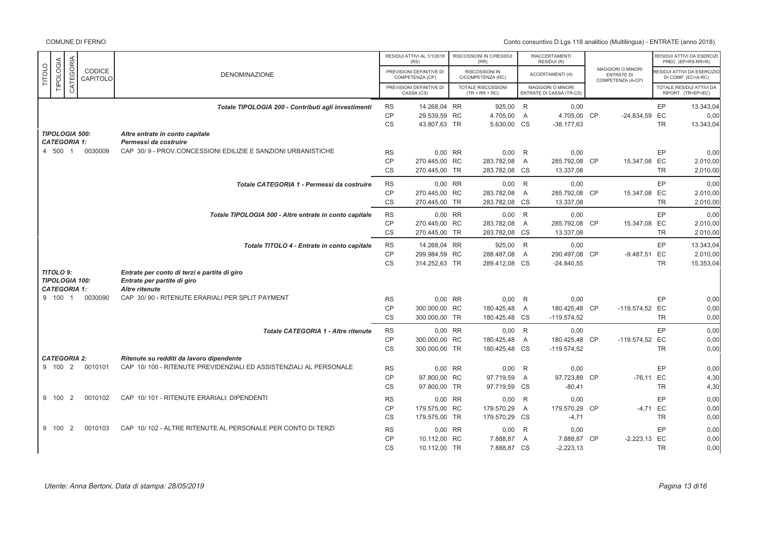COMUNE DI FERNO

Conto consuntivo D.Lgs 118 analitico (Multilingua) - ENTRATE (anno 2018)

| TITOLO | TIPOLOGIA | CATEGORIA | CODICE CAPITOLO | DENOMINAZIONE | | RESIDUI ATTIVI AL 1/1/2018 (RS) / PREVISIONI DEFINITIVE DI COMPETENZA (CP) / PREVISIONI DEFINITIVE DI CASSA (CS) | | RISCOSSIONI IN C/RESIDUI (RR) / RISCOSSIONI IN C/COMPETENZA (RC) / TOTALE RISCOSSIONI (TR = RR + RC) | | RIACCERTAMENTI RESIDUI (R) / ACCERTAMENTI (A) / MAGGIORI O MINORI ENTRATE DI CASSA (TR-CS) | | MAGGIORI O MINORI ENTRATE DI COMPETENZA (A-CP) | | RESIDUI ATTIVI DA ESERCIZI PREC. (EP=RS-RR+R) / RESIDUI ATTIVI DA ESERCIZIO DI COMP. (EC=A-RC) / TOTALE RESIDUI ATTIVI DA RIPORT. (TR=EP+EC) |
|---|---|---|---|---|---|---|---|---|---|---|---|---|---|---|
| | | | | Totale TIPOLOGIA 200 - Contributi agli investimenti | RS | 14.268,04 | RR | 925,00 | R | 0,00 | | | EP | 13.343,04 |
| | | | | | CP | 29.539,59 | RC | 4.705,00 | A | 4.705,00 | CP | -24.834,59 | EC | 0,00 |
| | | | | | CS | 43.807,63 | TR | 5.630,00 | CS | -38.177,63 | | | TR | 13.343,04 |
| TIPOLOGIA 500: | | | | Altre entrate in conto capitale | | | | | | | | | | |
| CATEGORIA 1: | | | | Permessi da costruire | | | | | | | | | | |
| 4 | 500 | 1 | 0030009 | CAP 30/ 9 - PROV.CONCESSIONI EDILIZIE E SANZIONI URBANISTICHE | RS | 0,00 | RR | 0,00 | R | 0,00 | | | EP | 0,00 |
| | | | | | CP | 270.445,00 | RC | 283.782,08 | A | 285.792,08 | CP | 15.347,08 | EC | 2.010,00 |
| | | | | | CS | 270.445,00 | TR | 283.782,08 | CS | 13.337,08 | | | TR | 2.010,00 |
| | | | | Totale CATEGORIA 1 - Permessi da costruire | RS | 0,00 | RR | 0,00 | R | 0,00 | | | EP | 0,00 |
| | | | | | CP | 270.445,00 | RC | 283.782,08 | A | 285.792,08 | CP | 15.347,08 | EC | 2.010,00 |
| | | | | | CS | 270.445,00 | TR | 283.782,08 | CS | 13.337,08 | | | TR | 2.010,00 |
| | | | | Totale TIPOLOGIA 500 - Altre entrate in conto capitale | RS | 0,00 | RR | 0,00 | R | 0,00 | | | EP | 0,00 |
| | | | | | CP | 270.445,00 | RC | 283.782,08 | A | 285.792,08 | CP | 15.347,08 | EC | 2.010,00 |
| | | | | | CS | 270.445,00 | TR | 283.782,08 | CS | 13.337,08 | | | TR | 2.010,00 |
| | | | | Totale TITOLO 4 - Entrate in conto capitale | RS | 14.268,04 | RR | 925,00 | R | 0,00 | | | EP | 13.343,04 |
| | | | | | CP | 299.984,59 | RC | 288.487,08 | A | 290.497,08 | CP | -9.487,51 | EC | 2.010,00 |
| | | | | | CS | 314.252,63 | TR | 289.412,08 | CS | -24.840,55 | | | TR | 15.353,04 |
| TITOLO 9: | | | | Entrate per conto di terzi e partite di giro | | | | | | | | | | |
| TIPOLOGIA 100: | | | | Entrate per partite di giro | | | | | | | | | | |
| CATEGORIA 1: | | | | Altre ritenute | | | | | | | | | | |
| 9 | 100 | 1 | 0030090 | CAP 30/ 90 - RITENUTE ERARIALI PER SPLIT PAYMENT | RS | 0,00 | RR | 0,00 | R | 0,00 | | | EP | 0,00 |
| | | | | | CP | 300.000,00 | RC | 180.425,48 | A | 180.425,48 | CP | -119.574,52 | EC | 0,00 |
| | | | | | CS | 300.000,00 | TR | 180.425,48 | CS | -119.574,52 | | | TR | 0,00 |
| | | | | Totale CATEGORIA 1 - Altre ritenute | RS | 0,00 | RR | 0,00 | R | 0,00 | | | EP | 0,00 |
| | | | | | CP | 300.000,00 | RC | 180.425,48 | A | 180.425,48 | CP | -119.574,52 | EC | 0,00 |
| | | | | | CS | 300.000,00 | TR | 180.425,48 | CS | -119.574,52 | | | TR | 0,00 |
| CATEGORIA 2: | | | | Ritenute su redditi da lavoro dipendente | | | | | | | | | | |
| 9 | 100 | 2 | 0010101 | CAP 10/ 100 - RITENUTE PREVIDENZIALI ED ASSISTENZIALI AL PERSONALE | RS | 0,00 | RR | 0,00 | R | 0,00 | | | EP | 0,00 |
| | | | | | CP | 97.800,00 | RC | 97.719,59 | A | 97.723,89 | CP | -76,11 | EC | 4,30 |
| | | | | | CS | 97.800,00 | TR | 97.719,59 | CS | -80,41 | | | TR | 4,30 |
| 9 | 100 | 2 | 0010102 | CAP 10/ 101 - RITENUTE ERARIALI: DIPENDENTI | RS | 0,00 | RR | 0,00 | R | 0,00 | | | EP | 0,00 |
| | | | | | CP | 179.575,00 | RC | 179.570,29 | A | 179.570,29 | CP | -4,71 | EC | 0,00 |
| | | | | | CS | 179.575,00 | TR | 179.570,29 | CS | -4,71 | | | TR | 0,00 |
| 9 | 100 | 2 | 0010103 | CAP 10/ 102 - ALTRE RITENUTE AL PERSONALE PER CONTO DI TERZI | RS | 0,00 | RR | 0,00 | R | 0,00 | | | EP | 0,00 |
| | | | | | CP | 10.112,00 | RC | 7.888,87 | A | 7.888,87 | CP | -2.223,13 | EC | 0,00 |
| | | | | | CS | 10.112,00 | TR | 7.888,87 | CS | -2.223,13 | | | TR | 0,00 |

Utente: Anna Bertoni, Data di stampa: 28/05/2019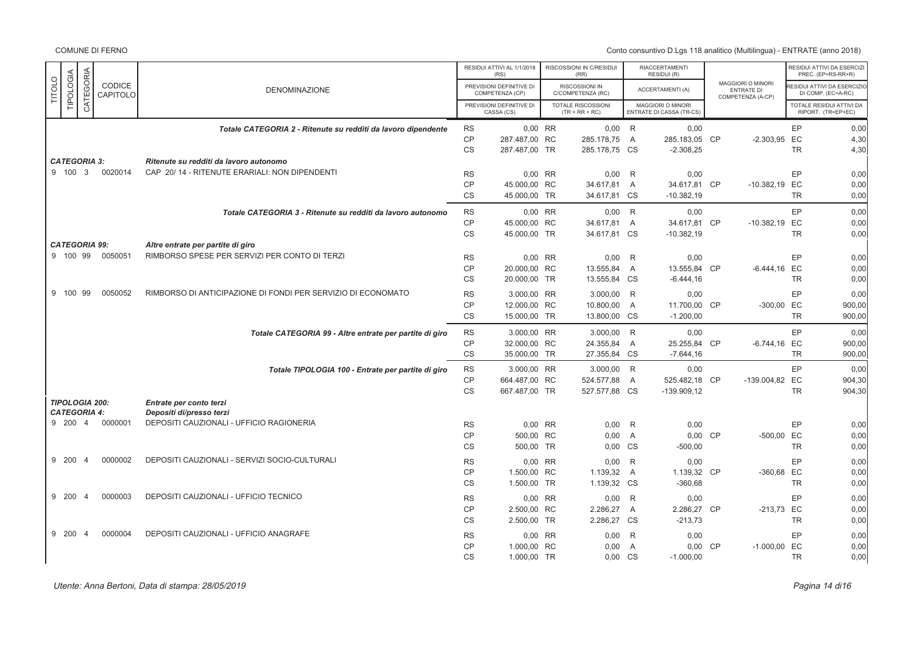| TITOLO | TIPOLOGIA | CATEGORIA | CODICE CAPITOLO | DENOMINAZIONE | | RESIDUI ATTIVI AL 1/1/2018 (RS) / PREVISIONI DEFINITIVE DI COMPETENZA (CP) / PREVISIONI DEFINITIVE DI CASSA (CS) | | RISCOSSIONI IN C/RESIDUI (RR) / RISCOSSIONI IN C/COMPETENZA (RC) / TOTALE RISCOSSIONI (TR = RR + RC) | | RIACCERTAMENTI RESIDUI (R) / ACCERTAMENTI (A) / MAGGIORI O MINORI ENTRATE DI CASSA (TR-CS) | | MAGGIORI O MINORI ENTRATE DI COMPETENZA (A-CP) | | RESIDUI ATTIVI DA ESERCIZI PREC. (EP=RS-RR+R) / RESIDUI ATTIVI DA ESERCIZIO DI COMP. (EC=A-RC) / TOTALE RESIDUI ATTIVI DA RIPORT. (TR=EP+EC) |
|---|---|---|---|---|---|---|---|---|---|---|---|---|---|---|
| | | | | Totale CATEGORIA 2 - Ritenute su redditi da lavoro dipendente | RS | 0,00 | RR | 0,00 | R | 0,00 | | | EP | 0,00 |
| | | | | | CP | 287.487,00 | RC | 285.178,75 | A | 285.183,05 | CP | -2.303,95 | EC | 4,30 |
| | | | | | CS | 287.487,00 | TR | 285.178,75 | CS | -2.308,25 | | | TR | 4,30 |
| **CATEGORIA 3:** | | | | **Ritenute su redditi da lavoro autonomo** | | | | | | | | | | |
| 9 | 100 | 3 | 0020014 | CAP 20/ 14 - RITENUTE ERARIALI: NON DIPENDENTI | RS | 0,00 | RR | 0,00 | R | 0,00 | | | EP | 0,00 |
| | | | | | CP | 45.000,00 | RC | 34.617,81 | A | 34.617,81 | CP | -10.382,19 | EC | 0,00 |
| | | | | | CS | 45.000,00 | TR | 34.617,81 | CS | -10.382,19 | | | TR | 0,00 |
| | | | | Totale CATEGORIA 3 - Ritenute su redditi da lavoro autonomo | RS | 0,00 | RR | 0,00 | R | 0,00 | | | EP | 0,00 |
| | | | | | CP | 45.000,00 | RC | 34.617,81 | A | 34.617,81 | CP | -10.382,19 | EC | 0,00 |
| | | | | | CS | 45.000,00 | TR | 34.617,81 | CS | -10.382,19 | | | TR | 0,00 |
| **CATEGORIA 99:** | | | | **Altre entrate per partite di giro** | | | | | | | | | | |
| 9 | 100 | 99 | 0050051 | RIMBORSO SPESE PER SERVIZI PER CONTO DI TERZI | RS | 0,00 | RR | 0,00 | R | 0,00 | | | EP | 0,00 |
| | | | | | CP | 20.000,00 | RC | 13.555,84 | A | 13.555,84 | CP | -6.444,16 | EC | 0,00 |
| | | | | | CS | 20.000,00 | TR | 13.555,84 | CS | -6.444,16 | | | TR | 0,00 |
| 9 | 100 | 99 | 0050052 | RIMBORSO DI ANTICIPAZIONE DI FONDI PER SERVIZIO DI ECONOMATO | RS | 3.000,00 | RR | 3.000,00 | R | 0,00 | | | EP | 0,00 |
| | | | | | CP | 12.000,00 | RC | 10.800,00 | A | 11.700,00 | CP | -300,00 | EC | 900,00 |
| | | | | | CS | 15.000,00 | TR | 13.800,00 | CS | -1.200,00 | | | TR | 900,00 |
| | | | | Totale CATEGORIA 99 - Altre entrate per partite di giro | RS | 3.000,00 | RR | 3.000,00 | R | 0,00 | | | EP | 0,00 |
| | | | | | CP | 32.000,00 | RC | 24.355,84 | A | 25.255,84 | CP | -6.744,16 | EC | 900,00 |
| | | | | | CS | 35.000,00 | TR | 27.355,84 | CS | -7.644,16 | | | TR | 900,00 |
| | | | | Totale TIPOLOGIA 100 - Entrate per partite di giro | RS | 3.000,00 | RR | 3.000,00 | R | 0,00 | | | EP | 0,00 |
| | | | | | CP | 664.487,00 | RC | 524.577,88 | A | 525.482,18 | CP | -139.004,82 | EC | 904,30 |
| | | | | | CS | 667.487,00 | TR | 527.577,88 | CS | -139.909,12 | | | TR | 904,30 |
| **TIPOLOGIA 200:** | | | | **Entrate per conto terzi** | | | | | | | | | | |
| **CATEGORIA 4:** | | | | **Depositi di/presso terzi** | | | | | | | | | | |
| 9 | 200 | 4 | 0000001 | DEPOSITI CAUZIONALI - UFFICIO RAGIONERIA | RS | 0,00 | RR | 0,00 | R | 0,00 | | | EP | 0,00 |
| | | | | | CP | 500,00 | RC | 0,00 | A | 0,00 | CP | -500,00 | EC | 0,00 |
| | | | | | CS | 500,00 | TR | 0,00 | CS | -500,00 | | | TR | 0,00 |
| 9 | 200 | 4 | 0000002 | DEPOSITI CAUZIONALI - SERVIZI SOCIO-CULTURALI | RS | 0,00 | RR | 0,00 | R | 0,00 | | | EP | 0,00 |
| | | | | | CP | 1.500,00 | RC | 1.139,32 | A | 1.139,32 | CP | -360,68 | EC | 0,00 |
| | | | | | CS | 1.500,00 | TR | 1.139,32 | CS | -360,68 | | | TR | 0,00 |
| 9 | 200 | 4 | 0000003 | DEPOSITI CAUZIONALI - UFFICIO TECNICO | RS | 0,00 | RR | 0,00 | R | 0,00 | | | EP | 0,00 |
| | | | | | CP | 2.500,00 | RC | 2.286,27 | A | 2.286,27 | CP | -213,73 | EC | 0,00 |
| | | | | | CS | 2.500,00 | TR | 2.286,27 | CS | -213,73 | | | TR | 0,00 |
| 9 | 200 | 4 | 0000004 | DEPOSITI CAUZIONALI - UFFICIO ANAGRAFE | RS | 0,00 | RR | 0,00 | R | 0,00 | | | EP | 0,00 |
| | | | | | CP | 1.000,00 | RC | 0,00 | A | 0,00 | CP | -1.000,00 | EC | 0,00 |
| | | | | | CS | 1.000,00 | TR | 0,00 | CS | -1.000,00 | | | TR | 0,00 |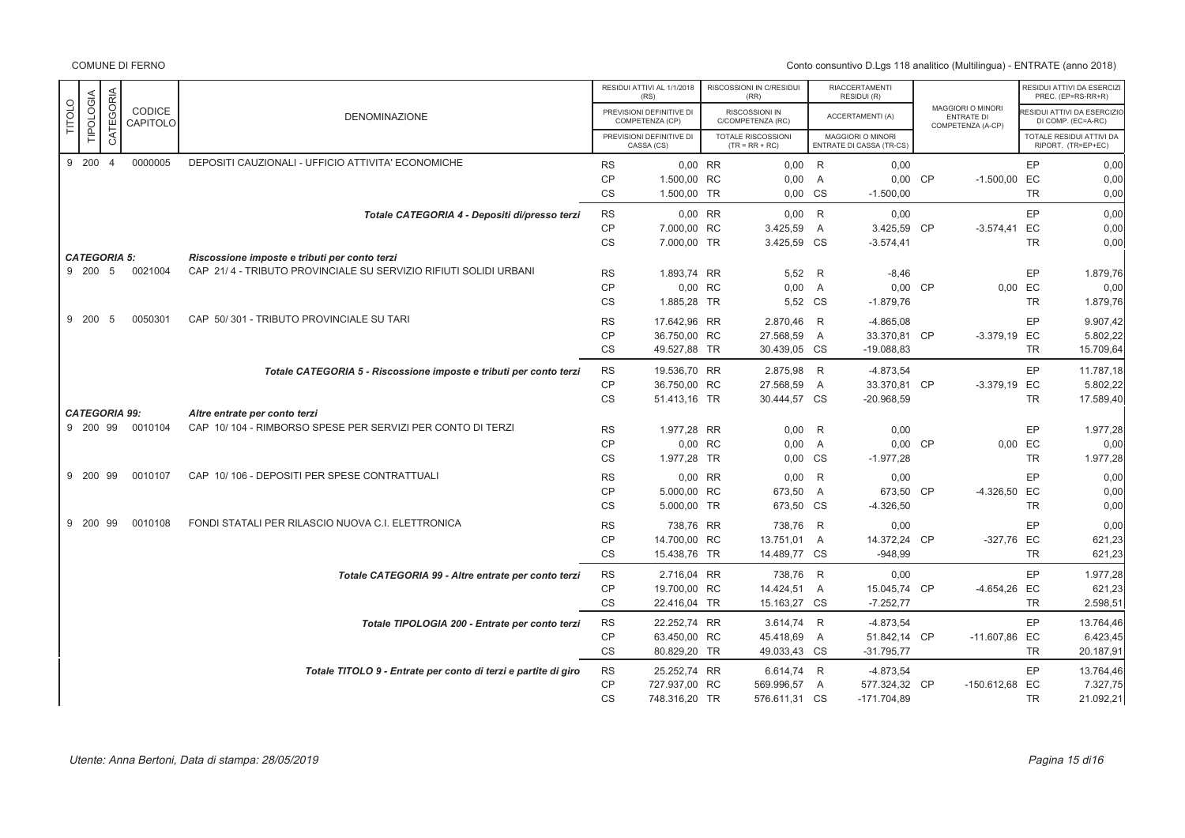COMUNE DI FERNO

Conto consuntivo D.Lgs 118 analitico (Multilingua) - ENTRATE (anno 2018)

| TITOLO | TIPOLOGIA | CATEGORIA | CODICE CAPITOLO | DENOMINAZIONE | | RESIDUI ATTIVI AL 1/1/2018 (RS) / PREVISIONI DEFINITIVE DI COMPETENZA (CP) / PREVISIONI DEFINITIVE DI CASSA (CS) | | RISCOSSIONI IN C/RESIDUI (RR) / RISCOSSIONI IN C/COMPETENZA (RC) / TOTALE RISCOSSIONI (TR = RR + RC) | | RIACCERTAMENTI RESIDUI (R) / ACCERTAMENTI (A) / MAGGIORI O MINORI ENTRATE DI CASSA (TR-CS) | | MAGGIORI O MINORI ENTRATE DI COMPETENZA (A-CP) | | RESIDUI ATTIVI DA ESERCIZI PREC. (EP=RS-RR+R) / RESIDUI ATTIVI DA ESERCIZIO DI COMP. (EC=A-RC) / TOTALE RESIDUI ATTIVI DA RIPORT. (TR=EP+EC) |
|---|---|---|---|---|---|---|---|---|---|---|---|---|---|---|
| 9 | 200 | 4 | 0000005 | DEPOSITI CAUZIONALI - UFFICIO ATTIVITA' ECONOMICHE | RS | 0,00 | RR | 0,00 | R | 0,00 | | | EP | 0,00 |
| | | | | | CP | 1.500,00 | RC | 0,00 | A | 0,00 | CP | -1.500,00 | EC | 0,00 |
| | | | | | CS | 1.500,00 | TR | 0,00 | CS | -1.500,00 | | | TR | 0,00 |
| | | | | *Totale CATEGORIA 4 - Depositi di/presso terzi* | RS | 0,00 | RR | 0,00 | R | 0,00 | | | EP | 0,00 |
| | | | | | CP | 7.000,00 | RC | 3.425,59 | A | 3.425,59 | CP | -3.574,41 | EC | 0,00 |
| | | | | | CS | 7.000,00 | TR | 3.425,59 | CS | -3.574,41 | | | TR | 0,00 |
| *CATEGORIA 5:* | | | | *Riscossione imposte e tributi per conto terzi* | | | | | | | | | | |
| 9 | 200 | 5 | 0021004 | CAP 21/ 4 - TRIBUTO PROVINCIALE SU SERVIZIO RIFIUTI SOLIDI URBANI | RS | 1.893,74 | RR | 5,52 | R | -8,46 | | | EP | 1.879,76 |
| | | | | | CP | 0,00 | RC | 0,00 | A | 0,00 | CP | 0,00 | EC | 0,00 |
| | | | | | CS | 1.885,28 | TR | 5,52 | CS | -1.879,76 | | | TR | 1.879,76 |
| 9 | 200 | 5 | 0050301 | CAP 50/ 301 - TRIBUTO PROVINCIALE SU TARI | RS | 17.642,96 | RR | 2.870,46 | R | -4.865,08 | | | EP | 9.907,42 |
| | | | | | CP | 36.750,00 | RC | 27.568,59 | A | 33.370,81 | CP | -3.379,19 | EC | 5.802,22 |
| | | | | | CS | 49.527,88 | TR | 30.439,05 | CS | -19.088,83 | | | TR | 15.709,64 |
| | | | | *Totale CATEGORIA 5 - Riscossione imposte e tributi per conto terzi* | RS | 19.536,70 | RR | 2.875,98 | R | -4.873,54 | | | EP | 11.787,18 |
| | | | | | CP | 36.750,00 | RC | 27.568,59 | A | 33.370,81 | CP | -3.379,19 | EC | 5.802,22 |
| | | | | | CS | 51.413,16 | TR | 30.444,57 | CS | -20.968,59 | | | TR | 17.589,40 |
| *CATEGORIA 99:* | | | | *Altre entrate per conto terzi* | | | | | | | | | | |
| 9 | 200 | 99 | 0010104 | CAP 10/ 104 - RIMBORSO SPESE PER SERVIZI PER CONTO DI TERZI | RS | 1.977,28 | RR | 0,00 | R | 0,00 | | | EP | 1.977,28 |
| | | | | | CP | 0,00 | RC | 0,00 | A | 0,00 | CP | 0,00 | EC | 0,00 |
| | | | | | CS | 1.977,28 | TR | 0,00 | CS | -1.977,28 | | | TR | 1.977,28 |
| 9 | 200 | 99 | 0010107 | CAP 10/ 106 - DEPOSITI PER SPESE CONTRATTUALI | RS | 0,00 | RR | 0,00 | R | 0,00 | | | EP | 0,00 |
| | | | | | CP | 5.000,00 | RC | 673,50 | A | 673,50 | CP | -4.326,50 | EC | 0,00 |
| | | | | | CS | 5.000,00 | TR | 673,50 | CS | -4.326,50 | | | TR | 0,00 |
| 9 | 200 | 99 | 0010108 | FONDI STATALI PER RILASCIO NUOVA C.I. ELETTRONICA | RS | 738,76 | RR | 738,76 | R | 0,00 | | | EP | 0,00 |
| | | | | | CP | 14.700,00 | RC | 13.751,01 | A | 14.372,24 | CP | -327,76 | EC | 621,23 |
| | | | | | CS | 15.438,76 | TR | 14.489,77 | CS | -948,99 | | | TR | 621,23 |
| | | | | *Totale CATEGORIA 99 - Altre entrate per conto terzi* | RS | 2.716,04 | RR | 738,76 | R | 0,00 | | | EP | 1.977,28 |
| | | | | | CP | 19.700,00 | RC | 14.424,51 | A | 15.045,74 | CP | -4.654,26 | EC | 621,23 |
| | | | | | CS | 22.416,04 | TR | 15.163,27 | CS | -7.252,77 | | | TR | 2.598,51 |
| | | | | *Totale TIPOLOGIA 200 - Entrate per conto terzi* | RS | 22.252,74 | RR | 3.614,74 | R | -4.873,54 | | | EP | 13.764,46 |
| | | | | | CP | 63.450,00 | RC | 45.418,69 | A | 51.842,14 | CP | -11.607,86 | EC | 6.423,45 |
| | | | | | CS | 80.829,20 | TR | 49.033,43 | CS | -31.795,77 | | | TR | 20.187,91 |
| | | | | *Totale TITOLO 9 - Entrate per conto di terzi e partite di giro* | RS | 25.252,74 | RR | 6.614,74 | R | -4.873,54 | | | EP | 13.764,46 |
| | | | | | CP | 727.937,00 | RC | 569.996,57 | A | 577.324,32 | CP | -150.612,68 | EC | 7.327,75 |
| | | | | | CS | 748.316,20 | TR | 576.611,31 | CS | -171.704,89 | | | TR | 21.092,21 |

*Utente: Anna Bertoni, Data di stampa: 28/05/2019*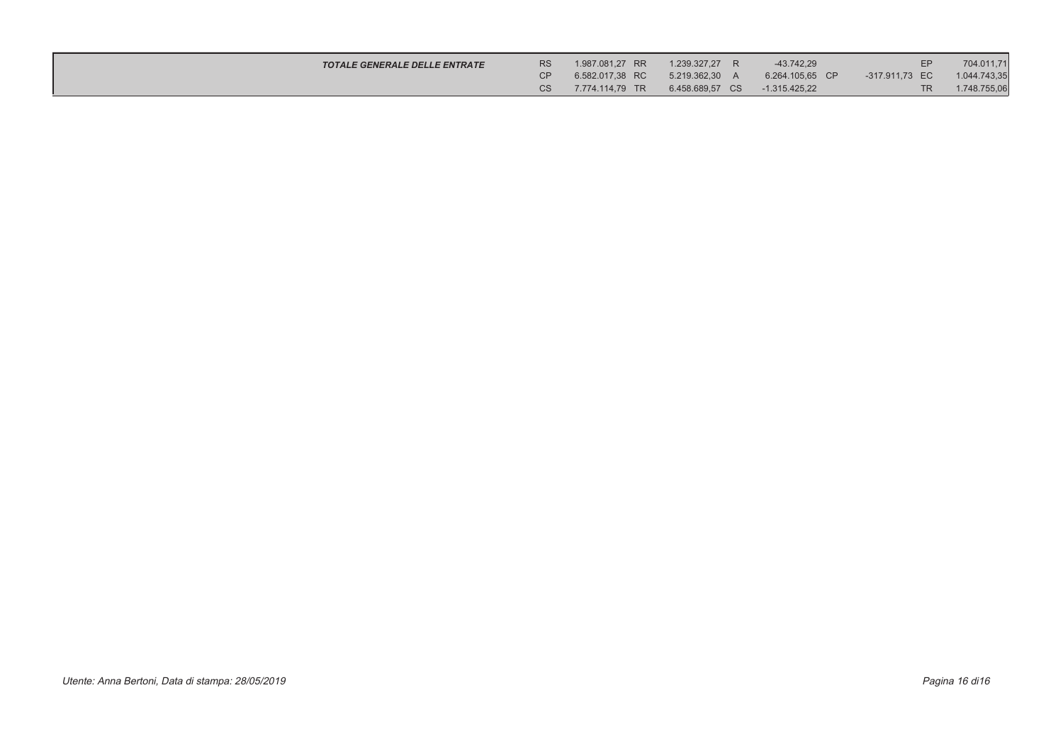| | | | | | | | | | | | |
|---|---|---|---|---|---|---|---|---|---|---|---|
| *TOTALE GENERALE DELLE ENTRATE* | RS | 1.987.081,27 | RR | 1.239.327,27 | R | -43.742,29 | | | | EP | 704.011,71 |
| | CP | 6.582.017,38 | RC | 5.219.362,30 | A | 6.264.105,65 | CP | -317.911,73 | | EC | 1.044.743,35 |
| | CS | 7.774.114,79 | TR | 6.458.689,57 | CS | -1.315.425,22 | | | | TR | 1.748.755,06 |

*Utente: Anna Bertoni, Data di stampa: 28/05/2019*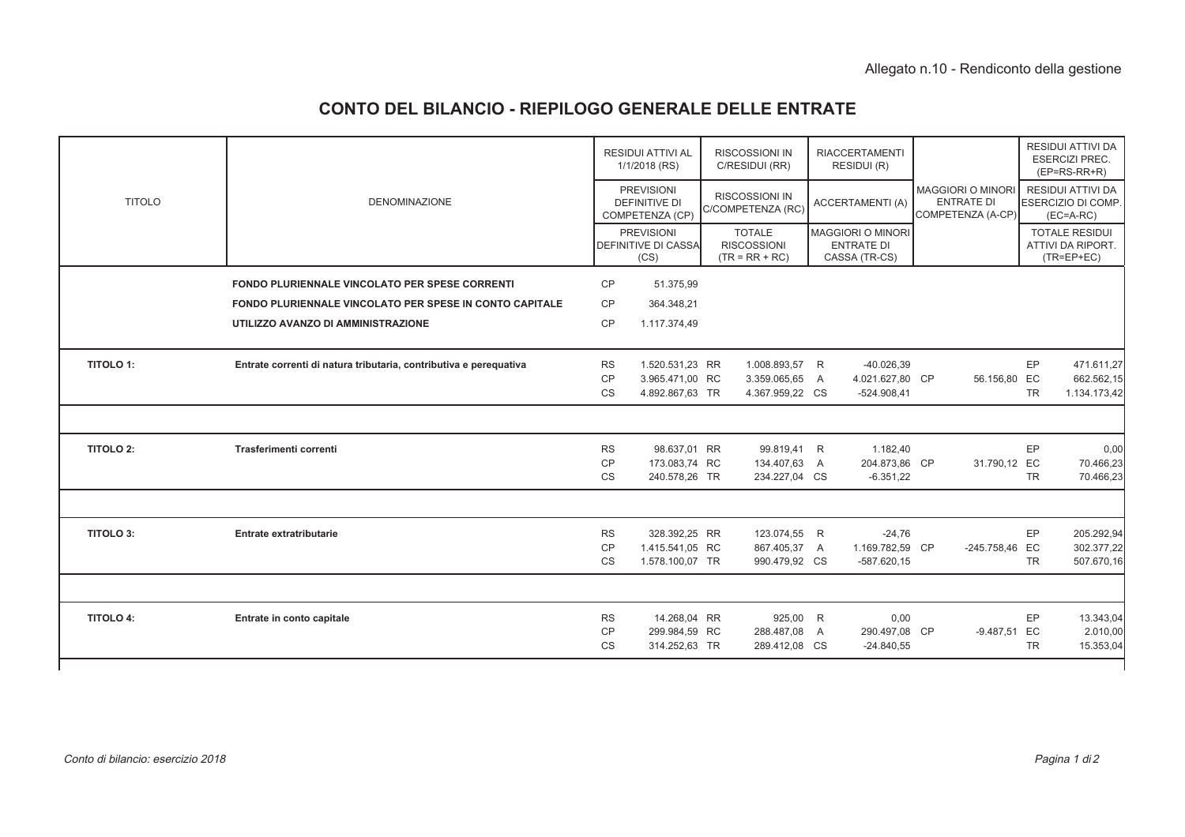Allegato n.10 - Rendiconto della gestione

# CONTO DEL BILANCIO - RIEPILOGO GENERALE DELLE ENTRATE

| TITOLO | DENOMINAZIONE | | RESIDUI ATTIVI AL 1/1/2018 (RS) / PREVISIONI DEFINITIVE DI COMPETENZA (CP) / PREVISIONI DEFINITIVE DI CASSA (CS) | | RISCOSSIONI IN C/RESIDUI (RR) / RISCOSSIONI IN C/COMPETENZA (RC) / TOTALE RISCOSSIONI (TR = RR + RC) | | RIACCERTAMENTI RESIDUI (R) / ACCERTAMENTI (A) / MAGGIORI O MINORI ENTRATE DI CASSA (TR-CS) | | MAGGIORI O MINORI ENTRATE DI COMPETENZA (A-CP) | | RESIDUI ATTIVI DA ESERCIZI PREC. (EP=RS-RR+R) / RESIDUI ATTIVI DA ESERCIZIO DI COMP. (EC=A-RC) / TOTALE RESIDUI ATTIVI DA RIPORT. (TR=EP+EC) |
|---|---|---|---|---|---|---|---|---|---|---|---|
| | **FONDO PLURIENNALE VINCOLATO PER SPESE CORRENTI** | CP | 51.375,99 | | | | | | | | |
| | **FONDO PLURIENNALE VINCOLATO PER SPESE IN CONTO CAPITALE** | CP | 364.348,21 | | | | | | | | |
| | **UTILIZZO AVANZO DI AMMINISTRAZIONE** | CP | 1.117.374,49 | | | | | | | | |
| **TITOLO 1:** | **Entrate correnti di natura tributaria, contributiva e perequativa** | RS | 1.520.531,23 | RR | 1.008.893,57 | R | -40.026,39 | | | EP | 471.611,27 |
| | | CP | 3.965.471,00 | RC | 3.359.065,65 | A | 4.021.627,80 | CP | 56.156,80 | EC | 662.562,15 |
| | | CS | 4.892.867,63 | TR | 4.367.959,22 | CS | -524.908,41 | | | TR | 1.134.173,42 |
| **TITOLO 2:** | **Trasferimenti correnti** | RS | 98.637,01 | RR | 99.819,41 | R | 1.182,40 | | | EP | 0,00 |
| | | CP | 173.083,74 | RC | 134.407,63 | A | 204.873,86 | CP | 31.790,12 | EC | 70.466,23 |
| | | CS | 240.578,26 | TR | 234.227,04 | CS | -6.351,22 | | | TR | 70.466,23 |
| **TITOLO 3:** | **Entrate extratributarie** | RS | 328.392,25 | RR | 123.074,55 | R | -24,76 | | | EP | 205.292,94 |
| | | CP | 1.415.541,05 | RC | 867.405,37 | A | 1.169.782,59 | CP | -245.758,46 | EC | 302.377,22 |
| | | CS | 1.578.100,07 | TR | 990.479,92 | CS | -587.620,15 | | | TR | 507.670,16 |
| **TITOLO 4:** | **Entrate in conto capitale** | RS | 14.268,04 | RR | 925,00 | R | 0,00 | | | EP | 13.343,04 |
| | | CP | 299.984,59 | RC | 288.487,08 | A | 290.497,08 | CP | -9.487,51 | EC | 2.010,00 |
| | | CS | 314.252,63 | TR | 289.412,08 | CS | -24.840,55 | | | TR | 15.353,04 |

*Conto di bilancio: esercizio 2018*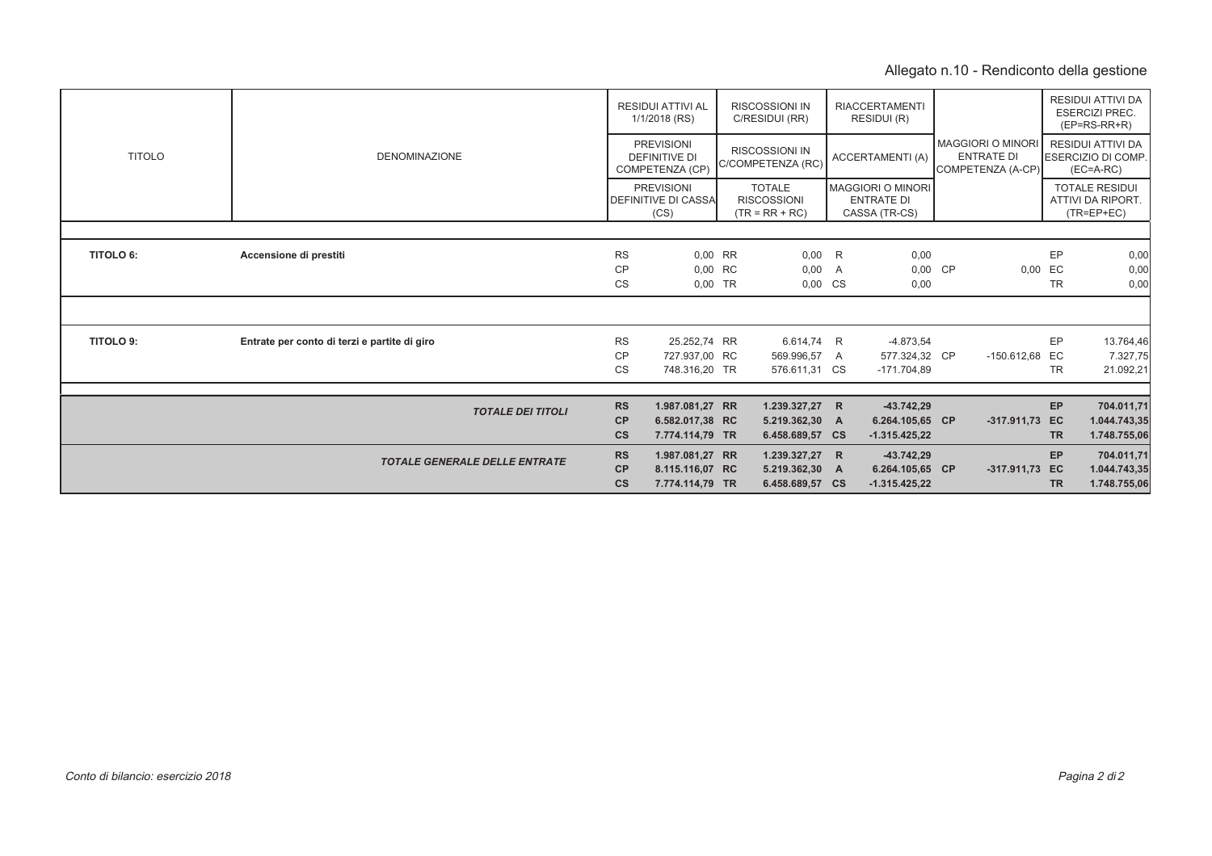Allegato n.10 - Rendiconto della gestione

| TITOLO | DENOMINAZIONE | | RESIDUI ATTIVI AL 1/1/2018 (RS) / PREVISIONI DEFINITIVE DI COMPETENZA (CP) / PREVISIONI DEFINITIVE DI CASSA (CS) | | RISCOSSIONI IN C/RESIDUI (RR) / RISCOSSIONI IN C/COMPETENZA (RC) / TOTALE RISCOSSIONI (TR = RR + RC) | | RIACCERTAMENTI RESIDUI (R) / ACCERTAMENTI (A) / MAGGIORI O MINORI ENTRATE DI CASSA (TR-CS) | | MAGGIORI O MINORI ENTRATE DI COMPETENZA (A-CP) | | RESIDUI ATTIVI DA ESERCIZI PREC. (EP=RS-RR+R) / RESIDUI ATTIVI DA ESERCIZIO DI COMP. (EC=A-RC) / TOTALE RESIDUI ATTIVI DA RIPORT. (TR=EP+EC) |
|---|---|---|---|---|---|---|---|---|---|---|---|
| **TITOLO 6:** | **Accensione di prestiti** | RS | 0,00 | RR | 0,00 | R | 0,00 | | | EP | 0,00 |
| | | CP | 0,00 | RC | 0,00 | A | 0,00 | CP | 0,00 | EC | 0,00 |
| | | CS | 0,00 | TR | 0,00 | CS | 0,00 | | | TR | 0,00 |
| **TITOLO 9:** | **Entrate per conto di terzi e partite di giro** | RS | 25.252,74 | RR | 6.614,74 | R | -4.873,54 | | | EP | 13.764,46 |
| | | CP | 727.937,00 | RC | 569.996,57 | A | 577.324,32 | CP | -150.612,68 | EC | 7.327,75 |
| | | CS | 748.316,20 | TR | 576.611,31 | CS | -171.704,89 | | | TR | 21.092,21 |
| | ***TOTALE DEI TITOLI*** | **RS** | **1.987.081,27** | **RR** | **1.239.327,27** | **R** | **-43.742,29** | | | **EP** | **704.011,71** |
| | | **CP** | **6.582.017,38** | **RC** | **5.219.362,30** | **A** | **6.264.105,65** | **CP** | **-317.911,73** | **EC** | **1.044.743,35** |
| | | **CS** | **7.774.114,79** | **TR** | **6.458.689,57** | **CS** | **-1.315.425,22** | | | **TR** | **1.748.755,06** |
| | ***TOTALE GENERALE DELLE ENTRATE*** | **RS** | **1.987.081,27** | **RR** | **1.239.327,27** | **R** | **-43.742,29** | | | **EP** | **704.011,71** |
| | | **CP** | **8.115.116,07** | **RC** | **5.219.362,30** | **A** | **6.264.105,65** | **CP** | **-317.911,73** | **EC** | **1.044.743,35** |
| | | **CS** | **7.774.114,79** | **TR** | **6.458.689,57** | **CS** | **-1.315.425,22** | | | **TR** | **1.748.755,06** |

*Conto di bilancio: esercizio 2018*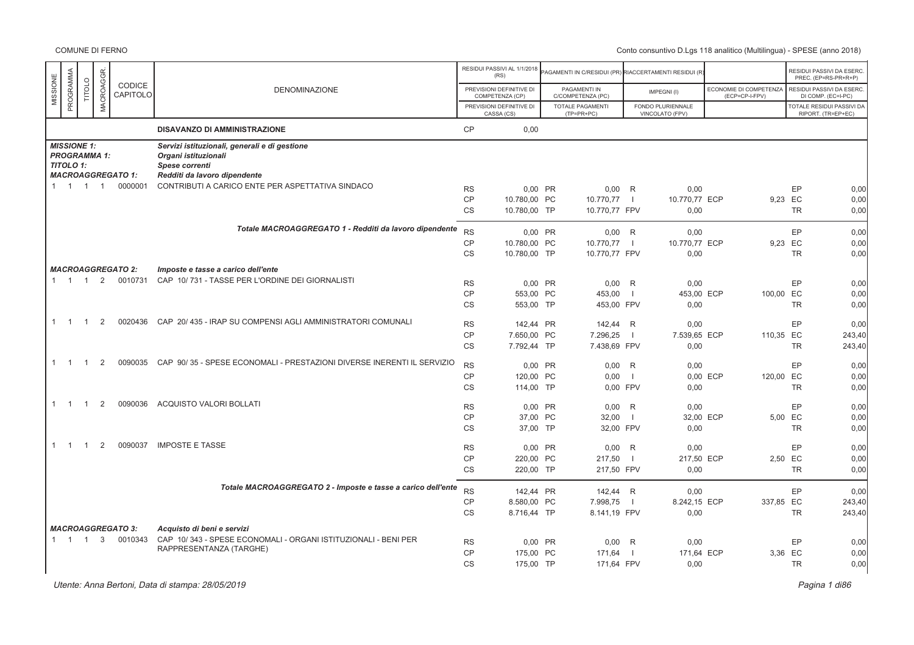COMUNE DI FERNO

Conto consuntivo D.Lgs 118 analitico (Multilingua) - SPESE (anno 2018)

| MISSIONE | PROGRAMMA | TITOLO | MACROAGGR. | CODICE CAPITOLO | DENOMINAZIONE | | RESIDUI PASSIVI AL 1/1/2018 (RS) / PREVISIONI DEFINITIVE DI COMPETENZA (CP) / PREVISIONI DEFINITIVE DI CASSA (CS) | | PAGAMENTI IN C/RESIDUI (PR) / PAGAMENTI IN C/COMPETENZA (PC) / TOTALE PAGAMENTI (TP=PR+PC) | | RIACCERTAMENTI RESIDUI (R) / IMPEGNI (I) / FONDO PLURIENNALE VINCOLATO (FPV) | | ECONOMIE DI COMPETENZA (ECP=CP-I-FPV) | | RESIDUI PASSIVI DA ESERC. PREC. (EP=RS-PR+R+P) / RESIDUI PASSIVI DA ESERC. DI COMP. (EC=I-PC) / TOTALE RESIDUI PASSIVI DA RIPORT. (TR=EP+EC) |
|---|---|---|---|---|---|---|---|---|---|---|---|---|---|---|---|
| | | | | | **DISAVANZO DI AMMINISTRAZIONE** | CP | 0,00 | | | | | | | | |
| | | | | | ***MISSIONE 1:*** *Servizi istituzionali, generali e di gestione* | | | | | | | | | | |
| | | | | | ***PROGRAMMA 1:*** *Organi istituzionali* | | | | | | | | | | |
| | | | | | ***TITOLO 1:*** *Spese correnti* | | | | | | | | | | |
| | | | | | ***MACROAGGREGATO 1:*** *Redditi da lavoro dipendente* | | | | | | | | | | |
| 1 | 1 | 1 | 1 | 0000001 | CONTRIBUTI A CARICO ENTE PER ASPETTATIVA SINDACO | RS | 0,00 | PR | 0,00 | R | 0,00 | | | EP | 0,00 |
| | | | | | | CP | 10.780,00 | PC | 10.770,77 | I | 10.770,77 | ECP | 9,23 | EC | 0,00 |
| | | | | | | CS | 10.780,00 | TP | 10.770,77 | FPV | 0,00 | | | TR | 0,00 |
| | | | | | *Totale MACROAGGREGATO 1 - Redditi da lavoro dipendente* | RS | 0,00 | PR | 0,00 | R | 0,00 | | | EP | 0,00 |
| | | | | | | CP | 10.780,00 | PC | 10.770,77 | I | 10.770,77 | ECP | 9,23 | EC | 0,00 |
| | | | | | | CS | 10.780,00 | TP | 10.770,77 | FPV | 0,00 | | | TR | 0,00 |
| | | | | | ***MACROAGGREGATO 2:*** *Imposte e tasse a carico dell'ente* | | | | | | | | | | |
| 1 | 1 | 1 | 2 | 0010731 | CAP 10/ 731 - TASSE PER L'ORDINE DEI GIORNALISTI | RS | 0,00 | PR | 0,00 | R | 0,00 | | | EP | 0,00 |
| | | | | | | CP | 553,00 | PC | 453,00 | I | 453,00 | ECP | 100,00 | EC | 0,00 |
| | | | | | | CS | 553,00 | TP | 453,00 | FPV | 0,00 | | | TR | 0,00 |
| 1 | 1 | 1 | 2 | 0020436 | CAP 20/ 435 - IRAP SU COMPENSI AGLI AMMINISTRATORI COMUNALI | RS | 142,44 | PR | 142,44 | R | 0,00 | | | EP | 0,00 |
| | | | | | | CP | 7.650,00 | PC | 7.296,25 | I | 7.539,65 | ECP | 110,35 | EC | 243,40 |
| | | | | | | CS | 7.792,44 | TP | 7.438,69 | FPV | 0,00 | | | TR | 243,40 |
| 1 | 1 | 1 | 2 | 0090035 | CAP 90/ 35 - SPESE ECONOMALI - PRESTAZIONI DIVERSE INERENTI IL SERVIZIO | RS | 0,00 | PR | 0,00 | R | 0,00 | | | EP | 0,00 |
| | | | | | | CP | 120,00 | PC | 0,00 | I | 0,00 | ECP | 120,00 | EC | 0,00 |
| | | | | | | CS | 114,00 | TP | 0,00 | FPV | 0,00 | | | TR | 0,00 |
| 1 | 1 | 1 | 2 | 0090036 | ACQUISTO VALORI BOLLATI | RS | 0,00 | PR | 0,00 | R | 0,00 | | | EP | 0,00 |
| | | | | | | CP | 37,00 | PC | 32,00 | I | 32,00 | ECP | 5,00 | EC | 0,00 |
| | | | | | | CS | 37,00 | TP | 32,00 | FPV | 0,00 | | | TR | 0,00 |
| 1 | 1 | 1 | 2 | 0090037 | IMPOSTE E TASSE | RS | 0,00 | PR | 0,00 | R | 0,00 | | | EP | 0,00 |
| | | | | | | CP | 220,00 | PC | 217,50 | I | 217,50 | ECP | 2,50 | EC | 0,00 |
| | | | | | | CS | 220,00 | TP | 217,50 | FPV | 0,00 | | | TR | 0,00 |
| | | | | | *Totale MACROAGGREGATO 2 - Imposte e tasse a carico dell'ente* | RS | 142,44 | PR | 142,44 | R | 0,00 | | | EP | 0,00 |
| | | | | | | CP | 8.580,00 | PC | 7.998,75 | I | 8.242,15 | ECP | 337,85 | EC | 243,40 |
| | | | | | | CS | 8.716,44 | TP | 8.141,19 | FPV | 0,00 | | | TR | 243,40 |
| | | | | | ***MACROAGGREGATO 3:*** *Acquisto di beni e servizi* | | | | | | | | | | |
| 1 | 1 | 1 | 3 | 0010343 | CAP 10/ 343 - SPESE ECONOMALI - ORGANI ISTITUZIONALI - BENI PER RAPPRESENTANZA (TARGHE) | RS | 0,00 | PR | 0,00 | R | 0,00 | | | EP | 0,00 |
| | | | | | | CP | 175,00 | PC | 171,64 | I | 171,64 | ECP | 3,36 | EC | 0,00 |
| | | | | | | CS | 175,00 | TP | 171,64 | FPV | 0,00 | | | TR | 0,00 |

Utente: Anna Bertoni, Data di stampa: 28/05/2019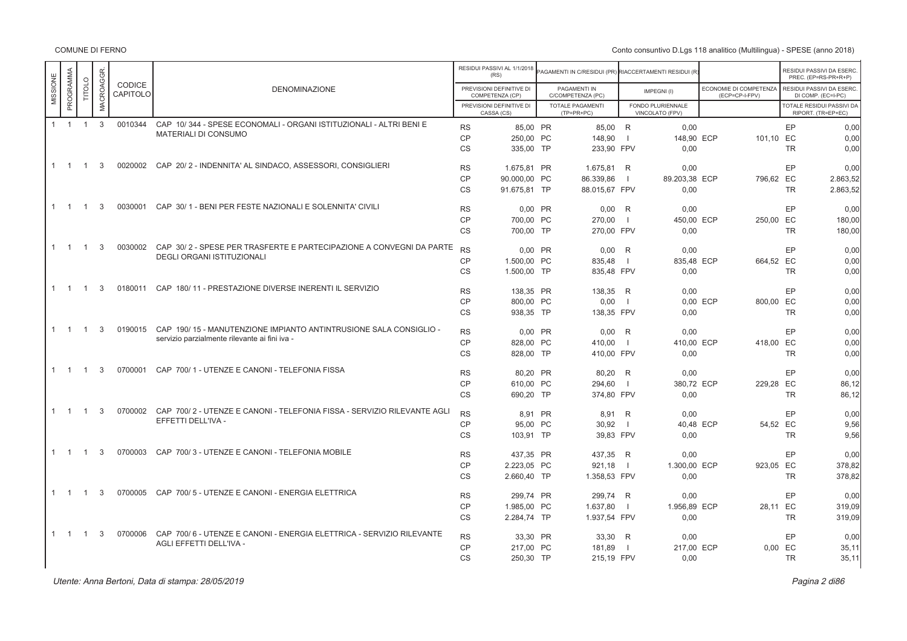| MISSIONE | PROGRAMMA | TITOLO | MACROAGGR. | CODICE CAPITOLO | DENOMINAZIONE | | RESIDUI PASSIVI AL 1/1/2018 (RS) / PREVISIONI DEFINITIVE DI COMPETENZA (CP) / PREVISIONI DEFINITIVE DI CASSA (CS) | | PAGAMENTI IN C/RESIDUI (PR) / PAGAMENTI IN C/COMPETENZA (PC) / TOTALE PAGAMENTI (TP=PR+PC) | | RIACCERTAMENTI RESIDUI (R) / IMPEGNI (I) / FONDO PLURIENNALE VINCOLATO (FPV) | | ECONOMIE DI COMPETENZA (ECP=CP-I-FPV) | | RESIDUI PASSIVI DA ESERC. PREC. (EP=RS-PR+R+P) / RESIDUI PASSIVI DA ESERC. DI COMP. (EC=I-PC) / TOTALE RESIDUI PASSIVI DA RIPORT. (TR=EP+EC) |
|---|---|---|---|---|---|---|---|---|---|---|---|---|---|---|---|
| 1 | 1 | 1 | 3 | 0010344 | CAP 10/ 344 - SPESE ECONOMALI - ORGANI ISTITUZIONALI - ALTRI BENI E MATERIALI DI CONSUMO | RS | 85,00 | PR | 85,00 | R | 0,00 | | | EP | 0,00 |
| | | | | | | CP | 250,00 | PC | 148,90 | I | 148,90 | ECP | 101,10 | EC | 0,00 |
| | | | | | | CS | 335,00 | TP | 233,90 | FPV | 0,00 | | | TR | 0,00 |
| 1 | 1 | 1 | 3 | 0020002 | CAP 20/ 2 - INDENNITA' AL SINDACO, ASSESSORI, CONSIGLIERI | RS | 1.675,81 | PR | 1.675,81 | R | 0,00 | | | EP | 0,00 |
| | | | | | | CP | 90.000,00 | PC | 86.339,86 | I | 89.203,38 | ECP | 796,62 | EC | 2.863,52 |
| | | | | | | CS | 91.675,81 | TP | 88.015,67 | FPV | 0,00 | | | TR | 2.863,52 |
| 1 | 1 | 1 | 3 | 0030001 | CAP 30/ 1 - BENI PER FESTE NAZIONALI E SOLENNITA' CIVILI | RS | 0,00 | PR | 0,00 | R | 0,00 | | | EP | 0,00 |
| | | | | | | CP | 700,00 | PC | 270,00 | I | 450,00 | ECP | 250,00 | EC | 180,00 |
| | | | | | | CS | 700,00 | TP | 270,00 | FPV | 0,00 | | | TR | 180,00 |
| 1 | 1 | 1 | 3 | 0030002 | CAP 30/ 2 - SPESE PER TRASFERTE E PARTECIPAZIONE A CONVEGNI DA PARTE DEGLI ORGANI ISTITUZIONALI | RS | 0,00 | PR | 0,00 | R | 0,00 | | | EP | 0,00 |
| | | | | | | CP | 1.500,00 | PC | 835,48 | I | 835,48 | ECP | 664,52 | EC | 0,00 |
| | | | | | | CS | 1.500,00 | TP | 835,48 | FPV | 0,00 | | | TR | 0,00 |
| 1 | 1 | 1 | 3 | 0180011 | CAP 180/ 11 - PRESTAZIONE DIVERSE INERENTI IL SERVIZIO | RS | 138,35 | PR | 138,35 | R | 0,00 | | | EP | 0,00 |
| | | | | | | CP | 800,00 | PC | 0,00 | I | 0,00 | ECP | 800,00 | EC | 0,00 |
| | | | | | | CS | 938,35 | TP | 138,35 | FPV | 0,00 | | | TR | 0,00 |
| 1 | 1 | 1 | 3 | 0190015 | CAP 190/ 15 - MANUTENZIONE IMPIANTO ANTINTRUSIONE SALA CONSIGLIO - servizio parzialmente rilevante ai fini iva - | RS | 0,00 | PR | 0,00 | R | 0,00 | | | EP | 0,00 |
| | | | | | | CP | 828,00 | PC | 410,00 | I | 410,00 | ECP | 418,00 | EC | 0,00 |
| | | | | | | CS | 828,00 | TP | 410,00 | FPV | 0,00 | | | TR | 0,00 |
| 1 | 1 | 1 | 3 | 0700001 | CAP 700/ 1 - UTENZE E CANONI - TELEFONIA FISSA | RS | 80,20 | PR | 80,20 | R | 0,00 | | | EP | 0,00 |
| | | | | | | CP | 610,00 | PC | 294,60 | I | 380,72 | ECP | 229,28 | EC | 86,12 |
| | | | | | | CS | 690,20 | TP | 374,80 | FPV | 0,00 | | | TR | 86,12 |
| 1 | 1 | 1 | 3 | 0700002 | CAP 700/ 2 - UTENZE E CANONI - TELEFONIA FISSA - SERVIZIO RILEVANTE AGLI EFFETTI DELL'IVA - | RS | 8,91 | PR | 8,91 | R | 0,00 | | | EP | 0,00 |
| | | | | | | CP | 95,00 | PC | 30,92 | I | 40,48 | ECP | 54,52 | EC | 9,56 |
| | | | | | | CS | 103,91 | TP | 39,83 | FPV | 0,00 | | | TR | 9,56 |
| 1 | 1 | 1 | 3 | 0700003 | CAP 700/ 3 - UTENZE E CANONI - TELEFONIA MOBILE | RS | 437,35 | PR | 437,35 | R | 0,00 | | | EP | 0,00 |
| | | | | | | CP | 2.223,05 | PC | 921,18 | I | 1.300,00 | ECP | 923,05 | EC | 378,82 |
| | | | | | | CS | 2.660,40 | TP | 1.358,53 | FPV | 0,00 | | | TR | 378,82 |
| 1 | 1 | 1 | 3 | 0700005 | CAP 700/ 5 - UTENZE E CANONI - ENERGIA ELETTRICA | RS | 299,74 | PR | 299,74 | R | 0,00 | | | EP | 0,00 |
| | | | | | | CP | 1.985,00 | PC | 1.637,80 | I | 1.956,89 | ECP | 28,11 | EC | 319,09 |
| | | | | | | CS | 2.284,74 | TP | 1.937,54 | FPV | 0,00 | | | TR | 319,09 |
| 1 | 1 | 1 | 3 | 0700006 | CAP 700/ 6 - UTENZE E CANONI - ENERGIA ELETTRICA - SERVIZIO RILEVANTE AGLI EFFETTI DELL'IVA - | RS | 33,30 | PR | 33,30 | R | 0,00 | | | EP | 0,00 |
| | | | | | | CP | 217,00 | PC | 181,89 | I | 217,00 | ECP | 0,00 | EC | 35,11 |
| | | | | | | CS | 250,30 | TP | 215,19 | FPV | 0,00 | | | TR | 35,11 |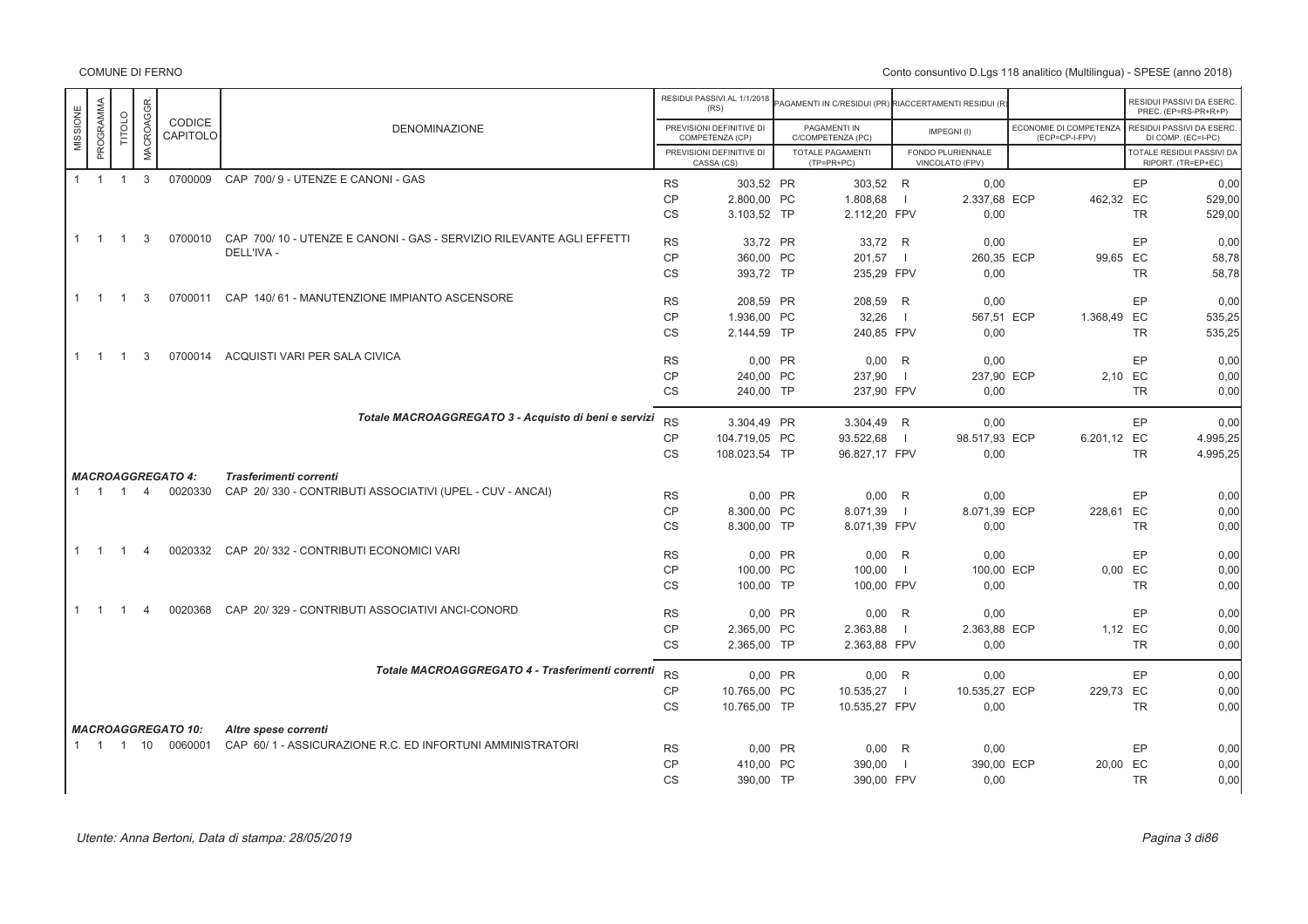| MISSIONE | PROGRAMMA | TITOLO | MACROAGGR. | CODICE CAPITOLO | DENOMINAZIONE | | RESIDUI PASSIVI AL 1/1/2018 (RS) / PREVISIONI DEFINITIVE DI COMPETENZA (CP) / PREVISIONI DEFINITIVE DI CASSA (CS) | | PAGAMENTI IN C/RESIDUI (PR) / PAGAMENTI IN C/COMPETENZA (PC) / TOTALE PAGAMENTI (TP=PR+PC) | | RIACCERTAMENTI RESIDUI (R) / IMPEGNI (I) / FONDO PLURIENNALE VINCOLATO (FPV) | | ECONOMIE DI COMPETENZA (ECP=CP-I-FPV) | | RESIDUI PASSIVI DA ESERC. PREC. (EP=RS-PR+R+P) / RESIDUI PASSIVI DA ESERC. DI COMP. (EC=I-PC) / TOTALE RESIDUI PASSIVI DA RIPORT. (TR=EP+EC) |
|---|---|---|---|---|---|---|---|---|---|---|---|---|---|---|---|
| 1 | 1 | 1 | 3 | 0700009 | CAP 700/ 9 - UTENZE E CANONI - GAS | RS | 303,52 | PR | 303,52 | R | 0,00 | | | EP | 0,00 |
| | | | | | | CP | 2.800,00 | PC | 1.808,68 | I | 2.337,68 | ECP | 462,32 | EC | 529,00 |
| | | | | | | CS | 3.103,52 | TP | 2.112,20 | FPV | 0,00 | | | TR | 529,00 |
| 1 | 1 | 1 | 3 | 0700010 | CAP 700/ 10 - UTENZE E CANONI - GAS - SERVIZIO RILEVANTE AGLI EFFETTI DELL'IVA - | RS | 33,72 | PR | 33,72 | R | 0,00 | | | EP | 0,00 |
| | | | | | | CP | 360,00 | PC | 201,57 | I | 260,35 | ECP | 99,65 | EC | 58,78 |
| | | | | | | CS | 393,72 | TP | 235,29 | FPV | 0,00 | | | TR | 58,78 |
| 1 | 1 | 1 | 3 | 0700011 | CAP 140/ 61 - MANUTENZIONE IMPIANTO ASCENSORE | RS | 208,59 | PR | 208,59 | R | 0,00 | | | EP | 0,00 |
| | | | | | | CP | 1.936,00 | PC | 32,26 | I | 567,51 | ECP | 1.368,49 | EC | 535,25 |
| | | | | | | CS | 2.144,59 | TP | 240,85 | FPV | 0,00 | | | TR | 535,25 |
| 1 | 1 | 1 | 3 | 0700014 | ACQUISTI VARI PER SALA CIVICA | RS | 0,00 | PR | 0,00 | R | 0,00 | | | EP | 0,00 |
| | | | | | | CP | 240,00 | PC | 237,90 | I | 237,90 | ECP | 2,10 | EC | 0,00 |
| | | | | | | CS | 240,00 | TP | 237,90 | FPV | 0,00 | | | TR | 0,00 |
| | | | | | ***Totale MACROAGGREGATO 3 - Acquisto di beni e servizi*** | RS | 3.304,49 | PR | 3.304,49 | R | 0,00 | | | EP | 0,00 |
| | | | | | | CP | 104.719,05 | PC | 93.522,68 | I | 98.517,93 | ECP | 6.201,12 | EC | 4.995,25 |
| | | | | | | CS | 108.023,54 | TP | 96.827,17 | FPV | 0,00 | | | TR | 4.995,25 |
| ***MACROAGGREGATO 4:*** | | | | | ***Trasferimenti correnti*** | | | | | | | | | | |
| 1 | 1 | 1 | 4 | 0020330 | CAP 20/ 330 - CONTRIBUTI ASSOCIATIVI (UPEL - CUV - ANCAI) | RS | 0,00 | PR | 0,00 | R | 0,00 | | | EP | 0,00 |
| | | | | | | CP | 8.300,00 | PC | 8.071,39 | I | 8.071,39 | ECP | 228,61 | EC | 0,00 |
| | | | | | | CS | 8.300,00 | TP | 8.071,39 | FPV | 0,00 | | | TR | 0,00 |
| 1 | 1 | 1 | 4 | 0020332 | CAP 20/ 332 - CONTRIBUTI ECONOMICI VARI | RS | 0,00 | PR | 0,00 | R | 0,00 | | | EP | 0,00 |
| | | | | | | CP | 100,00 | PC | 100,00 | I | 100,00 | ECP | 0,00 | EC | 0,00 |
| | | | | | | CS | 100,00 | TP | 100,00 | FPV | 0,00 | | | TR | 0,00 |
| 1 | 1 | 1 | 4 | 0020368 | CAP 20/ 329 - CONTRIBUTI ASSOCIATIVI ANCI-CONORD | RS | 0,00 | PR | 0,00 | R | 0,00 | | | EP | 0,00 |
| | | | | | | CP | 2.365,00 | PC | 2.363,88 | I | 2.363,88 | ECP | 1,12 | EC | 0,00 |
| | | | | | | CS | 2.365,00 | TP | 2.363,88 | FPV | 0,00 | | | TR | 0,00 |
| | | | | | ***Totale MACROAGGREGATO 4 - Trasferimenti correnti*** | RS | 0,00 | PR | 0,00 | R | 0,00 | | | EP | 0,00 |
| | | | | | | CP | 10.765,00 | PC | 10.535,27 | I | 10.535,27 | ECP | 229,73 | EC | 0,00 |
| | | | | | | CS | 10.765,00 | TP | 10.535,27 | FPV | 0,00 | | | TR | 0,00 |
| ***MACROAGGREGATO 10:*** | | | | | ***Altre spese correnti*** | | | | | | | | | | |
| 1 | 1 | 1 | 10 | 0060001 | CAP 60/ 1 - ASSICURAZIONE R.C. ED INFORTUNI AMMINISTRATORI | RS | 0,00 | PR | 0,00 | R | 0,00 | | | EP | 0,00 |
| | | | | | | CP | 410,00 | PC | 390,00 | I | 390,00 | ECP | 20,00 | EC | 0,00 |
| | | | | | | CS | 390,00 | TP | 390,00 | FPV | 0,00 | | | TR | 0,00 |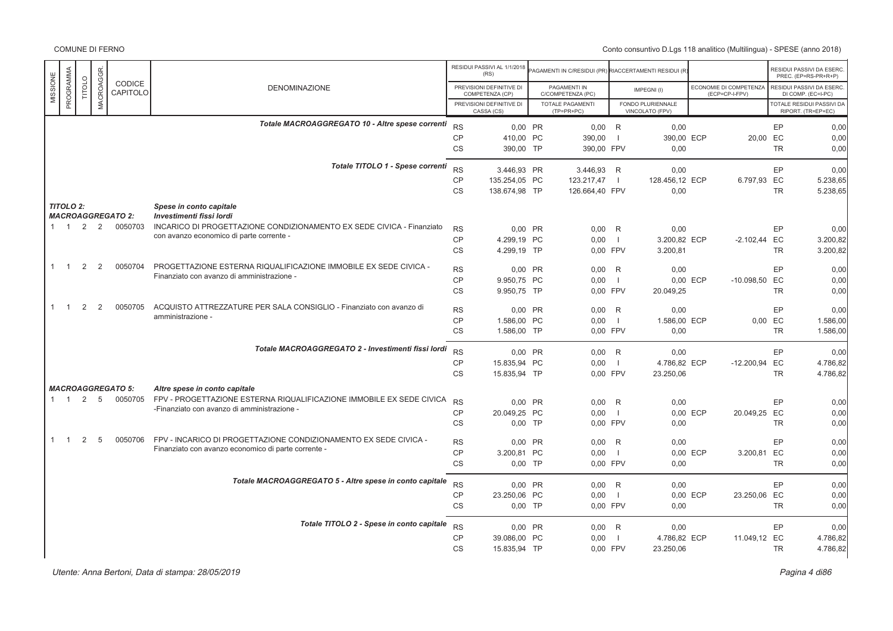COMUNE DI FERNO

Conto consuntivo D.Lgs 118 analitico (Multilingua) - SPESE (anno 2018)

| MISSIONE | PROGRAMMA | TITOLO | MACROAGGR. | CODICE CAPITOLO | DENOMINAZIONE | | RESIDUI PASSIVI AL 1/1/2018 (RS) / PREVISIONI DEFINITIVE DI COMPETENZA (CP) / PREVISIONI DEFINITIVE DI CASSA (CS) | | PAGAMENTI IN C/RESIDUI (PR) / PAGAMENTI IN C/COMPETENZA (PC) / TOTALE PAGAMENTI (TP=PR+PC) | | RIACCERTAMENTI RESIDUI (R) / IMPEGNI (I) / FONDO PLURIENNALE VINCOLATO (FPV) | | ECONOMIE DI COMPETENZA (ECP=CP-I-FPV) | | RESIDUI PASSIVI DA ESERC. PREC. (EP=RS-PR+R) / RESIDUI PASSIVI DA ESERC. DI COMP. (EC=I-PC) / TOTALE RESIDUI PASSIVI DA RIPORT. (TR=EP+EC) |
|---|---|---|---|---|---|---|---|---|---|---|---|---|---|---|---|
| | | | | | *Totale MACROAGGREGATO 10 - Altre spese correnti* | RS | 0,00 | PR | 0,00 | R | 0,00 | | | EP | 0,00 |
| | | | | | | CP | 410,00 | PC | 390,00 | I | 390,00 | ECP | 20,00 | EC | 0,00 |
| | | | | | | CS | 390,00 | TP | 390,00 | FPV | 0,00 | | | TR | 0,00 |
| | | | | | *Totale TITOLO 1 - Spese correnti* | RS | 3.446,93 | PR | 3.446,93 | R | 0,00 | | | EP | 0,00 |
| | | | | | | CP | 135.254,05 | PC | 123.217,47 | I | 128.456,12 | ECP | 6.797,93 | EC | 5.238,65 |
| | | | | | | CS | 138.674,98 | TP | 126.664,40 | FPV | 0,00 | | | TR | 5.238,65 |
| ***TITOLO 2:*** | | | | | ***Spese in conto capitale*** | | | | | | | | | | |
| ***MACROAGGREGATO 2:*** | | | | | ***Investimenti fissi lordi*** | | | | | | | | | | |
| 1 | 1 | 2 | 2 | 0050703 | INCARICO DI PROGETTAZIONE CONDIZIONAMENTO EX SEDE CIVICA - Finanziato con avanzo economico di parte corrente - | RS | 0,00 | PR | 0,00 | R | 0,00 | | | EP | 0,00 |
| | | | | | | CP | 4.299,19 | PC | 0,00 | I | 3.200,82 | ECP | -2.102,44 | EC | 3.200,82 |
| | | | | | | CS | 4.299,19 | TP | 0,00 | FPV | 3.200,81 | | | TR | 3.200,82 |
| 1 | 1 | 2 | 2 | 0050704 | PROGETTAZIONE ESTERNA RIQUALIFICAZIONE IMMOBILE EX SEDE CIVICA - Finanziato con avanzo di amministrazione - | RS | 0,00 | PR | 0,00 | R | 0,00 | | | EP | 0,00 |
| | | | | | | CP | 9.950,75 | PC | 0,00 | I | 0,00 | ECP | -10.098,50 | EC | 0,00 |
| | | | | | | CS | 9.950,75 | TP | 0,00 | FPV | 20.049,25 | | | TR | 0,00 |
| 1 | 1 | 2 | 2 | 0050705 | ACQUISTO ATTREZZATURE PER SALA CONSIGLIO - Finanziato con avanzo di amministrazione - | RS | 0,00 | PR | 0,00 | R | 0,00 | | | EP | 0,00 |
| | | | | | | CP | 1.586,00 | PC | 0,00 | I | 1.586,00 | ECP | 0,00 | EC | 1.586,00 |
| | | | | | | CS | 1.586,00 | TP | 0,00 | FPV | 0,00 | | | TR | 1.586,00 |
| | | | | | *Totale MACROAGGREGATO 2 - Investimenti fissi lordi* | RS | 0,00 | PR | 0,00 | R | 0,00 | | | EP | 0,00 |
| | | | | | | CP | 15.835,94 | PC | 0,00 | I | 4.786,82 | ECP | -12.200,94 | EC | 4.786,82 |
| | | | | | | CS | 15.835,94 | TP | 0,00 | FPV | 23.250,06 | | | TR | 4.786,82 |
| ***MACROAGGREGATO 5:*** | | | | | ***Altre spese in conto capitale*** | | | | | | | | | | |
| 1 | 1 | 2 | 5 | 0050705 | FPV - PROGETTAZIONE ESTERNA RIQUALIFICAZIONE IMMOBILE EX SEDE CIVICA -Finanziato con avanzo di amministrazione - | RS | 0,00 | PR | 0,00 | R | 0,00 | | | EP | 0,00 |
| | | | | | | CP | 20.049,25 | PC | 0,00 | I | 0,00 | ECP | 20.049,25 | EC | 0,00 |
| | | | | | | CS | 0,00 | TP | 0,00 | FPV | 0,00 | | | TR | 0,00 |
| 1 | 1 | 2 | 5 | 0050706 | FPV - INCARICO DI PROGETTAZIONE CONDIZIONAMENTO EX SEDE CIVICA - Finanziato con avanzo economico di parte corrente - | RS | 0,00 | PR | 0,00 | R | 0,00 | | | EP | 0,00 |
| | | | | | | CP | 3.200,81 | PC | 0,00 | I | 0,00 | ECP | 3.200,81 | EC | 0,00 |
| | | | | | | CS | 0,00 | TP | 0,00 | FPV | 0,00 | | | TR | 0,00 |
| | | | | | *Totale MACROAGGREGATO 5 - Altre spese in conto capitale* | RS | 0,00 | PR | 0,00 | R | 0,00 | | | EP | 0,00 |
| | | | | | | CP | 23.250,06 | PC | 0,00 | I | 0,00 | ECP | 23.250,06 | EC | 0,00 |
| | | | | | | CS | 0,00 | TP | 0,00 | FPV | 0,00 | | | TR | 0,00 |
| | | | | | *Totale TITOLO 2 - Spese in conto capitale* | RS | 0,00 | PR | 0,00 | R | 0,00 | | | EP | 0,00 |
| | | | | | | CP | 39.086,00 | PC | 0,00 | I | 4.786,82 | ECP | 11.049,12 | EC | 4.786,82 |
| | | | | | | CS | 15.835,94 | TP | 0,00 | FPV | 23.250,06 | | | TR | 4.786,82 |

*Utente: Anna Bertoni, Data di stampa: 28/05/2019*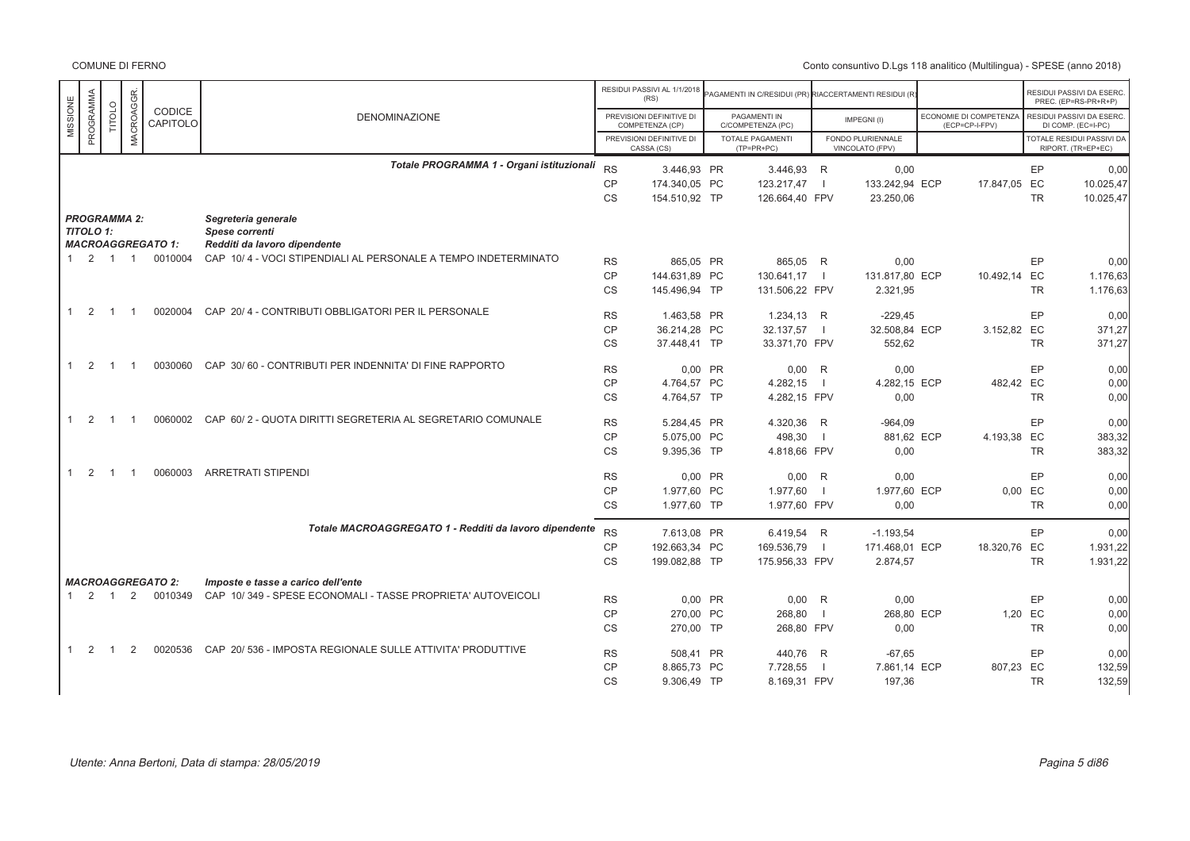COMUNE DI FERNO

Conto consuntivo D.Lgs 118 analitico (Multilingua) - SPESE (anno 2018)

| MISSIONE | PROGRAMMA | TITOLO | MACROAGGR. | CODICE CAPITOLO | DENOMINAZIONE | | RESIDUI PASSIVI AL 1/1/2018 (RS) / PREVISIONI DEFINITIVE DI COMPETENZA (CP) / PREVISIONI DEFINITIVE DI CASSA (CS) | | PAGAMENTI IN C/RESIDUI (PR) / PAGAMENTI IN C/COMPETENZA (PC) / TOTALE PAGAMENTI (TP=PR+PC) | | RIACCERTAMENTI RESIDUI (R) / IMPEGNI (I) / FONDO PLURIENNALE VINCOLATO (FPV) | | ECONOMIE DI COMPETENZA (ECP=CP-I-FPV) | | RESIDUI PASSIVI DA ESERC. PREC. (EP=RS-PR+R) / RESIDUI PASSIVI DA ESERC. DI COMP. (EC=I-PC) / TOTALE RESIDUI PASSIVI DA RIPORT. (TR=EP+EC) |
|---|---|---|---|---|---|---|---|---|---|---|---|---|---|---|---|
| | | | | | ***Totale PROGRAMMA 1 - Organi istituzionali*** | RS | 3.446,93 | PR | 3.446,93 | R | 0,00 | | | EP | 0,00 |
| | | | | | | CP | 174.340,05 | PC | 123.217,47 | I | 133.242,94 | ECP | 17.847,05 | EC | 10.025,47 |
| | | | | | | CS | 154.510,92 | TP | 126.664,40 | FPV | 23.250,06 | | | TR | 10.025,47 |
| ***PROGRAMMA 2:*** | | | | | ***Segreteria generale*** | | | | | | | | | | |
| ***TITOLO 1:*** | | | | | ***Spese correnti*** | | | | | | | | | | |
| ***MACROAGGREGATO 1:*** | | | | | ***Redditi da lavoro dipendente*** | | | | | | | | | | |
| 1 | 2 | 1 | 1 | 0010004 | CAP 10/ 4 - VOCI STIPENDIALI AL PERSONALE A TEMPO INDETERMINATO | RS | 865,05 | PR | 865,05 | R | 0,00 | | | EP | 0,00 |
| | | | | | | CP | 144.631,89 | PC | 130.641,17 | I | 131.817,80 | ECP | 10.492,14 | EC | 1.176,63 |
| | | | | | | CS | 145.496,94 | TP | 131.506,22 | FPV | 2.321,95 | | | TR | 1.176,63 |
| 1 | 2 | 1 | 1 | 0020004 | CAP 20/ 4 - CONTRIBUTI OBBLIGATORI PER IL PERSONALE | RS | 1.463,58 | PR | 1.234,13 | R | -229,45 | | | EP | 0,00 |
| | | | | | | CP | 36.214,28 | PC | 32.137,57 | I | 32.508,84 | ECP | 3.152,82 | EC | 371,27 |
| | | | | | | CS | 37.448,41 | TP | 33.371,70 | FPV | 552,62 | | | TR | 371,27 |
| 1 | 2 | 1 | 1 | 0030060 | CAP 30/ 60 - CONTRIBUTI PER INDENNITA' DI FINE RAPPORTO | RS | 0,00 | PR | 0,00 | R | 0,00 | | | EP | 0,00 |
| | | | | | | CP | 4.764,57 | PC | 4.282,15 | I | 4.282,15 | ECP | 482,42 | EC | 0,00 |
| | | | | | | CS | 4.764,57 | TP | 4.282,15 | FPV | 0,00 | | | TR | 0,00 |
| 1 | 2 | 1 | 1 | 0060002 | CAP 60/ 2 - QUOTA DIRITTI SEGRETERIA AL SEGRETARIO COMUNALE | RS | 5.284,45 | PR | 4.320,36 | R | -964,09 | | | EP | 0,00 |
| | | | | | | CP | 5.075,00 | PC | 498,30 | I | 881,62 | ECP | 4.193,38 | EC | 383,32 |
| | | | | | | CS | 9.395,36 | TP | 4.818,66 | FPV | 0,00 | | | TR | 383,32 |
| 1 | 2 | 1 | 1 | 0060003 | ARRETRATI STIPENDI | RS | 0,00 | PR | 0,00 | R | 0,00 | | | EP | 0,00 |
| | | | | | | CP | 1.977,60 | PC | 1.977,60 | I | 1.977,60 | ECP | 0,00 | EC | 0,00 |
| | | | | | | CS | 1.977,60 | TP | 1.977,60 | FPV | 0,00 | | | TR | 0,00 |
| | | | | | ***Totale MACROAGGREGATO 1 - Redditi da lavoro dipendente*** | RS | 7.613,08 | PR | 6.419,54 | R | -1.193,54 | | | EP | 0,00 |
| | | | | | | CP | 192.663,34 | PC | 169.536,79 | I | 171.468,01 | ECP | 18.320,76 | EC | 1.931,22 |
| | | | | | | CS | 199.082,88 | TP | 175.956,33 | FPV | 2.874,57 | | | TR | 1.931,22 |
| ***MACROAGGREGATO 2:*** | | | | | ***Imposte e tasse a carico dell'ente*** | | | | | | | | | | |
| 1 | 2 | 1 | 2 | 0010349 | CAP 10/ 349 - SPESE ECONOMALI - TASSE PROPRIETA' AUTOVEICOLI | RS | 0,00 | PR | 0,00 | R | 0,00 | | | EP | 0,00 |
| | | | | | | CP | 270,00 | PC | 268,80 | I | 268,80 | ECP | 1,20 | EC | 0,00 |
| | | | | | | CS | 270,00 | TP | 268,80 | FPV | 0,00 | | | TR | 0,00 |
| 1 | 2 | 1 | 2 | 0020536 | CAP 20/ 536 - IMPOSTA REGIONALE SULLE ATTIVITA' PRODUTTIVE | RS | 508,41 | PR | 440,76 | R | -67,65 | | | EP | 0,00 |
| | | | | | | CP | 8.865,73 | PC | 7.728,55 | I | 7.861,14 | ECP | 807,23 | EC | 132,59 |
| | | | | | | CS | 9.306,49 | TP | 8.169,31 | FPV | 197,36 | | | TR | 132,59 |

*Utente: Anna Bertoni, Data di stampa: 28/05/2019*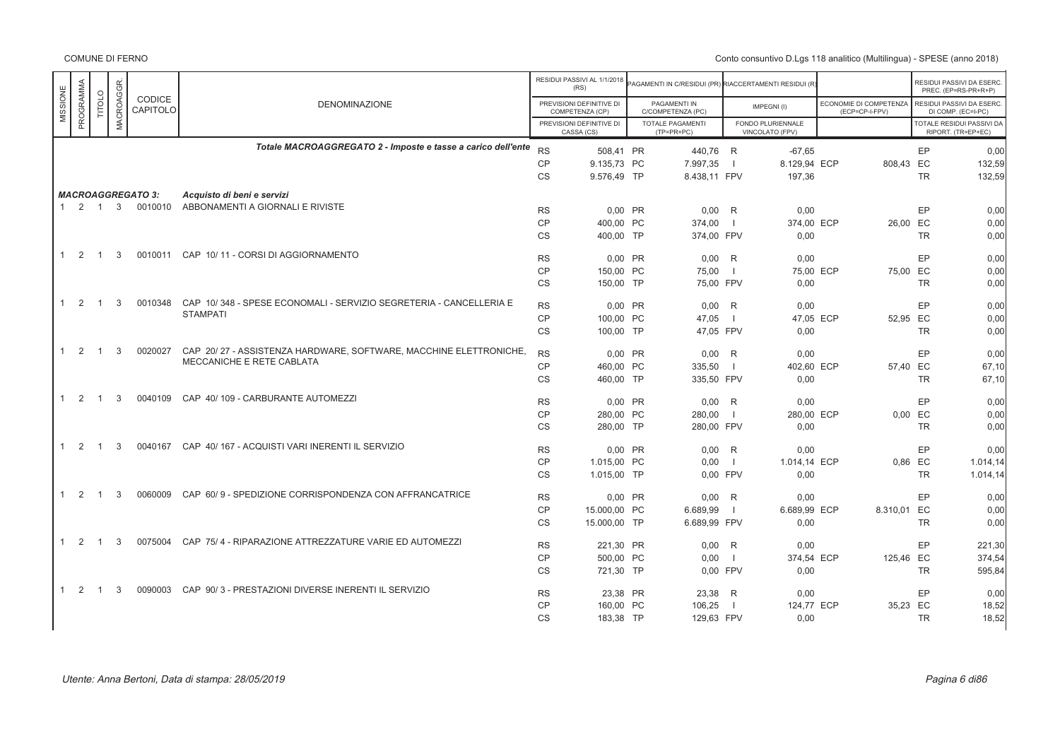| MISSIONE | PROGRAMMA | TITOLO | MACROAGGR. | CODICE CAPITOLO | DENOMINAZIONE | | RESIDUI PASSIVI AL 1/1/2018 (RS) / PREVISIONI DEFINITIVE DI COMPETENZA (CP) / PREVISIONI DEFINITIVE DI CASSA (CS) | | PAGAMENTI IN C/RESIDUI (PR) / PAGAMENTI IN C/COMPETENZA (PC) / TOTALE PAGAMENTI (TP=PR+PC) | | RIACCERTAMENTI RESIDUI (R) / IMPEGNI (I) / FONDO PLURIENNALE VINCOLATO (FPV) | | ECONOMIE DI COMPETENZA (ECP=CP-I-FPV) | | RESIDUI PASSIVI DA ESERC. PREC. (EP=RS-PR+R+P) / RESIDUI PASSIVI DA ESERC. DI COMP. (EC=I-PC) / TOTALE RESIDUI PASSIVI DA RIPORT. (TR=EP+EC) |
|---|---|---|---|---|---|---|---|---|---|---|---|---|---|---|---|
| | | | | | *Totale MACROAGGREGATO 2 - Imposte e tasse a carico dell'ente* | RS | 508,41 | PR | 440,76 | R | -67,65 | | | EP | 0,00 |
| | | | | | | CP | 9.135,73 | PC | 7.997,35 | I | 8.129,94 | ECP | 808,43 | EC | 132,59 |
| | | | | | | CS | 9.576,49 | TP | 8.438,11 | FPV | 197,36 | | | TR | 132,59 |
| | | | | ***MACROAGGREGATO 3:*** | ***Acquisto di beni e servizi*** | | | | | | | | | | |
| 1 | 2 | 1 | 3 | 0010010 | ABBONAMENTI A GIORNALI E RIVISTE | RS | 0,00 | PR | 0,00 | R | 0,00 | | | EP | 0,00 |
| | | | | | | CP | 400,00 | PC | 374,00 | I | 374,00 | ECP | 26,00 | EC | 0,00 |
| | | | | | | CS | 400,00 | TP | 374,00 | FPV | 0,00 | | | TR | 0,00 |
| 1 | 2 | 1 | 3 | 0010011 | CAP 10/ 11 - CORSI DI AGGIORNAMENTO | RS | 0,00 | PR | 0,00 | R | 0,00 | | | EP | 0,00 |
| | | | | | | CP | 150,00 | PC | 75,00 | I | 75,00 | ECP | 75,00 | EC | 0,00 |
| | | | | | | CS | 150,00 | TP | 75,00 | FPV | 0,00 | | | TR | 0,00 |
| 1 | 2 | 1 | 3 | 0010348 | CAP 10/ 348 - SPESE ECONOMALI - SERVIZIO SEGRETERIA - CANCELLERIA E STAMPATI | RS | 0,00 | PR | 0,00 | R | 0,00 | | | EP | 0,00 |
| | | | | | | CP | 100,00 | PC | 47,05 | I | 47,05 | ECP | 52,95 | EC | 0,00 |
| | | | | | | CS | 100,00 | TP | 47,05 | FPV | 0,00 | | | TR | 0,00 |
| 1 | 2 | 1 | 3 | 0020027 | CAP 20/ 27 - ASSISTENZA HARDWARE, SOFTWARE, MACCHINE ELETTRONICHE, MECCANICHE E RETE CABLATA | RS | 0,00 | PR | 0,00 | R | 0,00 | | | EP | 0,00 |
| | | | | | | CP | 460,00 | PC | 335,50 | I | 402,60 | ECP | 57,40 | EC | 67,10 |
| | | | | | | CS | 460,00 | TP | 335,50 | FPV | 0,00 | | | TR | 67,10 |
| 1 | 2 | 1 | 3 | 0040109 | CAP 40/ 109 - CARBURANTE AUTOMEZZI | RS | 0,00 | PR | 0,00 | R | 0,00 | | | EP | 0,00 |
| | | | | | | CP | 280,00 | PC | 280,00 | I | 280,00 | ECP | 0,00 | EC | 0,00 |
| | | | | | | CS | 280,00 | TP | 280,00 | FPV | 0,00 | | | TR | 0,00 |
| 1 | 2 | 1 | 3 | 0040167 | CAP 40/ 167 - ACQUISTI VARI INERENTI IL SERVIZIO | RS | 0,00 | PR | 0,00 | R | 0,00 | | | EP | 0,00 |
| | | | | | | CP | 1.015,00 | PC | 0,00 | I | 1.014,14 | ECP | 0,86 | EC | 1.014,14 |
| | | | | | | CS | 1.015,00 | TP | 0,00 | FPV | 0,00 | | | TR | 1.014,14 |
| 1 | 2 | 1 | 3 | 0060009 | CAP 60/ 9 - SPEDIZIONE CORRISPONDENZA CON AFFRANCATRICE | RS | 0,00 | PR | 0,00 | R | 0,00 | | | EP | 0,00 |
| | | | | | | CP | 15.000,00 | PC | 6.689,99 | I | 6.689,99 | ECP | 8.310,01 | EC | 0,00 |
| | | | | | | CS | 15.000,00 | TP | 6.689,99 | FPV | 0,00 | | | TR | 0,00 |
| 1 | 2 | 1 | 3 | 0075004 | CAP 75/ 4 - RIPARAZIONE ATTREZZATURE VARIE ED AUTOMEZZI | RS | 221,30 | PR | 0,00 | R | 0,00 | | | EP | 221,30 |
| | | | | | | CP | 500,00 | PC | 0,00 | I | 374,54 | ECP | 125,46 | EC | 374,54 |
| | | | | | | CS | 721,30 | TP | 0,00 | FPV | 0,00 | | | TR | 595,84 |
| 1 | 2 | 1 | 3 | 0090003 | CAP 90/ 3 - PRESTAZIONI DIVERSE INERENTI IL SERVIZIO | RS | 23,38 | PR | 23,38 | R | 0,00 | | | EP | 0,00 |
| | | | | | | CP | 160,00 | PC | 106,25 | I | 124,77 | ECP | 35,23 | EC | 18,52 |
| | | | | | | CS | 183,38 | TP | 129,63 | FPV | 0,00 | | | TR | 18,52 |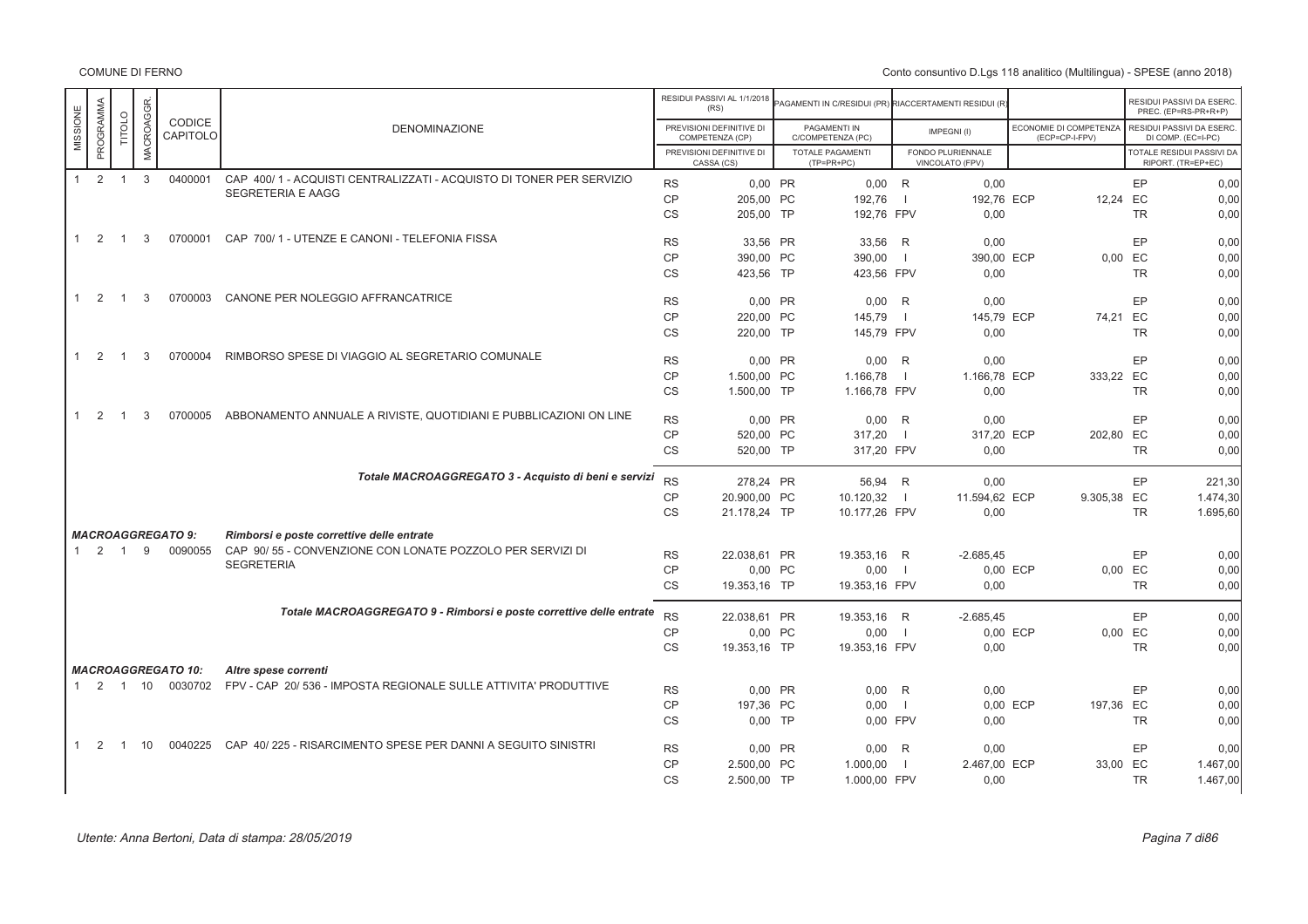| MISSIONE | PROGRAMMA | TITOLO | MACROAGGR. | CODICE CAPITOLO | DENOMINAZIONE | | RESIDUI PASSIVI AL 1/1/2018 (RS) / PREVISIONI DEFINITIVE DI COMPETENZA (CP) / PREVISIONI DEFINITIVE DI CASSA (CS) | | PAGAMENTI IN C/RESIDUI (PR) / PAGAMENTI IN C/COMPETENZA (PC) / TOTALE PAGAMENTI (TP=PR+PC) | | RIACCERTAMENTI RESIDUI (R) / IMPEGNI (I) / FONDO PLURIENNALE VINCOLATO (FPV) | | ECONOMIE DI COMPETENZA (ECP=CP-I-FPV) | | RESIDUI PASSIVI DA ESERC. PREC. (EP=RS-PR+R) / RESIDUI PASSIVI DA ESERC. DI COMP. (EC=I-PC) / TOTALE RESIDUI PASSIVI DA RIPORT. (TR=EP+EC) |
|---|---|---|---|---|---|---|---|---|---|---|---|---|---|---|---|
| 1 | 2 | 1 | 3 | 0400001 | CAP 400/ 1 - ACQUISTI CENTRALIZZATI - ACQUISTO DI TONER PER SERVIZIO SEGRETERIA E AAGG | RS | 0,00 | PR | 0,00 | R | 0,00 | | | EP | 0,00 |
| | | | | | | CP | 205,00 | PC | 192,76 | I | 192,76 | ECP | 12,24 | EC | 0,00 |
| | | | | | | CS | 205,00 | TP | 192,76 | FPV | 0,00 | | | TR | 0,00 |
| 1 | 2 | 1 | 3 | 0700001 | CAP 700/ 1 - UTENZE E CANONI - TELEFONIA FISSA | RS | 33,56 | PR | 33,56 | R | 0,00 | | | EP | 0,00 |
| | | | | | | CP | 390,00 | PC | 390,00 | I | 390,00 | ECP | 0,00 | EC | 0,00 |
| | | | | | | CS | 423,56 | TP | 423,56 | FPV | 0,00 | | | TR | 0,00 |
| 1 | 2 | 1 | 3 | 0700003 | CANONE PER NOLEGGIO AFFRANCATRICE | RS | 0,00 | PR | 0,00 | R | 0,00 | | | EP | 0,00 |
| | | | | | | CP | 220,00 | PC | 145,79 | I | 145,79 | ECP | 74,21 | EC | 0,00 |
| | | | | | | CS | 220,00 | TP | 145,79 | FPV | 0,00 | | | TR | 0,00 |
| 1 | 2 | 1 | 3 | 0700004 | RIMBORSO SPESE DI VIAGGIO AL SEGRETARIO COMUNALE | RS | 0,00 | PR | 0,00 | R | 0,00 | | | EP | 0,00 |
| | | | | | | CP | 1.500,00 | PC | 1.166,78 | I | 1.166,78 | ECP | 333,22 | EC | 0,00 |
| | | | | | | CS | 1.500,00 | TP | 1.166,78 | FPV | 0,00 | | | TR | 0,00 |
| 1 | 2 | 1 | 3 | 0700005 | ABBONAMENTO ANNUALE A RIVISTE, QUOTIDIANI E PUBBLICAZIONI ON LINE | RS | 0,00 | PR | 0,00 | R | 0,00 | | | EP | 0,00 |
| | | | | | | CP | 520,00 | PC | 317,20 | I | 317,20 | ECP | 202,80 | EC | 0,00 |
| | | | | | | CS | 520,00 | TP | 317,20 | FPV | 0,00 | | | TR | 0,00 |
| | | | | | *Totale MACROAGGREGATO 3 - Acquisto di beni e servizi* | RS | 278,24 | PR | 56,94 | R | 0,00 | | | EP | 221,30 |
| | | | | | | CP | 20.900,00 | PC | 10.120,32 | I | 11.594,62 | ECP | 9.305,38 | EC | 1.474,30 |
| | | | | | | CS | 21.178,24 | TP | 10.177,26 | FPV | 0,00 | | | TR | 1.695,60 |
| *MACROAGGREGATO 9:* | | | | | *Rimborsi e poste correttive delle entrate* | | | | | | | | | | |
| 1 | 2 | 1 | 9 | 0090055 | CAP 90/ 55 - CONVENZIONE CON LONATE POZZOLO PER SERVIZI DI SEGRETERIA | RS | 22.038,61 | PR | 19.353,16 | R | -2.685,45 | | | EP | 0,00 |
| | | | | | | CP | 0,00 | PC | 0,00 | I | 0,00 | ECP | 0,00 | EC | 0,00 |
| | | | | | | CS | 19.353,16 | TP | 19.353,16 | FPV | 0,00 | | | TR | 0,00 |
| | | | | | *Totale MACROAGGREGATO 9 - Rimborsi e poste correttive delle entrate* | RS | 22.038,61 | PR | 19.353,16 | R | -2.685,45 | | | EP | 0,00 |
| | | | | | | CP | 0,00 | PC | 0,00 | I | 0,00 | ECP | 0,00 | EC | 0,00 |
| | | | | | | CS | 19.353,16 | TP | 19.353,16 | FPV | 0,00 | | | TR | 0,00 |
| *MACROAGGREGATO 10:* | | | | | *Altre spese correnti* | | | | | | | | | | |
| 1 | 2 | 1 | 10 | 0030702 | FPV - CAP 20/ 536 - IMPOSTA REGIONALE SULLE ATTIVITA' PRODUTTIVE | RS | 0,00 | PR | 0,00 | R | 0,00 | | | EP | 0,00 |
| | | | | | | CP | 197,36 | PC | 0,00 | I | 0,00 | ECP | 197,36 | EC | 0,00 |
| | | | | | | CS | 0,00 | TP | 0,00 | FPV | 0,00 | | | TR | 0,00 |
| 1 | 2 | 1 | 10 | 0040225 | CAP 40/ 225 - RISARCIMENTO SPESE PER DANNI A SEGUITO SINISTRI | RS | 0,00 | PR | 0,00 | R | 0,00 | | | EP | 0,00 |
| | | | | | | CP | 2.500,00 | PC | 1.000,00 | I | 2.467,00 | ECP | 33,00 | EC | 1.467,00 |
| | | | | | | CS | 2.500,00 | TP | 1.000,00 | FPV | 0,00 | | | TR | 1.467,00 |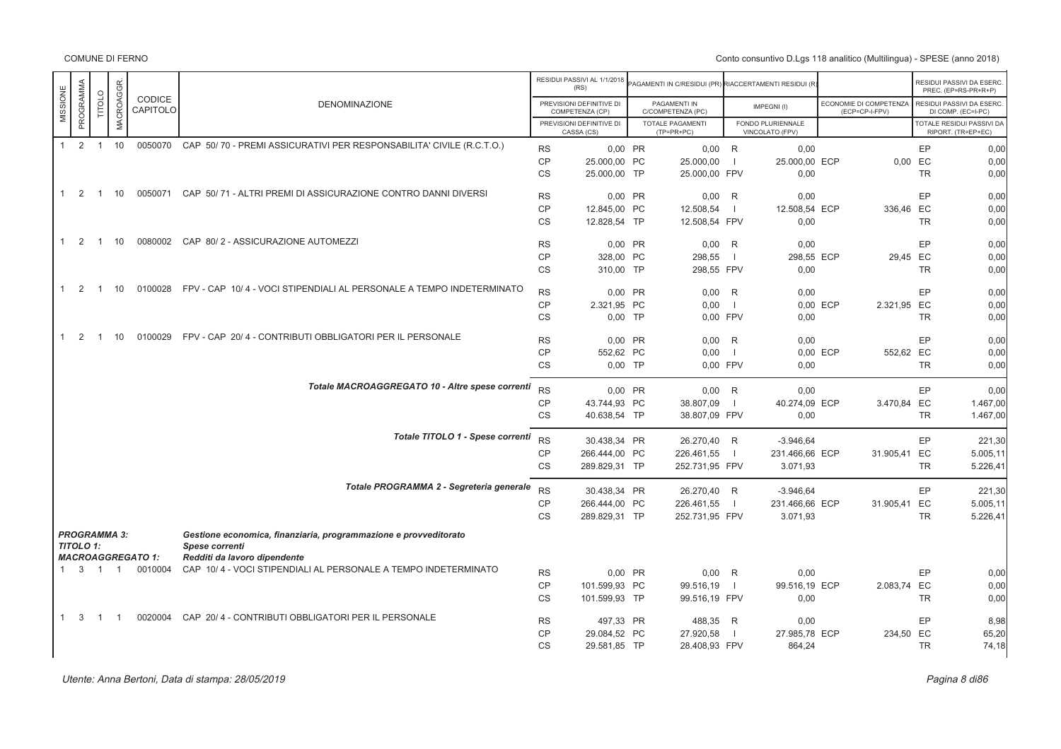COMUNE DI FERNO

Conto consuntivo D.Lgs 118 analitico (Multilingua) - SPESE (anno 2018)

| MISSIONE | PROGRAMMA | TITOLO | MACROAGGR. | CODICE CAPITOLO | DENOMINAZIONE | | RESIDUI PASSIVI AL 1/1/2018 (RS) / PREVISIONI DEFINITIVE DI COMPETENZA (CP) / PREVISIONI DEFINITIVE DI CASSA (CS) | | PAGAMENTI IN C/RESIDUI (PR) / PAGAMENTI IN C/COMPETENZA (PC) / TOTALE PAGAMENTI (TP=PR+PC) | | RIACCERTAMENTI RESIDUI (R) / IMPEGNI (I) / FONDO PLURIENNALE VINCOLATO (FPV) | | ECONOMIE DI COMPETENZA (ECP=CP-I-FPV) | | RESIDUI PASSIVI DA ESERC. PREC. (EP=RS-PR+R+P) / RESIDUI PASSIVI DA ESERC. DI COMP. (EC=I-PC) / TOTALE RESIDUI PASSIVI DA RIPORT. (TR=EP+EC) |
|---|---|---|---|---|---|---|---|---|---|---|---|---|---|---|---|
| 1 | 2 | 1 | 10 | 0050070 | CAP 50/ 70 - PREMI ASSICURATIVI PER RESPONSABILITA' CIVILE (R.C.T.O.) | RS | 0,00 | PR | 0,00 | R | 0,00 | | | EP | 0,00 |
| | | | | | | CP | 25.000,00 | PC | 25.000,00 | I | 25.000,00 | ECP | 0,00 | EC | 0,00 |
| | | | | | | CS | 25.000,00 | TP | 25.000,00 | FPV | 0,00 | | | TR | 0,00 |
| 1 | 2 | 1 | 10 | 0050071 | CAP 50/ 71 - ALTRI PREMI DI ASSICURAZIONE CONTRO DANNI DIVERSI | RS | 0,00 | PR | 0,00 | R | 0,00 | | | EP | 0,00 |
| | | | | | | CP | 12.845,00 | PC | 12.508,54 | I | 12.508,54 | ECP | 336,46 | EC | 0,00 |
| | | | | | | CS | 12.828,54 | TP | 12.508,54 | FPV | 0,00 | | | TR | 0,00 |
| 1 | 2 | 1 | 10 | 0080002 | CAP 80/ 2 - ASSICURAZIONE AUTOMEZZI | RS | 0,00 | PR | 0,00 | R | 0,00 | | | EP | 0,00 |
| | | | | | | CP | 328,00 | PC | 298,55 | I | 298,55 | ECP | 29,45 | EC | 0,00 |
| | | | | | | CS | 310,00 | TP | 298,55 | FPV | 0,00 | | | TR | 0,00 |
| 1 | 2 | 1 | 10 | 0100028 | FPV - CAP 10/ 4 - VOCI STIPENDIALI AL PERSONALE A TEMPO INDETERMINATO | RS | 0,00 | PR | 0,00 | R | 0,00 | | | EP | 0,00 |
| | | | | | | CP | 2.321,95 | PC | 0,00 | I | 0,00 | ECP | 2.321,95 | EC | 0,00 |
| | | | | | | CS | 0,00 | TP | 0,00 | FPV | 0,00 | | | TR | 0,00 |
| 1 | 2 | 1 | 10 | 0100029 | FPV - CAP 20/ 4 - CONTRIBUTI OBBLIGATORI PER IL PERSONALE | RS | 0,00 | PR | 0,00 | R | 0,00 | | | EP | 0,00 |
| | | | | | | CP | 552,62 | PC | 0,00 | I | 0,00 | ECP | 552,62 | EC | 0,00 |
| | | | | | | CS | 0,00 | TP | 0,00 | FPV | 0,00 | | | TR | 0,00 |
| | | | | | *Totale MACROAGGREGATO 10 - Altre spese correnti* | RS | 0,00 | PR | 0,00 | R | 0,00 | | | EP | 0,00 |
| | | | | | | CP | 43.744,93 | PC | 38.807,09 | I | 40.274,09 | ECP | 3.470,84 | EC | 1.467,00 |
| | | | | | | CS | 40.638,54 | TP | 38.807,09 | FPV | 0,00 | | | TR | 1.467,00 |
| | | | | | *Totale TITOLO 1 - Spese correnti* | RS | 30.438,34 | PR | 26.270,40 | R | -3.946,64 | | | EP | 221,30 |
| | | | | | | CP | 266.444,00 | PC | 226.461,55 | I | 231.466,66 | ECP | 31.905,41 | EC | 5.005,11 |
| | | | | | | CS | 289.829,31 | TP | 252.731,95 | FPV | 3.071,93 | | | TR | 5.226,41 |
| | | | | | *Totale PROGRAMMA 2 - Segreteria generale* | RS | 30.438,34 | PR | 26.270,40 | R | -3.946,64 | | | EP | 221,30 |
| | | | | | | CP | 266.444,00 | PC | 226.461,55 | I | 231.466,66 | ECP | 31.905,41 | EC | 5.005,11 |
| | | | | | | CS | 289.829,31 | TP | 252.731,95 | FPV | 3.071,93 | | | TR | 5.226,41 |
| ***PROGRAMMA 3:*** | | | | | ***Gestione economica, finanziaria, programmazione e provveditorato*** | | | | | | | | | | |
| ***TITOLO 1:*** | | | | | ***Spese correnti*** | | | | | | | | | | |
| ***MACROAGGREGATO 1:*** | | | | | ***Redditi da lavoro dipendente*** | | | | | | | | | | |
| 1 | 3 | 1 | 1 | 0010004 | CAP 10/ 4 - VOCI STIPENDIALI AL PERSONALE A TEMPO INDETERMINATO | RS | 0,00 | PR | 0,00 | R | 0,00 | | | EP | 0,00 |
| | | | | | | CP | 101.599,93 | PC | 99.516,19 | I | 99.516,19 | ECP | 2.083,74 | EC | 0,00 |
| | | | | | | CS | 101.599,93 | TP | 99.516,19 | FPV | 0,00 | | | TR | 0,00 |
| 1 | 3 | 1 | 1 | 0020004 | CAP 20/ 4 - CONTRIBUTI OBBLIGATORI PER IL PERSONALE | RS | 497,33 | PR | 488,35 | R | 0,00 | | | EP | 8,98 |
| | | | | | | CP | 29.084,52 | PC | 27.920,58 | I | 27.985,78 | ECP | 234,50 | EC | 65,20 |
| | | | | | | CS | 29.581,85 | TP | 28.408,93 | FPV | 864,24 | | | TR | 74,18 |

*Utente: Anna Bertoni, Data di stampa: 28/05/2019*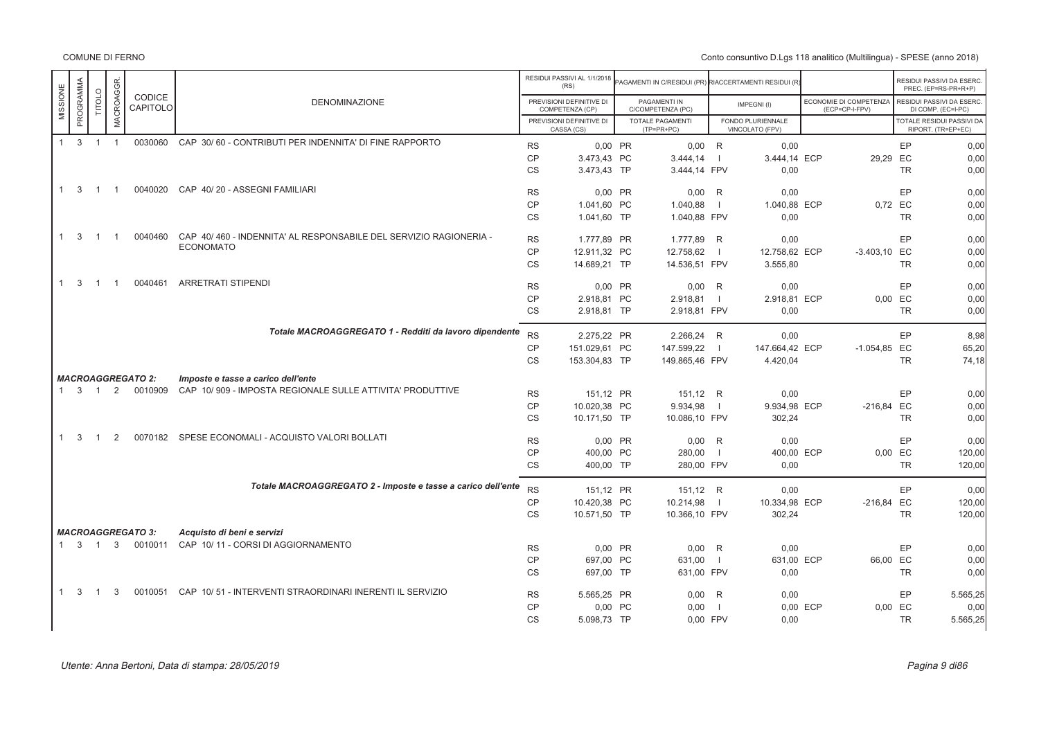COMUNE DI FERNO

Conto consuntivo D.Lgs 118 analitico (Multilingua) - SPESE (anno 2018)

| MISSIONE | PROGRAMMA | TITOLO | MACROAGGR. | CODICE CAPITOLO | DENOMINAZIONE | | RESIDUI PASSIVI AL 1/1/2018 (RS) / PREVISIONI DEFINITIVE DI COMPETENZA (CP) / PREVISIONI DEFINITIVE DI CASSA (CS) | | PAGAMENTI IN C/RESIDUI (PR) / PAGAMENTI IN C/COMPETENZA (PC) / TOTALE PAGAMENTI (TP=PR+PC) | | RIACCERTAMENTI RESIDUI (R) / IMPEGNI (I) / FONDO PLURIENNALE VINCOLATO (FPV) | | ECONOMIE DI COMPETENZA (ECP=CP-I-FPV) | | RESIDUI PASSIVI DA ESERC. PREC. (EP=RS-PR+R) / RESIDUI PASSIVI DA ESERC. DI COMP. (EC=I-PC) / TOTALE RESIDUI PASSIVI DA RIPORT. (TR=EP+EC) |
|---|---|---|---|---|---|---|---|---|---|---|---|---|---|---|---|
| 1 | 3 | 1 | 1 | 0030060 | CAP 30/ 60 - CONTRIBUTI PER INDENNITA' DI FINE RAPPORTO | RS | 0,00 | PR | 0,00 | R | 0,00 | | | EP | 0,00 |
| | | | | | | CP | 3.473,43 | PC | 3.444,14 | I | 3.444,14 | ECP | 29,29 | EC | 0,00 |
| | | | | | | CS | 3.473,43 | TP | 3.444,14 | FPV | 0,00 | | | TR | 0,00 |
| 1 | 3 | 1 | 1 | 0040020 | CAP 40/ 20 - ASSEGNI FAMILIARI | RS | 0,00 | PR | 0,00 | R | 0,00 | | | EP | 0,00 |
| | | | | | | CP | 1.041,60 | PC | 1.040,88 | I | 1.040,88 | ECP | 0,72 | EC | 0,00 |
| | | | | | | CS | 1.041,60 | TP | 1.040,88 | FPV | 0,00 | | | TR | 0,00 |
| 1 | 3 | 1 | 1 | 0040460 | CAP 40/ 460 - INDENNITA' AL RESPONSABILE DEL SERVIZIO RAGIONERIA - ECONOMATO | RS | 1.777,89 | PR | 1.777,89 | R | 0,00 | | | EP | 0,00 |
| | | | | | | CP | 12.911,32 | PC | 12.758,62 | I | 12.758,62 | ECP | -3.403,10 | EC | 0,00 |
| | | | | | | CS | 14.689,21 | TP | 14.536,51 | FPV | 3.555,80 | | | TR | 0,00 |
| 1 | 3 | 1 | 1 | 0040461 | ARRETRATI STIPENDI | RS | 0,00 | PR | 0,00 | R | 0,00 | | | EP | 0,00 |
| | | | | | | CP | 2.918,81 | PC | 2.918,81 | I | 2.918,81 | ECP | 0,00 | EC | 0,00 |
| | | | | | | CS | 2.918,81 | TP | 2.918,81 | FPV | 0,00 | | | TR | 0,00 |
| | | | | | ***Totale MACROAGGREGATO 1 - Redditi da lavoro dipendente*** | RS | 2.275,22 | PR | 2.266,24 | R | 0,00 | | | EP | 8,98 |
| | | | | | | CP | 151.029,61 | PC | 147.599,22 | I | 147.664,42 | ECP | -1.054,85 | EC | 65,20 |
| | | | | | | CS | 153.304,83 | TP | 149.865,46 | FPV | 4.420,04 | | | TR | 74,18 |
| ***MACROAGGREGATO 2:*** | | | | | ***Imposte e tasse a carico dell'ente*** | | | | | | | | | | |
| 1 | 3 | 1 | 2 | 0010909 | CAP 10/ 909 - IMPOSTA REGIONALE SULLE ATTIVITA' PRODUTTIVE | RS | 151,12 | PR | 151,12 | R | 0,00 | | | EP | 0,00 |
| | | | | | | CP | 10.020,38 | PC | 9.934,98 | I | 9.934,98 | ECP | -216,84 | EC | 0,00 |
| | | | | | | CS | 10.171,50 | TP | 10.086,10 | FPV | 302,24 | | | TR | 0,00 |
| 1 | 3 | 1 | 2 | 0070182 | SPESE ECONOMALI - ACQUISTO VALORI BOLLATI | RS | 0,00 | PR | 0,00 | R | 0,00 | | | EP | 0,00 |
| | | | | | | CP | 400,00 | PC | 280,00 | I | 400,00 | ECP | 0,00 | EC | 120,00 |
| | | | | | | CS | 400,00 | TP | 280,00 | FPV | 0,00 | | | TR | 120,00 |
| | | | | | ***Totale MACROAGGREGATO 2 - Imposte e tasse a carico dell'ente*** | RS | 151,12 | PR | 151,12 | R | 0,00 | | | EP | 0,00 |
| | | | | | | CP | 10.420,38 | PC | 10.214,98 | I | 10.334,98 | ECP | -216,84 | EC | 120,00 |
| | | | | | | CS | 10.571,50 | TP | 10.366,10 | FPV | 302,24 | | | TR | 120,00 |
| ***MACROAGGREGATO 3:*** | | | | | ***Acquisto di beni e servizi*** | | | | | | | | | | |
| 1 | 3 | 1 | 3 | 0010011 | CAP 10/ 11 - CORSI DI AGGIORNAMENTO | RS | 0,00 | PR | 0,00 | R | 0,00 | | | EP | 0,00 |
| | | | | | | CP | 697,00 | PC | 631,00 | I | 631,00 | ECP | 66,00 | EC | 0,00 |
| | | | | | | CS | 697,00 | TP | 631,00 | FPV | 0,00 | | | TR | 0,00 |
| 1 | 3 | 1 | 3 | 0010051 | CAP 10/ 51 - INTERVENTI STRAORDINARI INERENTI IL SERVIZIO | RS | 5.565,25 | PR | 0,00 | R | 0,00 | | | EP | 5.565,25 |
| | | | | | | CP | 0,00 | PC | 0,00 | I | 0,00 | ECP | 0,00 | EC | 0,00 |
| | | | | | | CS | 5.098,73 | TP | 0,00 | FPV | 0,00 | | | TR | 5.565,25 |

Utente: Anna Bertoni, Data di stampa: 28/05/2019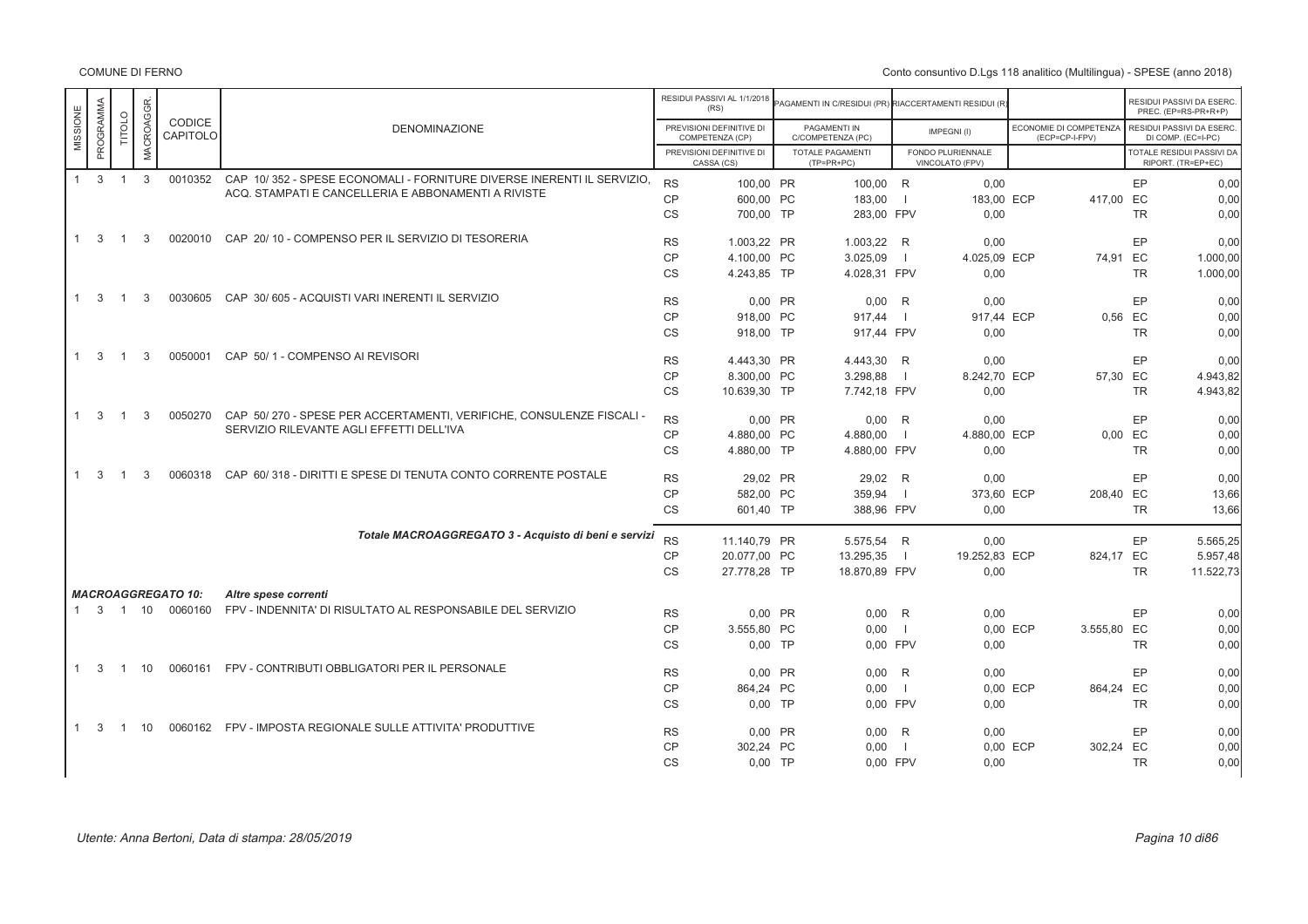| MISSIONE | PROGRAMMA | TITOLO | MACROAGGR. | CODICE CAPITOLO | DENOMINAZIONE | | RESIDUI PASSIVI AL 1/1/2018 (RS) / PREVISIONI DEFINITIVE DI COMPETENZA (CP) / PREVISIONI DEFINITIVE DI CASSA (CS) | | PAGAMENTI IN C/RESIDUI (PR) / PAGAMENTI IN C/COMPETENZA (PC) / TOTALE PAGAMENTI (TP=PR+PC) | | RIACCERTAMENTI RESIDUI (R) / IMPEGNI (I) / FONDO PLURIENNALE VINCOLATO (FPV) | | ECONOMIE DI COMPETENZA (ECP=CP-I-FPV) | | RESIDUI PASSIVI DA ESERC. PREC. (EP=RS-PR+R) / RESIDUI PASSIVI DA ESERC. DI COMP. (EC=I-PC) / TOTALE RESIDUI PASSIVI DA RIPORT. (TR=EP+EC) |
|---|---|---|---|---|---|---|---|---|---|---|---|---|---|---|---|
| 1 | 3 | 1 | 3 | 0010352 | CAP 10/ 352 - SPESE ECONOMALI - FORNITURE DIVERSE INERENTI IL SERVIZIO, ACQ. STAMPATI E CANCELLERIA E ABBONAMENTI A RIVISTE | RS | 100,00 | PR | 100,00 | R | 0,00 | | | EP | 0,00 |
| | | | | | | CP | 600,00 | PC | 183,00 | I | 183,00 | ECP | 417,00 | EC | 0,00 |
| | | | | | | CS | 700,00 | TP | 283,00 | FPV | 0,00 | | | TR | 0,00 |
| 1 | 3 | 1 | 3 | 0020010 | CAP 20/ 10 - COMPENSO PER IL SERVIZIO DI TESORERIA | RS | 1.003,22 | PR | 1.003,22 | R | 0,00 | | | EP | 0,00 |
| | | | | | | CP | 4.100,00 | PC | 3.025,09 | I | 4.025,09 | ECP | 74,91 | EC | 1.000,00 |
| | | | | | | CS | 4.243,85 | TP | 4.028,31 | FPV | 0,00 | | | TR | 1.000,00 |
| 1 | 3 | 1 | 3 | 0030605 | CAP 30/ 605 - ACQUISTI VARI INERENTI IL SERVIZIO | RS | 0,00 | PR | 0,00 | R | 0,00 | | | EP | 0,00 |
| | | | | | | CP | 918,00 | PC | 917,44 | I | 917,44 | ECP | 0,56 | EC | 0,00 |
| | | | | | | CS | 918,00 | TP | 917,44 | FPV | 0,00 | | | TR | 0,00 |
| 1 | 3 | 1 | 3 | 0050001 | CAP 50/ 1 - COMPENSO AI REVISORI | RS | 4.443,30 | PR | 4.443,30 | R | 0,00 | | | EP | 0,00 |
| | | | | | | CP | 8.300,00 | PC | 3.298,88 | I | 8.242,70 | ECP | 57,30 | EC | 4.943,82 |
| | | | | | | CS | 10.639,30 | TP | 7.742,18 | FPV | 0,00 | | | TR | 4.943,82 |
| 1 | 3 | 1 | 3 | 0050270 | CAP 50/ 270 - SPESE PER ACCERTAMENTI, VERIFICHE, CONSULENZE FISCALI - SERVIZIO RILEVANTE AGLI EFFETTI DELL'IVA | RS | 0,00 | PR | 0,00 | R | 0,00 | | | EP | 0,00 |
| | | | | | | CP | 4.880,00 | PC | 4.880,00 | I | 4.880,00 | ECP | 0,00 | EC | 0,00 |
| | | | | | | CS | 4.880,00 | TP | 4.880,00 | FPV | 0,00 | | | TR | 0,00 |
| 1 | 3 | 1 | 3 | 0060318 | CAP 60/ 318 - DIRITTI E SPESE DI TENUTA CONTO CORRENTE POSTALE | RS | 29,02 | PR | 29,02 | R | 0,00 | | | EP | 0,00 |
| | | | | | | CP | 582,00 | PC | 359,94 | I | 373,60 | ECP | 208,40 | EC | 13,66 |
| | | | | | | CS | 601,40 | TP | 388,96 | FPV | 0,00 | | | TR | 13,66 |
| | | | | | ***Totale MACROAGGREGATO 3 - Acquisto di beni e servizi*** | RS | 11.140,79 | PR | 5.575,54 | R | 0,00 | | | EP | 5.565,25 |
| | | | | | | CP | 20.077,00 | PC | 13.295,35 | I | 19.252,83 | ECP | 824,17 | EC | 5.957,48 |
| | | | | | | CS | 27.778,28 | TP | 18.870,89 | FPV | 0,00 | | | TR | 11.522,73 |
| ***MACROAGGREGATO 10:*** | | | | | ***Altre spese correnti*** | | | | | | | | | | |
| 1 | 3 | 1 | 10 | 0060160 | FPV - INDENNITA' DI RISULTATO AL RESPONSABILE DEL SERVIZIO | RS | 0,00 | PR | 0,00 | R | 0,00 | | | EP | 0,00 |
| | | | | | | CP | 3.555,80 | PC | 0,00 | I | 0,00 | ECP | 3.555,80 | EC | 0,00 |
| | | | | | | CS | 0,00 | TP | 0,00 | FPV | 0,00 | | | TR | 0,00 |
| 1 | 3 | 1 | 10 | 0060161 | FPV - CONTRIBUTI OBBLIGATORI PER IL PERSONALE | RS | 0,00 | PR | 0,00 | R | 0,00 | | | EP | 0,00 |
| | | | | | | CP | 864,24 | PC | 0,00 | I | 0,00 | ECP | 864,24 | EC | 0,00 |
| | | | | | | CS | 0,00 | TP | 0,00 | FPV | 0,00 | | | TR | 0,00 |
| 1 | 3 | 1 | 10 | 0060162 | FPV - IMPOSTA REGIONALE SULLE ATTIVITA' PRODUTTIVE | RS | 0,00 | PR | 0,00 | R | 0,00 | | | EP | 0,00 |
| | | | | | | CP | 302,24 | PC | 0,00 | I | 0,00 | ECP | 302,24 | EC | 0,00 |
| | | | | | | CS | 0,00 | TP | 0,00 | FPV | 0,00 | | | TR | 0,00 |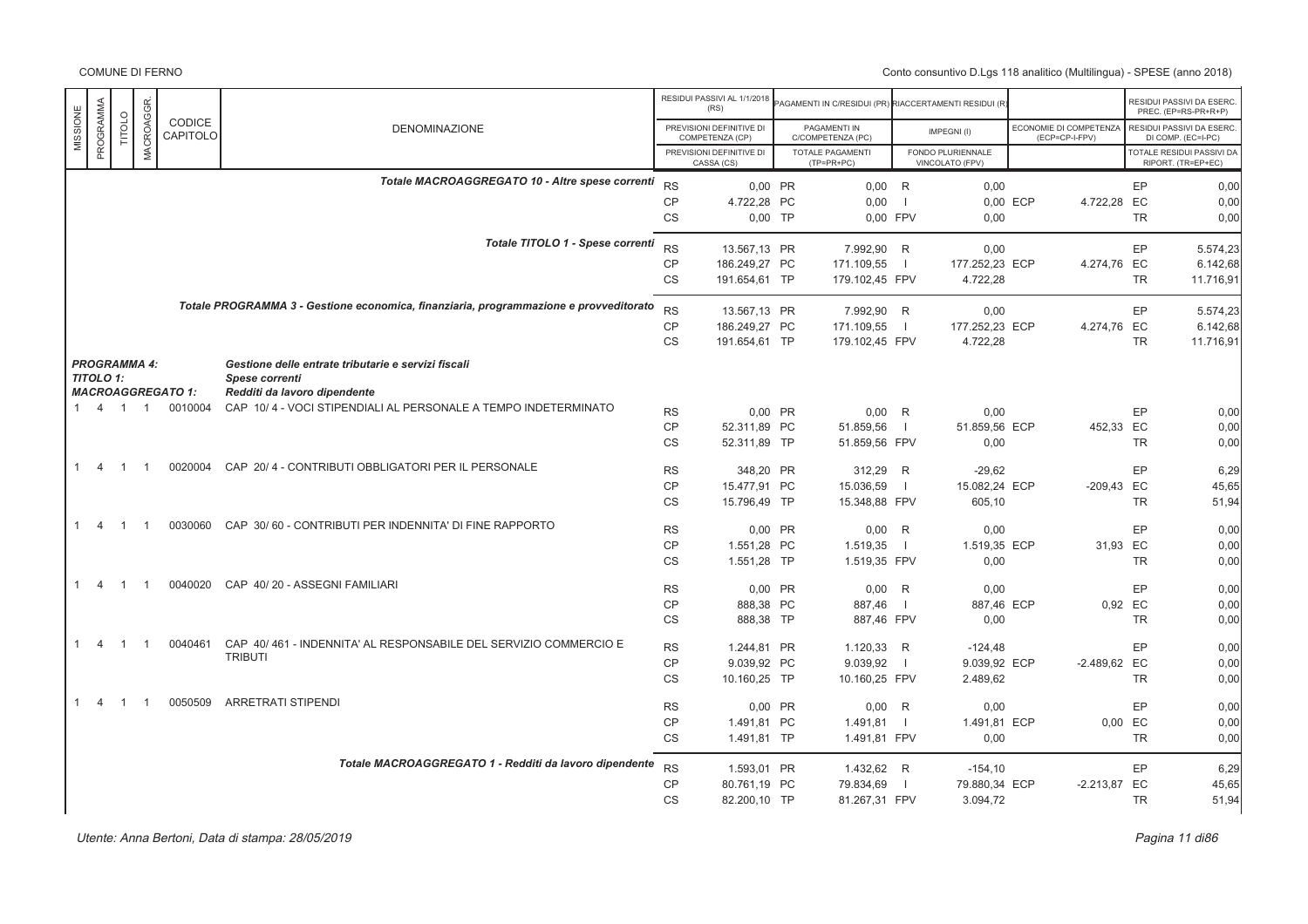| MISSIONE | PROGRAMMA | TITOLO | MACROAGGR. | CODICE CAPITOLO | DENOMINAZIONE | | RESIDUI PASSIVI AL 1/1/2018 (RS) / PREVISIONI DEFINITIVE DI COMPETENZA (CP) / PREVISIONI DEFINITIVE DI CASSA (CS) | | PAGAMENTI IN C/RESIDUI (PR) / PAGAMENTI IN C/COMPETENZA (PC) / TOTALE PAGAMENTI (TP=PR+PC) | | RIACCERTAMENTI RESIDUI (R) / IMPEGNI (I) / FONDO PLURIENNALE VINCOLATO (FPV) | | ECONOMIE DI COMPETENZA (ECP=CP-I-FPV) | | RESIDUI PASSIVI DA ESERC. PREC. (EP=RS-PR+R+P) / RESIDUI PASSIVI DA ESERC. DI COMP. (EC=I-PC) / TOTALE RESIDUI PASSIVI DA RIPORT. (TR=EP+EC) |
|---|---|---|---|---|---|---|---|---|---|---|---|---|---|---|---|
| | | | | | **Totale MACROAGGREGATO 10 - Altre spese correnti** | RS | 0,00 | PR | 0,00 | R | 0,00 | | | EP | 0,00 |
| | | | | | | CP | 4.722,28 | PC | 0,00 | I | 0,00 | ECP | 4.722,28 | EC | 0,00 |
| | | | | | | CS | 0,00 | TP | 0,00 | FPV | 0,00 | | | TR | 0,00 |
| | | | | | **Totale TITOLO 1 - Spese correnti** | RS | 13.567,13 | PR | 7.992,90 | R | 0,00 | | | EP | 5.574,23 |
| | | | | | | CP | 186.249,27 | PC | 171.109,55 | I | 177.252,23 | ECP | 4.274,76 | EC | 6.142,68 |
| | | | | | | CS | 191.654,61 | TP | 179.102,45 | FPV | 4.722,28 | | | TR | 11.716,91 |
| | | | | | **Totale PROGRAMMA 3 - Gestione economica, finanziaria, programmazione e provveditorato** | RS | 13.567,13 | PR | 7.992,90 | R | 0,00 | | | EP | 5.574,23 |
| | | | | | | CP | 186.249,27 | PC | 171.109,55 | I | 177.252,23 | ECP | 4.274,76 | EC | 6.142,68 |
| | | | | | | CS | 191.654,61 | TP | 179.102,45 | FPV | 4.722,28 | | | TR | 11.716,91 |
| ***PROGRAMMA 4:*** | | | | | ***Gestione delle entrate tributarie e servizi fiscali*** | | | | | | | | | | |
| ***TITOLO 1:*** | | | | | ***Spese correnti*** | | | | | | | | | | |
| ***MACROAGGREGATO 1:*** | | | | | ***Redditi da lavoro dipendente*** | | | | | | | | | | |
| 1 | 4 | 1 | 1 | 0010004 | CAP 10/ 4 - VOCI STIPENDIALI AL PERSONALE A TEMPO INDETERMINATO | RS | 0,00 | PR | 0,00 | R | 0,00 | | | EP | 0,00 |
| | | | | | | CP | 52.311,89 | PC | 51.859,56 | I | 51.859,56 | ECP | 452,33 | EC | 0,00 |
| | | | | | | CS | 52.311,89 | TP | 51.859,56 | FPV | 0,00 | | | TR | 0,00 |
| 1 | 4 | 1 | 1 | 0020004 | CAP 20/ 4 - CONTRIBUTI OBBLIGATORI PER IL PERSONALE | RS | 348,20 | PR | 312,29 | R | -29,62 | | | EP | 6,29 |
| | | | | | | CP | 15.477,91 | PC | 15.036,59 | I | 15.082,24 | ECP | -209,43 | EC | 45,65 |
| | | | | | | CS | 15.796,49 | TP | 15.348,88 | FPV | 605,10 | | | TR | 51,94 |
| 1 | 4 | 1 | 1 | 0030060 | CAP 30/ 60 - CONTRIBUTI PER INDENNITA' DI FINE RAPPORTO | RS | 0,00 | PR | 0,00 | R | 0,00 | | | EP | 0,00 |
| | | | | | | CP | 1.551,28 | PC | 1.519,35 | I | 1.519,35 | ECP | 31,93 | EC | 0,00 |
| | | | | | | CS | 1.551,28 | TP | 1.519,35 | FPV | 0,00 | | | TR | 0,00 |
| 1 | 4 | 1 | 1 | 0040020 | CAP 40/ 20 - ASSEGNI FAMILIARI | RS | 0,00 | PR | 0,00 | R | 0,00 | | | EP | 0,00 |
| | | | | | | CP | 888,38 | PC | 887,46 | I | 887,46 | ECP | 0,92 | EC | 0,00 |
| | | | | | | CS | 888,38 | TP | 887,46 | FPV | 0,00 | | | TR | 0,00 |
| 1 | 4 | 1 | 1 | 0040461 | CAP 40/ 461 - INDENNITA' AL RESPONSABILE DEL SERVIZIO COMMERCIO E TRIBUTI | RS | 1.244,81 | PR | 1.120,33 | R | -124,48 | | | EP | 0,00 |
| | | | | | | CP | 9.039,92 | PC | 9.039,92 | I | 9.039,92 | ECP | -2.489,62 | EC | 0,00 |
| | | | | | | CS | 10.160,25 | TP | 10.160,25 | FPV | 2.489,62 | | | TR | 0,00 |
| 1 | 4 | 1 | 1 | 0050509 | ARRETRATI STIPENDI | RS | 0,00 | PR | 0,00 | R | 0,00 | | | EP | 0,00 |
| | | | | | | CP | 1.491,81 | PC | 1.491,81 | I | 1.491,81 | ECP | 0,00 | EC | 0,00 |
| | | | | | | CS | 1.491,81 | TP | 1.491,81 | FPV | 0,00 | | | TR | 0,00 |
| | | | | | **Totale MACROAGGREGATO 1 - Redditi da lavoro dipendente** | RS | 1.593,01 | PR | 1.432,62 | R | -154,10 | | | EP | 6,29 |
| | | | | | | CP | 80.761,19 | PC | 79.834,69 | I | 79.880,34 | ECP | -2.213,87 | EC | 45,65 |
| | | | | | | CS | 82.200,10 | TP | 81.267,31 | FPV | 3.094,72 | | | TR | 51,94 |

*Utente: Anna Bertoni, Data di stampa: 28/05/2019*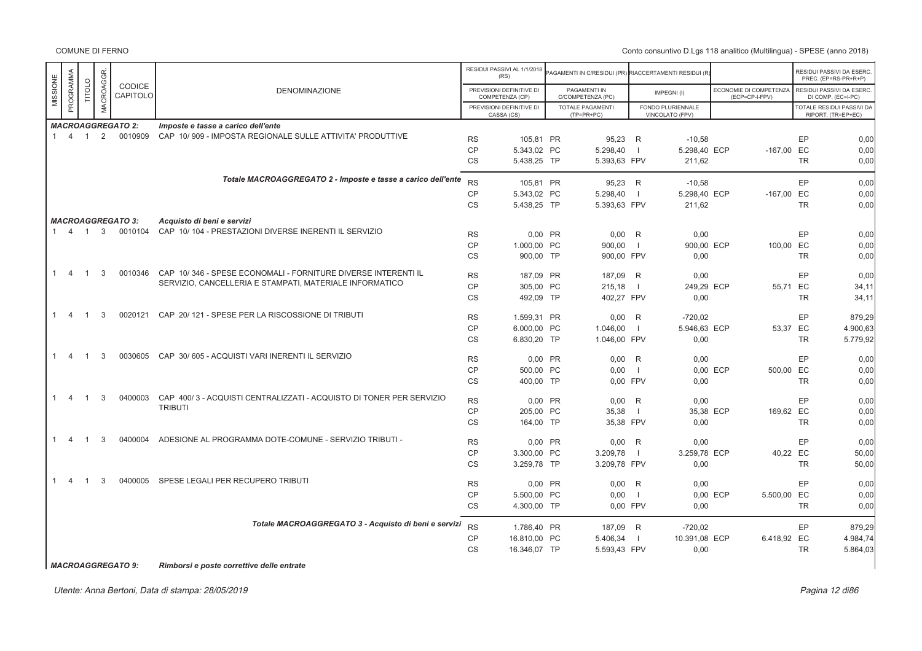COMUNE DI FERNO

Conto consuntivo D.Lgs 118 analitico (Multilingua) - SPESE (anno 2018)

| MISSIONE | PROGRAMMA | TITOLO | MACROAGGR. | CODICE CAPITOLO | DENOMINAZIONE | | RESIDUI PASSIVI AL 1/1/2018 (RS) / PREVISIONI DEFINITIVE DI COMPETENZA (CP) / PREVISIONI DEFINITIVE DI CASSA (CS) | | PAGAMENTI IN C/RESIDUI (PR) / PAGAMENTI IN C/COMPETENZA (PC) / TOTALE PAGAMENTI (TP=PR+PC) | | RIACCERTAMENTI RESIDUI (R) / IMPEGNI (I) / FONDO PLURIENNALE VINCOLATO (FPV) | | ECONOMIE DI COMPETENZA (ECP=CP-I-FPV) | | RESIDUI PASSIVI DA ESERC. PREC. (EP=RS-PR+R+P) / RESIDUI PASSIVI DA ESERC. DI COMP. (EC=I-PC) / TOTALE RESIDUI PASSIVI DA RIPORT. (TR=EP+EC) |
|---|---|---|---|---|---|---|---|---|---|---|---|---|---|---|---|
| | | | | | ***MACROAGGREGATO 2:*** ***Imposte e tasse a carico dell'ente*** | | | | | | | | | | |
| 1 | 4 | 1 | 2 | 0010909 | CAP 10/ 909 - IMPOSTA REGIONALE SULLE ATTIVITA' PRODUTTIVE | RS | 105,81 | PR | 95,23 | R | -10,58 | | | EP | 0,00 |
| | | | | | | CP | 5.343,02 | PC | 5.298,40 | I | 5.298,40 | ECP | -167,00 | EC | 0,00 |
| | | | | | | CS | 5.438,25 | TP | 5.393,63 | FPV | 211,62 | | | TR | 0,00 |
| | | | | | ***Totale MACROAGGREGATO 2 - Imposte e tasse a carico dell'ente*** | RS | 105,81 | PR | 95,23 | R | -10,58 | | | EP | 0,00 |
| | | | | | | CP | 5.343,02 | PC | 5.298,40 | I | 5.298,40 | ECP | -167,00 | EC | 0,00 |
| | | | | | | CS | 5.438,25 | TP | 5.393,63 | FPV | 211,62 | | | TR | 0,00 |
| | | | | | ***MACROAGGREGATO 3:*** ***Acquisto di beni e servizi*** | | | | | | | | | | |
| 1 | 4 | 1 | 3 | 0010104 | CAP 10/ 104 - PRESTAZIONI DIVERSE INERENTI IL SERVIZIO | RS | 0,00 | PR | 0,00 | R | 0,00 | | | EP | 0,00 |
| | | | | | | CP | 1.000,00 | PC | 900,00 | I | 900,00 | ECP | 100,00 | EC | 0,00 |
| | | | | | | CS | 900,00 | TP | 900,00 | FPV | 0,00 | | | TR | 0,00 |
| 1 | 4 | 1 | 3 | 0010346 | CAP 10/ 346 - SPESE ECONOMALI - FORNITURE DIVERSE INTERENTI IL SERVIZIO, CANCELLERIA E STAMPATI, MATERIALE INFORMATICO | RS | 187,09 | PR | 187,09 | R | 0,00 | | | EP | 0,00 |
| | | | | | | CP | 305,00 | PC | 215,18 | I | 249,29 | ECP | 55,71 | EC | 34,11 |
| | | | | | | CS | 492,09 | TP | 402,27 | FPV | 0,00 | | | TR | 34,11 |
| 1 | 4 | 1 | 3 | 0020121 | CAP 20/ 121 - SPESE PER LA RISCOSSIONE DI TRIBUTI | RS | 1.599,31 | PR | 0,00 | R | -720,02 | | | EP | 879,29 |
| | | | | | | CP | 6.000,00 | PC | 1.046,00 | I | 5.946,63 | ECP | 53,37 | EC | 4.900,63 |
| | | | | | | CS | 6.830,20 | TP | 1.046,00 | FPV | 0,00 | | | TR | 5.779,92 |
| 1 | 4 | 1 | 3 | 0030605 | CAP 30/ 605 - ACQUISTI VARI INERENTI IL SERVIZIO | RS | 0,00 | PR | 0,00 | R | 0,00 | | | EP | 0,00 |
| | | | | | | CP | 500,00 | PC | 0,00 | I | 0,00 | ECP | 500,00 | EC | 0,00 |
| | | | | | | CS | 400,00 | TP | 0,00 | FPV | 0,00 | | | TR | 0,00 |
| 1 | 4 | 1 | 3 | 0400003 | CAP 400/ 3 - ACQUISTI CENTRALIZZATI - ACQUISTO DI TONER PER SERVIZIO TRIBUTI | RS | 0,00 | PR | 0,00 | R | 0,00 | | | EP | 0,00 |
| | | | | | | CP | 205,00 | PC | 35,38 | I | 35,38 | ECP | 169,62 | EC | 0,00 |
| | | | | | | CS | 164,00 | TP | 35,38 | FPV | 0,00 | | | TR | 0,00 |
| 1 | 4 | 1 | 3 | 0400004 | ADESIONE AL PROGRAMMA DOTE-COMUNE - SERVIZIO TRIBUTI - | RS | 0,00 | PR | 0,00 | R | 0,00 | | | EP | 0,00 |
| | | | | | | CP | 3.300,00 | PC | 3.209,78 | I | 3.259,78 | ECP | 40,22 | EC | 50,00 |
| | | | | | | CS | 3.259,78 | TP | 3.209,78 | FPV | 0,00 | | | TR | 50,00 |
| 1 | 4 | 1 | 3 | 0400005 | SPESE LEGALI PER RECUPERO TRIBUTI | RS | 0,00 | PR | 0,00 | R | 0,00 | | | EP | 0,00 |
| | | | | | | CP | 5.500,00 | PC | 0,00 | I | 0,00 | ECP | 5.500,00 | EC | 0,00 |
| | | | | | | CS | 4.300,00 | TP | 0,00 | FPV | 0,00 | | | TR | 0,00 |
| | | | | | ***Totale MACROAGGREGATO 3 - Acquisto di beni e servizi*** | RS | 1.786,40 | PR | 187,09 | R | -720,02 | | | EP | 879,29 |
| | | | | | | CP | 16.810,00 | PC | 5.406,34 | I | 10.391,08 | ECP | 6.418,92 | EC | 4.984,74 |
| | | | | | | CS | 16.346,07 | TP | 5.593,43 | FPV | 0,00 | | | TR | 5.864,03 |
| | | | | | ***MACROAGGREGATO 9:*** ***Rimborsi e poste correttive delle entrate*** | | | | | | | | | | |

*Utente: Anna Bertoni, Data di stampa: 28/05/2019*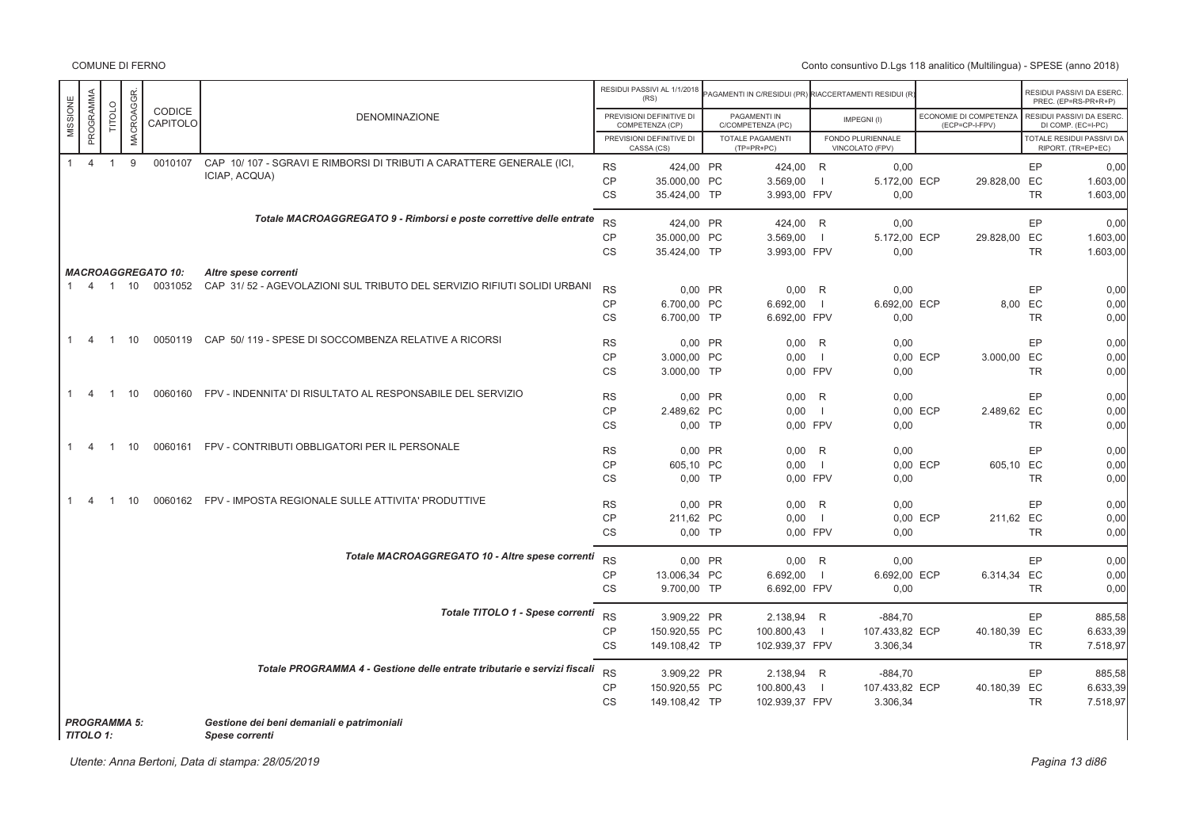| MISSIONE | PROGRAMMA | TITOLO | MACROAGGR. | CODICE CAPITOLO | DENOMINAZIONE | | RESIDUI PASSIVI AL 1/1/2018 (RS) / PREVISIONI DEFINITIVE DI COMPETENZA (CP) / PREVISIONI DEFINITIVE DI CASSA (CS) | | PAGAMENTI IN C/RESIDUI (PR) / PAGAMENTI IN C/COMPETENZA (PC) / TOTALE PAGAMENTI (TP=PR+PC) | | RIACCERTAMENTI RESIDUI (R) / IMPEGNI (I) / FONDO PLURIENNALE VINCOLATO (FPV) | | ECONOMIE DI COMPETENZA (ECP=CP-I-FPV) | | RESIDUI PASSIVI DA ESERC. PREC. (EP=RS-PR+R+P) / RESIDUI PASSIVI DA ESERC. DI COMP. (EC=I-PC) / TOTALE RESIDUI PASSIVI DA RIPORT. (TR=EP+EC) |
|---|---|---|---|---|---|---|---|---|---|---|---|---|---|---|---|
| 1 | 4 | 1 | 9 | 0010107 | CAP 10/ 107 - SGRAVI E RIMBORSI DI TRIBUTI A CARATTERE GENERALE (ICI, ICIAP, ACQUA) | RS | 424,00 | PR | 424,00 | R | 0,00 | | | EP | 0,00 |
| | | | | | | CP | 35.000,00 | PC | 3.569,00 | I | 5.172,00 | ECP | 29.828,00 | EC | 1.603,00 |
| | | | | | | CS | 35.424,00 | TP | 3.993,00 | FPV | 0,00 | | | TR | 1.603,00 |
| | | | | | *Totale MACROAGGREGATO 9 - Rimborsi e poste correttive delle entrate* | RS | 424,00 | PR | 424,00 | R | 0,00 | | | EP | 0,00 |
| | | | | | | CP | 35.000,00 | PC | 3.569,00 | I | 5.172,00 | ECP | 29.828,00 | EC | 1.603,00 |
| | | | | | | CS | 35.424,00 | TP | 3.993,00 | FPV | 0,00 | | | TR | 1.603,00 |
| | | | | ***MACROAGGREGATO 10:*** | ***Altre spese correnti*** | | | | | | | | | | |
| 1 | 4 | 1 | 10 | 0031052 | CAP 31/ 52 - AGEVOLAZIONI SUL TRIBUTO DEL SERVIZIO RIFIUTI SOLIDI URBANI | RS | 0,00 | PR | 0,00 | R | 0,00 | | | EP | 0,00 |
| | | | | | | CP | 6.700,00 | PC | 6.692,00 | I | 6.692,00 | ECP | 8,00 | EC | 0,00 |
| | | | | | | CS | 6.700,00 | TP | 6.692,00 | FPV | 0,00 | | | TR | 0,00 |
| 1 | 4 | 1 | 10 | 0050119 | CAP 50/ 119 - SPESE DI SOCCOMBENZA RELATIVE A RICORSI | RS | 0,00 | PR | 0,00 | R | 0,00 | | | EP | 0,00 |
| | | | | | | CP | 3.000,00 | PC | 0,00 | I | 0,00 | ECP | 3.000,00 | EC | 0,00 |
| | | | | | | CS | 3.000,00 | TP | 0,00 | FPV | 0,00 | | | TR | 0,00 |
| 1 | 4 | 1 | 10 | 0060160 | FPV - INDENNITA' DI RISULTATO AL RESPONSABILE DEL SERVIZIO | RS | 0,00 | PR | 0,00 | R | 0,00 | | | EP | 0,00 |
| | | | | | | CP | 2.489,62 | PC | 0,00 | I | 0,00 | ECP | 2.489,62 | EC | 0,00 |
| | | | | | | CS | 0,00 | TP | 0,00 | FPV | 0,00 | | | TR | 0,00 |
| 1 | 4 | 1 | 10 | 0060161 | FPV - CONTRIBUTI OBBLIGATORI PER IL PERSONALE | RS | 0,00 | PR | 0,00 | R | 0,00 | | | EP | 0,00 |
| | | | | | | CP | 605,10 | PC | 0,00 | I | 0,00 | ECP | 605,10 | EC | 0,00 |
| | | | | | | CS | 0,00 | TP | 0,00 | FPV | 0,00 | | | TR | 0,00 |
| 1 | 4 | 1 | 10 | 0060162 | FPV - IMPOSTA REGIONALE SULLE ATTIVITA' PRODUTTIVE | RS | 0,00 | PR | 0,00 | R | 0,00 | | | EP | 0,00 |
| | | | | | | CP | 211,62 | PC | 0,00 | I | 0,00 | ECP | 211,62 | EC | 0,00 |
| | | | | | | CS | 0,00 | TP | 0,00 | FPV | 0,00 | | | TR | 0,00 |
| | | | | | *Totale MACROAGGREGATO 10 - Altre spese correnti* | RS | 0,00 | PR | 0,00 | R | 0,00 | | | EP | 0,00 |
| | | | | | | CP | 13.006,34 | PC | 6.692,00 | I | 6.692,00 | ECP | 6.314,34 | EC | 0,00 |
| | | | | | | CS | 9.700,00 | TP | 6.692,00 | FPV | 0,00 | | | TR | 0,00 |
| | | | | | *Totale TITOLO 1 - Spese correnti* | RS | 3.909,22 | PR | 2.138,94 | R | -884,70 | | | EP | 885,58 |
| | | | | | | CP | 150.920,55 | PC | 100.800,43 | I | 107.433,82 | ECP | 40.180,39 | EC | 6.633,39 |
| | | | | | | CS | 149.108,42 | TP | 102.939,37 | FPV | 3.306,34 | | | TR | 7.518,97 |
| | | | | | *Totale PROGRAMMA 4 - Gestione delle entrate tributarie e servizi fiscali* | RS | 3.909,22 | PR | 2.138,94 | R | -884,70 | | | EP | 885,58 |
| | | | | | | CP | 150.920,55 | PC | 100.800,43 | I | 107.433,82 | ECP | 40.180,39 | EC | 6.633,39 |
| | | | | | | CS | 149.108,42 | TP | 102.939,37 | FPV | 3.306,34 | | | TR | 7.518,97 |

***PROGRAMMA 5:*** ***Gestione dei beni demaniali e patrimoniali***

***TITOLO 1:*** ***Spese correnti***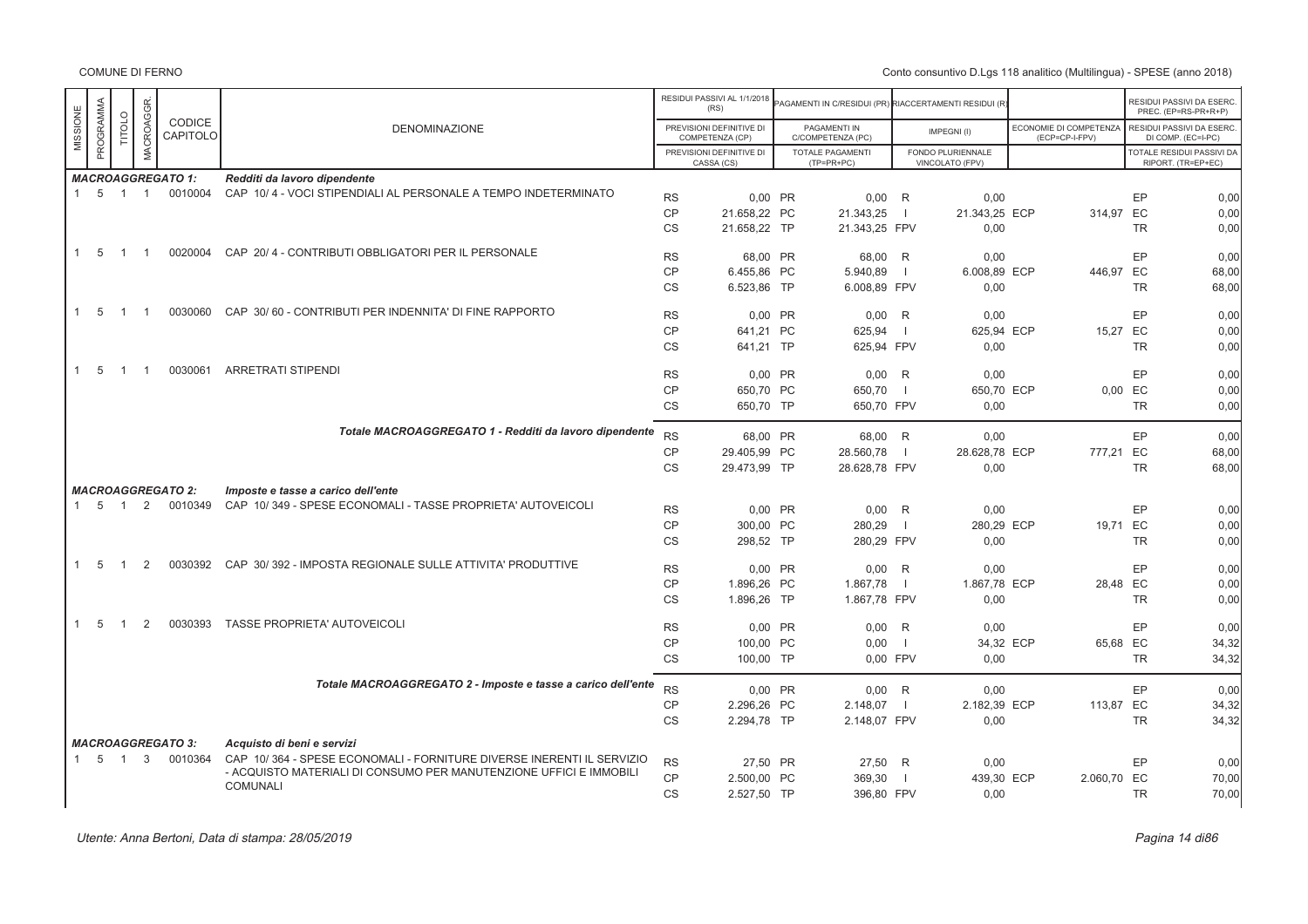COMUNE DI FERNO

Conto consuntivo D.Lgs 118 analitico (Multilingua) - SPESE (anno 2018)

| MISSIONE | PROGRAMMA | TITOLO | MACROAGGR. | CODICE CAPITOLO | DENOMINAZIONE | | RESIDUI PASSIVI AL 1/1/2018 (RS) / PREVISIONI DEFINITIVE DI COMPETENZA (CP) / PREVISIONI DEFINITIVE DI CASSA (CS) | | PAGAMENTI IN C/RESIDUI (PR) / PAGAMENTI IN C/COMPETENZA (PC) / TOTALE PAGAMENTI (TP=PR+PC) | | RIACCERTAMENTI RESIDUI (R) / IMPEGNI (I) / FONDO PLURIENNALE VINCOLATO (FPV) | | ECONOMIE DI COMPETENZA (ECP=CP-I-FPV) | | RESIDUI PASSIVI DA ESERC. PREC. (EP=RS-PR+R+P) / RESIDUI PASSIVI DA ESERC. DI COMP. (EC=I-PC) / TOTALE RESIDUI PASSIVI DA RIPORT. (TR=EP+EC) |
|---|---|---|---|---|---|---|---|---|---|---|---|---|---|---|---|
| | | | | | ***MACROAGGREGATO 1:*** ***Redditi da lavoro dipendente*** | | | | | | | | | | |
| 1 | 5 | 1 | 1 | 0010004 | CAP 10/ 4 - VOCI STIPENDIALI AL PERSONALE A TEMPO INDETERMINATO | RS | 0,00 | PR | 0,00 | R | 0,00 | | | EP | 0,00 |
| | | | | | | CP | 21.658,22 | PC | 21.343,25 | I | 21.343,25 | ECP | 314,97 | EC | 0,00 |
| | | | | | | CS | 21.658,22 | TP | 21.343,25 | FPV | 0,00 | | | TR | 0,00 |
| 1 | 5 | 1 | 1 | 0020004 | CAP 20/ 4 - CONTRIBUTI OBBLIGATORI PER IL PERSONALE | RS | 68,00 | PR | 68,00 | R | 0,00 | | | EP | 0,00 |
| | | | | | | CP | 6.455,86 | PC | 5.940,89 | I | 6.008,89 | ECP | 446,97 | EC | 68,00 |
| | | | | | | CS | 6.523,86 | TP | 6.008,89 | FPV | 0,00 | | | TR | 68,00 |
| 1 | 5 | 1 | 1 | 0030060 | CAP 30/ 60 - CONTRIBUTI PER INDENNITA' DI FINE RAPPORTO | RS | 0,00 | PR | 0,00 | R | 0,00 | | | EP | 0,00 |
| | | | | | | CP | 641,21 | PC | 625,94 | I | 625,94 | ECP | 15,27 | EC | 0,00 |
| | | | | | | CS | 641,21 | TP | 625,94 | FPV | 0,00 | | | TR | 0,00 |
| 1 | 5 | 1 | 1 | 0030061 | ARRETRATI STIPENDI | RS | 0,00 | PR | 0,00 | R | 0,00 | | | EP | 0,00 |
| | | | | | | CP | 650,70 | PC | 650,70 | I | 650,70 | ECP | 0,00 | EC | 0,00 |
| | | | | | | CS | 650,70 | TP | 650,70 | FPV | 0,00 | | | TR | 0,00 |
| | | | | | ***Totale MACROAGGREGATO 1 - Redditi da lavoro dipendente*** | RS | 68,00 | PR | 68,00 | R | 0,00 | | | EP | 0,00 |
| | | | | | | CP | 29.405,99 | PC | 28.560,78 | I | 28.628,78 | ECP | 777,21 | EC | 68,00 |
| | | | | | | CS | 29.473,99 | TP | 28.628,78 | FPV | 0,00 | | | TR | 68,00 |
| | | | | | ***MACROAGGREGATO 2:*** ***Imposte e tasse a carico dell'ente*** | | | | | | | | | | |
| 1 | 5 | 1 | 2 | 0010349 | CAP 10/ 349 - SPESE ECONOMALI - TASSE PROPRIETA' AUTOVEICOLI | RS | 0,00 | PR | 0,00 | R | 0,00 | | | EP | 0,00 |
| | | | | | | CP | 300,00 | PC | 280,29 | I | 280,29 | ECP | 19,71 | EC | 0,00 |
| | | | | | | CS | 298,52 | TP | 280,29 | FPV | 0,00 | | | TR | 0,00 |
| 1 | 5 | 1 | 2 | 0030392 | CAP 30/ 392 - IMPOSTA REGIONALE SULLE ATTIVITA' PRODUTTIVE | RS | 0,00 | PR | 0,00 | R | 0,00 | | | EP | 0,00 |
| | | | | | | CP | 1.896,26 | PC | 1.867,78 | I | 1.867,78 | ECP | 28,48 | EC | 0,00 |
| | | | | | | CS | 1.896,26 | TP | 1.867,78 | FPV | 0,00 | | | TR | 0,00 |
| 1 | 5 | 1 | 2 | 0030393 | TASSE PROPRIETA' AUTOVEICOLI | RS | 0,00 | PR | 0,00 | R | 0,00 | | | EP | 0,00 |
| | | | | | | CP | 100,00 | PC | 0,00 | I | 34,32 | ECP | 65,68 | EC | 34,32 |
| | | | | | | CS | 100,00 | TP | 0,00 | FPV | 0,00 | | | TR | 34,32 |
| | | | | | ***Totale MACROAGGREGATO 2 - Imposte e tasse a carico dell'ente*** | RS | 0,00 | PR | 0,00 | R | 0,00 | | | EP | 0,00 |
| | | | | | | CP | 2.296,26 | PC | 2.148,07 | I | 2.182,39 | ECP | 113,87 | EC | 34,32 |
| | | | | | | CS | 2.294,78 | TP | 2.148,07 | FPV | 0,00 | | | TR | 34,32 |
| | | | | | ***MACROAGGREGATO 3:*** ***Acquisto di beni e servizi*** | | | | | | | | | | |
| 1 | 5 | 1 | 3 | 0010364 | CAP 10/ 364 - SPESE ECONOMALI - FORNITURE DIVERSE INERENTI IL SERVIZIO - ACQUISTO MATERIALI DI CONSUMO PER MANUTENZIONE UFFICI E IMMOBILI COMUNALI | RS | 27,50 | PR | 27,50 | R | 0,00 | | | EP | 0,00 |
| | | | | | | CP | 2.500,00 | PC | 369,30 | I | 439,30 | ECP | 2.060,70 | EC | 70,00 |
| | | | | | | CS | 2.527,50 | TP | 396,80 | FPV | 0,00 | | | TR | 70,00 |

Utente: Anna Bertoni, Data di stampa: 28/05/2019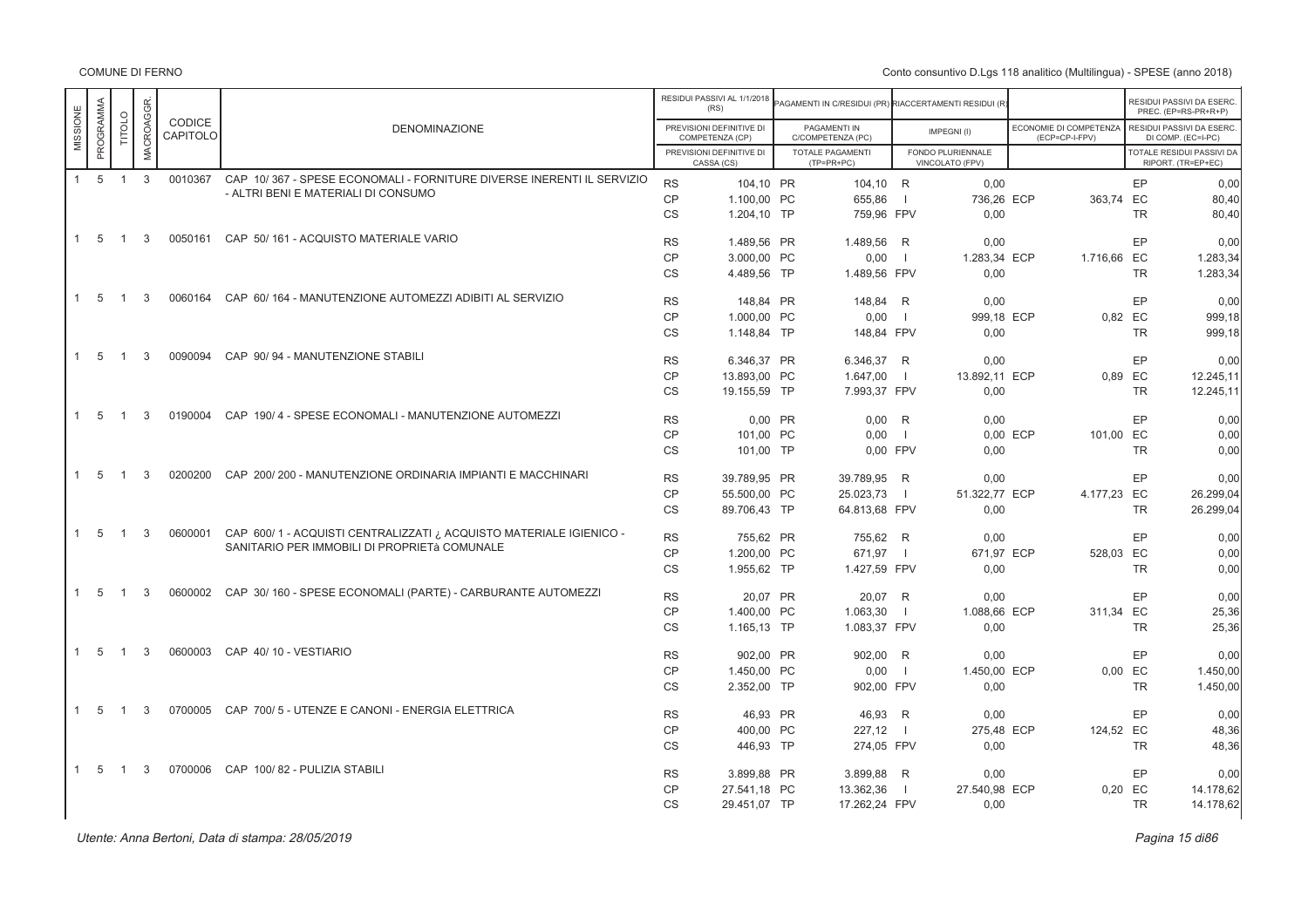COMUNE DI FERNO

Conto consuntivo D.Lgs 118 analitico (Multilingua) - SPESE (anno 2018)

| MISSIONE | PROGRAMMA | TITOLO | MACROAGGR. | CODICE CAPITOLO | DENOMINAZIONE | | RESIDUI PASSIVI AL 1/1/2018 (RS) / PREVISIONI DEFINITIVE DI COMPETENZA (CP) / PREVISIONI DEFINITIVE DI CASSA (CS) | | PAGAMENTI IN C/RESIDUI (PR) / PAGAMENTI IN C/COMPETENZA (PC) / TOTALE PAGAMENTI (TP=PR+PC) | | RIACCERTAMENTI RESIDUI (R) / IMPEGNI (I) / FONDO PLURIENNALE VINCOLATO (FPV) | | ECONOMIE DI COMPETENZA (ECP=CP-I-FPV) | | RESIDUI PASSIVI DA ESERC. PREC. (EP=RS-PR+R) / RESIDUI PASSIVI DA ESERC. DI COMP. (EC=I-PC) / TOTALE RESIDUI PASSIVI DA RIPORT. (TR=EP+EC) |
|---|---|---|---|---|---|---|---|---|---|---|---|---|---|---|---|
| 1 | 5 | 1 | 3 | 0010367 | CAP 10/ 367 - SPESE ECONOMALI - FORNITURE DIVERSE INERENTI IL SERVIZIO - ALTRI BENI E MATERIALI DI CONSUMO | RS | 104,10 | PR | 104,10 | R | 0,00 | | | EP | 0,00 |
| | | | | | | CP | 1.100,00 | PC | 655,86 | I | 736,26 | ECP | 363,74 | EC | 80,40 |
| | | | | | | CS | 1.204,10 | TP | 759,96 | FPV | 0,00 | | | TR | 80,40 |
| 1 | 5 | 1 | 3 | 0050161 | CAP 50/ 161 - ACQUISTO MATERIALE VARIO | RS | 1.489,56 | PR | 1.489,56 | R | 0,00 | | | EP | 0,00 |
| | | | | | | CP | 3.000,00 | PC | 0,00 | I | 1.283,34 | ECP | 1.716,66 | EC | 1.283,34 |
| | | | | | | CS | 4.489,56 | TP | 1.489,56 | FPV | 0,00 | | | TR | 1.283,34 |
| 1 | 5 | 1 | 3 | 0060164 | CAP 60/ 164 - MANUTENZIONE AUTOMEZZI ADIBITI AL SERVIZIO | RS | 148,84 | PR | 148,84 | R | 0,00 | | | EP | 0,00 |
| | | | | | | CP | 1.000,00 | PC | 0,00 | I | 999,18 | ECP | 0,82 | EC | 999,18 |
| | | | | | | CS | 1.148,84 | TP | 148,84 | FPV | 0,00 | | | TR | 999,18 |
| 1 | 5 | 1 | 3 | 0090094 | CAP 90/ 94 - MANUTENZIONE STABILI | RS | 6.346,37 | PR | 6.346,37 | R | 0,00 | | | EP | 0,00 |
| | | | | | | CP | 13.893,00 | PC | 1.647,00 | I | 13.892,11 | ECP | 0,89 | EC | 12.245,11 |
| | | | | | | CS | 19.155,59 | TP | 7.993,37 | FPV | 0,00 | | | TR | 12.245,11 |
| 1 | 5 | 1 | 3 | 0190004 | CAP 190/ 4 - SPESE ECONOMALI - MANUTENZIONE AUTOMEZZI | RS | 0,00 | PR | 0,00 | R | 0,00 | | | EP | 0,00 |
| | | | | | | CP | 101,00 | PC | 0,00 | I | 0,00 | ECP | 101,00 | EC | 0,00 |
| | | | | | | CS | 101,00 | TP | 0,00 | FPV | 0,00 | | | TR | 0,00 |
| 1 | 5 | 1 | 3 | 0200200 | CAP 200/ 200 - MANUTENZIONE ORDINARIA IMPIANTI E MACCHINARI | RS | 39.789,95 | PR | 39.789,95 | R | 0,00 | | | EP | 0,00 |
| | | | | | | CP | 55.500,00 | PC | 25.023,73 | I | 51.322,77 | ECP | 4.177,23 | EC | 26.299,04 |
| | | | | | | CS | 89.706,43 | TP | 64.813,68 | FPV | 0,00 | | | TR | 26.299,04 |
| 1 | 5 | 1 | 3 | 0600001 | CAP 600/ 1 - ACQUISTI CENTRALIZZATI ¿ ACQUISTO MATERIALE IGIENICO - SANITARIO PER IMMOBILI DI PROPRIETà COMUNALE | RS | 755,62 | PR | 755,62 | R | 0,00 | | | EP | 0,00 |
| | | | | | | CP | 1.200,00 | PC | 671,97 | I | 671,97 | ECP | 528,03 | EC | 0,00 |
| | | | | | | CS | 1.955,62 | TP | 1.427,59 | FPV | 0,00 | | | TR | 0,00 |
| 1 | 5 | 1 | 3 | 0600002 | CAP 30/ 160 - SPESE ECONOMALI (PARTE) - CARBURANTE AUTOMEZZI | RS | 20,07 | PR | 20,07 | R | 0,00 | | | EP | 0,00 |
| | | | | | | CP | 1.400,00 | PC | 1.063,30 | I | 1.088,66 | ECP | 311,34 | EC | 25,36 |
| | | | | | | CS | 1.165,13 | TP | 1.083,37 | FPV | 0,00 | | | TR | 25,36 |
| 1 | 5 | 1 | 3 | 0600003 | CAP 40/ 10 - VESTIARIO | RS | 902,00 | PR | 902,00 | R | 0,00 | | | EP | 0,00 |
| | | | | | | CP | 1.450,00 | PC | 0,00 | I | 1.450,00 | ECP | 0,00 | EC | 1.450,00 |
| | | | | | | CS | 2.352,00 | TP | 902,00 | FPV | 0,00 | | | TR | 1.450,00 |
| 1 | 5 | 1 | 3 | 0700005 | CAP 700/ 5 - UTENZE E CANONI - ENERGIA ELETTRICA | RS | 46,93 | PR | 46,93 | R | 0,00 | | | EP | 0,00 |
| | | | | | | CP | 400,00 | PC | 227,12 | I | 275,48 | ECP | 124,52 | EC | 48,36 |
| | | | | | | CS | 446,93 | TP | 274,05 | FPV | 0,00 | | | TR | 48,36 |
| 1 | 5 | 1 | 3 | 0700006 | CAP 100/ 82 - PULIZIA STABILI | RS | 3.899,88 | PR | 3.899,88 | R | 0,00 | | | EP | 0,00 |
| | | | | | | CP | 27.541,18 | PC | 13.362,36 | I | 27.540,98 | ECP | 0,20 | EC | 14.178,62 |
| | | | | | | CS | 29.451,07 | TP | 17.262,24 | FPV | 0,00 | | | TR | 14.178,62 |

*Utente: Anna Bertoni, Data di stampa: 28/05/2019*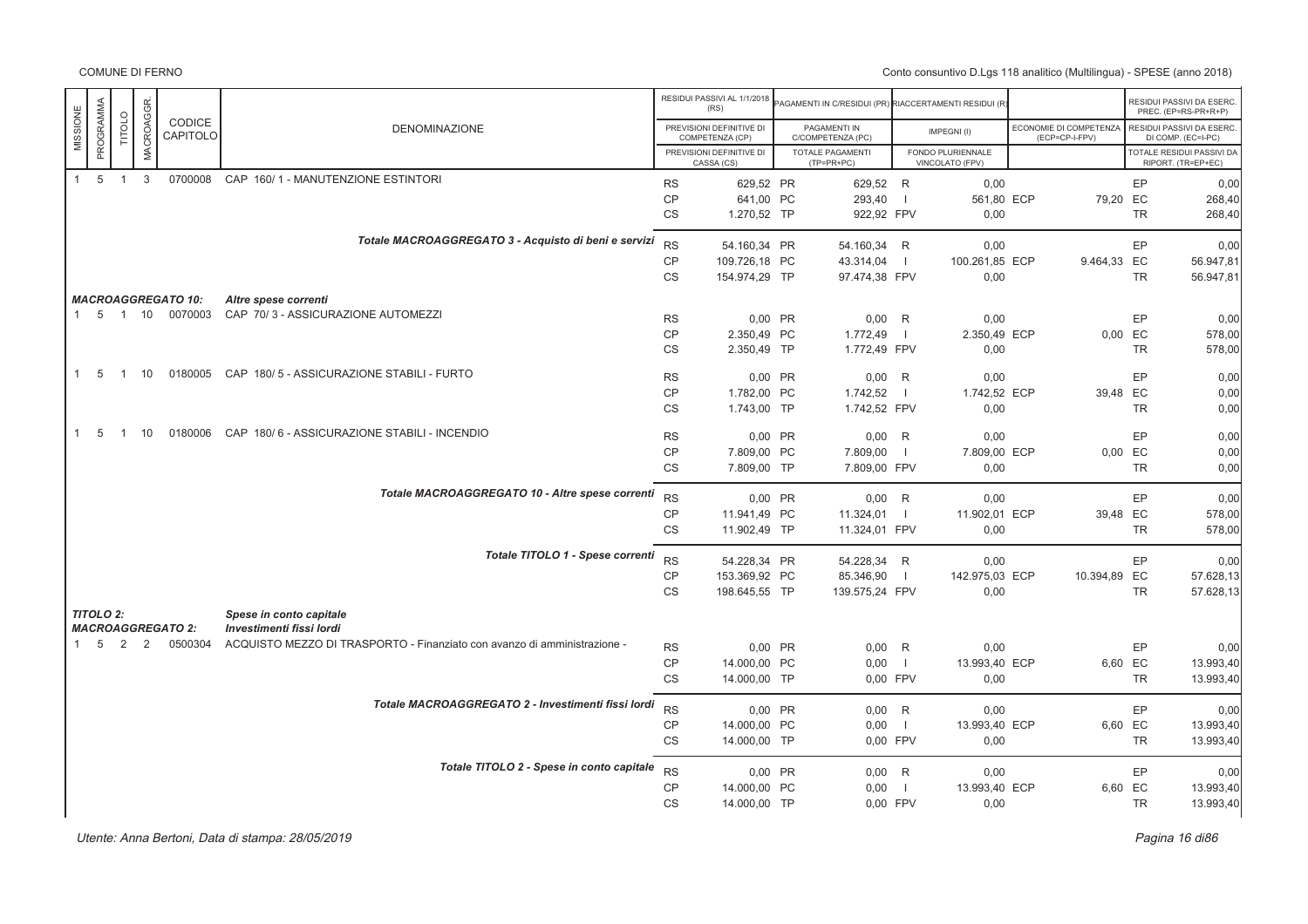COMUNE DI FERNO

Conto consuntivo D.Lgs 118 analitico (Multilingua) - SPESE (anno 2018)

| MISSIONE | PROGRAMMA | TITOLO | MACROAGGR. | CODICE CAPITOLO | DENOMINAZIONE | | RESIDUI PASSIVI AL 1/1/2018 (RS) / PREVISIONI DEFINITIVE DI COMPETENZA (CP) / PREVISIONI DEFINITIVE DI CASSA (CS) | | PAGAMENTI IN C/RESIDUI (PR) / PAGAMENTI IN C/COMPETENZA (PC) / TOTALE PAGAMENTI (TP=PR+PC) | | RIACCERTAMENTI RESIDUI (R) / IMPEGNI (I) / FONDO PLURIENNALE VINCOLATO (FPV) | | ECONOMIE DI COMPETENZA (ECP=CP-I-FPV) | | RESIDUI PASSIVI DA ESERC. PREC. (EP=RS-PR+R+P) / RESIDUI PASSIVI DA ESERC. DI COMP. (EC=I-PC) / TOTALE RESIDUI PASSIVI DA RIPORT. (TR=EP+EC) |
|---|---|---|---|---|---|---|---|---|---|---|---|---|---|---|---|
| 1 | 5 | 1 | 3 | 0700008 | CAP 160/ 1 - MANUTENZIONE ESTINTORI | RS | 629,52 | PR | 629,52 | R | 0,00 | | | EP | 0,00 |
| | | | | | | CP | 641,00 | PC | 293,40 | I | 561,80 | ECP | 79,20 | EC | 268,40 |
| | | | | | | CS | 1.270,52 | TP | 922,92 | FPV | 0,00 | | | TR | 268,40 |
| | | | | | *Totale MACROAGGREGATO 3 - Acquisto di beni e servizi* | RS | 54.160,34 | PR | 54.160,34 | R | 0,00 | | | EP | 0,00 |
| | | | | | | CP | 109.726,18 | PC | 43.314,04 | I | 100.261,85 | ECP | 9.464,33 | EC | 56.947,81 |
| | | | | | | CS | 154.974,29 | TP | 97.474,38 | FPV | 0,00 | | | TR | 56.947,81 |
| | | | | ***MACROAGGREGATO 10:*** | ***Altre spese correnti*** | | | | | | | | | | |
| 1 | 5 | 1 | 10 | 0070003 | CAP 70/ 3 - ASSICURAZIONE AUTOMEZZI | RS | 0,00 | PR | 0,00 | R | 0,00 | | | EP | 0,00 |
| | | | | | | CP | 2.350,49 | PC | 1.772,49 | I | 2.350,49 | ECP | 0,00 | EC | 578,00 |
| | | | | | | CS | 2.350,49 | TP | 1.772,49 | FPV | 0,00 | | | TR | 578,00 |
| 1 | 5 | 1 | 10 | 0180005 | CAP 180/ 5 - ASSICURAZIONE STABILI - FURTO | RS | 0,00 | PR | 0,00 | R | 0,00 | | | EP | 0,00 |
| | | | | | | CP | 1.782,00 | PC | 1.742,52 | I | 1.742,52 | ECP | 39,48 | EC | 0,00 |
| | | | | | | CS | 1.743,00 | TP | 1.742,52 | FPV | 0,00 | | | TR | 0,00 |
| 1 | 5 | 1 | 10 | 0180006 | CAP 180/ 6 - ASSICURAZIONE STABILI - INCENDIO | RS | 0,00 | PR | 0,00 | R | 0,00 | | | EP | 0,00 |
| | | | | | | CP | 7.809,00 | PC | 7.809,00 | I | 7.809,00 | ECP | 0,00 | EC | 0,00 |
| | | | | | | CS | 7.809,00 | TP | 7.809,00 | FPV | 0,00 | | | TR | 0,00 |
| | | | | | *Totale MACROAGGREGATO 10 - Altre spese correnti* | RS | 0,00 | PR | 0,00 | R | 0,00 | | | EP | 0,00 |
| | | | | | | CP | 11.941,49 | PC | 11.324,01 | I | 11.902,01 | ECP | 39,48 | EC | 578,00 |
| | | | | | | CS | 11.902,49 | TP | 11.324,01 | FPV | 0,00 | | | TR | 578,00 |
| | | | | | *Totale TITOLO 1 - Spese correnti* | RS | 54.228,34 | PR | 54.228,34 | R | 0,00 | | | EP | 0,00 |
| | | | | | | CP | 153.369,92 | PC | 85.346,90 | I | 142.975,03 | ECP | 10.394,89 | EC | 57.628,13 |
| | | | | | | CS | 198.645,55 | TP | 139.575,24 | FPV | 0,00 | | | TR | 57.628,13 |
| | | | | ***TITOLO 2:*** | ***Spese in conto capitale*** | | | | | | | | | | |
| | | | | ***MACROAGGREGATO 2:*** | ***Investimenti fissi lordi*** | | | | | | | | | | |
| 1 | 5 | 2 | 2 | 0500304 | ACQUISTO MEZZO DI TRASPORTO - Finanziato con avanzo di amministrazione - | RS | 0,00 | PR | 0,00 | R | 0,00 | | | EP | 0,00 |
| | | | | | | CP | 14.000,00 | PC | 0,00 | I | 13.993,40 | ECP | 6,60 | EC | 13.993,40 |
| | | | | | | CS | 14.000,00 | TP | 0,00 | FPV | 0,00 | | | TR | 13.993,40 |
| | | | | | *Totale MACROAGGREGATO 2 - Investimenti fissi lordi* | RS | 0,00 | PR | 0,00 | R | 0,00 | | | EP | 0,00 |
| | | | | | | CP | 14.000,00 | PC | 0,00 | I | 13.993,40 | ECP | 6,60 | EC | 13.993,40 |
| | | | | | | CS | 14.000,00 | TP | 0,00 | FPV | 0,00 | | | TR | 13.993,40 |
| | | | | | *Totale TITOLO 2 - Spese in conto capitale* | RS | 0,00 | PR | 0,00 | R | 0,00 | | | EP | 0,00 |
| | | | | | | CP | 14.000,00 | PC | 0,00 | I | 13.993,40 | ECP | 6,60 | EC | 13.993,40 |
| | | | | | | CS | 14.000,00 | TP | 0,00 | FPV | 0,00 | | | TR | 13.993,40 |

*Utente: Anna Bertoni, Data di stampa: 28/05/2019*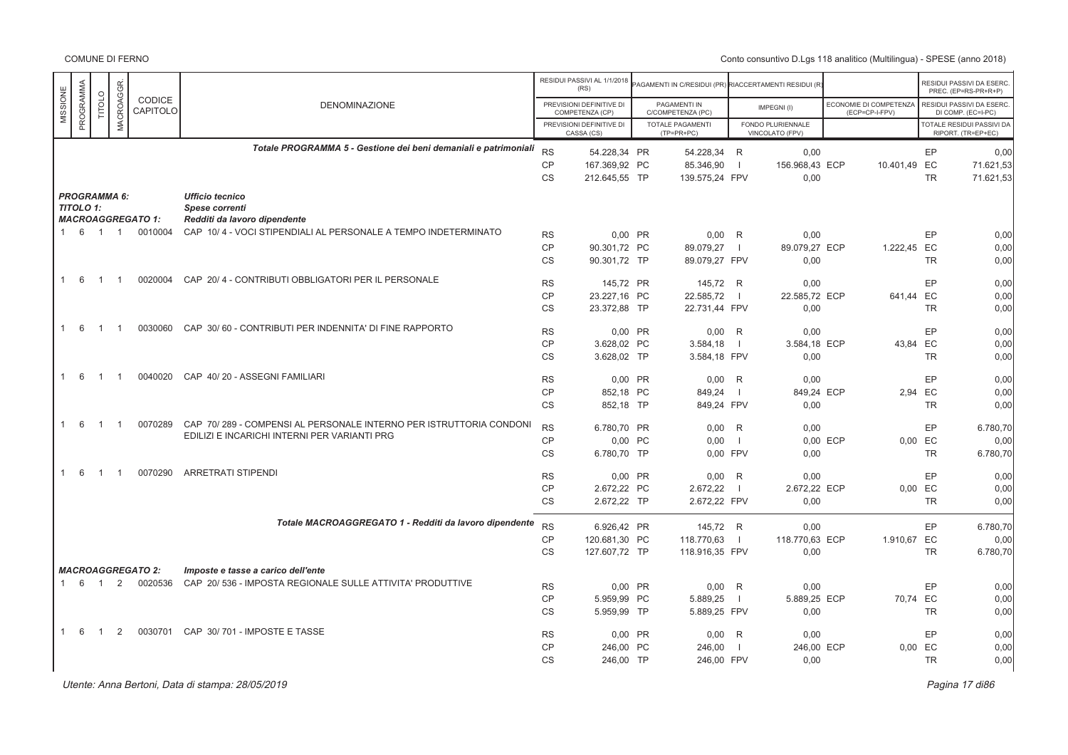| MISSIONE | PROGRAMMA | TITOLO | MACROAGGR. | CODICE CAPITOLO | DENOMINAZIONE | | RESIDUI PASSIVI AL 1/1/2018 (RS) / PREVISIONI DEFINITIVE DI COMPETENZA (CP) / PREVISIONI DEFINITIVE DI CASSA (CS) | | PAGAMENTI IN C/RESIDUI (PR) / PAGAMENTI IN C/COMPETENZA (PC) / TOTALE PAGAMENTI (TP=PR+PC) | | RIACCERTAMENTI RESIDUI (R) / IMPEGNI (I) / FONDO PLURIENNALE VINCOLATO (FPV) | | ECONOMIE DI COMPETENZA (ECP=CP-I-FPV) | | RESIDUI PASSIVI DA ESERC. PREC. (EP=RS-PR+R+P) / RESIDUI PASSIVI DA ESERC. DI COMP. (EC=I-PC) / TOTALE RESIDUI PASSIVI DA RIPORT. (TR=EP+EC) |
|---|---|---|---|---|---|---|---|---|---|---|---|---|---|---|---|
| | | | | | *Totale PROGRAMMA 5 - Gestione dei beni demaniali e patrimoniali* | RS | 54.228,34 | PR | 54.228,34 | R | 0,00 | | | EP | 0,00 |
| | | | | | | CP | 167.369,92 | PC | 85.346,90 | I | 156.968,43 | ECP | 10.401,49 | EC | 71.621,53 |
| | | | | | | CS | 212.645,55 | TP | 139.575,24 | FPV | 0,00 | | | TR | 71.621,53 |
| | | | | | ***PROGRAMMA 6:*** *Ufficio tecnico* | | | | | | | | | | |
| | | | | | ***TITOLO 1:*** *Spese correnti* | | | | | | | | | | |
| | | | | | ***MACROAGGREGATO 1:*** *Redditi da lavoro dipendente* | | | | | | | | | | |
| 1 | 6 | 1 | 1 | 0010004 | CAP 10/ 4 - VOCI STIPENDIALI AL PERSONALE A TEMPO INDETERMINATO | RS | 0,00 | PR | 0,00 | R | 0,00 | | | EP | 0,00 |
| | | | | | | CP | 90.301,72 | PC | 89.079,27 | I | 89.079,27 | ECP | 1.222,45 | EC | 0,00 |
| | | | | | | CS | 90.301,72 | TP | 89.079,27 | FPV | 0,00 | | | TR | 0,00 |
| 1 | 6 | 1 | 1 | 0020004 | CAP 20/ 4 - CONTRIBUTI OBBLIGATORI PER IL PERSONALE | RS | 145,72 | PR | 145,72 | R | 0,00 | | | EP | 0,00 |
| | | | | | | CP | 23.227,16 | PC | 22.585,72 | I | 22.585,72 | ECP | 641,44 | EC | 0,00 |
| | | | | | | CS | 23.372,88 | TP | 22.731,44 | FPV | 0,00 | | | TR | 0,00 |
| 1 | 6 | 1 | 1 | 0030060 | CAP 30/ 60 - CONTRIBUTI PER INDENNITA' DI FINE RAPPORTO | RS | 0,00 | PR | 0,00 | R | 0,00 | | | EP | 0,00 |
| | | | | | | CP | 3.628,02 | PC | 3.584,18 | I | 3.584,18 | ECP | 43,84 | EC | 0,00 |
| | | | | | | CS | 3.628,02 | TP | 3.584,18 | FPV | 0,00 | | | TR | 0,00 |
| 1 | 6 | 1 | 1 | 0040020 | CAP 40/ 20 - ASSEGNI FAMILIARI | RS | 0,00 | PR | 0,00 | R | 0,00 | | | EP | 0,00 |
| | | | | | | CP | 852,18 | PC | 849,24 | I | 849,24 | ECP | 2,94 | EC | 0,00 |
| | | | | | | CS | 852,18 | TP | 849,24 | FPV | 0,00 | | | TR | 0,00 |
| 1 | 6 | 1 | 1 | 0070289 | CAP 70/ 289 - COMPENSI AL PERSONALE INTERNO PER ISTRUTTORIA CONDONI EDILIZI E INCARICHI INTERNI PER VARIANTI PRG | RS | 6.780,70 | PR | 0,00 | R | 0,00 | | | EP | 6.780,70 |
| | | | | | | CP | 0,00 | PC | 0,00 | I | 0,00 | ECP | 0,00 | EC | 0,00 |
| | | | | | | CS | 6.780,70 | TP | 0,00 | FPV | 0,00 | | | TR | 6.780,70 |
| 1 | 6 | 1 | 1 | 0070290 | ARRETRATI STIPENDI | RS | 0,00 | PR | 0,00 | R | 0,00 | | | EP | 0,00 |
| | | | | | | CP | 2.672,22 | PC | 2.672,22 | I | 2.672,22 | ECP | 0,00 | EC | 0,00 |
| | | | | | | CS | 2.672,22 | TP | 2.672,22 | FPV | 0,00 | | | TR | 0,00 |
| | | | | | *Totale MACROAGGREGATO 1 - Redditi da lavoro dipendente* | RS | 6.926,42 | PR | 145,72 | R | 0,00 | | | EP | 6.780,70 |
| | | | | | | CP | 120.681,30 | PC | 118.770,63 | I | 118.770,63 | ECP | 1.910,67 | EC | 0,00 |
| | | | | | | CS | 127.607,72 | TP | 118.916,35 | FPV | 0,00 | | | TR | 6.780,70 |
| | | | | | ***MACROAGGREGATO 2:*** *Imposte e tasse a carico dell'ente* | | | | | | | | | | |
| 1 | 6 | 1 | 2 | 0020536 | CAP 20/ 536 - IMPOSTA REGIONALE SULLE ATTIVITA' PRODUTTIVE | RS | 0,00 | PR | 0,00 | R | 0,00 | | | EP | 0,00 |
| | | | | | | CP | 5.959,99 | PC | 5.889,25 | I | 5.889,25 | ECP | 70,74 | EC | 0,00 |
| | | | | | | CS | 5.959,99 | TP | 5.889,25 | FPV | 0,00 | | | TR | 0,00 |
| 1 | 6 | 1 | 2 | 0030701 | CAP 30/ 701 - IMPOSTE E TASSE | RS | 0,00 | PR | 0,00 | R | 0,00 | | | EP | 0,00 |
| | | | | | | CP | 246,00 | PC | 246,00 | I | 246,00 | ECP | 0,00 | EC | 0,00 |
| | | | | | | CS | 246,00 | TP | 246,00 | FPV | 0,00 | | | TR | 0,00 |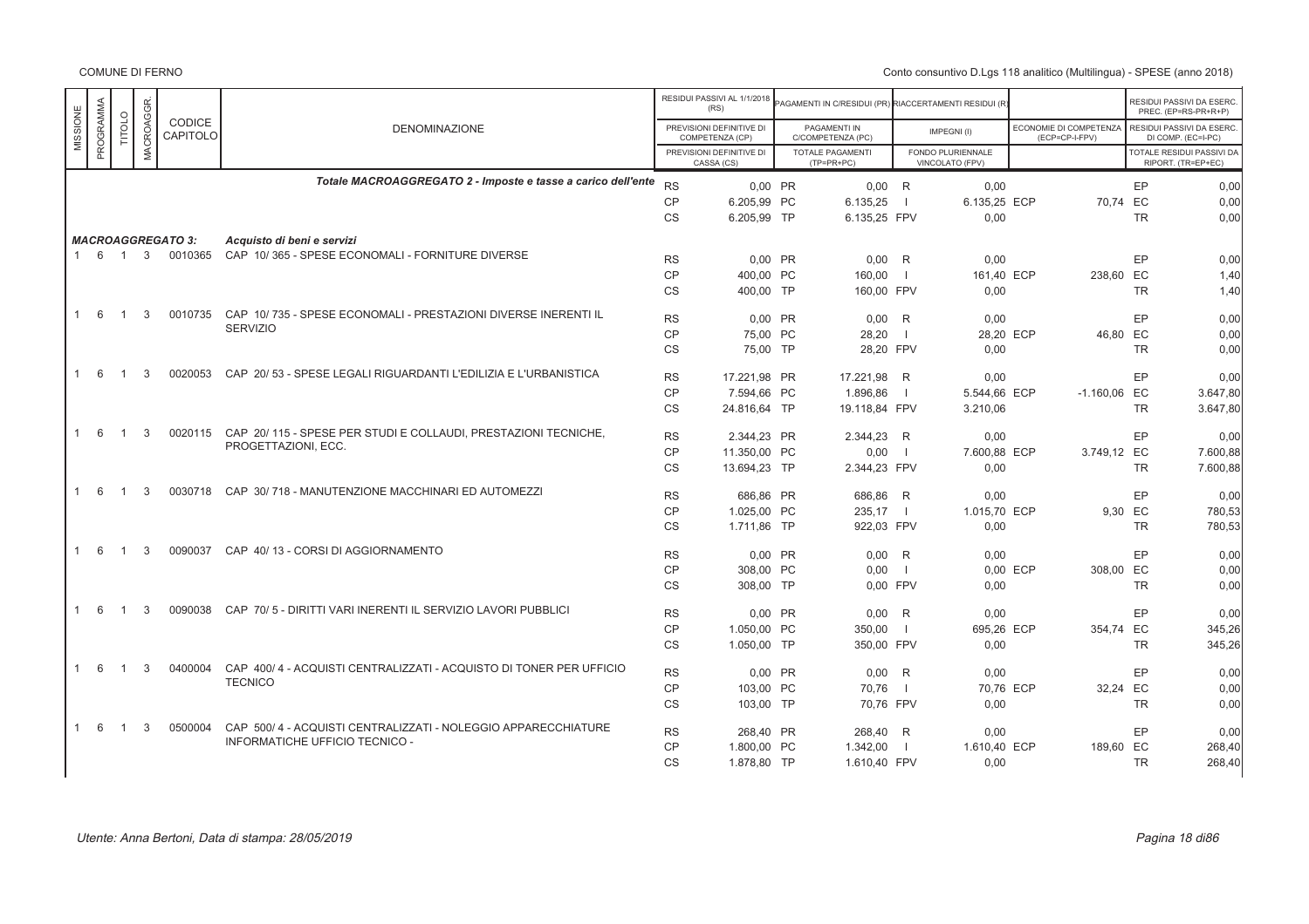COMUNE DI FERNO

Conto consuntivo D.Lgs 118 analitico (Multilingua) - SPESE (anno 2018)

| MISSIONE | PROGRAMMA | TITOLO | MACROAGGR. | CODICE CAPITOLO | DENOMINAZIONE | | RESIDUI PASSIVI AL 1/1/2018 (RS) / PREVISIONI DEFINITIVE DI COMPETENZA (CP) / PREVISIONI DEFINITIVE DI CASSA (CS) | | PAGAMENTI IN C/RESIDUI (PR) / PAGAMENTI IN C/COMPETENZA (PC) / TOTALE PAGAMENTI (TP=PR+PC) | | RIACCERTAMENTI RESIDUI (R) / IMPEGNI (I) / FONDO PLURIENNALE VINCOLATO (FPV) | | ECONOMIE DI COMPETENZA (ECP=CP-I-FPV) | | RESIDUI PASSIVI DA ESERC. PREC. (EP=RS-PR+R+P) / RESIDUI PASSIVI DA ESERC. DI COMP. (EC=I-PC) / TOTALE RESIDUI PASSIVI DA RIPORT. (TR=EP+EC) |
|---|---|---|---|---|---|---|---|---|---|---|---|---|---|---|---|
| | | | | | *Totale MACROAGGREGATO 2 - Imposte e tasse a carico dell'ente* | RS | 0,00 | PR | 0,00 | R | 0,00 | | | EP | 0,00 |
| | | | | | | CP | 6.205,99 | PC | 6.135,25 | I | 6.135,25 | ECP | 70,74 | EC | 0,00 |
| | | | | | | CS | 6.205,99 | TP | 6.135,25 | FPV | 0,00 | | | TR | 0,00 |
| ***MACROAGGREGATO 3:*** | | | | | ***Acquisto di beni e servizi*** | | | | | | | | | | |
| 1 | 6 | 1 | 3 | 0010365 | CAP 10/ 365 - SPESE ECONOMALI - FORNITURE DIVERSE | RS | 0,00 | PR | 0,00 | R | 0,00 | | | EP | 0,00 |
| | | | | | | CP | 400,00 | PC | 160,00 | I | 161,40 | ECP | 238,60 | EC | 1,40 |
| | | | | | | CS | 400,00 | TP | 160,00 | FPV | 0,00 | | | TR | 1,40 |
| 1 | 6 | 1 | 3 | 0010735 | CAP 10/ 735 - SPESE ECONOMALI - PRESTAZIONI DIVERSE INERENTI IL SERVIZIO | RS | 0,00 | PR | 0,00 | R | 0,00 | | | EP | 0,00 |
| | | | | | | CP | 75,00 | PC | 28,20 | I | 28,20 | ECP | 46,80 | EC | 0,00 |
| | | | | | | CS | 75,00 | TP | 28,20 | FPV | 0,00 | | | TR | 0,00 |
| 1 | 6 | 1 | 3 | 0020053 | CAP 20/ 53 - SPESE LEGALI RIGUARDANTI L'EDILIZIA E L'URBANISTICA | RS | 17.221,98 | PR | 17.221,98 | R | 0,00 | | | EP | 0,00 |
| | | | | | | CP | 7.594,66 | PC | 1.896,86 | I | 5.544,66 | ECP | -1.160,06 | EC | 3.647,80 |
| | | | | | | CS | 24.816,64 | TP | 19.118,84 | FPV | 3.210,06 | | | TR | 3.647,80 |
| 1 | 6 | 1 | 3 | 0020115 | CAP 20/ 115 - SPESE PER STUDI E COLLAUDI, PRESTAZIONI TECNICHE, PROGETTAZIONI, ECC. | RS | 2.344,23 | PR | 2.344,23 | R | 0,00 | | | EP | 0,00 |
| | | | | | | CP | 11.350,00 | PC | 0,00 | I | 7.600,88 | ECP | 3.749,12 | EC | 7.600,88 |
| | | | | | | CS | 13.694,23 | TP | 2.344,23 | FPV | 0,00 | | | TR | 7.600,88 |
| 1 | 6 | 1 | 3 | 0030718 | CAP 30/ 718 - MANUTENZIONE MACCHINARI ED AUTOMEZZI | RS | 686,86 | PR | 686,86 | R | 0,00 | | | EP | 0,00 |
| | | | | | | CP | 1.025,00 | PC | 235,17 | I | 1.015,70 | ECP | 9,30 | EC | 780,53 |
| | | | | | | CS | 1.711,86 | TP | 922,03 | FPV | 0,00 | | | TR | 780,53 |
| 1 | 6 | 1 | 3 | 0090037 | CAP 40/ 13 - CORSI DI AGGIORNAMENTO | RS | 0,00 | PR | 0,00 | R | 0,00 | | | EP | 0,00 |
| | | | | | | CP | 308,00 | PC | 0,00 | I | 0,00 | ECP | 308,00 | EC | 0,00 |
| | | | | | | CS | 308,00 | TP | 0,00 | FPV | 0,00 | | | TR | 0,00 |
| 1 | 6 | 1 | 3 | 0090038 | CAP 70/ 5 - DIRITTI VARI INERENTI IL SERVIZIO LAVORI PUBBLICI | RS | 0,00 | PR | 0,00 | R | 0,00 | | | EP | 0,00 |
| | | | | | | CP | 1.050,00 | PC | 350,00 | I | 695,26 | ECP | 354,74 | EC | 345,26 |
| | | | | | | CS | 1.050,00 | TP | 350,00 | FPV | 0,00 | | | TR | 345,26 |
| 1 | 6 | 1 | 3 | 0400004 | CAP 400/ 4 - ACQUISTI CENTRALIZZATI - ACQUISTO DI TONER PER UFFICIO TECNICO | RS | 0,00 | PR | 0,00 | R | 0,00 | | | EP | 0,00 |
| | | | | | | CP | 103,00 | PC | 70,76 | I | 70,76 | ECP | 32,24 | EC | 0,00 |
| | | | | | | CS | 103,00 | TP | 70,76 | FPV | 0,00 | | | TR | 0,00 |
| 1 | 6 | 1 | 3 | 0500004 | CAP 500/ 4 - ACQUISTI CENTRALIZZATI - NOLEGGIO APPARECCHIATURE INFORMATICHE UFFICIO TECNICO - | RS | 268,40 | PR | 268,40 | R | 0,00 | | | EP | 0,00 |
| | | | | | | CP | 1.800,00 | PC | 1.342,00 | I | 1.610,40 | ECP | 189,60 | EC | 268,40 |
| | | | | | | CS | 1.878,80 | TP | 1.610,40 | FPV | 0,00 | | | TR | 268,40 |

*Utente: Anna Bertoni, Data di stampa: 28/05/2019*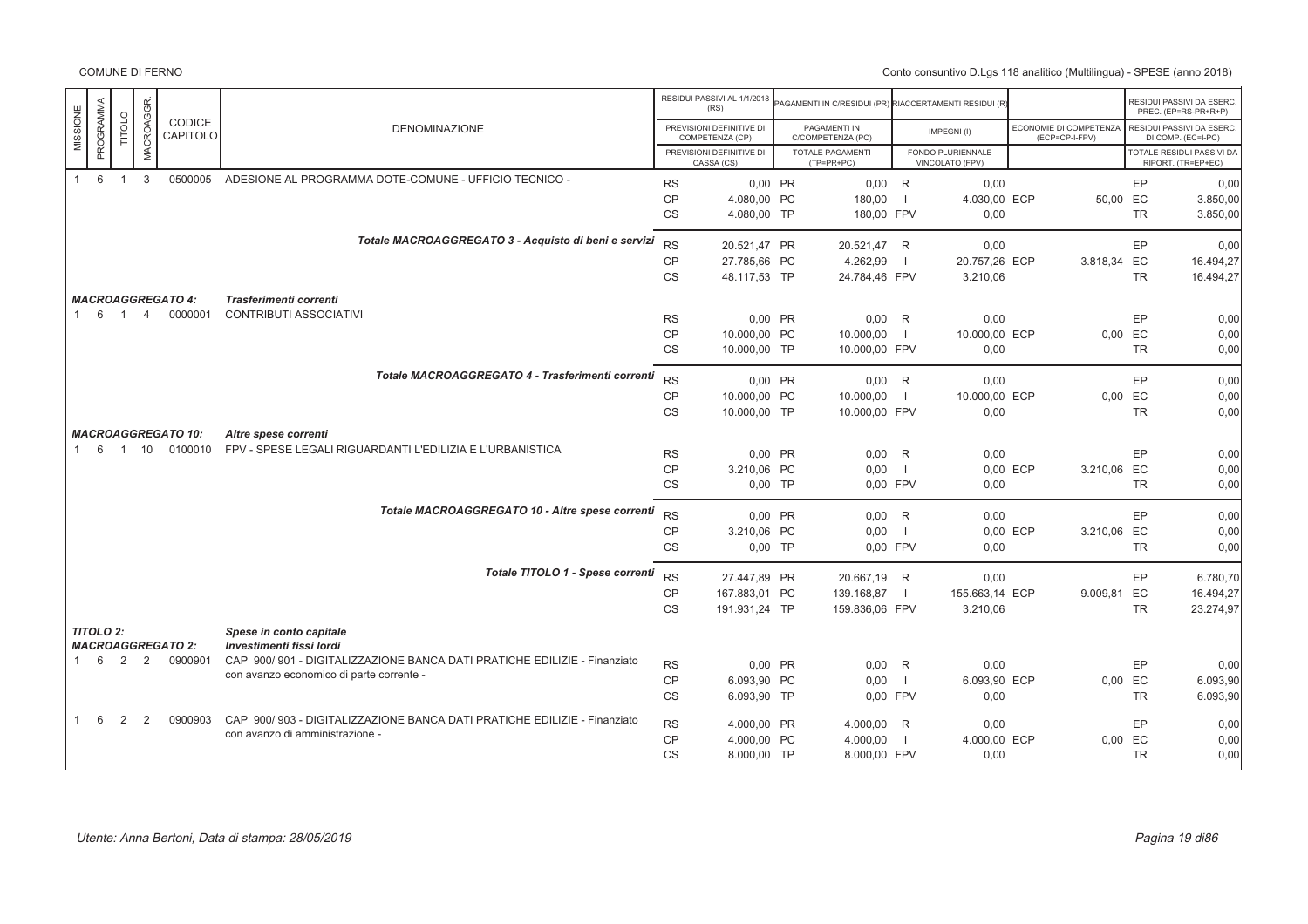| MISSIONE | PROGRAMMA | TITOLO | MACROAGGR. | CODICE CAPITOLO | DENOMINAZIONE | | RESIDUI PASSIVI AL 1/1/2018 (RS) / PREVISIONI DEFINITIVE DI COMPETENZA (CP) / PREVISIONI DEFINITIVE DI CASSA (CS) | | PAGAMENTI IN C/RESIDUI (PR) / PAGAMENTI IN C/COMPETENZA (PC) / TOTALE PAGAMENTI (TP=PR+PC) | | RIACCERTAMENTI RESIDUI (R) / IMPEGNI (I) / FONDO PLURIENNALE VINCOLATO (FPV) | | ECONOMIE DI COMPETENZA (ECP=CP-I-FPV) | | RESIDUI PASSIVI DA ESERC. PREC. (EP=RS-PR+R) / RESIDUI PASSIVI DA ESERC. DI COMP. (EC=I-PC) / TOTALE RESIDUI PASSIVI DA RIPORT. (TR=EP+EC) |
|---|---|---|---|---|---|---|---|---|---|---|---|---|---|---|---|
| 1 | 6 | 1 | 3 | 0500005 | ADESIONE AL PROGRAMMA DOTE-COMUNE - UFFICIO TECNICO - | RS | 0,00 | PR | 0,00 | R | 0,00 | | | EP | 0,00 |
| | | | | | | CP | 4.080,00 | PC | 180,00 | I | 4.030,00 | ECP | 50,00 | EC | 3.850,00 |
| | | | | | | CS | 4.080,00 | TP | 180,00 | FPV | 0,00 | | | TR | 3.850,00 |
| | | | | | *Totale MACROAGGREGATO 3 - Acquisto di beni e servizi* | RS | 20.521,47 | PR | 20.521,47 | R | 0,00 | | | EP | 0,00 |
| | | | | | | CP | 27.785,66 | PC | 4.262,99 | I | 20.757,26 | ECP | 3.818,34 | EC | 16.494,27 |
| | | | | | | CS | 48.117,53 | TP | 24.784,46 | FPV | 3.210,06 | | | TR | 16.494,27 |
| *MACROAGGREGATO 4:* | | | | | *Trasferimenti correnti* | | | | | | | | | | |
| 1 | 6 | 1 | 4 | 0000001 | CONTRIBUTI ASSOCIATIVI | RS | 0,00 | PR | 0,00 | R | 0,00 | | | EP | 0,00 |
| | | | | | | CP | 10.000,00 | PC | 10.000,00 | I | 10.000,00 | ECP | 0,00 | EC | 0,00 |
| | | | | | | CS | 10.000,00 | TP | 10.000,00 | FPV | 0,00 | | | TR | 0,00 |
| | | | | | *Totale MACROAGGREGATO 4 - Trasferimenti correnti* | RS | 0,00 | PR | 0,00 | R | 0,00 | | | EP | 0,00 |
| | | | | | | CP | 10.000,00 | PC | 10.000,00 | I | 10.000,00 | ECP | 0,00 | EC | 0,00 |
| | | | | | | CS | 10.000,00 | TP | 10.000,00 | FPV | 0,00 | | | TR | 0,00 |
| *MACROAGGREGATO 10:* | | | | | *Altre spese correnti* | | | | | | | | | | |
| 1 | 6 | 1 | 10 | 0100010 | FPV - SPESE LEGALI RIGUARDANTI L'EDILIZIA E L'URBANISTICA | RS | 0,00 | PR | 0,00 | R | 0,00 | | | EP | 0,00 |
| | | | | | | CP | 3.210,06 | PC | 0,00 | I | 0,00 | ECP | 3.210,06 | EC | 0,00 |
| | | | | | | CS | 0,00 | TP | 0,00 | FPV | 0,00 | | | TR | 0,00 |
| | | | | | *Totale MACROAGGREGATO 10 - Altre spese correnti* | RS | 0,00 | PR | 0,00 | R | 0,00 | | | EP | 0,00 |
| | | | | | | CP | 3.210,06 | PC | 0,00 | I | 0,00 | ECP | 3.210,06 | EC | 0,00 |
| | | | | | | CS | 0,00 | TP | 0,00 | FPV | 0,00 | | | TR | 0,00 |
| | | | | | *Totale TITOLO 1 - Spese correnti* | RS | 27.447,89 | PR | 20.667,19 | R | 0,00 | | | EP | 6.780,70 |
| | | | | | | CP | 167.883,01 | PC | 139.168,87 | I | 155.663,14 | ECP | 9.009,81 | EC | 16.494,27 |
| | | | | | | CS | 191.931,24 | TP | 159.836,06 | FPV | 3.210,06 | | | TR | 23.274,97 |
| *TITOLO 2:* | | | | | *Spese in conto capitale* | | | | | | | | | | |
| *MACROAGGREGATO 2:* | | | | | *Investimenti fissi lordi* | | | | | | | | | | |
| 1 | 6 | 2 | 2 | 0900901 | CAP 900/ 901 - DIGITALIZZAZIONE BANCA DATI PRATICHE EDILIZIE - Finanziato con avanzo economico di parte corrente - | RS | 0,00 | PR | 0,00 | R | 0,00 | | | EP | 0,00 |
| | | | | | | CP | 6.093,90 | PC | 0,00 | I | 6.093,90 | ECP | 0,00 | EC | 6.093,90 |
| | | | | | | CS | 6.093,90 | TP | 0,00 | FPV | 0,00 | | | TR | 6.093,90 |
| 1 | 6 | 2 | 2 | 0900903 | CAP 900/ 903 - DIGITALIZZAZIONE BANCA DATI PRATICHE EDILIZIE - Finanziato con avanzo di amministrazione - | RS | 4.000,00 | PR | 4.000,00 | R | 0,00 | | | EP | 0,00 |
| | | | | | | CP | 4.000,00 | PC | 4.000,00 | I | 4.000,00 | ECP | 0,00 | EC | 0,00 |
| | | | | | | CS | 8.000,00 | TP | 8.000,00 | FPV | 0,00 | | | TR | 0,00 |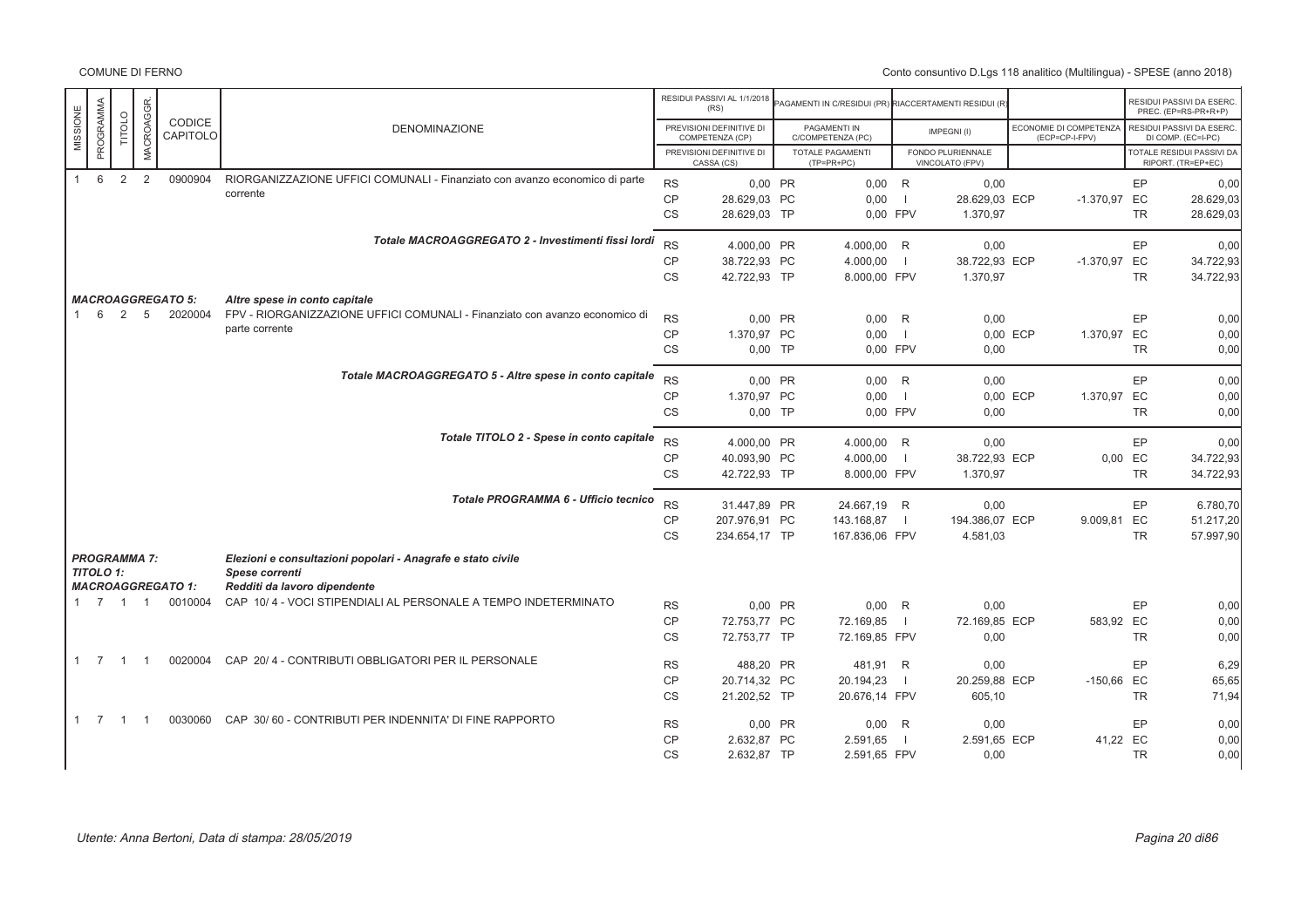| MISSIONE | PROGRAMMA | TITOLO | MACROAGGR. | CODICE CAPITOLO | DENOMINAZIONE | | RESIDUI PASSIVI AL 1/1/2018 (RS) / PREVISIONI DEFINITIVE DI COMPETENZA (CP) / PREVISIONI DEFINITIVE DI CASSA (CS) | | PAGAMENTI IN C/RESIDUI (PR) / PAGAMENTI IN C/COMPETENZA (PC) / TOTALE PAGAMENTI (TP=PR+PC) | | RIACCERTAMENTI RESIDUI (R) / IMPEGNI (I) / FONDO PLURIENNALE VINCOLATO (FPV) | | ECONOMIE DI COMPETENZA (ECP=CP-I-FPV) | | RESIDUI PASSIVI DA ESERC. PREC. (EP=RS-PR+R) / RESIDUI PASSIVI DA ESERC. DI COMP. (EC=I-PC) / TOTALE RESIDUI PASSIVI DA RIPORT. (TR=EP+EC) |
|---|---|---|---|---|---|---|---|---|---|---|---|---|---|---|---|
| 1 | 6 | 2 | 2 | 0900904 | RIORGANIZZAZIONE UFFICI COMUNALI - Finanziato con avanzo economico di parte corrente | RS | 0,00 | PR | 0,00 | R | 0,00 | | | EP | 0,00 |
| | | | | | | CP | 28.629,03 | PC | 0,00 | I | 28.629,03 | ECP | -1.370,97 | EC | 28.629,03 |
| | | | | | | CS | 28.629,03 | TP | 0,00 | FPV | 1.370,97 | | | TR | 28.629,03 |
| | | | | | ***Totale MACROAGGREGATO 2 - Investimenti fissi lordi*** | RS | 4.000,00 | PR | 4.000,00 | R | 0,00 | | | EP | 0,00 |
| | | | | | | CP | 38.722,93 | PC | 4.000,00 | I | 38.722,93 | ECP | -1.370,97 | EC | 34.722,93 |
| | | | | | | CS | 42.722,93 | TP | 8.000,00 | FPV | 1.370,97 | | | TR | 34.722,93 |
| ***MACROAGGREGATO 5:*** | | | | | ***Altre spese in conto capitale*** | | | | | | | | | | |
| 1 | 6 | 2 | 5 | 2020004 | FPV - RIORGANIZZAZIONE UFFICI COMUNALI - Finanziato con avanzo economico di parte corrente | RS | 0,00 | PR | 0,00 | R | 0,00 | | | EP | 0,00 |
| | | | | | | CP | 1.370,97 | PC | 0,00 | I | 0,00 | ECP | 1.370,97 | EC | 0,00 |
| | | | | | | CS | 0,00 | TP | 0,00 | FPV | 0,00 | | | TR | 0,00 |
| | | | | | ***Totale MACROAGGREGATO 5 - Altre spese in conto capitale*** | RS | 0,00 | PR | 0,00 | R | 0,00 | | | EP | 0,00 |
| | | | | | | CP | 1.370,97 | PC | 0,00 | I | 0,00 | ECP | 1.370,97 | EC | 0,00 |
| | | | | | | CS | 0,00 | TP | 0,00 | FPV | 0,00 | | | TR | 0,00 |
| | | | | | ***Totale TITOLO 2 - Spese in conto capitale*** | RS | 4.000,00 | PR | 4.000,00 | R | 0,00 | | | EP | 0,00 |
| | | | | | | CP | 40.093,90 | PC | 4.000,00 | I | 38.722,93 | ECP | 0,00 | EC | 34.722,93 |
| | | | | | | CS | 42.722,93 | TP | 8.000,00 | FPV | 1.370,97 | | | TR | 34.722,93 |
| | | | | | ***Totale PROGRAMMA 6 - Ufficio tecnico*** | RS | 31.447,89 | PR | 24.667,19 | R | 0,00 | | | EP | 6.780,70 |
| | | | | | | CP | 207.976,91 | PC | 143.168,87 | I | 194.386,07 | ECP | 9.009,81 | EC | 51.217,20 |
| | | | | | | CS | 234.654,17 | TP | 167.836,06 | FPV | 4.581,03 | | | TR | 57.997,90 |
| ***PROGRAMMA 7:*** | | | | | ***Elezioni e consultazioni popolari - Anagrafe e stato civile*** | | | | | | | | | | |
| ***TITOLO 1:*** | | | | | ***Spese correnti*** | | | | | | | | | | |
| ***MACROAGGREGATO 1:*** | | | | | ***Redditi da lavoro dipendente*** | | | | | | | | | | |
| 1 | 7 | 1 | 1 | 0010004 | CAP 10/ 4 - VOCI STIPENDIALI AL PERSONALE A TEMPO INDETERMINATO | RS | 0,00 | PR | 0,00 | R | 0,00 | | | EP | 0,00 |
| | | | | | | CP | 72.753,77 | PC | 72.169,85 | I | 72.169,85 | ECP | 583,92 | EC | 0,00 |
| | | | | | | CS | 72.753,77 | TP | 72.169,85 | FPV | 0,00 | | | TR | 0,00 |
| 1 | 7 | 1 | 1 | 0020004 | CAP 20/ 4 - CONTRIBUTI OBBLIGATORI PER IL PERSONALE | RS | 488,20 | PR | 481,91 | R | 0,00 | | | EP | 6,29 |
| | | | | | | CP | 20.714,32 | PC | 20.194,23 | I | 20.259,88 | ECP | -150,66 | EC | 65,65 |
| | | | | | | CS | 21.202,52 | TP | 20.676,14 | FPV | 605,10 | | | TR | 71,94 |
| 1 | 7 | 1 | 1 | 0030060 | CAP 30/ 60 - CONTRIBUTI PER INDENNITA' DI FINE RAPPORTO | RS | 0,00 | PR | 0,00 | R | 0,00 | | | EP | 0,00 |
| | | | | | | CP | 2.632,87 | PC | 2.591,65 | I | 2.591,65 | ECP | 41,22 | EC | 0,00 |
| | | | | | | CS | 2.632,87 | TP | 2.591,65 | FPV | 0,00 | | | TR | 0,00 |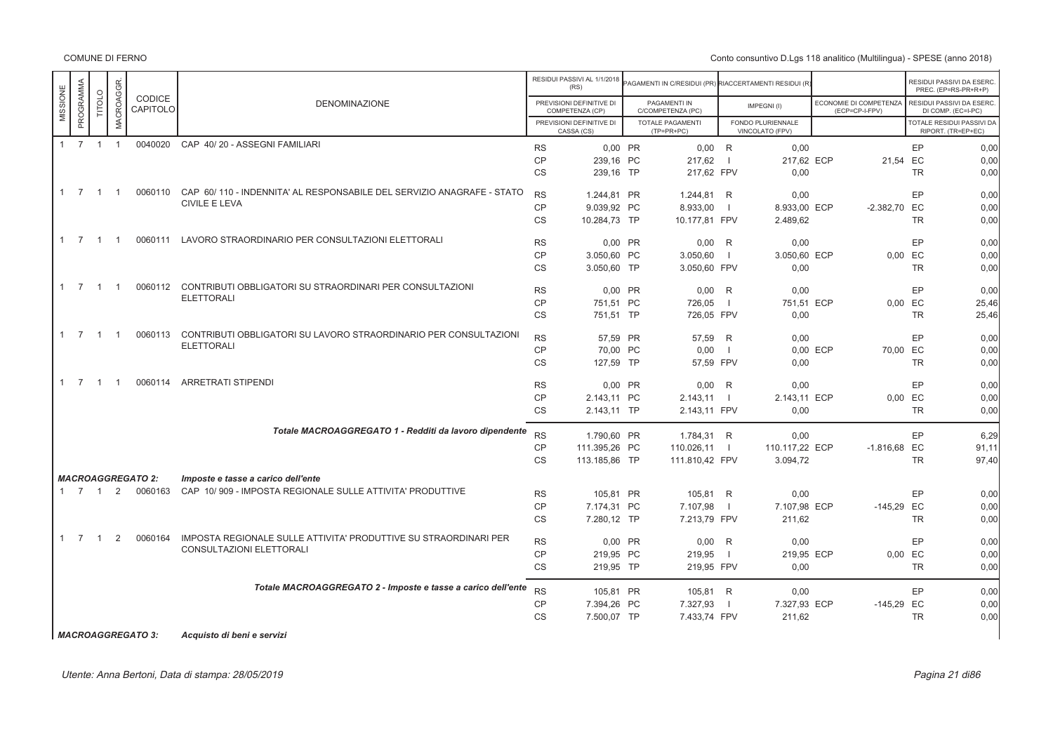COMUNE DI FERNO

Conto consuntivo D.Lgs 118 analitico (Multilingua) - SPESE (anno 2018)

| MISSIONE | PROGRAMMA | TITOLO | MACROAGGR. | CODICE CAPITOLO | DENOMINAZIONE | | RESIDUI PASSIVI AL 1/1/2018 (RS) / PREVISIONI DEFINITIVE DI COMPETENZA (CP) / PREVISIONI DEFINITIVE DI CASSA (CS) | | PAGAMENTI IN C/RESIDUI (PR) / PAGAMENTI IN C/COMPETENZA (PC) / TOTALE PAGAMENTI (TP=PR+PC) | | RIACCERTAMENTI RESIDUI (R) / IMPEGNI (I) / FONDO PLURIENNALE VINCOLATO (FPV) | | ECONOMIE DI COMPETENZA (ECP=CP-I-FPV) | | RESIDUI PASSIVI DA ESERC. PREC. (EP=RS-PR+R+P) / RESIDUI PASSIVI DA ESERC. DI COMP. (EC=I-PC) / TOTALE RESIDUI PASSIVI DA RIPORT. (TR=EP+EC) |
|---|---|---|---|---|---|---|---|---|---|---|---|---|---|---|---|
| 1 | 7 | 1 | 1 | 0040020 | CAP 40/ 20 - ASSEGNI FAMILIARI | RS | 0,00 | PR | 0,00 | R | 0,00 | | | EP | 0,00 |
| | | | | | | CP | 239,16 | PC | 217,62 | I | 217,62 | ECP | 21,54 | EC | 0,00 |
| | | | | | | CS | 239,16 | TP | 217,62 | FPV | 0,00 | | | TR | 0,00 |
| 1 | 7 | 1 | 1 | 0060110 | CAP 60/ 110 - INDENNITA' AL RESPONSABILE DEL SERVIZIO ANAGRAFE - STATO CIVILE E LEVA | RS | 1.244,81 | PR | 1.244,81 | R | 0,00 | | | EP | 0,00 |
| | | | | | | CP | 9.039,92 | PC | 8.933,00 | I | 8.933,00 | ECP | -2.382,70 | EC | 0,00 |
| | | | | | | CS | 10.284,73 | TP | 10.177,81 | FPV | 2.489,62 | | | TR | 0,00 |
| 1 | 7 | 1 | 1 | 0060111 | LAVORO STRAORDINARIO PER CONSULTAZIONI ELETTORALI | RS | 0,00 | PR | 0,00 | R | 0,00 | | | EP | 0,00 |
| | | | | | | CP | 3.050,60 | PC | 3.050,60 | I | 3.050,60 | ECP | 0,00 | EC | 0,00 |
| | | | | | | CS | 3.050,60 | TP | 3.050,60 | FPV | 0,00 | | | TR | 0,00 |
| 1 | 7 | 1 | 1 | 0060112 | CONTRIBUTI OBBLIGATORI SU STRAORDINARI PER CONSULTAZIONI ELETTORALI | RS | 0,00 | PR | 0,00 | R | 0,00 | | | EP | 0,00 |
| | | | | | | CP | 751,51 | PC | 726,05 | I | 751,51 | ECP | 0,00 | EC | 25,46 |
| | | | | | | CS | 751,51 | TP | 726,05 | FPV | 0,00 | | | TR | 25,46 |
| 1 | 7 | 1 | 1 | 0060113 | CONTRIBUTI OBBLIGATORI SU LAVORO STRAORDINARIO PER CONSULTAZIONI ELETTORALI | RS | 57,59 | PR | 57,59 | R | 0,00 | | | EP | 0,00 |
| | | | | | | CP | 70,00 | PC | 0,00 | I | 0,00 | ECP | 70,00 | EC | 0,00 |
| | | | | | | CS | 127,59 | TP | 57,59 | FPV | 0,00 | | | TR | 0,00 |
| 1 | 7 | 1 | 1 | 0060114 | ARRETRATI STIPENDI | RS | 0,00 | PR | 0,00 | R | 0,00 | | | EP | 0,00 |
| | | | | | | CP | 2.143,11 | PC | 2.143,11 | I | 2.143,11 | ECP | 0,00 | EC | 0,00 |
| | | | | | | CS | 2.143,11 | TP | 2.143,11 | FPV | 0,00 | | | TR | 0,00 |
| | | | | | ***Totale MACROAGGREGATO 1 - Redditi da lavoro dipendente*** | RS | 1.790,60 | PR | 1.784,31 | R | 0,00 | | | EP | 6,29 |
| | | | | | | CP | 111.395,26 | PC | 110.026,11 | I | 110.117,22 | ECP | -1.816,68 | EC | 91,11 |
| | | | | | | CS | 113.185,86 | TP | 111.810,42 | FPV | 3.094,72 | | | TR | 97,40 |
| ***MACROAGGREGATO 2:*** | | | | | ***Imposte e tasse a carico dell'ente*** | | | | | | | | | | |
| 1 | 7 | 1 | 2 | 0060163 | CAP 10/ 909 - IMPOSTA REGIONALE SULLE ATTIVITA' PRODUTTIVE | RS | 105,81 | PR | 105,81 | R | 0,00 | | | EP | 0,00 |
| | | | | | | CP | 7.174,31 | PC | 7.107,98 | I | 7.107,98 | ECP | -145,29 | EC | 0,00 |
| | | | | | | CS | 7.280,12 | TP | 7.213,79 | FPV | 211,62 | | | TR | 0,00 |
| 1 | 7 | 1 | 2 | 0060164 | IMPOSTA REGIONALE SULLE ATTIVITA' PRODUTTIVE SU STRAORDINARI PER CONSULTAZIONI ELETTORALI | RS | 0,00 | PR | 0,00 | R | 0,00 | | | EP | 0,00 |
| | | | | | | CP | 219,95 | PC | 219,95 | I | 219,95 | ECP | 0,00 | EC | 0,00 |
| | | | | | | CS | 219,95 | TP | 219,95 | FPV | 0,00 | | | TR | 0,00 |
| | | | | | ***Totale MACROAGGREGATO 2 - Imposte e tasse a carico dell'ente*** | RS | 105,81 | PR | 105,81 | R | 0,00 | | | EP | 0,00 |
| | | | | | | CP | 7.394,26 | PC | 7.327,93 | I | 7.327,93 | ECP | -145,29 | EC | 0,00 |
| | | | | | | CS | 7.500,07 | TP | 7.433,74 | FPV | 211,62 | | | TR | 0,00 |
| ***MACROAGGREGATO 3:*** | | | | | ***Acquisto di beni e servizi*** | | | | | | | | | | |

*Utente: Anna Bertoni, Data di stampa: 28/05/2019*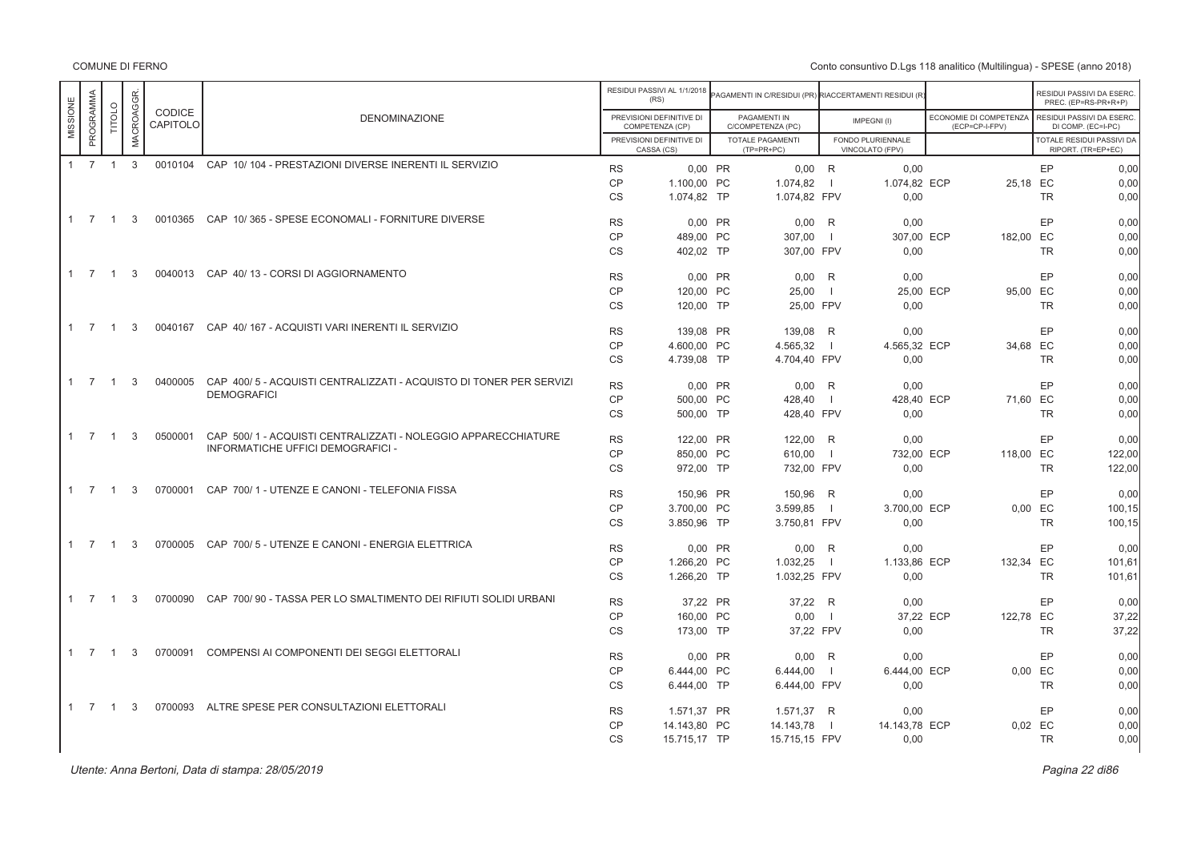COMUNE DI FERNO

Conto consuntivo D.Lgs 118 analitico (Multilingua) - SPESE (anno 2018)

| MISSIONE | PROGRAMMA | TITOLO | MACROAGGR. | CODICE CAPITOLO | DENOMINAZIONE | | RESIDUI PASSIVI AL 1/1/2018 (RS) / PREVISIONI DEFINITIVE DI COMPETENZA (CP) / PREVISIONI DEFINITIVE DI CASSA (CS) | | PAGAMENTI IN C/RESIDUI (PR) / PAGAMENTI IN C/COMPETENZA (PC) / TOTALE PAGAMENTI (TP=PR+PC) | | RIACCERTAMENTI RESIDUI (R) / IMPEGNI (I) / FONDO PLURIENNALE VINCOLATO (FPV) | | ECONOMIE DI COMPETENZA (ECP=CP-I-FPV) | | RESIDUI PASSIVI DA ESERC. PREC. (EP=RS-PR+R+P) / RESIDUI PASSIVI DA ESERC. DI COMP. (EC=I-PC) / TOTALE RESIDUI PASSIVI DA RIPORT. (TR=EP+EC) |
|---|---|---|---|---|---|---|---|---|---|---|---|---|---|---|---|
| 1 | 7 | 1 | 3 | 0010104 | CAP 10/ 104 - PRESTAZIONI DIVERSE INERENTI IL SERVIZIO | RS | 0,00 | PR | 0,00 | R | 0,00 | | | EP | 0,00 |
| | | | | | | CP | 1.100,00 | PC | 1.074,82 | I | 1.074,82 | ECP | 25,18 | EC | 0,00 |
| | | | | | | CS | 1.074,82 | TP | 1.074,82 | FPV | 0,00 | | | TR | 0,00 |
| 1 | 7 | 1 | 3 | 0010365 | CAP 10/ 365 - SPESE ECONOMALI - FORNITURE DIVERSE | RS | 0,00 | PR | 0,00 | R | 0,00 | | | EP | 0,00 |
| | | | | | | CP | 489,00 | PC | 307,00 | I | 307,00 | ECP | 182,00 | EC | 0,00 |
| | | | | | | CS | 402,02 | TP | 307,00 | FPV | 0,00 | | | TR | 0,00 |
| 1 | 7 | 1 | 3 | 0040013 | CAP 40/ 13 - CORSI DI AGGIORNAMENTO | RS | 0,00 | PR | 0,00 | R | 0,00 | | | EP | 0,00 |
| | | | | | | CP | 120,00 | PC | 25,00 | I | 25,00 | ECP | 95,00 | EC | 0,00 |
| | | | | | | CS | 120,00 | TP | 25,00 | FPV | 0,00 | | | TR | 0,00 |
| 1 | 7 | 1 | 3 | 0040167 | CAP 40/ 167 - ACQUISTI VARI INERENTI IL SERVIZIO | RS | 139,08 | PR | 139,08 | R | 0,00 | | | EP | 0,00 |
| | | | | | | CP | 4.600,00 | PC | 4.565,32 | I | 4.565,32 | ECP | 34,68 | EC | 0,00 |
| | | | | | | CS | 4.739,08 | TP | 4.704,40 | FPV | 0,00 | | | TR | 0,00 |
| 1 | 7 | 1 | 3 | 0400005 | CAP 400/ 5 - ACQUISTI CENTRALIZZATI - ACQUISTO DI TONER PER SERVIZI DEMOGRAFICI | RS | 0,00 | PR | 0,00 | R | 0,00 | | | EP | 0,00 |
| | | | | | | CP | 500,00 | PC | 428,40 | I | 428,40 | ECP | 71,60 | EC | 0,00 |
| | | | | | | CS | 500,00 | TP | 428,40 | FPV | 0,00 | | | TR | 0,00 |
| 1 | 7 | 1 | 3 | 0500001 | CAP 500/ 1 - ACQUISTI CENTRALIZZATI - NOLEGGIO APPARECCHIATURE INFORMATICHE UFFICI DEMOGRAFICI - | RS | 122,00 | PR | 122,00 | R | 0,00 | | | EP | 0,00 |
| | | | | | | CP | 850,00 | PC | 610,00 | I | 732,00 | ECP | 118,00 | EC | 122,00 |
| | | | | | | CS | 972,00 | TP | 732,00 | FPV | 0,00 | | | TR | 122,00 |
| 1 | 7 | 1 | 3 | 0700001 | CAP 700/ 1 - UTENZE E CANONI - TELEFONIA FISSA | RS | 150,96 | PR | 150,96 | R | 0,00 | | | EP | 0,00 |
| | | | | | | CP | 3.700,00 | PC | 3.599,85 | I | 3.700,00 | ECP | 0,00 | EC | 100,15 |
| | | | | | | CS | 3.850,96 | TP | 3.750,81 | FPV | 0,00 | | | TR | 100,15 |
| 1 | 7 | 1 | 3 | 0700005 | CAP 700/ 5 - UTENZE E CANONI - ENERGIA ELETTRICA | RS | 0,00 | PR | 0,00 | R | 0,00 | | | EP | 0,00 |
| | | | | | | CP | 1.266,20 | PC | 1.032,25 | I | 1.133,86 | ECP | 132,34 | EC | 101,61 |
| | | | | | | CS | 1.266,20 | TP | 1.032,25 | FPV | 0,00 | | | TR | 101,61 |
| 1 | 7 | 1 | 3 | 0700090 | CAP 700/ 90 - TASSA PER LO SMALTIMENTO DEI RIFIUTI SOLIDI URBANI | RS | 37,22 | PR | 37,22 | R | 0,00 | | | EP | 0,00 |
| | | | | | | CP | 160,00 | PC | 0,00 | I | 37,22 | ECP | 122,78 | EC | 37,22 |
| | | | | | | CS | 173,00 | TP | 37,22 | FPV | 0,00 | | | TR | 37,22 |
| 1 | 7 | 1 | 3 | 0700091 | COMPENSI AI COMPONENTI DEI SEGGI ELETTORALI | RS | 0,00 | PR | 0,00 | R | 0,00 | | | EP | 0,00 |
| | | | | | | CP | 6.444,00 | PC | 6.444,00 | I | 6.444,00 | ECP | 0,00 | EC | 0,00 |
| | | | | | | CS | 6.444,00 | TP | 6.444,00 | FPV | 0,00 | | | TR | 0,00 |
| 1 | 7 | 1 | 3 | 0700093 | ALTRE SPESE PER CONSULTAZIONI ELETTORALI | RS | 1.571,37 | PR | 1.571,37 | R | 0,00 | | | EP | 0,00 |
| | | | | | | CP | 14.143,80 | PC | 14.143,78 | I | 14.143,78 | ECP | 0,02 | EC | 0,00 |
| | | | | | | CS | 15.715,17 | TP | 15.715,15 | FPV | 0,00 | | | TR | 0,00 |

*Utente: Anna Bertoni, Data di stampa: 28/05/2019*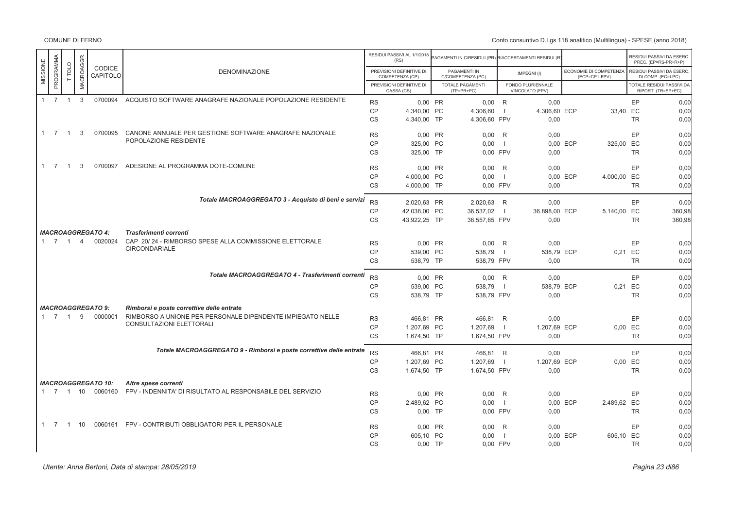| MISSIONE | PROGRAMMA | TITOLO | MACROAGGR. | CODICE CAPITOLO | DENOMINAZIONE | | RESIDUI PASSIVI AL 1/1/2018 (RS) / PREVISIONI DEFINITIVE DI COMPETENZA (CP) / PREVISIONI DEFINITIVE DI CASSA (CS) | | PAGAMENTI IN C/RESIDUI (PR) / PAGAMENTI IN C/COMPETENZA (PC) / TOTALE PAGAMENTI (TP=PR+PC) | | RIACCERTAMENTI RESIDUI (R) / IMPEGNI (I) / FONDO PLURIENNALE VINCOLATO (FPV) | | ECONOMIE DI COMPETENZA (ECP=CP-I-FPV) | | RESIDUI PASSIVI DA ESERC. PREC. (EP=RS-PR+R+P) / RESIDUI PASSIVI DA ESERC. DI COMP. (EC=I-PC) / TOTALE RESIDUI PASSIVI DA RIPORT. (TR=EP+EC) |
|---|---|---|---|---|---|---|---|---|---|---|---|---|---|---|---|
| 1 | 7 | 1 | 3 | 0700094 | ACQUISTO SOFTWARE ANAGRAFE NAZIONALE POPOLAZIONE RESIDENTE | RS | 0,00 | PR | 0,00 | R | 0,00 | | | EP | 0,00 |
| | | | | | | CP | 4.340,00 | PC | 4.306,60 | I | 4.306,60 | ECP | 33,40 | EC | 0,00 |
| | | | | | | CS | 4.340,00 | TP | 4.306,60 | FPV | 0,00 | | | TR | 0,00 |
| 1 | 7 | 1 | 3 | 0700095 | CANONE ANNUALE PER GESTIONE SOFTWARE ANAGRAFE NAZIONALE POPOLAZIONE RESIDENTE | RS | 0,00 | PR | 0,00 | R | 0,00 | | | EP | 0,00 |
| | | | | | | CP | 325,00 | PC | 0,00 | I | 0,00 | ECP | 325,00 | EC | 0,00 |
| | | | | | | CS | 325,00 | TP | 0,00 | FPV | 0,00 | | | TR | 0,00 |
| 1 | 7 | 1 | 3 | 0700097 | ADESIONE AL PROGRAMMA DOTE-COMUNE | RS | 0,00 | PR | 0,00 | R | 0,00 | | | EP | 0,00 |
| | | | | | | CP | 4.000,00 | PC | 0,00 | I | 0,00 | ECP | 4.000,00 | EC | 0,00 |
| | | | | | | CS | 4.000,00 | TP | 0,00 | FPV | 0,00 | | | TR | 0,00 |
| | | | | | ***Totale MACROAGGREGATO 3 - Acquisto di beni e servizi*** | RS | 2.020,63 | PR | 2.020,63 | R | 0,00 | | | EP | 0,00 |
| | | | | | | CP | 42.038,00 | PC | 36.537,02 | I | 36.898,00 | ECP | 5.140,00 | EC | 360,98 |
| | | | | | | CS | 43.922,25 | TP | 38.557,65 | FPV | 0,00 | | | TR | 360,98 |
| ***MACROAGGREGATO 4:*** | | | | | ***Trasferimenti correnti*** | | | | | | | | | | |
| 1 | 7 | 1 | 4 | 0020024 | CAP 20/ 24 - RIMBORSO SPESE ALLA COMMISSIONE ELETTORALE CIRCONDARIALE | RS | 0,00 | PR | 0,00 | R | 0,00 | | | EP | 0,00 |
| | | | | | | CP | 539,00 | PC | 538,79 | I | 538,79 | ECP | 0,21 | EC | 0,00 |
| | | | | | | CS | 538,79 | TP | 538,79 | FPV | 0,00 | | | TR | 0,00 |
| | | | | | ***Totale MACROAGGREGATO 4 - Trasferimenti correnti*** | RS | 0,00 | PR | 0,00 | R | 0,00 | | | EP | 0,00 |
| | | | | | | CP | 539,00 | PC | 538,79 | I | 538,79 | ECP | 0,21 | EC | 0,00 |
| | | | | | | CS | 538,79 | TP | 538,79 | FPV | 0,00 | | | TR | 0,00 |
| ***MACROAGGREGATO 9:*** | | | | | ***Rimborsi e poste correttive delle entrate*** | | | | | | | | | | |
| 1 | 7 | 1 | 9 | 0000001 | RIMBORSO A UNIONE PER PERSONALE DIPENDENTE IMPIEGATO NELLE CONSULTAZIONI ELETTORALI | RS | 466,81 | PR | 466,81 | R | 0,00 | | | EP | 0,00 |
| | | | | | | CP | 1.207,69 | PC | 1.207,69 | I | 1.207,69 | ECP | 0,00 | EC | 0,00 |
| | | | | | | CS | 1.674,50 | TP | 1.674,50 | FPV | 0,00 | | | TR | 0,00 |
| | | | | | ***Totale MACROAGGREGATO 9 - Rimborsi e poste correttive delle entrate*** | RS | 466,81 | PR | 466,81 | R | 0,00 | | | EP | 0,00 |
| | | | | | | CP | 1.207,69 | PC | 1.207,69 | I | 1.207,69 | ECP | 0,00 | EC | 0,00 |
| | | | | | | CS | 1.674,50 | TP | 1.674,50 | FPV | 0,00 | | | TR | 0,00 |
| ***MACROAGGREGATO 10:*** | | | | | ***Altre spese correnti*** | | | | | | | | | | |
| 1 | 7 | 1 | 10 | 0060160 | FPV - INDENNITA' DI RISULTATO AL RESPONSABILE DEL SERVIZIO | RS | 0,00 | PR | 0,00 | R | 0,00 | | | EP | 0,00 |
| | | | | | | CP | 2.489,62 | PC | 0,00 | I | 0,00 | ECP | 2.489,62 | EC | 0,00 |
| | | | | | | CS | 0,00 | TP | 0,00 | FPV | 0,00 | | | TR | 0,00 |
| 1 | 7 | 1 | 10 | 0060161 | FPV - CONTRIBUTI OBBLIGATORI PER IL PERSONALE | RS | 0,00 | PR | 0,00 | R | 0,00 | | | EP | 0,00 |
| | | | | | | CP | 605,10 | PC | 0,00 | I | 0,00 | ECP | 605,10 | EC | 0,00 |
| | | | | | | CS | 0,00 | TP | 0,00 | FPV | 0,00 | | | TR | 0,00 |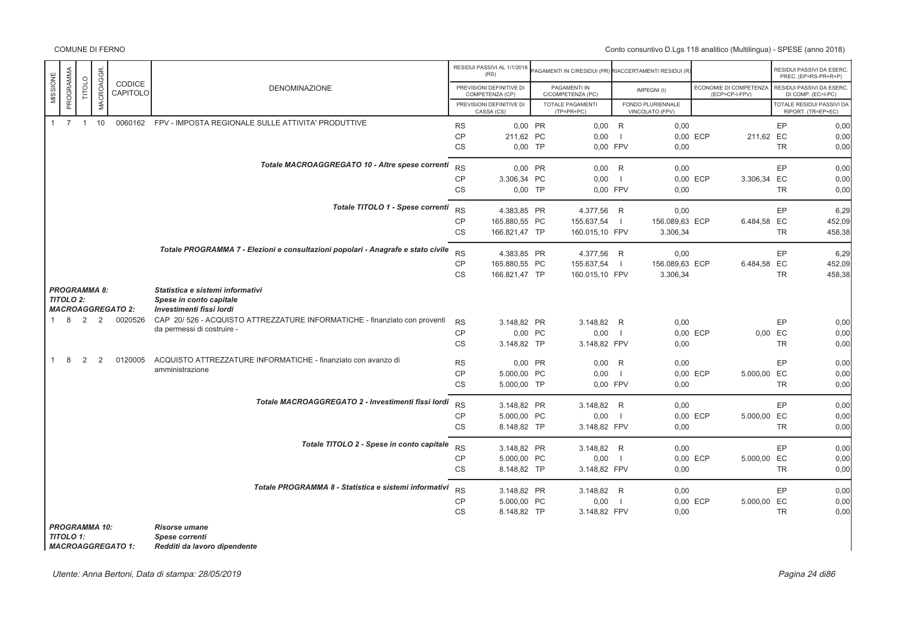| MISSIONE | PROGRAMMA | TITOLO | MACROAGGR. | CODICE CAPITOLO | DENOMINAZIONE | | RESIDUI PASSIVI AL 1/1/2018 (RS) / PREVISIONI DEFINITIVE DI COMPETENZA (CP) / PREVISIONI DEFINITIVE DI CASSA (CS) | | PAGAMENTI IN C/RESIDUI (PR) / PAGAMENTI IN C/COMPETENZA (PC) / TOTALE PAGAMENTI (TP=PR+PC) | | RIACCERTAMENTI RESIDUI (R) / IMPEGNI (I) / FONDO PLURIENNALE VINCOLATO (FPV) | | ECONOMIE DI COMPETENZA (ECP=CP-I-FPV) | | RESIDUI PASSIVI DA ESERC. PREC. (EP=RS-PR+R+P) / RESIDUI PASSIVI DA ESERC. DI COMP. (EC=I-PC) / TOTALE RESIDUI PASSIVI DA RIPORT. (TR=EP+EC) |
|---|---|---|---|---|---|---|---|---|---|---|---|---|---|---|---|
| 1 | 7 | 1 | 10 | 0060162 | FPV - IMPOSTA REGIONALE SULLE ATTIVITA' PRODUTTIVE | RS | 0,00 | PR | 0,00 | R | 0,00 | | | EP | 0,00 |
| | | | | | | CP | 211,62 | PC | 0,00 | I | 0,00 | ECP | 211,62 | EC | 0,00 |
| | | | | | | CS | 0,00 | TP | 0,00 | FPV | 0,00 | | | TR | 0,00 |
| | | | | | *Totale MACROAGGREGATO 10 - Altre spese correnti* | RS | 0,00 | PR | 0,00 | R | 0,00 | | | EP | 0,00 |
| | | | | | | CP | 3.306,34 | PC | 0,00 | I | 0,00 | ECP | 3.306,34 | EC | 0,00 |
| | | | | | | CS | 0,00 | TP | 0,00 | FPV | 0,00 | | | TR | 0,00 |
| | | | | | *Totale TITOLO 1 - Spese correnti* | RS | 4.383,85 | PR | 4.377,56 | R | 0,00 | | | EP | 6,29 |
| | | | | | | CP | 165.880,55 | PC | 155.637,54 | I | 156.089,63 | ECP | 6.484,58 | EC | 452,09 |
| | | | | | | CS | 166.821,47 | TP | 160.015,10 | FPV | 3.306,34 | | | TR | 458,38 |
| | | | | | *Totale PROGRAMMA 7 - Elezioni e consultazioni popolari - Anagrafe e stato civile* | RS | 4.383,85 | PR | 4.377,56 | R | 0,00 | | | EP | 6,29 |
| | | | | | | CP | 165.880,55 | PC | 155.637,54 | I | 156.089,63 | ECP | 6.484,58 | EC | 452,09 |
| | | | | | | CS | 166.821,47 | TP | 160.015,10 | FPV | 3.306,34 | | | TR | 458,38 |
| *PROGRAMMA 8:* | | | | | *Statistica e sistemi informativi* | | | | | | | | | | |
| *TITOLO 2:* | | | | | *Spese in conto capitale* | | | | | | | | | | |
| *MACROAGGREGATO 2:* | | | | | *Investimenti fissi lordi* | | | | | | | | | | |
| 1 | 8 | 2 | 2 | 0020526 | CAP 20/ 526 - ACQUISTO ATTREZZATURE INFORMATICHE - finanziato con proventi da permessi di costruire - | RS | 3.148,82 | PR | 3.148,82 | R | 0,00 | | | EP | 0,00 |
| | | | | | | CP | 0,00 | PC | 0,00 | I | 0,00 | ECP | 0,00 | EC | 0,00 |
| | | | | | | CS | 3.148,82 | TP | 3.148,82 | FPV | 0,00 | | | TR | 0,00 |
| 1 | 8 | 2 | 2 | 0120005 | ACQUISTO ATTREZZATURE INFORMATICHE - finanziato con avanzo di amministrazione | RS | 0,00 | PR | 0,00 | R | 0,00 | | | EP | 0,00 |
| | | | | | | CP | 5.000,00 | PC | 0,00 | I | 0,00 | ECP | 5.000,00 | EC | 0,00 |
| | | | | | | CS | 5.000,00 | TP | 0,00 | FPV | 0,00 | | | TR | 0,00 |
| | | | | | *Totale MACROAGGREGATO 2 - Investimenti fissi lordi* | RS | 3.148,82 | PR | 3.148,82 | R | 0,00 | | | EP | 0,00 |
| | | | | | | CP | 5.000,00 | PC | 0,00 | I | 0,00 | ECP | 5.000,00 | EC | 0,00 |
| | | | | | | CS | 8.148,82 | TP | 3.148,82 | FPV | 0,00 | | | TR | 0,00 |
| | | | | | *Totale TITOLO 2 - Spese in conto capitale* | RS | 3.148,82 | PR | 3.148,82 | R | 0,00 | | | EP | 0,00 |
| | | | | | | CP | 5.000,00 | PC | 0,00 | I | 0,00 | ECP | 5.000,00 | EC | 0,00 |
| | | | | | | CS | 8.148,82 | TP | 3.148,82 | FPV | 0,00 | | | TR | 0,00 |
| | | | | | *Totale PROGRAMMA 8 - Statistica e sistemi informativi* | RS | 3.148,82 | PR | 3.148,82 | R | 0,00 | | | EP | 0,00 |
| | | | | | | CP | 5.000,00 | PC | 0,00 | I | 0,00 | ECP | 5.000,00 | EC | 0,00 |
| | | | | | | CS | 8.148,82 | TP | 3.148,82 | FPV | 0,00 | | | TR | 0,00 |
| *PROGRAMMA 10:* | | | | | *Risorse umane* | | | | | | | | | | |
| *TITOLO 1:* | | | | | *Spese correnti* | | | | | | | | | | |
| *MACROAGGREGATO 1:* | | | | | *Redditi da lavoro dipendente* | | | | | | | | | | |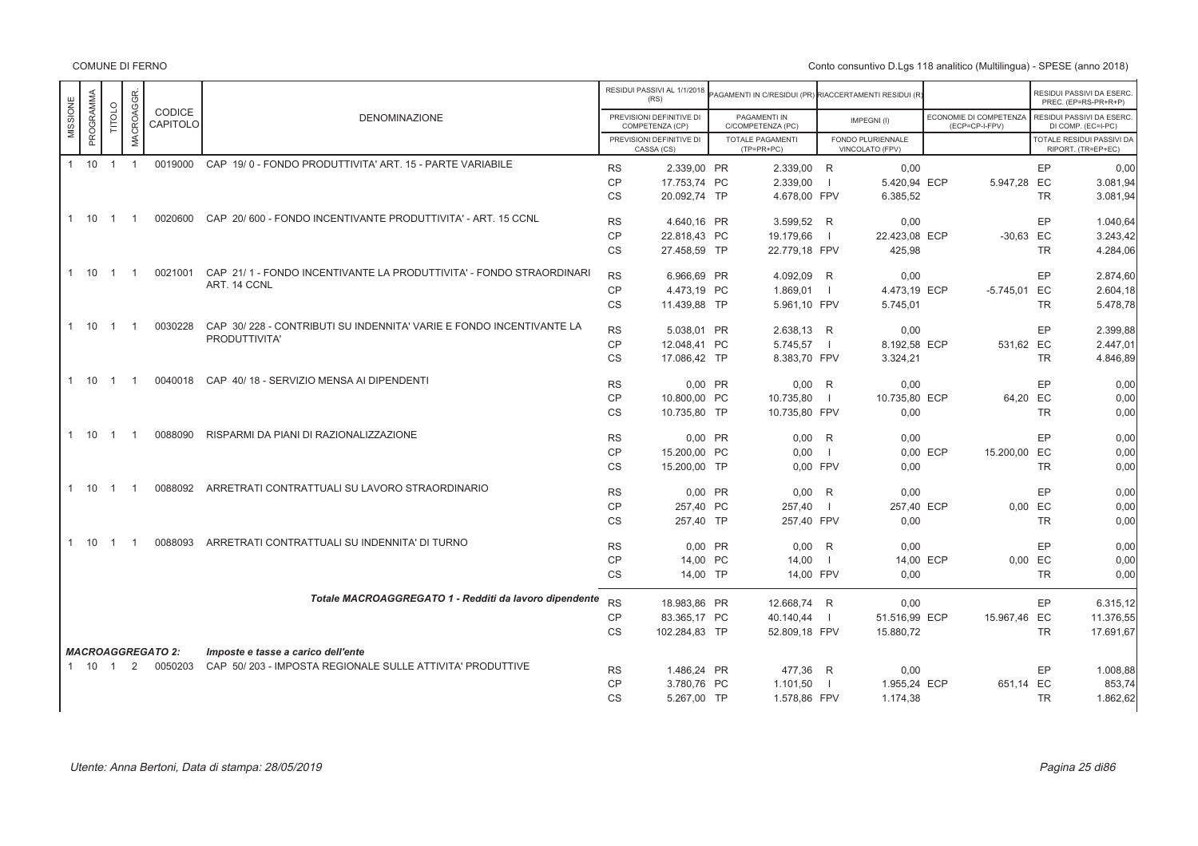COMUNE DI FERNO

Conto consuntivo D.Lgs 118 analitico (Multilingua) - SPESE (anno 2018)

| MISSIONE | PROGRAMMA | TITOLO | MACROAGGR. | CODICE CAPITOLO | DENOMINAZIONE | | RESIDUI PASSIVI AL 1/1/2018 (RS) / PREVISIONI DEFINITIVE DI COMPETENZA (CP) / PREVISIONI DEFINITIVE DI CASSA (CS) | | PAGAMENTI IN C/RESIDUI (PR) / PAGAMENTI IN C/COMPETENZA (PC) / TOTALE PAGAMENTI (TP=PR+PC) | | RIACCERTAMENTI RESIDUI (R) / IMPEGNI (I) / FONDO PLURIENNALE VINCOLATO (FPV) | | ECONOMIE DI COMPETENZA (ECP=CP-I-FPV) | | RESIDUI PASSIVI DA ESERC. PREC. (EP=RS-PR+R+P) / RESIDUI PASSIVI DA ESERC. DI COMP. (EC=I-PC) / TOTALE RESIDUI PASSIVI DA RIPORT. (TR=EP+EC) |
|---|---|---|---|---|---|---|---|---|---|---|---|---|---|---|---|
| 1 | 10 | 1 | 1 | 0019000 | CAP 19/ 0 - FONDO PRODUTTIVITA' ART. 15 - PARTE VARIABILE | RS | 2.339,00 | PR | 2.339,00 | R | 0,00 | | | EP | 0,00 |
| | | | | | | CP | 17.753,74 | PC | 2.339,00 | I | 5.420,94 | ECP | 5.947,28 | EC | 3.081,94 |
| | | | | | | CS | 20.092,74 | TP | 4.678,00 | FPV | 6.385,52 | | | TR | 3.081,94 |
| 1 | 10 | 1 | 1 | 0020600 | CAP 20/ 600 - FONDO INCENTIVANTE PRODUTTIVITA' - ART. 15 CCNL | RS | 4.640,16 | PR | 3.599,52 | R | 0,00 | | | EP | 1.040,64 |
| | | | | | | CP | 22.818,43 | PC | 19.179,66 | I | 22.423,08 | ECP | -30,63 | EC | 3.243,42 |
| | | | | | | CS | 27.458,59 | TP | 22.779,18 | FPV | 425,98 | | | TR | 4.284,06 |
| 1 | 10 | 1 | 1 | 0021001 | CAP 21/ 1 - FONDO INCENTIVANTE LA PRODUTTIVITA' - FONDO STRAORDINARI ART. 14 CCNL | RS | 6.966,69 | PR | 4.092,09 | R | 0,00 | | | EP | 2.874,60 |
| | | | | | | CP | 4.473,19 | PC | 1.869,01 | I | 4.473,19 | ECP | -5.745,01 | EC | 2.604,18 |
| | | | | | | CS | 11.439,88 | TP | 5.961,10 | FPV | 5.745,01 | | | TR | 5.478,78 |
| 1 | 10 | 1 | 1 | 0030228 | CAP 30/ 228 - CONTRIBUTI SU INDENNITA' VARIE E FONDO INCENTIVANTE LA PRODUTTIVITA' | RS | 5.038,01 | PR | 2.638,13 | R | 0,00 | | | EP | 2.399,88 |
| | | | | | | CP | 12.048,41 | PC | 5.745,57 | I | 8.192,58 | ECP | 531,62 | EC | 2.447,01 |
| | | | | | | CS | 17.086,42 | TP | 8.383,70 | FPV | 3.324,21 | | | TR | 4.846,89 |
| 1 | 10 | 1 | 1 | 0040018 | CAP 40/ 18 - SERVIZIO MENSA AI DIPENDENTI | RS | 0,00 | PR | 0,00 | R | 0,00 | | | EP | 0,00 |
| | | | | | | CP | 10.800,00 | PC | 10.735,80 | I | 10.735,80 | ECP | 64,20 | EC | 0,00 |
| | | | | | | CS | 10.735,80 | TP | 10.735,80 | FPV | 0,00 | | | TR | 0,00 |
| 1 | 10 | 1 | 1 | 0088090 | RISPARMI DA PIANI DI RAZIONALIZZAZIONE | RS | 0,00 | PR | 0,00 | R | 0,00 | | | EP | 0,00 |
| | | | | | | CP | 15.200,00 | PC | 0,00 | I | 0,00 | ECP | 15.200,00 | EC | 0,00 |
| | | | | | | CS | 15.200,00 | TP | 0,00 | FPV | 0,00 | | | TR | 0,00 |
| 1 | 10 | 1 | 1 | 0088092 | ARRETRATI CONTRATTUALI SU LAVORO STRAORDINARIO | RS | 0,00 | PR | 0,00 | R | 0,00 | | | EP | 0,00 |
| | | | | | | CP | 257,40 | PC | 257,40 | I | 257,40 | ECP | 0,00 | EC | 0,00 |
| | | | | | | CS | 257,40 | TP | 257,40 | FPV | 0,00 | | | TR | 0,00 |
| 1 | 10 | 1 | 1 | 0088093 | ARRETRATI CONTRATTUALI SU INDENNITA' DI TURNO | RS | 0,00 | PR | 0,00 | R | 0,00 | | | EP | 0,00 |
| | | | | | | CP | 14,00 | PC | 14,00 | I | 14,00 | ECP | 0,00 | EC | 0,00 |
| | | | | | | CS | 14,00 | TP | 14,00 | FPV | 0,00 | | | TR | 0,00 |
| | | | | | ***Totale MACROAGGREGATO 1 - Redditi da lavoro dipendente*** | RS | 18.983,86 | PR | 12.668,74 | R | 0,00 | | | EP | 6.315,12 |
| | | | | | | CP | 83.365,17 | PC | 40.140,44 | I | 51.516,99 | ECP | 15.967,46 | EC | 11.376,55 |
| | | | | | | CS | 102.284,83 | TP | 52.809,18 | FPV | 15.880,72 | | | TR | 17.691,67 |
| ***MACROAGGREGATO 2:*** | | | | | ***Imposte e tasse a carico dell'ente*** | | | | | | | | | | |
| 1 | 10 | 1 | 2 | 0050203 | CAP 50/ 203 - IMPOSTA REGIONALE SULLE ATTIVITA' PRODUTTIVE | RS | 1.486,24 | PR | 477,36 | R | 0,00 | | | EP | 1.008,88 |
| | | | | | | CP | 3.780,76 | PC | 1.101,50 | I | 1.955,24 | ECP | 651,14 | EC | 853,74 |
| | | | | | | CS | 5.267,00 | TP | 1.578,86 | FPV | 1.174,38 | | | TR | 1.862,62 |

*Utente: Anna Bertoni, Data di stampa: 28/05/2019*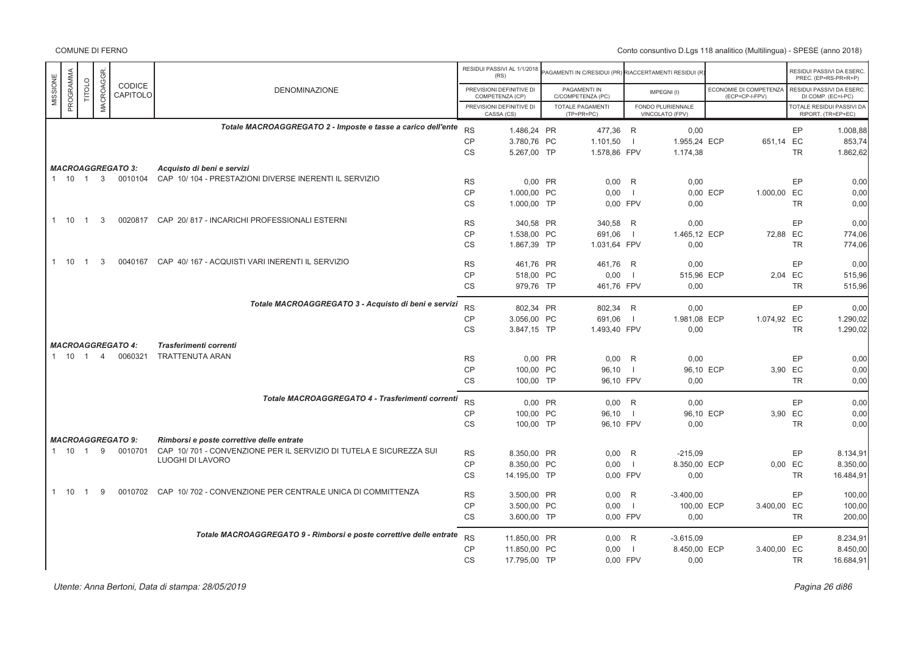| MISSIONE | PROGRAMMA | TITOLO | MACROAGGR. | CODICE CAPITOLO | DENOMINAZIONE | | RESIDUI PASSIVI AL 1/1/2018 (RS) / PREVISIONI DEFINITIVE DI COMPETENZA (CP) / PREVISIONI DEFINITIVE DI CASSA (CS) | | PAGAMENTI IN C/RESIDUI (PR) / PAGAMENTI IN C/COMPETENZA (PC) / TOTALE PAGAMENTI (TP=PR+PC) | | RIACCERTAMENTI RESIDUI (R) / IMPEGNI (I) / FONDO PLURIENNALE VINCOLATO (FPV) | | ECONOMIE DI COMPETENZA (ECP=CP-I-FPV) | | RESIDUI PASSIVI DA ESERC. PREC. (EP=RS-PR+R) / RESIDUI PASSIVI DA ESERC. DI COMP. (EC=I-PC) / TOTALE RESIDUI PASSIVI DA RIPORT. (TR=EP+EC) |
|---|---|---|---|---|---|---|---|---|---|---|---|---|---|---|---|
| | | | | | *Totale MACROAGGREGATO 2 - Imposte e tasse a carico dell'ente* | RS | 1.486,24 | PR | 477,36 | R | 0,00 | | | EP | 1.008,88 |
| | | | | | | CP | 3.780,76 | PC | 1.101,50 | I | 1.955,24 | ECP | 651,14 | EC | 853,74 |
| | | | | | | CS | 5.267,00 | TP | 1.578,86 | FPV | 1.174,38 | | | TR | 1.862,62 |
| | | | | ***MACROAGGREGATO 3:*** | *Acquisto di beni e servizi* | | | | | | | | | | |
| 1 | 10 | 1 | 3 | 0010104 | CAP 10/ 104 - PRESTAZIONI DIVERSE INERENTI IL SERVIZIO | RS | 0,00 | PR | 0,00 | R | 0,00 | | | EP | 0,00 |
| | | | | | | CP | 1.000,00 | PC | 0,00 | I | 0,00 | ECP | 1.000,00 | EC | 0,00 |
| | | | | | | CS | 1.000,00 | TP | 0,00 | FPV | 0,00 | | | TR | 0,00 |
| 1 | 10 | 1 | 3 | 0020817 | CAP 20/ 817 - INCARICHI PROFESSIONALI ESTERNI | RS | 340,58 | PR | 340,58 | R | 0,00 | | | EP | 0,00 |
| | | | | | | CP | 1.538,00 | PC | 691,06 | I | 1.465,12 | ECP | 72,88 | EC | 774,06 |
| | | | | | | CS | 1.867,39 | TP | 1.031,64 | FPV | 0,00 | | | TR | 774,06 |
| 1 | 10 | 1 | 3 | 0040167 | CAP 40/ 167 - ACQUISTI VARI INERENTI IL SERVIZIO | RS | 461,76 | PR | 461,76 | R | 0,00 | | | EP | 0,00 |
| | | | | | | CP | 518,00 | PC | 0,00 | I | 515,96 | ECP | 2,04 | EC | 515,96 |
| | | | | | | CS | 979,76 | TP | 461,76 | FPV | 0,00 | | | TR | 515,96 |
| | | | | | *Totale MACROAGGREGATO 3 - Acquisto di beni e servizi* | RS | 802,34 | PR | 802,34 | R | 0,00 | | | EP | 0,00 |
| | | | | | | CP | 3.056,00 | PC | 691,06 | I | 1.981,08 | ECP | 1.074,92 | EC | 1.290,02 |
| | | | | | | CS | 3.847,15 | TP | 1.493,40 | FPV | 0,00 | | | TR | 1.290,02 |
| | | | | ***MACROAGGREGATO 4:*** | *Trasferimenti correnti* | | | | | | | | | | |
| 1 | 10 | 1 | 4 | 0060321 | TRATTENUTA ARAN | RS | 0,00 | PR | 0,00 | R | 0,00 | | | EP | 0,00 |
| | | | | | | CP | 100,00 | PC | 96,10 | I | 96,10 | ECP | 3,90 | EC | 0,00 |
| | | | | | | CS | 100,00 | TP | 96,10 | FPV | 0,00 | | | TR | 0,00 |
| | | | | | *Totale MACROAGGREGATO 4 - Trasferimenti correnti* | RS | 0,00 | PR | 0,00 | R | 0,00 | | | EP | 0,00 |
| | | | | | | CP | 100,00 | PC | 96,10 | I | 96,10 | ECP | 3,90 | EC | 0,00 |
| | | | | | | CS | 100,00 | TP | 96,10 | FPV | 0,00 | | | TR | 0,00 |
| | | | | ***MACROAGGREGATO 9:*** | *Rimborsi e poste correttive delle entrate* | | | | | | | | | | |
| 1 | 10 | 1 | 9 | 0010701 | CAP 10/ 701 - CONVENZIONE PER IL SERVIZIO DI TUTELA E SICUREZZA SUI LUOGHI DI LAVORO | RS | 8.350,00 | PR | 0,00 | R | -215,09 | | | EP | 8.134,91 |
| | | | | | | CP | 8.350,00 | PC | 0,00 | I | 8.350,00 | ECP | 0,00 | EC | 8.350,00 |
| | | | | | | CS | 14.195,00 | TP | 0,00 | FPV | 0,00 | | | TR | 16.484,91 |
| 1 | 10 | 1 | 9 | 0010702 | CAP 10/ 702 - CONVENZIONE PER CENTRALE UNICA DI COMMITTENZA | RS | 3.500,00 | PR | 0,00 | R | -3.400,00 | | | EP | 100,00 |
| | | | | | | CP | 3.500,00 | PC | 0,00 | I | 100,00 | ECP | 3.400,00 | EC | 100,00 |
| | | | | | | CS | 3.600,00 | TP | 0,00 | FPV | 0,00 | | | TR | 200,00 |
| | | | | | *Totale MACROAGGREGATO 9 - Rimborsi e poste correttive delle entrate* | RS | 11.850,00 | PR | 0,00 | R | -3.615,09 | | | EP | 8.234,91 |
| | | | | | | CP | 11.850,00 | PC | 0,00 | I | 8.450,00 | ECP | 3.400,00 | EC | 8.450,00 |
| | | | | | | CS | 17.795,00 | TP | 0,00 | FPV | 0,00 | | | TR | 16.684,91 |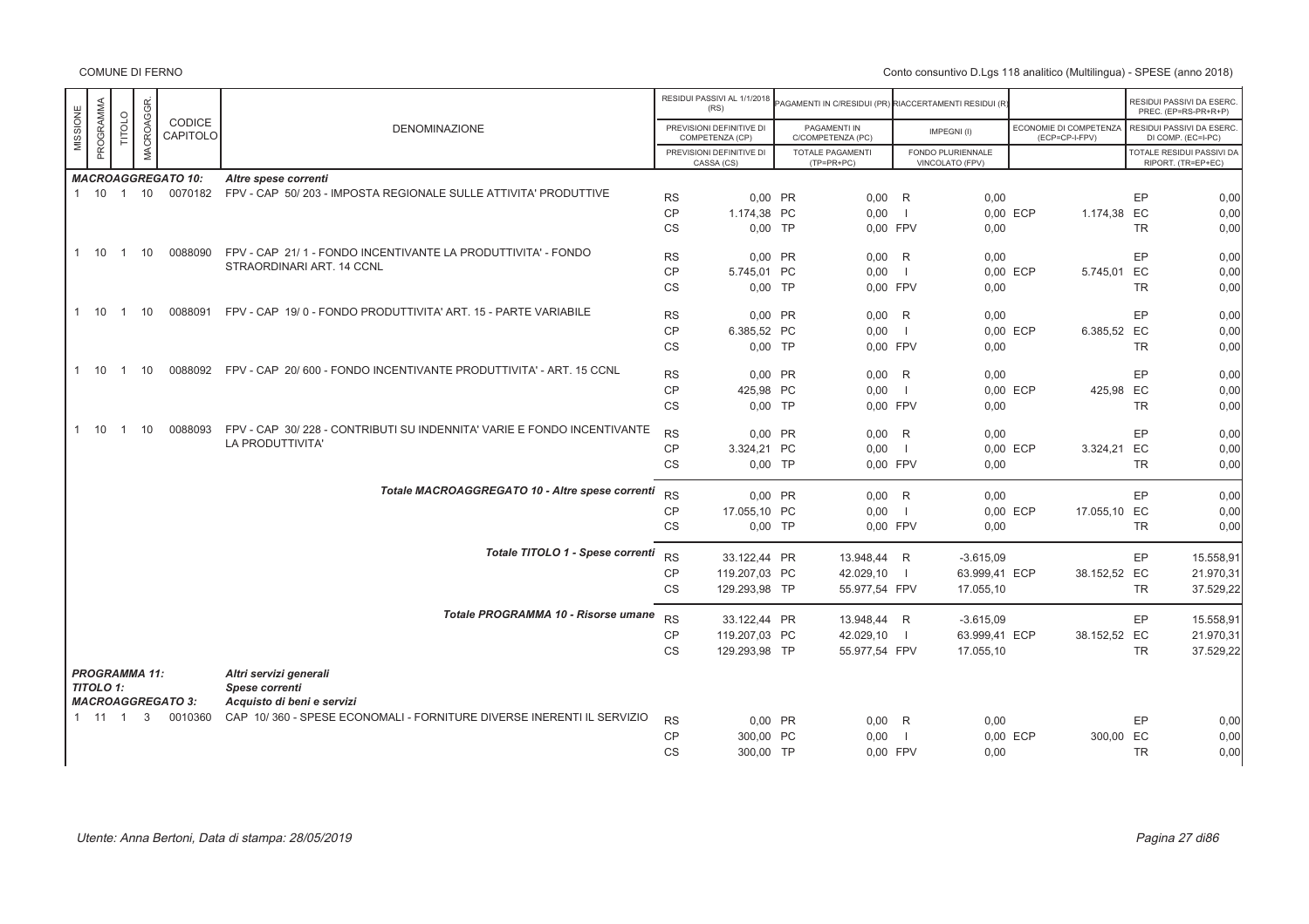COMUNE DI FERNO

Conto consuntivo D.Lgs 118 analitico (Multilingua) - SPESE (anno 2018)

| MISSIONE | PROGRAMMA | TITOLO | MACROAGGR. | CODICE CAPITOLO | DENOMINAZIONE | | RESIDUI PASSIVI AL 1/1/2018 (RS) / PREVISIONI DEFINITIVE DI COMPETENZA (CP) / PREVISIONI DEFINITIVE DI CASSA (CS) | | PAGAMENTI IN C/RESIDUI (PR) / PAGAMENTI IN C/COMPETENZA (PC) / TOTALE PAGAMENTI (TP=PR+PC) | | RIACCERTAMENTI RESIDUI (R) / IMPEGNI (I) / FONDO PLURIENNALE VINCOLATO (FPV) | | ECONOMIE DI COMPETENZA (ECP=CP-I-FPV) | | RESIDUI PASSIVI DA ESERC. PREC. (EP=RS-PR+R+P) / RESIDUI PASSIVI DA ESERC. DI COMP. (EC=I-PC) / TOTALE RESIDUI PASSIVI DA RIPORT. (TR=EP+EC) |
|---|---|---|---|---|---|---|---|---|---|---|---|---|---|---|---|
| | | | | | ***MACROAGGREGATO 10:*** *Altre spese correnti* | | | | | | | | | | |
| 1 | 10 | 1 | 10 | 0070182 | FPV - CAP 50/ 203 - IMPOSTA REGIONALE SULLE ATTIVITA' PRODUTTIVE | RS | 0,00 | PR | 0,00 | R | 0,00 | | | EP | 0,00 |
| | | | | | | CP | 1.174,38 | PC | 0,00 | I | 0,00 | ECP | 1.174,38 | EC | 0,00 |
| | | | | | | CS | 0,00 | TP | 0,00 | FPV | 0,00 | | | TR | 0,00 |
| 1 | 10 | 1 | 10 | 0088090 | FPV - CAP 21/ 1 - FONDO INCENTIVANTE LA PRODUTTIVITA' - FONDO STRAORDINARI ART. 14 CCNL | RS | 0,00 | PR | 0,00 | R | 0,00 | | | EP | 0,00 |
| | | | | | | CP | 5.745,01 | PC | 0,00 | I | 0,00 | ECP | 5.745,01 | EC | 0,00 |
| | | | | | | CS | 0,00 | TP | 0,00 | FPV | 0,00 | | | TR | 0,00 |
| 1 | 10 | 1 | 10 | 0088091 | FPV - CAP 19/ 0 - FONDO PRODUTTIVITA' ART. 15 - PARTE VARIABILE | RS | 0,00 | PR | 0,00 | R | 0,00 | | | EP | 0,00 |
| | | | | | | CP | 6.385,52 | PC | 0,00 | I | 0,00 | ECP | 6.385,52 | EC | 0,00 |
| | | | | | | CS | 0,00 | TP | 0,00 | FPV | 0,00 | | | TR | 0,00 |
| 1 | 10 | 1 | 10 | 0088092 | FPV - CAP 20/ 600 - FONDO INCENTIVANTE PRODUTTIVITA' - ART. 15 CCNL | RS | 0,00 | PR | 0,00 | R | 0,00 | | | EP | 0,00 |
| | | | | | | CP | 425,98 | PC | 0,00 | I | 0,00 | ECP | 425,98 | EC | 0,00 |
| | | | | | | CS | 0,00 | TP | 0,00 | FPV | 0,00 | | | TR | 0,00 |
| 1 | 10 | 1 | 10 | 0088093 | FPV - CAP 30/ 228 - CONTRIBUTI SU INDENNITA' VARIE E FONDO INCENTIVANTE LA PRODUTTIVITA' | RS | 0,00 | PR | 0,00 | R | 0,00 | | | EP | 0,00 |
| | | | | | | CP | 3.324,21 | PC | 0,00 | I | 0,00 | ECP | 3.324,21 | EC | 0,00 |
| | | | | | | CS | 0,00 | TP | 0,00 | FPV | 0,00 | | | TR | 0,00 |
| | | | | | ***Totale MACROAGGREGATO 10 - Altre spese correnti*** | RS | 0,00 | PR | 0,00 | R | 0,00 | | | EP | 0,00 |
| | | | | | | CP | 17.055,10 | PC | 0,00 | I | 0,00 | ECP | 17.055,10 | EC | 0,00 |
| | | | | | | CS | 0,00 | TP | 0,00 | FPV | 0,00 | | | TR | 0,00 |
| | | | | | ***Totale TITOLO 1 - Spese correnti*** | RS | 33.122,44 | PR | 13.948,44 | R | -3.615,09 | | | EP | 15.558,91 |
| | | | | | | CP | 119.207,03 | PC | 42.029,10 | I | 63.999,41 | ECP | 38.152,52 | EC | 21.970,31 |
| | | | | | | CS | 129.293,98 | TP | 55.977,54 | FPV | 17.055,10 | | | TR | 37.529,22 |
| | | | | | ***Totale PROGRAMMA 10 - Risorse umane*** | RS | 33.122,44 | PR | 13.948,44 | R | -3.615,09 | | | EP | 15.558,91 |
| | | | | | | CP | 119.207,03 | PC | 42.029,10 | I | 63.999,41 | ECP | 38.152,52 | EC | 21.970,31 |
| | | | | | | CS | 129.293,98 | TP | 55.977,54 | FPV | 17.055,10 | | | TR | 37.529,22 |
| | | | | | ***PROGRAMMA 11:*** *Altri servizi generali* | | | | | | | | | | |
| | | | | | ***TITOLO 1:*** *Spese correnti* | | | | | | | | | | |
| | | | | | ***MACROAGGREGATO 3:*** *Acquisto di beni e servizi* | | | | | | | | | | |
| 1 | 11 | 1 | 3 | 0010360 | CAP 10/ 360 - SPESE ECONOMALI - FORNITURE DIVERSE INERENTI IL SERVIZIO | RS | 0,00 | PR | 0,00 | R | 0,00 | | | EP | 0,00 |
| | | | | | | CP | 300,00 | PC | 0,00 | I | 0,00 | ECP | 300,00 | EC | 0,00 |
| | | | | | | CS | 300,00 | TP | 0,00 | FPV | 0,00 | | | TR | 0,00 |

Utente: Anna Bertoni, Data di stampa: 28/05/2019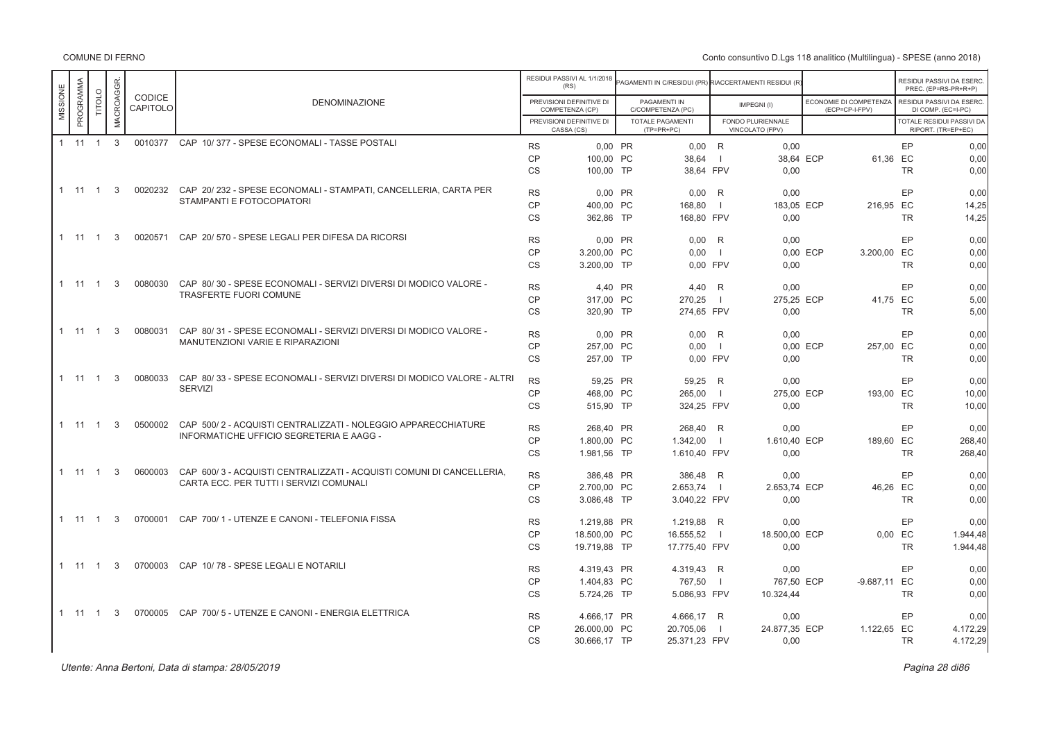COMUNE DI FERNO

Conto consuntivo D.Lgs 118 analitico (Multilingua) - SPESE (anno 2018)

| MISSIONE | PROGRAMMA | TITOLO | MACROAGGR. | CODICE CAPITOLO | DENOMINAZIONE | | RESIDUI PASSIVI AL 1/1/2018 (RS) / PREVISIONI DEFINITIVE DI COMPETENZA (CP) / PREVISIONI DEFINITIVE DI CASSA (CS) | | PAGAMENTI IN C/RESIDUI (PR) / PAGAMENTI IN C/COMPETENZA (PC) / TOTALE PAGAMENTI (TP=PR+PC) | | RIACCERTAMENTI RESIDUI (R) / IMPEGNI (I) / FONDO PLURIENNALE VINCOLATO (FPV) | | ECONOMIE DI COMPETENZA (ECP=CP-I-FPV) | | RESIDUI PASSIVI DA ESERC. PREC. (EP=RS-PR+R+P) / RESIDUI PASSIVI DA ESERC. DI COMP. (EC=I-PC) / TOTALE RESIDUI PASSIVI DA RIPORT. (TR=EP+EC) |
|---|---|---|---|---|---|---|---|---|---|---|---|---|---|---|---|
| 1 | 11 | 1 | 3 | 0010377 | CAP 10/ 377 - SPESE ECONOMALI - TASSE POSTALI | RS | 0,00 | PR | 0,00 | R | 0,00 | | | EP | 0,00 |
| | | | | | | CP | 100,00 | PC | 38,64 | I | 38,64 | ECP | 61,36 | EC | 0,00 |
| | | | | | | CS | 100,00 | TP | 38,64 | FPV | 0,00 | | | TR | 0,00 |
| 1 | 11 | 1 | 3 | 0020232 | CAP 20/ 232 - SPESE ECONOMALI - STAMPATI, CANCELLERIA, CARTA PER STAMPANTI E FOTOCOPIATORI | RS | 0,00 | PR | 0,00 | R | 0,00 | | | EP | 0,00 |
| | | | | | | CP | 400,00 | PC | 168,80 | I | 183,05 | ECP | 216,95 | EC | 14,25 |
| | | | | | | CS | 362,86 | TP | 168,80 | FPV | 0,00 | | | TR | 14,25 |
| 1 | 11 | 1 | 3 | 0020571 | CAP 20/ 570 - SPESE LEGALI PER DIFESA DA RICORSI | RS | 0,00 | PR | 0,00 | R | 0,00 | | | EP | 0,00 |
| | | | | | | CP | 3.200,00 | PC | 0,00 | I | 0,00 | ECP | 3.200,00 | EC | 0,00 |
| | | | | | | CS | 3.200,00 | TP | 0,00 | FPV | 0,00 | | | TR | 0,00 |
| 1 | 11 | 1 | 3 | 0080030 | CAP 80/ 30 - SPESE ECONOMALI - SERVIZI DIVERSI DI MODICO VALORE - TRASFERTE FUORI COMUNE | RS | 4,40 | PR | 4,40 | R | 0,00 | | | EP | 0,00 |
| | | | | | | CP | 317,00 | PC | 270,25 | I | 275,25 | ECP | 41,75 | EC | 5,00 |
| | | | | | | CS | 320,90 | TP | 274,65 | FPV | 0,00 | | | TR | 5,00 |
| 1 | 11 | 1 | 3 | 0080031 | CAP 80/ 31 - SPESE ECONOMALI - SERVIZI DIVERSI DI MODICO VALORE - MANUTENZIONI VARIE E RIPARAZIONI | RS | 0,00 | PR | 0,00 | R | 0,00 | | | EP | 0,00 |
| | | | | | | CP | 257,00 | PC | 0,00 | I | 0,00 | ECP | 257,00 | EC | 0,00 |
| | | | | | | CS | 257,00 | TP | 0,00 | FPV | 0,00 | | | TR | 0,00 |
| 1 | 11 | 1 | 3 | 0080033 | CAP 80/ 33 - SPESE ECONOMALI - SERVIZI DIVERSI DI MODICO VALORE - ALTRI SERVIZI | RS | 59,25 | PR | 59,25 | R | 0,00 | | | EP | 0,00 |
| | | | | | | CP | 468,00 | PC | 265,00 | I | 275,00 | ECP | 193,00 | EC | 10,00 |
| | | | | | | CS | 515,90 | TP | 324,25 | FPV | 0,00 | | | TR | 10,00 |
| 1 | 11 | 1 | 3 | 0500002 | CAP 500/ 2 - ACQUISTI CENTRALIZZATI - NOLEGGIO APPARECCHIATURE INFORMATICHE UFFICIO SEGRETERIA E AAGG - | RS | 268,40 | PR | 268,40 | R | 0,00 | | | EP | 0,00 |
| | | | | | | CP | 1.800,00 | PC | 1.342,00 | I | 1.610,40 | ECP | 189,60 | EC | 268,40 |
| | | | | | | CS | 1.981,56 | TP | 1.610,40 | FPV | 0,00 | | | TR | 268,40 |
| 1 | 11 | 1 | 3 | 0600003 | CAP 600/ 3 - ACQUISTI CENTRALIZZATI - ACQUISTI COMUNI DI CANCELLERIA, CARTA ECC. PER TUTTI I SERVIZI COMUNALI | RS | 386,48 | PR | 386,48 | R | 0,00 | | | EP | 0,00 |
| | | | | | | CP | 2.700,00 | PC | 2.653,74 | I | 2.653,74 | ECP | 46,26 | EC | 0,00 |
| | | | | | | CS | 3.086,48 | TP | 3.040,22 | FPV | 0,00 | | | TR | 0,00 |
| 1 | 11 | 1 | 3 | 0700001 | CAP 700/ 1 - UTENZE E CANONI - TELEFONIA FISSA | RS | 1.219,88 | PR | 1.219,88 | R | 0,00 | | | EP | 0,00 |
| | | | | | | CP | 18.500,00 | PC | 16.555,52 | I | 18.500,00 | ECP | 0,00 | EC | 1.944,48 |
| | | | | | | CS | 19.719,88 | TP | 17.775,40 | FPV | 0,00 | | | TR | 1.944,48 |
| 1 | 11 | 1 | 3 | 0700003 | CAP 10/ 78 - SPESE LEGALI E NOTARILI | RS | 4.319,43 | PR | 4.319,43 | R | 0,00 | | | EP | 0,00 |
| | | | | | | CP | 1.404,83 | PC | 767,50 | I | 767,50 | ECP | -9.687,11 | EC | 0,00 |
| | | | | | | CS | 5.724,26 | TP | 5.086,93 | FPV | 10.324,44 | | | TR | 0,00 |
| 1 | 11 | 1 | 3 | 0700005 | CAP 700/ 5 - UTENZE E CANONI - ENERGIA ELETTRICA | RS | 4.666,17 | PR | 4.666,17 | R | 0,00 | | | EP | 0,00 |
| | | | | | | CP | 26.000,00 | PC | 20.705,06 | I | 24.877,35 | ECP | 1.122,65 | EC | 4.172,29 |
| | | | | | | CS | 30.666,17 | TP | 25.371,23 | FPV | 0,00 | | | TR | 4.172,29 |

*Utente: Anna Bertoni, Data di stampa: 28/05/2019*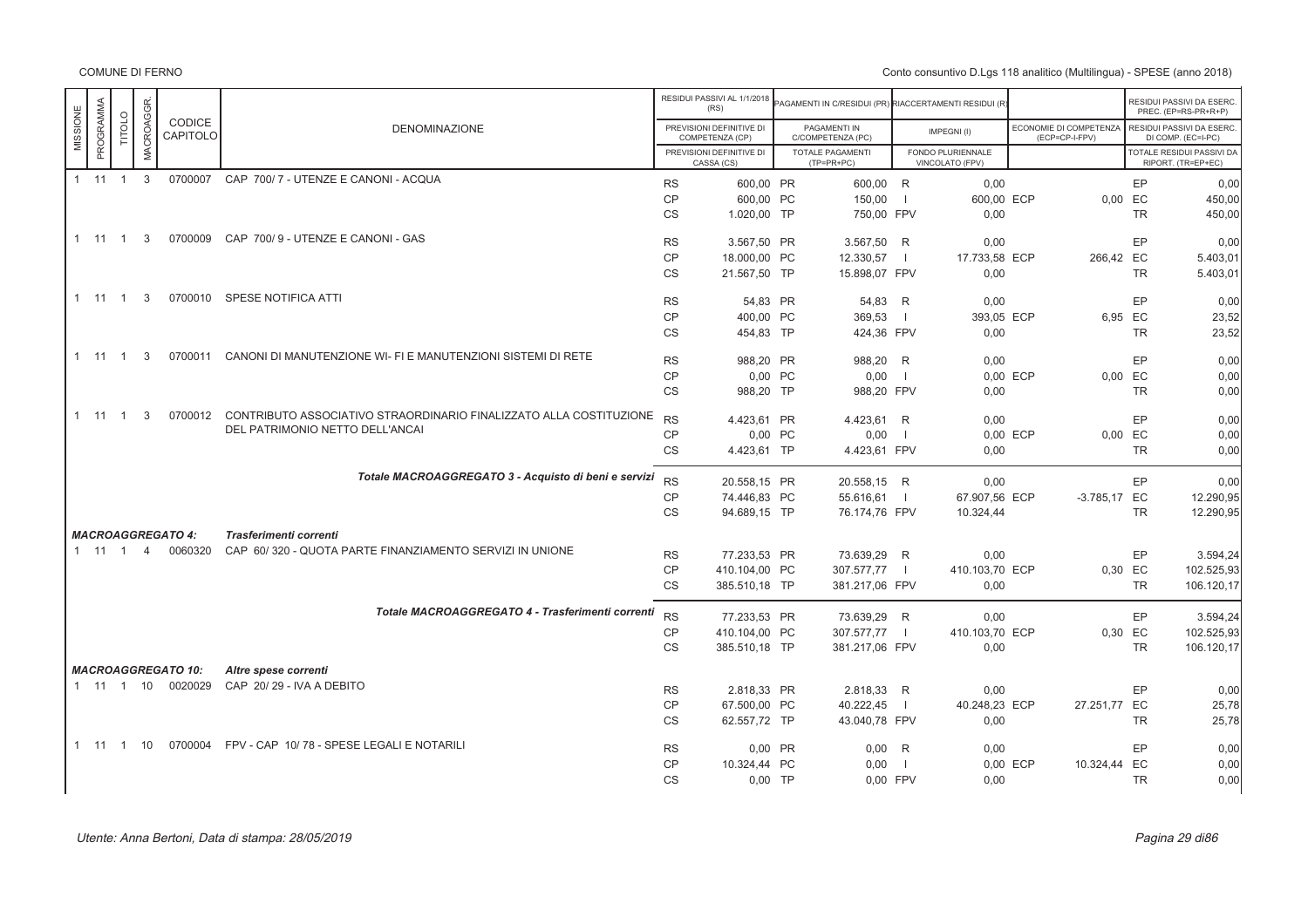COMUNE DI FERNO

Conto consuntivo D.Lgs 118 analitico (Multilingua) - SPESE (anno 2018)

| MISSIONE | PROGRAMMA | TITOLO | MACROAGGR. | CODICE CAPITOLO | DENOMINAZIONE | | RESIDUI PASSIVI AL 1/1/2018 (RS) / PREVISIONI DEFINITIVE DI COMPETENZA (CP) / PREVISIONI DEFINITIVE DI CASSA (CS) | | PAGAMENTI IN C/RESIDUI (PR) / PAGAMENTI IN C/COMPETENZA (PC) / TOTALE PAGAMENTI (TP=PR+PC) | | RIACCERTAMENTI RESIDUI (R) / IMPEGNI (I) / FONDO PLURIENNALE VINCOLATO (FPV) | | ECONOMIE DI COMPETENZA (ECP=CP-I-FPV) | | RESIDUI PASSIVI DA ESERC. PREC. (EP=RS-PR+R) / RESIDUI PASSIVI DA ESERC. DI COMP. (EC=I-PC) / TOTALE RESIDUI PASSIVI DA RIPORT. (TR=EP+EC) |
|---|---|---|---|---|---|---|---|---|---|---|---|---|---|---|---|
| 1 | 11 | 1 | 3 | 0700007 | CAP 700/ 7 - UTENZE E CANONI - ACQUA | RS | 600,00 | PR | 600,00 | R | 0,00 | | | EP | 0,00 |
| | | | | | | CP | 600,00 | PC | 150,00 | I | 600,00 | ECP | 0,00 | EC | 450,00 |
| | | | | | | CS | 1.020,00 | TP | 750,00 | FPV | 0,00 | | | TR | 450,00 |
| 1 | 11 | 1 | 3 | 0700009 | CAP 700/ 9 - UTENZE E CANONI - GAS | RS | 3.567,50 | PR | 3.567,50 | R | 0,00 | | | EP | 0,00 |
| | | | | | | CP | 18.000,00 | PC | 12.330,57 | I | 17.733,58 | ECP | 266,42 | EC | 5.403,01 |
| | | | | | | CS | 21.567,50 | TP | 15.898,07 | FPV | 0,00 | | | TR | 5.403,01 |
| 1 | 11 | 1 | 3 | 0700010 | SPESE NOTIFICA ATTI | RS | 54,83 | PR | 54,83 | R | 0,00 | | | EP | 0,00 |
| | | | | | | CP | 400,00 | PC | 369,53 | I | 393,05 | ECP | 6,95 | EC | 23,52 |
| | | | | | | CS | 454,83 | TP | 424,36 | FPV | 0,00 | | | TR | 23,52 |
| 1 | 11 | 1 | 3 | 0700011 | CANONI DI MANUTENZIONE WI- FI E MANUTENZIONI SISTEMI DI RETE | RS | 988,20 | PR | 988,20 | R | 0,00 | | | EP | 0,00 |
| | | | | | | CP | 0,00 | PC | 0,00 | I | 0,00 | ECP | 0,00 | EC | 0,00 |
| | | | | | | CS | 988,20 | TP | 988,20 | FPV | 0,00 | | | TR | 0,00 |
| 1 | 11 | 1 | 3 | 0700012 | CONTRIBUTO ASSOCIATIVO STRAORDINARIO FINALIZZATO ALLA COSTITUZIONE DEL PATRIMONIO NETTO DELL'ANCAI | RS | 4.423,61 | PR | 4.423,61 | R | 0,00 | | | EP | 0,00 |
| | | | | | | CP | 0,00 | PC | 0,00 | I | 0,00 | ECP | 0,00 | EC | 0,00 |
| | | | | | | CS | 4.423,61 | TP | 4.423,61 | FPV | 0,00 | | | TR | 0,00 |
| | | | | | *Totale MACROAGGREGATO 3 - Acquisto di beni e servizi* | RS | 20.558,15 | PR | 20.558,15 | R | 0,00 | | | EP | 0,00 |
| | | | | | | CP | 74.446,83 | PC | 55.616,61 | I | 67.907,56 | ECP | -3.785,17 | EC | 12.290,95 |
| | | | | | | CS | 94.689,15 | TP | 76.174,76 | FPV | 10.324,44 | | | TR | 12.290,95 |
| ***MACROAGGREGATO 4:*** | | | | | ***Trasferimenti correnti*** | | | | | | | | | | |
| 1 | 11 | 1 | 4 | 0060320 | CAP 60/ 320 - QUOTA PARTE FINANZIAMENTO SERVIZI IN UNIONE | RS | 77.233,53 | PR | 73.639,29 | R | 0,00 | | | EP | 3.594,24 |
| | | | | | | CP | 410.104,00 | PC | 307.577,77 | I | 410.103,70 | ECP | 0,30 | EC | 102.525,93 |
| | | | | | | CS | 385.510,18 | TP | 381.217,06 | FPV | 0,00 | | | TR | 106.120,17 |
| | | | | | *Totale MACROAGGREGATO 4 - Trasferimenti correnti* | RS | 77.233,53 | PR | 73.639,29 | R | 0,00 | | | EP | 3.594,24 |
| | | | | | | CP | 410.104,00 | PC | 307.577,77 | I | 410.103,70 | ECP | 0,30 | EC | 102.525,93 |
| | | | | | | CS | 385.510,18 | TP | 381.217,06 | FPV | 0,00 | | | TR | 106.120,17 |
| ***MACROAGGREGATO 10:*** | | | | | ***Altre spese correnti*** | | | | | | | | | | |
| 1 | 11 | 1 | 10 | 0020029 | CAP 20/ 29 - IVA A DEBITO | RS | 2.818,33 | PR | 2.818,33 | R | 0,00 | | | EP | 0,00 |
| | | | | | | CP | 67.500,00 | PC | 40.222,45 | I | 40.248,23 | ECP | 27.251,77 | EC | 25,78 |
| | | | | | | CS | 62.557,72 | TP | 43.040,78 | FPV | 0,00 | | | TR | 25,78 |
| 1 | 11 | 1 | 10 | 0700004 | FPV - CAP 10/ 78 - SPESE LEGALI E NOTARILI | RS | 0,00 | PR | 0,00 | R | 0,00 | | | EP | 0,00 |
| | | | | | | CP | 10.324,44 | PC | 0,00 | I | 0,00 | ECP | 10.324,44 | EC | 0,00 |
| | | | | | | CS | 0,00 | TP | 0,00 | FPV | 0,00 | | | TR | 0,00 |

Utente: Anna Bertoni, Data di stampa: 28/05/2019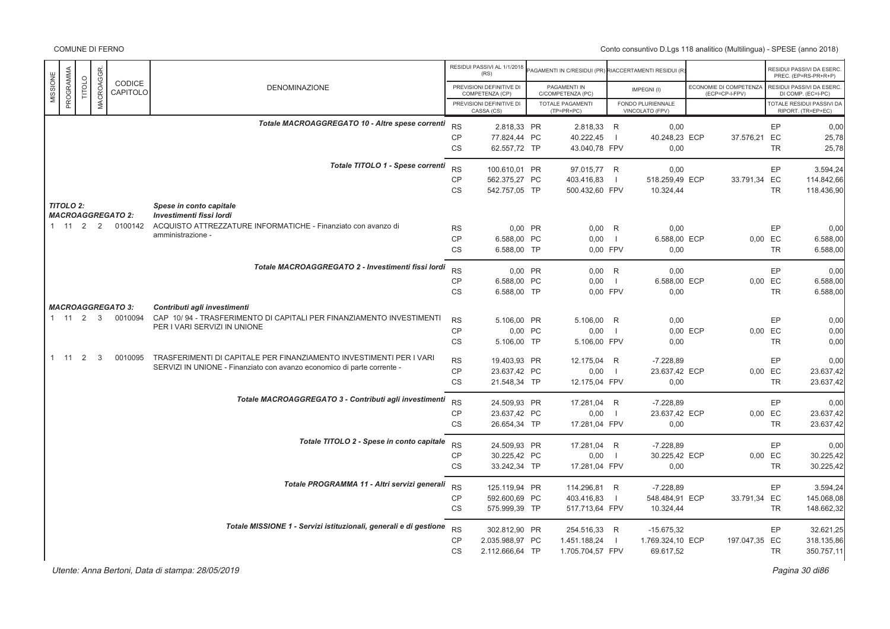| MISSIONE | PROGRAMMA | TITOLO | MACROAGGR. | CODICE CAPITOLO | DENOMINAZIONE | | RESIDUI PASSIVI AL 1/1/2018 (RS) / PREVISIONI DEFINITIVE DI COMPETENZA (CP) / PREVISIONI DEFINITIVE DI CASSA (CS) | | PAGAMENTI IN C/RESIDUI (PR) / PAGAMENTI IN C/COMPETENZA (PC) / TOTALE PAGAMENTI (TP=PR+PC) | | RIACCERTAMENTI RESIDUI (R) / IMPEGNI (I) / FONDO PLURIENNALE VINCOLATO (FPV) | | ECONOMIE DI COMPETENZA (ECP=CP-I-FPV) | | RESIDUI PASSIVI DA ESERC. PREC. (EP=RS-PR+R+P) / RESIDUI PASSIVI DA ESERC. DI COMP. (EC=I-PC) / TOTALE RESIDUI PASSIVI DA RIPORT. (TR=EP+EC) |
|---|---|---|---|---|---|---|---|---|---|---|---|---|---|---|---|
| | | | | | *Totale MACROAGGREGATO 10 - Altre spese correnti* | RS | 2.818,33 | PR | 2.818,33 | R | 0,00 | | | EP | 0,00 |
| | | | | | | CP | 77.824,44 | PC | 40.222,45 | I | 40.248,23 | ECP | 37.576,21 | EC | 25,78 |
| | | | | | | CS | 62.557,72 | TP | 43.040,78 | FPV | 0,00 | | | TR | 25,78 |
| | | | | | *Totale TITOLO 1 - Spese correnti* | RS | 100.610,01 | PR | 97.015,77 | R | 0,00 | | | EP | 3.594,24 |
| | | | | | | CP | 562.375,27 | PC | 403.416,83 | I | 518.259,49 | ECP | 33.791,34 | EC | 114.842,66 |
| | | | | | | CS | 542.757,05 | TP | 500.432,60 | FPV | 10.324,44 | | | TR | 118.436,90 |
| *TITOLO 2:* | | | | | *Spese in conto capitale* | | | | | | | | | | |
| *MACROAGGREGATO 2:* | | | | | *Investimenti fissi lordi* | | | | | | | | | | |
| 1 | 11 | 2 | 2 | 0100142 | ACQUISTO ATTREZZATURE INFORMATICHE - Finanziato con avanzo di amministrazione - | RS | 0,00 | PR | 0,00 | R | 0,00 | | | EP | 0,00 |
| | | | | | | CP | 6.588,00 | PC | 0,00 | I | 6.588,00 | ECP | 0,00 | EC | 6.588,00 |
| | | | | | | CS | 6.588,00 | TP | 0,00 | FPV | 0,00 | | | TR | 6.588,00 |
| | | | | | *Totale MACROAGGREGATO 2 - Investimenti fissi lordi* | RS | 0,00 | PR | 0,00 | R | 0,00 | | | EP | 0,00 |
| | | | | | | CP | 6.588,00 | PC | 0,00 | I | 6.588,00 | ECP | 0,00 | EC | 6.588,00 |
| | | | | | | CS | 6.588,00 | TP | 0,00 | FPV | 0,00 | | | TR | 6.588,00 |
| *MACROAGGREGATO 3:* | | | | | *Contributi agli investimenti* | | | | | | | | | | |
| 1 | 11 | 2 | 3 | 0010094 | CAP 10/ 94 - TRASFERIMENTO DI CAPITALI PER FINANZIAMENTO INVESTIMENTI PER I VARI SERVIZI IN UNIONE | RS | 5.106,00 | PR | 5.106,00 | R | 0,00 | | | EP | 0,00 |
| | | | | | | CP | 0,00 | PC | 0,00 | I | 0,00 | ECP | 0,00 | EC | 0,00 |
| | | | | | | CS | 5.106,00 | TP | 5.106,00 | FPV | 0,00 | | | TR | 0,00 |
| 1 | 11 | 2 | 3 | 0010095 | TRASFERIMENTI DI CAPITALE PER FINANZIAMENTO INVESTIMENTI PER I VARI SERVIZI IN UNIONE - Finanziato con avanzo economico di parte corrente - | RS | 19.403,93 | PR | 12.175,04 | R | -7.228,89 | | | EP | 0,00 |
| | | | | | | CP | 23.637,42 | PC | 0,00 | I | 23.637,42 | ECP | 0,00 | EC | 23.637,42 |
| | | | | | | CS | 21.548,34 | TP | 12.175,04 | FPV | 0,00 | | | TR | 23.637,42 |
| | | | | | *Totale MACROAGGREGATO 3 - Contributi agli investimenti* | RS | 24.509,93 | PR | 17.281,04 | R | -7.228,89 | | | EP | 0,00 |
| | | | | | | CP | 23.637,42 | PC | 0,00 | I | 23.637,42 | ECP | 0,00 | EC | 23.637,42 |
| | | | | | | CS | 26.654,34 | TP | 17.281,04 | FPV | 0,00 | | | TR | 23.637,42 |
| | | | | | *Totale TITOLO 2 - Spese in conto capitale* | RS | 24.509,93 | PR | 17.281,04 | R | -7.228,89 | | | EP | 0,00 |
| | | | | | | CP | 30.225,42 | PC | 0,00 | I | 30.225,42 | ECP | 0,00 | EC | 30.225,42 |
| | | | | | | CS | 33.242,34 | TP | 17.281,04 | FPV | 0,00 | | | TR | 30.225,42 |
| | | | | | *Totale PROGRAMMA 11 - Altri servizi generali* | RS | 125.119,94 | PR | 114.296,81 | R | -7.228,89 | | | EP | 3.594,24 |
| | | | | | | CP | 592.600,69 | PC | 403.416,83 | I | 548.484,91 | ECP | 33.791,34 | EC | 145.068,08 |
| | | | | | | CS | 575.999,39 | TP | 517.713,64 | FPV | 10.324,44 | | | TR | 148.662,32 |
| | | | | | *Totale MISSIONE 1 - Servizi istituzionali, generali e di gestione* | RS | 302.812,90 | PR | 254.516,33 | R | -15.675,32 | | | EP | 32.621,25 |
| | | | | | | CP | 2.035.988,97 | PC | 1.451.188,24 | I | 1.769.324,10 | ECP | 197.047,35 | EC | 318.135,86 |
| | | | | | | CS | 2.112.666,64 | TP | 1.705.704,57 | FPV | 69.617,52 | | | TR | 350.757,11 |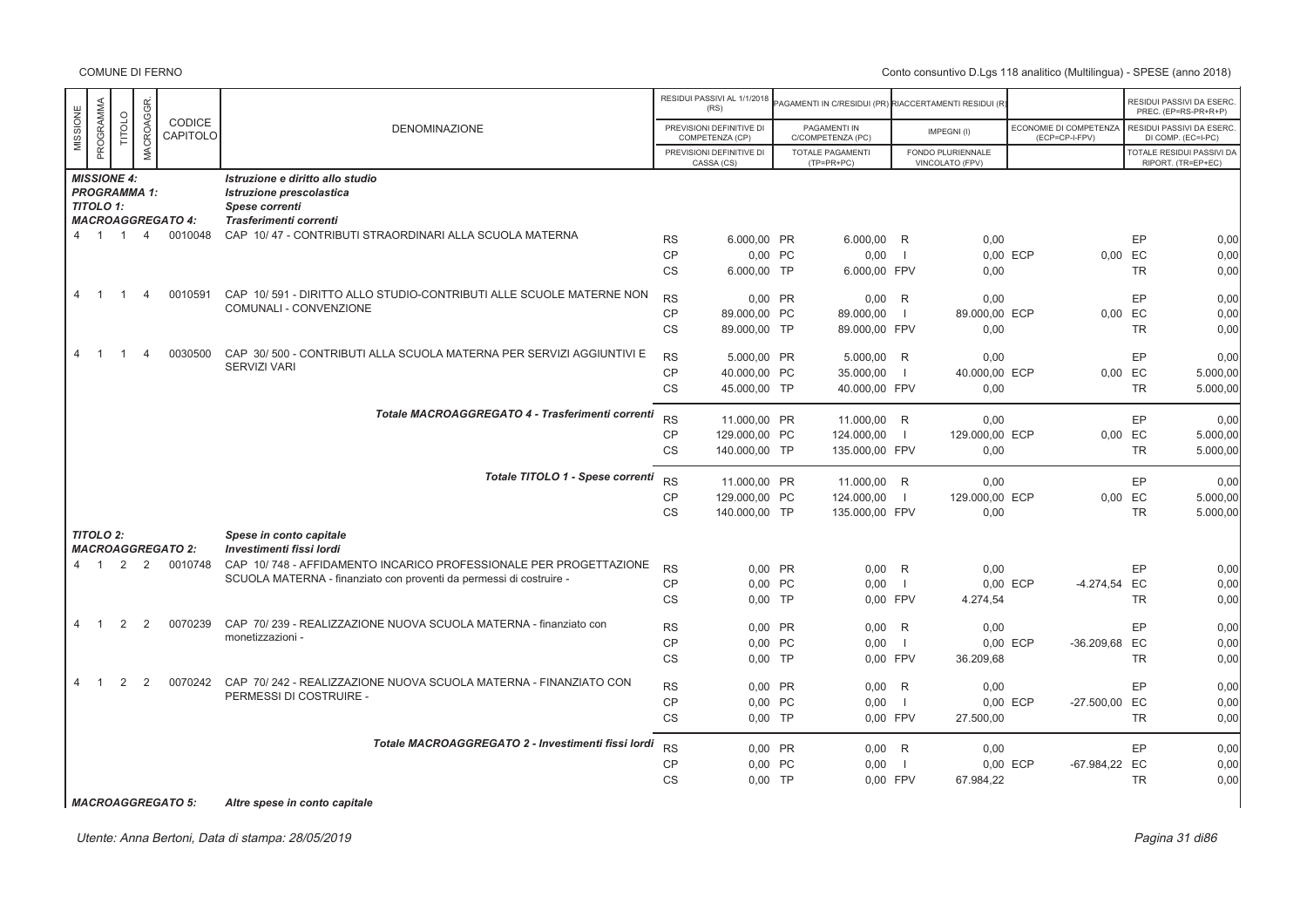| MISSIONE | PROGRAMMA | TITOLO | MACROAGGR. | CODICE CAPITOLO | DENOMINAZIONE | | RESIDUI PASSIVI AL 1/1/2018 (RS) / PREVISIONI DEFINITIVE DI COMPETENZA (CP) / PREVISIONI DEFINITIVE DI CASSA (CS) | | PAGAMENTI IN C/RESIDUI (PR) / PAGAMENTI IN C/COMPETENZA (PC) / TOTALE PAGAMENTI (TP=PR+PC) | | RIACCERTAMENTI RESIDUI (R) / IMPEGNI (I) / FONDO PLURIENNALE VINCOLATO (FPV) | | ECONOMIE DI COMPETENZA (ECP=CP-I-FPV) | | RESIDUI PASSIVI DA ESERC. PREC. (EP=RS-PR+R+P) / RESIDUI PASSIVI DA ESERC. DI COMP. (EC=I-PC) / TOTALE RESIDUI PASSIVI DA RIPORT. (TR=EP+EC) |
|---|---|---|---|---|---|---|---|---|---|---|---|---|---|---|---|
| ***MISSIONE 4:*** | | | | | ***Istruzione e diritto allo studio*** | | | | | | | | | | |
| ***PROGRAMMA 1:*** | | | | | ***Istruzione prescolastica*** | | | | | | | | | | |
| ***TITOLO 1:*** | | | | | ***Spese correnti*** | | | | | | | | | | |
| ***MACROAGGREGATO 4:*** | | | | | ***Trasferimenti correnti*** | | | | | | | | | | |
| 4 | 1 | 1 | 4 | 0010048 | CAP 10/ 47 - CONTRIBUTI STRAORDINARI ALLA SCUOLA MATERNA | RS | 6.000,00 | PR | 6.000,00 | R | 0,00 | | | EP | 0,00 |
| | | | | | | CP | 0,00 | PC | 0,00 | I | 0,00 | ECP | 0,00 | EC | 0,00 |
| | | | | | | CS | 6.000,00 | TP | 6.000,00 | FPV | 0,00 | | | TR | 0,00 |
| 4 | 1 | 1 | 4 | 0010591 | CAP 10/ 591 - DIRITTO ALLO STUDIO-CONTRIBUTI ALLE SCUOLE MATERNE NON COMUNALI - CONVENZIONE | RS | 0,00 | PR | 0,00 | R | 0,00 | | | EP | 0,00 |
| | | | | | | CP | 89.000,00 | PC | 89.000,00 | I | 89.000,00 | ECP | 0,00 | EC | 0,00 |
| | | | | | | CS | 89.000,00 | TP | 89.000,00 | FPV | 0,00 | | | TR | 0,00 |
| 4 | 1 | 1 | 4 | 0030500 | CAP 30/ 500 - CONTRIBUTI ALLA SCUOLA MATERNA PER SERVIZI AGGIUNTIVI E SERVIZI VARI | RS | 5.000,00 | PR | 5.000,00 | R | 0,00 | | | EP | 0,00 |
| | | | | | | CP | 40.000,00 | PC | 35.000,00 | I | 40.000,00 | ECP | 0,00 | EC | 5.000,00 |
| | | | | | | CS | 45.000,00 | TP | 40.000,00 | FPV | 0,00 | | | TR | 5.000,00 |
| | | | | | ***Totale MACROAGGREGATO 4 - Trasferimenti correnti*** | RS | 11.000,00 | PR | 11.000,00 | R | 0,00 | | | EP | 0,00 |
| | | | | | | CP | 129.000,00 | PC | 124.000,00 | I | 129.000,00 | ECP | 0,00 | EC | 5.000,00 |
| | | | | | | CS | 140.000,00 | TP | 135.000,00 | FPV | 0,00 | | | TR | 5.000,00 |
| | | | | | ***Totale TITOLO 1 - Spese correnti*** | RS | 11.000,00 | PR | 11.000,00 | R | 0,00 | | | EP | 0,00 |
| | | | | | | CP | 129.000,00 | PC | 124.000,00 | I | 129.000,00 | ECP | 0,00 | EC | 5.000,00 |
| | | | | | | CS | 140.000,00 | TP | 135.000,00 | FPV | 0,00 | | | TR | 5.000,00 |
| ***TITOLO 2:*** | | | | | ***Spese in conto capitale*** | | | | | | | | | | |
| ***MACROAGGREGATO 2:*** | | | | | ***Investimenti fissi lordi*** | | | | | | | | | | |
| 4 | 1 | 2 | 2 | 0010748 | CAP 10/ 748 - AFFIDAMENTO INCARICO PROFESSIONALE PER PROGETTAZIONE SCUOLA MATERNA - finanziato con proventi da permessi di costruire - | RS | 0,00 | PR | 0,00 | R | 0,00 | | | EP | 0,00 |
| | | | | | | CP | 0,00 | PC | 0,00 | I | 0,00 | ECP | -4.274,54 | EC | 0,00 |
| | | | | | | CS | 0,00 | TP | 0,00 | FPV | 4.274,54 | | | TR | 0,00 |
| 4 | 1 | 2 | 2 | 0070239 | CAP 70/ 239 - REALIZZAZIONE NUOVA SCUOLA MATERNA - finanziato con monetizzazioni - | RS | 0,00 | PR | 0,00 | R | 0,00 | | | EP | 0,00 |
| | | | | | | CP | 0,00 | PC | 0,00 | I | 0,00 | ECP | -36.209,68 | EC | 0,00 |
| | | | | | | CS | 0,00 | TP | 0,00 | FPV | 36.209,68 | | | TR | 0,00 |
| 4 | 1 | 2 | 2 | 0070242 | CAP 70/ 242 - REALIZZAZIONE NUOVA SCUOLA MATERNA - FINANZIATO CON PERMESSI DI COSTRUIRE - | RS | 0,00 | PR | 0,00 | R | 0,00 | | | EP | 0,00 |
| | | | | | | CP | 0,00 | PC | 0,00 | I | 0,00 | ECP | -27.500,00 | EC | 0,00 |
| | | | | | | CS | 0,00 | TP | 0,00 | FPV | 27.500,00 | | | TR | 0,00 |
| | | | | | ***Totale MACROAGGREGATO 2 - Investimenti fissi lordi*** | RS | 0,00 | PR | 0,00 | R | 0,00 | | | EP | 0,00 |
| | | | | | | CP | 0,00 | PC | 0,00 | I | 0,00 | ECP | -67.984,22 | EC | 0,00 |
| | | | | | | CS | 0,00 | TP | 0,00 | FPV | 67.984,22 | | | TR | 0,00 |
| ***MACROAGGREGATO 5:*** | | | | | ***Altre spese in conto capitale*** | | | | | | | | | | |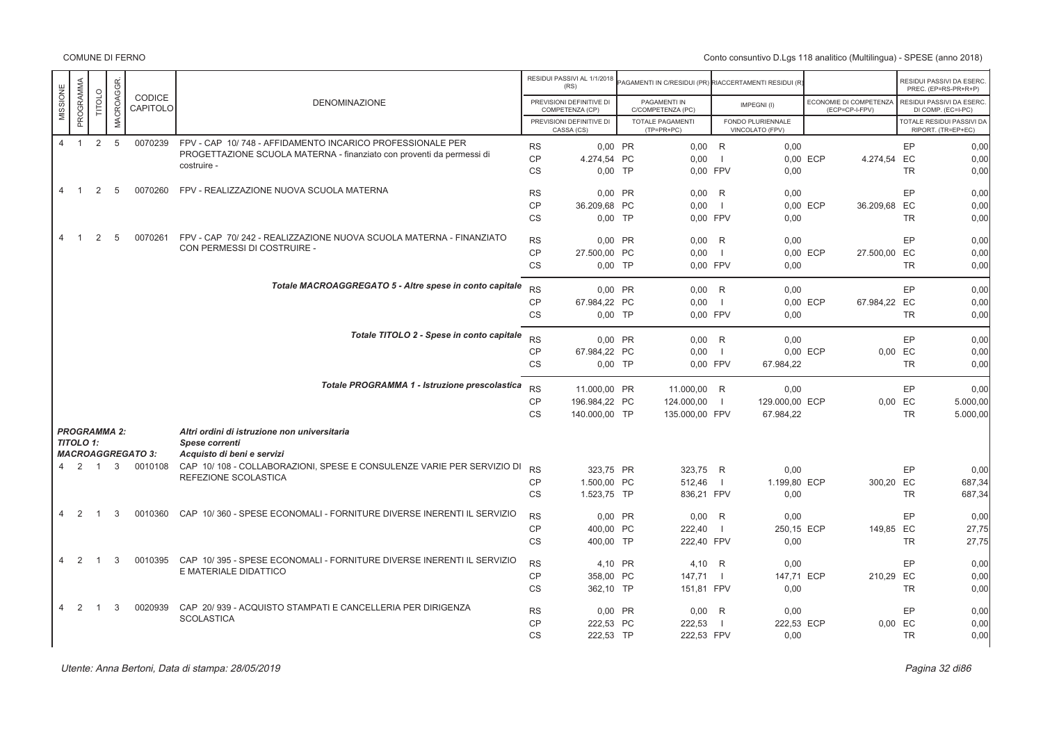| MISSIONE | PROGRAMMA | TITOLO | MACROAGGR. | CODICE CAPITOLO | DENOMINAZIONE | | RESIDUI PASSIVI AL 1/1/2018 (RS) / PREVISIONI DEFINITIVE DI COMPETENZA (CP) / PREVISIONI DEFINITIVE DI CASSA (CS) | | PAGAMENTI IN C/RESIDUI (PR) / PAGAMENTI IN C/COMPETENZA (PC) / TOTALE PAGAMENTI (TP=PR+PC) | | RIACCERTAMENTI RESIDUI (R) / IMPEGNI (I) / FONDO PLURIENNALE VINCOLATO (FPV) | | ECONOMIE DI COMPETENZA (ECP=CP-I-FPV) | | RESIDUI PASSIVI DA ESERC. PREC. (EP=RS-PR+R+P) / RESIDUI PASSIVI DA ESERC. DI COMP. (EC=I-PC) / TOTALE RESIDUI PASSIVI DA RIPORT. (TR=EP+EC) |
|---|---|---|---|---|---|---|---|---|---|---|---|---|---|---|---|
| 4 | 1 | 2 | 5 | 0070239 | FPV - CAP 10/ 748 - AFFIDAMENTO INCARICO PROFESSIONALE PER PROGETTAZIONE SCUOLA MATERNA - finanziato con proventi da permessi di costruire - | RS | 0,00 | PR | 0,00 | R | 0,00 | | | EP | 0,00 |
| | | | | | | CP | 4.274,54 | PC | 0,00 | I | 0,00 | ECP | 4.274,54 | EC | 0,00 |
| | | | | | | CS | 0,00 | TP | 0,00 | FPV | 0,00 | | | TR | 0,00 |
| 4 | 1 | 2 | 5 | 0070260 | FPV - REALIZZAZIONE NUOVA SCUOLA MATERNA | RS | 0,00 | PR | 0,00 | R | 0,00 | | | EP | 0,00 |
| | | | | | | CP | 36.209,68 | PC | 0,00 | I | 0,00 | ECP | 36.209,68 | EC | 0,00 |
| | | | | | | CS | 0,00 | TP | 0,00 | FPV | 0,00 | | | TR | 0,00 |
| 4 | 1 | 2 | 5 | 0070261 | FPV - CAP 70/ 242 - REALIZZAZIONE NUOVA SCUOLA MATERNA - FINANZIATO CON PERMESSI DI COSTRUIRE - | RS | 0,00 | PR | 0,00 | R | 0,00 | | | EP | 0,00 |
| | | | | | | CP | 27.500,00 | PC | 0,00 | I | 0,00 | ECP | 27.500,00 | EC | 0,00 |
| | | | | | | CS | 0,00 | TP | 0,00 | FPV | 0,00 | | | TR | 0,00 |
| | | | | | ***Totale MACROAGGREGATO 5 - Altre spese in conto capitale*** | RS | 0,00 | PR | 0,00 | R | 0,00 | | | EP | 0,00 |
| | | | | | | CP | 67.984,22 | PC | 0,00 | I | 0,00 | ECP | 67.984,22 | EC | 0,00 |
| | | | | | | CS | 0,00 | TP | 0,00 | FPV | 0,00 | | | TR | 0,00 |
| | | | | | ***Totale TITOLO 2 - Spese in conto capitale*** | RS | 0,00 | PR | 0,00 | R | 0,00 | | | EP | 0,00 |
| | | | | | | CP | 67.984,22 | PC | 0,00 | I | 0,00 | ECP | 0,00 | EC | 0,00 |
| | | | | | | CS | 0,00 | TP | 0,00 | FPV | 67.984,22 | | | TR | 0,00 |
| | | | | | ***Totale PROGRAMMA 1 - Istruzione prescolastica*** | RS | 11.000,00 | PR | 11.000,00 | R | 0,00 | | | EP | 0,00 |
| | | | | | | CP | 196.984,22 | PC | 124.000,00 | I | 129.000,00 | ECP | 0,00 | EC | 5.000,00 |
| | | | | | | CS | 140.000,00 | TP | 135.000,00 | FPV | 67.984,22 | | | TR | 5.000,00 |
| ***PROGRAMMA 2:*** | | | | | ***Altri ordini di istruzione non universitaria*** | | | | | | | | | | |
| ***TITOLO 1:*** | | | | | ***Spese correnti*** | | | | | | | | | | |
| ***MACROAGGREGATO 3:*** | | | | | ***Acquisto di beni e servizi*** | | | | | | | | | | |
| 4 | 2 | 1 | 3 | 0010108 | CAP 10/ 108 - COLLABORAZIONI, SPESE E CONSULENZE VARIE PER SERVIZIO DI REFEZIONE SCOLASTICA | RS | 323,75 | PR | 323,75 | R | 0,00 | | | EP | 0,00 |
| | | | | | | CP | 1.500,00 | PC | 512,46 | I | 1.199,80 | ECP | 300,20 | EC | 687,34 |
| | | | | | | CS | 1.523,75 | TP | 836,21 | FPV | 0,00 | | | TR | 687,34 |
| 4 | 2 | 1 | 3 | 0010360 | CAP 10/ 360 - SPESE ECONOMALI - FORNITURE DIVERSE INERENTI IL SERVIZIO | RS | 0,00 | PR | 0,00 | R | 0,00 | | | EP | 0,00 |
| | | | | | | CP | 400,00 | PC | 222,40 | I | 250,15 | ECP | 149,85 | EC | 27,75 |
| | | | | | | CS | 400,00 | TP | 222,40 | FPV | 0,00 | | | TR | 27,75 |
| 4 | 2 | 1 | 3 | 0010395 | CAP 10/ 395 - SPESE ECONOMALI - FORNITURE DIVERSE INERENTI IL SERVIZIO E MATERIALE DIDATTICO | RS | 4,10 | PR | 4,10 | R | 0,00 | | | EP | 0,00 |
| | | | | | | CP | 358,00 | PC | 147,71 | I | 147,71 | ECP | 210,29 | EC | 0,00 |
| | | | | | | CS | 362,10 | TP | 151,81 | FPV | 0,00 | | | TR | 0,00 |
| 4 | 2 | 1 | 3 | 0020939 | CAP 20/ 939 - ACQUISTO STAMPATI E CANCELLERIA PER DIRIGENZA SCOLASTICA | RS | 0,00 | PR | 0,00 | R | 0,00 | | | EP | 0,00 |
| | | | | | | CP | 222,53 | PC | 222,53 | I | 222,53 | ECP | 0,00 | EC | 0,00 |
| | | | | | | CS | 222,53 | TP | 222,53 | FPV | 0,00 | | | TR | 0,00 |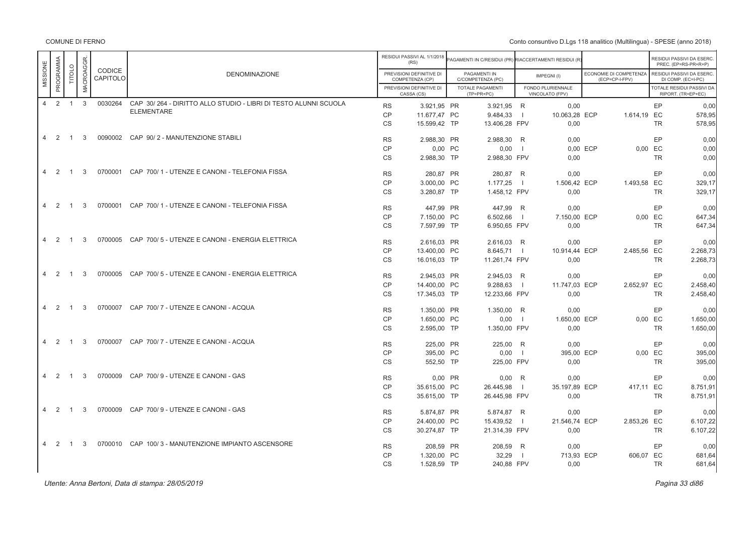COMUNE DI FERNO

Conto consuntivo D.Lgs 118 analitico (Multilingua) - SPESE (anno 2018)

| MISSIONE | PROGRAMMA | TITOLO | MACROAGGR. | CODICE CAPITOLO | DENOMINAZIONE | | RESIDUI PASSIVI AL 1/1/2018 (RS) / PREVISIONI DEFINITIVE DI COMPETENZA (CP) / PREVISIONI DEFINITIVE DI CASSA (CS) | | PAGAMENTI IN C/RESIDUI (PR) / PAGAMENTI IN C/COMPETENZA (PC) / TOTALE PAGAMENTI (TP=PR+PC) | | RIACCERTAMENTI RESIDUI (R) / IMPEGNI (I) / FONDO PLURIENNALE VINCOLATO (FPV) | | ECONOMIE DI COMPETENZA (ECP=CP-I-FPV) | | RESIDUI PASSIVI DA ESERC. PREC. (EP=RS-PR+R+P) / RESIDUI PASSIVI DA ESERC. DI COMP. (EC=I-PC) / TOTALE RESIDUI PASSIVI DA RIPORT. (TR=EP+EC) |
|---|---|---|---|---|---|---|---|---|---|---|---|---|---|---|---|
| 4 | 2 | 1 | 3 | 0030264 | CAP 30/ 264 - DIRITTO ALLO STUDIO - LIBRI DI TESTO ALUNNI SCUOLA ELEMENTARE | RS | 3.921,95 | PR | 3.921,95 | R | 0,00 | | | EP | 0,00 |
| | | | | | | CP | 11.677,47 | PC | 9.484,33 | I | 10.063,28 | ECP | 1.614,19 | EC | 578,95 |
| | | | | | | CS | 15.599,42 | TP | 13.406,28 | FPV | 0,00 | | | TR | 578,95 |
| 4 | 2 | 1 | 3 | 0090002 | CAP 90/ 2 - MANUTENZIONE STABILI | RS | 2.988,30 | PR | 2.988,30 | R | 0,00 | | | EP | 0,00 |
| | | | | | | CP | 0,00 | PC | 0,00 | I | 0,00 | ECP | 0,00 | EC | 0,00 |
| | | | | | | CS | 2.988,30 | TP | 2.988,30 | FPV | 0,00 | | | TR | 0,00 |
| 4 | 2 | 1 | 3 | 0700001 | CAP 700/ 1 - UTENZE E CANONI - TELEFONIA FISSA | RS | 280,87 | PR | 280,87 | R | 0,00 | | | EP | 0,00 |
| | | | | | | CP | 3.000,00 | PC | 1.177,25 | I | 1.506,42 | ECP | 1.493,58 | EC | 329,17 |
| | | | | | | CS | 3.280,87 | TP | 1.458,12 | FPV | 0,00 | | | TR | 329,17 |
| 4 | 2 | 1 | 3 | 0700001 | CAP 700/ 1 - UTENZE E CANONI - TELEFONIA FISSA | RS | 447,99 | PR | 447,99 | R | 0,00 | | | EP | 0,00 |
| | | | | | | CP | 7.150,00 | PC | 6.502,66 | I | 7.150,00 | ECP | 0,00 | EC | 647,34 |
| | | | | | | CS | 7.597,99 | TP | 6.950,65 | FPV | 0,00 | | | TR | 647,34 |
| 4 | 2 | 1 | 3 | 0700005 | CAP 700/ 5 - UTENZE E CANONI - ENERGIA ELETTRICA | RS | 2.616,03 | PR | 2.616,03 | R | 0,00 | | | EP | 0,00 |
| | | | | | | CP | 13.400,00 | PC | 8.645,71 | I | 10.914,44 | ECP | 2.485,56 | EC | 2.268,73 |
| | | | | | | CS | 16.016,03 | TP | 11.261,74 | FPV | 0,00 | | | TR | 2.268,73 |
| 4 | 2 | 1 | 3 | 0700005 | CAP 700/ 5 - UTENZE E CANONI - ENERGIA ELETTRICA | RS | 2.945,03 | PR | 2.945,03 | R | 0,00 | | | EP | 0,00 |
| | | | | | | CP | 14.400,00 | PC | 9.288,63 | I | 11.747,03 | ECP | 2.652,97 | EC | 2.458,40 |
| | | | | | | CS | 17.345,03 | TP | 12.233,66 | FPV | 0,00 | | | TR | 2.458,40 |
| 4 | 2 | 1 | 3 | 0700007 | CAP 700/ 7 - UTENZE E CANONI - ACQUA | RS | 1.350,00 | PR | 1.350,00 | R | 0,00 | | | EP | 0,00 |
| | | | | | | CP | 1.650,00 | PC | 0,00 | I | 1.650,00 | ECP | 0,00 | EC | 1.650,00 |
| | | | | | | CS | 2.595,00 | TP | 1.350,00 | FPV | 0,00 | | | TR | 1.650,00 |
| 4 | 2 | 1 | 3 | 0700007 | CAP 700/ 7 - UTENZE E CANONI - ACQUA | RS | 225,00 | PR | 225,00 | R | 0,00 | | | EP | 0,00 |
| | | | | | | CP | 395,00 | PC | 0,00 | I | 395,00 | ECP | 0,00 | EC | 395,00 |
| | | | | | | CS | 552,50 | TP | 225,00 | FPV | 0,00 | | | TR | 395,00 |
| 4 | 2 | 1 | 3 | 0700009 | CAP 700/ 9 - UTENZE E CANONI - GAS | RS | 0,00 | PR | 0,00 | R | 0,00 | | | EP | 0,00 |
| | | | | | | CP | 35.615,00 | PC | 26.445,98 | I | 35.197,89 | ECP | 417,11 | EC | 8.751,91 |
| | | | | | | CS | 35.615,00 | TP | 26.445,98 | FPV | 0,00 | | | TR | 8.751,91 |
| 4 | 2 | 1 | 3 | 0700009 | CAP 700/ 9 - UTENZE E CANONI - GAS | RS | 5.874,87 | PR | 5.874,87 | R | 0,00 | | | EP | 0,00 |
| | | | | | | CP | 24.400,00 | PC | 15.439,52 | I | 21.546,74 | ECP | 2.853,26 | EC | 6.107,22 |
| | | | | | | CS | 30.274,87 | TP | 21.314,39 | FPV | 0,00 | | | TR | 6.107,22 |
| 4 | 2 | 1 | 3 | 0700010 | CAP 100/ 3 - MANUTENZIONE IMPIANTO ASCENSORE | RS | 208,59 | PR | 208,59 | R | 0,00 | | | EP | 0,00 |
| | | | | | | CP | 1.320,00 | PC | 32,29 | I | 713,93 | ECP | 606,07 | EC | 681,64 |
| | | | | | | CS | 1.528,59 | TP | 240,88 | FPV | 0,00 | | | TR | 681,64 |

*Utente: Anna Bertoni, Data di stampa: 28/05/2019*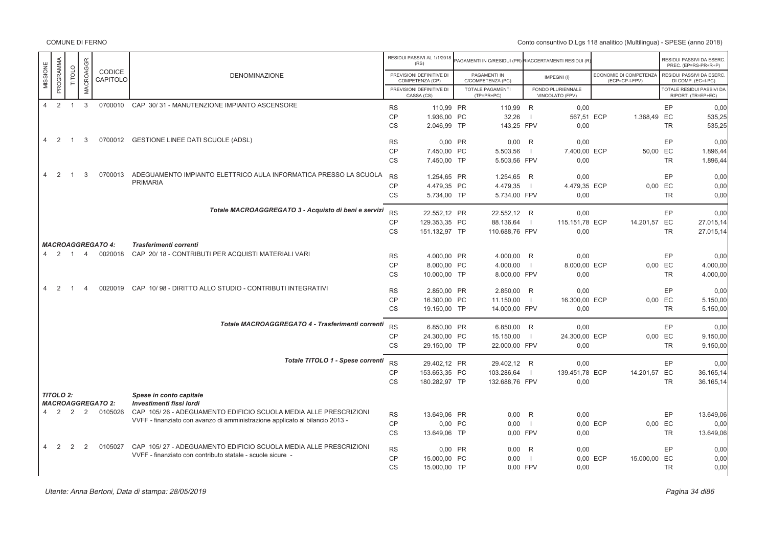COMUNE DI FERNO

Conto consuntivo D.Lgs 118 analitico (Multilingua) - SPESE (anno 2018)

| MISSIONE | PROGRAMMA | TITOLO | MACROAGGR. | CODICE CAPITOLO | DENOMINAZIONE | | RESIDUI PASSIVI AL 1/1/2018 (RS) / PREVISIONI DEFINITIVE DI COMPETENZA (CP) / PREVISIONI DEFINITIVE DI CASSA (CS) | | PAGAMENTI IN C/RESIDUI (PR) / PAGAMENTI IN C/COMPETENZA (PC) / TOTALE PAGAMENTI (TP=PR+PC) | | RIACCERTAMENTI RESIDUI (R) / IMPEGNI (I) / FONDO PLURIENNALE VINCOLATO (FPV) | | ECONOMIE DI COMPETENZA (ECP=CP-I-FPV) | | RESIDUI PASSIVI DA ESERC. PREC. (EP=RS-PR+R) / RESIDUI PASSIVI DA ESERC. DI COMP. (EC=I-PC) / TOTALE RESIDUI PASSIVI DA RIPORT. (TR=EP+EC) |
|---|---|---|---|---|---|---|---|---|---|---|---|---|---|---|---|
| 4 | 2 | 1 | 3 | 0700010 | CAP 30/ 31 - MANUTENZIONE IMPIANTO ASCENSORE | RS | 110,99 | PR | 110,99 | R | 0,00 | | | EP | 0,00 |
| | | | | | | CP | 1.936,00 | PC | 32,26 | I | 567,51 | ECP | 1.368,49 | EC | 535,25 |
| | | | | | | CS | 2.046,99 | TP | 143,25 | FPV | 0,00 | | | TR | 535,25 |
| 4 | 2 | 1 | 3 | 0700012 | GESTIONE LINEE DATI SCUOLE (ADSL) | RS | 0,00 | PR | 0,00 | R | 0,00 | | | EP | 0,00 |
| | | | | | | CP | 7.450,00 | PC | 5.503,56 | I | 7.400,00 | ECP | 50,00 | EC | 1.896,44 |
| | | | | | | CS | 7.450,00 | TP | 5.503,56 | FPV | 0,00 | | | TR | 1.896,44 |
| 4 | 2 | 1 | 3 | 0700013 | ADEGUAMENTO IMPIANTO ELETTRICO AULA INFORMATICA PRESSO LA SCUOLA PRIMARIA | RS | 1.254,65 | PR | 1.254,65 | R | 0,00 | | | EP | 0,00 |
| | | | | | | CP | 4.479,35 | PC | 4.479,35 | I | 4.479,35 | ECP | 0,00 | EC | 0,00 |
| | | | | | | CS | 5.734,00 | TP | 5.734,00 | FPV | 0,00 | | | TR | 0,00 |
| | | | | | *Totale MACROAGGREGATO 3 - Acquisto di beni e servizi* | RS | 22.552,12 | PR | 22.552,12 | R | 0,00 | | | EP | 0,00 |
| | | | | | | CP | 129.353,35 | PC | 88.136,64 | I | 115.151,78 | ECP | 14.201,57 | EC | 27.015,14 |
| | | | | | | CS | 151.132,97 | TP | 110.688,76 | FPV | 0,00 | | | TR | 27.015,14 |
| | | | | *MACROAGGREGATO 4:* | *Trasferimenti correnti* | | | | | | | | | | |
| 4 | 2 | 1 | 4 | 0020018 | CAP 20/ 18 - CONTRIBUTI PER ACQUISTI MATERIALI VARI | RS | 4.000,00 | PR | 4.000,00 | R | 0,00 | | | EP | 0,00 |
| | | | | | | CP | 8.000,00 | PC | 4.000,00 | I | 8.000,00 | ECP | 0,00 | EC | 4.000,00 |
| | | | | | | CS | 10.000,00 | TP | 8.000,00 | FPV | 0,00 | | | TR | 4.000,00 |
| 4 | 2 | 1 | 4 | 0020019 | CAP 10/ 98 - DIRITTO ALLO STUDIO - CONTRIBUTI INTEGRATIVI | RS | 2.850,00 | PR | 2.850,00 | R | 0,00 | | | EP | 0,00 |
| | | | | | | CP | 16.300,00 | PC | 11.150,00 | I | 16.300,00 | ECP | 0,00 | EC | 5.150,00 |
| | | | | | | CS | 19.150,00 | TP | 14.000,00 | FPV | 0,00 | | | TR | 5.150,00 |
| | | | | | *Totale MACROAGGREGATO 4 - Trasferimenti correnti* | RS | 6.850,00 | PR | 6.850,00 | R | 0,00 | | | EP | 0,00 |
| | | | | | | CP | 24.300,00 | PC | 15.150,00 | I | 24.300,00 | ECP | 0,00 | EC | 9.150,00 |
| | | | | | | CS | 29.150,00 | TP | 22.000,00 | FPV | 0,00 | | | TR | 9.150,00 |
| | | | | | *Totale TITOLO 1 - Spese correnti* | RS | 29.402,12 | PR | 29.402,12 | R | 0,00 | | | EP | 0,00 |
| | | | | | | CP | 153.653,35 | PC | 103.286,64 | I | 139.451,78 | ECP | 14.201,57 | EC | 36.165,14 |
| | | | | | | CS | 180.282,97 | TP | 132.688,76 | FPV | 0,00 | | | TR | 36.165,14 |
| | | | | *TITOLO 2:* | *Spese in conto capitale* | | | | | | | | | | |
| | | | | *MACROAGGREGATO 2:* | *Investimenti fissi lordi* | | | | | | | | | | |
| 4 | 2 | 2 | 2 | 0105026 | CAP 105/ 26 - ADEGUAMENTO EDIFICIO SCUOLA MEDIA ALLE PRESCRIZIONI VVFF - finanziato con avanzo di amministrazione applicato al bilancio 2013 - | RS | 13.649,06 | PR | 0,00 | R | 0,00 | | | EP | 13.649,06 |
| | | | | | | CP | 0,00 | PC | 0,00 | I | 0,00 | ECP | 0,00 | EC | 0,00 |
| | | | | | | CS | 13.649,06 | TP | 0,00 | FPV | 0,00 | | | TR | 13.649,06 |
| 4 | 2 | 2 | 2 | 0105027 | CAP 105/ 27 - ADEGUAMENTO EDIFICIO SCUOLA MEDIA ALLE PRESCRIZIONI VVFF - finanziato con contributo statale - scuole sicure - | RS | 0,00 | PR | 0,00 | R | 0,00 | | | EP | 0,00 |
| | | | | | | CP | 15.000,00 | PC | 0,00 | I | 0,00 | ECP | 15.000,00 | EC | 0,00 |
| | | | | | | CS | 15.000,00 | TP | 0,00 | FPV | 0,00 | | | TR | 0,00 |

Utente: Anna Bertoni, Data di stampa: 28/05/2019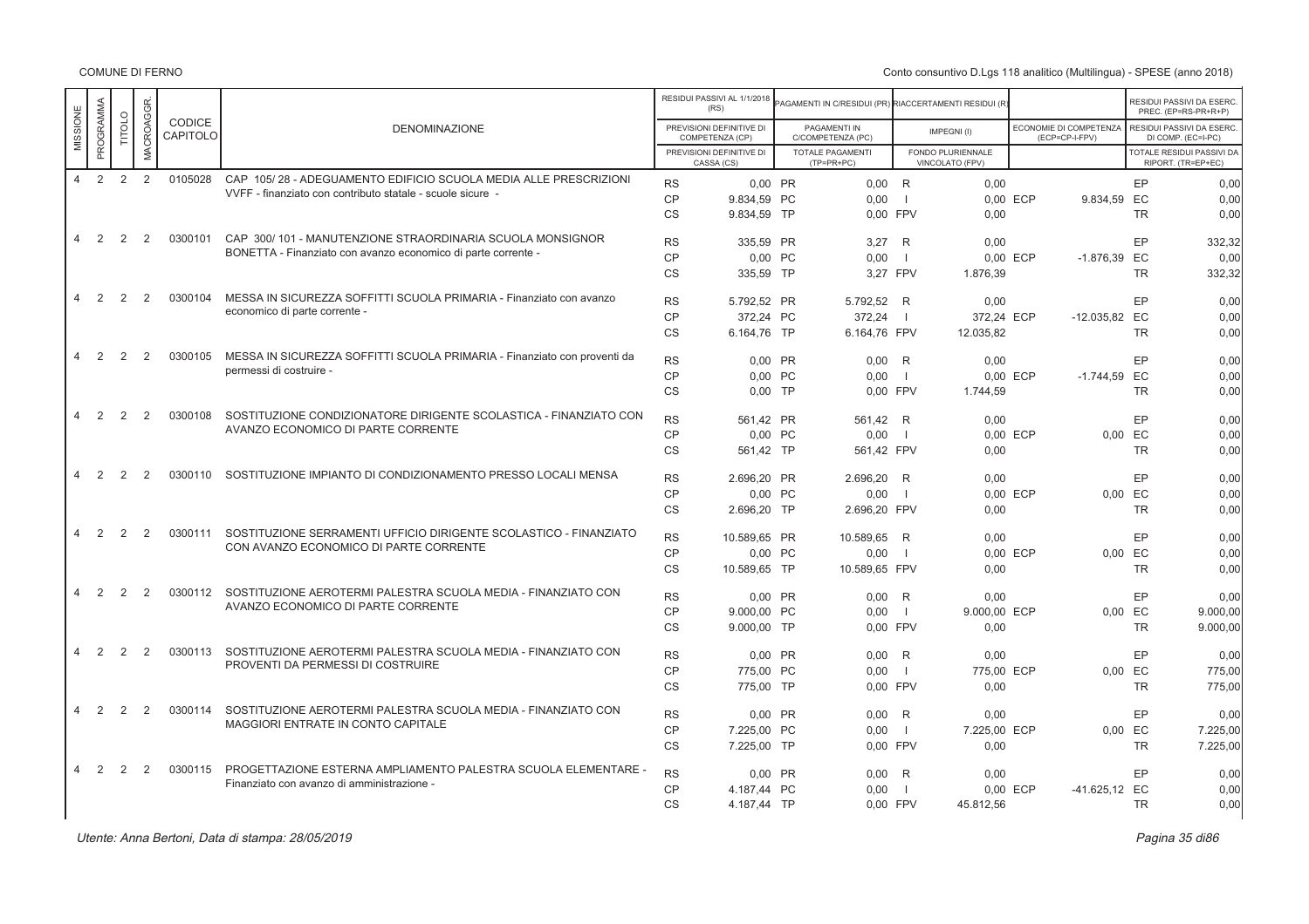COMUNE DI FERNO

Conto consuntivo D.Lgs 118 analitico (Multilingua) - SPESE (anno 2018)

| MISSIONE | PROGRAMMA | TITOLO | MACROAGGR. | CODICE CAPITOLO | DENOMINAZIONE | | RESIDUI PASSIVI AL 1/1/2018 (RS) / PREVISIONI DEFINITIVE DI COMPETENZA (CP) / PREVISIONI DEFINITIVE DI CASSA (CS) | | PAGAMENTI IN C/RESIDUI (PR) / PAGAMENTI IN C/COMPETENZA (PC) / TOTALE PAGAMENTI (TP=PR+PC) | | RIACCERTAMENTI RESIDUI (R) / IMPEGNI (I) / FONDO PLURIENNALE VINCOLATO (FPV) | | ECONOMIE DI COMPETENZA (ECP=CP-I-FPV) | | RESIDUI PASSIVI DA ESERC. PREC. (EP=RS-PR+R) / RESIDUI PASSIVI DA ESERC. DI COMP. (EC=I-PC) / TOTALE RESIDUI PASSIVI DA RIPORT. (TR=EP+EC) |
|---|---|---|---|---|---|---|---|---|---|---|---|---|---|---|---|
| 4 | 2 | 2 | 2 | 0105028 | CAP 105/ 28 - ADEGUAMENTO EDIFICIO SCUOLA MEDIA ALLE PRESCRIZIONI VVFF - finanziato con contributo statale - scuole sicure - | RS | 0,00 | PR | 0,00 | R | 0,00 | | | EP | 0,00 |
| | | | | | | CP | 9.834,59 | PC | 0,00 | I | 0,00 | ECP | 9.834,59 | EC | 0,00 |
| | | | | | | CS | 9.834,59 | TP | 0,00 | FPV | 0,00 | | | TR | 0,00 |
| 4 | 2 | 2 | 2 | 0300101 | CAP 300/ 101 - MANUTENZIONE STRAORDINARIA SCUOLA MONSIGNOR BONETTA - Finanziato con avanzo economico di parte corrente - | RS | 335,59 | PR | 3,27 | R | 0,00 | | | EP | 332,32 |
| | | | | | | CP | 0,00 | PC | 0,00 | I | 0,00 | ECP | -1.876,39 | EC | 0,00 |
| | | | | | | CS | 335,59 | TP | 3,27 | FPV | 1.876,39 | | | TR | 332,32 |
| 4 | 2 | 2 | 2 | 0300104 | MESSA IN SICUREZZA SOFFITTI SCUOLA PRIMARIA - Finanziato con avanzo economico di parte corrente - | RS | 5.792,52 | PR | 5.792,52 | R | 0,00 | | | EP | 0,00 |
| | | | | | | CP | 372,24 | PC | 372,24 | I | 372,24 | ECP | -12.035,82 | EC | 0,00 |
| | | | | | | CS | 6.164,76 | TP | 6.164,76 | FPV | 12.035,82 | | | TR | 0,00 |
| 4 | 2 | 2 | 2 | 0300105 | MESSA IN SICUREZZA SOFFITTI SCUOLA PRIMARIA - Finanziato con proventi da permessi di costruire - | RS | 0,00 | PR | 0,00 | R | 0,00 | | | EP | 0,00 |
| | | | | | | CP | 0,00 | PC | 0,00 | I | 0,00 | ECP | -1.744,59 | EC | 0,00 |
| | | | | | | CS | 0,00 | TP | 0,00 | FPV | 1.744,59 | | | TR | 0,00 |
| 4 | 2 | 2 | 2 | 0300108 | SOSTITUZIONE CONDIZIONATORE DIRIGENTE SCOLASTICA - FINANZIATO CON AVANZO ECONOMICO DI PARTE CORRENTE | RS | 561,42 | PR | 561,42 | R | 0,00 | | | EP | 0,00 |
| | | | | | | CP | 0,00 | PC | 0,00 | I | 0,00 | ECP | 0,00 | EC | 0,00 |
| | | | | | | CS | 561,42 | TP | 561,42 | FPV | 0,00 | | | TR | 0,00 |
| 4 | 2 | 2 | 2 | 0300110 | SOSTITUZIONE IMPIANTO DI CONDIZIONAMENTO PRESSO LOCALI MENSA | RS | 2.696,20 | PR | 2.696,20 | R | 0,00 | | | EP | 0,00 |
| | | | | | | CP | 0,00 | PC | 0,00 | I | 0,00 | ECP | 0,00 | EC | 0,00 |
| | | | | | | CS | 2.696,20 | TP | 2.696,20 | FPV | 0,00 | | | TR | 0,00 |
| 4 | 2 | 2 | 2 | 0300111 | SOSTITUZIONE SERRAMENTI UFFICIO DIRIGENTE SCOLASTICO - FINANZIATO CON AVANZO ECONOMICO DI PARTE CORRENTE | RS | 10.589,65 | PR | 10.589,65 | R | 0,00 | | | EP | 0,00 |
| | | | | | | CP | 0,00 | PC | 0,00 | I | 0,00 | ECP | 0,00 | EC | 0,00 |
| | | | | | | CS | 10.589,65 | TP | 10.589,65 | FPV | 0,00 | | | TR | 0,00 |
| 4 | 2 | 2 | 2 | 0300112 | SOSTITUZIONE AEROTERMI PALESTRA SCUOLA MEDIA - FINANZIATO CON AVANZO ECONOMICO DI PARTE CORRENTE | RS | 0,00 | PR | 0,00 | R | 0,00 | | | EP | 0,00 |
| | | | | | | CP | 9.000,00 | PC | 0,00 | I | 9.000,00 | ECP | 0,00 | EC | 9.000,00 |
| | | | | | | CS | 9.000,00 | TP | 0,00 | FPV | 0,00 | | | TR | 9.000,00 |
| 4 | 2 | 2 | 2 | 0300113 | SOSTITUZIONE AEROTERMI PALESTRA SCUOLA MEDIA - FINANZIATO CON PROVENTI DA PERMESSI DI COSTRUIRE | RS | 0,00 | PR | 0,00 | R | 0,00 | | | EP | 0,00 |
| | | | | | | CP | 775,00 | PC | 0,00 | I | 775,00 | ECP | 0,00 | EC | 775,00 |
| | | | | | | CS | 775,00 | TP | 0,00 | FPV | 0,00 | | | TR | 775,00 |
| 4 | 2 | 2 | 2 | 0300114 | SOSTITUZIONE AEROTERMI PALESTRA SCUOLA MEDIA - FINANZIATO CON MAGGIORI ENTRATE IN CONTO CAPITALE | RS | 0,00 | PR | 0,00 | R | 0,00 | | | EP | 0,00 |
| | | | | | | CP | 7.225,00 | PC | 0,00 | I | 7.225,00 | ECP | 0,00 | EC | 7.225,00 |
| | | | | | | CS | 7.225,00 | TP | 0,00 | FPV | 0,00 | | | TR | 7.225,00 |
| 4 | 2 | 2 | 2 | 0300115 | PROGETTAZIONE ESTERNA AMPLIAMENTO PALESTRA SCUOLA ELEMENTARE - Finanziato con avanzo di amministrazione - | RS | 0,00 | PR | 0,00 | R | 0,00 | | | EP | 0,00 |
| | | | | | | CP | 4.187,44 | PC | 0,00 | I | 0,00 | ECP | -41.625,12 | EC | 0,00 |
| | | | | | | CS | 4.187,44 | TP | 0,00 | FPV | 45.812,56 | | | TR | 0,00 |

*Utente: Anna Bertoni, Data di stampa: 28/05/2019*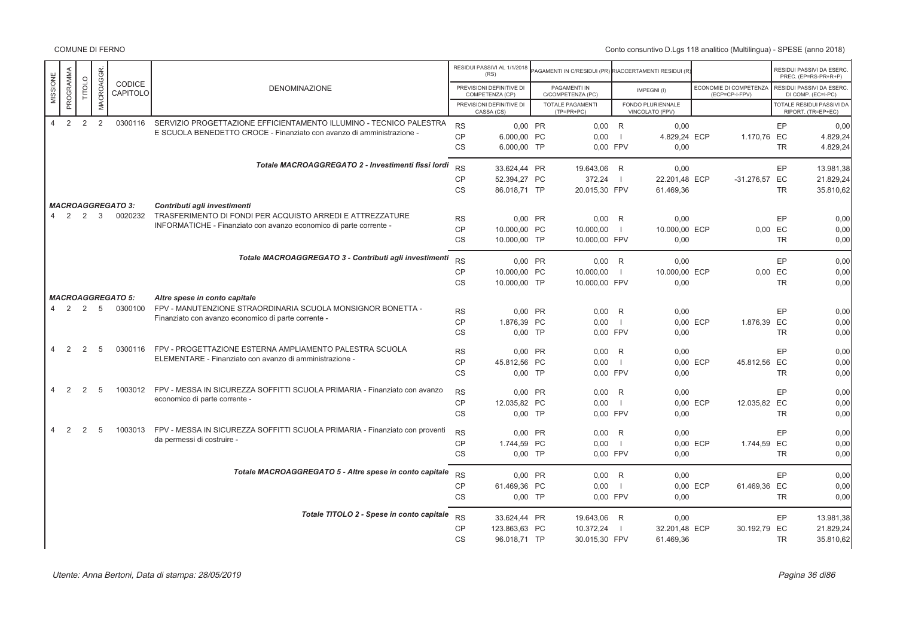| MISSIONE | PROGRAMMA | TITOLO | MACROAGGR. | CODICE CAPITOLO | DENOMINAZIONE | | RESIDUI PASSIVI AL 1/1/2018 (RS) / PREVISIONI DEFINITIVE DI COMPETENZA (CP) / PREVISIONI DEFINITIVE DI CASSA (CS) | | PAGAMENTI IN C/RESIDUI (PR) / PAGAMENTI IN C/COMPETENZA (PC) / TOTALE PAGAMENTI (TP=PR+PC) | | RIACCERTAMENTI RESIDUI (R) / IMPEGNI (I) / FONDO PLURIENNALE VINCOLATO (FPV) | | ECONOMIE DI COMPETENZA (ECP=CP-I-FPV) | | RESIDUI PASSIVI DA ESERC. PREC. (EP=RS-PR+R+P) / RESIDUI PASSIVI DA ESERC. DI COMP. (EC=I-PC) / TOTALE RESIDUI PASSIVI DA RIPORT. (TR=EP+EC) |
|---|---|---|---|---|---|---|---|---|---|---|---|---|---|---|---|
| 4 | 2 | 2 | 2 | 0300116 | SERVIZIO PROGETTAZIONE EFFICIENTAMENTO ILLUMINO - TECNICO PALESTRA E SCUOLA BENEDETTO CROCE - Finanziato con avanzo di amministrazione - | RS | 0,00 | PR | 0,00 | R | 0,00 | | | EP | 0,00 |
| | | | | | | CP | 6.000,00 | PC | 0,00 | I | 4.829,24 | ECP | 1.170,76 | EC | 4.829,24 |
| | | | | | | CS | 6.000,00 | TP | 0,00 | FPV | 0,00 | | | TR | 4.829,24 |
| | | | | | *Totale MACROAGGREGATO 2 - Investimenti fissi lordi* | RS | 33.624,44 | PR | 19.643,06 | R | 0,00 | | | EP | 13.981,38 |
| | | | | | | CP | 52.394,27 | PC | 372,24 | I | 22.201,48 | ECP | -31.276,57 | EC | 21.829,24 |
| | | | | | | CS | 86.018,71 | TP | 20.015,30 | FPV | 61.469,36 | | | TR | 35.810,62 |
| | | | | *MACROAGGREGATO 3:* | *Contributi agli investimenti* | | | | | | | | | | |
| 4 | 2 | 2 | 3 | 0020232 | TRASFERIMENTO DI FONDI PER ACQUISTO ARREDI E ATTREZZATURE INFORMATICHE - Finanziato con avanzo economico di parte corrente - | RS | 0,00 | PR | 0,00 | R | 0,00 | | | EP | 0,00 |
| | | | | | | CP | 10.000,00 | PC | 10.000,00 | I | 10.000,00 | ECP | 0,00 | EC | 0,00 |
| | | | | | | CS | 10.000,00 | TP | 10.000,00 | FPV | 0,00 | | | TR | 0,00 |
| | | | | | *Totale MACROAGGREGATO 3 - Contributi agli investimenti* | RS | 0,00 | PR | 0,00 | R | 0,00 | | | EP | 0,00 |
| | | | | | | CP | 10.000,00 | PC | 10.000,00 | I | 10.000,00 | ECP | 0,00 | EC | 0,00 |
| | | | | | | CS | 10.000,00 | TP | 10.000,00 | FPV | 0,00 | | | TR | 0,00 |
| | | | | *MACROAGGREGATO 5:* | *Altre spese in conto capitale* | | | | | | | | | | |
| 4 | 2 | 2 | 5 | 0300100 | FPV - MANUTENZIONE STRAORDINARIA SCUOLA MONSIGNOR BONETTA - Finanziato con avanzo economico di parte corrente - | RS | 0,00 | PR | 0,00 | R | 0,00 | | | EP | 0,00 |
| | | | | | | CP | 1.876,39 | PC | 0,00 | I | 0,00 | ECP | 1.876,39 | EC | 0,00 |
| | | | | | | CS | 0,00 | TP | 0,00 | FPV | 0,00 | | | TR | 0,00 |
| 4 | 2 | 2 | 5 | 0300116 | FPV - PROGETTAZIONE ESTERNA AMPLIAMENTO PALESTRA SCUOLA ELEMENTARE - Finanziato con avanzo di amministrazione - | RS | 0,00 | PR | 0,00 | R | 0,00 | | | EP | 0,00 |
| | | | | | | CP | 45.812,56 | PC | 0,00 | I | 0,00 | ECP | 45.812,56 | EC | 0,00 |
| | | | | | | CS | 0,00 | TP | 0,00 | FPV | 0,00 | | | TR | 0,00 |
| 4 | 2 | 2 | 5 | 1003012 | FPV - MESSA IN SICUREZZA SOFFITTI SCUOLA PRIMARIA - Finanziato con avanzo economico di parte corrente - | RS | 0,00 | PR | 0,00 | R | 0,00 | | | EP | 0,00 |
| | | | | | | CP | 12.035,82 | PC | 0,00 | I | 0,00 | ECP | 12.035,82 | EC | 0,00 |
| | | | | | | CS | 0,00 | TP | 0,00 | FPV | 0,00 | | | TR | 0,00 |
| 4 | 2 | 2 | 5 | 1003013 | FPV - MESSA IN SICUREZZA SOFFITTI SCUOLA PRIMARIA - Finanziato con proventi da permessi di costruire - | RS | 0,00 | PR | 0,00 | R | 0,00 | | | EP | 0,00 |
| | | | | | | CP | 1.744,59 | PC | 0,00 | I | 0,00 | ECP | 1.744,59 | EC | 0,00 |
| | | | | | | CS | 0,00 | TP | 0,00 | FPV | 0,00 | | | TR | 0,00 |
| | | | | | *Totale MACROAGGREGATO 5 - Altre spese in conto capitale* | RS | 0,00 | PR | 0,00 | R | 0,00 | | | EP | 0,00 |
| | | | | | | CP | 61.469,36 | PC | 0,00 | I | 0,00 | ECP | 61.469,36 | EC | 0,00 |
| | | | | | | CS | 0,00 | TP | 0,00 | FPV | 0,00 | | | TR | 0,00 |
| | | | | | *Totale TITOLO 2 - Spese in conto capitale* | RS | 33.624,44 | PR | 19.643,06 | R | 0,00 | | | EP | 13.981,38 |
| | | | | | | CP | 123.863,63 | PC | 10.372,24 | I | 32.201,48 | ECP | 30.192,79 | EC | 21.829,24 |
| | | | | | | CS | 96.018,71 | TP | 30.015,30 | FPV | 61.469,36 | | | TR | 35.810,62 |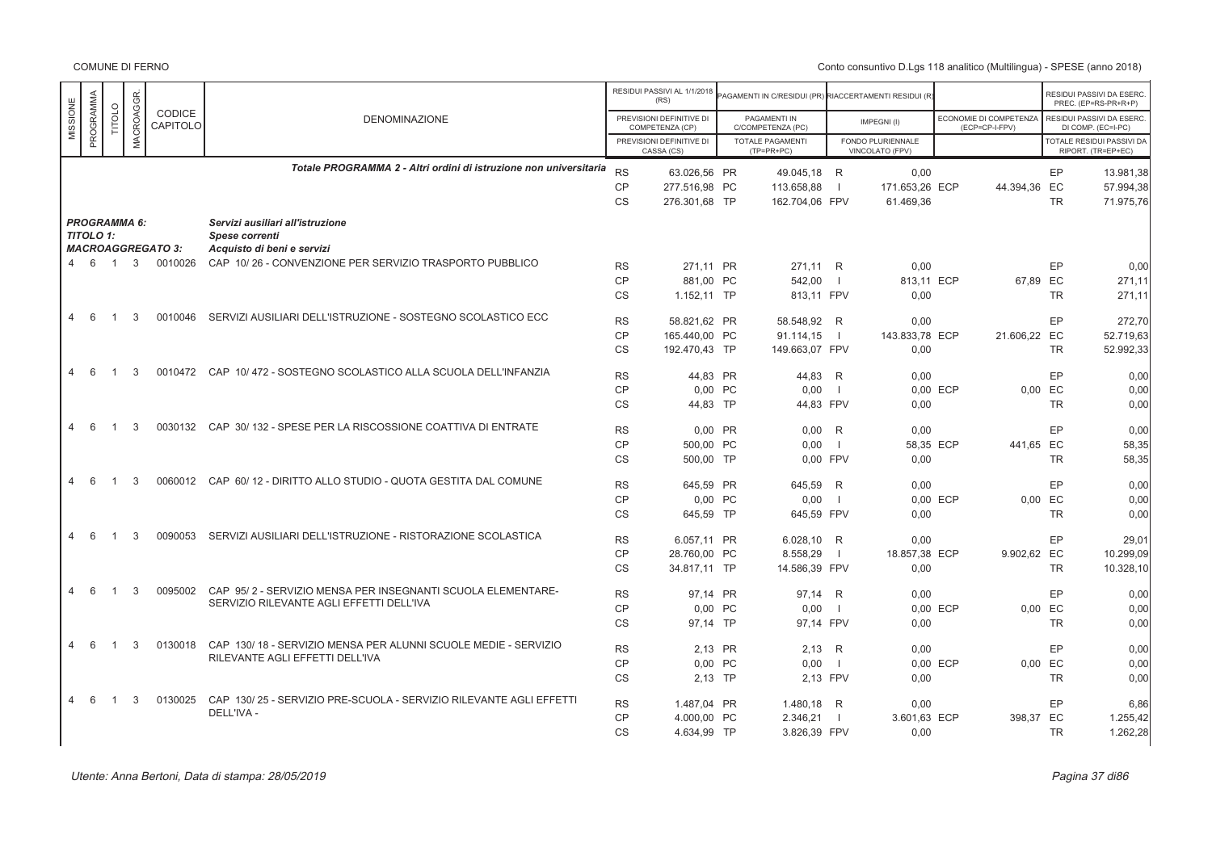| MISSIONE | PROGRAMMA | TITOLO | MACROAGGR. | CODICE CAPITOLO | DENOMINAZIONE | | RESIDUI PASSIVI AL 1/1/2018 (RS) / PREVISIONI DEFINITIVE DI COMPETENZA (CP) / PREVISIONI DEFINITIVE DI CASSA (CS) | | PAGAMENTI IN C/RESIDUI (PR) / PAGAMENTI IN C/COMPETENZA (PC) / TOTALE PAGAMENTI (TP=PR+PC) | | RIACCERTAMENTI RESIDUI (R) / IMPEGNI (I) / FONDO PLURIENNALE VINCOLATO (FPV) | | ECONOMIE DI COMPETENZA (ECP=CP-I-FPV) | | RESIDUI PASSIVI DA ESERC. PREC. (EP=RS-PR+R) / RESIDUI PASSIVI DA ESERC. DI COMP. (EC=I-PC) / TOTALE RESIDUI PASSIVI DA RIPORT. (TR=EP+EC) |
|---|---|---|---|---|---|---|---|---|---|---|---|---|---|---|---|
| | | | | | Totale PROGRAMMA 2 - Altri ordini di istruzione non universitaria | RS | 63.026,56 | PR | 49.045,18 | R | 0,00 | | | EP | 13.981,38 |
| | | | | | | CP | 277.516,98 | PC | 113.658,88 | I | 171.653,26 | ECP | 44.394,36 | EC | 57.994,38 |
| | | | | | | CS | 276.301,68 | TP | 162.704,06 | FPV | 61.469,36 | | | TR | 71.975,76 |
| PROGRAMMA 6: | | | | | Servizi ausiliari all'istruzione | | | | | | | | | | |
| TITOLO 1: | | | | | Spese correnti | | | | | | | | | | |
| MACROAGGREGATO 3: | | | | | Acquisto di beni e servizi | | | | | | | | | | |
| 4 | 6 | 1 | 3 | 0010026 | CAP 10/ 26 - CONVENZIONE PER SERVIZIO TRASPORTO PUBBLICO | RS | 271,11 | PR | 271,11 | R | 0,00 | | | EP | 0,00 |
| | | | | | | CP | 881,00 | PC | 542,00 | I | 813,11 | ECP | 67,89 | EC | 271,11 |
| | | | | | | CS | 1.152,11 | TP | 813,11 | FPV | 0,00 | | | TR | 271,11 |
| 4 | 6 | 1 | 3 | 0010046 | SERVIZI AUSILIARI DELL'ISTRUZIONE - SOSTEGNO SCOLASTICO ECC | RS | 58.821,62 | PR | 58.548,92 | R | 0,00 | | | EP | 272,70 |
| | | | | | | CP | 165.440,00 | PC | 91.114,15 | I | 143.833,78 | ECP | 21.606,22 | EC | 52.719,63 |
| | | | | | | CS | 192.470,43 | TP | 149.663,07 | FPV | 0,00 | | | TR | 52.992,33 |
| 4 | 6 | 1 | 3 | 0010472 | CAP 10/ 472 - SOSTEGNO SCOLASTICO ALLA SCUOLA DELL'INFANZIA | RS | 44,83 | PR | 44,83 | R | 0,00 | | | EP | 0,00 |
| | | | | | | CP | 0,00 | PC | 0,00 | I | 0,00 | ECP | 0,00 | EC | 0,00 |
| | | | | | | CS | 44,83 | TP | 44,83 | FPV | 0,00 | | | TR | 0,00 |
| 4 | 6 | 1 | 3 | 0030132 | CAP 30/ 132 - SPESE PER LA RISCOSSIONE COATTIVA DI ENTRATE | RS | 0,00 | PR | 0,00 | R | 0,00 | | | EP | 0,00 |
| | | | | | | CP | 500,00 | PC | 0,00 | I | 58,35 | ECP | 441,65 | EC | 58,35 |
| | | | | | | CS | 500,00 | TP | 0,00 | FPV | 0,00 | | | TR | 58,35 |
| 4 | 6 | 1 | 3 | 0060012 | CAP 60/ 12 - DIRITTO ALLO STUDIO - QUOTA GESTITA DAL COMUNE | RS | 645,59 | PR | 645,59 | R | 0,00 | | | EP | 0,00 |
| | | | | | | CP | 0,00 | PC | 0,00 | I | 0,00 | ECP | 0,00 | EC | 0,00 |
| | | | | | | CS | 645,59 | TP | 645,59 | FPV | 0,00 | | | TR | 0,00 |
| 4 | 6 | 1 | 3 | 0090053 | SERVIZI AUSILIARI DELL'ISTRUZIONE - RISTORAZIONE SCOLASTICA | RS | 6.057,11 | PR | 6.028,10 | R | 0,00 | | | EP | 29,01 |
| | | | | | | CP | 28.760,00 | PC | 8.558,29 | I | 18.857,38 | ECP | 9.902,62 | EC | 10.299,09 |
| | | | | | | CS | 34.817,11 | TP | 14.586,39 | FPV | 0,00 | | | TR | 10.328,10 |
| 4 | 6 | 1 | 3 | 0095002 | CAP 95/ 2 - SERVIZIO MENSA PER INSEGNANTI SCUOLA ELEMENTARE- SERVIZIO RILEVANTE AGLI EFFETTI DELL'IVA | RS | 97,14 | PR | 97,14 | R | 0,00 | | | EP | 0,00 |
| | | | | | | CP | 0,00 | PC | 0,00 | I | 0,00 | ECP | 0,00 | EC | 0,00 |
| | | | | | | CS | 97,14 | TP | 97,14 | FPV | 0,00 | | | TR | 0,00 |
| 4 | 6 | 1 | 3 | 0130018 | CAP 130/ 18 - SERVIZIO MENSA PER ALUNNI SCUOLE MEDIE - SERVIZIO RILEVANTE AGLI EFFETTI DELL'IVA | RS | 2,13 | PR | 2,13 | R | 0,00 | | | EP | 0,00 |
| | | | | | | CP | 0,00 | PC | 0,00 | I | 0,00 | ECP | 0,00 | EC | 0,00 |
| | | | | | | CS | 2,13 | TP | 2,13 | FPV | 0,00 | | | TR | 0,00 |
| 4 | 6 | 1 | 3 | 0130025 | CAP 130/ 25 - SERVIZIO PRE-SCUOLA - SERVIZIO RILEVANTE AGLI EFFETTI DELL'IVA - | RS | 1.487,04 | PR | 1.480,18 | R | 0,00 | | | EP | 6,86 |
| | | | | | | CP | 4.000,00 | PC | 2.346,21 | I | 3.601,63 | ECP | 398,37 | EC | 1.255,42 |
| | | | | | | CS | 4.634,99 | TP | 3.826,39 | FPV | 0,00 | | | TR | 1.262,28 |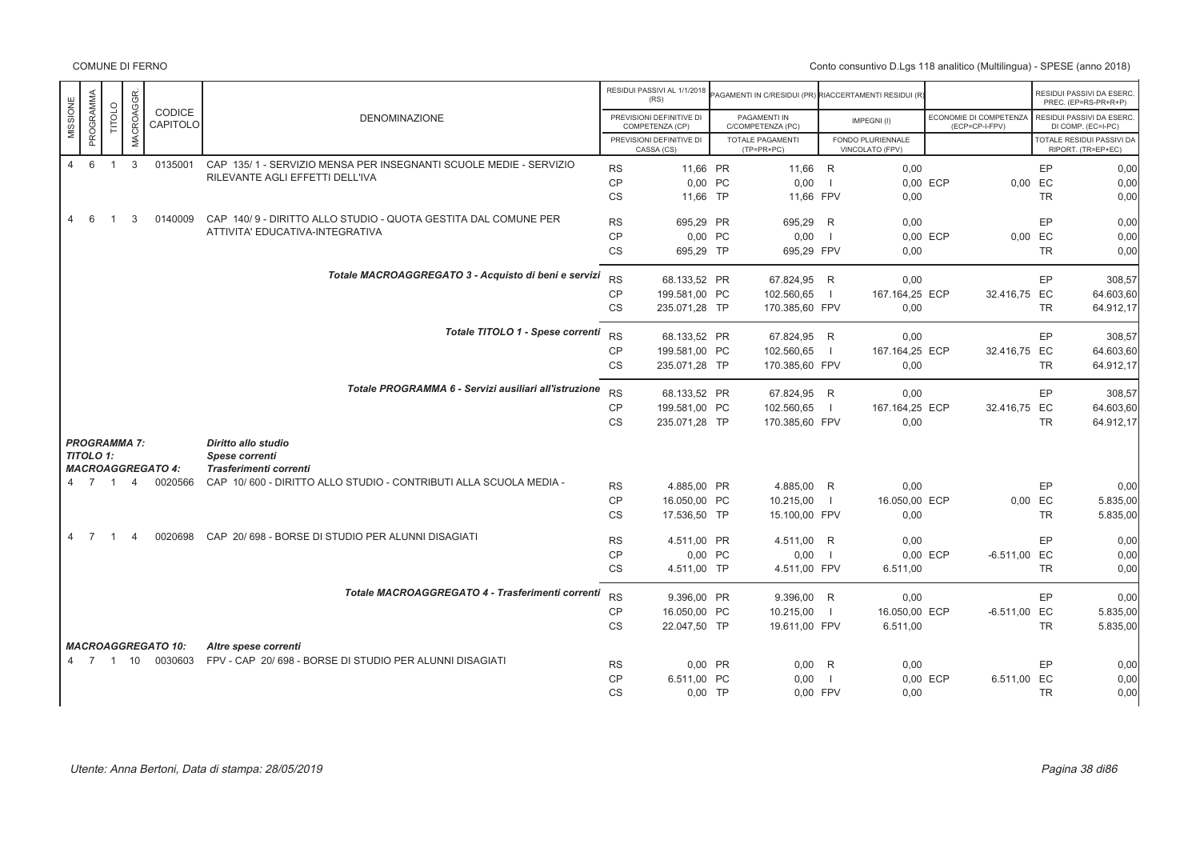| MISSIONE | PROGRAMMA | TITOLO | MACROAGGR. | CODICE CAPITOLO | DENOMINAZIONE | | RESIDUI PASSIVI AL 1/1/2018 (RS) / PREVISIONI DEFINITIVE DI COMPETENZA (CP) / PREVISIONI DEFINITIVE DI CASSA (CS) | | PAGAMENTI IN C/RESIDUI (PR) / PAGAMENTI IN C/COMPETENZA (PC) / TOTALE PAGAMENTI (TP=PR+PC) | | RIACCERTAMENTI RESIDUI (R) / IMPEGNI (I) / FONDO PLURIENNALE VINCOLATO (FPV) | | ECONOMIE DI COMPETENZA (ECP=CP-I-FPV) | | RESIDUI PASSIVI DA ESERC. PREC. (EP=RS-PR+R+P) / RESIDUI PASSIVI DA ESERC. DI COMP. (EC=I-PC) / TOTALE RESIDUI PASSIVI DA RIPORT. (TR=EP+EC) |
|---|---|---|---|---|---|---|---|---|---|---|---|---|---|---|---|
| 4 | 6 | 1 | 3 | 0135001 | CAP 135/ 1 - SERVIZIO MENSA PER INSEGNANTI SCUOLE MEDIE - SERVIZIO RILEVANTE AGLI EFFETTI DELL'IVA | RS | 11,66 | PR | 11,66 | R | 0,00 | | | EP | 0,00 |
| | | | | | | CP | 0,00 | PC | 0,00 | I | 0,00 | ECP | 0,00 | EC | 0,00 |
| | | | | | | CS | 11,66 | TP | 11,66 | FPV | 0,00 | | | TR | 0,00 |
| 4 | 6 | 1 | 3 | 0140009 | CAP 140/ 9 - DIRITTO ALLO STUDIO - QUOTA GESTITA DAL COMUNE PER ATTIVITA' EDUCATIVA-INTEGRATIVA | RS | 695,29 | PR | 695,29 | R | 0,00 | | | EP | 0,00 |
| | | | | | | CP | 0,00 | PC | 0,00 | I | 0,00 | ECP | 0,00 | EC | 0,00 |
| | | | | | | CS | 695,29 | TP | 695,29 | FPV | 0,00 | | | TR | 0,00 |
| | | | | | *Totale MACROAGGREGATO 3 - Acquisto di beni e servizi* | RS | 68.133,52 | PR | 67.824,95 | R | 0,00 | | | EP | 308,57 |
| | | | | | | CP | 199.581,00 | PC | 102.560,65 | I | 167.164,25 | ECP | 32.416,75 | EC | 64.603,60 |
| | | | | | | CS | 235.071,28 | TP | 170.385,60 | FPV | 0,00 | | | TR | 64.912,17 |
| | | | | | *Totale TITOLO 1 - Spese correnti* | RS | 68.133,52 | PR | 67.824,95 | R | 0,00 | | | EP | 308,57 |
| | | | | | | CP | 199.581,00 | PC | 102.560,65 | I | 167.164,25 | ECP | 32.416,75 | EC | 64.603,60 |
| | | | | | | CS | 235.071,28 | TP | 170.385,60 | FPV | 0,00 | | | TR | 64.912,17 |
| | | | | | *Totale PROGRAMMA 6 - Servizi ausiliari all'istruzione* | RS | 68.133,52 | PR | 67.824,95 | R | 0,00 | | | EP | 308,57 |
| | | | | | | CP | 199.581,00 | PC | 102.560,65 | I | 167.164,25 | ECP | 32.416,75 | EC | 64.603,60 |
| | | | | | | CS | 235.071,28 | TP | 170.385,60 | FPV | 0,00 | | | TR | 64.912,17 |
| *PROGRAMMA 7:* | | | | | *Diritto allo studio* | | | | | | | | | | |
| *TITOLO 1:* | | | | | *Spese correnti* | | | | | | | | | | |
| *MACROAGGREGATO 4:* | | | | | *Trasferimenti correnti* | | | | | | | | | | |
| 4 | 7 | 1 | 4 | 0020566 | CAP 10/ 600 - DIRITTO ALLO STUDIO - CONTRIBUTI ALLA SCUOLA MEDIA - | RS | 4.885,00 | PR | 4.885,00 | R | 0,00 | | | EP | 0,00 |
| | | | | | | CP | 16.050,00 | PC | 10.215,00 | I | 16.050,00 | ECP | 0,00 | EC | 5.835,00 |
| | | | | | | CS | 17.536,50 | TP | 15.100,00 | FPV | 0,00 | | | TR | 5.835,00 |
| 4 | 7 | 1 | 4 | 0020698 | CAP 20/ 698 - BORSE DI STUDIO PER ALUNNI DISAGIATI | RS | 4.511,00 | PR | 4.511,00 | R | 0,00 | | | EP | 0,00 |
| | | | | | | CP | 0,00 | PC | 0,00 | I | 0,00 | ECP | -6.511,00 | EC | 0,00 |
| | | | | | | CS | 4.511,00 | TP | 4.511,00 | FPV | 6.511,00 | | | TR | 0,00 |
| | | | | | *Totale MACROAGGREGATO 4 - Trasferimenti correnti* | RS | 9.396,00 | PR | 9.396,00 | R | 0,00 | | | EP | 0,00 |
| | | | | | | CP | 16.050,00 | PC | 10.215,00 | I | 16.050,00 | ECP | -6.511,00 | EC | 5.835,00 |
| | | | | | | CS | 22.047,50 | TP | 19.611,00 | FPV | 6.511,00 | | | TR | 5.835,00 |
| *MACROAGGREGATO 10:* | | | | | *Altre spese correnti* | | | | | | | | | | |
| 4 | 7 | 1 | 10 | 0030603 | FPV - CAP 20/ 698 - BORSE DI STUDIO PER ALUNNI DISAGIATI | RS | 0,00 | PR | 0,00 | R | 0,00 | | | EP | 0,00 |
| | | | | | | CP | 6.511,00 | PC | 0,00 | I | 0,00 | ECP | 6.511,00 | EC | 0,00 |
| | | | | | | CS | 0,00 | TP | 0,00 | FPV | 0,00 | | | TR | 0,00 |

Utente: Anna Bertoni, Data di stampa: 28/05/2019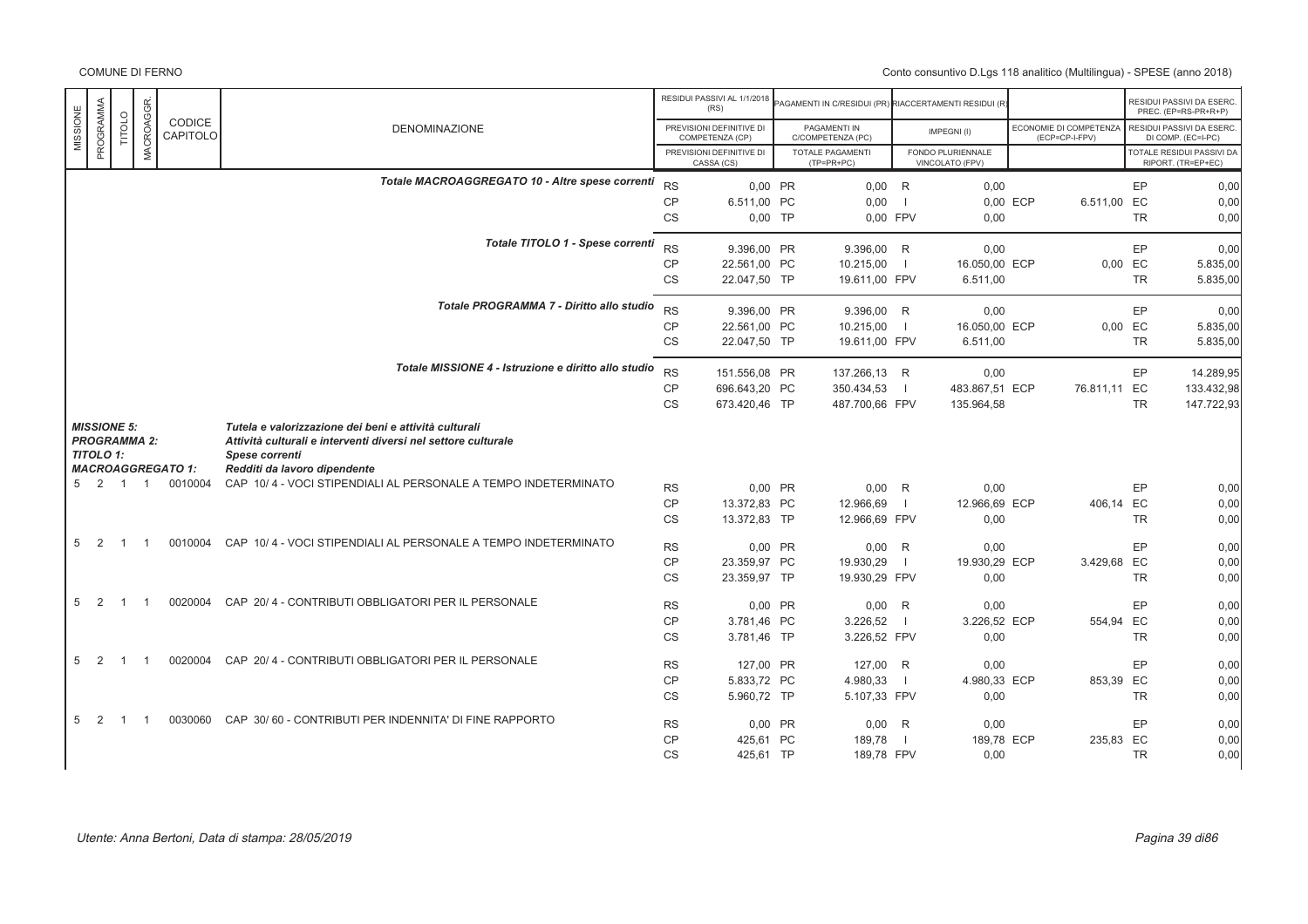| MISSIONE | PROGRAMMA | TITOLO | MACROAGGR. | CODICE CAPITOLO | DENOMINAZIONE | | RESIDUI PASSIVI AL 1/1/2018 (RS) / PREVISIONI DEFINITIVE DI COMPETENZA (CP) / PREVISIONI DEFINITIVE DI CASSA (CS) | | PAGAMENTI IN C/RESIDUI (PR) / PAGAMENTI IN C/COMPETENZA (PC) / TOTALE PAGAMENTI (TP=PR+PC) | | RIACCERTAMENTI RESIDUI (R) / IMPEGNI (I) / FONDO PLURIENNALE VINCOLATO (FPV) | | ECONOMIE DI COMPETENZA (ECP=CP-I-FPV) | | RESIDUI PASSIVI DA ESERC. PREC. (EP=RS-PR+R) / RESIDUI PASSIVI DA ESERC. DI COMP. (EC=I-PC) / TOTALE RESIDUI PASSIVI DA RIPORT. (TR=EP+EC) |
|---|---|---|---|---|---|---|---|---|---|---|---|---|---|---|---|
| | | | | | *Totale MACROAGGREGATO 10 - Altre spese correnti* | RS | 0,00 | PR | 0,00 | R | 0,00 | | | EP | 0,00 |
| | | | | | | CP | 6.511,00 | PC | 0,00 | I | 0,00 | ECP | 6.511,00 | EC | 0,00 |
| | | | | | | CS | 0,00 | TP | 0,00 | FPV | 0,00 | | | TR | 0,00 |
| | | | | | *Totale TITOLO 1 - Spese correnti* | RS | 9.396,00 | PR | 9.396,00 | R | 0,00 | | | EP | 0,00 |
| | | | | | | CP | 22.561,00 | PC | 10.215,00 | I | 16.050,00 | ECP | 0,00 | EC | 5.835,00 |
| | | | | | | CS | 22.047,50 | TP | 19.611,00 | FPV | 6.511,00 | | | TR | 5.835,00 |
| | | | | | *Totale PROGRAMMA 7 - Diritto allo studio* | RS | 9.396,00 | PR | 9.396,00 | R | 0,00 | | | EP | 0,00 |
| | | | | | | CP | 22.561,00 | PC | 10.215,00 | I | 16.050,00 | ECP | 0,00 | EC | 5.835,00 |
| | | | | | | CS | 22.047,50 | TP | 19.611,00 | FPV | 6.511,00 | | | TR | 5.835,00 |
| | | | | | *Totale MISSIONE 4 - Istruzione e diritto allo studio* | RS | 151.556,08 | PR | 137.266,13 | R | 0,00 | | | EP | 14.289,95 |
| | | | | | | CP | 696.643,20 | PC | 350.434,53 | I | 483.867,51 | ECP | 76.811,11 | EC | 133.432,98 |
| | | | | | | CS | 673.420,46 | TP | 487.700,66 | FPV | 135.964,58 | | | TR | 147.722,93 |
| *MISSIONE 5:* | | | | | *Tutela e valorizzazione dei beni e attività culturali* | | | | | | | | | | |
| *PROGRAMMA 2:* | | | | | *Attività culturali e interventi diversi nel settore culturale* | | | | | | | | | | |
| *TITOLO 1:* | | | | | *Spese correnti* | | | | | | | | | | |
| *MACROAGGREGATO 1:* | | | | | *Redditi da lavoro dipendente* | | | | | | | | | | |
| 5 | 2 | 1 | 1 | 0010004 | CAP 10/ 4 - VOCI STIPENDIALI AL PERSONALE A TEMPO INDETERMINATO | RS | 0,00 | PR | 0,00 | R | 0,00 | | | EP | 0,00 |
| | | | | | | CP | 13.372,83 | PC | 12.966,69 | I | 12.966,69 | ECP | 406,14 | EC | 0,00 |
| | | | | | | CS | 13.372,83 | TP | 12.966,69 | FPV | 0,00 | | | TR | 0,00 |
| 5 | 2 | 1 | 1 | 0010004 | CAP 10/ 4 - VOCI STIPENDIALI AL PERSONALE A TEMPO INDETERMINATO | RS | 0,00 | PR | 0,00 | R | 0,00 | | | EP | 0,00 |
| | | | | | | CP | 23.359,97 | PC | 19.930,29 | I | 19.930,29 | ECP | 3.429,68 | EC | 0,00 |
| | | | | | | CS | 23.359,97 | TP | 19.930,29 | FPV | 0,00 | | | TR | 0,00 |
| 5 | 2 | 1 | 1 | 0020004 | CAP 20/ 4 - CONTRIBUTI OBBLIGATORI PER IL PERSONALE | RS | 0,00 | PR | 0,00 | R | 0,00 | | | EP | 0,00 |
| | | | | | | CP | 3.781,46 | PC | 3.226,52 | I | 3.226,52 | ECP | 554,94 | EC | 0,00 |
| | | | | | | CS | 3.781,46 | TP | 3.226,52 | FPV | 0,00 | | | TR | 0,00 |
| 5 | 2 | 1 | 1 | 0020004 | CAP 20/ 4 - CONTRIBUTI OBBLIGATORI PER IL PERSONALE | RS | 127,00 | PR | 127,00 | R | 0,00 | | | EP | 0,00 |
| | | | | | | CP | 5.833,72 | PC | 4.980,33 | I | 4.980,33 | ECP | 853,39 | EC | 0,00 |
| | | | | | | CS | 5.960,72 | TP | 5.107,33 | FPV | 0,00 | | | TR | 0,00 |
| 5 | 2 | 1 | 1 | 0030060 | CAP 30/ 60 - CONTRIBUTI PER INDENNITA' DI FINE RAPPORTO | RS | 0,00 | PR | 0,00 | R | 0,00 | | | EP | 0,00 |
| | | | | | | CP | 425,61 | PC | 189,78 | I | 189,78 | ECP | 235,83 | EC | 0,00 |
| | | | | | | CS | 425,61 | TP | 189,78 | FPV | 0,00 | | | TR | 0,00 |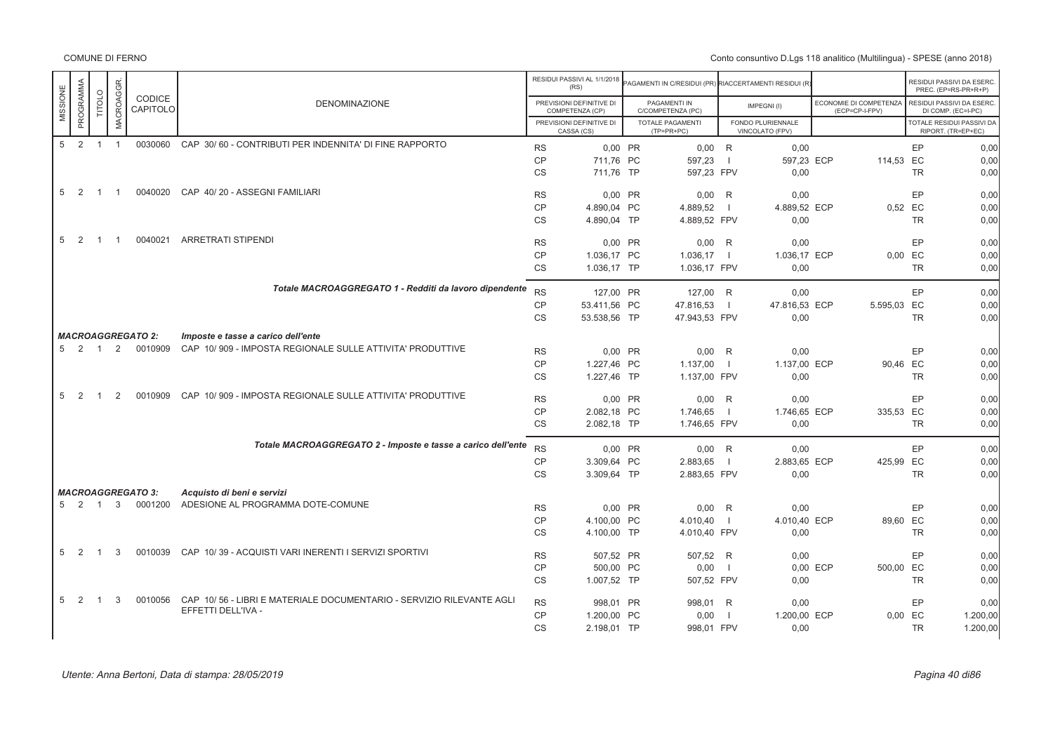COMUNE DI FERNO

Conto consuntivo D.Lgs 118 analitico (Multilingua) - SPESE (anno 2018)

| MISSIONE | PROGRAMMA | TITOLO | MACROAGGR. | CODICE CAPITOLO | DENOMINAZIONE | | RESIDUI PASSIVI AL 1/1/2018 (RS) / PREVISIONI DEFINITIVE DI COMPETENZA (CP) / PREVISIONI DEFINITIVE DI CASSA (CS) | | PAGAMENTI IN C/RESIDUI (PR) / PAGAMENTI IN C/COMPETENZA (PC) / TOTALE PAGAMENTI (TP=PR+PC) | | RIACCERTAMENTI RESIDUI (R) / IMPEGNI (I) / FONDO PLURIENNALE VINCOLATO (FPV) | | ECONOMIE DI COMPETENZA (ECP=CP-I-FPV) | | RESIDUI PASSIVI DA ESERC. PREC. (EP=RS-PR+R) / RESIDUI PASSIVI DA ESERC. DI COMP. (EC=I-PC) / TOTALE RESIDUI PASSIVI DA RIPORT. (TR=EP+EC) |
|---|---|---|---|---|---|---|---|---|---|---|---|---|---|---|---|
| 5 | 2 | 1 | 1 | 0030060 | CAP 30/ 60 - CONTRIBUTI PER INDENNITA' DI FINE RAPPORTO | RS | 0,00 | PR | 0,00 | R | 0,00 | | | EP | 0,00 |
| | | | | | | CP | 711,76 | PC | 597,23 | I | 597,23 | ECP | 114,53 | EC | 0,00 |
| | | | | | | CS | 711,76 | TP | 597,23 | FPV | 0,00 | | | TR | 0,00 |
| 5 | 2 | 1 | 1 | 0040020 | CAP 40/ 20 - ASSEGNI FAMILIARI | RS | 0,00 | PR | 0,00 | R | 0,00 | | | EP | 0,00 |
| | | | | | | CP | 4.890,04 | PC | 4.889,52 | I | 4.889,52 | ECP | 0,52 | EC | 0,00 |
| | | | | | | CS | 4.890,04 | TP | 4.889,52 | FPV | 0,00 | | | TR | 0,00 |
| 5 | 2 | 1 | 1 | 0040021 | ARRETRATI STIPENDI | RS | 0,00 | PR | 0,00 | R | 0,00 | | | EP | 0,00 |
| | | | | | | CP | 1.036,17 | PC | 1.036,17 | I | 1.036,17 | ECP | 0,00 | EC | 0,00 |
| | | | | | | CS | 1.036,17 | TP | 1.036,17 | FPV | 0,00 | | | TR | 0,00 |
| | | | | | *Totale MACROAGGREGATO 1 - Redditi da lavoro dipendente* | RS | 127,00 | PR | 127,00 | R | 0,00 | | | EP | 0,00 |
| | | | | | | CP | 53.411,56 | PC | 47.816,53 | I | 47.816,53 | ECP | 5.595,03 | EC | 0,00 |
| | | | | | | CS | 53.538,56 | TP | 47.943,53 | FPV | 0,00 | | | TR | 0,00 |
| | | | | *MACROAGGREGATO 2:* | *Imposte e tasse a carico dell'ente* | | | | | | | | | | |
| 5 | 2 | 1 | 2 | 0010909 | CAP 10/ 909 - IMPOSTA REGIONALE SULLE ATTIVITA' PRODUTTIVE | RS | 0,00 | PR | 0,00 | R | 0,00 | | | EP | 0,00 |
| | | | | | | CP | 1.227,46 | PC | 1.137,00 | I | 1.137,00 | ECP | 90,46 | EC | 0,00 |
| | | | | | | CS | 1.227,46 | TP | 1.137,00 | FPV | 0,00 | | | TR | 0,00 |
| 5 | 2 | 1 | 2 | 0010909 | CAP 10/ 909 - IMPOSTA REGIONALE SULLE ATTIVITA' PRODUTTIVE | RS | 0,00 | PR | 0,00 | R | 0,00 | | | EP | 0,00 |
| | | | | | | CP | 2.082,18 | PC | 1.746,65 | I | 1.746,65 | ECP | 335,53 | EC | 0,00 |
| | | | | | | CS | 2.082,18 | TP | 1.746,65 | FPV | 0,00 | | | TR | 0,00 |
| | | | | | *Totale MACROAGGREGATO 2 - Imposte e tasse a carico dell'ente* | RS | 0,00 | PR | 0,00 | R | 0,00 | | | EP | 0,00 |
| | | | | | | CP | 3.309,64 | PC | 2.883,65 | I | 2.883,65 | ECP | 425,99 | EC | 0,00 |
| | | | | | | CS | 3.309,64 | TP | 2.883,65 | FPV | 0,00 | | | TR | 0,00 |
| | | | | *MACROAGGREGATO 3:* | *Acquisto di beni e servizi* | | | | | | | | | | |
| 5 | 2 | 1 | 3 | 0001200 | ADESIONE AL PROGRAMMA DOTE-COMUNE | RS | 0,00 | PR | 0,00 | R | 0,00 | | | EP | 0,00 |
| | | | | | | CP | 4.100,00 | PC | 4.010,40 | I | 4.010,40 | ECP | 89,60 | EC | 0,00 |
| | | | | | | CS | 4.100,00 | TP | 4.010,40 | FPV | 0,00 | | | TR | 0,00 |
| 5 | 2 | 1 | 3 | 0010039 | CAP 10/ 39 - ACQUISTI VARI INERENTI I SERVIZI SPORTIVI | RS | 507,52 | PR | 507,52 | R | 0,00 | | | EP | 0,00 |
| | | | | | | CP | 500,00 | PC | 0,00 | I | 0,00 | ECP | 500,00 | EC | 0,00 |
| | | | | | | CS | 1.007,52 | TP | 507,52 | FPV | 0,00 | | | TR | 0,00 |
| 5 | 2 | 1 | 3 | 0010056 | CAP 10/ 56 - LIBRI E MATERIALE DOCUMENTARIO - SERVIZIO RILEVANTE AGLI EFFETTI DELL'IVA - | RS | 998,01 | PR | 998,01 | R | 0,00 | | | EP | 0,00 |
| | | | | | | CP | 1.200,00 | PC | 0,00 | I | 1.200,00 | ECP | 0,00 | EC | 1.200,00 |
| | | | | | | CS | 2.198,01 | TP | 998,01 | FPV | 0,00 | | | TR | 1.200,00 |

Utente: Anna Bertoni, Data di stampa: 28/05/2019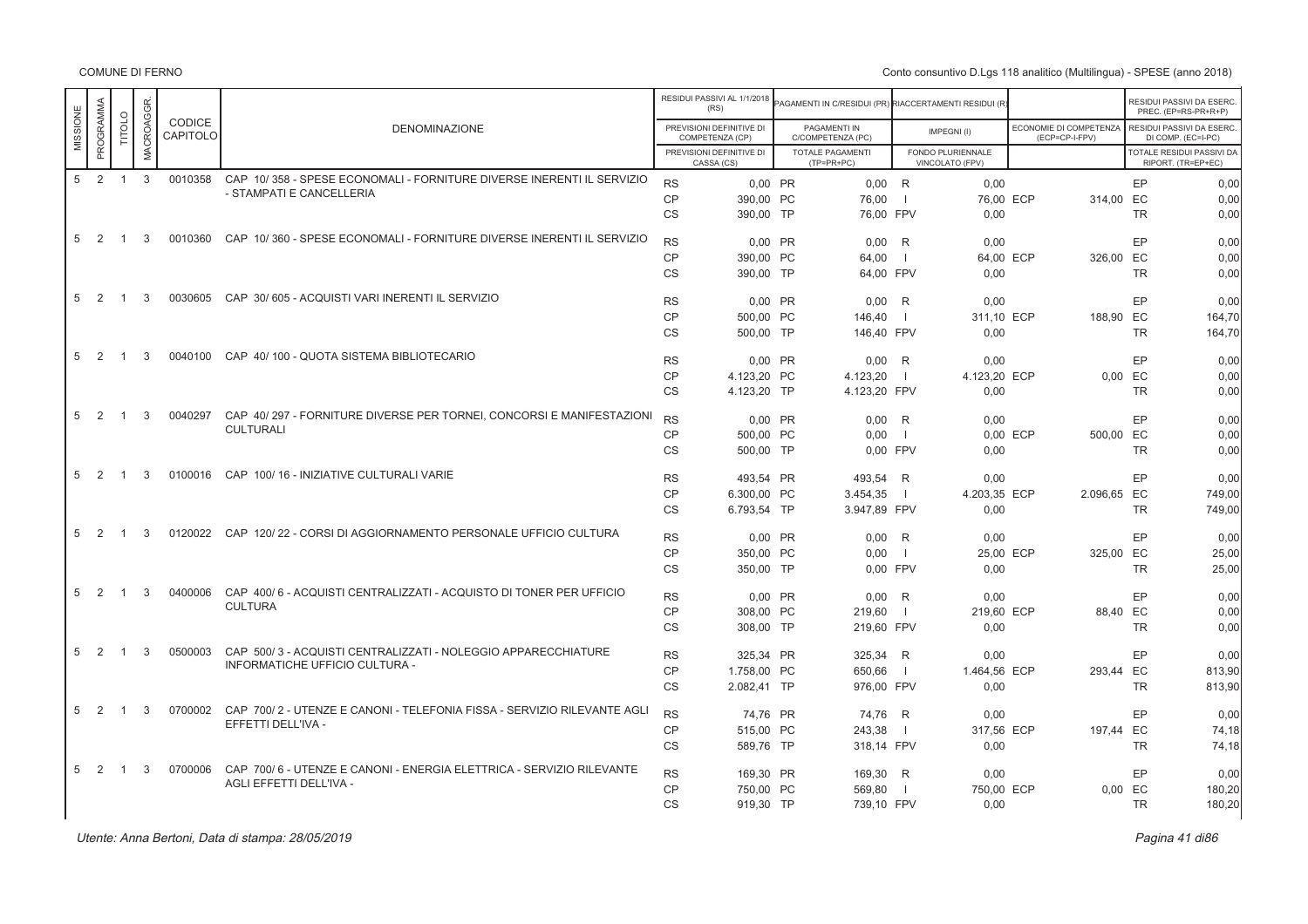COMUNE DI FERNO

Conto consuntivo D.Lgs 118 analitico (Multilingua) - SPESE (anno 2018)

| MISSIONE | PROGRAMMA | TITOLO | MACROAGGR. | CODICE CAPITOLO | DENOMINAZIONE | | RESIDUI PASSIVI AL 1/1/2018 (RS) / PREVISIONI DEFINITIVE DI COMPETENZA (CP) / PREVISIONI DEFINITIVE DI CASSA (CS) | | PAGAMENTI IN C/RESIDUI (PR) / PAGAMENTI IN C/COMPETENZA (PC) / TOTALE PAGAMENTI (TP=PR+PC) | | RIACCERTAMENTI RESIDUI (R) / IMPEGNI (I) / FONDO PLURIENNALE VINCOLATO (FPV) | | ECONOMIE DI COMPETENZA (ECP=CP-I-FPV) | | RESIDUI PASSIVI DA ESERC. PREC. (EP=RS-PR+R+P) / RESIDUI PASSIVI DA ESERC. DI COMP. (EC=I-PC) / TOTALE RESIDUI PASSIVI DA RIPORT. (TR=EP+EC) |
|---|---|---|---|---|---|---|---|---|---|---|---|---|---|---|---|
| 5 | 2 | 1 | 3 | 0010358 | CAP 10/ 358 - SPESE ECONOMALI - FORNITURE DIVERSE INERENTI IL SERVIZIO - STAMPATI E CANCELLERIA | RS | 0,00 | PR | 0,00 | R | 0,00 | | | EP | 0,00 |
| | | | | | | CP | 390,00 | PC | 76,00 | I | 76,00 | ECP | 314,00 | EC | 0,00 |
| | | | | | | CS | 390,00 | TP | 76,00 | FPV | 0,00 | | | TR | 0,00 |
| 5 | 2 | 1 | 3 | 0010360 | CAP 10/ 360 - SPESE ECONOMALI - FORNITURE DIVERSE INERENTI IL SERVIZIO | RS | 0,00 | PR | 0,00 | R | 0,00 | | | EP | 0,00 |
| | | | | | | CP | 390,00 | PC | 64,00 | I | 64,00 | ECP | 326,00 | EC | 0,00 |
| | | | | | | CS | 390,00 | TP | 64,00 | FPV | 0,00 | | | TR | 0,00 |
| 5 | 2 | 1 | 3 | 0030605 | CAP 30/ 605 - ACQUISTI VARI INERENTI IL SERVIZIO | RS | 0,00 | PR | 0,00 | R | 0,00 | | | EP | 0,00 |
| | | | | | | CP | 500,00 | PC | 146,40 | I | 311,10 | ECP | 188,90 | EC | 164,70 |
| | | | | | | CS | 500,00 | TP | 146,40 | FPV | 0,00 | | | TR | 164,70 |
| 5 | 2 | 1 | 3 | 0040100 | CAP 40/ 100 - QUOTA SISTEMA BIBLIOTECARIO | RS | 0,00 | PR | 0,00 | R | 0,00 | | | EP | 0,00 |
| | | | | | | CP | 4.123,20 | PC | 4.123,20 | I | 4.123,20 | ECP | 0,00 | EC | 0,00 |
| | | | | | | CS | 4.123,20 | TP | 4.123,20 | FPV | 0,00 | | | TR | 0,00 |
| 5 | 2 | 1 | 3 | 0040297 | CAP 40/ 297 - FORNITURE DIVERSE PER TORNEI, CONCORSI E MANIFESTAZIONI CULTURALI | RS | 0,00 | PR | 0,00 | R | 0,00 | | | EP | 0,00 |
| | | | | | | CP | 500,00 | PC | 0,00 | I | 0,00 | ECP | 500,00 | EC | 0,00 |
| | | | | | | CS | 500,00 | TP | 0,00 | FPV | 0,00 | | | TR | 0,00 |
| 5 | 2 | 1 | 3 | 0100016 | CAP 100/ 16 - INIZIATIVE CULTURALI VARIE | RS | 493,54 | PR | 493,54 | R | 0,00 | | | EP | 0,00 |
| | | | | | | CP | 6.300,00 | PC | 3.454,35 | I | 4.203,35 | ECP | 2.096,65 | EC | 749,00 |
| | | | | | | CS | 6.793,54 | TP | 3.947,89 | FPV | 0,00 | | | TR | 749,00 |
| 5 | 2 | 1 | 3 | 0120022 | CAP 120/ 22 - CORSI DI AGGIORNAMENTO PERSONALE UFFICIO CULTURA | RS | 0,00 | PR | 0,00 | R | 0,00 | | | EP | 0,00 |
| | | | | | | CP | 350,00 | PC | 0,00 | I | 25,00 | ECP | 325,00 | EC | 25,00 |
| | | | | | | CS | 350,00 | TP | 0,00 | FPV | 0,00 | | | TR | 25,00 |
| 5 | 2 | 1 | 3 | 0400006 | CAP 400/ 6 - ACQUISTI CENTRALIZZATI - ACQUISTO DI TONER PER UFFICIO CULTURA | RS | 0,00 | PR | 0,00 | R | 0,00 | | | EP | 0,00 |
| | | | | | | CP | 308,00 | PC | 219,60 | I | 219,60 | ECP | 88,40 | EC | 0,00 |
| | | | | | | CS | 308,00 | TP | 219,60 | FPV | 0,00 | | | TR | 0,00 |
| 5 | 2 | 1 | 3 | 0500003 | CAP 500/ 3 - ACQUISTI CENTRALIZZATI - NOLEGGIO APPARECCHIATURE INFORMATICHE UFFICIO CULTURA - | RS | 325,34 | PR | 325,34 | R | 0,00 | | | EP | 0,00 |
| | | | | | | CP | 1.758,00 | PC | 650,66 | I | 1.464,56 | ECP | 293,44 | EC | 813,90 |
| | | | | | | CS | 2.082,41 | TP | 976,00 | FPV | 0,00 | | | TR | 813,90 |
| 5 | 2 | 1 | 3 | 0700002 | CAP 700/ 2 - UTENZE E CANONI - TELEFONIA FISSA - SERVIZIO RILEVANTE AGLI EFFETTI DELL'IVA - | RS | 74,76 | PR | 74,76 | R | 0,00 | | | EP | 0,00 |
| | | | | | | CP | 515,00 | PC | 243,38 | I | 317,56 | ECP | 197,44 | EC | 74,18 |
| | | | | | | CS | 589,76 | TP | 318,14 | FPV | 0,00 | | | TR | 74,18 |
| 5 | 2 | 1 | 3 | 0700006 | CAP 700/ 6 - UTENZE E CANONI - ENERGIA ELETTRICA - SERVIZIO RILEVANTE AGLI EFFETTI DELL'IVA - | RS | 169,30 | PR | 169,30 | R | 0,00 | | | EP | 0,00 |
| | | | | | | CP | 750,00 | PC | 569,80 | I | 750,00 | ECP | 0,00 | EC | 180,20 |
| | | | | | | CS | 919,30 | TP | 739,10 | FPV | 0,00 | | | TR | 180,20 |

*Utente: Anna Bertoni, Data di stampa: 28/05/2019*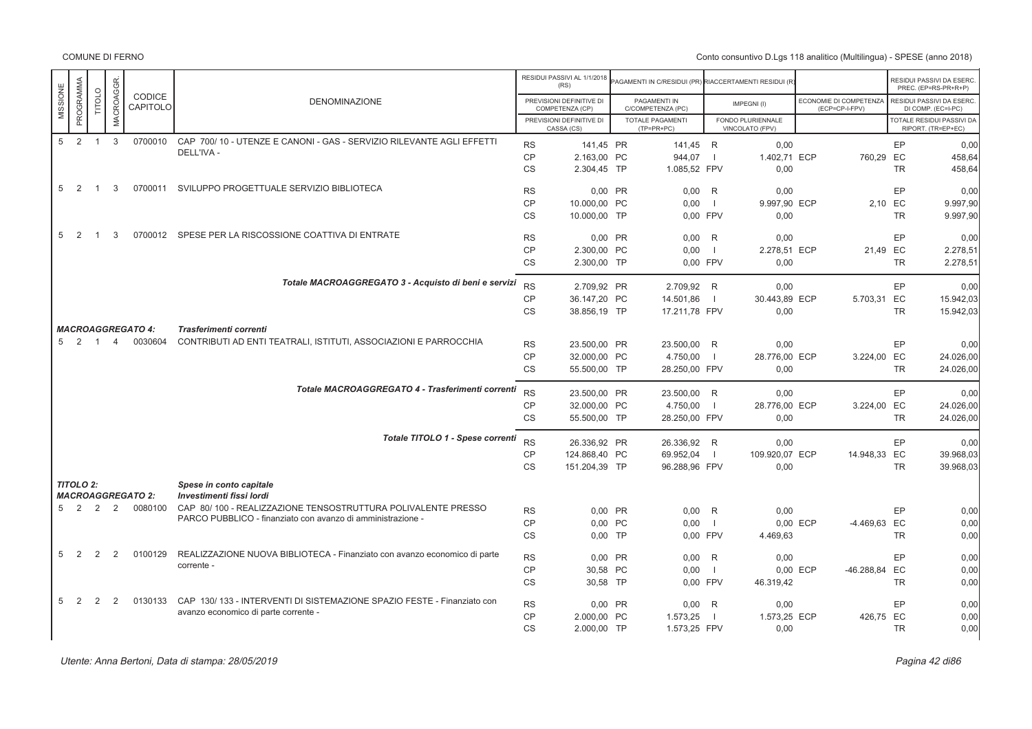| MISSIONE | PROGRAMMA | TITOLO | MACROAGGR. | CODICE CAPITOLO | DENOMINAZIONE | | RESIDUI PASSIVI AL 1/1/2018 (RS) / PREVISIONI DEFINITIVE DI COMPETENZA (CP) / PREVISIONI DEFINITIVE DI CASSA (CS) | | PAGAMENTI IN C/RESIDUI (PR) / PAGAMENTI IN C/COMPETENZA (PC) / TOTALE PAGAMENTI (TP=PR+PC) | | RIACCERTAMENTI RESIDUI (R) / IMPEGNI (I) / FONDO PLURIENNALE VINCOLATO (FPV) | | ECONOMIE DI COMPETENZA (ECP=CP-I-FPV) | | RESIDUI PASSIVI DA ESERC. PREC. (EP=RS-PR+R+P) / RESIDUI PASSIVI DA ESERC. DI COMP. (EC=I-PC) / TOTALE RESIDUI PASSIVI DA RIPORT. (TR=EP+EC) |
|---|---|---|---|---|---|---|---|---|---|---|---|---|---|---|---|
| 5 | 2 | 1 | 3 | 0700010 | CAP 700/ 10 - UTENZE E CANONI - GAS - SERVIZIO RILEVANTE AGLI EFFETTI DELL'IVA - | RS | 141,45 | PR | 141,45 | R | 0,00 | | | EP | 0,00 |
| | | | | | | CP | 2.163,00 | PC | 944,07 | I | 1.402,71 | ECP | 760,29 | EC | 458,64 |
| | | | | | | CS | 2.304,45 | TP | 1.085,52 | FPV | 0,00 | | | TR | 458,64 |
| 5 | 2 | 1 | 3 | 0700011 | SVILUPPO PROGETTUALE SERVIZIO BIBLIOTECA | RS | 0,00 | PR | 0,00 | R | 0,00 | | | EP | 0,00 |
| | | | | | | CP | 10.000,00 | PC | 0,00 | I | 9.997,90 | ECP | 2,10 | EC | 9.997,90 |
| | | | | | | CS | 10.000,00 | TP | 0,00 | FPV | 0,00 | | | TR | 9.997,90 |
| 5 | 2 | 1 | 3 | 0700012 | SPESE PER LA RISCOSSIONE COATTIVA DI ENTRATE | RS | 0,00 | PR | 0,00 | R | 0,00 | | | EP | 0,00 |
| | | | | | | CP | 2.300,00 | PC | 0,00 | I | 2.278,51 | ECP | 21,49 | EC | 2.278,51 |
| | | | | | | CS | 2.300,00 | TP | 0,00 | FPV | 0,00 | | | TR | 2.278,51 |
| | | | | | *Totale MACROAGGREGATO 3 - Acquisto di beni e servizi* | RS | 2.709,92 | PR | 2.709,92 | R | 0,00 | | | EP | 0,00 |
| | | | | | | CP | 36.147,20 | PC | 14.501,86 | I | 30.443,89 | ECP | 5.703,31 | EC | 15.942,03 |
| | | | | | | CS | 38.856,19 | TP | 17.211,78 | FPV | 0,00 | | | TR | 15.942,03 |
| ***MACROAGGREGATO 4:*** | | | | | ***Trasferimenti correnti*** | | | | | | | | | | |
| 5 | 2 | 1 | 4 | 0030604 | CONTRIBUTI AD ENTI TEATRALI, ISTITUTI, ASSOCIAZIONI E PARROCCHIA | RS | 23.500,00 | PR | 23.500,00 | R | 0,00 | | | EP | 0,00 |
| | | | | | | CP | 32.000,00 | PC | 4.750,00 | I | 28.776,00 | ECP | 3.224,00 | EC | 24.026,00 |
| | | | | | | CS | 55.500,00 | TP | 28.250,00 | FPV | 0,00 | | | TR | 24.026,00 |
| | | | | | *Totale MACROAGGREGATO 4 - Trasferimenti correnti* | RS | 23.500,00 | PR | 23.500,00 | R | 0,00 | | | EP | 0,00 |
| | | | | | | CP | 32.000,00 | PC | 4.750,00 | I | 28.776,00 | ECP | 3.224,00 | EC | 24.026,00 |
| | | | | | | CS | 55.500,00 | TP | 28.250,00 | FPV | 0,00 | | | TR | 24.026,00 |
| | | | | | *Totale TITOLO 1 - Spese correnti* | RS | 26.336,92 | PR | 26.336,92 | R | 0,00 | | | EP | 0,00 |
| | | | | | | CP | 124.868,40 | PC | 69.952,04 | I | 109.920,07 | ECP | 14.948,33 | EC | 39.968,03 |
| | | | | | | CS | 151.204,39 | TP | 96.288,96 | FPV | 0,00 | | | TR | 39.968,03 |
| ***TITOLO 2:*** | | | | | ***Spese in conto capitale*** | | | | | | | | | | |
| ***MACROAGGREGATO 2:*** | | | | | ***Investimenti fissi lordi*** | | | | | | | | | | |
| 5 | 2 | 2 | 2 | 0080100 | CAP 80/ 100 - REALIZZAZIONE TENSOSTRUTTURA POLIVALENTE PRESSO PARCO PUBBLICO - finanziato con avanzo di amministrazione - | RS | 0,00 | PR | 0,00 | R | 0,00 | | | EP | 0,00 |
| | | | | | | CP | 0,00 | PC | 0,00 | I | 0,00 | ECP | -4.469,63 | EC | 0,00 |
| | | | | | | CS | 0,00 | TP | 0,00 | FPV | 4.469,63 | | | TR | 0,00 |
| 5 | 2 | 2 | 2 | 0100129 | REALIZZAZIONE NUOVA BIBLIOTECA - Finanziato con avanzo economico di parte corrente - | RS | 0,00 | PR | 0,00 | R | 0,00 | | | EP | 0,00 |
| | | | | | | CP | 30,58 | PC | 0,00 | I | 0,00 | ECP | -46.288,84 | EC | 0,00 |
| | | | | | | CS | 30,58 | TP | 0,00 | FPV | 46.319,42 | | | TR | 0,00 |
| 5 | 2 | 2 | 2 | 0130133 | CAP 130/ 133 - INTERVENTI DI SISTEMAZIONE SPAZIO FESTE - Finanziato con avanzo economico di parte corrente - | RS | 0,00 | PR | 0,00 | R | 0,00 | | | EP | 0,00 |
| | | | | | | CP | 2.000,00 | PC | 1.573,25 | I | 1.573,25 | ECP | 426,75 | EC | 0,00 |
| | | | | | | CS | 2.000,00 | TP | 1.573,25 | FPV | 0,00 | | | TR | 0,00 |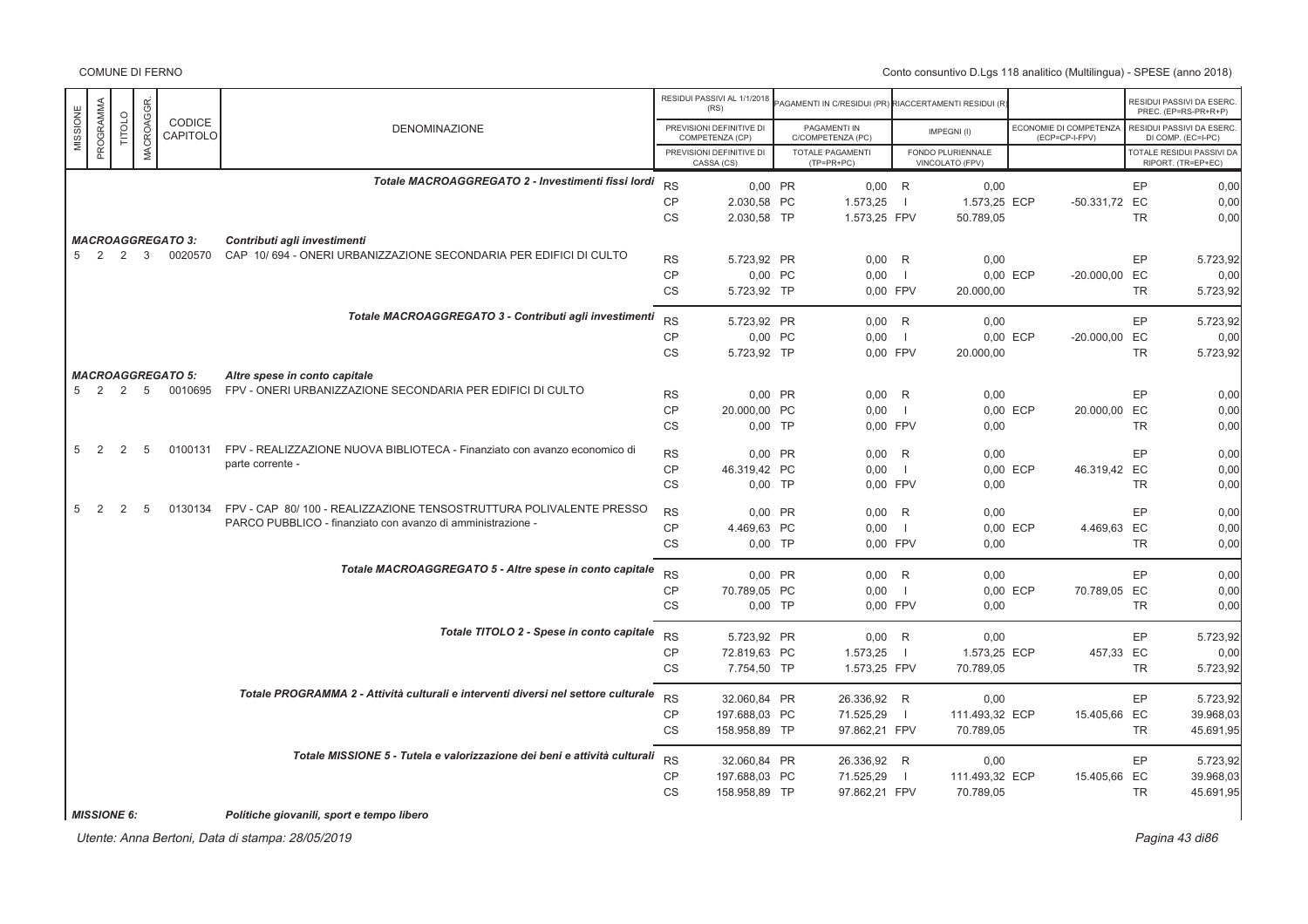| MISSIONE | PROGRAMMA | TITOLO | MACROAGGR. | CODICE CAPITOLO | DENOMINAZIONE | | RESIDUI PASSIVI AL 1/1/2018 (RS) / PREVISIONI DEFINITIVE DI COMPETENZA (CP) / PREVISIONI DEFINITIVE DI CASSA (CS) | | PAGAMENTI IN C/RESIDUI (PR) / PAGAMENTI IN C/COMPETENZA (PC) / TOTALE PAGAMENTI (TP=PR+PC) | | RIACCERTAMENTI RESIDUI (R) / IMPEGNI (I) / FONDO PLURIENNALE VINCOLATO (FPV) | | ECONOMIE DI COMPETENZA (ECP=CP-I-FPV) | | RESIDUI PASSIVI DA ESERC. PREC. (EP=RS-PR+R) / RESIDUI PASSIVI DA ESERC. DI COMP. (EC=I-PC) / TOTALE RESIDUI PASSIVI DA RIPORT. (TR=EP+EC) |
|---|---|---|---|---|---|---|---|---|---|---|---|---|---|---|---|
| | | | | | *Totale MACROAGGREGATO 2 - Investimenti fissi lordi* | RS | 0,00 | PR | 0,00 | R | 0,00 | | | EP | 0,00 |
| | | | | | | CP | 2.030,58 | PC | 1.573,25 | I | 1.573,25 | ECP | -50.331,72 | EC | 0,00 |
| | | | | | | CS | 2.030,58 | TP | 1.573,25 | FPV | 50.789,05 | | | TR | 0,00 |
| | | | | ***MACROAGGREGATO 3:*** | ***Contributi agli investimenti*** | | | | | | | | | | |
| 5 | 2 | 2 | 3 | 0020570 | CAP 10/ 694 - ONERI URBANIZZAZIONE SECONDARIA PER EDIFICI DI CULTO | RS | 5.723,92 | PR | 0,00 | R | 0,00 | | | EP | 5.723,92 |
| | | | | | | CP | 0,00 | PC | 0,00 | I | 0,00 | ECP | -20.000,00 | EC | 0,00 |
| | | | | | | CS | 5.723,92 | TP | 0,00 | FPV | 20.000,00 | | | TR | 5.723,92 |
| | | | | | *Totale MACROAGGREGATO 3 - Contributi agli investimenti* | RS | 5.723,92 | PR | 0,00 | R | 0,00 | | | EP | 5.723,92 |
| | | | | | | CP | 0,00 | PC | 0,00 | I | 0,00 | ECP | -20.000,00 | EC | 0,00 |
| | | | | | | CS | 5.723,92 | TP | 0,00 | FPV | 20.000,00 | | | TR | 5.723,92 |
| | | | | ***MACROAGGREGATO 5:*** | ***Altre spese in conto capitale*** | | | | | | | | | | |
| 5 | 2 | 2 | 5 | 0010695 | FPV - ONERI URBANIZZAZIONE SECONDARIA PER EDIFICI DI CULTO | RS | 0,00 | PR | 0,00 | R | 0,00 | | | EP | 0,00 |
| | | | | | | CP | 20.000,00 | PC | 0,00 | I | 0,00 | ECP | 20.000,00 | EC | 0,00 |
| | | | | | | CS | 0,00 | TP | 0,00 | FPV | 0,00 | | | TR | 0,00 |
| 5 | 2 | 2 | 5 | 0100131 | FPV - REALIZZAZIONE NUOVA BIBLIOTECA - Finanziato con avanzo economico di parte corrente - | RS | 0,00 | PR | 0,00 | R | 0,00 | | | EP | 0,00 |
| | | | | | | CP | 46.319,42 | PC | 0,00 | I | 0,00 | ECP | 46.319,42 | EC | 0,00 |
| | | | | | | CS | 0,00 | TP | 0,00 | FPV | 0,00 | | | TR | 0,00 |
| 5 | 2 | 2 | 5 | 0130134 | FPV - CAP 80/ 100 - REALIZZAZIONE TENSOSTRUTTURA POLIVALENTE PRESSO PARCO PUBBLICO - finanziato con avanzo di amministrazione - | RS | 0,00 | PR | 0,00 | R | 0,00 | | | EP | 0,00 |
| | | | | | | CP | 4.469,63 | PC | 0,00 | I | 0,00 | ECP | 4.469,63 | EC | 0,00 |
| | | | | | | CS | 0,00 | TP | 0,00 | FPV | 0,00 | | | TR | 0,00 |
| | | | | | *Totale MACROAGGREGATO 5 - Altre spese in conto capitale* | RS | 0,00 | PR | 0,00 | R | 0,00 | | | EP | 0,00 |
| | | | | | | CP | 70.789,05 | PC | 0,00 | I | 0,00 | ECP | 70.789,05 | EC | 0,00 |
| | | | | | | CS | 0,00 | TP | 0,00 | FPV | 0,00 | | | TR | 0,00 |
| | | | | | *Totale TITOLO 2 - Spese in conto capitale* | RS | 5.723,92 | PR | 0,00 | R | 0,00 | | | EP | 5.723,92 |
| | | | | | | CP | 72.819,63 | PC | 1.573,25 | I | 1.573,25 | ECP | 457,33 | EC | 0,00 |
| | | | | | | CS | 7.754,50 | TP | 1.573,25 | FPV | 70.789,05 | | | TR | 5.723,92 |
| | | | | | *Totale PROGRAMMA 2 - Attività culturali e interventi diversi nel settore culturale* | RS | 32.060,84 | PR | 26.336,92 | R | 0,00 | | | EP | 5.723,92 |
| | | | | | | CP | 197.688,03 | PC | 71.525,29 | I | 111.493,32 | ECP | 15.405,66 | EC | 39.968,03 |
| | | | | | | CS | 158.958,89 | TP | 97.862,21 | FPV | 70.789,05 | | | TR | 45.691,95 |
| | | | | | *Totale MISSIONE 5 - Tutela e valorizzazione dei beni e attività culturali* | RS | 32.060,84 | PR | 26.336,92 | R | 0,00 | | | EP | 5.723,92 |
| | | | | | | CP | 197.688,03 | PC | 71.525,29 | I | 111.493,32 | ECP | 15.405,66 | EC | 39.968,03 |
| | | | | | | CS | 158.958,89 | TP | 97.862,21 | FPV | 70.789,05 | | | TR | 45.691,95 |
| ***MISSIONE 6:*** | | | | | ***Politiche giovanili, sport e tempo libero*** | | | | | | | | | | |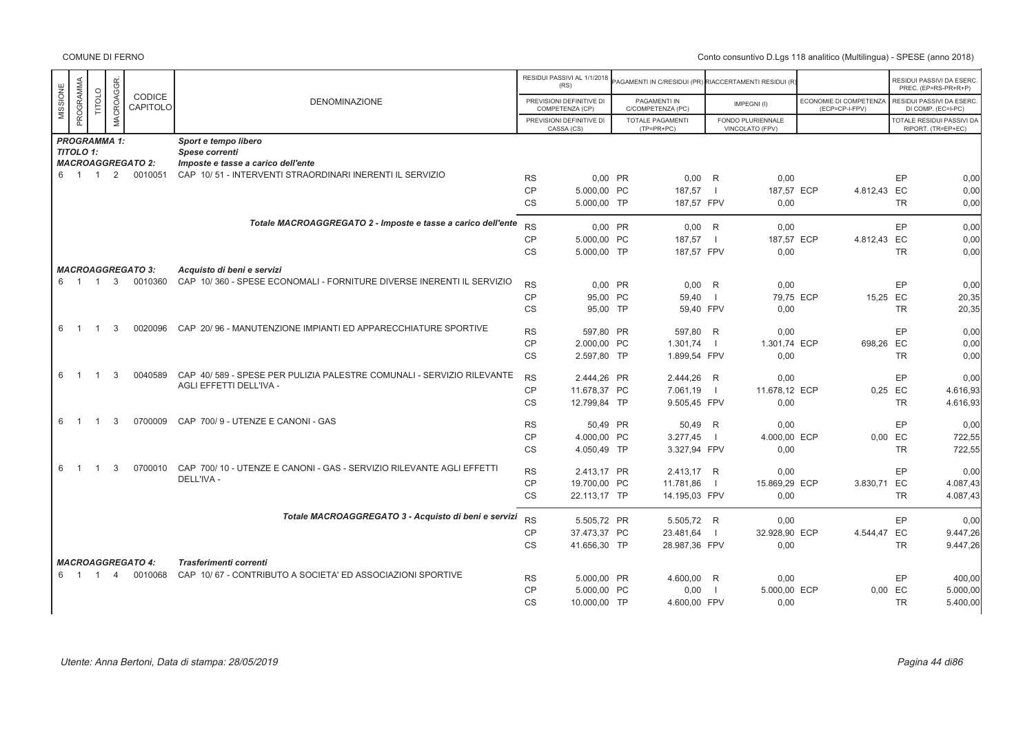COMUNE DI FERNO

Conto consuntivo D.Lgs 118 analitico (Multilingua) - SPESE (anno 2018)

| MISSIONE | PROGRAMMA | TITOLO | MACROAGGR. | CODICE CAPITOLO | DENOMINAZIONE | | RESIDUI PASSIVI AL 1/1/2018 (RS) / PREVISIONI DEFINITIVE DI COMPETENZA (CP) / PREVISIONI DEFINITIVE DI CASSA (CS) | | PAGAMENTI IN C/RESIDUI (PR) / PAGAMENTI IN C/COMPETENZA (PC) / TOTALE PAGAMENTI (TP=PR+PC) | | RIACCERTAMENTI RESIDUI (R) / IMPEGNI (I) / FONDO PLURIENNALE VINCOLATO (FPV) | | ECONOMIE DI COMPETENZA (ECP=CP-I-FPV) | | RESIDUI PASSIVI DA ESERC. PREC. (EP=RS-PR+R+P) / RESIDUI PASSIVI DA ESERC. DI COMP. (EC=I-PC) / TOTALE RESIDUI PASSIVI DA RIPORT. (TR=EP+EC) |
|---|---|---|---|---|---|---|---|---|---|---|---|---|---|---|---|
| **PROGRAMMA 1:** | | | | | *Sport e tempo libero* | | | | | | | | | | |
| **TITOLO 1:** | | | | | *Spese correnti* | | | | | | | | | | |
| **MACROAGGREGATO 2:** | | | | | *Imposte e tasse a carico dell'ente* | | | | | | | | | | |
| 6 | 1 | 1 | 2 | 0010051 | CAP 10/ 51 - INTERVENTI STRAORDINARI INERENTI IL SERVIZIO | RS | 0,00 | PR | 0,00 | R | 0,00 | | | EP | 0,00 |
| | | | | | | CP | 5.000,00 | PC | 187,57 | I | 187,57 | ECP | 4.812,43 | EC | 0,00 |
| | | | | | | CS | 5.000,00 | TP | 187,57 | FPV | 0,00 | | | TR | 0,00 |
| | | | | | *Totale MACROAGGREGATO 2 - Imposte e tasse a carico dell'ente* | RS | 0,00 | PR | 0,00 | R | 0,00 | | | EP | 0,00 |
| | | | | | | CP | 5.000,00 | PC | 187,57 | I | 187,57 | ECP | 4.812,43 | EC | 0,00 |
| | | | | | | CS | 5.000,00 | TP | 187,57 | FPV | 0,00 | | | TR | 0,00 |
| **MACROAGGREGATO 3:** | | | | | *Acquisto di beni e servizi* | | | | | | | | | | |
| 6 | 1 | 1 | 3 | 0010360 | CAP 10/ 360 - SPESE ECONOMALI - FORNITURE DIVERSE INERENTI IL SERVIZIO | RS | 0,00 | PR | 0,00 | R | 0,00 | | | EP | 0,00 |
| | | | | | | CP | 95,00 | PC | 59,40 | I | 79,75 | ECP | 15,25 | EC | 20,35 |
| | | | | | | CS | 95,00 | TP | 59,40 | FPV | 0,00 | | | TR | 20,35 |
| 6 | 1 | 1 | 3 | 0020096 | CAP 20/ 96 - MANUTENZIONE IMPIANTI ED APPARECCHIATURE SPORTIVE | RS | 597,80 | PR | 597,80 | R | 0,00 | | | EP | 0,00 |
| | | | | | | CP | 2.000,00 | PC | 1.301,74 | I | 1.301,74 | ECP | 698,26 | EC | 0,00 |
| | | | | | | CS | 2.597,80 | TP | 1.899,54 | FPV | 0,00 | | | TR | 0,00 |
| 6 | 1 | 1 | 3 | 0040589 | CAP 40/ 589 - SPESE PER PULIZIA PALESTRE COMUNALI - SERVIZIO RILEVANTE AGLI EFFETTI DELL'IVA - | RS | 2.444,26 | PR | 2.444,26 | R | 0,00 | | | EP | 0,00 |
| | | | | | | CP | 11.678,37 | PC | 7.061,19 | I | 11.678,12 | ECP | 0,25 | EC | 4.616,93 |
| | | | | | | CS | 12.799,84 | TP | 9.505,45 | FPV | 0,00 | | | TR | 4.616,93 |
| 6 | 1 | 1 | 3 | 0700009 | CAP 700/ 9 - UTENZE E CANONI - GAS | RS | 50,49 | PR | 50,49 | R | 0,00 | | | EP | 0,00 |
| | | | | | | CP | 4.000,00 | PC | 3.277,45 | I | 4.000,00 | ECP | 0,00 | EC | 722,55 |
| | | | | | | CS | 4.050,49 | TP | 3.327,94 | FPV | 0,00 | | | TR | 722,55 |
| 6 | 1 | 1 | 3 | 0700010 | CAP 700/ 10 - UTENZE E CANONI - GAS - SERVIZIO RILEVANTE AGLI EFFETTI DELL'IVA - | RS | 2.413,17 | PR | 2.413,17 | R | 0,00 | | | EP | 0,00 |
| | | | | | | CP | 19.700,00 | PC | 11.781,86 | I | 15.869,29 | ECP | 3.830,71 | EC | 4.087,43 |
| | | | | | | CS | 22.113,17 | TP | 14.195,03 | FPV | 0,00 | | | TR | 4.087,43 |
| | | | | | *Totale MACROAGGREGATO 3 - Acquisto di beni e servizi* | RS | 5.505,72 | PR | 5.505,72 | R | 0,00 | | | EP | 0,00 |
| | | | | | | CP | 37.473,37 | PC | 23.481,64 | I | 32.928,90 | ECP | 4.544,47 | EC | 9.447,26 |
| | | | | | | CS | 41.656,30 | TP | 28.987,36 | FPV | 0,00 | | | TR | 9.447,26 |
| **MACROAGGREGATO 4:** | | | | | *Trasferimenti correnti* | | | | | | | | | | |
| 6 | 1 | 1 | 4 | 0010068 | CAP 10/ 67 - CONTRIBUTO A SOCIETA' ED ASSOCIAZIONI SPORTIVE | RS | 5.000,00 | PR | 4.600,00 | R | 0,00 | | | EP | 400,00 |
| | | | | | | CP | 5.000,00 | PC | 0,00 | I | 5.000,00 | ECP | 0,00 | EC | 5.000,00 |
| | | | | | | CS | 10.000,00 | TP | 4.600,00 | FPV | 0,00 | | | TR | 5.400,00 |

Utente: Anna Bertoni, Data di stampa: 28/05/2019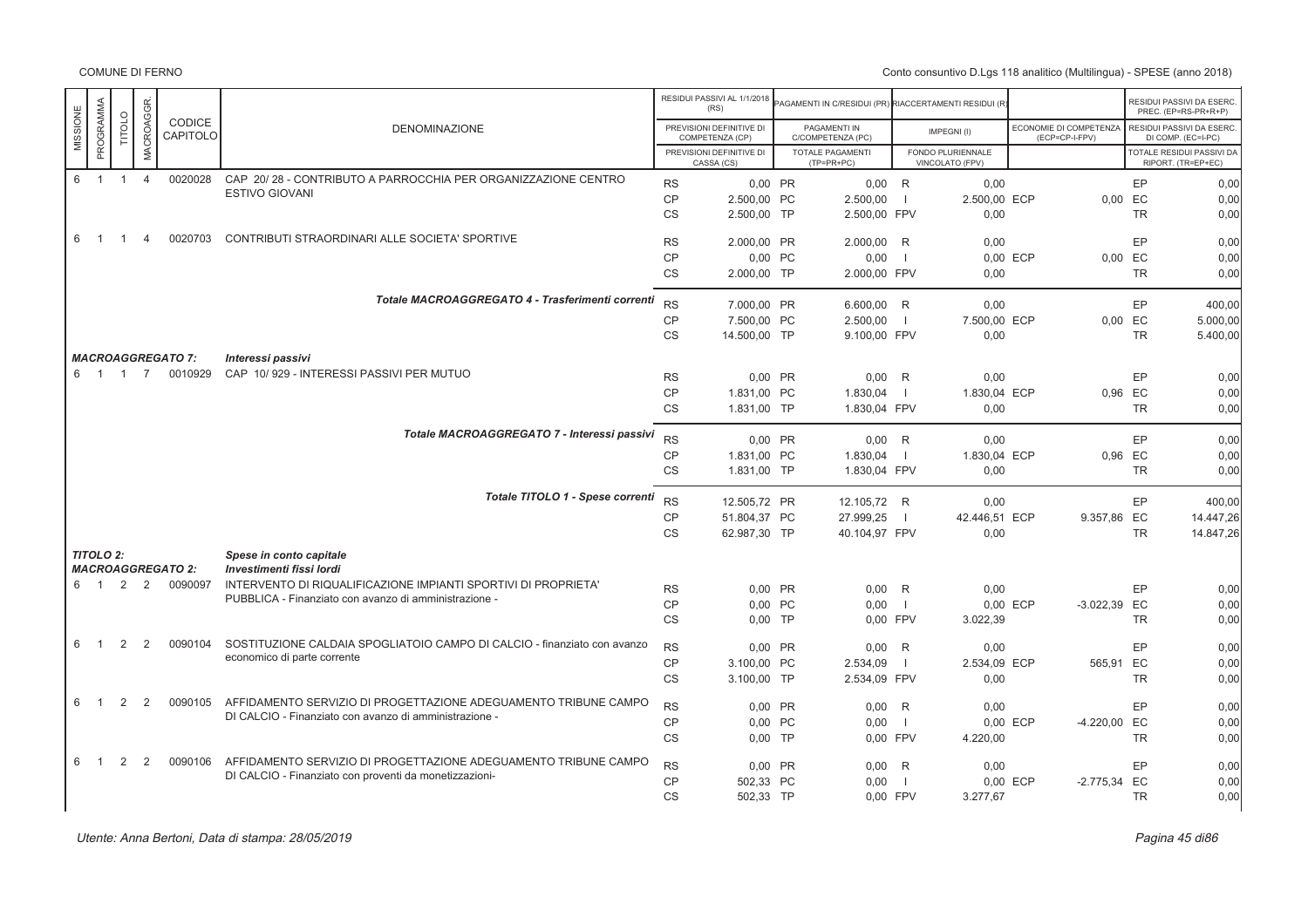| MISSIONE | PROGRAMMA | TITOLO | MACROAGGR. | CODICE CAPITOLO | DENOMINAZIONE | | RESIDUI PASSIVI AL 1/1/2018 (RS) / PREVISIONI DEFINITIVE DI COMPETENZA (CP) / PREVISIONI DEFINITIVE DI CASSA (CS) | | PAGAMENTI IN C/RESIDUI (PR) / PAGAMENTI IN C/COMPETENZA (PC) / TOTALE PAGAMENTI (TP=PR+PC) | | RIACCERTAMENTI RESIDUI (R) / IMPEGNI (I) / FONDO PLURIENNALE VINCOLATO (FPV) | | ECONOMIE DI COMPETENZA (ECP=CP-I-FPV) | | RESIDUI PASSIVI DA ESERC. PREC. (EP=RS-PR+R+P) / RESIDUI PASSIVI DA ESERC. DI COMP. (EC=I-PC) / TOTALE RESIDUI PASSIVI DA RIPORT. (TR=EP+EC) |
|---|---|---|---|---|---|---|---|---|---|---|---|---|---|---|---|
| 6 | 1 | 1 | 4 | 0020028 | CAP 20/ 28 - CONTRIBUTO A PARROCCHIA PER ORGANIZZAZIONE CENTRO ESTIVO GIOVANI | RS | 0,00 | PR | 0,00 | R | 0,00 | | | EP | 0,00 |
| | | | | | | CP | 2.500,00 | PC | 2.500,00 | I | 2.500,00 | ECP | 0,00 | EC | 0,00 |
| | | | | | | CS | 2.500,00 | TP | 2.500,00 | FPV | 0,00 | | | TR | 0,00 |
| 6 | 1 | 1 | 4 | 0020703 | CONTRIBUTI STRAORDINARI ALLE SOCIETA' SPORTIVE | RS | 2.000,00 | PR | 2.000,00 | R | 0,00 | | | EP | 0,00 |
| | | | | | | CP | 0,00 | PC | 0,00 | I | 0,00 | ECP | 0,00 | EC | 0,00 |
| | | | | | | CS | 2.000,00 | TP | 2.000,00 | FPV | 0,00 | | | TR | 0,00 |
| | | | | | ***Totale MACROAGGREGATO 4 - Trasferimenti correnti*** | RS | 7.000,00 | PR | 6.600,00 | R | 0,00 | | | EP | 400,00 |
| | | | | | | CP | 7.500,00 | PC | 2.500,00 | I | 7.500,00 | ECP | 0,00 | EC | 5.000,00 |
| | | | | | | CS | 14.500,00 | TP | 9.100,00 | FPV | 0,00 | | | TR | 5.400,00 |
| ***MACROAGGREGATO 7:*** | | | | | ***Interessi passivi*** | | | | | | | | | | |
| 6 | 1 | 1 | 7 | 0010929 | CAP 10/ 929 - INTERESSI PASSIVI PER MUTUO | RS | 0,00 | PR | 0,00 | R | 0,00 | | | EP | 0,00 |
| | | | | | | CP | 1.831,00 | PC | 1.830,04 | I | 1.830,04 | ECP | 0,96 | EC | 0,00 |
| | | | | | | CS | 1.831,00 | TP | 1.830,04 | FPV | 0,00 | | | TR | 0,00 |
| | | | | | ***Totale MACROAGGREGATO 7 - Interessi passivi*** | RS | 0,00 | PR | 0,00 | R | 0,00 | | | EP | 0,00 |
| | | | | | | CP | 1.831,00 | PC | 1.830,04 | I | 1.830,04 | ECP | 0,96 | EC | 0,00 |
| | | | | | | CS | 1.831,00 | TP | 1.830,04 | FPV | 0,00 | | | TR | 0,00 |
| | | | | | ***Totale TITOLO 1 - Spese correnti*** | RS | 12.505,72 | PR | 12.105,72 | R | 0,00 | | | EP | 400,00 |
| | | | | | | CP | 51.804,37 | PC | 27.999,25 | I | 42.446,51 | ECP | 9.357,86 | EC | 14.447,26 |
| | | | | | | CS | 62.987,30 | TP | 40.104,97 | FPV | 0,00 | | | TR | 14.847,26 |
| ***TITOLO 2:*** | | | | | ***Spese in conto capitale*** | | | | | | | | | | |
| ***MACROAGGREGATO 2:*** | | | | | ***Investimenti fissi lordi*** | | | | | | | | | | |
| 6 | 1 | 2 | 2 | 0090097 | INTERVENTO DI RIQUALIFICAZIONE IMPIANTI SPORTIVI DI PROPRIETA' PUBBLICA - Finanziato con avanzo di amministrazione - | RS | 0,00 | PR | 0,00 | R | 0,00 | | | EP | 0,00 |
| | | | | | | CP | 0,00 | PC | 0,00 | I | 0,00 | ECP | -3.022,39 | EC | 0,00 |
| | | | | | | CS | 0,00 | TP | 0,00 | FPV | 3.022,39 | | | TR | 0,00 |
| 6 | 1 | 2 | 2 | 0090104 | SOSTITUZIONE CALDAIA SPOGLIATOIO CAMPO DI CALCIO - finanziato con avanzo economico di parte corrente | RS | 0,00 | PR | 0,00 | R | 0,00 | | | EP | 0,00 |
| | | | | | | CP | 3.100,00 | PC | 2.534,09 | I | 2.534,09 | ECP | 565,91 | EC | 0,00 |
| | | | | | | CS | 3.100,00 | TP | 2.534,09 | FPV | 0,00 | | | TR | 0,00 |
| 6 | 1 | 2 | 2 | 0090105 | AFFIDAMENTO SERVIZIO DI PROGETTAZIONE ADEGUAMENTO TRIBUNE CAMPO DI CALCIO - Finanziato con avanzo di amministrazione - | RS | 0,00 | PR | 0,00 | R | 0,00 | | | EP | 0,00 |
| | | | | | | CP | 0,00 | PC | 0,00 | I | 0,00 | ECP | -4.220,00 | EC | 0,00 |
| | | | | | | CS | 0,00 | TP | 0,00 | FPV | 4.220,00 | | | TR | 0,00 |
| 6 | 1 | 2 | 2 | 0090106 | AFFIDAMENTO SERVIZIO DI PROGETTAZIONE ADEGUAMENTO TRIBUNE CAMPO DI CALCIO - Finanziato con proventi da monetizzazioni- | RS | 0,00 | PR | 0,00 | R | 0,00 | | | EP | 0,00 |
| | | | | | | CP | 502,33 | PC | 0,00 | I | 0,00 | ECP | -2.775,34 | EC | 0,00 |
| | | | | | | CS | 502,33 | TP | 0,00 | FPV | 3.277,67 | | | TR | 0,00 |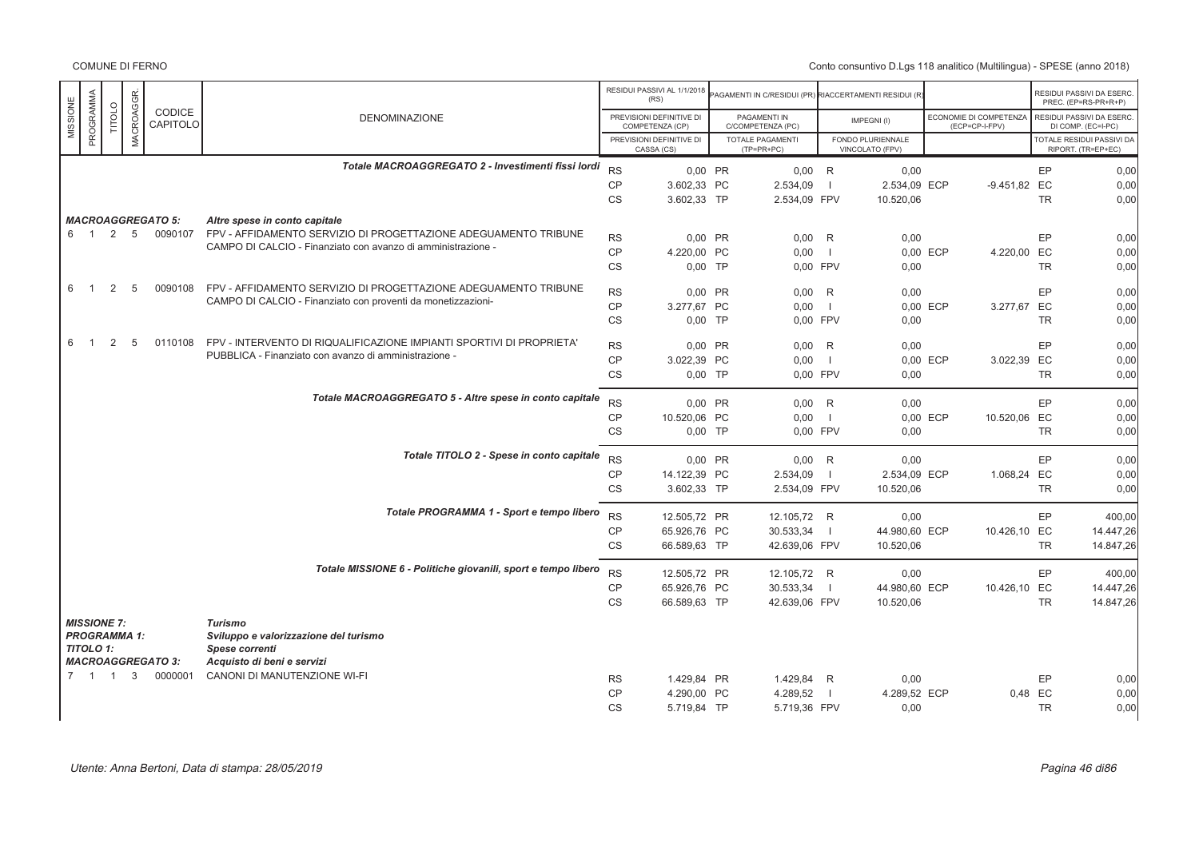| MISSIONE | PROGRAMMA | TITOLO | MACROAGGR. | CODICE CAPITOLO | DENOMINAZIONE | | RESIDUI PASSIVI AL 1/1/2018 (RS) / PREVISIONI DEFINITIVE DI COMPETENZA (CP) / PREVISIONI DEFINITIVE DI CASSA (CS) | | PAGAMENTI IN C/RESIDUI (PR) / PAGAMENTI IN C/COMPETENZA (PC) / TOTALE PAGAMENTI (TP=PR+PC) | | RIACCERTAMENTI RESIDUI (R) / IMPEGNI (I) / FONDO PLURIENNALE VINCOLATO (FPV) | | ECONOMIE DI COMPETENZA (ECP=CP-I-FPV) | | RESIDUI PASSIVI DA ESERC. PREC. (EP=RS-PR+R) / RESIDUI PASSIVI DA ESERC. DI COMP. (EC=I-PC) / TOTALE RESIDUI PASSIVI DA RIPORT. (TR=EP+EC) |
|---|---|---|---|---|---|---|---|---|---|---|---|---|---|---|---|
| | | | | | *Totale MACROAGGREGATO 2 - Investimenti fissi lordi* | RS | 0,00 | PR | 0,00 | R | 0,00 | | | EP | 0,00 |
| | | | | | | CP | 3.602,33 | PC | 2.534,09 | I | 2.534,09 | ECP | -9.451,82 | EC | 0,00 |
| | | | | | | CS | 3.602,33 | TP | 2.534,09 | FPV | 10.520,06 | | | TR | 0,00 |
| | | | | ***MACROAGGREGATO 5:*** | ***Altre spese in conto capitale*** | | | | | | | | | | |
| 6 | 1 | 2 | 5 | 0090107 | FPV - AFFIDAMENTO SERVIZIO DI PROGETTAZIONE ADEGUAMENTO TRIBUNE CAMPO DI CALCIO - Finanziato con avanzo di amministrazione - | RS | 0,00 | PR | 0,00 | R | 0,00 | | | EP | 0,00 |
| | | | | | | CP | 4.220,00 | PC | 0,00 | I | 0,00 | ECP | 4.220,00 | EC | 0,00 |
| | | | | | | CS | 0,00 | TP | 0,00 | FPV | 0,00 | | | TR | 0,00 |
| 6 | 1 | 2 | 5 | 0090108 | FPV - AFFIDAMENTO SERVIZIO DI PROGETTAZIONE ADEGUAMENTO TRIBUNE CAMPO DI CALCIO - Finanziato con proventi da monetizzazioni- | RS | 0,00 | PR | 0,00 | R | 0,00 | | | EP | 0,00 |
| | | | | | | CP | 3.277,67 | PC | 0,00 | I | 0,00 | ECP | 3.277,67 | EC | 0,00 |
| | | | | | | CS | 0,00 | TP | 0,00 | FPV | 0,00 | | | TR | 0,00 |
| 6 | 1 | 2 | 5 | 0110108 | FPV - INTERVENTO DI RIQUALIFICAZIONE IMPIANTI SPORTIVI DI PROPRIETA' PUBBLICA - Finanziato con avanzo di amministrazione - | RS | 0,00 | PR | 0,00 | R | 0,00 | | | EP | 0,00 |
| | | | | | | CP | 3.022,39 | PC | 0,00 | I | 0,00 | ECP | 3.022,39 | EC | 0,00 |
| | | | | | | CS | 0,00 | TP | 0,00 | FPV | 0,00 | | | TR | 0,00 |
| | | | | | *Totale MACROAGGREGATO 5 - Altre spese in conto capitale* | RS | 0,00 | PR | 0,00 | R | 0,00 | | | EP | 0,00 |
| | | | | | | CP | 10.520,06 | PC | 0,00 | I | 0,00 | ECP | 10.520,06 | EC | 0,00 |
| | | | | | | CS | 0,00 | TP | 0,00 | FPV | 0,00 | | | TR | 0,00 |
| | | | | | *Totale TITOLO 2 - Spese in conto capitale* | RS | 0,00 | PR | 0,00 | R | 0,00 | | | EP | 0,00 |
| | | | | | | CP | 14.122,39 | PC | 2.534,09 | I | 2.534,09 | ECP | 1.068,24 | EC | 0,00 |
| | | | | | | CS | 3.602,33 | TP | 2.534,09 | FPV | 10.520,06 | | | TR | 0,00 |
| | | | | | *Totale PROGRAMMA 1 - Sport e tempo libero* | RS | 12.505,72 | PR | 12.105,72 | R | 0,00 | | | EP | 400,00 |
| | | | | | | CP | 65.926,76 | PC | 30.533,34 | I | 44.980,60 | ECP | 10.426,10 | EC | 14.447,26 |
| | | | | | | CS | 66.589,63 | TP | 42.639,06 | FPV | 10.520,06 | | | TR | 14.847,26 |
| | | | | | *Totale MISSIONE 6 - Politiche giovanili, sport e tempo libero* | RS | 12.505,72 | PR | 12.105,72 | R | 0,00 | | | EP | 400,00 |
| | | | | | | CP | 65.926,76 | PC | 30.533,34 | I | 44.980,60 | ECP | 10.426,10 | EC | 14.447,26 |
| | | | | | | CS | 66.589,63 | TP | 42.639,06 | FPV | 10.520,06 | | | TR | 14.847,26 |
| | | | | ***MISSIONE 7:*** | ***Turismo*** | | | | | | | | | | |
| | | | | ***PROGRAMMA 1:*** | ***Sviluppo e valorizzazione del turismo*** | | | | | | | | | | |
| | | | | ***TITOLO 1:*** | ***Spese correnti*** | | | | | | | | | | |
| | | | | ***MACROAGGREGATO 3:*** | ***Acquisto di beni e servizi*** | | | | | | | | | | |
| 7 | 1 | 1 | 3 | 0000001 | CANONI DI MANUTENZIONE WI-FI | RS | 1.429,84 | PR | 1.429,84 | R | 0,00 | | | EP | 0,00 |
| | | | | | | CP | 4.290,00 | PC | 4.289,52 | I | 4.289,52 | ECP | 0,48 | EC | 0,00 |
| | | | | | | CS | 5.719,84 | TP | 5.719,36 | FPV | 0,00 | | | TR | 0,00 |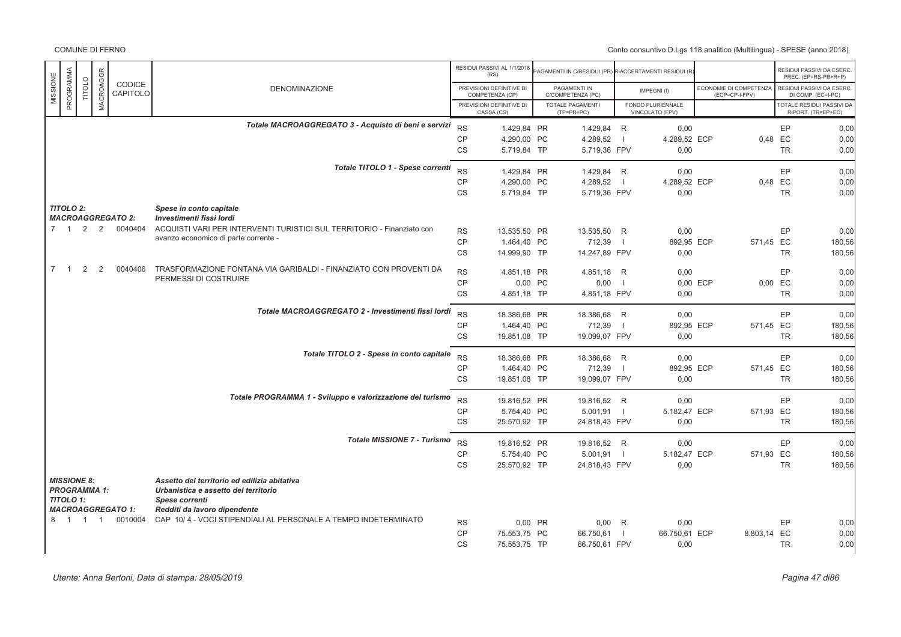COMUNE DI FERNO

Conto consuntivo D.Lgs 118 analitico (Multilingua) - SPESE (anno 2018)

| MISSIONE | PROGRAMMA | TITOLO | MACROAGGR. | CODICE CAPITOLO | DENOMINAZIONE | | RESIDUI PASSIVI AL 1/1/2018 (RS) / PREVISIONI DEFINITIVE DI COMPETENZA (CP) / PREVISIONI DEFINITIVE DI CASSA (CS) | | PAGAMENTI IN C/RESIDUI (PR) / PAGAMENTI IN C/COMPETENZA (PC) / TOTALE PAGAMENTI (TP=PR+PC) | | RIACCERTAMENTI RESIDUI (R) / IMPEGNI (I) / FONDO PLURIENNALE VINCOLATO (FPV) | | ECONOMIE DI COMPETENZA (ECP=CP-I-FPV) | | RESIDUI PASSIVI DA ESERC. PREC. (EP=RS-PR+R+P) / RESIDUI PASSIVI DA ESERC. DI COMP. (EC=I-PC) / TOTALE RESIDUI PASSIVI DA RIPORT. (TR=EP+EC) |
|---|---|---|---|---|---|---|---|---|---|---|---|---|---|---|---|
| | | | | | *Totale MACROAGGREGATO 3 - Acquisto di beni e servizi* | RS | 1.429,84 | PR | 1.429,84 | R | 0,00 | | | EP | 0,00 |
| | | | | | | CP | 4.290,00 | PC | 4.289,52 | I | 4.289,52 | ECP | 0,48 | EC | 0,00 |
| | | | | | | CS | 5.719,84 | TP | 5.719,36 | FPV | 0,00 | | | TR | 0,00 |
| | | | | | *Totale TITOLO 1 - Spese correnti* | RS | 1.429,84 | PR | 1.429,84 | R | 0,00 | | | EP | 0,00 |
| | | | | | | CP | 4.290,00 | PC | 4.289,52 | I | 4.289,52 | ECP | 0,48 | EC | 0,00 |
| | | | | | | CS | 5.719,84 | TP | 5.719,36 | FPV | 0,00 | | | TR | 0,00 |
| ***TITOLO 2:*** | | | | | ***Spese in conto capitale*** | | | | | | | | | | |
| ***MACROAGGREGATO 2:*** | | | | | ***Investimenti fissi lordi*** | | | | | | | | | | |
| 7 | 1 | 2 | 2 | 0040404 | ACQUISTI VARI PER INTERVENTI TURISTICI SUL TERRITORIO - Finanziato con avanzo economico di parte corrente - | RS | 13.535,50 | PR | 13.535,50 | R | 0,00 | | | EP | 0,00 |
| | | | | | | CP | 1.464,40 | PC | 712,39 | I | 892,95 | ECP | 571,45 | EC | 180,56 |
| | | | | | | CS | 14.999,90 | TP | 14.247,89 | FPV | 0,00 | | | TR | 180,56 |
| 7 | 1 | 2 | 2 | 0040406 | TRASFORMAZIONE FONTANA VIA GARIBALDI - FINANZIATO CON PROVENTI DA PERMESSI DI COSTRUIRE | RS | 4.851,18 | PR | 4.851,18 | R | 0,00 | | | EP | 0,00 |
| | | | | | | CP | 0,00 | PC | 0,00 | I | 0,00 | ECP | 0,00 | EC | 0,00 |
| | | | | | | CS | 4.851,18 | TP | 4.851,18 | FPV | 0,00 | | | TR | 0,00 |
| | | | | | *Totale MACROAGGREGATO 2 - Investimenti fissi lordi* | RS | 18.386,68 | PR | 18.386,68 | R | 0,00 | | | EP | 0,00 |
| | | | | | | CP | 1.464,40 | PC | 712,39 | I | 892,95 | ECP | 571,45 | EC | 180,56 |
| | | | | | | CS | 19.851,08 | TP | 19.099,07 | FPV | 0,00 | | | TR | 180,56 |
| | | | | | *Totale TITOLO 2 - Spese in conto capitale* | RS | 18.386,68 | PR | 18.386,68 | R | 0,00 | | | EP | 0,00 |
| | | | | | | CP | 1.464,40 | PC | 712,39 | I | 892,95 | ECP | 571,45 | EC | 180,56 |
| | | | | | | CS | 19.851,08 | TP | 19.099,07 | FPV | 0,00 | | | TR | 180,56 |
| | | | | | *Totale PROGRAMMA 1 - Sviluppo e valorizzazione del turismo* | RS | 19.816,52 | PR | 19.816,52 | R | 0,00 | | | EP | 0,00 |
| | | | | | | CP | 5.754,40 | PC | 5.001,91 | I | 5.182,47 | ECP | 571,93 | EC | 180,56 |
| | | | | | | CS | 25.570,92 | TP | 24.818,43 | FPV | 0,00 | | | TR | 180,56 |
| | | | | | *Totale MISSIONE 7 - Turismo* | RS | 19.816,52 | PR | 19.816,52 | R | 0,00 | | | EP | 0,00 |
| | | | | | | CP | 5.754,40 | PC | 5.001,91 | I | 5.182,47 | ECP | 571,93 | EC | 180,56 |
| | | | | | | CS | 25.570,92 | TP | 24.818,43 | FPV | 0,00 | | | TR | 180,56 |
| ***MISSIONE 8:*** | | | | | ***Assetto del territorio ed edilizia abitativa*** | | | | | | | | | | |
| ***PROGRAMMA 1:*** | | | | | ***Urbanistica e assetto del territorio*** | | | | | | | | | | |
| ***TITOLO 1:*** | | | | | ***Spese correnti*** | | | | | | | | | | |
| ***MACROAGGREGATO 1:*** | | | | | ***Redditi da lavoro dipendente*** | | | | | | | | | | |
| 8 | 1 | 1 | 1 | 0010004 | CAP 10/ 4 - VOCI STIPENDIALI AL PERSONALE A TEMPO INDETERMINATO | RS | 0,00 | PR | 0,00 | R | 0,00 | | | EP | 0,00 |
| | | | | | | CP | 75.553,75 | PC | 66.750,61 | I | 66.750,61 | ECP | 8.803,14 | EC | 0,00 |
| | | | | | | CS | 75.553,75 | TP | 66.750,61 | FPV | 0,00 | | | TR | 0,00 |

Utente: Anna Bertoni, Data di stampa: 28/05/2019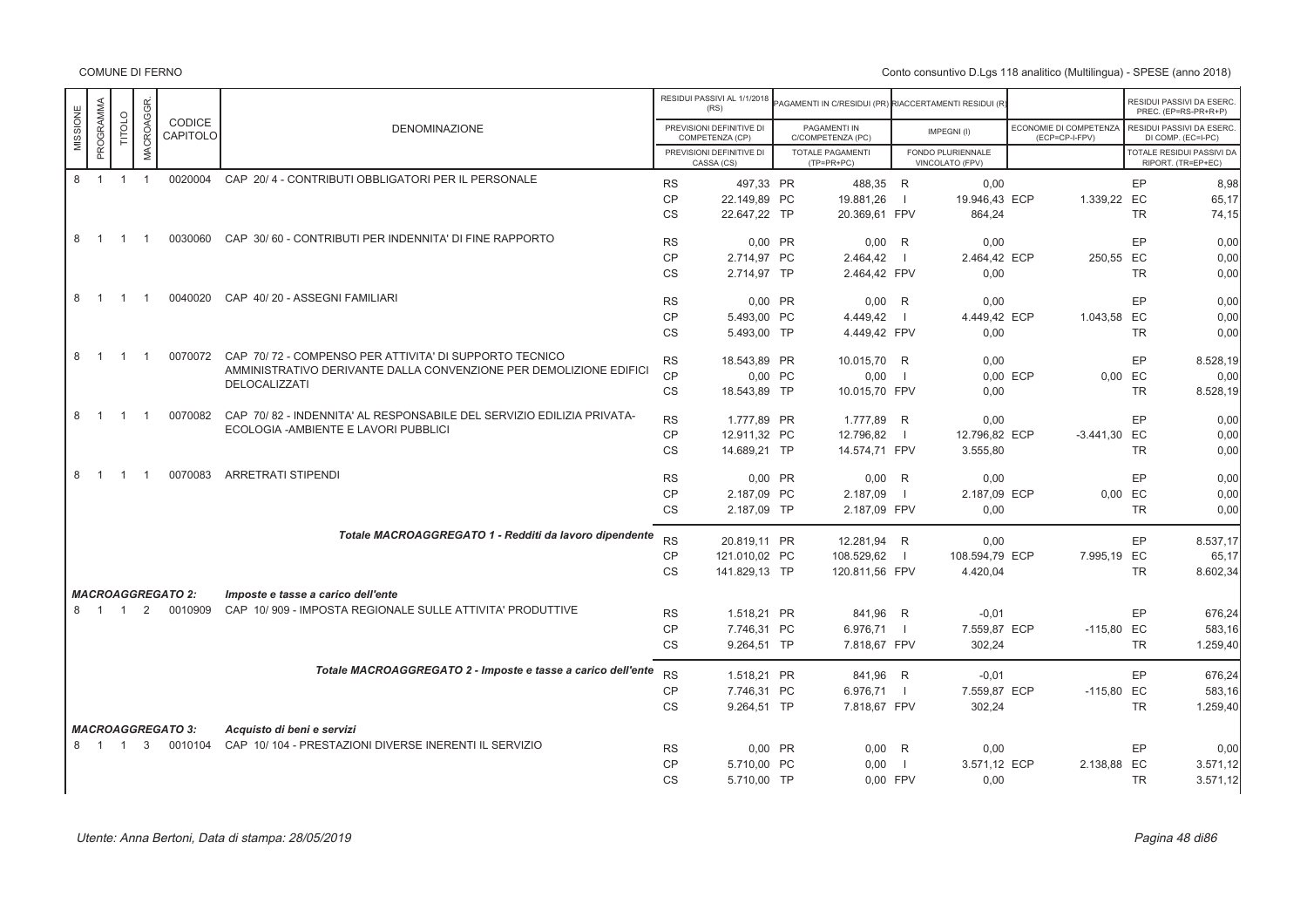| MISSIONE | PROGRAMMA | TITOLO | MACROAGGR. | CODICE CAPITOLO | DENOMINAZIONE | | RESIDUI PASSIVI AL 1/1/2018 (RS) / PREVISIONI DEFINITIVE DI COMPETENZA (CP) / PREVISIONI DEFINITIVE DI CASSA (CS) | | PAGAMENTI IN C/RESIDUI (PR) / PAGAMENTI IN C/COMPETENZA (PC) / TOTALE PAGAMENTI (TP=PR+PC) | | RIACCERTAMENTI RESIDUI (R) / IMPEGNI (I) / FONDO PLURIENNALE VINCOLATO (FPV) | | ECONOMIE DI COMPETENZA (ECP=CP-I-FPV) | | RESIDUI PASSIVI DA ESERC. PREC. (EP=RS-PR+R) / RESIDUI PASSIVI DA ESERC. DI COMP. (EC=I-PC) / TOTALE RESIDUI PASSIVI DA RIPORT. (TR=EP+EC) |
|---|---|---|---|---|---|---|---|---|---|---|---|---|---|---|---|
| 8 | 1 | 1 | 1 | 0020004 | CAP 20/ 4 - CONTRIBUTI OBBLIGATORI PER IL PERSONALE | RS | 497,33 | PR | 488,35 | R | 0,00 | | | EP | 8,98 |
| | | | | | | CP | 22.149,89 | PC | 19.881,26 | I | 19.946,43 | ECP | 1.339,22 | EC | 65,17 |
| | | | | | | CS | 22.647,22 | TP | 20.369,61 | FPV | 864,24 | | | TR | 74,15 |
| 8 | 1 | 1 | 1 | 0030060 | CAP 30/ 60 - CONTRIBUTI PER INDENNITA' DI FINE RAPPORTO | RS | 0,00 | PR | 0,00 | R | 0,00 | | | EP | 0,00 |
| | | | | | | CP | 2.714,97 | PC | 2.464,42 | I | 2.464,42 | ECP | 250,55 | EC | 0,00 |
| | | | | | | CS | 2.714,97 | TP | 2.464,42 | FPV | 0,00 | | | TR | 0,00 |
| 8 | 1 | 1 | 1 | 0040020 | CAP 40/ 20 - ASSEGNI FAMILIARI | RS | 0,00 | PR | 0,00 | R | 0,00 | | | EP | 0,00 |
| | | | | | | CP | 5.493,00 | PC | 4.449,42 | I | 4.449,42 | ECP | 1.043,58 | EC | 0,00 |
| | | | | | | CS | 5.493,00 | TP | 4.449,42 | FPV | 0,00 | | | TR | 0,00 |
| 8 | 1 | 1 | 1 | 0070072 | CAP 70/ 72 - COMPENSO PER ATTIVITA' DI SUPPORTO TECNICO AMMINISTRATIVO DERIVANTE DALLA CONVENZIONE PER DEMOLIZIONE EDIFICI DELOCALIZZATI | RS | 18.543,89 | PR | 10.015,70 | R | 0,00 | | | EP | 8.528,19 |
| | | | | | | CP | 0,00 | PC | 0,00 | I | 0,00 | ECP | 0,00 | EC | 0,00 |
| | | | | | | CS | 18.543,89 | TP | 10.015,70 | FPV | 0,00 | | | TR | 8.528,19 |
| 8 | 1 | 1 | 1 | 0070082 | CAP 70/ 82 - INDENNITA' AL RESPONSABILE DEL SERVIZIO EDILIZIA PRIVATA-ECOLOGIA -AMBIENTE E LAVORI PUBBLICI | RS | 1.777,89 | PR | 1.777,89 | R | 0,00 | | | EP | 0,00 |
| | | | | | | CP | 12.911,32 | PC | 12.796,82 | I | 12.796,82 | ECP | -3.441,30 | EC | 0,00 |
| | | | | | | CS | 14.689,21 | TP | 14.574,71 | FPV | 3.555,80 | | | TR | 0,00 |
| 8 | 1 | 1 | 1 | 0070083 | ARRETRATI STIPENDI | RS | 0,00 | PR | 0,00 | R | 0,00 | | | EP | 0,00 |
| | | | | | | CP | 2.187,09 | PC | 2.187,09 | I | 2.187,09 | ECP | 0,00 | EC | 0,00 |
| | | | | | | CS | 2.187,09 | TP | 2.187,09 | FPV | 0,00 | | | TR | 0,00 |
| | | | | | *Totale MACROAGGREGATO 1 - Redditi da lavoro dipendente* | RS | 20.819,11 | PR | 12.281,94 | R | 0,00 | | | EP | 8.537,17 |
| | | | | | | CP | 121.010,02 | PC | 108.529,62 | I | 108.594,79 | ECP | 7.995,19 | EC | 65,17 |
| | | | | | | CS | 141.829,13 | TP | 120.811,56 | FPV | 4.420,04 | | | TR | 8.602,34 |
| ***MACROAGGREGATO 2:*** | | | | | ***Imposte e tasse a carico dell'ente*** | | | | | | | | | | |
| 8 | 1 | 1 | 2 | 0010909 | CAP 10/ 909 - IMPOSTA REGIONALE SULLE ATTIVITA' PRODUTTIVE | RS | 1.518,21 | PR | 841,96 | R | -0,01 | | | EP | 676,24 |
| | | | | | | CP | 7.746,31 | PC | 6.976,71 | I | 7.559,87 | ECP | -115,80 | EC | 583,16 |
| | | | | | | CS | 9.264,51 | TP | 7.818,67 | FPV | 302,24 | | | TR | 1.259,40 |
| | | | | | *Totale MACROAGGREGATO 2 - Imposte e tasse a carico dell'ente* | RS | 1.518,21 | PR | 841,96 | R | -0,01 | | | EP | 676,24 |
| | | | | | | CP | 7.746,31 | PC | 6.976,71 | I | 7.559,87 | ECP | -115,80 | EC | 583,16 |
| | | | | | | CS | 9.264,51 | TP | 7.818,67 | FPV | 302,24 | | | TR | 1.259,40 |
| ***MACROAGGREGATO 3:*** | | | | | ***Acquisto di beni e servizi*** | | | | | | | | | | |
| 8 | 1 | 1 | 3 | 0010104 | CAP 10/ 104 - PRESTAZIONI DIVERSE INERENTI IL SERVIZIO | RS | 0,00 | PR | 0,00 | R | 0,00 | | | EP | 0,00 |
| | | | | | | CP | 5.710,00 | PC | 0,00 | I | 3.571,12 | ECP | 2.138,88 | EC | 3.571,12 |
| | | | | | | CS | 5.710,00 | TP | 0,00 | FPV | 0,00 | | | TR | 3.571,12 |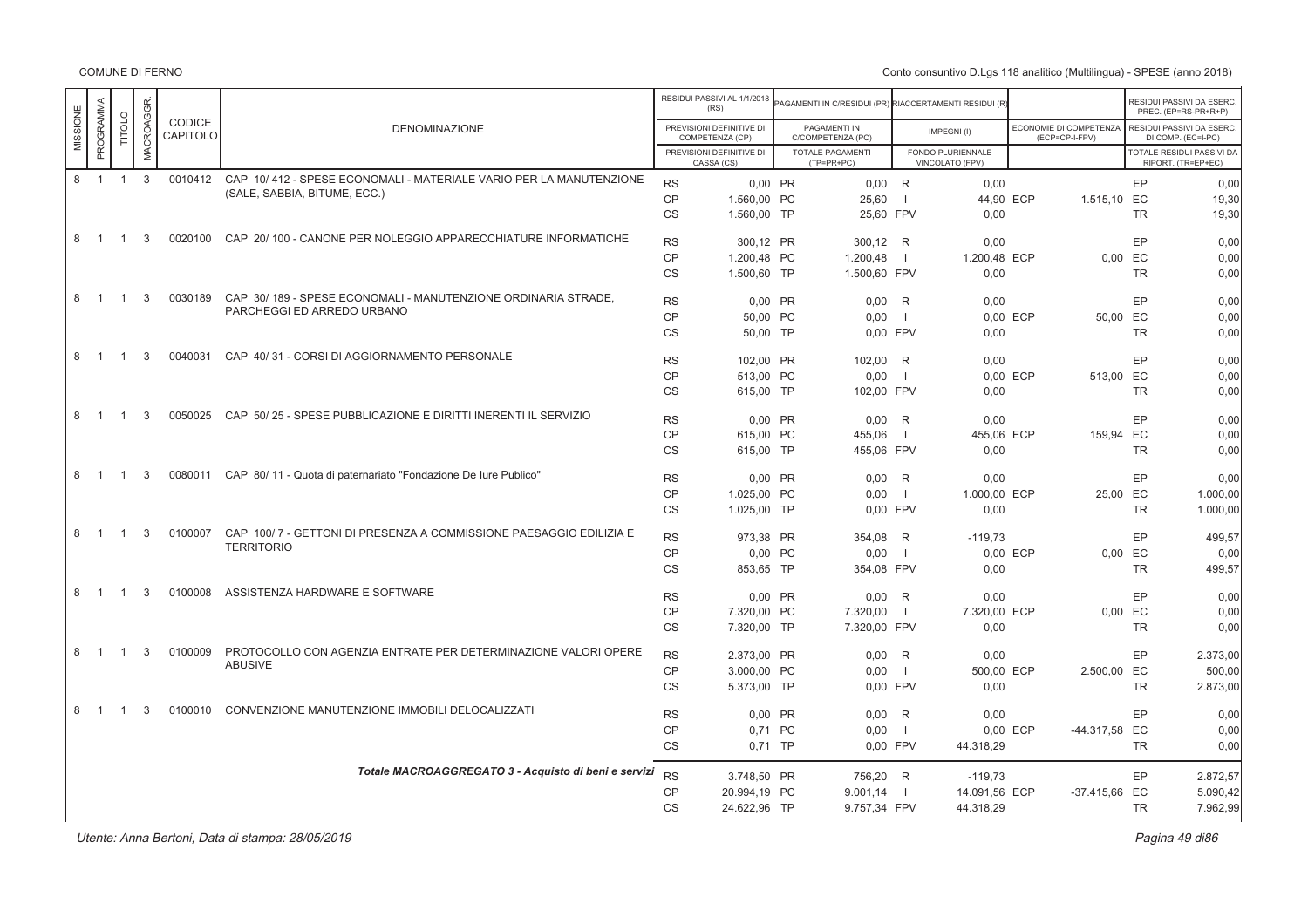COMUNE DI FERNO

Conto consuntivo D.Lgs 118 analitico (Multilingua) - SPESE (anno 2018)

| MISSIONE | PROGRAMMA | TITOLO | MACROAGGR. | CODICE CAPITOLO | DENOMINAZIONE | | RESIDUI PASSIVI AL 1/1/2018 (RS) / PREVISIONI DEFINITIVE DI COMPETENZA (CP) / PREVISIONI DEFINITIVE DI CASSA (CS) | | PAGAMENTI IN C/RESIDUI (PR) / PAGAMENTI IN C/COMPETENZA (PC) / TOTALE PAGAMENTI (TP=PR+PC) | | RIACCERTAMENTI RESIDUI (R) / IMPEGNI (I) / FONDO PLURIENNALE VINCOLATO (FPV) | | ECONOMIE DI COMPETENZA (ECP=CP-I-FPV) | | RESIDUI PASSIVI DA ESERC. PREC. (EP=RS-PR+R) / RESIDUI PASSIVI DA ESERC. DI COMP. (EC=I-PC) / TOTALE RESIDUI PASSIVI DA RIPORT. (TR=EP+EC) |
|---|---|---|---|---|---|---|---|---|---|---|---|---|---|---|---|
| 8 | 1 | 1 | 3 | 0010412 | CAP 10/ 412 - SPESE ECONOMALI - MATERIALE VARIO PER LA MANUTENZIONE (SALE, SABBIA, BITUME, ECC.) | RS | 0,00 | PR | 0,00 | R | 0,00 | | | EP | 0,00 |
| | | | | | | CP | 1.560,00 | PC | 25,60 | I | 44,90 | ECP | 1.515,10 | EC | 19,30 |
| | | | | | | CS | 1.560,00 | TP | 25,60 | FPV | 0,00 | | | TR | 19,30 |
| 8 | 1 | 1 | 3 | 0020100 | CAP 20/ 100 - CANONE PER NOLEGGIO APPARECCHIATURE INFORMATICHE | RS | 300,12 | PR | 300,12 | R | 0,00 | | | EP | 0,00 |
| | | | | | | CP | 1.200,48 | PC | 1.200,48 | I | 1.200,48 | ECP | 0,00 | EC | 0,00 |
| | | | | | | CS | 1.500,60 | TP | 1.500,60 | FPV | 0,00 | | | TR | 0,00 |
| 8 | 1 | 1 | 3 | 0030189 | CAP 30/ 189 - SPESE ECONOMALI - MANUTENZIONE ORDINARIA STRADE, PARCHEGGI ED ARREDO URBANO | RS | 0,00 | PR | 0,00 | R | 0,00 | | | EP | 0,00 |
| | | | | | | CP | 50,00 | PC | 0,00 | I | 0,00 | ECP | 50,00 | EC | 0,00 |
| | | | | | | CS | 50,00 | TP | 0,00 | FPV | 0,00 | | | TR | 0,00 |
| 8 | 1 | 1 | 3 | 0040031 | CAP 40/ 31 - CORSI DI AGGIORNAMENTO PERSONALE | RS | 102,00 | PR | 102,00 | R | 0,00 | | | EP | 0,00 |
| | | | | | | CP | 513,00 | PC | 0,00 | I | 0,00 | ECP | 513,00 | EC | 0,00 |
| | | | | | | CS | 615,00 | TP | 102,00 | FPV | 0,00 | | | TR | 0,00 |
| 8 | 1 | 1 | 3 | 0050025 | CAP 50/ 25 - SPESE PUBBLICAZIONE E DIRITTI INERENTI IL SERVIZIO | RS | 0,00 | PR | 0,00 | R | 0,00 | | | EP | 0,00 |
| | | | | | | CP | 615,00 | PC | 455,06 | I | 455,06 | ECP | 159,94 | EC | 0,00 |
| | | | | | | CS | 615,00 | TP | 455,06 | FPV | 0,00 | | | TR | 0,00 |
| 8 | 1 | 1 | 3 | 0080011 | CAP 80/ 11 - Quota di paternariato "Fondazione De Iure Publico" | RS | 0,00 | PR | 0,00 | R | 0,00 | | | EP | 0,00 |
| | | | | | | CP | 1.025,00 | PC | 0,00 | I | 1.000,00 | ECP | 25,00 | EC | 1.000,00 |
| | | | | | | CS | 1.025,00 | TP | 0,00 | FPV | 0,00 | | | TR | 1.000,00 |
| 8 | 1 | 1 | 3 | 0100007 | CAP 100/ 7 - GETTONI DI PRESENZA A COMMISSIONE PAESAGGIO EDILIZIA E TERRITORIO | RS | 973,38 | PR | 354,08 | R | -119,73 | | | EP | 499,57 |
| | | | | | | CP | 0,00 | PC | 0,00 | I | 0,00 | ECP | 0,00 | EC | 0,00 |
| | | | | | | CS | 853,65 | TP | 354,08 | FPV | 0,00 | | | TR | 499,57 |
| 8 | 1 | 1 | 3 | 0100008 | ASSISTENZA HARDWARE E SOFTWARE | RS | 0,00 | PR | 0,00 | R | 0,00 | | | EP | 0,00 |
| | | | | | | CP | 7.320,00 | PC | 7.320,00 | I | 7.320,00 | ECP | 0,00 | EC | 0,00 |
| | | | | | | CS | 7.320,00 | TP | 7.320,00 | FPV | 0,00 | | | TR | 0,00 |
| 8 | 1 | 1 | 3 | 0100009 | PROTOCOLLO CON AGENZIA ENTRATE PER DETERMINAZIONE VALORI OPERE ABUSIVE | RS | 2.373,00 | PR | 0,00 | R | 0,00 | | | EP | 2.373,00 |
| | | | | | | CP | 3.000,00 | PC | 0,00 | I | 500,00 | ECP | 2.500,00 | EC | 500,00 |
| | | | | | | CS | 5.373,00 | TP | 0,00 | FPV | 0,00 | | | TR | 2.873,00 |
| 8 | 1 | 1 | 3 | 0100010 | CONVENZIONE MANUTENZIONE IMMOBILI DELOCALIZZATI | RS | 0,00 | PR | 0,00 | R | 0,00 | | | EP | 0,00 |
| | | | | | | CP | 0,71 | PC | 0,00 | I | 0,00 | ECP | -44.317,58 | EC | 0,00 |
| | | | | | | CS | 0,71 | TP | 0,00 | FPV | 44.318,29 | | | TR | 0,00 |
| | | | | | *Totale MACROAGGREGATO 3 - Acquisto di beni e servizi* | RS | 3.748,50 | PR | 756,20 | R | -119,73 | | | EP | 2.872,57 |
| | | | | | | CP | 20.994,19 | PC | 9.001,14 | I | 14.091,56 | ECP | -37.415,66 | EC | 5.090,42 |
| | | | | | | CS | 24.622,96 | TP | 9.757,34 | FPV | 44.318,29 | | | TR | 7.962,99 |

*Utente: Anna Bertoni, Data di stampa: 28/05/2019*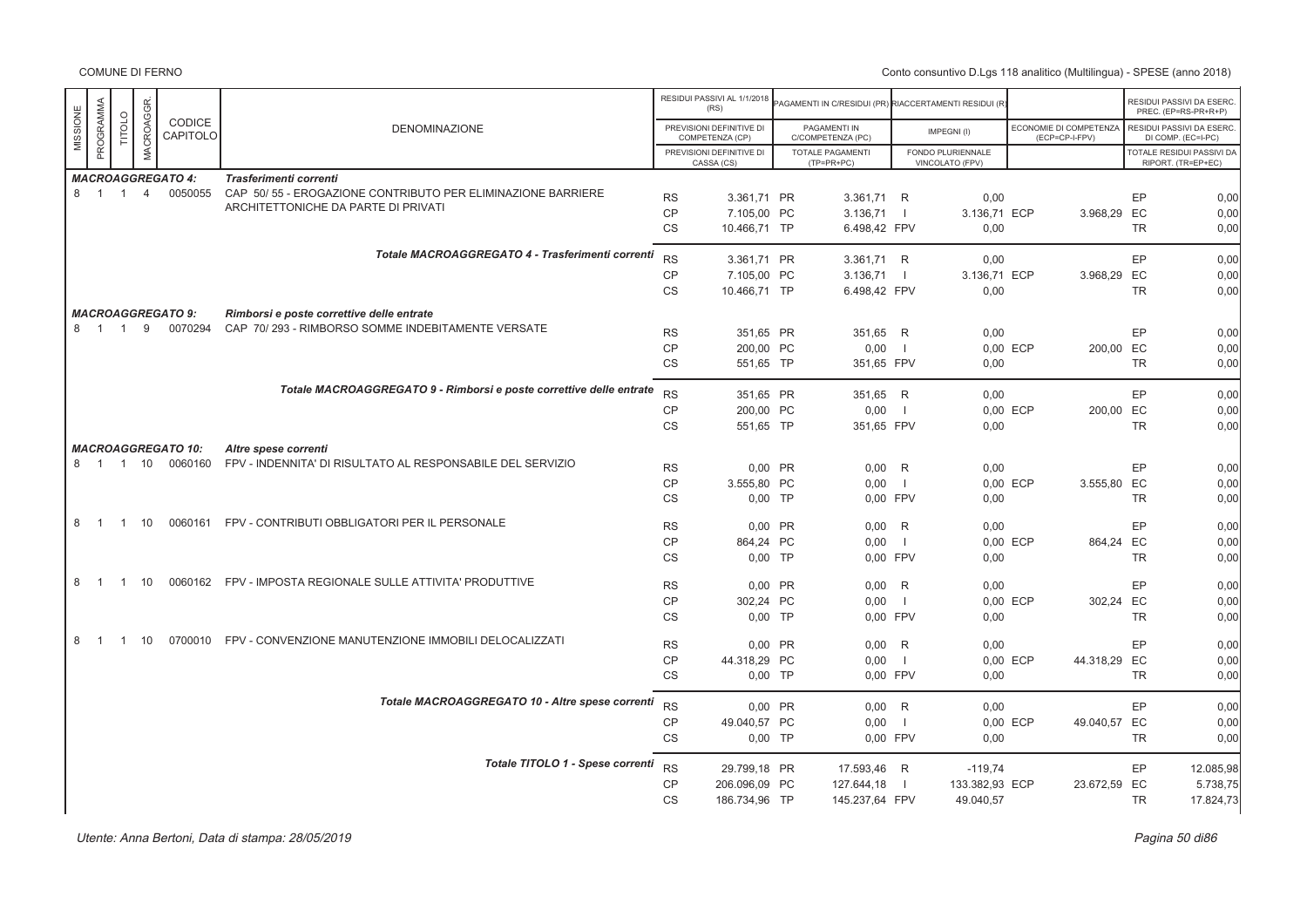| MISSIONE | PROGRAMMA | TITOLO | MACROAGGR. | CODICE CAPITOLO | DENOMINAZIONE | | RESIDUI PASSIVI AL 1/1/2018 (RS) / PREVISIONI DEFINITIVE DI COMPETENZA (CP) / PREVISIONI DEFINITIVE DI CASSA (CS) | | PAGAMENTI IN C/RESIDUI (PR) / PAGAMENTI IN C/COMPETENZA (PC) / TOTALE PAGAMENTI (TP=PR+PC) | | RIACCERTAMENTI RESIDUI (R) / IMPEGNI (I) / FONDO PLURIENNALE VINCOLATO (FPV) | | ECONOMIE DI COMPETENZA (ECP=CP-I-FPV) | | RESIDUI PASSIVI DA ESERC. PREC. (EP=RS-PR+R+P) / RESIDUI PASSIVI DA ESERC. DI COMP. (EC=I-PC) / TOTALE RESIDUI PASSIVI DA RIPORT. (TR=EP+EC) |
|---|---|---|---|---|---|---|---|---|---|---|---|---|---|---|---|
| | | | | **MACROAGGREGATO 4:** | **Trasferimenti correnti** | | | | | | | | | | |
| 8 | 1 | 1 | 4 | 0050055 | CAP 50/ 55 - EROGAZIONE CONTRIBUTO PER ELIMINAZIONE BARRIERE ARCHITETTONICHE DA PARTE DI PRIVATI | RS | 3.361,71 | PR | 3.361,71 | R | 0,00 | | | EP | 0,00 |
| | | | | | | CP | 7.105,00 | PC | 3.136,71 | I | 3.136,71 | ECP | 3.968,29 | EC | 0,00 |
| | | | | | | CS | 10.466,71 | TP | 6.498,42 | FPV | 0,00 | | | TR | 0,00 |
| | | | | | *Totale MACROAGGREGATO 4 - Trasferimenti correnti* | RS | 3.361,71 | PR | 3.361,71 | R | 0,00 | | | EP | 0,00 |
| | | | | | | CP | 7.105,00 | PC | 3.136,71 | I | 3.136,71 | ECP | 3.968,29 | EC | 0,00 |
| | | | | | | CS | 10.466,71 | TP | 6.498,42 | FPV | 0,00 | | | TR | 0,00 |
| | | | | **MACROAGGREGATO 9:** | **Rimborsi e poste correttive delle entrate** | | | | | | | | | | |
| 8 | 1 | 1 | 9 | 0070294 | CAP 70/ 293 - RIMBORSO SOMME INDEBITAMENTE VERSATE | RS | 351,65 | PR | 351,65 | R | 0,00 | | | EP | 0,00 |
| | | | | | | CP | 200,00 | PC | 0,00 | I | 0,00 | ECP | 200,00 | EC | 0,00 |
| | | | | | | CS | 551,65 | TP | 351,65 | FPV | 0,00 | | | TR | 0,00 |
| | | | | | *Totale MACROAGGREGATO 9 - Rimborsi e poste correttive delle entrate* | RS | 351,65 | PR | 351,65 | R | 0,00 | | | EP | 0,00 |
| | | | | | | CP | 200,00 | PC | 0,00 | I | 0,00 | ECP | 200,00 | EC | 0,00 |
| | | | | | | CS | 551,65 | TP | 351,65 | FPV | 0,00 | | | TR | 0,00 |
| | | | | **MACROAGGREGATO 10:** | **Altre spese correnti** | | | | | | | | | | |
| 8 | 1 | 1 | 10 | 0060160 | FPV - INDENNITA' DI RISULTATO AL RESPONSABILE DEL SERVIZIO | RS | 0,00 | PR | 0,00 | R | 0,00 | | | EP | 0,00 |
| | | | | | | CP | 3.555,80 | PC | 0,00 | I | 0,00 | ECP | 3.555,80 | EC | 0,00 |
| | | | | | | CS | 0,00 | TP | 0,00 | FPV | 0,00 | | | TR | 0,00 |
| 8 | 1 | 1 | 10 | 0060161 | FPV - CONTRIBUTI OBBLIGATORI PER IL PERSONALE | RS | 0,00 | PR | 0,00 | R | 0,00 | | | EP | 0,00 |
| | | | | | | CP | 864,24 | PC | 0,00 | I | 0,00 | ECP | 864,24 | EC | 0,00 |
| | | | | | | CS | 0,00 | TP | 0,00 | FPV | 0,00 | | | TR | 0,00 |
| 8 | 1 | 1 | 10 | 0060162 | FPV - IMPOSTA REGIONALE SULLE ATTIVITA' PRODUTTIVE | RS | 0,00 | PR | 0,00 | R | 0,00 | | | EP | 0,00 |
| | | | | | | CP | 302,24 | PC | 0,00 | I | 0,00 | ECP | 302,24 | EC | 0,00 |
| | | | | | | CS | 0,00 | TP | 0,00 | FPV | 0,00 | | | TR | 0,00 |
| 8 | 1 | 1 | 10 | 0700010 | FPV - CONVENZIONE MANUTENZIONE IMMOBILI DELOCALIZZATI | RS | 0,00 | PR | 0,00 | R | 0,00 | | | EP | 0,00 |
| | | | | | | CP | 44.318,29 | PC | 0,00 | I | 0,00 | ECP | 44.318,29 | EC | 0,00 |
| | | | | | | CS | 0,00 | TP | 0,00 | FPV | 0,00 | | | TR | 0,00 |
| | | | | | *Totale MACROAGGREGATO 10 - Altre spese correnti* | RS | 0,00 | PR | 0,00 | R | 0,00 | | | EP | 0,00 |
| | | | | | | CP | 49.040,57 | PC | 0,00 | I | 0,00 | ECP | 49.040,57 | EC | 0,00 |
| | | | | | | CS | 0,00 | TP | 0,00 | FPV | 0,00 | | | TR | 0,00 |
| | | | | | *Totale TITOLO 1 - Spese correnti* | RS | 29.799,18 | PR | 17.593,46 | R | -119,74 | | | EP | 12.085,98 |
| | | | | | | CP | 206.096,09 | PC | 127.644,18 | I | 133.382,93 | ECP | 23.672,59 | EC | 5.738,75 |
| | | | | | | CS | 186.734,96 | TP | 145.237,64 | FPV | 49.040,57 | | | TR | 17.824,73 |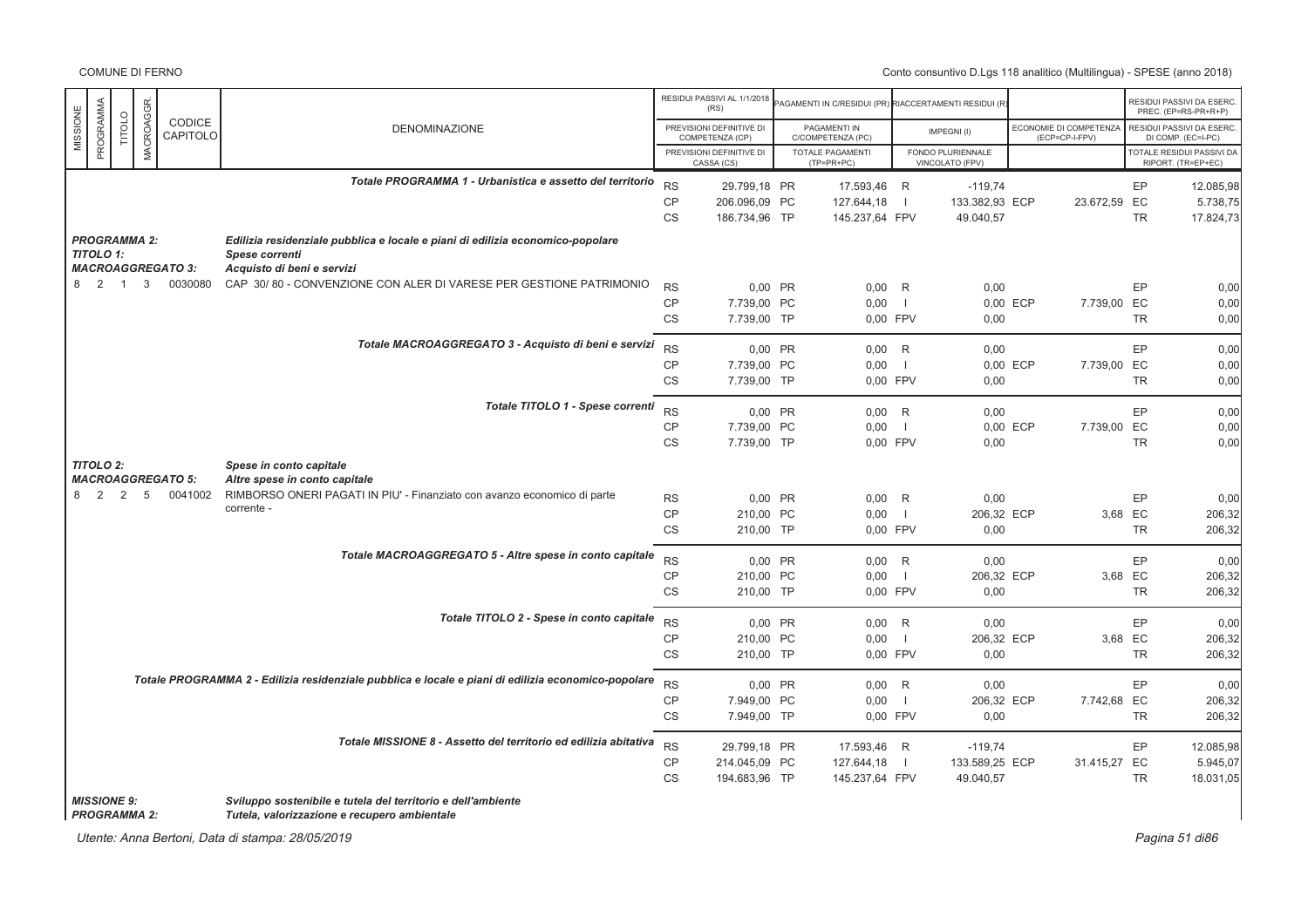| MISSIONE | PROGRAMMA | TITOLO | MACROAGGR. | CODICE CAPITOLO | DENOMINAZIONE | | RESIDUI PASSIVI AL 1/1/2018 (RS) / PREVISIONI DEFINITIVE DI COMPETENZA (CP) / PREVISIONI DEFINITIVE DI CASSA (CS) | | PAGAMENTI IN C/RESIDUI (PR) / PAGAMENTI IN C/COMPETENZA (PC) / TOTALE PAGAMENTI (TP=PR+PC) | | RIACCERTAMENTI RESIDUI (R) / IMPEGNI (I) / FONDO PLURIENNALE VINCOLATO (FPV) | | ECONOMIE DI COMPETENZA (ECP=CP-I-FPV) | | RESIDUI PASSIVI DA ESERC. PREC. (EP=RS-PR+R+P) / RESIDUI PASSIVI DA ESERC. DI COMP. (EC=I-PC) / TOTALE RESIDUI PASSIVI DA RIPORT. (TR=EP+EC) |
|---|---|---|---|---|---|---|---|---|---|---|---|---|---|---|---|
| | | | | | *Totale PROGRAMMA 1 - Urbanistica e assetto del territorio* | RS | 29.799,18 | PR | 17.593,46 | R | -119,74 | | | EP | 12.085,98 |
| | | | | | | CP | 206.096,09 | PC | 127.644,18 | I | 133.382,93 | ECP | 23.672,59 | EC | 5.738,75 |
| | | | | | | CS | 186.734,96 | TP | 145.237,64 | FPV | 49.040,57 | | | TR | 17.824,73 |
| ***PROGRAMMA 2:*** | | | | | ***Edilizia residenziale pubblica e locale e piani di edilizia economico-popolare*** | | | | | | | | | | |
| ***TITOLO 1:*** | | | | | ***Spese correnti*** | | | | | | | | | | |
| ***MACROAGGREGATO 3:*** | | | | | ***Acquisto di beni e servizi*** | | | | | | | | | | |
| 8 | 2 | 1 | 3 | 0030080 | CAP 30/ 80 - CONVENZIONE CON ALER DI VARESE PER GESTIONE PATRIMONIO | RS | 0,00 | PR | 0,00 | R | 0,00 | | | EP | 0,00 |
| | | | | | | CP | 7.739,00 | PC | 0,00 | I | 0,00 | ECP | 7.739,00 | EC | 0,00 |
| | | | | | | CS | 7.739,00 | TP | 0,00 | FPV | 0,00 | | | TR | 0,00 |
| | | | | | *Totale MACROAGGREGATO 3 - Acquisto di beni e servizi* | RS | 0,00 | PR | 0,00 | R | 0,00 | | | EP | 0,00 |
| | | | | | | CP | 7.739,00 | PC | 0,00 | I | 0,00 | ECP | 7.739,00 | EC | 0,00 |
| | | | | | | CS | 7.739,00 | TP | 0,00 | FPV | 0,00 | | | TR | 0,00 |
| | | | | | *Totale TITOLO 1 - Spese correnti* | RS | 0,00 | PR | 0,00 | R | 0,00 | | | EP | 0,00 |
| | | | | | | CP | 7.739,00 | PC | 0,00 | I | 0,00 | ECP | 7.739,00 | EC | 0,00 |
| | | | | | | CS | 7.739,00 | TP | 0,00 | FPV | 0,00 | | | TR | 0,00 |
| ***TITOLO 2:*** | | | | | ***Spese in conto capitale*** | | | | | | | | | | |
| ***MACROAGGREGATO 5:*** | | | | | ***Altre spese in conto capitale*** | | | | | | | | | | |
| 8 | 2 | 2 | 5 | 0041002 | RIMBORSO ONERI PAGATI IN PIU' - Finanziato con avanzo economico di parte corrente - | RS | 0,00 | PR | 0,00 | R | 0,00 | | | EP | 0,00 |
| | | | | | | CP | 210,00 | PC | 0,00 | I | 206,32 | ECP | 3,68 | EC | 206,32 |
| | | | | | | CS | 210,00 | TP | 0,00 | FPV | 0,00 | | | TR | 206,32 |
| | | | | | *Totale MACROAGGREGATO 5 - Altre spese in conto capitale* | RS | 0,00 | PR | 0,00 | R | 0,00 | | | EP | 0,00 |
| | | | | | | CP | 210,00 | PC | 0,00 | I | 206,32 | ECP | 3,68 | EC | 206,32 |
| | | | | | | CS | 210,00 | TP | 0,00 | FPV | 0,00 | | | TR | 206,32 |
| | | | | | *Totale TITOLO 2 - Spese in conto capitale* | RS | 0,00 | PR | 0,00 | R | 0,00 | | | EP | 0,00 |
| | | | | | | CP | 210,00 | PC | 0,00 | I | 206,32 | ECP | 3,68 | EC | 206,32 |
| | | | | | | CS | 210,00 | TP | 0,00 | FPV | 0,00 | | | TR | 206,32 |
| | | | | | *Totale PROGRAMMA 2 - Edilizia residenziale pubblica e locale e piani di edilizia economico-popolare* | RS | 0,00 | PR | 0,00 | R | 0,00 | | | EP | 0,00 |
| | | | | | | CP | 7.949,00 | PC | 0,00 | I | 206,32 | ECP | 7.742,68 | EC | 206,32 |
| | | | | | | CS | 7.949,00 | TP | 0,00 | FPV | 0,00 | | | TR | 206,32 |
| | | | | | *Totale MISSIONE 8 - Assetto del territorio ed edilizia abitativa* | RS | 29.799,18 | PR | 17.593,46 | R | -119,74 | | | EP | 12.085,98 |
| | | | | | | CP | 214.045,09 | PC | 127.644,18 | I | 133.589,25 | ECP | 31.415,27 | EC | 5.945,07 |
| | | | | | | CS | 194.683,96 | TP | 145.237,64 | FPV | 49.040,57 | | | TR | 18.031,05 |
| ***MISSIONE 9:*** | | | | | ***Sviluppo sostenibile e tutela del territorio e dell'ambiente*** | | | | | | | | | | |
| ***PROGRAMMA 2:*** | | | | | ***Tutela, valorizzazione e recupero ambientale*** | | | | | | | | | | |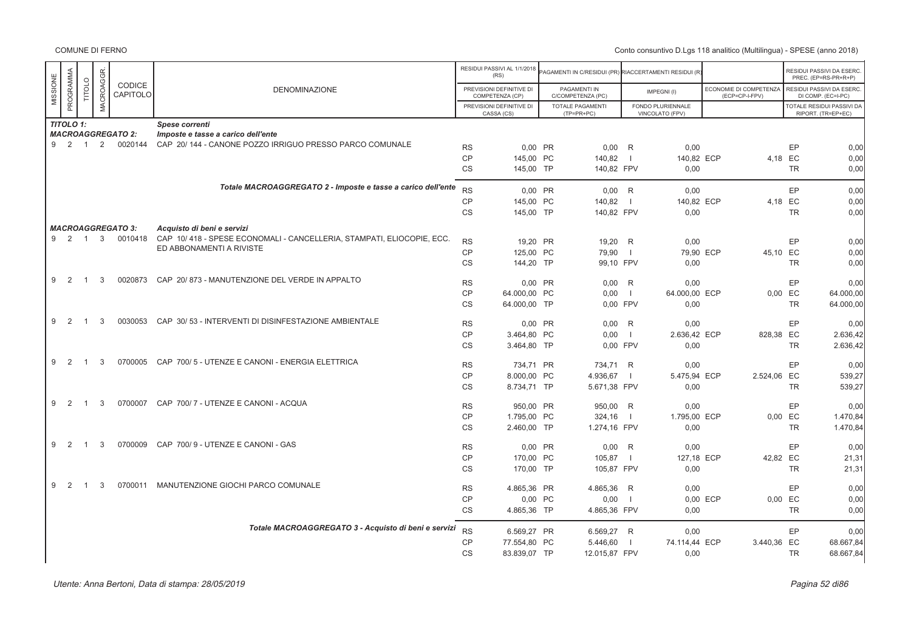COMUNE DI FERNO

Conto consuntivo D.Lgs 118 analitico (Multilingua) - SPESE (anno 2018)

| MISSIONE | PROGRAMMA | TITOLO | MACROAGGR. | CODICE CAPITOLO | DENOMINAZIONE | | RESIDUI PASSIVI AL 1/1/2018 (RS) / PREVISIONI DEFINITIVE DI COMPETENZA (CP) / PREVISIONI DEFINITIVE DI CASSA (CS) | | PAGAMENTI IN C/RESIDUI (PR) / PAGAMENTI IN C/COMPETENZA (PC) / TOTALE PAGAMENTI (TP=PR+PC) | | RIACCERTAMENTI RESIDUI (R) / IMPEGNI (I) / FONDO PLURIENNALE VINCOLATO (FPV) | | ECONOMIE DI COMPETENZA (ECP=CP-I-FPV) | | RESIDUI PASSIVI DA ESERC. PREC. (EP=RS-PR+R+P) / RESIDUI PASSIVI DA ESERC. DI COMP. (EC=I-PC) / TOTALE RESIDUI PASSIVI DA RIPORT. (TR=EP+EC) |
|---|---|---|---|---|---|---|---|---|---|---|---|---|---|---|---|
| **TITOLO 1:** | | | | | ***Spese correnti*** | | | | | | | | | | |
| ***MACROAGGREGATO 2:*** | | | | | ***Imposte e tasse a carico dell'ente*** | | | | | | | | | | |
| 9 | 2 | 1 | 2 | 0020144 | CAP 20/ 144 - CANONE POZZO IRRIGUO PRESSO PARCO COMUNALE | RS | 0,00 | PR | 0,00 | R | 0,00 | | | EP | 0,00 |
| | | | | | | CP | 145,00 | PC | 140,82 | I | 140,82 | ECP | 4,18 | EC | 0,00 |
| | | | | | | CS | 145,00 | TP | 140,82 | FPV | 0,00 | | | TR | 0,00 |
| | | | | | ***Totale MACROAGGREGATO 2 - Imposte e tasse a carico dell'ente*** | RS | 0,00 | PR | 0,00 | R | 0,00 | | | EP | 0,00 |
| | | | | | | CP | 145,00 | PC | 140,82 | I | 140,82 | ECP | 4,18 | EC | 0,00 |
| | | | | | | CS | 145,00 | TP | 140,82 | FPV | 0,00 | | | TR | 0,00 |
| ***MACROAGGREGATO 3:*** | | | | | ***Acquisto di beni e servizi*** | | | | | | | | | | |
| 9 | 2 | 1 | 3 | 0010418 | CAP 10/ 418 - SPESE ECONOMALI - CANCELLERIA, STAMPATI, ELIOCOPIE, ECC. ED ABBONAMENTI A RIVISTE | RS | 19,20 | PR | 19,20 | R | 0,00 | | | EP | 0,00 |
| | | | | | | CP | 125,00 | PC | 79,90 | I | 79,90 | ECP | 45,10 | EC | 0,00 |
| | | | | | | CS | 144,20 | TP | 99,10 | FPV | 0,00 | | | TR | 0,00 |
| 9 | 2 | 1 | 3 | 0020873 | CAP 20/ 873 - MANUTENZIONE DEL VERDE IN APPALTO | RS | 0,00 | PR | 0,00 | R | 0,00 | | | EP | 0,00 |
| | | | | | | CP | 64.000,00 | PC | 0,00 | I | 64.000,00 | ECP | 0,00 | EC | 64.000,00 |
| | | | | | | CS | 64.000,00 | TP | 0,00 | FPV | 0,00 | | | TR | 64.000,00 |
| 9 | 2 | 1 | 3 | 0030053 | CAP 30/ 53 - INTERVENTI DI DISINFESTAZIONE AMBIENTALE | RS | 0,00 | PR | 0,00 | R | 0,00 | | | EP | 0,00 |
| | | | | | | CP | 3.464,80 | PC | 0,00 | I | 2.636,42 | ECP | 828,38 | EC | 2.636,42 |
| | | | | | | CS | 3.464,80 | TP | 0,00 | FPV | 0,00 | | | TR | 2.636,42 |
| 9 | 2 | 1 | 3 | 0700005 | CAP 700/ 5 - UTENZE E CANONI - ENERGIA ELETTRICA | RS | 734,71 | PR | 734,71 | R | 0,00 | | | EP | 0,00 |
| | | | | | | CP | 8.000,00 | PC | 4.936,67 | I | 5.475,94 | ECP | 2.524,06 | EC | 539,27 |
| | | | | | | CS | 8.734,71 | TP | 5.671,38 | FPV | 0,00 | | | TR | 539,27 |
| 9 | 2 | 1 | 3 | 0700007 | CAP 700/ 7 - UTENZE E CANONI - ACQUA | RS | 950,00 | PR | 950,00 | R | 0,00 | | | EP | 0,00 |
| | | | | | | CP | 1.795,00 | PC | 324,16 | I | 1.795,00 | ECP | 0,00 | EC | 1.470,84 |
| | | | | | | CS | 2.460,00 | TP | 1.274,16 | FPV | 0,00 | | | TR | 1.470,84 |
| 9 | 2 | 1 | 3 | 0700009 | CAP 700/ 9 - UTENZE E CANONI - GAS | RS | 0,00 | PR | 0,00 | R | 0,00 | | | EP | 0,00 |
| | | | | | | CP | 170,00 | PC | 105,87 | I | 127,18 | ECP | 42,82 | EC | 21,31 |
| | | | | | | CS | 170,00 | TP | 105,87 | FPV | 0,00 | | | TR | 21,31 |
| 9 | 2 | 1 | 3 | 0700011 | MANUTENZIONE GIOCHI PARCO COMUNALE | RS | 4.865,36 | PR | 4.865,36 | R | 0,00 | | | EP | 0,00 |
| | | | | | | CP | 0,00 | PC | 0,00 | I | 0,00 | ECP | 0,00 | EC | 0,00 |
| | | | | | | CS | 4.865,36 | TP | 4.865,36 | FPV | 0,00 | | | TR | 0,00 |
| | | | | | ***Totale MACROAGGREGATO 3 - Acquisto di beni e servizi*** | RS | 6.569,27 | PR | 6.569,27 | R | 0,00 | | | EP | 0,00 |
| | | | | | | CP | 77.554,80 | PC | 5.446,60 | I | 74.114,44 | ECP | 3.440,36 | EC | 68.667,84 |
| | | | | | | CS | 83.839,07 | TP | 12.015,87 | FPV | 0,00 | | | TR | 68.667,84 |

Utente: Anna Bertoni, Data di stampa: 28/05/2019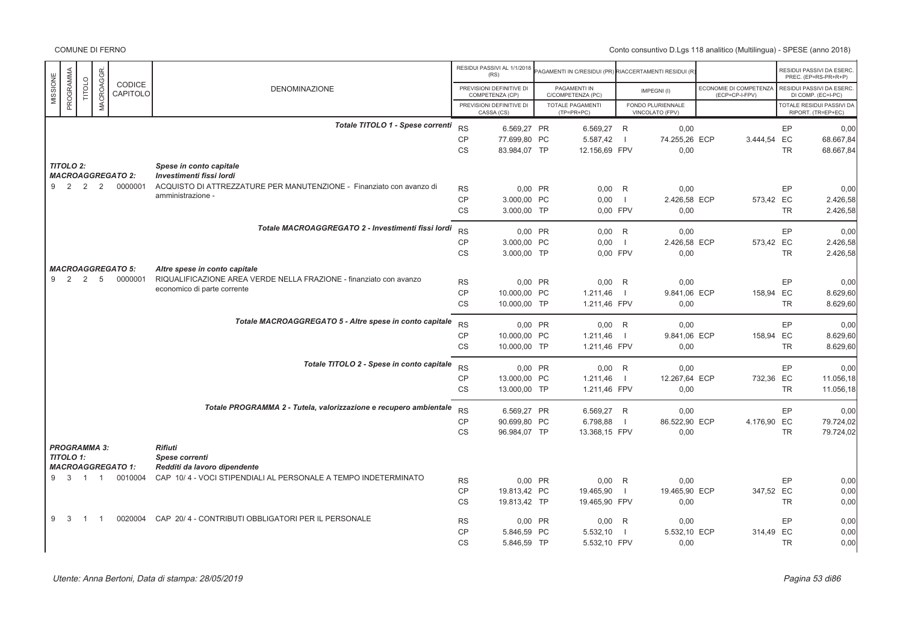COMUNE DI FERNO

Conto consuntivo D.Lgs 118 analitico (Multilingua) - SPESE (anno 2018)

| MISSIONE | PROGRAMMA | TITOLO | MACROAGGR. | CODICE CAPITOLO | DENOMINAZIONE | | RESIDUI PASSIVI AL 1/1/2018 (RS) / PREVISIONI DEFINITIVE DI COMPETENZA (CP) / PREVISIONI DEFINITIVE DI CASSA (CS) | | PAGAMENTI IN C/RESIDUI (PR) / PAGAMENTI IN C/COMPETENZA (PC) / TOTALE PAGAMENTI (TP=PR+PC) | | RIACCERTAMENTI RESIDUI (R) / IMPEGNI (I) / FONDO PLURIENNALE VINCOLATO (FPV) | | ECONOMIE DI COMPETENZA (ECP=CP-I-FPV) | | RESIDUI PASSIVI DA ESERC. PREC. (EP=RS-PR+R+P) / RESIDUI PASSIVI DA ESERC. DI COMP. (EC=I-PC) / TOTALE RESIDUI PASSIVI DA RIPORT. (TR=EP+EC) |
|---|---|---|---|---|---|---|---|---|---|---|---|---|---|---|---|
| | | | | | ***Totale TITOLO 1 - Spese correnti*** | RS | 6.569,27 | PR | 6.569,27 | R | 0,00 | | | EP | 0,00 |
| | | | | | | CP | 77.699,80 | PC | 5.587,42 | I | 74.255,26 | ECP | 3.444,54 | EC | 68.667,84 |
| | | | | | | CS | 83.984,07 | TP | 12.156,69 | FPV | 0,00 | | | TR | 68.667,84 |
| ***TITOLO 2:*** | | | | | ***Spese in conto capitale*** | | | | | | | | | | |
| ***MACROAGGREGATO 2:*** | | | | | ***Investimenti fissi lordi*** | | | | | | | | | | |
| 9 | 2 | 2 | 2 | 0000001 | ACQUISTO DI ATTREZZATURE PER MANUTENZIONE - Finanziato con avanzo di amministrazione - | RS | 0,00 | PR | 0,00 | R | 0,00 | | | EP | 0,00 |
| | | | | | | CP | 3.000,00 | PC | 0,00 | I | 2.426,58 | ECP | 573,42 | EC | 2.426,58 |
| | | | | | | CS | 3.000,00 | TP | 0,00 | FPV | 0,00 | | | TR | 2.426,58 |
| | | | | | ***Totale MACROAGGREGATO 2 - Investimenti fissi lordi*** | RS | 0,00 | PR | 0,00 | R | 0,00 | | | EP | 0,00 |
| | | | | | | CP | 3.000,00 | PC | 0,00 | I | 2.426,58 | ECP | 573,42 | EC | 2.426,58 |
| | | | | | | CS | 3.000,00 | TP | 0,00 | FPV | 0,00 | | | TR | 2.426,58 |
| ***MACROAGGREGATO 5:*** | | | | | ***Altre spese in conto capitale*** | | | | | | | | | | |
| 9 | 2 | 2 | 5 | 0000001 | RIQUALIFICAZIONE AREA VERDE NELLA FRAZIONE - finanziato con avanzo economico di parte corrente | RS | 0,00 | PR | 0,00 | R | 0,00 | | | EP | 0,00 |
| | | | | | | CP | 10.000,00 | PC | 1.211,46 | I | 9.841,06 | ECP | 158,94 | EC | 8.629,60 |
| | | | | | | CS | 10.000,00 | TP | 1.211,46 | FPV | 0,00 | | | TR | 8.629,60 |
| | | | | | ***Totale MACROAGGREGATO 5 - Altre spese in conto capitale*** | RS | 0,00 | PR | 0,00 | R | 0,00 | | | EP | 0,00 |
| | | | | | | CP | 10.000,00 | PC | 1.211,46 | I | 9.841,06 | ECP | 158,94 | EC | 8.629,60 |
| | | | | | | CS | 10.000,00 | TP | 1.211,46 | FPV | 0,00 | | | TR | 8.629,60 |
| | | | | | ***Totale TITOLO 2 - Spese in conto capitale*** | RS | 0,00 | PR | 0,00 | R | 0,00 | | | EP | 0,00 |
| | | | | | | CP | 13.000,00 | PC | 1.211,46 | I | 12.267,64 | ECP | 732,36 | EC | 11.056,18 |
| | | | | | | CS | 13.000,00 | TP | 1.211,46 | FPV | 0,00 | | | TR | 11.056,18 |
| | | | | | ***Totale PROGRAMMA 2 - Tutela, valorizzazione e recupero ambientale*** | RS | 6.569,27 | PR | 6.569,27 | R | 0,00 | | | EP | 0,00 |
| | | | | | | CP | 90.699,80 | PC | 6.798,88 | I | 86.522,90 | ECP | 4.176,90 | EC | 79.724,02 |
| | | | | | | CS | 96.984,07 | TP | 13.368,15 | FPV | 0,00 | | | TR | 79.724,02 |
| ***PROGRAMMA 3:*** | | | | | ***Rifiuti*** | | | | | | | | | | |
| ***TITOLO 1:*** | | | | | ***Spese correnti*** | | | | | | | | | | |
| ***MACROAGGREGATO 1:*** | | | | | ***Redditi da lavoro dipendente*** | | | | | | | | | | |
| 9 | 3 | 1 | 1 | 0010004 | CAP 10/ 4 - VOCI STIPENDIALI AL PERSONALE A TEMPO INDETERMINATO | RS | 0,00 | PR | 0,00 | R | 0,00 | | | EP | 0,00 |
| | | | | | | CP | 19.813,42 | PC | 19.465,90 | I | 19.465,90 | ECP | 347,52 | EC | 0,00 |
| | | | | | | CS | 19.813,42 | TP | 19.465,90 | FPV | 0,00 | | | TR | 0,00 |
| 9 | 3 | 1 | 1 | 0020004 | CAP 20/ 4 - CONTRIBUTI OBBLIGATORI PER IL PERSONALE | RS | 0,00 | PR | 0,00 | R | 0,00 | | | EP | 0,00 |
| | | | | | | CP | 5.846,59 | PC | 5.532,10 | I | 5.532,10 | ECP | 314,49 | EC | 0,00 |
| | | | | | | CS | 5.846,59 | TP | 5.532,10 | FPV | 0,00 | | | TR | 0,00 |

*Utente: Anna Bertoni, Data di stampa: 28/05/2019*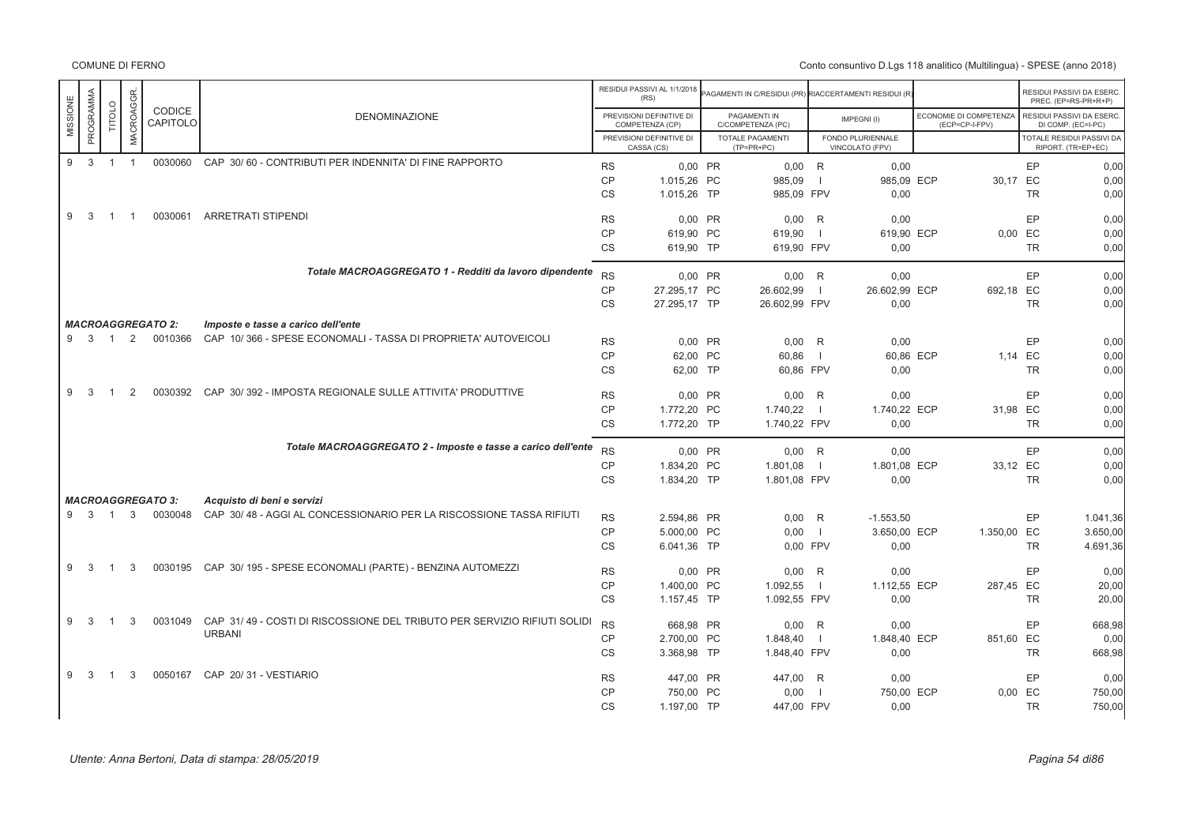COMUNE DI FERNO

Conto consuntivo D.Lgs 118 analitico (Multilingua) - SPESE (anno 2018)

| MISSIONE | PROGRAMMA | TITOLO | MACROAGGR. | CODICE CAPITOLO | DENOMINAZIONE | | RESIDUI PASSIVI AL 1/1/2018 (RS) / PREVISIONI DEFINITIVE DI COMPETENZA (CP) / PREVISIONI DEFINITIVE DI CASSA (CS) | | PAGAMENTI IN C/RESIDUI (PR) / PAGAMENTI IN C/COMPETENZA (PC) / TOTALE PAGAMENTI (TP=PR+PC) | | RIACCERTAMENTI RESIDUI (R) / IMPEGNI (I) / FONDO PLURIENNALE VINCOLATO (FPV) | | ECONOMIE DI COMPETENZA (ECP=CP-I-FPV) | | RESIDUI PASSIVI DA ESERC. PREC. (EP=RS-PR+R) / RESIDUI PASSIVI DA ESERC. DI COMP. (EC=I-PC) / TOTALE RESIDUI PASSIVI DA RIPORT. (TR=EP+EC) |
|---|---|---|---|---|---|---|---|---|---|---|---|---|---|---|---|
| 9 | 3 | 1 | 1 | 0030060 | CAP 30/ 60 - CONTRIBUTI PER INDENNITA' DI FINE RAPPORTO | RS | 0,00 | PR | 0,00 | R | 0,00 | | | EP | 0,00 |
| | | | | | | CP | 1.015,26 | PC | 985,09 | I | 985,09 | ECP | 30,17 | EC | 0,00 |
| | | | | | | CS | 1.015,26 | TP | 985,09 | FPV | 0,00 | | | TR | 0,00 |
| 9 | 3 | 1 | 1 | 0030061 | ARRETRATI STIPENDI | RS | 0,00 | PR | 0,00 | R | 0,00 | | | EP | 0,00 |
| | | | | | | CP | 619,90 | PC | 619,90 | I | 619,90 | ECP | 0,00 | EC | 0,00 |
| | | | | | | CS | 619,90 | TP | 619,90 | FPV | 0,00 | | | TR | 0,00 |
| | | | | | *Totale MACROAGGREGATO 1 - Redditi da lavoro dipendente* | RS | 0,00 | PR | 0,00 | R | 0,00 | | | EP | 0,00 |
| | | | | | | CP | 27.295,17 | PC | 26.602,99 | I | 26.602,99 | ECP | 692,18 | EC | 0,00 |
| | | | | | | CS | 27.295,17 | TP | 26.602,99 | FPV | 0,00 | | | TR | 0,00 |
| | | | | *MACROAGGREGATO 2:* | *Imposte e tasse a carico dell'ente* | | | | | | | | | | |
| 9 | 3 | 1 | 2 | 0010366 | CAP 10/ 366 - SPESE ECONOMALI - TASSA DI PROPRIETA' AUTOVEICOLI | RS | 0,00 | PR | 0,00 | R | 0,00 | | | EP | 0,00 |
| | | | | | | CP | 62,00 | PC | 60,86 | I | 60,86 | ECP | 1,14 | EC | 0,00 |
| | | | | | | CS | 62,00 | TP | 60,86 | FPV | 0,00 | | | TR | 0,00 |
| 9 | 3 | 1 | 2 | 0030392 | CAP 30/ 392 - IMPOSTA REGIONALE SULLE ATTIVITA' PRODUTTIVE | RS | 0,00 | PR | 0,00 | R | 0,00 | | | EP | 0,00 |
| | | | | | | CP | 1.772,20 | PC | 1.740,22 | I | 1.740,22 | ECP | 31,98 | EC | 0,00 |
| | | | | | | CS | 1.772,20 | TP | 1.740,22 | FPV | 0,00 | | | TR | 0,00 |
| | | | | | *Totale MACROAGGREGATO 2 - Imposte e tasse a carico dell'ente* | RS | 0,00 | PR | 0,00 | R | 0,00 | | | EP | 0,00 |
| | | | | | | CP | 1.834,20 | PC | 1.801,08 | I | 1.801,08 | ECP | 33,12 | EC | 0,00 |
| | | | | | | CS | 1.834,20 | TP | 1.801,08 | FPV | 0,00 | | | TR | 0,00 |
| | | | | *MACROAGGREGATO 3:* | *Acquisto di beni e servizi* | | | | | | | | | | |
| 9 | 3 | 1 | 3 | 0030048 | CAP 30/ 48 - AGGI AL CONCESSIONARIO PER LA RISCOSSIONE TASSA RIFIUTI | RS | 2.594,86 | PR | 0,00 | R | -1.553,50 | | | EP | 1.041,36 |
| | | | | | | CP | 5.000,00 | PC | 0,00 | I | 3.650,00 | ECP | 1.350,00 | EC | 3.650,00 |
| | | | | | | CS | 6.041,36 | TP | 0,00 | FPV | 0,00 | | | TR | 4.691,36 |
| 9 | 3 | 1 | 3 | 0030195 | CAP 30/ 195 - SPESE ECONOMALI (PARTE) - BENZINA AUTOMEZZI | RS | 0,00 | PR | 0,00 | R | 0,00 | | | EP | 0,00 |
| | | | | | | CP | 1.400,00 | PC | 1.092,55 | I | 1.112,55 | ECP | 287,45 | EC | 20,00 |
| | | | | | | CS | 1.157,45 | TP | 1.092,55 | FPV | 0,00 | | | TR | 20,00 |
| 9 | 3 | 1 | 3 | 0031049 | CAP 31/ 49 - COSTI DI RISCOSSIONE DEL TRIBUTO PER SERVIZIO RIFIUTI SOLIDI URBANI | RS | 668,98 | PR | 0,00 | R | 0,00 | | | EP | 668,98 |
| | | | | | | CP | 2.700,00 | PC | 1.848,40 | I | 1.848,40 | ECP | 851,60 | EC | 0,00 |
| | | | | | | CS | 3.368,98 | TP | 1.848,40 | FPV | 0,00 | | | TR | 668,98 |
| 9 | 3 | 1 | 3 | 0050167 | CAP 20/ 31 - VESTIARIO | RS | 447,00 | PR | 447,00 | R | 0,00 | | | EP | 0,00 |
| | | | | | | CP | 750,00 | PC | 0,00 | I | 750,00 | ECP | 0,00 | EC | 750,00 |
| | | | | | | CS | 1.197,00 | TP | 447,00 | FPV | 0,00 | | | TR | 750,00 |

Utente: Anna Bertoni, Data di stampa: 28/05/2019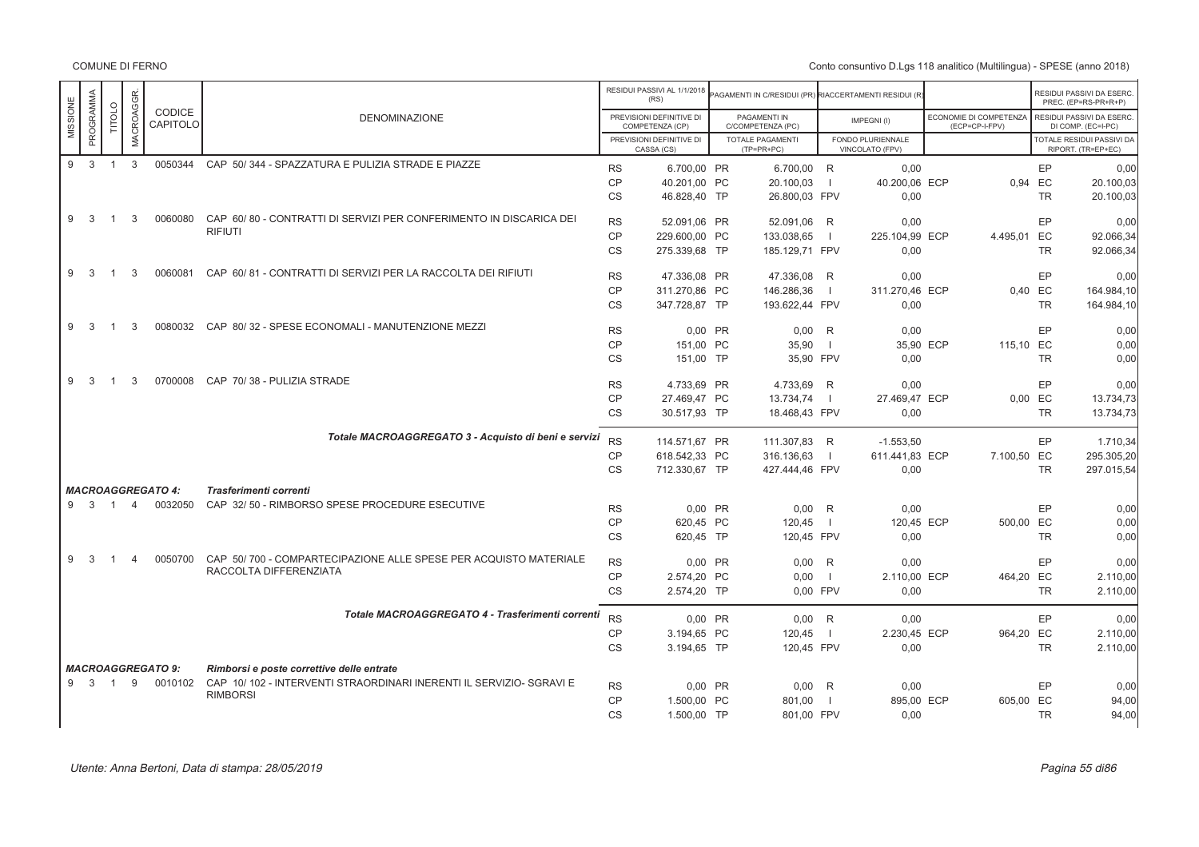| MISSIONE | PROGRAMMA | TITOLO | MACROAGGR. | CODICE CAPITOLO | DENOMINAZIONE | | RESIDUI PASSIVI AL 1/1/2018 (RS) / PREVISIONI DEFINITIVE DI COMPETENZA (CP) / PREVISIONI DEFINITIVE DI CASSA (CS) | | PAGAMENTI IN C/RESIDUI (PR) / PAGAMENTI IN C/COMPETENZA (PC) / TOTALE PAGAMENTI (TP=PR+PC) | | RIACCERTAMENTI RESIDUI (R) / IMPEGNI (I) / FONDO PLURIENNALE VINCOLATO (FPV) | | ECONOMIE DI COMPETENZA (ECP=CP-I-FPV) | | RESIDUI PASSIVI DA ESERC. PREC. (EP=RS-PR+R) / RESIDUI PASSIVI DA ESERC. DI COMP. (EC=I-PC) / TOTALE RESIDUI PASSIVI DA RIPORT. (TR=EP+EC) |
|---|---|---|---|---|---|---|---|---|---|---|---|---|---|---|---|
| 9 | 3 | 1 | 3 | 0050344 | CAP 50/ 344 - SPAZZATURA E PULIZIA STRADE E PIAZZE | RS | 6.700,00 | PR | 6.700,00 | R | 0,00 | | | EP | 0,00 |
| | | | | | | CP | 40.201,00 | PC | 20.100,03 | I | 40.200,06 | ECP | 0,94 | EC | 20.100,03 |
| | | | | | | CS | 46.828,40 | TP | 26.800,03 | FPV | 0,00 | | | TR | 20.100,03 |
| 9 | 3 | 1 | 3 | 0060080 | CAP 60/ 80 - CONTRATTI DI SERVIZI PER CONFERIMENTO IN DISCARICA DEI RIFIUTI | RS | 52.091,06 | PR | 52.091,06 | R | 0,00 | | | EP | 0,00 |
| | | | | | | CP | 229.600,00 | PC | 133.038,65 | I | 225.104,99 | ECP | 4.495,01 | EC | 92.066,34 |
| | | | | | | CS | 275.339,68 | TP | 185.129,71 | FPV | 0,00 | | | TR | 92.066,34 |
| 9 | 3 | 1 | 3 | 0060081 | CAP 60/ 81 - CONTRATTI DI SERVIZI PER LA RACCOLTA DEI RIFIUTI | RS | 47.336,08 | PR | 47.336,08 | R | 0,00 | | | EP | 0,00 |
| | | | | | | CP | 311.270,86 | PC | 146.286,36 | I | 311.270,46 | ECP | 0,40 | EC | 164.984,10 |
| | | | | | | CS | 347.728,87 | TP | 193.622,44 | FPV | 0,00 | | | TR | 164.984,10 |
| 9 | 3 | 1 | 3 | 0080032 | CAP 80/ 32 - SPESE ECONOMALI - MANUTENZIONE MEZZI | RS | 0,00 | PR | 0,00 | R | 0,00 | | | EP | 0,00 |
| | | | | | | CP | 151,00 | PC | 35,90 | I | 35,90 | ECP | 115,10 | EC | 0,00 |
| | | | | | | CS | 151,00 | TP | 35,90 | FPV | 0,00 | | | TR | 0,00 |
| 9 | 3 | 1 | 3 | 0700008 | CAP 70/ 38 - PULIZIA STRADE | RS | 4.733,69 | PR | 4.733,69 | R | 0,00 | | | EP | 0,00 |
| | | | | | | CP | 27.469,47 | PC | 13.734,74 | I | 27.469,47 | ECP | 0,00 | EC | 13.734,73 |
| | | | | | | CS | 30.517,93 | TP | 18.468,43 | FPV | 0,00 | | | TR | 13.734,73 |
| | | | | | *Totale MACROAGGREGATO 3 - Acquisto di beni e servizi* | RS | 114.571,67 | PR | 111.307,83 | R | -1.553,50 | | | EP | 1.710,34 |
| | | | | | | CP | 618.542,33 | PC | 316.136,63 | I | 611.441,83 | ECP | 7.100,50 | EC | 295.305,20 |
| | | | | | | CS | 712.330,67 | TP | 427.444,46 | FPV | 0,00 | | | TR | 297.015,54 |
| ***MACROAGGREGATO 4:*** | | | | | ***Trasferimenti correnti*** | | | | | | | | | | |
| 9 | 3 | 1 | 4 | 0032050 | CAP 32/ 50 - RIMBORSO SPESE PROCEDURE ESECUTIVE | RS | 0,00 | PR | 0,00 | R | 0,00 | | | EP | 0,00 |
| | | | | | | CP | 620,45 | PC | 120,45 | I | 120,45 | ECP | 500,00 | EC | 0,00 |
| | | | | | | CS | 620,45 | TP | 120,45 | FPV | 0,00 | | | TR | 0,00 |
| 9 | 3 | 1 | 4 | 0050700 | CAP 50/ 700 - COMPARTECIPAZIONE ALLE SPESE PER ACQUISTO MATERIALE RACCOLTA DIFFERENZIATA | RS | 0,00 | PR | 0,00 | R | 0,00 | | | EP | 0,00 |
| | | | | | | CP | 2.574,20 | PC | 0,00 | I | 2.110,00 | ECP | 464,20 | EC | 2.110,00 |
| | | | | | | CS | 2.574,20 | TP | 0,00 | FPV | 0,00 | | | TR | 2.110,00 |
| | | | | | *Totale MACROAGGREGATO 4 - Trasferimenti correnti* | RS | 0,00 | PR | 0,00 | R | 0,00 | | | EP | 0,00 |
| | | | | | | CP | 3.194,65 | PC | 120,45 | I | 2.230,45 | ECP | 964,20 | EC | 2.110,00 |
| | | | | | | CS | 3.194,65 | TP | 120,45 | FPV | 0,00 | | | TR | 2.110,00 |
| ***MACROAGGREGATO 9:*** | | | | | ***Rimborsi e poste correttive delle entrate*** | | | | | | | | | | |
| 9 | 3 | 1 | 9 | 0010102 | CAP 10/ 102 - INTERVENTI STRAORDINARI INERENTI IL SERVIZIO- SGRAVI E RIMBORSI | RS | 0,00 | PR | 0,00 | R | 0,00 | | | EP | 0,00 |
| | | | | | | CP | 1.500,00 | PC | 801,00 | I | 895,00 | ECP | 605,00 | EC | 94,00 |
| | | | | | | CS | 1.500,00 | TP | 801,00 | FPV | 0,00 | | | TR | 94,00 |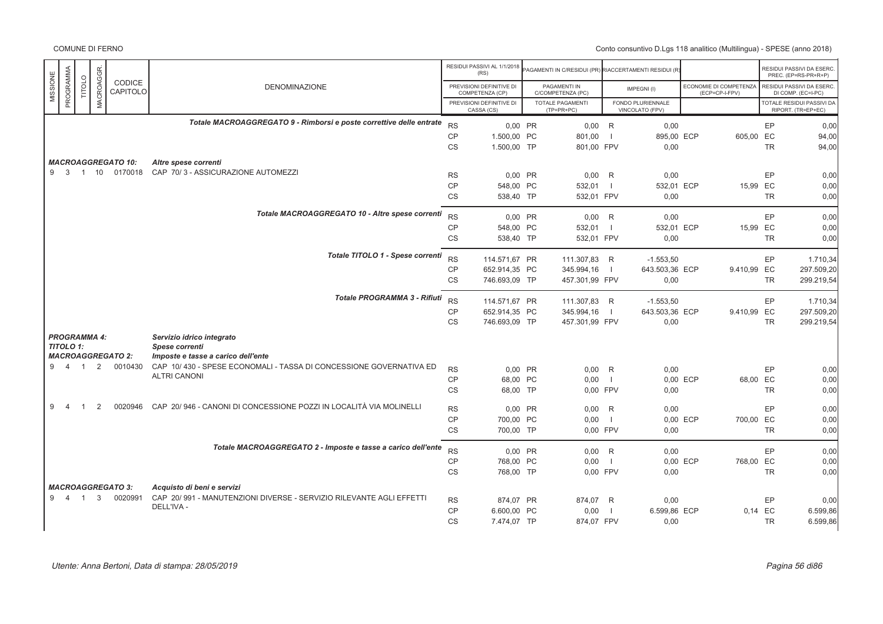| MISSIONE | PROGRAMMA | TITOLO | MACROAGGR. | CODICE CAPITOLO | DENOMINAZIONE | | RESIDUI PASSIVI AL 1/1/2018 (RS) / PREVISIONI DEFINITIVE DI COMPETENZA (CP) / PREVISIONI DEFINITIVE DI CASSA (CS) | | PAGAMENTI IN C/RESIDUI (PR) / PAGAMENTI IN C/COMPETENZA (PC) / TOTALE PAGAMENTI (TP=PR+PC) | | RIACCERTAMENTI RESIDUI (R) / IMPEGNI (I) / FONDO PLURIENNALE VINCOLATO (FPV) | | ECONOMIE DI COMPETENZA (ECP=CP-I-FPV) | | RESIDUI PASSIVI DA ESERC. PREC. (EP=RS-PR+R+P) / RESIDUI PASSIVI DA ESERC. DI COMP. (EC=I-PC) / TOTALE RESIDUI PASSIVI DA RIPORT. (TR=EP+EC) |
|---|---|---|---|---|---|---|---|---|---|---|---|---|---|---|---|
| | | | | | *Totale MACROAGGREGATO 9 - Rimborsi e poste correttive delle entrate* | RS | 0,00 | PR | 0,00 | R | 0,00 | | | EP | 0,00 |
| | | | | | | CP | 1.500,00 | PC | 801,00 | I | 895,00 | ECP | 605,00 | EC | 94,00 |
| | | | | | | CS | 1.500,00 | TP | 801,00 | FPV | 0,00 | | | TR | 94,00 |
| | | | | ***MACROAGGREGATO 10:*** | ***Altre spese correnti*** | | | | | | | | | | |
| 9 | 3 | 1 | 10 | 0170018 | CAP 70/ 3 - ASSICURAZIONE AUTOMEZZI | RS | 0,00 | PR | 0,00 | R | 0,00 | | | EP | 0,00 |
| | | | | | | CP | 548,00 | PC | 532,01 | I | 532,01 | ECP | 15,99 | EC | 0,00 |
| | | | | | | CS | 538,40 | TP | 532,01 | FPV | 0,00 | | | TR | 0,00 |
| | | | | | *Totale MACROAGGREGATO 10 - Altre spese correnti* | RS | 0,00 | PR | 0,00 | R | 0,00 | | | EP | 0,00 |
| | | | | | | CP | 548,00 | PC | 532,01 | I | 532,01 | ECP | 15,99 | EC | 0,00 |
| | | | | | | CS | 538,40 | TP | 532,01 | FPV | 0,00 | | | TR | 0,00 |
| | | | | | *Totale TITOLO 1 - Spese correnti* | RS | 114.571,67 | PR | 111.307,83 | R | -1.553,50 | | | EP | 1.710,34 |
| | | | | | | CP | 652.914,35 | PC | 345.994,16 | I | 643.503,36 | ECP | 9.410,99 | EC | 297.509,20 |
| | | | | | | CS | 746.693,09 | TP | 457.301,99 | FPV | 0,00 | | | TR | 299.219,54 |
| | | | | | *Totale PROGRAMMA 3 - Rifiuti* | RS | 114.571,67 | PR | 111.307,83 | R | -1.553,50 | | | EP | 1.710,34 |
| | | | | | | CP | 652.914,35 | PC | 345.994,16 | I | 643.503,36 | ECP | 9.410,99 | EC | 297.509,20 |
| | | | | | | CS | 746.693,09 | TP | 457.301,99 | FPV | 0,00 | | | TR | 299.219,54 |
| | | | | ***PROGRAMMA 4:*** | ***Servizio idrico integrato*** | | | | | | | | | | |
| | | | | ***TITOLO 1:*** | ***Spese correnti*** | | | | | | | | | | |
| | | | | ***MACROAGGREGATO 2:*** | ***Imposte e tasse a carico dell'ente*** | | | | | | | | | | |
| 9 | 4 | 1 | 2 | 0010430 | CAP 10/ 430 - SPESE ECONOMALI - TASSA DI CONCESSIONE GOVERNATIVA ED ALTRI CANONI | RS | 0,00 | PR | 0,00 | R | 0,00 | | | EP | 0,00 |
| | | | | | | CP | 68,00 | PC | 0,00 | I | 0,00 | ECP | 68,00 | EC | 0,00 |
| | | | | | | CS | 68,00 | TP | 0,00 | FPV | 0,00 | | | TR | 0,00 |
| 9 | 4 | 1 | 2 | 0020946 | CAP 20/ 946 - CANONI DI CONCESSIONE POZZI IN LOCALITÀ VIA MOLINELLI | RS | 0,00 | PR | 0,00 | R | 0,00 | | | EP | 0,00 |
| | | | | | | CP | 700,00 | PC | 0,00 | I | 0,00 | ECP | 700,00 | EC | 0,00 |
| | | | | | | CS | 700,00 | TP | 0,00 | FPV | 0,00 | | | TR | 0,00 |
| | | | | | *Totale MACROAGGREGATO 2 - Imposte e tasse a carico dell'ente* | RS | 0,00 | PR | 0,00 | R | 0,00 | | | EP | 0,00 |
| | | | | | | CP | 768,00 | PC | 0,00 | I | 0,00 | ECP | 768,00 | EC | 0,00 |
| | | | | | | CS | 768,00 | TP | 0,00 | FPV | 0,00 | | | TR | 0,00 |
| | | | | ***MACROAGGREGATO 3:*** | ***Acquisto di beni e servizi*** | | | | | | | | | | |
| 9 | 4 | 1 | 3 | 0020991 | CAP 20/ 991 - MANUTENZIONI DIVERSE - SERVIZIO RILEVANTE AGLI EFFETTI DELL'IVA - | RS | 874,07 | PR | 874,07 | R | 0,00 | | | EP | 0,00 |
| | | | | | | CP | 6.600,00 | PC | 0,00 | I | 6.599,86 | ECP | 0,14 | EC | 6.599,86 |
| | | | | | | CS | 7.474,07 | TP | 874,07 | FPV | 0,00 | | | TR | 6.599,86 |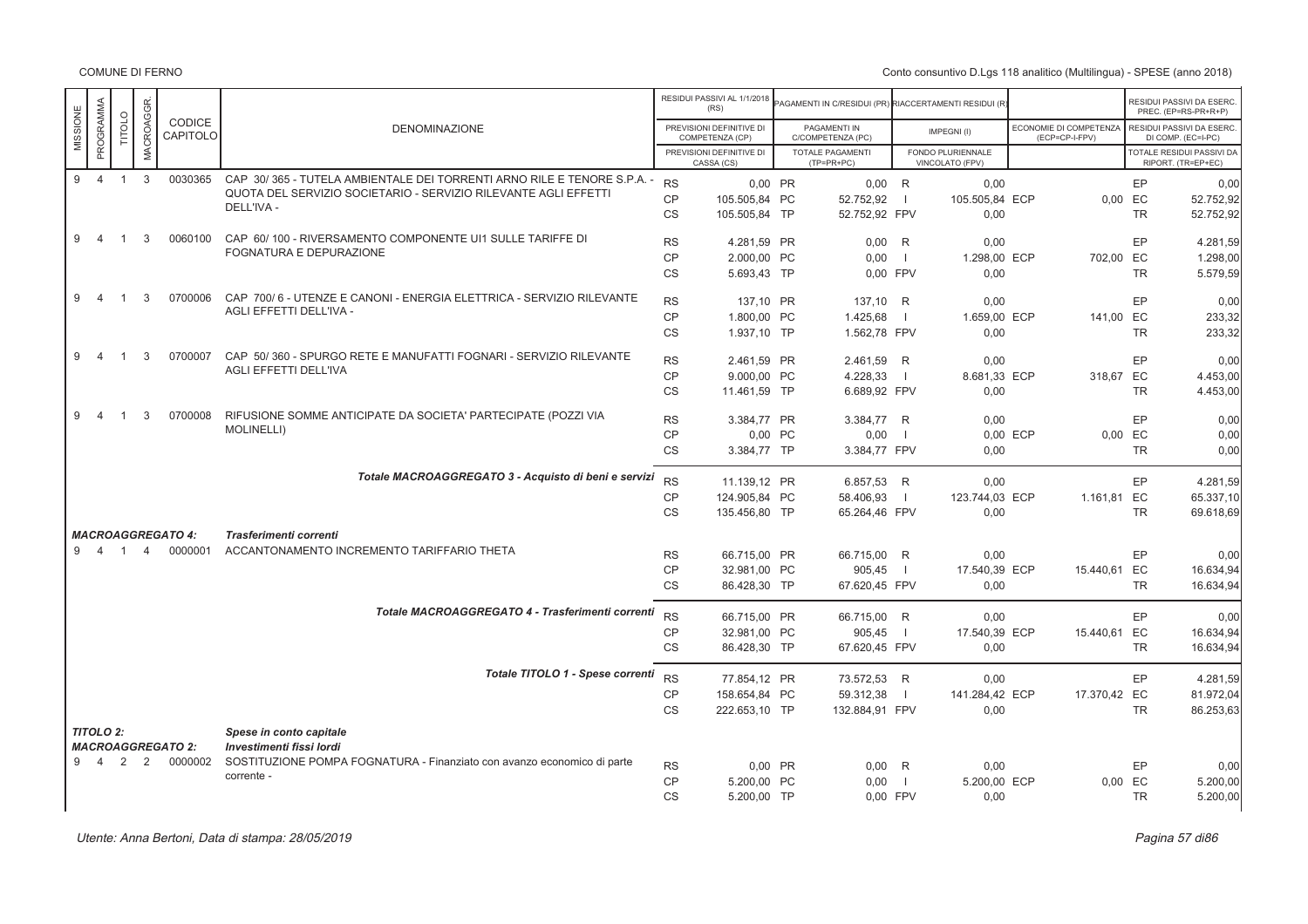| MISSIONE | PROGRAMMA | TITOLO | MACROAGGR. | CODICE CAPITOLO | DENOMINAZIONE | | RESIDUI PASSIVI AL 1/1/2018 (RS) / PREVISIONI DEFINITIVE DI COMPETENZA (CP) / PREVISIONI DEFINITIVE DI CASSA (CS) | | PAGAMENTI IN C/RESIDUI (PR) / PAGAMENTI IN C/COMPETENZA (PC) / TOTALE PAGAMENTI (TP=PR+PC) | | RIACCERTAMENTI RESIDUI (R) / IMPEGNI (I) / FONDO PLURIENNALE VINCOLATO (FPV) | | ECONOMIE DI COMPETENZA (ECP=CP-I-FPV) | | RESIDUI PASSIVI DA ESERC. PREC. (EP=RS-PR+R+P) / RESIDUI PASSIVI DA ESERC. DI COMP. (EC=I-PC) / TOTALE RESIDUI PASSIVI DA RIPORT. (TR=EP+EC) |
|---|---|---|---|---|---|---|---|---|---|---|---|---|---|---|---|
| 9 | 4 | 1 | 3 | 0030365 | CAP 30/ 365 - TUTELA AMBIENTALE DEI TORRENTI ARNO RILE E TENORE S.P.A. - QUOTA DEL SERVIZIO SOCIETARIO - SERVIZIO RILEVANTE AGLI EFFETTI DELL'IVA - | RS | 0,00 | PR | 0,00 | R | 0,00 | | | EP | 0,00 |
| | | | | | | CP | 105.505,84 | PC | 52.752,92 | I | 105.505,84 | ECP | 0,00 | EC | 52.752,92 |
| | | | | | | CS | 105.505,84 | TP | 52.752,92 | FPV | 0,00 | | | TR | 52.752,92 |
| 9 | 4 | 1 | 3 | 0060100 | CAP 60/ 100 - RIVERSAMENTO COMPONENTE UI1 SULLE TARIFFE DI FOGNATURA E DEPURAZIONE | RS | 4.281,59 | PR | 0,00 | R | 0,00 | | | EP | 4.281,59 |
| | | | | | | CP | 2.000,00 | PC | 0,00 | I | 1.298,00 | ECP | 702,00 | EC | 1.298,00 |
| | | | | | | CS | 5.693,43 | TP | 0,00 | FPV | 0,00 | | | TR | 5.579,59 |
| 9 | 4 | 1 | 3 | 0700006 | CAP 700/ 6 - UTENZE E CANONI - ENERGIA ELETTRICA - SERVIZIO RILEVANTE AGLI EFFETTI DELL'IVA - | RS | 137,10 | PR | 137,10 | R | 0,00 | | | EP | 0,00 |
| | | | | | | CP | 1.800,00 | PC | 1.425,68 | I | 1.659,00 | ECP | 141,00 | EC | 233,32 |
| | | | | | | CS | 1.937,10 | TP | 1.562,78 | FPV | 0,00 | | | TR | 233,32 |
| 9 | 4 | 1 | 3 | 0700007 | CAP 50/ 360 - SPURGO RETE E MANUFATTI FOGNARI - SERVIZIO RILEVANTE AGLI EFFETTI DELL'IVA | RS | 2.461,59 | PR | 2.461,59 | R | 0,00 | | | EP | 0,00 |
| | | | | | | CP | 9.000,00 | PC | 4.228,33 | I | 8.681,33 | ECP | 318,67 | EC | 4.453,00 |
| | | | | | | CS | 11.461,59 | TP | 6.689,92 | FPV | 0,00 | | | TR | 4.453,00 |
| 9 | 4 | 1 | 3 | 0700008 | RIFUSIONE SOMME ANTICIPATE DA SOCIETA' PARTECIPATE (POZZI VIA MOLINELLI) | RS | 3.384,77 | PR | 3.384,77 | R | 0,00 | | | EP | 0,00 |
| | | | | | | CP | 0,00 | PC | 0,00 | I | 0,00 | ECP | 0,00 | EC | 0,00 |
| | | | | | | CS | 3.384,77 | TP | 3.384,77 | FPV | 0,00 | | | TR | 0,00 |
| | | | | | *Totale MACROAGGREGATO 3 - Acquisto di beni e servizi* | RS | 11.139,12 | PR | 6.857,53 | R | 0,00 | | | EP | 4.281,59 |
| | | | | | | CP | 124.905,84 | PC | 58.406,93 | I | 123.744,03 | ECP | 1.161,81 | EC | 65.337,10 |
| | | | | | | CS | 135.456,80 | TP | 65.264,46 | FPV | 0,00 | | | TR | 69.618,69 |
| *MACROAGGREGATO 4:* | | | | | *Trasferimenti correnti* | | | | | | | | | | |
| 9 | 4 | 1 | 4 | 0000001 | ACCANTONAMENTO INCREMENTO TARIFFARIO THETA | RS | 66.715,00 | PR | 66.715,00 | R | 0,00 | | | EP | 0,00 |
| | | | | | | CP | 32.981,00 | PC | 905,45 | I | 17.540,39 | ECP | 15.440,61 | EC | 16.634,94 |
| | | | | | | CS | 86.428,30 | TP | 67.620,45 | FPV | 0,00 | | | TR | 16.634,94 |
| | | | | | *Totale MACROAGGREGATO 4 - Trasferimenti correnti* | RS | 66.715,00 | PR | 66.715,00 | R | 0,00 | | | EP | 0,00 |
| | | | | | | CP | 32.981,00 | PC | 905,45 | I | 17.540,39 | ECP | 15.440,61 | EC | 16.634,94 |
| | | | | | | CS | 86.428,30 | TP | 67.620,45 | FPV | 0,00 | | | TR | 16.634,94 |
| | | | | | *Totale TITOLO 1 - Spese correnti* | RS | 77.854,12 | PR | 73.572,53 | R | 0,00 | | | EP | 4.281,59 |
| | | | | | | CP | 158.654,84 | PC | 59.312,38 | I | 141.284,42 | ECP | 17.370,42 | EC | 81.972,04 |
| | | | | | | CS | 222.653,10 | TP | 132.884,91 | FPV | 0,00 | | | TR | 86.253,63 |
| *TITOLO 2:* | | | | | *Spese in conto capitale* | | | | | | | | | | |
| *MACROAGGREGATO 2:* | | | | | *Investimenti fissi lordi* | | | | | | | | | | |
| 9 | 4 | 2 | 2 | 0000002 | SOSTITUZIONE POMPA FOGNATURA - Finanziato con avanzo economico di parte corrente - | RS | 0,00 | PR | 0,00 | R | 0,00 | | | EP | 0,00 |
| | | | | | | CP | 5.200,00 | PC | 0,00 | I | 5.200,00 | ECP | 0,00 | EC | 5.200,00 |
| | | | | | | CS | 5.200,00 | TP | 0,00 | FPV | 0,00 | | | TR | 5.200,00 |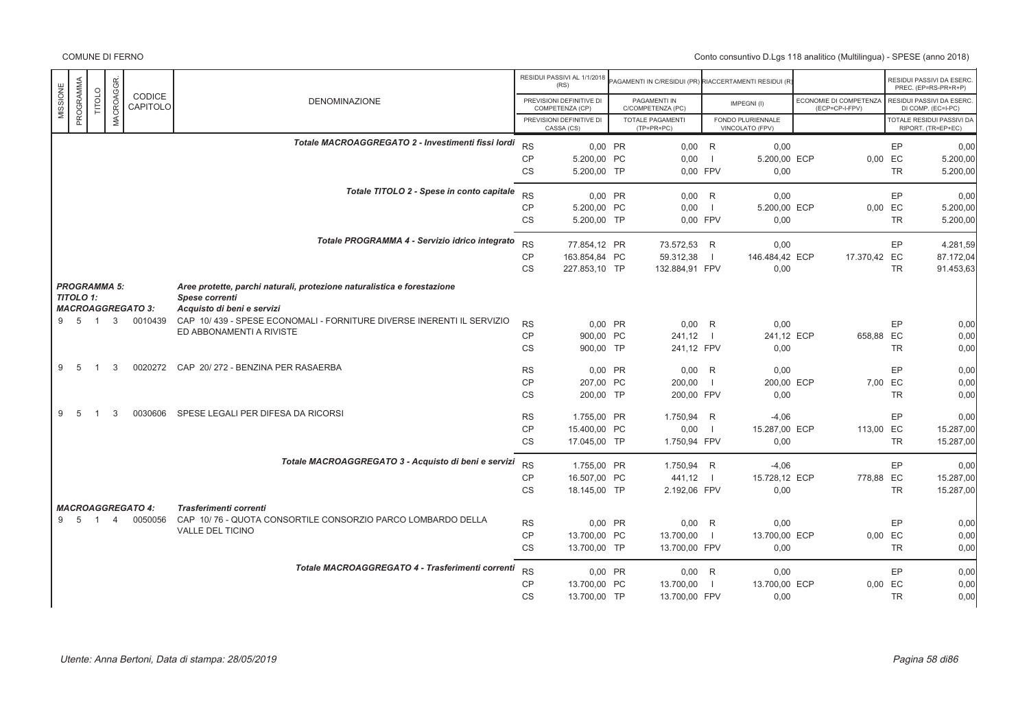| MISSIONE | PROGRAMMA | TITOLO | MACROAGGR. | CODICE CAPITOLO | DENOMINAZIONE | | RESIDUI PASSIVI AL 1/1/2018 (RS) / PREVISIONI DEFINITIVE DI COMPETENZA (CP) / PREVISIONI DEFINITIVE DI CASSA (CS) | | PAGAMENTI IN C/RESIDUI (PR) / PAGAMENTI IN C/COMPETENZA (PC) / TOTALE PAGAMENTI (TP=PR+PC) | | RIACCERTAMENTI RESIDUI (R) / IMPEGNI (I) / FONDO PLURIENNALE VINCOLATO (FPV) | | ECONOMIE DI COMPETENZA (ECP=CP-I-FPV) | | RESIDUI PASSIVI DA ESERC. PREC. (EP=RS-PR+R+P) / RESIDUI PASSIVI DA ESERC. DI COMP. (EC=I-PC) / TOTALE RESIDUI PASSIVI DA RIPORT. (TR=EP+EC) |
|---|---|---|---|---|---|---|---|---|---|---|---|---|---|---|---|
| | | | | | *Totale MACROAGGREGATO 2 - Investimenti fissi lordi* | RS | 0,00 | PR | 0,00 | R | 0,00 | | | EP | 0,00 |
| | | | | | | CP | 5.200,00 | PC | 0,00 | I | 5.200,00 | ECP | 0,00 | EC | 5.200,00 |
| | | | | | | CS | 5.200,00 | TP | 0,00 | FPV | 0,00 | | | TR | 5.200,00 |
| | | | | | *Totale TITOLO 2 - Spese in conto capitale* | RS | 0,00 | PR | 0,00 | R | 0,00 | | | EP | 0,00 |
| | | | | | | CP | 5.200,00 | PC | 0,00 | I | 5.200,00 | ECP | 0,00 | EC | 5.200,00 |
| | | | | | | CS | 5.200,00 | TP | 0,00 | FPV | 0,00 | | | TR | 5.200,00 |
| | | | | | *Totale PROGRAMMA 4 - Servizio idrico integrato* | RS | 77.854,12 | PR | 73.572,53 | R | 0,00 | | | EP | 4.281,59 |
| | | | | | | CP | 163.854,84 | PC | 59.312,38 | I | 146.484,42 | ECP | 17.370,42 | EC | 87.172,04 |
| | | | | | | CS | 227.853,10 | TP | 132.884,91 | FPV | 0,00 | | | TR | 91.453,63 |
| ***PROGRAMMA 5:*** | | | | | ***Aree protette, parchi naturali, protezione naturalistica e forestazione*** | | | | | | | | | | |
| ***TITOLO 1:*** | | | | | ***Spese correnti*** | | | | | | | | | | |
| ***MACROAGGREGATO 3:*** | | | | | ***Acquisto di beni e servizi*** | | | | | | | | | | |
| 9 | 5 | 1 | 3 | 0010439 | CAP 10/ 439 - SPESE ECONOMALI - FORNITURE DIVERSE INERENTI IL SERVIZIO ED ABBONAMENTI A RIVISTE | RS | 0,00 | PR | 0,00 | R | 0,00 | | | EP | 0,00 |
| | | | | | | CP | 900,00 | PC | 241,12 | I | 241,12 | ECP | 658,88 | EC | 0,00 |
| | | | | | | CS | 900,00 | TP | 241,12 | FPV | 0,00 | | | TR | 0,00 |
| 9 | 5 | 1 | 3 | 0020272 | CAP 20/ 272 - BENZINA PER RASAERBA | RS | 0,00 | PR | 0,00 | R | 0,00 | | | EP | 0,00 |
| | | | | | | CP | 207,00 | PC | 200,00 | I | 200,00 | ECP | 7,00 | EC | 0,00 |
| | | | | | | CS | 200,00 | TP | 200,00 | FPV | 0,00 | | | TR | 0,00 |
| 9 | 5 | 1 | 3 | 0030606 | SPESE LEGALI PER DIFESA DA RICORSI | RS | 1.755,00 | PR | 1.750,94 | R | -4,06 | | | EP | 0,00 |
| | | | | | | CP | 15.400,00 | PC | 0,00 | I | 15.287,00 | ECP | 113,00 | EC | 15.287,00 |
| | | | | | | CS | 17.045,00 | TP | 1.750,94 | FPV | 0,00 | | | TR | 15.287,00 |
| | | | | | *Totale MACROAGGREGATO 3 - Acquisto di beni e servizi* | RS | 1.755,00 | PR | 1.750,94 | R | -4,06 | | | EP | 0,00 |
| | | | | | | CP | 16.507,00 | PC | 441,12 | I | 15.728,12 | ECP | 778,88 | EC | 15.287,00 |
| | | | | | | CS | 18.145,00 | TP | 2.192,06 | FPV | 0,00 | | | TR | 15.287,00 |
| ***MACROAGGREGATO 4:*** | | | | | ***Trasferimenti correnti*** | | | | | | | | | | |
| 9 | 5 | 1 | 4 | 0050056 | CAP 10/ 76 - QUOTA CONSORTILE CONSORZIO PARCO LOMBARDO DELLA VALLE DEL TICINO | RS | 0,00 | PR | 0,00 | R | 0,00 | | | EP | 0,00 |
| | | | | | | CP | 13.700,00 | PC | 13.700,00 | I | 13.700,00 | ECP | 0,00 | EC | 0,00 |
| | | | | | | CS | 13.700,00 | TP | 13.700,00 | FPV | 0,00 | | | TR | 0,00 |
| | | | | | *Totale MACROAGGREGATO 4 - Trasferimenti correnti* | RS | 0,00 | PR | 0,00 | R | 0,00 | | | EP | 0,00 |
| | | | | | | CP | 13.700,00 | PC | 13.700,00 | I | 13.700,00 | ECP | 0,00 | EC | 0,00 |
| | | | | | | CS | 13.700,00 | TP | 13.700,00 | FPV | 0,00 | | | TR | 0,00 |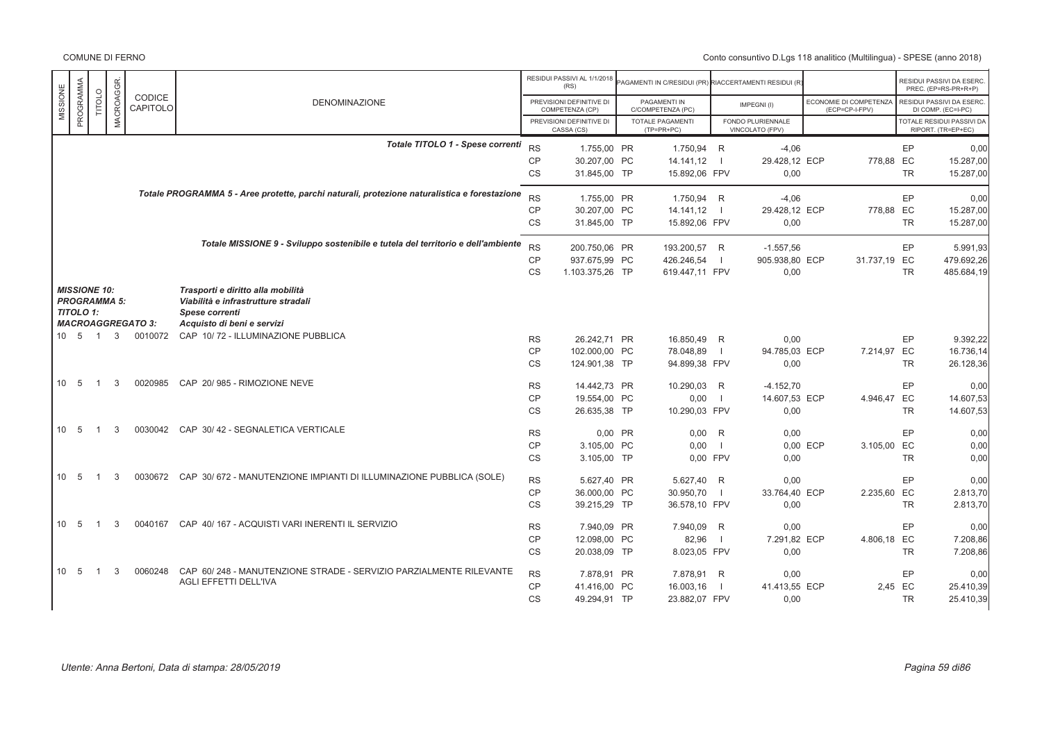| MISSIONE | PROGRAMMA | TITOLO | MACROAGGR. | CODICE CAPITOLO | DENOMINAZIONE | | RESIDUI PASSIVI AL 1/1/2018 (RS) / PREVISIONI DEFINITIVE DI COMPETENZA (CP) / PREVISIONI DEFINITIVE DI CASSA (CS) | | PAGAMENTI IN C/RESIDUI (PR) / PAGAMENTI IN C/COMPETENZA (PC) / TOTALE PAGAMENTI (TP=PR+PC) | | RIACCERTAMENTI RESIDUI (R) / IMPEGNI (I) / FONDO PLURIENNALE VINCOLATO (FPV) | | ECONOMIE DI COMPETENZA (ECP=CP-I-FPV) | | RESIDUI PASSIVI DA ESERC. PREC. (EP=RS-PR+R+P) / RESIDUI PASSIVI DA ESERC. DI COMP. (EC=I-PC) / TOTALE RESIDUI PASSIVI DA RIPORT. (TR=EP+EC) |
|---|---|---|---|---|---|---|---|---|---|---|---|---|---|---|---|
| | | | | | ***Totale TITOLO 1 - Spese correnti*** | RS | 1.755,00 | PR | 1.750,94 | R | -4,06 | | | EP | 0,00 |
| | | | | | | CP | 30.207,00 | PC | 14.141,12 | I | 29.428,12 | ECP | 778,88 | EC | 15.287,00 |
| | | | | | | CS | 31.845,00 | TP | 15.892,06 | FPV | 0,00 | | | TR | 15.287,00 |
| | | | | | ***Totale PROGRAMMA 5 - Aree protette, parchi naturali, protezione naturalistica e forestazione*** | RS | 1.755,00 | PR | 1.750,94 | R | -4,06 | | | EP | 0,00 |
| | | | | | | CP | 30.207,00 | PC | 14.141,12 | I | 29.428,12 | ECP | 778,88 | EC | 15.287,00 |
| | | | | | | CS | 31.845,00 | TP | 15.892,06 | FPV | 0,00 | | | TR | 15.287,00 |
| | | | | | ***Totale MISSIONE 9 - Sviluppo sostenibile e tutela del territorio e dell'ambiente*** | RS | 200.750,06 | PR | 193.200,57 | R | -1.557,56 | | | EP | 5.991,93 |
| | | | | | | CP | 937.675,99 | PC | 426.246,54 | I | 905.938,80 | ECP | 31.737,19 | EC | 479.692,26 |
| | | | | | | CS | 1.103.375,26 | TP | 619.447,11 | FPV | 0,00 | | | TR | 485.684,19 |
| ***MISSIONE 10:*** | | | | | ***Trasporti e diritto alla mobilità*** | | | | | | | | | | |
| ***PROGRAMMA 5:*** | | | | | ***Viabilità e infrastrutture stradali*** | | | | | | | | | | |
| ***TITOLO 1:*** | | | | | ***Spese correnti*** | | | | | | | | | | |
| ***MACROAGGREGATO 3:*** | | | | | ***Acquisto di beni e servizi*** | | | | | | | | | | |
| 10 | 5 | 1 | 3 | 0010072 | CAP 10/ 72 - ILLUMINAZIONE PUBBLICA | RS | 26.242,71 | PR | 16.850,49 | R | 0,00 | | | EP | 9.392,22 |
| | | | | | | CP | 102.000,00 | PC | 78.048,89 | I | 94.785,03 | ECP | 7.214,97 | EC | 16.736,14 |
| | | | | | | CS | 124.901,38 | TP | 94.899,38 | FPV | 0,00 | | | TR | 26.128,36 |
| 10 | 5 | 1 | 3 | 0020985 | CAP 20/ 985 - RIMOZIONE NEVE | RS | 14.442,73 | PR | 10.290,03 | R | -4.152,70 | | | EP | 0,00 |
| | | | | | | CP | 19.554,00 | PC | 0,00 | I | 14.607,53 | ECP | 4.946,47 | EC | 14.607,53 |
| | | | | | | CS | 26.635,38 | TP | 10.290,03 | FPV | 0,00 | | | TR | 14.607,53 |
| 10 | 5 | 1 | 3 | 0030042 | CAP 30/ 42 - SEGNALETICA VERTICALE | RS | 0,00 | PR | 0,00 | R | 0,00 | | | EP | 0,00 |
| | | | | | | CP | 3.105,00 | PC | 0,00 | I | 0,00 | ECP | 3.105,00 | EC | 0,00 |
| | | | | | | CS | 3.105,00 | TP | 0,00 | FPV | 0,00 | | | TR | 0,00 |
| 10 | 5 | 1 | 3 | 0030672 | CAP 30/ 672 - MANUTENZIONE IMPIANTI DI ILLUMINAZIONE PUBBLICA (SOLE) | RS | 5.627,40 | PR | 5.627,40 | R | 0,00 | | | EP | 0,00 |
| | | | | | | CP | 36.000,00 | PC | 30.950,70 | I | 33.764,40 | ECP | 2.235,60 | EC | 2.813,70 |
| | | | | | | CS | 39.215,29 | TP | 36.578,10 | FPV | 0,00 | | | TR | 2.813,70 |
| 10 | 5 | 1 | 3 | 0040167 | CAP 40/ 167 - ACQUISTI VARI INERENTI IL SERVIZIO | RS | 7.940,09 | PR | 7.940,09 | R | 0,00 | | | EP | 0,00 |
| | | | | | | CP | 12.098,00 | PC | 82,96 | I | 7.291,82 | ECP | 4.806,18 | EC | 7.208,86 |
| | | | | | | CS | 20.038,09 | TP | 8.023,05 | FPV | 0,00 | | | TR | 7.208,86 |
| 10 | 5 | 1 | 3 | 0060248 | CAP 60/ 248 - MANUTENZIONE STRADE - SERVIZIO PARZIALMENTE RILEVANTE AGLI EFFETTI DELL'IVA | RS | 7.878,91 | PR | 7.878,91 | R | 0,00 | | | EP | 0,00 |
| | | | | | | CP | 41.416,00 | PC | 16.003,16 | I | 41.413,55 | ECP | 2,45 | EC | 25.410,39 |
| | | | | | | CS | 49.294,91 | TP | 23.882,07 | FPV | 0,00 | | | TR | 25.410,39 |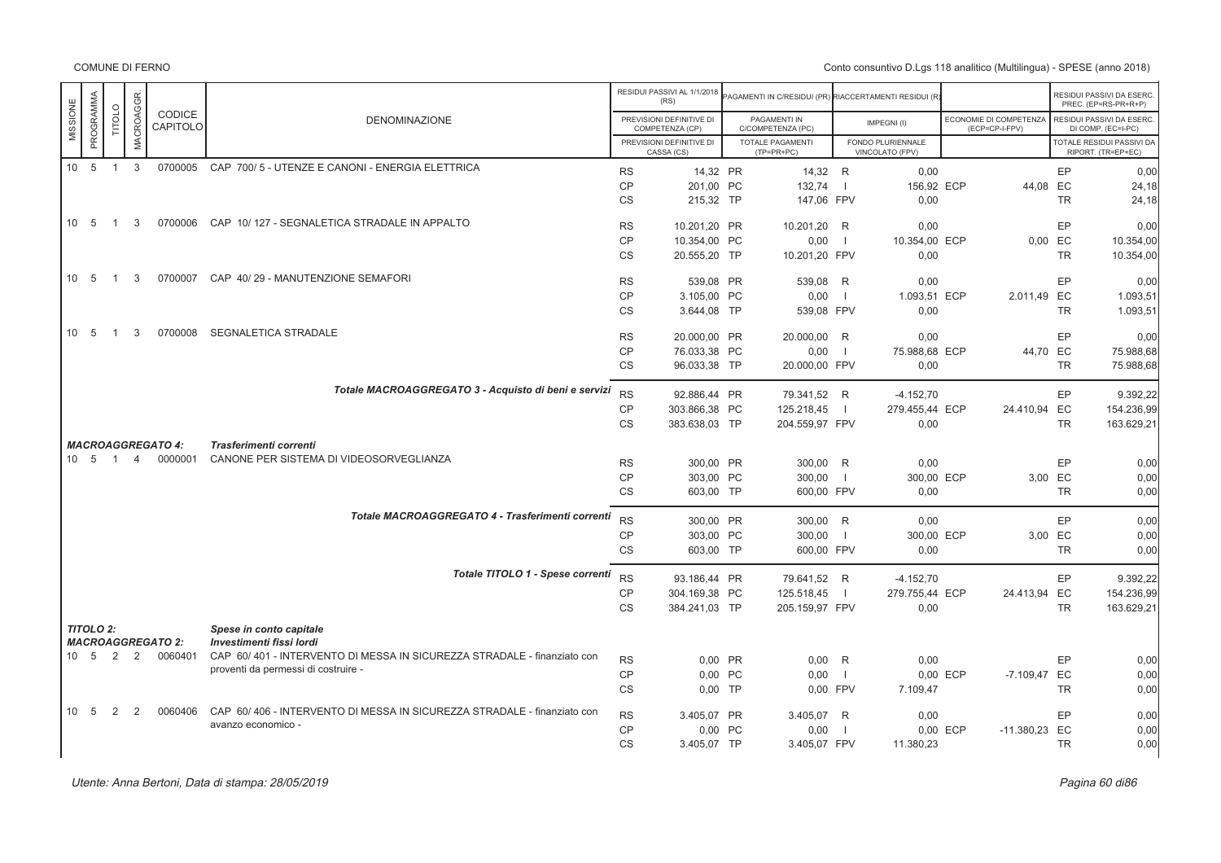| MISSIONE | PROGRAMMA | TITOLO | MACROAGGR. | CODICE CAPITOLO | DENOMINAZIONE | | RESIDUI PASSIVI AL 1/1/2018 (RS) / PREVISIONI DEFINITIVE DI COMPETENZA (CP) / PREVISIONI DEFINITIVE DI CASSA (CS) | | PAGAMENTI IN C/RESIDUI (PR) / PAGAMENTI IN C/COMPETENZA (PC) / TOTALE PAGAMENTI (TP=PR+PC) | | RIACCERTAMENTI RESIDUI (R) / IMPEGNI (I) / FONDO PLURIENNALE VINCOLATO (FPV) | | ECONOMIE DI COMPETENZA (ECP=CP-I-FPV) | | RESIDUI PASSIVI DA ESERC. PREC. (EP=RS-PR+R+P) / RESIDUI PASSIVI DA ESERC. DI COMP. (EC=I-PC) / TOTALE RESIDUI PASSIVI DA RIPORT. (TR=EP+EC) |
|---|---|---|---|---|---|---|---|---|---|---|---|---|---|---|---|
| 10 | 5 | 1 | 3 | 0700005 | CAP 700/ 5 - UTENZE E CANONI - ENERGIA ELETTRICA | RS | 14,32 | PR | 14,32 | R | 0,00 | | | EP | 0,00 |
| | | | | | | CP | 201,00 | PC | 132,74 | I | 156,92 | ECP | 44,08 | EC | 24,18 |
| | | | | | | CS | 215,32 | TP | 147,06 | FPV | 0,00 | | | TR | 24,18 |
| 10 | 5 | 1 | 3 | 0700006 | CAP 10/ 127 - SEGNALETICA STRADALE IN APPALTO | RS | 10.201,20 | PR | 10.201,20 | R | 0,00 | | | EP | 0,00 |
| | | | | | | CP | 10.354,00 | PC | 0,00 | I | 10.354,00 | ECP | 0,00 | EC | 10.354,00 |
| | | | | | | CS | 20.555,20 | TP | 10.201,20 | FPV | 0,00 | | | TR | 10.354,00 |
| 10 | 5 | 1 | 3 | 0700007 | CAP 40/ 29 - MANUTENZIONE SEMAFORI | RS | 539,08 | PR | 539,08 | R | 0,00 | | | EP | 0,00 |
| | | | | | | CP | 3.105,00 | PC | 0,00 | I | 1.093,51 | ECP | 2.011,49 | EC | 1.093,51 |
| | | | | | | CS | 3.644,08 | TP | 539,08 | FPV | 0,00 | | | TR | 1.093,51 |
| 10 | 5 | 1 | 3 | 0700008 | SEGNALETICA STRADALE | RS | 20.000,00 | PR | 20.000,00 | R | 0,00 | | | EP | 0,00 |
| | | | | | | CP | 76.033,38 | PC | 0,00 | I | 75.988,68 | ECP | 44,70 | EC | 75.988,68 |
| | | | | | | CS | 96.033,38 | TP | 20.000,00 | FPV | 0,00 | | | TR | 75.988,68 |
| | | | | | *Totale MACROAGGREGATO 3 - Acquisto di beni e servizi* | RS | 92.886,44 | PR | 79.341,52 | R | -4.152,70 | | | EP | 9.392,22 |
| | | | | | | CP | 303.866,38 | PC | 125.218,45 | I | 279.455,44 | ECP | 24.410,94 | EC | 154.236,99 |
| | | | | | | CS | 383.638,03 | TP | 204.559,97 | FPV | 0,00 | | | TR | 163.629,21 |
| *MACROAGGREGATO 4:* | | | | | *Trasferimenti correnti* | | | | | | | | | | |
| 10 | 5 | 1 | 4 | 0000001 | CANONE PER SISTEMA DI VIDEOSORVEGLIANZA | RS | 300,00 | PR | 300,00 | R | 0,00 | | | EP | 0,00 |
| | | | | | | CP | 303,00 | PC | 300,00 | I | 300,00 | ECP | 3,00 | EC | 0,00 |
| | | | | | | CS | 603,00 | TP | 600,00 | FPV | 0,00 | | | TR | 0,00 |
| | | | | | *Totale MACROAGGREGATO 4 - Trasferimenti correnti* | RS | 300,00 | PR | 300,00 | R | 0,00 | | | EP | 0,00 |
| | | | | | | CP | 303,00 | PC | 300,00 | I | 300,00 | ECP | 3,00 | EC | 0,00 |
| | | | | | | CS | 603,00 | TP | 600,00 | FPV | 0,00 | | | TR | 0,00 |
| | | | | | *Totale TITOLO 1 - Spese correnti* | RS | 93.186,44 | PR | 79.641,52 | R | -4.152,70 | | | EP | 9.392,22 |
| | | | | | | CP | 304.169,38 | PC | 125.518,45 | I | 279.755,44 | ECP | 24.413,94 | EC | 154.236,99 |
| | | | | | | CS | 384.241,03 | TP | 205.159,97 | FPV | 0,00 | | | TR | 163.629,21 |
| *TITOLO 2:* | | | | | *Spese in conto capitale* | | | | | | | | | | |
| *MACROAGGREGATO 2:* | | | | | *Investimenti fissi lordi* | | | | | | | | | | |
| 10 | 5 | 2 | 2 | 0060401 | CAP 60/ 401 - INTERVENTO DI MESSA IN SICUREZZA STRADALE - finanziato con proventi da permessi di costruire - | RS | 0,00 | PR | 0,00 | R | 0,00 | | | EP | 0,00 |
| | | | | | | CP | 0,00 | PC | 0,00 | I | 0,00 | ECP | -7.109,47 | EC | 0,00 |
| | | | | | | CS | 0,00 | TP | 0,00 | FPV | 7.109,47 | | | TR | 0,00 |
| 10 | 5 | 2 | 2 | 0060406 | CAP 60/ 406 - INTERVENTO DI MESSA IN SICUREZZA STRADALE - finanziato con avanzo economico - | RS | 3.405,07 | PR | 3.405,07 | R | 0,00 | | | EP | 0,00 |
| | | | | | | CP | 0,00 | PC | 0,00 | I | 0,00 | ECP | -11.380,23 | EC | 0,00 |
| | | | | | | CS | 3.405,07 | TP | 3.405,07 | FPV | 11.380,23 | | | TR | 0,00 |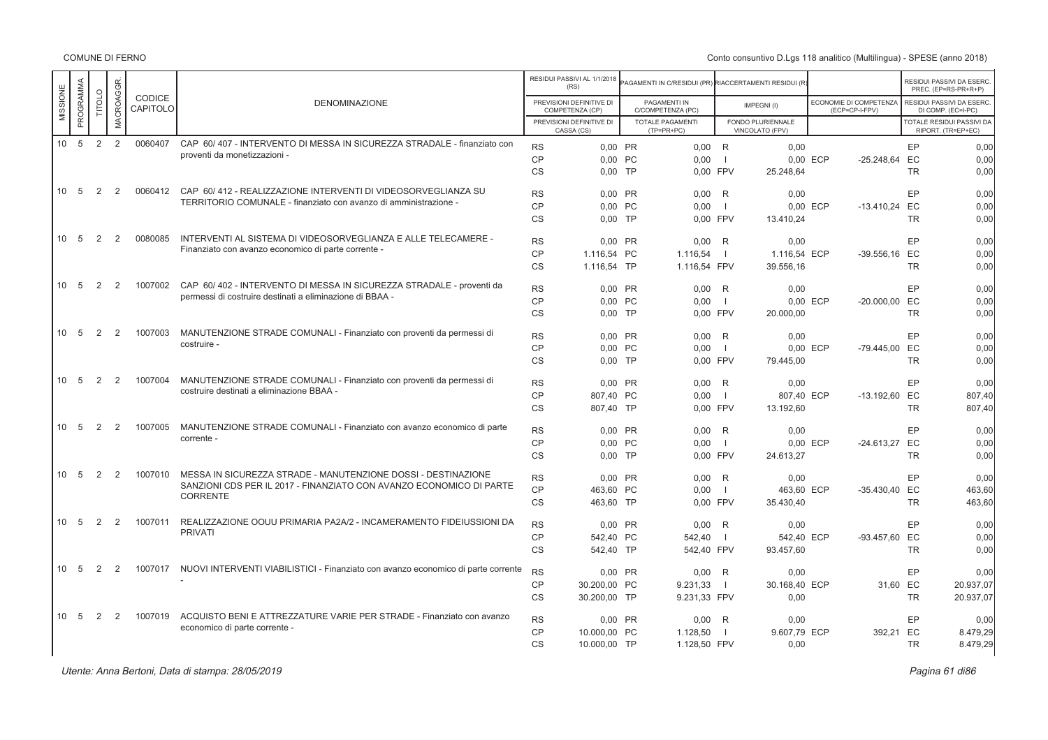COMUNE DI FERNO

Conto consuntivo D.Lgs 118 analitico (Multilingua) - SPESE (anno 2018)

| MISSIONE | PROGRAMMA | TITOLO | MACROAGGR. | CODICE CAPITOLO | DENOMINAZIONE | | RESIDUI PASSIVI AL 1/1/2018 (RS) / PREVISIONI DEFINITIVE DI COMPETENZA (CP) / PREVISIONI DEFINITIVE DI CASSA (CS) | | PAGAMENTI IN C/RESIDUI (PR) / PAGAMENTI IN C/COMPETENZA (PC) / TOTALE PAGAMENTI (TP=PR+PC) | | RIACCERTAMENTI RESIDUI (R) / IMPEGNI (I) / FONDO PLURIENNALE VINCOLATO (FPV) | | ECONOMIE DI COMPETENZA (ECP=CP-I-FPV) | | RESIDUI PASSIVI DA ESERC. PREC. (EP=RS-PR+R) / RESIDUI PASSIVI DA ESERC. DI COMP. (EC=I-PC) / TOTALE RESIDUI PASSIVI DA RIPORT. (TR=EP+EC) |
|---|---|---|---|---|---|---|---|---|---|---|---|---|---|---|---|
| 10 | 5 | 2 | 2 | 0060407 | CAP 60/ 407 - INTERVENTO DI MESSA IN SICUREZZA STRADALE - finanziato con proventi da monetizzazioni - | RS | 0,00 | PR | 0,00 | R | 0,00 | | | EP | 0,00 |
| | | | | | | CP | 0,00 | PC | 0,00 | I | 0,00 | ECP | -25.248,64 | EC | 0,00 |
| | | | | | | CS | 0,00 | TP | 0,00 | FPV | 25.248,64 | | | TR | 0,00 |
| 10 | 5 | 2 | 2 | 0060412 | CAP 60/ 412 - REALIZZAZIONE INTERVENTI DI VIDEOSORVEGLIANZA SU TERRITORIO COMUNALE - finanziato con avanzo di amministrazione - | RS | 0,00 | PR | 0,00 | R | 0,00 | | | EP | 0,00 |
| | | | | | | CP | 0,00 | PC | 0,00 | I | 0,00 | ECP | -13.410,24 | EC | 0,00 |
| | | | | | | CS | 0,00 | TP | 0,00 | FPV | 13.410,24 | | | TR | 0,00 |
| 10 | 5 | 2 | 2 | 0080085 | INTERVENTI AL SISTEMA DI VIDEOSORVEGLIANZA E ALLE TELECAMERE - Finanziato con avanzo economico di parte corrente - | RS | 0,00 | PR | 0,00 | R | 0,00 | | | EP | 0,00 |
| | | | | | | CP | 1.116,54 | PC | 1.116,54 | I | 1.116,54 | ECP | -39.556,16 | EC | 0,00 |
| | | | | | | CS | 1.116,54 | TP | 1.116,54 | FPV | 39.556,16 | | | TR | 0,00 |
| 10 | 5 | 2 | 2 | 1007002 | CAP 60/ 402 - INTERVENTO DI MESSA IN SICUREZZA STRADALE - proventi da permessi di costruire destinati a eliminazione di BBAA - | RS | 0,00 | PR | 0,00 | R | 0,00 | | | EP | 0,00 |
| | | | | | | CP | 0,00 | PC | 0,00 | I | 0,00 | ECP | -20.000,00 | EC | 0,00 |
| | | | | | | CS | 0,00 | TP | 0,00 | FPV | 20.000,00 | | | TR | 0,00 |
| 10 | 5 | 2 | 2 | 1007003 | MANUTENZIONE STRADE COMUNALI - Finanziato con proventi da permessi di costruire - | RS | 0,00 | PR | 0,00 | R | 0,00 | | | EP | 0,00 |
| | | | | | | CP | 0,00 | PC | 0,00 | I | 0,00 | ECP | -79.445,00 | EC | 0,00 |
| | | | | | | CS | 0,00 | TP | 0,00 | FPV | 79.445,00 | | | TR | 0,00 |
| 10 | 5 | 2 | 2 | 1007004 | MANUTENZIONE STRADE COMUNALI - Finanziato con proventi da permessi di costruire destinati a eliminazione BBAA - | RS | 0,00 | PR | 0,00 | R | 0,00 | | | EP | 0,00 |
| | | | | | | CP | 807,40 | PC | 0,00 | I | 807,40 | ECP | -13.192,60 | EC | 807,40 |
| | | | | | | CS | 807,40 | TP | 0,00 | FPV | 13.192,60 | | | TR | 807,40 |
| 10 | 5 | 2 | 2 | 1007005 | MANUTENZIONE STRADE COMUNALI - Finanziato con avanzo economico di parte corrente - | RS | 0,00 | PR | 0,00 | R | 0,00 | | | EP | 0,00 |
| | | | | | | CP | 0,00 | PC | 0,00 | I | 0,00 | ECP | -24.613,27 | EC | 0,00 |
| | | | | | | CS | 0,00 | TP | 0,00 | FPV | 24.613,27 | | | TR | 0,00 |
| 10 | 5 | 2 | 2 | 1007010 | MESSA IN SICUREZZA STRADE - MANUTENZIONE DOSSI - DESTINAZIONE SANZIONI CDS PER IL 2017 - FINANZIATO CON AVANZO ECONOMICO DI PARTE CORRENTE | RS | 0,00 | PR | 0,00 | R | 0,00 | | | EP | 0,00 |
| | | | | | | CP | 463,60 | PC | 0,00 | I | 463,60 | ECP | -35.430,40 | EC | 463,60 |
| | | | | | | CS | 463,60 | TP | 0,00 | FPV | 35.430,40 | | | TR | 463,60 |
| 10 | 5 | 2 | 2 | 1007011 | REALIZZAZIONE OOUU PRIMARIA PA2A/2 - INCAMERAMENTO FIDEIUSSIONI DA PRIVATI | RS | 0,00 | PR | 0,00 | R | 0,00 | | | EP | 0,00 |
| | | | | | | CP | 542,40 | PC | 542,40 | I | 542,40 | ECP | -93.457,60 | EC | 0,00 |
| | | | | | | CS | 542,40 | TP | 542,40 | FPV | 93.457,60 | | | TR | 0,00 |
| 10 | 5 | 2 | 2 | 1007017 | NUOVI INTERVENTI VIABILISTICI - Finanziato con avanzo economico di parte corrente - | RS | 0,00 | PR | 0,00 | R | 0,00 | | | EP | 0,00 |
| | | | | | | CP | 30.200,00 | PC | 9.231,33 | I | 30.168,40 | ECP | 31,60 | EC | 20.937,07 |
| | | | | | | CS | 30.200,00 | TP | 9.231,33 | FPV | 0,00 | | | TR | 20.937,07 |
| 10 | 5 | 2 | 2 | 1007019 | ACQUISTO BENI E ATTREZZATURE VARIE PER STRADE - Finanziato con avanzo economico di parte corrente - | RS | 0,00 | PR | 0,00 | R | 0,00 | | | EP | 0,00 |
| | | | | | | CP | 10.000,00 | PC | 1.128,50 | I | 9.607,79 | ECP | 392,21 | EC | 8.479,29 |
| | | | | | | CS | 10.000,00 | TP | 1.128,50 | FPV | 0,00 | | | TR | 8.479,29 |

*Utente: Anna Bertoni, Data di stampa: 28/05/2019*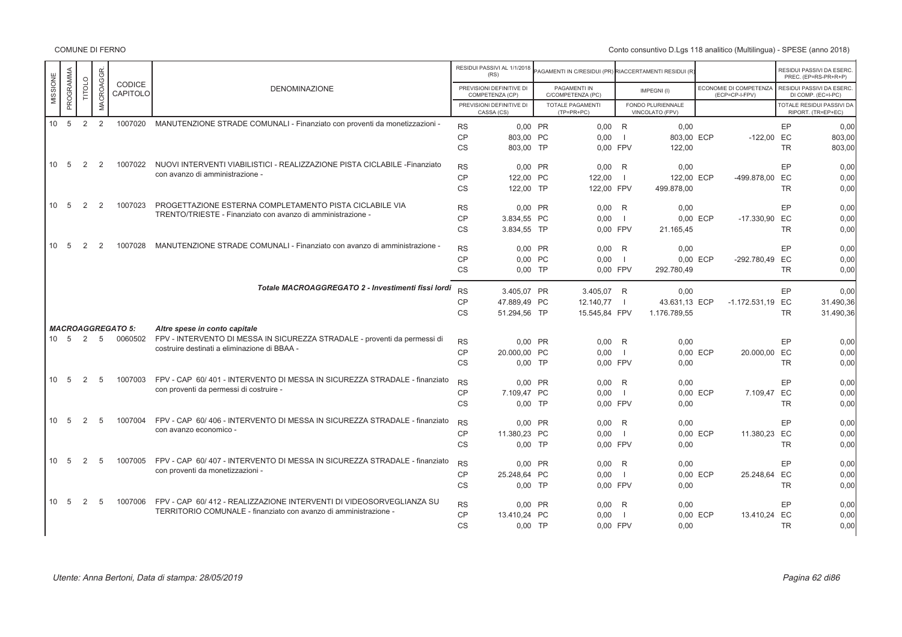| MISSIONE | PROGRAMMA | TITOLO | MACROAGGR. | CODICE CAPITOLO | DENOMINAZIONE | | RESIDUI PASSIVI AL 1/1/2018 (RS) / PREVISIONI DEFINITIVE DI COMPETENZA (CP) / PREVISIONI DEFINITIVE DI CASSA (CS) | | PAGAMENTI IN C/RESIDUI (PR) / PAGAMENTI IN C/COMPETENZA (PC) / TOTALE PAGAMENTI (TP=PR+PC) | | RIACCERTAMENTI RESIDUI (R) / IMPEGNI (I) / FONDO PLURIENNALE VINCOLATO (FPV) | | ECONOMIE DI COMPETENZA (ECP=CP-I-FPV) | | RESIDUI PASSIVI DA ESERC. PREC. (EP=RS-PR+R+P) / RESIDUI PASSIVI DA ESERC. DI COMP. (EC=I-PC) / TOTALE RESIDUI PASSIVI DA RIPORT. (TR=EP+EC) |
|---|---|---|---|---|---|---|---|---|---|---|---|---|---|---|---|
| 10 | 5 | 2 | 2 | 1007020 | MANUTENZIONE STRADE COMUNALI - Finanziato con proventi da monetizzazioni - | RS | 0,00 | PR | 0,00 | R | 0,00 | | | EP | 0,00 |
| | | | | | | CP | 803,00 | PC | 0,00 | I | 803,00 | ECP | -122,00 | EC | 803,00 |
| | | | | | | CS | 803,00 | TP | 0,00 | FPV | 122,00 | | | TR | 803,00 |
| 10 | 5 | 2 | 2 | 1007022 | NUOVI INTERVENTI VIABILISTICI - REALIZZAZIONE PISTA CICLABILE -Finanziato con avanzo di amministrazione - | RS | 0,00 | PR | 0,00 | R | 0,00 | | | EP | 0,00 |
| | | | | | | CP | 122,00 | PC | 122,00 | I | 122,00 | ECP | -499.878,00 | EC | 0,00 |
| | | | | | | CS | 122,00 | TP | 122,00 | FPV | 499.878,00 | | | TR | 0,00 |
| 10 | 5 | 2 | 2 | 1007023 | PROGETTAZIONE ESTERNA COMPLETAMENTO PISTA CICLABILE VIA TRENTO/TRIESTE - Finanziato con avanzo di amministrazione - | RS | 0,00 | PR | 0,00 | R | 0,00 | | | EP | 0,00 |
| | | | | | | CP | 3.834,55 | PC | 0,00 | I | 0,00 | ECP | -17.330,90 | EC | 0,00 |
| | | | | | | CS | 3.834,55 | TP | 0,00 | FPV | 21.165,45 | | | TR | 0,00 |
| 10 | 5 | 2 | 2 | 1007028 | MANUTENZIONE STRADE COMUNALI - Finanziato con avanzo di amministrazione - | RS | 0,00 | PR | 0,00 | R | 0,00 | | | EP | 0,00 |
| | | | | | | CP | 0,00 | PC | 0,00 | I | 0,00 | ECP | -292.780,49 | EC | 0,00 |
| | | | | | | CS | 0,00 | TP | 0,00 | FPV | 292.780,49 | | | TR | 0,00 |
| | | | | | ***Totale MACROAGGREGATO 2 - Investimenti fissi lordi*** | RS | 3.405,07 | PR | 3.405,07 | R | 0,00 | | | EP | 0,00 |
| | | | | | | CP | 47.889,49 | PC | 12.140,77 | I | 43.631,13 | ECP | -1.172.531,19 | EC | 31.490,36 |
| | | | | | | CS | 51.294,56 | TP | 15.545,84 | FPV | 1.176.789,55 | | | TR | 31.490,36 |
| ***MACROAGGREGATO 5:*** | | | | | ***Altre spese in conto capitale*** | | | | | | | | | | |
| 10 | 5 | 2 | 5 | 0060502 | FPV - INTERVENTO DI MESSA IN SICUREZZA STRADALE - proventi da permessi di costruire destinati a eliminazione di BBAA - | RS | 0,00 | PR | 0,00 | R | 0,00 | | | EP | 0,00 |
| | | | | | | CP | 20.000,00 | PC | 0,00 | I | 0,00 | ECP | 20.000,00 | EC | 0,00 |
| | | | | | | CS | 0,00 | TP | 0,00 | FPV | 0,00 | | | TR | 0,00 |
| 10 | 5 | 2 | 5 | 1007003 | FPV - CAP 60/ 401 - INTERVENTO DI MESSA IN SICUREZZA STRADALE - finanziato con proventi da permessi di costruire - | RS | 0,00 | PR | 0,00 | R | 0,00 | | | EP | 0,00 |
| | | | | | | CP | 7.109,47 | PC | 0,00 | I | 0,00 | ECP | 7.109,47 | EC | 0,00 |
| | | | | | | CS | 0,00 | TP | 0,00 | FPV | 0,00 | | | TR | 0,00 |
| 10 | 5 | 2 | 5 | 1007004 | FPV - CAP 60/ 406 - INTERVENTO DI MESSA IN SICUREZZA STRADALE - finanziato con avanzo economico - | RS | 0,00 | PR | 0,00 | R | 0,00 | | | EP | 0,00 |
| | | | | | | CP | 11.380,23 | PC | 0,00 | I | 0,00 | ECP | 11.380,23 | EC | 0,00 |
| | | | | | | CS | 0,00 | TP | 0,00 | FPV | 0,00 | | | TR | 0,00 |
| 10 | 5 | 2 | 5 | 1007005 | FPV - CAP 60/ 407 - INTERVENTO DI MESSA IN SICUREZZA STRADALE - finanziato con proventi da monetizzazioni - | RS | 0,00 | PR | 0,00 | R | 0,00 | | | EP | 0,00 |
| | | | | | | CP | 25.248,64 | PC | 0,00 | I | 0,00 | ECP | 25.248,64 | EC | 0,00 |
| | | | | | | CS | 0,00 | TP | 0,00 | FPV | 0,00 | | | TR | 0,00 |
| 10 | 5 | 2 | 5 | 1007006 | FPV - CAP 60/ 412 - REALIZZAZIONE INTERVENTI DI VIDEOSORVEGLIANZA SU TERRITORIO COMUNALE - finanziato con avanzo di amministrazione - | RS | 0,00 | PR | 0,00 | R | 0,00 | | | EP | 0,00 |
| | | | | | | CP | 13.410,24 | PC | 0,00 | I | 0,00 | ECP | 13.410,24 | EC | 0,00 |
| | | | | | | CS | 0,00 | TP | 0,00 | FPV | 0,00 | | | TR | 0,00 |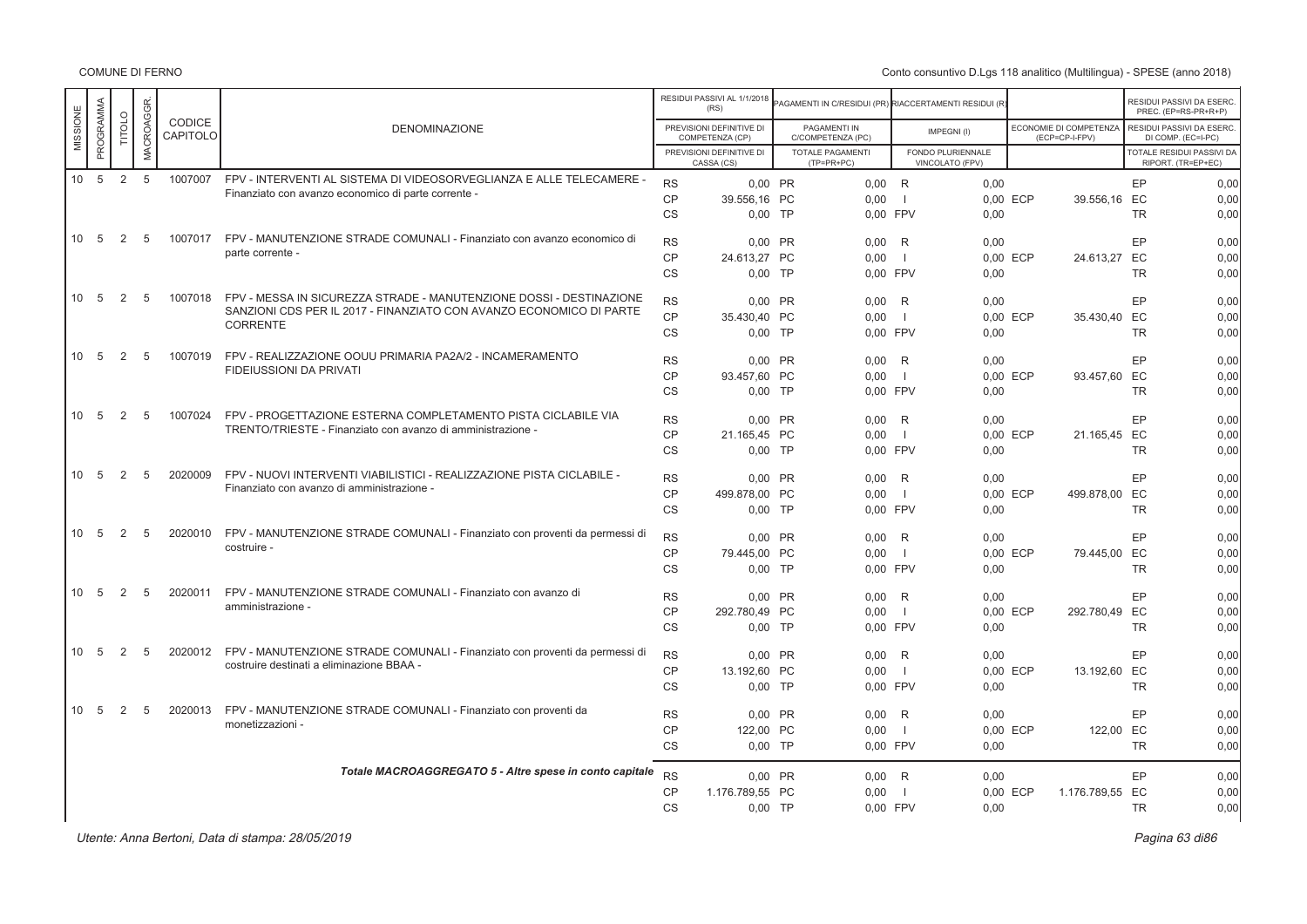| MISSIONE | PROGRAMMA | TITOLO | MACROAGGR. | CODICE CAPITOLO | DENOMINAZIONE | | RESIDUI PASSIVI AL 1/1/2018 (RS) / PREVISIONI DEFINITIVE DI COMPETENZA (CP) / PREVISIONI DEFINITIVE DI CASSA (CS) | | PAGAMENTI IN C/RESIDUI (PR) / PAGAMENTI IN C/COMPETENZA (PC) / TOTALE PAGAMENTI (TP=PR+PC) | | RIACCERTAMENTI RESIDUI (R) / IMPEGNI (I) / FONDO PLURIENNALE VINCOLATO (FPV) | | ECONOMIE DI COMPETENZA (ECP=CP-I-FPV) | | RESIDUI PASSIVI DA ESERC. PREC. (EP=RS-PR+R+P) / RESIDUI PASSIVI DA ESERC. DI COMP. (EC=I-PC) / TOTALE RESIDUI PASSIVI DA RIPORT. (TR=EP+EC) |
|---|---|---|---|---|---|---|---|---|---|---|---|---|---|---|---|
| 10 | 5 | 2 | 5 | 1007007 | FPV - INTERVENTI AL SISTEMA DI VIDEOSORVEGLIANZA E ALLE TELECAMERE - Finanziato con avanzo economico di parte corrente - | RS | 0,00 | PR | 0,00 | R | 0,00 | | | EP | 0,00 |
| | | | | | | CP | 39.556,16 | PC | 0,00 | I | 0,00 | ECP | 39.556,16 | EC | 0,00 |
| | | | | | | CS | 0,00 | TP | 0,00 | FPV | 0,00 | | | TR | 0,00 |
| 10 | 5 | 2 | 5 | 1007017 | FPV - MANUTENZIONE STRADE COMUNALI - Finanziato con avanzo economico di parte corrente - | RS | 0,00 | PR | 0,00 | R | 0,00 | | | EP | 0,00 |
| | | | | | | CP | 24.613,27 | PC | 0,00 | I | 0,00 | ECP | 24.613,27 | EC | 0,00 |
| | | | | | | CS | 0,00 | TP | 0,00 | FPV | 0,00 | | | TR | 0,00 |
| 10 | 5 | 2 | 5 | 1007018 | FPV - MESSA IN SICUREZZA STRADE - MANUTENZIONE DOSSI - DESTINAZIONE SANZIONI CDS PER IL 2017 - FINANZIATO CON AVANZO ECONOMICO DI PARTE CORRENTE | RS | 0,00 | PR | 0,00 | R | 0,00 | | | EP | 0,00 |
| | | | | | | CP | 35.430,40 | PC | 0,00 | I | 0,00 | ECP | 35.430,40 | EC | 0,00 |
| | | | | | | CS | 0,00 | TP | 0,00 | FPV | 0,00 | | | TR | 0,00 |
| 10 | 5 | 2 | 5 | 1007019 | FPV - REALIZZAZIONE OOUU PRIMARIA PA2A/2 - INCAMERAMENTO FIDEIUSSIONI DA PRIVATI | RS | 0,00 | PR | 0,00 | R | 0,00 | | | EP | 0,00 |
| | | | | | | CP | 93.457,60 | PC | 0,00 | I | 0,00 | ECP | 93.457,60 | EC | 0,00 |
| | | | | | | CS | 0,00 | TP | 0,00 | FPV | 0,00 | | | TR | 0,00 |
| 10 | 5 | 2 | 5 | 1007024 | FPV - PROGETTAZIONE ESTERNA COMPLETAMENTO PISTA CICLABILE VIA TRENTO/TRIESTE - Finanziato con avanzo di amministrazione - | RS | 0,00 | PR | 0,00 | R | 0,00 | | | EP | 0,00 |
| | | | | | | CP | 21.165,45 | PC | 0,00 | I | 0,00 | ECP | 21.165,45 | EC | 0,00 |
| | | | | | | CS | 0,00 | TP | 0,00 | FPV | 0,00 | | | TR | 0,00 |
| 10 | 5 | 2 | 5 | 2020009 | FPV - NUOVI INTERVENTI VIABILISTICI - REALIZZAZIONE PISTA CICLABILE - Finanziato con avanzo di amministrazione - | RS | 0,00 | PR | 0,00 | R | 0,00 | | | EP | 0,00 |
| | | | | | | CP | 499.878,00 | PC | 0,00 | I | 0,00 | ECP | 499.878,00 | EC | 0,00 |
| | | | | | | CS | 0,00 | TP | 0,00 | FPV | 0,00 | | | TR | 0,00 |
| 10 | 5 | 2 | 5 | 2020010 | FPV - MANUTENZIONE STRADE COMUNALI - Finanziato con proventi da permessi di costruire - | RS | 0,00 | PR | 0,00 | R | 0,00 | | | EP | 0,00 |
| | | | | | | CP | 79.445,00 | PC | 0,00 | I | 0,00 | ECP | 79.445,00 | EC | 0,00 |
| | | | | | | CS | 0,00 | TP | 0,00 | FPV | 0,00 | | | TR | 0,00 |
| 10 | 5 | 2 | 5 | 2020011 | FPV - MANUTENZIONE STRADE COMUNALI - Finanziato con avanzo di amministrazione - | RS | 0,00 | PR | 0,00 | R | 0,00 | | | EP | 0,00 |
| | | | | | | CP | 292.780,49 | PC | 0,00 | I | 0,00 | ECP | 292.780,49 | EC | 0,00 |
| | | | | | | CS | 0,00 | TP | 0,00 | FPV | 0,00 | | | TR | 0,00 |
| 10 | 5 | 2 | 5 | 2020012 | FPV - MANUTENZIONE STRADE COMUNALI - Finanziato con proventi da permessi di costruire destinati a eliminazione BBAA - | RS | 0,00 | PR | 0,00 | R | 0,00 | | | EP | 0,00 |
| | | | | | | CP | 13.192,60 | PC | 0,00 | I | 0,00 | ECP | 13.192,60 | EC | 0,00 |
| | | | | | | CS | 0,00 | TP | 0,00 | FPV | 0,00 | | | TR | 0,00 |
| 10 | 5 | 2 | 5 | 2020013 | FPV - MANUTENZIONE STRADE COMUNALI - Finanziato con proventi da monetizzazioni - | RS | 0,00 | PR | 0,00 | R | 0,00 | | | EP | 0,00 |
| | | | | | | CP | 122,00 | PC | 0,00 | I | 0,00 | ECP | 122,00 | EC | 0,00 |
| | | | | | | CS | 0,00 | TP | 0,00 | FPV | 0,00 | | | TR | 0,00 |
| | | | | | ***Totale MACROAGGREGATO 5 - Altre spese in conto capitale*** | RS | 0,00 | PR | 0,00 | R | 0,00 | | | EP | 0,00 |
| | | | | | | CP | 1.176.789,55 | PC | 0,00 | I | 0,00 | ECP | 1.176.789,55 | EC | 0,00 |
| | | | | | | CS | 0,00 | TP | 0,00 | FPV | 0,00 | | | TR | 0,00 |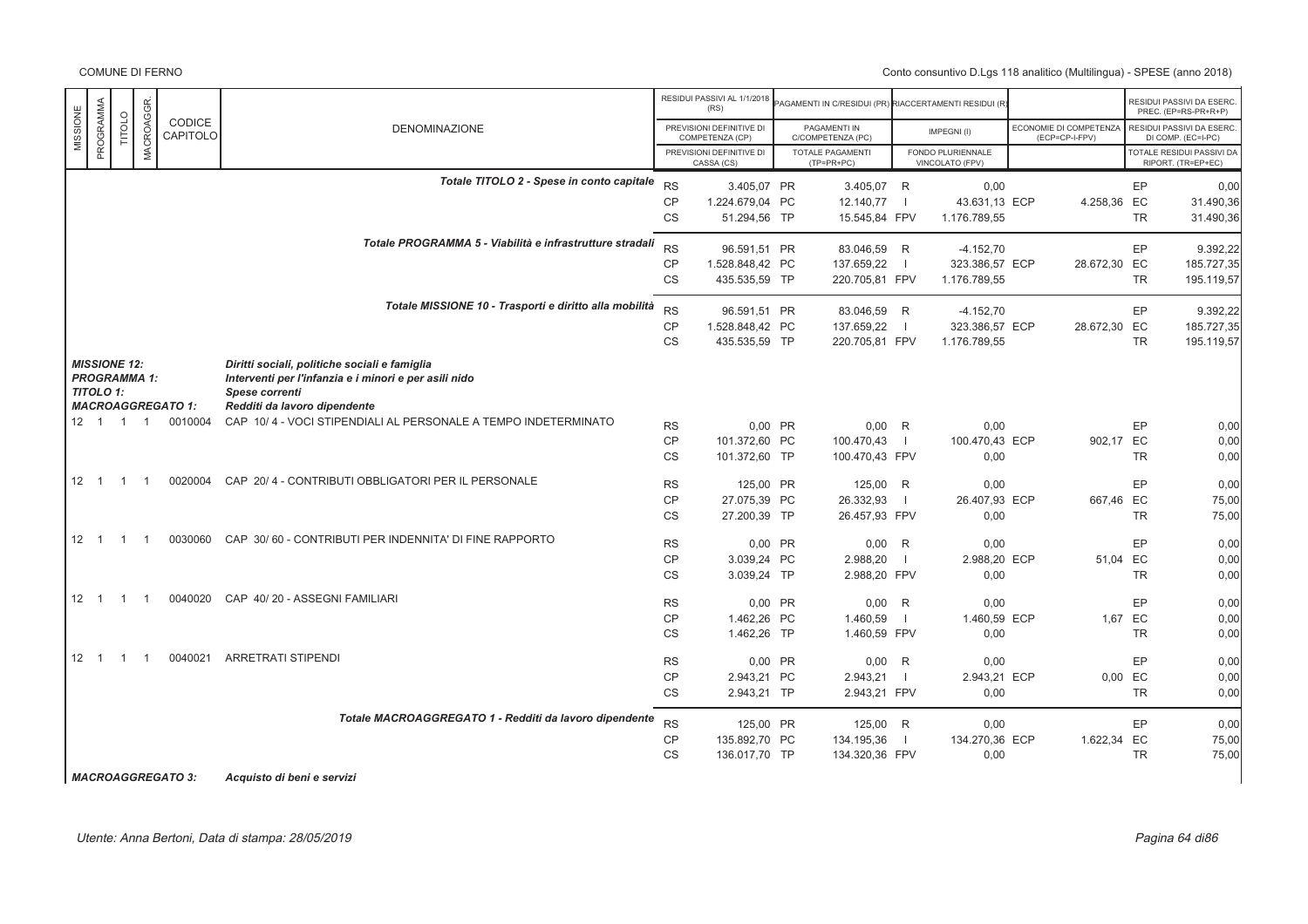| MISSIONE | PROGRAMMA | TITOLO | MACROAGGR. | CODICE CAPITOLO | DENOMINAZIONE | | RESIDUI PASSIVI AL 1/1/2018 (RS) / PREVISIONI DEFINITIVE DI COMPETENZA (CP) / PREVISIONI DEFINITIVE DI CASSA (CS) | | PAGAMENTI IN C/RESIDUI (PR) / PAGAMENTI IN C/COMPETENZA (PC) / TOTALE PAGAMENTI (TP=PR+PC) | | RIACCERTAMENTI RESIDUI (R) / IMPEGNI (I) / FONDO PLURIENNALE VINCOLATO (FPV) | | ECONOMIE DI COMPETENZA (ECP=CP-I-FPV) | | RESIDUI PASSIVI DA ESERC. PREC. (EP=RS-PR+R+P) / RESIDUI PASSIVI DA ESERC. DI COMP. (EC=I-PC) / TOTALE RESIDUI PASSIVI DA RIPORT. (TR=EP+EC) |
|---|---|---|---|---|---|---|---|---|---|---|---|---|---|---|---|
| | | | | | *Totale TITOLO 2 - Spese in conto capitale* | RS | 3.405,07 | PR | 3.405,07 | R | 0,00 | | | EP | 0,00 |
| | | | | | | CP | 1.224.679,04 | PC | 12.140,77 | I | 43.631,13 | ECP | 4.258,36 | EC | 31.490,36 |
| | | | | | | CS | 51.294,56 | TP | 15.545,84 | FPV | 1.176.789,55 | | | TR | 31.490,36 |
| | | | | | *Totale PROGRAMMA 5 - Viabilità e infrastrutture stradali* | RS | 96.591,51 | PR | 83.046,59 | R | -4.152,70 | | | EP | 9.392,22 |
| | | | | | | CP | 1.528.848,42 | PC | 137.659,22 | I | 323.386,57 | ECP | 28.672,30 | EC | 185.727,35 |
| | | | | | | CS | 435.535,59 | TP | 220.705,81 | FPV | 1.176.789,55 | | | TR | 195.119,57 |
| | | | | | *Totale MISSIONE 10 - Trasporti e diritto alla mobilità* | RS | 96.591,51 | PR | 83.046,59 | R | -4.152,70 | | | EP | 9.392,22 |
| | | | | | | CP | 1.528.848,42 | PC | 137.659,22 | I | 323.386,57 | ECP | 28.672,30 | EC | 185.727,35 |
| | | | | | | CS | 435.535,59 | TP | 220.705,81 | FPV | 1.176.789,55 | | | TR | 195.119,57 |
| ***MISSIONE 12:*** | | | | | ***Diritti sociali, politiche sociali e famiglia*** | | | | | | | | | | |
| ***PROGRAMMA 1:*** | | | | | ***Interventi per l'infanzia e i minori e per asili nido*** | | | | | | | | | | |
| ***TITOLO 1:*** | | | | | ***Spese correnti*** | | | | | | | | | | |
| ***MACROAGGREGATO 1:*** | | | | | ***Redditi da lavoro dipendente*** | | | | | | | | | | |
| 12 | 1 | 1 | 1 | 0010004 | CAP 10/ 4 - VOCI STIPENDIALI AL PERSONALE A TEMPO INDETERMINATO | RS | 0,00 | PR | 0,00 | R | 0,00 | | | EP | 0,00 |
| | | | | | | CP | 101.372,60 | PC | 100.470,43 | I | 100.470,43 | ECP | 902,17 | EC | 0,00 |
| | | | | | | CS | 101.372,60 | TP | 100.470,43 | FPV | 0,00 | | | TR | 0,00 |
| 12 | 1 | 1 | 1 | 0020004 | CAP 20/ 4 - CONTRIBUTI OBBLIGATORI PER IL PERSONALE | RS | 125,00 | PR | 125,00 | R | 0,00 | | | EP | 0,00 |
| | | | | | | CP | 27.075,39 | PC | 26.332,93 | I | 26.407,93 | ECP | 667,46 | EC | 75,00 |
| | | | | | | CS | 27.200,39 | TP | 26.457,93 | FPV | 0,00 | | | TR | 75,00 |
| 12 | 1 | 1 | 1 | 0030060 | CAP 30/ 60 - CONTRIBUTI PER INDENNITA' DI FINE RAPPORTO | RS | 0,00 | PR | 0,00 | R | 0,00 | | | EP | 0,00 |
| | | | | | | CP | 3.039,24 | PC | 2.988,20 | I | 2.988,20 | ECP | 51,04 | EC | 0,00 |
| | | | | | | CS | 3.039,24 | TP | 2.988,20 | FPV | 0,00 | | | TR | 0,00 |
| 12 | 1 | 1 | 1 | 0040020 | CAP 40/ 20 - ASSEGNI FAMILIARI | RS | 0,00 | PR | 0,00 | R | 0,00 | | | EP | 0,00 |
| | | | | | | CP | 1.462,26 | PC | 1.460,59 | I | 1.460,59 | ECP | 1,67 | EC | 0,00 |
| | | | | | | CS | 1.462,26 | TP | 1.460,59 | FPV | 0,00 | | | TR | 0,00 |
| 12 | 1 | 1 | 1 | 0040021 | ARRETRATI STIPENDI | RS | 0,00 | PR | 0,00 | R | 0,00 | | | EP | 0,00 |
| | | | | | | CP | 2.943,21 | PC | 2.943,21 | I | 2.943,21 | ECP | 0,00 | EC | 0,00 |
| | | | | | | CS | 2.943,21 | TP | 2.943,21 | FPV | 0,00 | | | TR | 0,00 |
| | | | | | *Totale MACROAGGREGATO 1 - Redditi da lavoro dipendente* | RS | 125,00 | PR | 125,00 | R | 0,00 | | | EP | 0,00 |
| | | | | | | CP | 135.892,70 | PC | 134.195,36 | I | 134.270,36 | ECP | 1.622,34 | EC | 75,00 |
| | | | | | | CS | 136.017,70 | TP | 134.320,36 | FPV | 0,00 | | | TR | 75,00 |
| ***MACROAGGREGATO 3:*** | | | | | ***Acquisto di beni e servizi*** | | | | | | | | | | |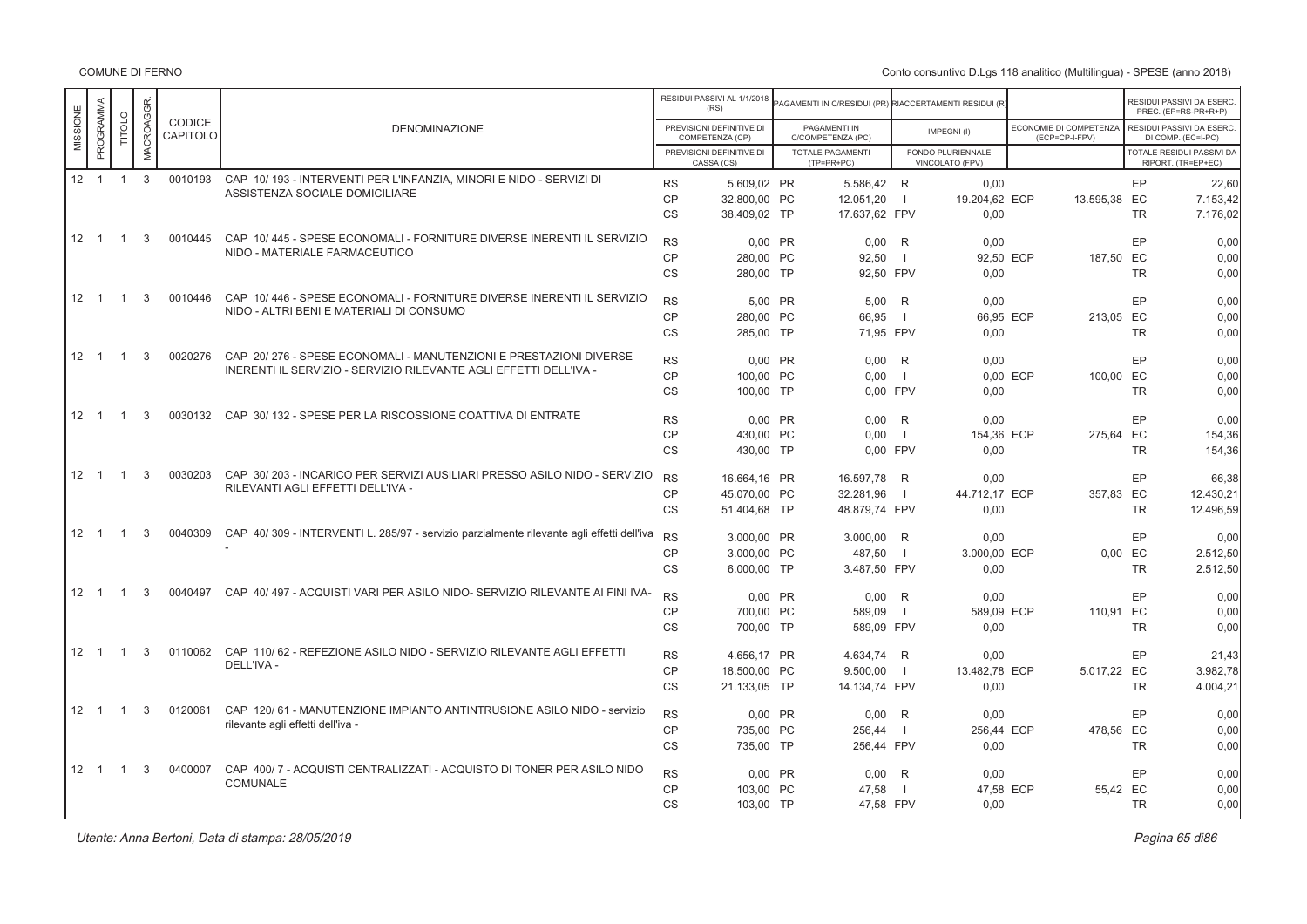COMUNE DI FERNO

Conto consuntivo D.Lgs 118 analitico (Multilingua) - SPESE (anno 2018)

| MISSIONE | PROGRAMMA | TITOLO | MACROAGGR. | CODICE CAPITOLO | DENOMINAZIONE | | RESIDUI PASSIVI AL 1/1/2018 (RS) / PREVISIONI DEFINITIVE DI COMPETENZA (CP) / PREVISIONI DEFINITIVE DI CASSA (CS) | | PAGAMENTI IN C/RESIDUI (PR) / PAGAMENTI IN C/COMPETENZA (PC) / TOTALE PAGAMENTI (TP=PR+PC) | | RIACCERTAMENTI RESIDUI (R) / IMPEGNI (I) / FONDO PLURIENNALE VINCOLATO (FPV) | | ECONOMIE DI COMPETENZA (ECP=CP-I-FPV) | | RESIDUI PASSIVI DA ESERC. PREC. (EP=RS-PR+R+P) / RESIDUI PASSIVI DA ESERC. DI COMP. (EC=I-PC) / TOTALE RESIDUI PASSIVI DA RIPORT. (TR=EP+EC) |
|---|---|---|---|---|---|---|---|---|---|---|---|---|---|---|---|
| 12 | 1 | 1 | 3 | 0010193 | CAP 10/ 193 - INTERVENTI PER L'INFANZIA, MINORI E NIDO - SERVIZI DI ASSISTENZA SOCIALE DOMICILIARE | RS | 5.609,02 | PR | 5.586,42 | R | 0,00 | | | EP | 22,60 |
| | | | | | | CP | 32.800,00 | PC | 12.051,20 | I | 19.204,62 | ECP | 13.595,38 | EC | 7.153,42 |
| | | | | | | CS | 38.409,02 | TP | 17.637,62 | FPV | 0,00 | | | TR | 7.176,02 |
| 12 | 1 | 1 | 3 | 0010445 | CAP 10/ 445 - SPESE ECONOMALI - FORNITURE DIVERSE INERENTI IL SERVIZIO NIDO - MATERIALE FARMACEUTICO | RS | 0,00 | PR | 0,00 | R | 0,00 | | | EP | 0,00 |
| | | | | | | CP | 280,00 | PC | 92,50 | I | 92,50 | ECP | 187,50 | EC | 0,00 |
| | | | | | | CS | 280,00 | TP | 92,50 | FPV | 0,00 | | | TR | 0,00 |
| 12 | 1 | 1 | 3 | 0010446 | CAP 10/ 446 - SPESE ECONOMALI - FORNITURE DIVERSE INERENTI IL SERVIZIO NIDO - ALTRI BENI E MATERIALI DI CONSUMO | RS | 5,00 | PR | 5,00 | R | 0,00 | | | EP | 0,00 |
| | | | | | | CP | 280,00 | PC | 66,95 | I | 66,95 | ECP | 213,05 | EC | 0,00 |
| | | | | | | CS | 285,00 | TP | 71,95 | FPV | 0,00 | | | TR | 0,00 |
| 12 | 1 | 1 | 3 | 0020276 | CAP 20/ 276 - SPESE ECONOMALI - MANUTENZIONI E PRESTAZIONI DIVERSE INERENTI IL SERVIZIO - SERVIZIO RILEVANTE AGLI EFFETTI DELL'IVA - | RS | 0,00 | PR | 0,00 | R | 0,00 | | | EP | 0,00 |
| | | | | | | CP | 100,00 | PC | 0,00 | I | 0,00 | ECP | 100,00 | EC | 0,00 |
| | | | | | | CS | 100,00 | TP | 0,00 | FPV | 0,00 | | | TR | 0,00 |
| 12 | 1 | 1 | 3 | 0030132 | CAP 30/ 132 - SPESE PER LA RISCOSSIONE COATTIVA DI ENTRATE | RS | 0,00 | PR | 0,00 | R | 0,00 | | | EP | 0,00 |
| | | | | | | CP | 430,00 | PC | 0,00 | I | 154,36 | ECP | 275,64 | EC | 154,36 |
| | | | | | | CS | 430,00 | TP | 0,00 | FPV | 0,00 | | | TR | 154,36 |
| 12 | 1 | 1 | 3 | 0030203 | CAP 30/ 203 - INCARICO PER SERVIZI AUSILIARI PRESSO ASILO NIDO - SERVIZIO RILEVANTI AGLI EFFETTI DELL'IVA - | RS | 16.664,16 | PR | 16.597,78 | R | 0,00 | | | EP | 66,38 |
| | | | | | | CP | 45.070,00 | PC | 32.281,96 | I | 44.712,17 | ECP | 357,83 | EC | 12.430,21 |
| | | | | | | CS | 51.404,68 | TP | 48.879,74 | FPV | 0,00 | | | TR | 12.496,59 |
| 12 | 1 | 1 | 3 | 0040309 | CAP 40/ 309 - INTERVENTI L. 285/97 - servizio parzialmente rilevante agli effetti dell'iva - | RS | 3.000,00 | PR | 3.000,00 | R | 0,00 | | | EP | 0,00 |
| | | | | | | CP | 3.000,00 | PC | 487,50 | I | 3.000,00 | ECP | 0,00 | EC | 2.512,50 |
| | | | | | | CS | 6.000,00 | TP | 3.487,50 | FPV | 0,00 | | | TR | 2.512,50 |
| 12 | 1 | 1 | 3 | 0040497 | CAP 40/ 497 - ACQUISTI VARI PER ASILO NIDO- SERVIZIO RILEVANTE AI FINI IVA- | RS | 0,00 | PR | 0,00 | R | 0,00 | | | EP | 0,00 |
| | | | | | | CP | 700,00 | PC | 589,09 | I | 589,09 | ECP | 110,91 | EC | 0,00 |
| | | | | | | CS | 700,00 | TP | 589,09 | FPV | 0,00 | | | TR | 0,00 |
| 12 | 1 | 1 | 3 | 0110062 | CAP 110/ 62 - REFEZIONE ASILO NIDO - SERVIZIO RILEVANTE AGLI EFFETTI DELL'IVA - | RS | 4.656,17 | PR | 4.634,74 | R | 0,00 | | | EP | 21,43 |
| | | | | | | CP | 18.500,00 | PC | 9.500,00 | I | 13.482,78 | ECP | 5.017,22 | EC | 3.982,78 |
| | | | | | | CS | 21.133,05 | TP | 14.134,74 | FPV | 0,00 | | | TR | 4.004,21 |
| 12 | 1 | 1 | 3 | 0120061 | CAP 120/ 61 - MANUTENZIONE IMPIANTO ANTINTRUSIONE ASILO NIDO - servizio rilevante agli effetti dell'iva - | RS | 0,00 | PR | 0,00 | R | 0,00 | | | EP | 0,00 |
| | | | | | | CP | 735,00 | PC | 256,44 | I | 256,44 | ECP | 478,56 | EC | 0,00 |
| | | | | | | CS | 735,00 | TP | 256,44 | FPV | 0,00 | | | TR | 0,00 |
| 12 | 1 | 1 | 3 | 0400007 | CAP 400/ 7 - ACQUISTI CENTRALIZZATI - ACQUISTO DI TONER PER ASILO NIDO COMUNALE | RS | 0,00 | PR | 0,00 | R | 0,00 | | | EP | 0,00 |
| | | | | | | CP | 103,00 | PC | 47,58 | I | 47,58 | ECP | 55,42 | EC | 0,00 |
| | | | | | | CS | 103,00 | TP | 47,58 | FPV | 0,00 | | | TR | 0,00 |

*Utente: Anna Bertoni, Data di stampa: 28/05/2019*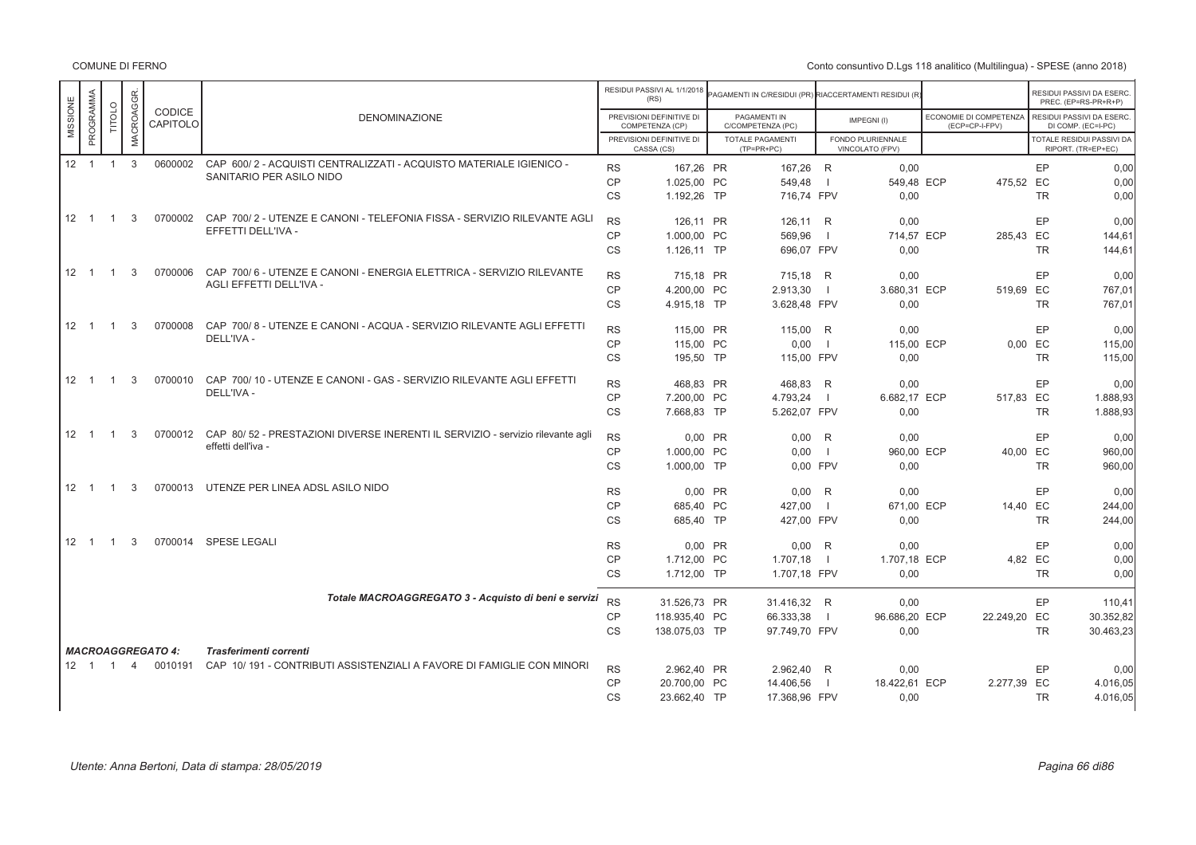| MISSIONE | PROGRAMMA | TITOLO | MACROAGGR. | CODICE CAPITOLO | DENOMINAZIONE | | RESIDUI PASSIVI AL 1/1/2018 (RS) / PREVISIONI DEFINITIVE DI COMPETENZA (CP) / PREVISIONI DEFINITIVE DI CASSA (CS) | | PAGAMENTI IN C/RESIDUI (PR) / PAGAMENTI IN C/COMPETENZA (PC) / TOTALE PAGAMENTI (TP=PR+PC) | | RIACCERTAMENTI RESIDUI (R) / IMPEGNI (I) / FONDO PLURIENNALE VINCOLATO (FPV) | | ECONOMIE DI COMPETENZA (ECP=CP-I-FPV) | | RESIDUI PASSIVI DA ESERC. PREC. (EP=RS-PR+R) / RESIDUI PASSIVI DA ESERC. DI COMP. (EC=I-PC) / TOTALE RESIDUI PASSIVI DA RIPORT. (TR=EP+EC) |
|---|---|---|---|---|---|---|---|---|---|---|---|---|---|---|---|
| 12 | 1 | 1 | 3 | 0600002 | CAP 600/ 2 - ACQUISTI CENTRALIZZATI - ACQUISTO MATERIALE IGIENICO - SANITARIO PER ASILO NIDO | RS | 167,26 | PR | 167,26 | R | 0,00 | | | EP | 0,00 |
| | | | | | | CP | 1.025,00 | PC | 549,48 | I | 549,48 | ECP | 475,52 | EC | 0,00 |
| | | | | | | CS | 1.192,26 | TP | 716,74 | FPV | 0,00 | | | TR | 0,00 |
| 12 | 1 | 1 | 3 | 0700002 | CAP 700/ 2 - UTENZE E CANONI - TELEFONIA FISSA - SERVIZIO RILEVANTE AGLI EFFETTI DELL'IVA - | RS | 126,11 | PR | 126,11 | R | 0,00 | | | EP | 0,00 |
| | | | | | | CP | 1.000,00 | PC | 569,96 | I | 714,57 | ECP | 285,43 | EC | 144,61 |
| | | | | | | CS | 1.126,11 | TP | 696,07 | FPV | 0,00 | | | TR | 144,61 |
| 12 | 1 | 1 | 3 | 0700006 | CAP 700/ 6 - UTENZE E CANONI - ENERGIA ELETTRICA - SERVIZIO RILEVANTE AGLI EFFETTI DELL'IVA - | RS | 715,18 | PR | 715,18 | R | 0,00 | | | EP | 0,00 |
| | | | | | | CP | 4.200,00 | PC | 2.913,30 | I | 3.680,31 | ECP | 519,69 | EC | 767,01 |
| | | | | | | CS | 4.915,18 | TP | 3.628,48 | FPV | 0,00 | | | TR | 767,01 |
| 12 | 1 | 1 | 3 | 0700008 | CAP 700/ 8 - UTENZE E CANONI - ACQUA - SERVIZIO RILEVANTE AGLI EFFETTI DELL'IVA - | RS | 115,00 | PR | 115,00 | R | 0,00 | | | EP | 0,00 |
| | | | | | | CP | 115,00 | PC | 0,00 | I | 115,00 | ECP | 0,00 | EC | 115,00 |
| | | | | | | CS | 195,50 | TP | 115,00 | FPV | 0,00 | | | TR | 115,00 |
| 12 | 1 | 1 | 3 | 0700010 | CAP 700/ 10 - UTENZE E CANONI - GAS - SERVIZIO RILEVANTE AGLI EFFETTI DELL'IVA - | RS | 468,83 | PR | 468,83 | R | 0,00 | | | EP | 0,00 |
| | | | | | | CP | 7.200,00 | PC | 4.793,24 | I | 6.682,17 | ECP | 517,83 | EC | 1.888,93 |
| | | | | | | CS | 7.668,83 | TP | 5.262,07 | FPV | 0,00 | | | TR | 1.888,93 |
| 12 | 1 | 1 | 3 | 0700012 | CAP 80/ 52 - PRESTAZIONI DIVERSE INERENTI IL SERVIZIO - servizio rilevante agli effetti dell'iva - | RS | 0,00 | PR | 0,00 | R | 0,00 | | | EP | 0,00 |
| | | | | | | CP | 1.000,00 | PC | 0,00 | I | 960,00 | ECP | 40,00 | EC | 960,00 |
| | | | | | | CS | 1.000,00 | TP | 0,00 | FPV | 0,00 | | | TR | 960,00 |
| 12 | 1 | 1 | 3 | 0700013 | UTENZE PER LINEA ADSL ASILO NIDO | RS | 0,00 | PR | 0,00 | R | 0,00 | | | EP | 0,00 |
| | | | | | | CP | 685,40 | PC | 427,00 | I | 671,00 | ECP | 14,40 | EC | 244,00 |
| | | | | | | CS | 685,40 | TP | 427,00 | FPV | 0,00 | | | TR | 244,00 |
| 12 | 1 | 1 | 3 | 0700014 | SPESE LEGALI | RS | 0,00 | PR | 0,00 | R | 0,00 | | | EP | 0,00 |
| | | | | | | CP | 1.712,00 | PC | 1.707,18 | I | 1.707,18 | ECP | 4,82 | EC | 0,00 |
| | | | | | | CS | 1.712,00 | TP | 1.707,18 | FPV | 0,00 | | | TR | 0,00 |
| | | | | | *Totale MACROAGGREGATO 3 - Acquisto di beni e servizi* | RS | 31.526,73 | PR | 31.416,32 | R | 0,00 | | | EP | 110,41 |
| | | | | | | CP | 118.935,40 | PC | 66.333,38 | I | 96.686,20 | ECP | 22.249,20 | EC | 30.352,82 |
| | | | | | | CS | 138.075,03 | TP | 97.749,70 | FPV | 0,00 | | | TR | 30.463,23 |
| ***MACROAGGREGATO 4:*** | | | | | ***Trasferimenti correnti*** | | | | | | | | | | |
| 12 | 1 | 1 | 4 | 0010191 | CAP 10/ 191 - CONTRIBUTI ASSISTENZIALI A FAVORE DI FAMIGLIE CON MINORI | RS | 2.962,40 | PR | 2.962,40 | R | 0,00 | | | EP | 0,00 |
| | | | | | | CP | 20.700,00 | PC | 14.406,56 | I | 18.422,61 | ECP | 2.277,39 | EC | 4.016,05 |
| | | | | | | CS | 23.662,40 | TP | 17.368,96 | FPV | 0,00 | | | TR | 4.016,05 |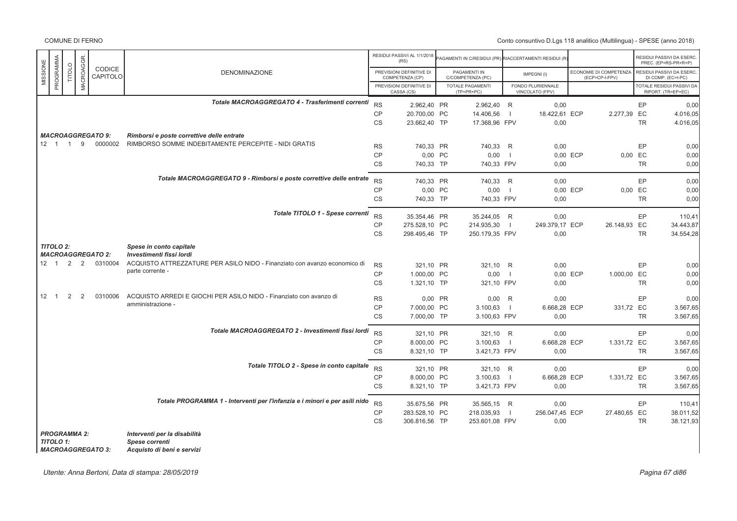| MISSIONE | PROGRAMMA | TITOLO | MACROAGGR. | CODICE CAPITOLO | DENOMINAZIONE | | RESIDUI PASSIVI AL 1/1/2018 (RS) / PREVISIONI DEFINITIVE DI COMPETENZA (CP) / PREVISIONI DEFINITIVE DI CASSA (CS) | | PAGAMENTI IN C/RESIDUI (PR) / PAGAMENTI IN C/COMPETENZA (PC) / TOTALE PAGAMENTI (TP=PR+PC) | | RIACCERTAMENTI RESIDUI (R) / IMPEGNI (I) / FONDO PLURIENNALE VINCOLATO (FPV) | | ECONOMIE DI COMPETENZA (ECP=CP-I-FPV) | | RESIDUI PASSIVI DA ESERC. PREC. (EP=RS-PR+R+P) / RESIDUI PASSIVI DA ESERC. DI COMP. (EC=I-PC) / TOTALE RESIDUI PASSIVI DA RIPORT. (TR=EP+EC) |
|---|---|---|---|---|---|---|---|---|---|---|---|---|---|---|---|
| | | | | | *Totale MACROAGGREGATO 4 - Trasferimenti correnti* | RS | 2.962,40 | PR | 2.962,40 | R | 0,00 | | | EP | 0,00 |
| | | | | | | CP | 20.700,00 | PC | 14.406,56 | I | 18.422,61 | ECP | 2.277,39 | EC | 4.016,05 |
| | | | | | | CS | 23.662,40 | TP | 17.368,96 | FPV | 0,00 | | | TR | 4.016,05 |
| | | | | *MACROAGGREGATO 9:* | *Rimborsi e poste correttive delle entrate* | | | | | | | | | | |
| 12 | 1 | 1 | 9 | 0000002 | RIMBORSO SOMME INDEBITAMENTE PERCEPITE - NIDI GRATIS | RS | 740,33 | PR | 740,33 | R | 0,00 | | | EP | 0,00 |
| | | | | | | CP | 0,00 | PC | 0,00 | I | 0,00 | ECP | 0,00 | EC | 0,00 |
| | | | | | | CS | 740,33 | TP | 740,33 | FPV | 0,00 | | | TR | 0,00 |
| | | | | | *Totale MACROAGGREGATO 9 - Rimborsi e poste correttive delle entrate* | RS | 740,33 | PR | 740,33 | R | 0,00 | | | EP | 0,00 |
| | | | | | | CP | 0,00 | PC | 0,00 | I | 0,00 | ECP | 0,00 | EC | 0,00 |
| | | | | | | CS | 740,33 | TP | 740,33 | FPV | 0,00 | | | TR | 0,00 |
| | | | | | *Totale TITOLO 1 - Spese correnti* | RS | 35.354,46 | PR | 35.244,05 | R | 0,00 | | | EP | 110,41 |
| | | | | | | CP | 275.528,10 | PC | 214.935,30 | I | 249.379,17 | ECP | 26.148,93 | EC | 34.443,87 |
| | | | | | | CS | 298.495,46 | TP | 250.179,35 | FPV | 0,00 | | | TR | 34.554,28 |
| *TITOLO 2:* | | | | | *Spese in conto capitale* | | | | | | | | | | |
| *MACROAGGREGATO 2:* | | | | | *Investimenti fissi lordi* | | | | | | | | | | |
| 12 | 1 | 2 | 2 | 0310004 | ACQUISTO ATTREZZATURE PER ASILO NIDO - Finanziato con avanzo economico di parte corrente - | RS | 321,10 | PR | 321,10 | R | 0,00 | | | EP | 0,00 |
| | | | | | | CP | 1.000,00 | PC | 0,00 | I | 0,00 | ECP | 1.000,00 | EC | 0,00 |
| | | | | | | CS | 1.321,10 | TP | 321,10 | FPV | 0,00 | | | TR | 0,00 |
| 12 | 1 | 2 | 2 | 0310006 | ACQUISTO ARREDI E GIOCHI PER ASILO NIDO - Finanziato con avanzo di amministrazione - | RS | 0,00 | PR | 0,00 | R | 0,00 | | | EP | 0,00 |
| | | | | | | CP | 7.000,00 | PC | 3.100,63 | I | 6.668,28 | ECP | 331,72 | EC | 3.567,65 |
| | | | | | | CS | 7.000,00 | TP | 3.100,63 | FPV | 0,00 | | | TR | 3.567,65 |
| | | | | | *Totale MACROAGGREGATO 2 - Investimenti fissi lordi* | RS | 321,10 | PR | 321,10 | R | 0,00 | | | EP | 0,00 |
| | | | | | | CP | 8.000,00 | PC | 3.100,63 | I | 6.668,28 | ECP | 1.331,72 | EC | 3.567,65 |
| | | | | | | CS | 8.321,10 | TP | 3.421,73 | FPV | 0,00 | | | TR | 3.567,65 |
| | | | | | *Totale TITOLO 2 - Spese in conto capitale* | RS | 321,10 | PR | 321,10 | R | 0,00 | | | EP | 0,00 |
| | | | | | | CP | 8.000,00 | PC | 3.100,63 | I | 6.668,28 | ECP | 1.331,72 | EC | 3.567,65 |
| | | | | | | CS | 8.321,10 | TP | 3.421,73 | FPV | 0,00 | | | TR | 3.567,65 |
| | | | | | *Totale PROGRAMMA 1 - Interventi per l'infanzia e i minori e per asili nido* | RS | 35.675,56 | PR | 35.565,15 | R | 0,00 | | | EP | 110,41 |
| | | | | | | CP | 283.528,10 | PC | 218.035,93 | I | 256.047,45 | ECP | 27.480,65 | EC | 38.011,52 |
| | | | | | | CS | 306.816,56 | TP | 253.601,08 | FPV | 0,00 | | | TR | 38.121,93 |
| *PROGRAMMA 2:* | | | | | *Interventi per la disabilità* | | | | | | | | | | |
| *TITOLO 1:* | | | | | *Spese correnti* | | | | | | | | | | |
| *MACROAGGREGATO 3:* | | | | | *Acquisto di beni e servizi* | | | | | | | | | | |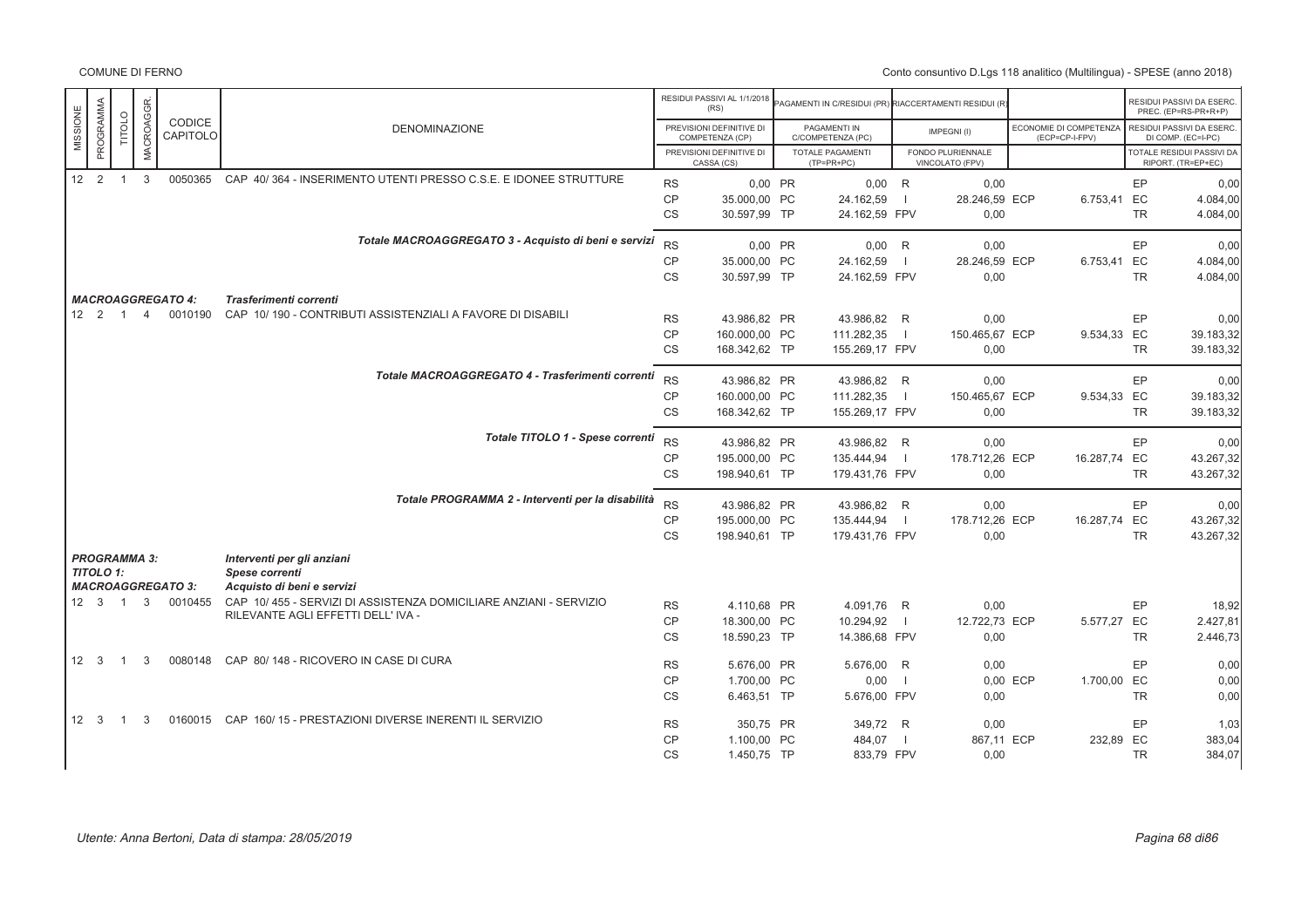COMUNE DI FERNO

Conto consuntivo D.Lgs 118 analitico (Multilingua) - SPESE (anno 2018)

| MISSIONE | PROGRAMMA | TITOLO | MACROAGGR. | CODICE CAPITOLO | DENOMINAZIONE | | RESIDUI PASSIVI AL 1/1/2018 (RS) / PREVISIONI DEFINITIVE DI COMPETENZA (CP) / PREVISIONI DEFINITIVE DI CASSA (CS) | | PAGAMENTI IN C/RESIDUI (PR) / PAGAMENTI IN C/COMPETENZA (PC) / TOTALE PAGAMENTI (TP=PR+PC) | | RIACCERTAMENTI RESIDUI (R) / IMPEGNI (I) / FONDO PLURIENNALE VINCOLATO (FPV) | | ECONOMIE DI COMPETENZA (ECP=CP-I-FPV) | | RESIDUI PASSIVI DA ESERC. PREC. (EP=RS-PR+R) / RESIDUI PASSIVI DA ESERC. DI COMP. (EC=I-PC) / TOTALE RESIDUI PASSIVI DA RIPORT. (TR=EP+EC) |
|---|---|---|---|---|---|---|---|---|---|---|---|---|---|---|---|
| 12 | 2 | 1 | 3 | 0050365 | CAP 40/ 364 - INSERIMENTO UTENTI PRESSO C.S.E. E IDONEE STRUTTURE | RS | 0,00 | PR | 0,00 | R | 0,00 | | | EP | 0,00 |
| | | | | | | CP | 35.000,00 | PC | 24.162,59 | I | 28.246,59 | ECP | 6.753,41 | EC | 4.084,00 |
| | | | | | | CS | 30.597,99 | TP | 24.162,59 | FPV | 0,00 | | | TR | 4.084,00 |
| | | | | | *Totale MACROAGGREGATO 3 - Acquisto di beni e servizi* | RS | 0,00 | PR | 0,00 | R | 0,00 | | | EP | 0,00 |
| | | | | | | CP | 35.000,00 | PC | 24.162,59 | I | 28.246,59 | ECP | 6.753,41 | EC | 4.084,00 |
| | | | | | | CS | 30.597,99 | TP | 24.162,59 | FPV | 0,00 | | | TR | 4.084,00 |
| ***MACROAGGREGATO 4:*** | | | | | ***Trasferimenti correnti*** | | | | | | | | | | |
| 12 | 2 | 1 | 4 | 0010190 | CAP 10/ 190 - CONTRIBUTI ASSISTENZIALI A FAVORE DI DISABILI | RS | 43.986,82 | PR | 43.986,82 | R | 0,00 | | | EP | 0,00 |
| | | | | | | CP | 160.000,00 | PC | 111.282,35 | I | 150.465,67 | ECP | 9.534,33 | EC | 39.183,32 |
| | | | | | | CS | 168.342,62 | TP | 155.269,17 | FPV | 0,00 | | | TR | 39.183,32 |
| | | | | | *Totale MACROAGGREGATO 4 - Trasferimenti correnti* | RS | 43.986,82 | PR | 43.986,82 | R | 0,00 | | | EP | 0,00 |
| | | | | | | CP | 160.000,00 | PC | 111.282,35 | I | 150.465,67 | ECP | 9.534,33 | EC | 39.183,32 |
| | | | | | | CS | 168.342,62 | TP | 155.269,17 | FPV | 0,00 | | | TR | 39.183,32 |
| | | | | | *Totale TITOLO 1 - Spese correnti* | RS | 43.986,82 | PR | 43.986,82 | R | 0,00 | | | EP | 0,00 |
| | | | | | | CP | 195.000,00 | PC | 135.444,94 | I | 178.712,26 | ECP | 16.287,74 | EC | 43.267,32 |
| | | | | | | CS | 198.940,61 | TP | 179.431,76 | FPV | 0,00 | | | TR | 43.267,32 |
| | | | | | *Totale PROGRAMMA 2 - Interventi per la disabilità* | RS | 43.986,82 | PR | 43.986,82 | R | 0,00 | | | EP | 0,00 |
| | | | | | | CP | 195.000,00 | PC | 135.444,94 | I | 178.712,26 | ECP | 16.287,74 | EC | 43.267,32 |
| | | | | | | CS | 198.940,61 | TP | 179.431,76 | FPV | 0,00 | | | TR | 43.267,32 |
| ***PROGRAMMA 3:*** | | | | | ***Interventi per gli anziani*** | | | | | | | | | | |
| ***TITOLO 1:*** | | | | | ***Spese correnti*** | | | | | | | | | | |
| ***MACROAGGREGATO 3:*** | | | | | ***Acquisto di beni e servizi*** | | | | | | | | | | |
| 12 | 3 | 1 | 3 | 0010455 | CAP 10/ 455 - SERVIZI DI ASSISTENZA DOMICILIARE ANZIANI - SERVIZIO RILEVANTE AGLI EFFETTI DELL' IVA - | RS | 4.110,68 | PR | 4.091,76 | R | 0,00 | | | EP | 18,92 |
| | | | | | | CP | 18.300,00 | PC | 10.294,92 | I | 12.722,73 | ECP | 5.577,27 | EC | 2.427,81 |
| | | | | | | CS | 18.590,23 | TP | 14.386,68 | FPV | 0,00 | | | TR | 2.446,73 |
| 12 | 3 | 1 | 3 | 0080148 | CAP 80/ 148 - RICOVERO IN CASE DI CURA | RS | 5.676,00 | PR | 5.676,00 | R | 0,00 | | | EP | 0,00 |
| | | | | | | CP | 1.700,00 | PC | 0,00 | I | 0,00 | ECP | 1.700,00 | EC | 0,00 |
| | | | | | | CS | 6.463,51 | TP | 5.676,00 | FPV | 0,00 | | | TR | 0,00 |
| 12 | 3 | 1 | 3 | 0160015 | CAP 160/ 15 - PRESTAZIONI DIVERSE INERENTI IL SERVIZIO | RS | 350,75 | PR | 349,72 | R | 0,00 | | | EP | 1,03 |
| | | | | | | CP | 1.100,00 | PC | 484,07 | I | 867,11 | ECP | 232,89 | EC | 383,04 |
| | | | | | | CS | 1.450,75 | TP | 833,79 | FPV | 0,00 | | | TR | 384,07 |

*Utente: Anna Bertoni, Data di stampa: 28/05/2019*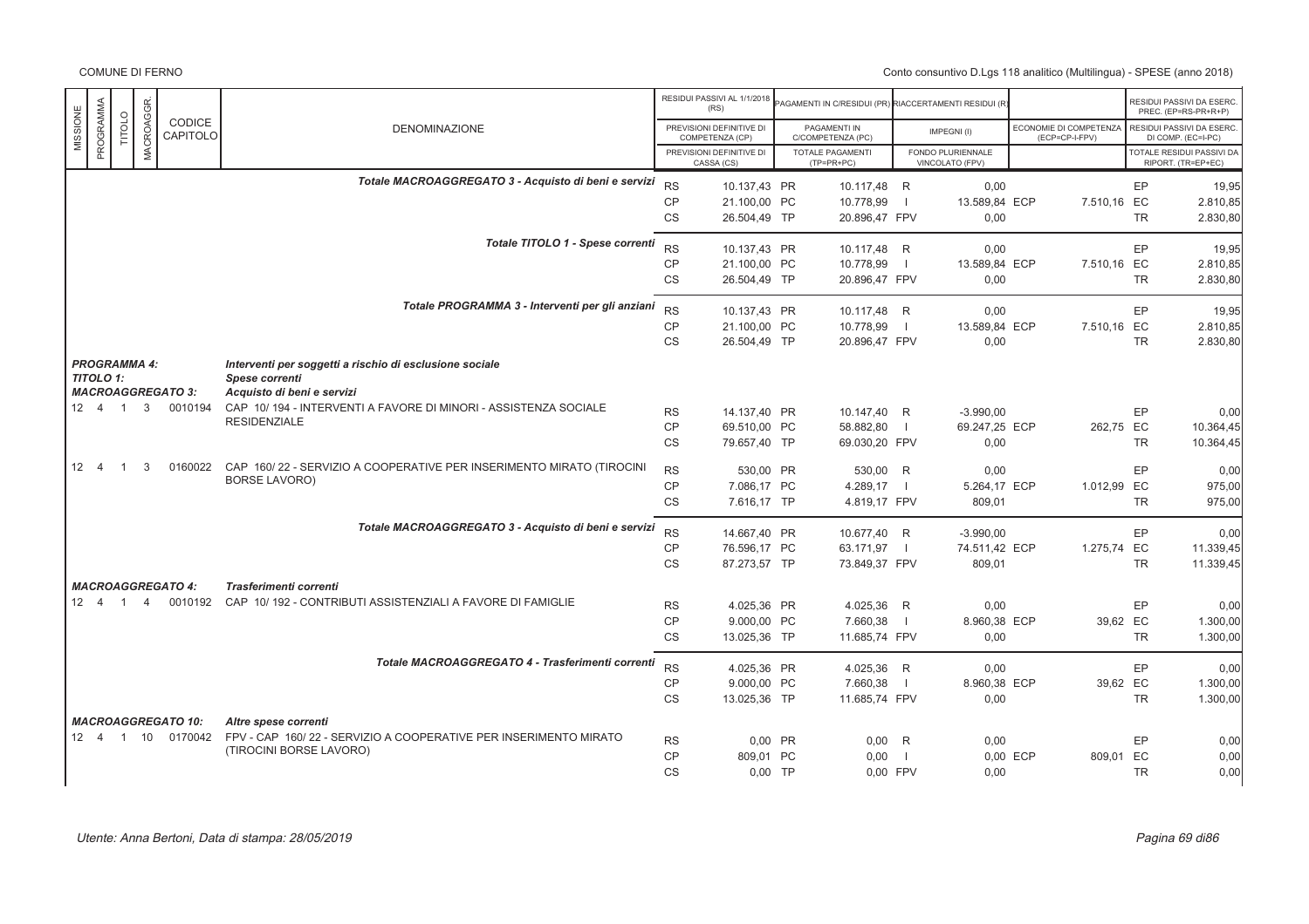COMUNE DI FERNO

Conto consuntivo D.Lgs 118 analitico (Multilingua) - SPESE (anno 2018)

| MISSIONE | PROGRAMMA | TITOLO | MACROAGGR. | CODICE CAPITOLO | DENOMINAZIONE | | RESIDUI PASSIVI AL 1/1/2018 (RS) / PREVISIONI DEFINITIVE DI COMPETENZA (CP) / PREVISIONI DEFINITIVE DI CASSA (CS) | | PAGAMENTI IN C/RESIDUI (PR) / PAGAMENTI IN C/COMPETENZA (PC) / TOTALE PAGAMENTI (TP=PR+PC) | | RIACCERTAMENTI RESIDUI (R) / IMPEGNI (I) / FONDO PLURIENNALE VINCOLATO (FPV) | | ECONOMIE DI COMPETENZA (ECP=CP-I-FPV) | | RESIDUI PASSIVI DA ESERC. PREC. (EP=RS-PR+R+P) / RESIDUI PASSIVI DA ESERC. DI COMP. (EC=I-PC) / TOTALE RESIDUI PASSIVI DA RIPORT. (TR=EP+EC) |
|---|---|---|---|---|---|---|---|---|---|---|---|---|---|---|---|
| | | | | | *Totale MACROAGGREGATO 3 - Acquisto di beni e servizi* | RS | 10.137,43 | PR | 10.117,48 | R | 0,00 | | | EP | 19,95 |
| | | | | | | CP | 21.100,00 | PC | 10.778,99 | I | 13.589,84 | ECP | 7.510,16 | EC | 2.810,85 |
| | | | | | | CS | 26.504,49 | TP | 20.896,47 | FPV | 0,00 | | | TR | 2.830,80 |
| | | | | | *Totale TITOLO 1 - Spese correnti* | RS | 10.137,43 | PR | 10.117,48 | R | 0,00 | | | EP | 19,95 |
| | | | | | | CP | 21.100,00 | PC | 10.778,99 | I | 13.589,84 | ECP | 7.510,16 | EC | 2.810,85 |
| | | | | | | CS | 26.504,49 | TP | 20.896,47 | FPV | 0,00 | | | TR | 2.830,80 |
| | | | | | *Totale PROGRAMMA 3 - Interventi per gli anziani* | RS | 10.137,43 | PR | 10.117,48 | R | 0,00 | | | EP | 19,95 |
| | | | | | | CP | 21.100,00 | PC | 10.778,99 | I | 13.589,84 | ECP | 7.510,16 | EC | 2.810,85 |
| | | | | | | CS | 26.504,49 | TP | 20.896,47 | FPV | 0,00 | | | TR | 2.830,80 |
| ***PROGRAMMA 4:*** | | | | | ***Interventi per soggetti a rischio di esclusione sociale*** | | | | | | | | | | |
| ***TITOLO 1:*** | | | | | ***Spese correnti*** | | | | | | | | | | |
| ***MACROAGGREGATO 3:*** | | | | | ***Acquisto di beni e servizi*** | | | | | | | | | | |
| 12 | 4 | 1 | 3 | 0010194 | CAP 10/ 194 - INTERVENTI A FAVORE DI MINORI - ASSISTENZA SOCIALE RESIDENZIALE | RS | 14.137,40 | PR | 10.147,40 | R | -3.990,00 | | | EP | 0,00 |
| | | | | | | CP | 69.510,00 | PC | 58.882,80 | I | 69.247,25 | ECP | 262,75 | EC | 10.364,45 |
| | | | | | | CS | 79.657,40 | TP | 69.030,20 | FPV | 0,00 | | | TR | 10.364,45 |
| 12 | 4 | 1 | 3 | 0160022 | CAP 160/ 22 - SERVIZIO A COOPERATIVE PER INSERIMENTO MIRATO (TIROCINI BORSE LAVORO) | RS | 530,00 | PR | 530,00 | R | 0,00 | | | EP | 0,00 |
| | | | | | | CP | 7.086,17 | PC | 4.289,17 | I | 5.264,17 | ECP | 1.012,99 | EC | 975,00 |
| | | | | | | CS | 7.616,17 | TP | 4.819,17 | FPV | 809,01 | | | TR | 975,00 |
| | | | | | *Totale MACROAGGREGATO 3 - Acquisto di beni e servizi* | RS | 14.667,40 | PR | 10.677,40 | R | -3.990,00 | | | EP | 0,00 |
| | | | | | | CP | 76.596,17 | PC | 63.171,97 | I | 74.511,42 | ECP | 1.275,74 | EC | 11.339,45 |
| | | | | | | CS | 87.273,57 | TP | 73.849,37 | FPV | 809,01 | | | TR | 11.339,45 |
| ***MACROAGGREGATO 4:*** | | | | | ***Trasferimenti correnti*** | | | | | | | | | | |
| 12 | 4 | 1 | 4 | 0010192 | CAP 10/ 192 - CONTRIBUTI ASSISTENZIALI A FAVORE DI FAMIGLIE | RS | 4.025,36 | PR | 4.025,36 | R | 0,00 | | | EP | 0,00 |
| | | | | | | CP | 9.000,00 | PC | 7.660,38 | I | 8.960,38 | ECP | 39,62 | EC | 1.300,00 |
| | | | | | | CS | 13.025,36 | TP | 11.685,74 | FPV | 0,00 | | | TR | 1.300,00 |
| | | | | | *Totale MACROAGGREGATO 4 - Trasferimenti correnti* | RS | 4.025,36 | PR | 4.025,36 | R | 0,00 | | | EP | 0,00 |
| | | | | | | CP | 9.000,00 | PC | 7.660,38 | I | 8.960,38 | ECP | 39,62 | EC | 1.300,00 |
| | | | | | | CS | 13.025,36 | TP | 11.685,74 | FPV | 0,00 | | | TR | 1.300,00 |
| ***MACROAGGREGATO 10:*** | | | | | ***Altre spese correnti*** | | | | | | | | | | |
| 12 | 4 | 1 | 10 | 0170042 | FPV - CAP 160/ 22 - SERVIZIO A COOPERATIVE PER INSERIMENTO MIRATO (TIROCINI BORSE LAVORO) | RS | 0,00 | PR | 0,00 | R | 0,00 | | | EP | 0,00 |
| | | | | | | CP | 809,01 | PC | 0,00 | I | 0,00 | ECP | 809,01 | EC | 0,00 |
| | | | | | | CS | 0,00 | TP | 0,00 | FPV | 0,00 | | | TR | 0,00 |

Utente: Anna Bertoni, Data di stampa: 28/05/2019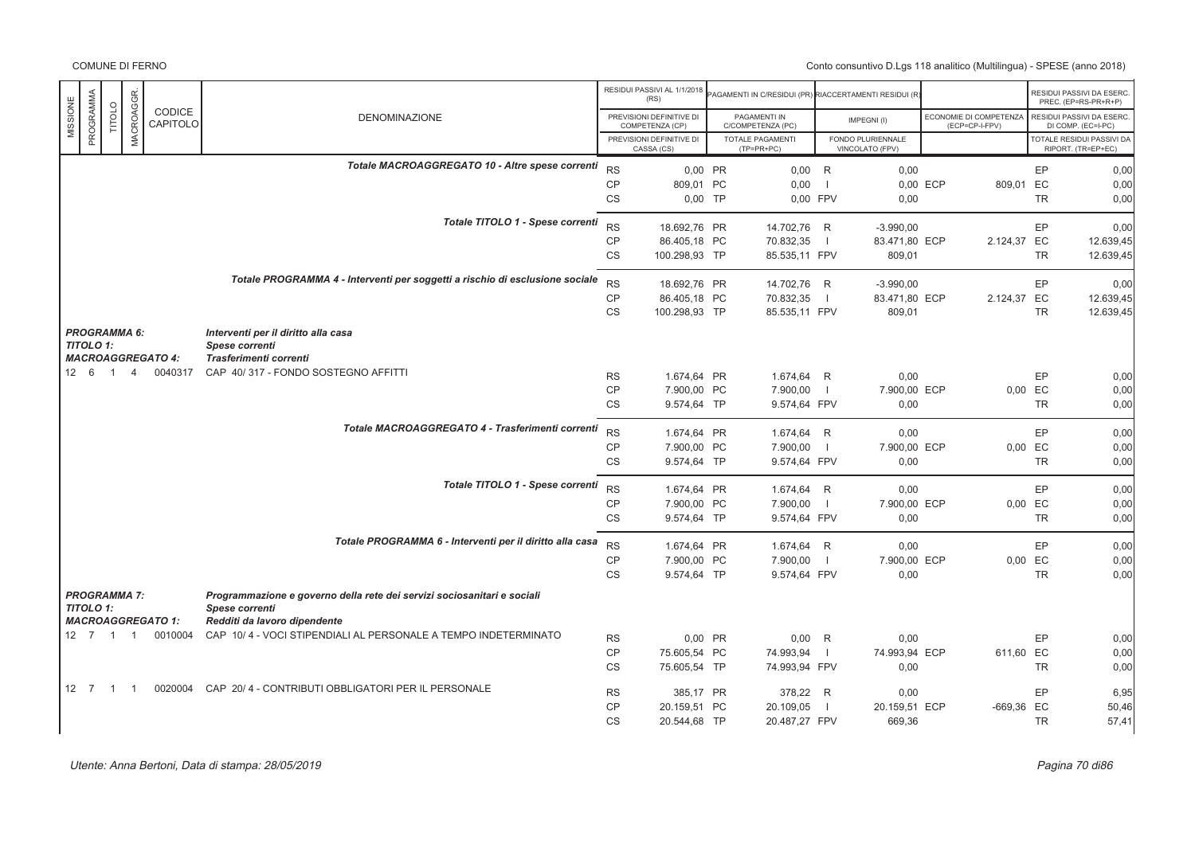| MISSIONE | PROGRAMMA | TITOLO | MACROAGGR. | CODICE CAPITOLO | DENOMINAZIONE | | RESIDUI PASSIVI AL 1/1/2018 (RS) / PREVISIONI DEFINITIVE DI COMPETENZA (CP) / PREVISIONI DEFINITIVE DI CASSA (CS) | | PAGAMENTI IN C/RESIDUI (PR) / PAGAMENTI IN C/COMPETENZA (PC) / TOTALE PAGAMENTI (TP=PR+PC) | | RIACCERTAMENTI RESIDUI (R) / IMPEGNI (I) / FONDO PLURIENNALE VINCOLATO (FPV) | | ECONOMIE DI COMPETENZA (ECP=CP-I-FPV) | | RESIDUI PASSIVI DA ESERC. PREC. (EP=RS-PR+R+P) / RESIDUI PASSIVI DA ESERC. DI COMP. (EC=I-PC) / TOTALE RESIDUI PASSIVI DA RIPORT. (TR=EP+EC) |
|---|---|---|---|---|---|---|---|---|---|---|---|---|---|---|---|
| | | | | | *Totale MACROAGGREGATO 10 - Altre spese correnti* | RS | 0,00 | PR | 0,00 | R | 0,00 | | | EP | 0,00 |
| | | | | | | CP | 809,01 | PC | 0,00 | I | 0,00 | ECP | 809,01 | EC | 0,00 |
| | | | | | | CS | 0,00 | TP | 0,00 | FPV | 0,00 | | | TR | 0,00 |
| | | | | | *Totale TITOLO 1 - Spese correnti* | RS | 18.692,76 | PR | 14.702,76 | R | -3.990,00 | | | EP | 0,00 |
| | | | | | | CP | 86.405,18 | PC | 70.832,35 | I | 83.471,80 | ECP | 2.124,37 | EC | 12.639,45 |
| | | | | | | CS | 100.298,93 | TP | 85.535,11 | FPV | 809,01 | | | TR | 12.639,45 |
| | | | | | *Totale PROGRAMMA 4 - Interventi per soggetti a rischio di esclusione sociale* | RS | 18.692,76 | PR | 14.702,76 | R | -3.990,00 | | | EP | 0,00 |
| | | | | | | CP | 86.405,18 | PC | 70.832,35 | I | 83.471,80 | ECP | 2.124,37 | EC | 12.639,45 |
| | | | | | | CS | 100.298,93 | TP | 85.535,11 | FPV | 809,01 | | | TR | 12.639,45 |
| ***PROGRAMMA 6:*** | | | | | ***Interventi per il diritto alla casa*** | | | | | | | | | | |
| ***TITOLO 1:*** | | | | | ***Spese correnti*** | | | | | | | | | | |
| ***MACROAGGREGATO 4:*** | | | | | ***Trasferimenti correnti*** | | | | | | | | | | |
| 12 | 6 | 1 | 4 | 0040317 | CAP 40/ 317 - FONDO SOSTEGNO AFFITTI | RS | 1.674,64 | PR | 1.674,64 | R | 0,00 | | | EP | 0,00 |
| | | | | | | CP | 7.900,00 | PC | 7.900,00 | I | 7.900,00 | ECP | 0,00 | EC | 0,00 |
| | | | | | | CS | 9.574,64 | TP | 9.574,64 | FPV | 0,00 | | | TR | 0,00 |
| | | | | | *Totale MACROAGGREGATO 4 - Trasferimenti correnti* | RS | 1.674,64 | PR | 1.674,64 | R | 0,00 | | | EP | 0,00 |
| | | | | | | CP | 7.900,00 | PC | 7.900,00 | I | 7.900,00 | ECP | 0,00 | EC | 0,00 |
| | | | | | | CS | 9.574,64 | TP | 9.574,64 | FPV | 0,00 | | | TR | 0,00 |
| | | | | | *Totale TITOLO 1 - Spese correnti* | RS | 1.674,64 | PR | 1.674,64 | R | 0,00 | | | EP | 0,00 |
| | | | | | | CP | 7.900,00 | PC | 7.900,00 | I | 7.900,00 | ECP | 0,00 | EC | 0,00 |
| | | | | | | CS | 9.574,64 | TP | 9.574,64 | FPV | 0,00 | | | TR | 0,00 |
| | | | | | *Totale PROGRAMMA 6 - Interventi per il diritto alla casa* | RS | 1.674,64 | PR | 1.674,64 | R | 0,00 | | | EP | 0,00 |
| | | | | | | CP | 7.900,00 | PC | 7.900,00 | I | 7.900,00 | ECP | 0,00 | EC | 0,00 |
| | | | | | | CS | 9.574,64 | TP | 9.574,64 | FPV | 0,00 | | | TR | 0,00 |
| ***PROGRAMMA 7:*** | | | | | ***Programmazione e governo della rete dei servizi sociosanitari e sociali*** | | | | | | | | | | |
| ***TITOLO 1:*** | | | | | ***Spese correnti*** | | | | | | | | | | |
| ***MACROAGGREGATO 1:*** | | | | | ***Redditi da lavoro dipendente*** | | | | | | | | | | |
| 12 | 7 | 1 | 1 | 0010004 | CAP 10/ 4 - VOCI STIPENDIALI AL PERSONALE A TEMPO INDETERMINATO | RS | 0,00 | PR | 0,00 | R | 0,00 | | | EP | 0,00 |
| | | | | | | CP | 75.605,54 | PC | 74.993,94 | I | 74.993,94 | ECP | 611,60 | EC | 0,00 |
| | | | | | | CS | 75.605,54 | TP | 74.993,94 | FPV | 0,00 | | | TR | 0,00 |
| 12 | 7 | 1 | 1 | 0020004 | CAP 20/ 4 - CONTRIBUTI OBBLIGATORI PER IL PERSONALE | RS | 385,17 | PR | 378,22 | R | 0,00 | | | EP | 6,95 |
| | | | | | | CP | 20.159,51 | PC | 20.109,05 | I | 20.159,51 | ECP | -669,36 | EC | 50,46 |
| | | | | | | CS | 20.544,68 | TP | 20.487,27 | FPV | 669,36 | | | TR | 57,41 |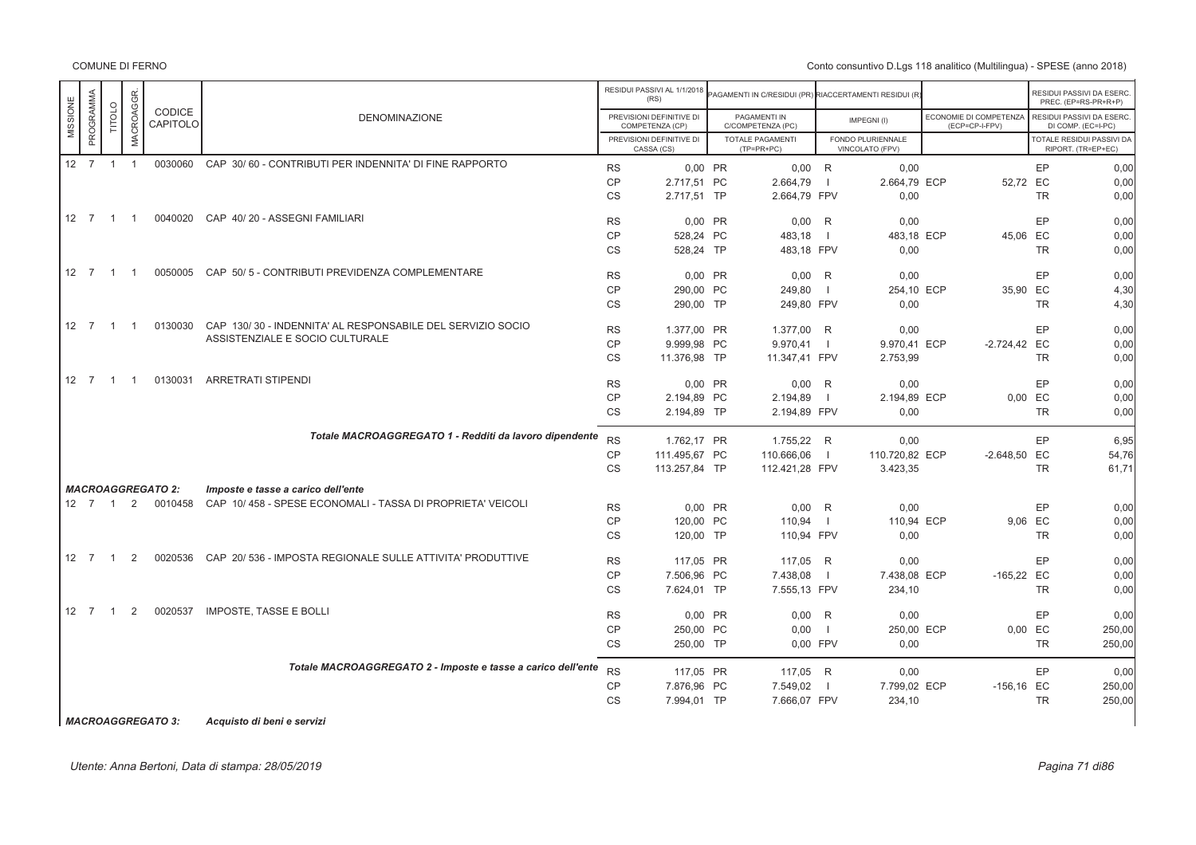COMUNE DI FERNO

Conto consuntivo D.Lgs 118 analitico (Multilingua) - SPESE (anno 2018)

| MISSIONE | PROGRAMMA | TITOLO | MACROAGGR. | CODICE CAPITOLO | DENOMINAZIONE | | RESIDUI PASSIVI AL 1/1/2018 (RS) / PREVISIONI DEFINITIVE DI COMPETENZA (CP) / PREVISIONI DEFINITIVE DI CASSA (CS) | | PAGAMENTI IN C/RESIDUI (PR) / PAGAMENTI IN C/COMPETENZA (PC) / TOTALE PAGAMENTI (TP=PR+PC) | | RIACCERTAMENTI RESIDUI (R) / IMPEGNI (I) / FONDO PLURIENNALE VINCOLATO (FPV) | | ECONOMIE DI COMPETENZA (ECP=CP-I-FPV) | | RESIDUI PASSIVI DA ESERC. PREC. (EP=RS-PR+R+P) / RESIDUI PASSIVI DA ESERC. DI COMP. (EC=I-PC) / TOTALE RESIDUI PASSIVI DA RIPORT. (TR=EP+EC) |
|---|---|---|---|---|---|---|---|---|---|---|---|---|---|---|---|
| 12 | 7 | 1 | 1 | 0030060 | CAP 30/ 60 - CONTRIBUTI PER INDENNITA' DI FINE RAPPORTO | RS | 0,00 | PR | 0,00 | R | 0,00 | | | EP | 0,00 |
| | | | | | | CP | 2.717,51 | PC | 2.664,79 | I | 2.664,79 | ECP | 52,72 | EC | 0,00 |
| | | | | | | CS | 2.717,51 | TP | 2.664,79 | FPV | 0,00 | | | TR | 0,00 |
| 12 | 7 | 1 | 1 | 0040020 | CAP 40/ 20 - ASSEGNI FAMILIARI | RS | 0,00 | PR | 0,00 | R | 0,00 | | | EP | 0,00 |
| | | | | | | CP | 528,24 | PC | 483,18 | I | 483,18 | ECP | 45,06 | EC | 0,00 |
| | | | | | | CS | 528,24 | TP | 483,18 | FPV | 0,00 | | | TR | 0,00 |
| 12 | 7 | 1 | 1 | 0050005 | CAP 50/ 5 - CONTRIBUTI PREVIDENZA COMPLEMENTARE | RS | 0,00 | PR | 0,00 | R | 0,00 | | | EP | 0,00 |
| | | | | | | CP | 290,00 | PC | 249,80 | I | 254,10 | ECP | 35,90 | EC | 4,30 |
| | | | | | | CS | 290,00 | TP | 249,80 | FPV | 0,00 | | | TR | 4,30 |
| 12 | 7 | 1 | 1 | 0130030 | CAP 130/ 30 - INDENNITA' AL RESPONSABILE DEL SERVIZIO SOCIO ASSISTENZIALE E SOCIO CULTURALE | RS | 1.377,00 | PR | 1.377,00 | R | 0,00 | | | EP | 0,00 |
| | | | | | | CP | 9.999,98 | PC | 9.970,41 | I | 9.970,41 | ECP | -2.724,42 | EC | 0,00 |
| | | | | | | CS | 11.376,98 | TP | 11.347,41 | FPV | 2.753,99 | | | TR | 0,00 |
| 12 | 7 | 1 | 1 | 0130031 | ARRETRATI STIPENDI | RS | 0,00 | PR | 0,00 | R | 0,00 | | | EP | 0,00 |
| | | | | | | CP | 2.194,89 | PC | 2.194,89 | I | 2.194,89 | ECP | 0,00 | EC | 0,00 |
| | | | | | | CS | 2.194,89 | TP | 2.194,89 | FPV | 0,00 | | | TR | 0,00 |
| | | | | | *Totale MACROAGGREGATO 1 - Redditi da lavoro dipendente* | RS | 1.762,17 | PR | 1.755,22 | R | 0,00 | | | EP | 6,95 |
| | | | | | | CP | 111.495,67 | PC | 110.666,06 | I | 110.720,82 | ECP | -2.648,50 | EC | 54,76 |
| | | | | | | CS | 113.257,84 | TP | 112.421,28 | FPV | 3.423,35 | | | TR | 61,71 |
| ***MACROAGGREGATO 2:*** | | | | | ***Imposte e tasse a carico dell'ente*** | | | | | | | | | | |
| 12 | 7 | 1 | 2 | 0010458 | CAP 10/ 458 - SPESE ECONOMALI - TASSA DI PROPRIETA' VEICOLI | RS | 0,00 | PR | 0,00 | R | 0,00 | | | EP | 0,00 |
| | | | | | | CP | 120,00 | PC | 110,94 | I | 110,94 | ECP | 9,06 | EC | 0,00 |
| | | | | | | CS | 120,00 | TP | 110,94 | FPV | 0,00 | | | TR | 0,00 |
| 12 | 7 | 1 | 2 | 0020536 | CAP 20/ 536 - IMPOSTA REGIONALE SULLE ATTIVITA' PRODUTTIVE | RS | 117,05 | PR | 117,05 | R | 0,00 | | | EP | 0,00 |
| | | | | | | CP | 7.506,96 | PC | 7.438,08 | I | 7.438,08 | ECP | -165,22 | EC | 0,00 |
| | | | | | | CS | 7.624,01 | TP | 7.555,13 | FPV | 234,10 | | | TR | 0,00 |
| 12 | 7 | 1 | 2 | 0020537 | IMPOSTE, TASSE E BOLLI | RS | 0,00 | PR | 0,00 | R | 0,00 | | | EP | 0,00 |
| | | | | | | CP | 250,00 | PC | 0,00 | I | 250,00 | ECP | 0,00 | EC | 250,00 |
| | | | | | | CS | 250,00 | TP | 0,00 | FPV | 0,00 | | | TR | 250,00 |
| | | | | | *Totale MACROAGGREGATO 2 - Imposte e tasse a carico dell'ente* | RS | 117,05 | PR | 117,05 | R | 0,00 | | | EP | 0,00 |
| | | | | | | CP | 7.876,96 | PC | 7.549,02 | I | 7.799,02 | ECP | -156,16 | EC | 250,00 |
| | | | | | | CS | 7.994,01 | TP | 7.666,07 | FPV | 234,10 | | | TR | 250,00 |
| ***MACROAGGREGATO 3:*** | | | | | ***Acquisto di beni e servizi*** | | | | | | | | | | |

Utente: Anna Bertoni, Data di stampa: 28/05/2019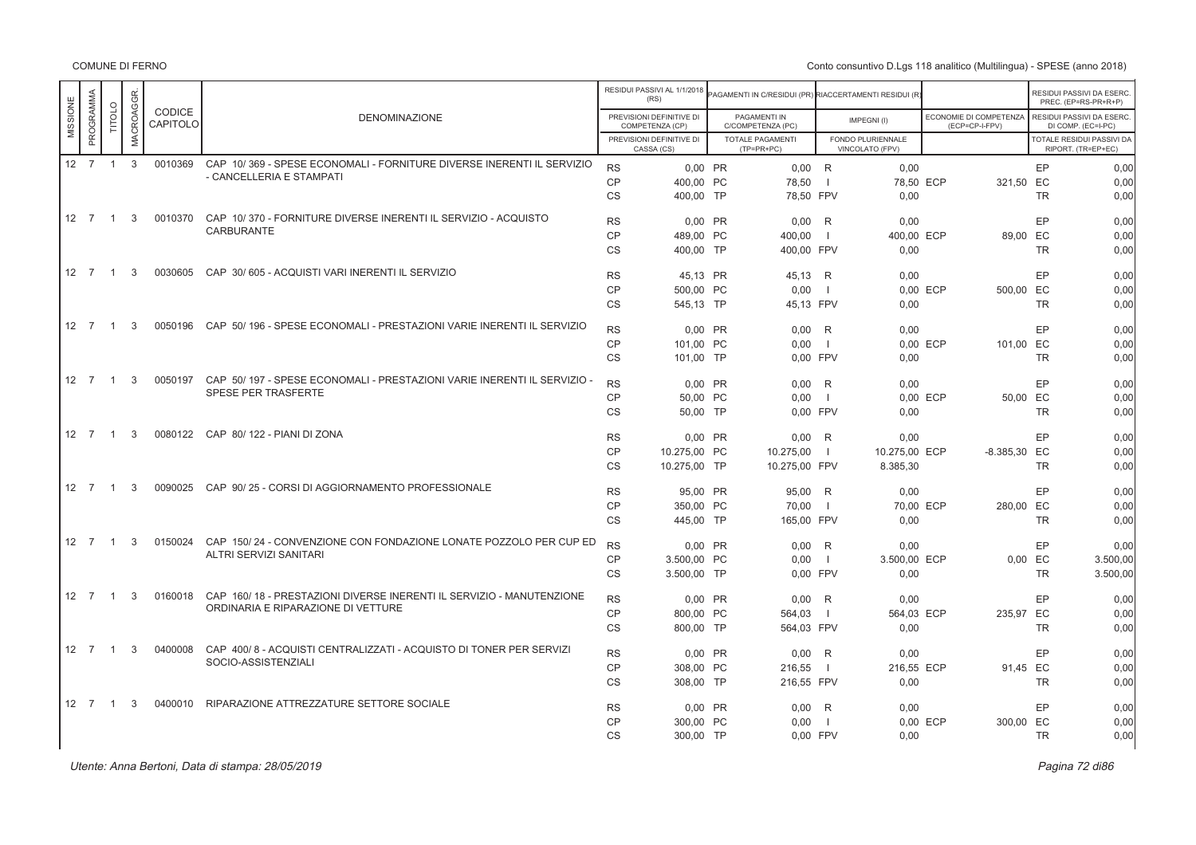COMUNE DI FERNO

Conto consuntivo D.Lgs 118 analitico (Multilingua) - SPESE (anno 2018)

| MISSIONE | PROGRAMMA | TITOLO | MACROAGGR. | CODICE CAPITOLO | DENOMINAZIONE | | RESIDUI PASSIVI AL 1/1/2018 (RS) / PREVISIONI DEFINITIVE DI COMPETENZA (CP) / PREVISIONI DEFINITIVE DI CASSA (CS) | | PAGAMENTI IN C/RESIDUI (PR) / PAGAMENTI IN C/COMPETENZA (PC) / TOTALE PAGAMENTI (TP=PR+PC) | | RIACCERTAMENTI RESIDUI (R) / IMPEGNI (I) / FONDO PLURIENNALE VINCOLATO (FPV) | | ECONOMIE DI COMPETENZA (ECP=CP-I-FPV) | | RESIDUI PASSIVI DA ESERC. PREC. (EP=RS-PR+R) / RESIDUI PASSIVI DA ESERC. DI COMP. (EC=I-PC) / TOTALE RESIDUI PASSIVI DA RIPORT. (TR=EP+EC) |
|---|---|---|---|---|---|---|---|---|---|---|---|---|---|---|---|
| 12 | 7 | 1 | 3 | 0010369 | CAP 10/ 369 - SPESE ECONOMALI - FORNITURE DIVERSE INERENTI IL SERVIZIO - CANCELLERIA E STAMPATI | RS | 0,00 | PR | 0,00 | R | 0,00 | | | EP | 0,00 |
| | | | | | | CP | 400,00 | PC | 78,50 | I | 78,50 | ECP | 321,50 | EC | 0,00 |
| | | | | | | CS | 400,00 | TP | 78,50 | FPV | 0,00 | | | TR | 0,00 |
| 12 | 7 | 1 | 3 | 0010370 | CAP 10/ 370 - FORNITURE DIVERSE INERENTI IL SERVIZIO - ACQUISTO CARBURANTE | RS | 0,00 | PR | 0,00 | R | 0,00 | | | EP | 0,00 |
| | | | | | | CP | 489,00 | PC | 400,00 | I | 400,00 | ECP | 89,00 | EC | 0,00 |
| | | | | | | CS | 400,00 | TP | 400,00 | FPV | 0,00 | | | TR | 0,00 |
| 12 | 7 | 1 | 3 | 0030605 | CAP 30/ 605 - ACQUISTI VARI INERENTI IL SERVIZIO | RS | 45,13 | PR | 45,13 | R | 0,00 | | | EP | 0,00 |
| | | | | | | CP | 500,00 | PC | 0,00 | I | 0,00 | ECP | 500,00 | EC | 0,00 |
| | | | | | | CS | 545,13 | TP | 45,13 | FPV | 0,00 | | | TR | 0,00 |
| 12 | 7 | 1 | 3 | 0050196 | CAP 50/ 196 - SPESE ECONOMALI - PRESTAZIONI VARIE INERENTI IL SERVIZIO | RS | 0,00 | PR | 0,00 | R | 0,00 | | | EP | 0,00 |
| | | | | | | CP | 101,00 | PC | 0,00 | I | 0,00 | ECP | 101,00 | EC | 0,00 |
| | | | | | | CS | 101,00 | TP | 0,00 | FPV | 0,00 | | | TR | 0,00 |
| 12 | 7 | 1 | 3 | 0050197 | CAP 50/ 197 - SPESE ECONOMALI - PRESTAZIONI VARIE INERENTI IL SERVIZIO - SPESE PER TRASFERTE | RS | 0,00 | PR | 0,00 | R | 0,00 | | | EP | 0,00 |
| | | | | | | CP | 50,00 | PC | 0,00 | I | 0,00 | ECP | 50,00 | EC | 0,00 |
| | | | | | | CS | 50,00 | TP | 0,00 | FPV | 0,00 | | | TR | 0,00 |
| 12 | 7 | 1 | 3 | 0080122 | CAP 80/ 122 - PIANI DI ZONA | RS | 0,00 | PR | 0,00 | R | 0,00 | | | EP | 0,00 |
| | | | | | | CP | 10.275,00 | PC | 10.275,00 | I | 10.275,00 | ECP | -8.385,30 | EC | 0,00 |
| | | | | | | CS | 10.275,00 | TP | 10.275,00 | FPV | 8.385,30 | | | TR | 0,00 |
| 12 | 7 | 1 | 3 | 0090025 | CAP 90/ 25 - CORSI DI AGGIORNAMENTO PROFESSIONALE | RS | 95,00 | PR | 95,00 | R | 0,00 | | | EP | 0,00 |
| | | | | | | CP | 350,00 | PC | 70,00 | I | 70,00 | ECP | 280,00 | EC | 0,00 |
| | | | | | | CS | 445,00 | TP | 165,00 | FPV | 0,00 | | | TR | 0,00 |
| 12 | 7 | 1 | 3 | 0150024 | CAP 150/ 24 - CONVENZIONE CON FONDAZIONE LONATE POZZOLO PER CUP ED ALTRI SERVIZI SANITARI | RS | 0,00 | PR | 0,00 | R | 0,00 | | | EP | 0,00 |
| | | | | | | CP | 3.500,00 | PC | 0,00 | I | 3.500,00 | ECP | 0,00 | EC | 3.500,00 |
| | | | | | | CS | 3.500,00 | TP | 0,00 | FPV | 0,00 | | | TR | 3.500,00 |
| 12 | 7 | 1 | 3 | 0160018 | CAP 160/ 18 - PRESTAZIONI DIVERSE INERENTI IL SERVIZIO - MANUTENZIONE ORDINARIA E RIPARAZIONE DI VETTURE | RS | 0,00 | PR | 0,00 | R | 0,00 | | | EP | 0,00 |
| | | | | | | CP | 800,00 | PC | 564,03 | I | 564,03 | ECP | 235,97 | EC | 0,00 |
| | | | | | | CS | 800,00 | TP | 564,03 | FPV | 0,00 | | | TR | 0,00 |
| 12 | 7 | 1 | 3 | 0400008 | CAP 400/ 8 - ACQUISTI CENTRALIZZATI - ACQUISTO DI TONER PER SERVIZI SOCIO-ASSISTENZIALI | RS | 0,00 | PR | 0,00 | R | 0,00 | | | EP | 0,00 |
| | | | | | | CP | 308,00 | PC | 216,55 | I | 216,55 | ECP | 91,45 | EC | 0,00 |
| | | | | | | CS | 308,00 | TP | 216,55 | FPV | 0,00 | | | TR | 0,00 |
| 12 | 7 | 1 | 3 | 0400010 | RIPARAZIONE ATTREZZATURE SETTORE SOCIALE | RS | 0,00 | PR | 0,00 | R | 0,00 | | | EP | 0,00 |
| | | | | | | CP | 300,00 | PC | 0,00 | I | 0,00 | ECP | 300,00 | EC | 0,00 |
| | | | | | | CS | 300,00 | TP | 0,00 | FPV | 0,00 | | | TR | 0,00 |

*Utente: Anna Bertoni, Data di stampa: 28/05/2019*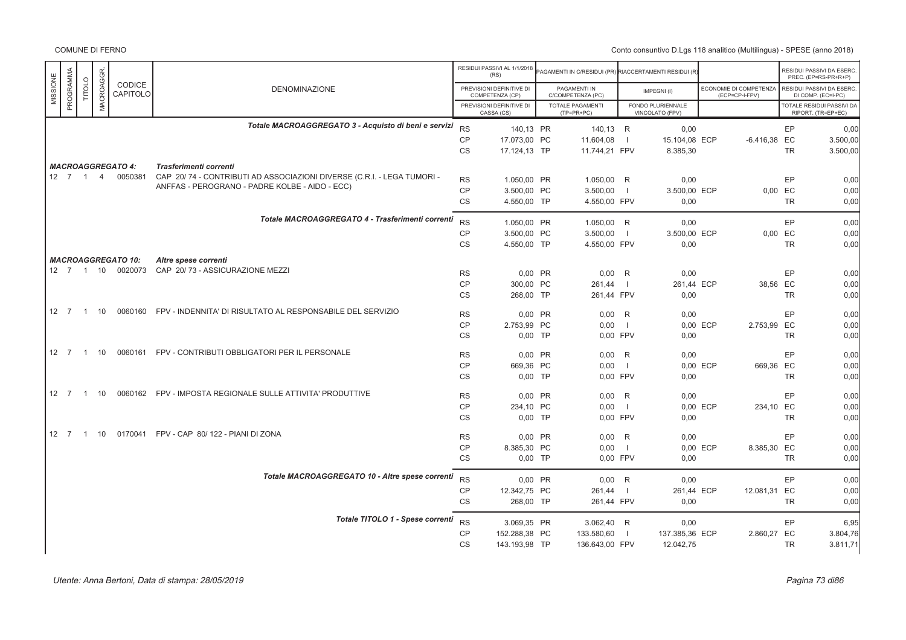| MISSIONE | PROGRAMMA | TITOLO | MACROAGGR. | CODICE CAPITOLO | DENOMINAZIONE | | RESIDUI PASSIVI AL 1/1/2018 (RS) / PREVISIONI DEFINITIVE DI COMPETENZA (CP) / PREVISIONI DEFINITIVE DI CASSA (CS) | | PAGAMENTI IN C/RESIDUI (PR) / PAGAMENTI IN C/COMPETENZA (PC) / TOTALE PAGAMENTI (TP=PR+PC) | | RIACCERTAMENTI RESIDUI (R) / IMPEGNI (I) / FONDO PLURIENNALE VINCOLATO (FPV) | | ECONOMIE DI COMPETENZA (ECP=CP-I-FPV) | | RESIDUI PASSIVI DA ESERC. PREC. (EP=RS-PR+R) / RESIDUI PASSIVI DA ESERC. DI COMP. (EC=I-PC) / TOTALE RESIDUI PASSIVI DA RIPORT. (TR=EP+EC) |
|---|---|---|---|---|---|---|---|---|---|---|---|---|---|---|---|
| | | | | | *Totale MACROAGGREGATO 3 - Acquisto di beni e servizi* | RS | 140,13 | PR | 140,13 | R | 0,00 | | | EP | 0,00 |
| | | | | | | CP | 17.073,00 | PC | 11.604,08 | I | 15.104,08 | ECP | -6.416,38 | EC | 3.500,00 |
| | | | | | | CS | 17.124,13 | TP | 11.744,21 | FPV | 8.385,30 | | | TR | 3.500,00 |
| | | | | ***MACROAGGREGATO 4:*** | ***Trasferimenti correnti*** | | | | | | | | | | |
| 12 | 7 | 1 | 4 | 0050381 | CAP 20/ 74 - CONTRIBUTI AD ASSOCIAZIONI DIVERSE (C.R.I. - LEGA TUMORI - ANFFAS - PEROGRANO - PADRE KOLBE - AIDO - ECC) | RS | 1.050,00 | PR | 1.050,00 | R | 0,00 | | | EP | 0,00 |
| | | | | | | CP | 3.500,00 | PC | 3.500,00 | I | 3.500,00 | ECP | 0,00 | EC | 0,00 |
| | | | | | | CS | 4.550,00 | TP | 4.550,00 | FPV | 0,00 | | | TR | 0,00 |
| | | | | | *Totale MACROAGGREGATO 4 - Trasferimenti correnti* | RS | 1.050,00 | PR | 1.050,00 | R | 0,00 | | | EP | 0,00 |
| | | | | | | CP | 3.500,00 | PC | 3.500,00 | I | 3.500,00 | ECP | 0,00 | EC | 0,00 |
| | | | | | | CS | 4.550,00 | TP | 4.550,00 | FPV | 0,00 | | | TR | 0,00 |
| | | | | ***MACROAGGREGATO 10:*** | ***Altre spese correnti*** | | | | | | | | | | |
| 12 | 7 | 1 | 10 | 0020073 | CAP 20/ 73 - ASSICURAZIONE MEZZI | RS | 0,00 | PR | 0,00 | R | 0,00 | | | EP | 0,00 |
| | | | | | | CP | 300,00 | PC | 261,44 | I | 261,44 | ECP | 38,56 | EC | 0,00 |
| | | | | | | CS | 268,00 | TP | 261,44 | FPV | 0,00 | | | TR | 0,00 |
| 12 | 7 | 1 | 10 | 0060160 | FPV - INDENNITA' DI RISULTATO AL RESPONSABILE DEL SERVIZIO | RS | 0,00 | PR | 0,00 | R | 0,00 | | | EP | 0,00 |
| | | | | | | CP | 2.753,99 | PC | 0,00 | I | 0,00 | ECP | 2.753,99 | EC | 0,00 |
| | | | | | | CS | 0,00 | TP | 0,00 | FPV | 0,00 | | | TR | 0,00 |
| 12 | 7 | 1 | 10 | 0060161 | FPV - CONTRIBUTI OBBLIGATORI PER IL PERSONALE | RS | 0,00 | PR | 0,00 | R | 0,00 | | | EP | 0,00 |
| | | | | | | CP | 669,36 | PC | 0,00 | I | 0,00 | ECP | 669,36 | EC | 0,00 |
| | | | | | | CS | 0,00 | TP | 0,00 | FPV | 0,00 | | | TR | 0,00 |
| 12 | 7 | 1 | 10 | 0060162 | FPV - IMPOSTA REGIONALE SULLE ATTIVITA' PRODUTTIVE | RS | 0,00 | PR | 0,00 | R | 0,00 | | | EP | 0,00 |
| | | | | | | CP | 234,10 | PC | 0,00 | I | 0,00 | ECP | 234,10 | EC | 0,00 |
| | | | | | | CS | 0,00 | TP | 0,00 | FPV | 0,00 | | | TR | 0,00 |
| 12 | 7 | 1 | 10 | 0170041 | FPV - CAP 80/ 122 - PIANI DI ZONA | RS | 0,00 | PR | 0,00 | R | 0,00 | | | EP | 0,00 |
| | | | | | | CP | 8.385,30 | PC | 0,00 | I | 0,00 | ECP | 8.385,30 | EC | 0,00 |
| | | | | | | CS | 0,00 | TP | 0,00 | FPV | 0,00 | | | TR | 0,00 |
| | | | | | *Totale MACROAGGREGATO 10 - Altre spese correnti* | RS | 0,00 | PR | 0,00 | R | 0,00 | | | EP | 0,00 |
| | | | | | | CP | 12.342,75 | PC | 261,44 | I | 261,44 | ECP | 12.081,31 | EC | 0,00 |
| | | | | | | CS | 268,00 | TP | 261,44 | FPV | 0,00 | | | TR | 0,00 |
| | | | | | *Totale TITOLO 1 - Spese correnti* | RS | 3.069,35 | PR | 3.062,40 | R | 0,00 | | | EP | 6,95 |
| | | | | | | CP | 152.288,38 | PC | 133.580,60 | I | 137.385,36 | ECP | 2.860,27 | EC | 3.804,76 |
| | | | | | | CS | 143.193,98 | TP | 136.643,00 | FPV | 12.042,75 | | | TR | 3.811,71 |

*Utente: Anna Bertoni, Data di stampa: 28/05/2019*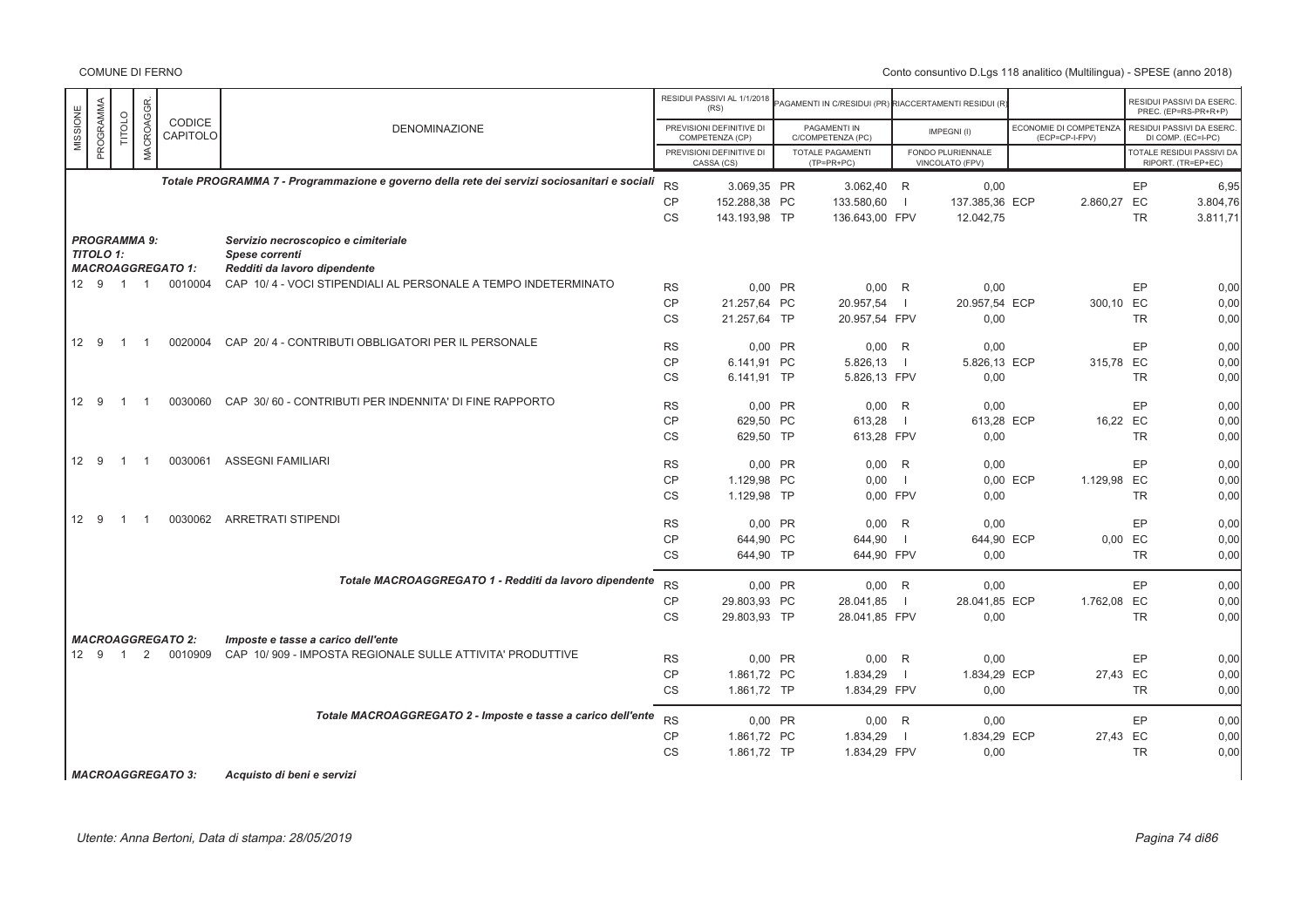| MISSIONE | PROGRAMMA | TITOLO | MACROAGGR. | CODICE CAPITOLO | DENOMINAZIONE | | RESIDUI PASSIVI AL 1/1/2018 (RS) / PREVISIONI DEFINITIVE DI COMPETENZA (CP) / PREVISIONI DEFINITIVE DI CASSA (CS) | | PAGAMENTI IN C/RESIDUI (PR) / PAGAMENTI IN C/COMPETENZA (PC) / TOTALE PAGAMENTI (TP=PR+PC) | | RIACCERTAMENTI RESIDUI (R) / IMPEGNI (I) / FONDO PLURIENNALE VINCOLATO (FPV) | | ECONOMIE DI COMPETENZA (ECP=CP-I-FPV) | | RESIDUI PASSIVI DA ESERC. PREC. (EP=RS-PR+R+P) / RESIDUI PASSIVI DA ESERC. DI COMP. (EC=I-PC) / TOTALE RESIDUI PASSIVI DA RIPORT. (TR=EP+EC) |
|---|---|---|---|---|---|---|---|---|---|---|---|---|---|---|---|
| | | | | | **Totale PROGRAMMA 7 - Programmazione e governo della rete dei servizi sociosanitari e sociali** | RS | 3.069,35 | PR | 3.062,40 | R | 0,00 | | | EP | 6,95 |
| | | | | | | CP | 152.288,38 | PC | 133.580,60 | I | 137.385,36 | ECP | 2.860,27 | EC | 3.804,76 |
| | | | | | | CS | 143.193,98 | TP | 136.643,00 | FPV | 12.042,75 | | | TR | 3.811,71 |
| | | | | | ***PROGRAMMA 9:*** ***Servizio necroscopico e cimiteriale*** | | | | | | | | | | |
| | | | | | ***TITOLO 1:*** ***Spese correnti*** | | | | | | | | | | |
| | | | | | ***MACROAGGREGATO 1:*** ***Redditi da lavoro dipendente*** | | | | | | | | | | |
| 12 | 9 | 1 | 1 | 0010004 | CAP 10/ 4 - VOCI STIPENDIALI AL PERSONALE A TEMPO INDETERMINATO | RS | 0,00 | PR | 0,00 | R | 0,00 | | | EP | 0,00 |
| | | | | | | CP | 21.257,64 | PC | 20.957,54 | I | 20.957,54 | ECP | 300,10 | EC | 0,00 |
| | | | | | | CS | 21.257,64 | TP | 20.957,54 | FPV | 0,00 | | | TR | 0,00 |
| 12 | 9 | 1 | 1 | 0020004 | CAP 20/ 4 - CONTRIBUTI OBBLIGATORI PER IL PERSONALE | RS | 0,00 | PR | 0,00 | R | 0,00 | | | EP | 0,00 |
| | | | | | | CP | 6.141,91 | PC | 5.826,13 | I | 5.826,13 | ECP | 315,78 | EC | 0,00 |
| | | | | | | CS | 6.141,91 | TP | 5.826,13 | FPV | 0,00 | | | TR | 0,00 |
| 12 | 9 | 1 | 1 | 0030060 | CAP 30/ 60 - CONTRIBUTI PER INDENNITA' DI FINE RAPPORTO | RS | 0,00 | PR | 0,00 | R | 0,00 | | | EP | 0,00 |
| | | | | | | CP | 629,50 | PC | 613,28 | I | 613,28 | ECP | 16,22 | EC | 0,00 |
| | | | | | | CS | 629,50 | TP | 613,28 | FPV | 0,00 | | | TR | 0,00 |
| 12 | 9 | 1 | 1 | 0030061 | ASSEGNI FAMILIARI | RS | 0,00 | PR | 0,00 | R | 0,00 | | | EP | 0,00 |
| | | | | | | CP | 1.129,98 | PC | 0,00 | I | 0,00 | ECP | 1.129,98 | EC | 0,00 |
| | | | | | | CS | 1.129,98 | TP | 0,00 | FPV | 0,00 | | | TR | 0,00 |
| 12 | 9 | 1 | 1 | 0030062 | ARRETRATI STIPENDI | RS | 0,00 | PR | 0,00 | R | 0,00 | | | EP | 0,00 |
| | | | | | | CP | 644,90 | PC | 644,90 | I | 644,90 | ECP | 0,00 | EC | 0,00 |
| | | | | | | CS | 644,90 | TP | 644,90 | FPV | 0,00 | | | TR | 0,00 |
| | | | | | ***Totale MACROAGGREGATO 1 - Redditi da lavoro dipendente*** | RS | 0,00 | PR | 0,00 | R | 0,00 | | | EP | 0,00 |
| | | | | | | CP | 29.803,93 | PC | 28.041,85 | I | 28.041,85 | ECP | 1.762,08 | EC | 0,00 |
| | | | | | | CS | 29.803,93 | TP | 28.041,85 | FPV | 0,00 | | | TR | 0,00 |
| | | | | | ***MACROAGGREGATO 2:*** ***Imposte e tasse a carico dell'ente*** | | | | | | | | | | |
| 12 | 9 | 1 | 2 | 0010909 | CAP 10/ 909 - IMPOSTA REGIONALE SULLE ATTIVITA' PRODUTTIVE | RS | 0,00 | PR | 0,00 | R | 0,00 | | | EP | 0,00 |
| | | | | | | CP | 1.861,72 | PC | 1.834,29 | I | 1.834,29 | ECP | 27,43 | EC | 0,00 |
| | | | | | | CS | 1.861,72 | TP | 1.834,29 | FPV | 0,00 | | | TR | 0,00 |
| | | | | | ***Totale MACROAGGREGATO 2 - Imposte e tasse a carico dell'ente*** | RS | 0,00 | PR | 0,00 | R | 0,00 | | | EP | 0,00 |
| | | | | | | CP | 1.861,72 | PC | 1.834,29 | I | 1.834,29 | ECP | 27,43 | EC | 0,00 |
| | | | | | | CS | 1.861,72 | TP | 1.834,29 | FPV | 0,00 | | | TR | 0,00 |
| | | | | | ***MACROAGGREGATO 3:*** ***Acquisto di beni e servizi*** | | | | | | | | | | |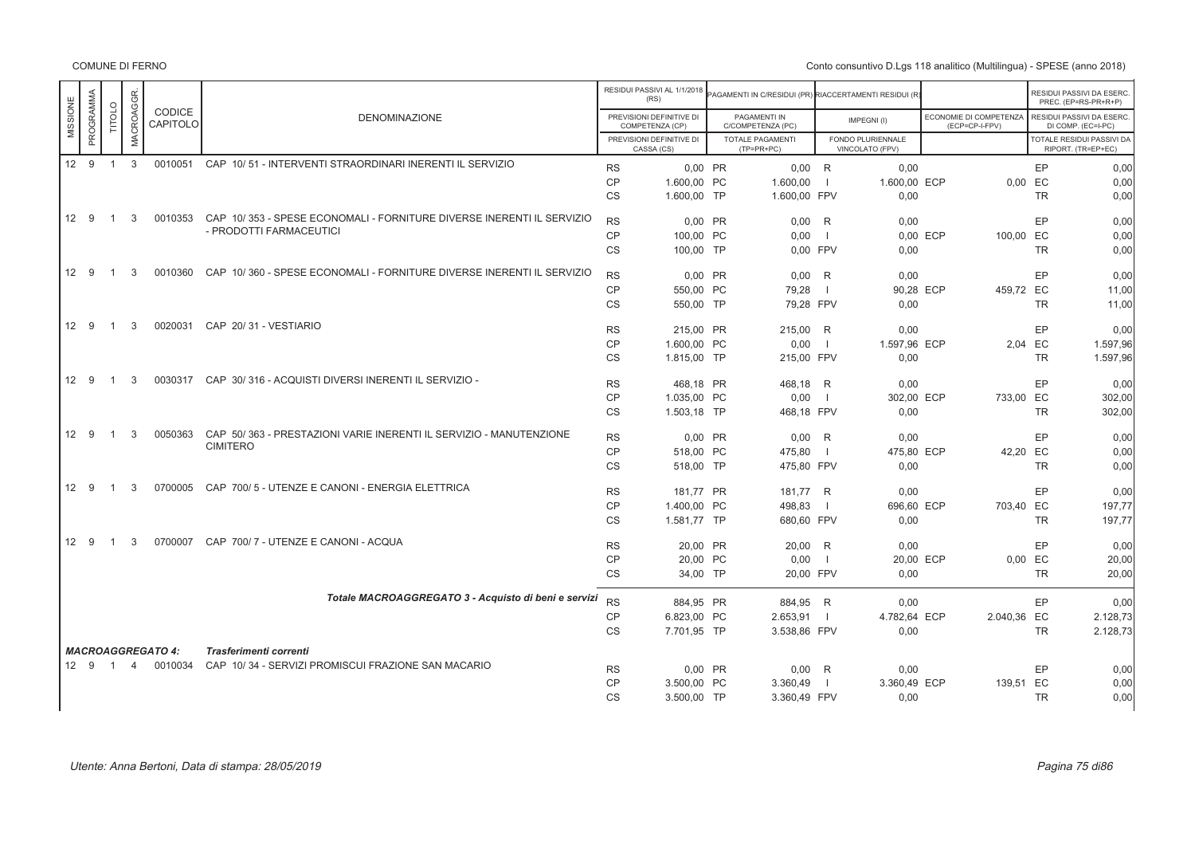COMUNE DI FERNO

Conto consuntivo D.Lgs 118 analitico (Multilingua) - SPESE (anno 2018)

| MISSIONE | PROGRAMMA | TITOLO | MACROAGGR. | CODICE CAPITOLO | DENOMINAZIONE | | RESIDUI PASSIVI AL 1/1/2018 (RS) / PREVISIONI DEFINITIVE DI COMPETENZA (CP) / PREVISIONI DEFINITIVE DI CASSA (CS) | | PAGAMENTI IN C/RESIDUI (PR) / PAGAMENTI IN C/COMPETENZA (PC) / TOTALE PAGAMENTI (TP=PR+PC) | | RIACCERTAMENTI RESIDUI (R) / IMPEGNI (I) / FONDO PLURIENNALE VINCOLATO (FPV) | | ECONOMIE DI COMPETENZA (ECP=CP-I-FPV) | | RESIDUI PASSIVI DA ESERC. PREC. (EP=RS-PR+R+P) / RESIDUI PASSIVI DA ESERC. DI COMP. (EC=I-PC) / TOTALE RESIDUI PASSIVI DA RIPORT. (TR=EP+EC) |
|---|---|---|---|---|---|---|---|---|---|---|---|---|---|---|---|
| 12 | 9 | 1 | 3 | 0010051 | CAP 10/ 51 - INTERVENTI STRAORDINARI INERENTI IL SERVIZIO | RS | 0,00 | PR | 0,00 | R | 0,00 | | | EP | 0,00 |
| | | | | | | CP | 1.600,00 | PC | 1.600,00 | I | 1.600,00 | ECP | 0,00 | EC | 0,00 |
| | | | | | | CS | 1.600,00 | TP | 1.600,00 | FPV | 0,00 | | | TR | 0,00 |
| 12 | 9 | 1 | 3 | 0010353 | CAP 10/ 353 - SPESE ECONOMALI - FORNITURE DIVERSE INERENTI IL SERVIZIO - PRODOTTI FARMACEUTICI | RS | 0,00 | PR | 0,00 | R | 0,00 | | | EP | 0,00 |
| | | | | | | CP | 100,00 | PC | 0,00 | I | 0,00 | ECP | 100,00 | EC | 0,00 |
| | | | | | | CS | 100,00 | TP | 0,00 | FPV | 0,00 | | | TR | 0,00 |
| 12 | 9 | 1 | 3 | 0010360 | CAP 10/ 360 - SPESE ECONOMALI - FORNITURE DIVERSE INERENTI IL SERVIZIO | RS | 0,00 | PR | 0,00 | R | 0,00 | | | EP | 0,00 |
| | | | | | | CP | 550,00 | PC | 79,28 | I | 90,28 | ECP | 459,72 | EC | 11,00 |
| | | | | | | CS | 550,00 | TP | 79,28 | FPV | 0,00 | | | TR | 11,00 |
| 12 | 9 | 1 | 3 | 0020031 | CAP 20/ 31 - VESTIARIO | RS | 215,00 | PR | 215,00 | R | 0,00 | | | EP | 0,00 |
| | | | | | | CP | 1.600,00 | PC | 0,00 | I | 1.597,96 | ECP | 2,04 | EC | 1.597,96 |
| | | | | | | CS | 1.815,00 | TP | 215,00 | FPV | 0,00 | | | TR | 1.597,96 |
| 12 | 9 | 1 | 3 | 0030317 | CAP 30/ 316 - ACQUISTI DIVERSI INERENTI IL SERVIZIO - | RS | 468,18 | PR | 468,18 | R | 0,00 | | | EP | 0,00 |
| | | | | | | CP | 1.035,00 | PC | 0,00 | I | 302,00 | ECP | 733,00 | EC | 302,00 |
| | | | | | | CS | 1.503,18 | TP | 468,18 | FPV | 0,00 | | | TR | 302,00 |
| 12 | 9 | 1 | 3 | 0050363 | CAP 50/ 363 - PRESTAZIONI VARIE INERENTI IL SERVIZIO - MANUTENZIONE CIMITERO | RS | 0,00 | PR | 0,00 | R | 0,00 | | | EP | 0,00 |
| | | | | | | CP | 518,00 | PC | 475,80 | I | 475,80 | ECP | 42,20 | EC | 0,00 |
| | | | | | | CS | 518,00 | TP | 475,80 | FPV | 0,00 | | | TR | 0,00 |
| 12 | 9 | 1 | 3 | 0700005 | CAP 700/ 5 - UTENZE E CANONI - ENERGIA ELETTRICA | RS | 181,77 | PR | 181,77 | R | 0,00 | | | EP | 0,00 |
| | | | | | | CP | 1.400,00 | PC | 498,83 | I | 696,60 | ECP | 703,40 | EC | 197,77 |
| | | | | | | CS | 1.581,77 | TP | 680,60 | FPV | 0,00 | | | TR | 197,77 |
| 12 | 9 | 1 | 3 | 0700007 | CAP 700/ 7 - UTENZE E CANONI - ACQUA | RS | 20,00 | PR | 20,00 | R | 0,00 | | | EP | 0,00 |
| | | | | | | CP | 20,00 | PC | 0,00 | I | 20,00 | ECP | 0,00 | EC | 20,00 |
| | | | | | | CS | 34,00 | TP | 20,00 | FPV | 0,00 | | | TR | 20,00 |
| | | | | | *Totale MACROAGGREGATO 3 - Acquisto di beni e servizi* | RS | 884,95 | PR | 884,95 | R | 0,00 | | | EP | 0,00 |
| | | | | | | CP | 6.823,00 | PC | 2.653,91 | I | 4.782,64 | ECP | 2.040,36 | EC | 2.128,73 |
| | | | | | | CS | 7.701,95 | TP | 3.538,86 | FPV | 0,00 | | | TR | 2.128,73 |
| ***MACROAGGREGATO 4:*** | | | | | ***Trasferimenti correnti*** | | | | | | | | | | |
| 12 | 9 | 1 | 4 | 0010034 | CAP 10/ 34 - SERVIZI PROMISCUI FRAZIONE SAN MACARIO | RS | 0,00 | PR | 0,00 | R | 0,00 | | | EP | 0,00 |
| | | | | | | CP | 3.500,00 | PC | 3.360,49 | I | 3.360,49 | ECP | 139,51 | EC | 0,00 |
| | | | | | | CS | 3.500,00 | TP | 3.360,49 | FPV | 0,00 | | | TR | 0,00 |

*Utente: Anna Bertoni, Data di stampa: 28/05/2019*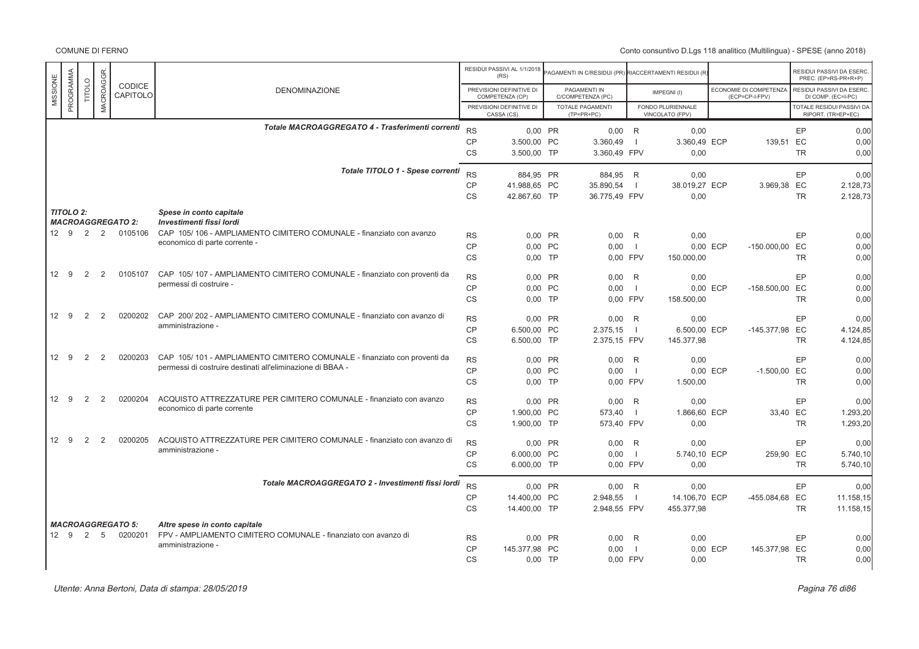| MISSIONE | PROGRAMMA | TITOLO | MACROAGGR. | CODICE CAPITOLO | DENOMINAZIONE | | RESIDUI PASSIVI AL 1/1/2018 (RS) / PREVISIONI DEFINITIVE DI COMPETENZA (CP) / PREVISIONI DEFINITIVE DI CASSA (CS) | | PAGAMENTI IN C/RESIDUI (PR) / PAGAMENTI IN C/COMPETENZA (PC) / TOTALE PAGAMENTI (TP=PR+PC) | | RIACCERTAMENTI RESIDUI (R) / IMPEGNI (I) / FONDO PLURIENNALE VINCOLATO (FPV) | | ECONOMIE DI COMPETENZA (ECP=CP-I-FPV) | | RESIDUI PASSIVI DA ESERC. PREC. (EP=RS-PR+R) / RESIDUI PASSIVI DA ESERC. DI COMP. (EC=I-PC) / TOTALE RESIDUI PASSIVI DA RIPORT. (TR=EP+EC) |
|---|---|---|---|---|---|---|---|---|---|---|---|---|---|---|---|
| | | | | | *Totale MACROAGGREGATO 4 - Trasferimenti correnti* | RS | 0,00 | PR | 0,00 | R | 0,00 | | | EP | 0,00 |
| | | | | | | CP | 3.500,00 | PC | 3.360,49 | I | 3.360,49 | ECP | 139,51 | EC | 0,00 |
| | | | | | | CS | 3.500,00 | TP | 3.360,49 | FPV | 0,00 | | | TR | 0,00 |
| | | | | | *Totale TITOLO 1 - Spese correnti* | RS | 884,95 | PR | 884,95 | R | 0,00 | | | EP | 0,00 |
| | | | | | | CP | 41.988,65 | PC | 35.890,54 | I | 38.019,27 | ECP | 3.969,38 | EC | 2.128,73 |
| | | | | | | CS | 42.867,60 | TP | 36.775,49 | FPV | 0,00 | | | TR | 2.128,73 |
| ***TITOLO 2:*** | | | | | ***Spese in conto capitale*** | | | | | | | | | | |
| ***MACROAGGREGATO 2:*** | | | | | ***Investimenti fissi lordi*** | | | | | | | | | | |
| 12 | 9 | 2 | 2 | 0105106 | CAP 105/ 106 - AMPLIAMENTO CIMITERO COMUNALE - finanziato con avanzo economico di parte corrente - | RS | 0,00 | PR | 0,00 | R | 0,00 | | | EP | 0,00 |
| | | | | | | CP | 0,00 | PC | 0,00 | I | 0,00 | ECP | -150.000,00 | EC | 0,00 |
| | | | | | | CS | 0,00 | TP | 0,00 | FPV | 150.000,00 | | | TR | 0,00 |
| 12 | 9 | 2 | 2 | 0105107 | CAP 105/ 107 - AMPLIAMENTO CIMITERO COMUNALE - finanziato con proventi da permessi di costruire - | RS | 0,00 | PR | 0,00 | R | 0,00 | | | EP | 0,00 |
| | | | | | | CP | 0,00 | PC | 0,00 | I | 0,00 | ECP | -158.500,00 | EC | 0,00 |
| | | | | | | CS | 0,00 | TP | 0,00 | FPV | 158.500,00 | | | TR | 0,00 |
| 12 | 9 | 2 | 2 | 0200202 | CAP 200/ 202 - AMPLIAMENTO CIMITERO COMUNALE - finanziato con avanzo di amministrazione - | RS | 0,00 | PR | 0,00 | R | 0,00 | | | EP | 0,00 |
| | | | | | | CP | 6.500,00 | PC | 2.375,15 | I | 6.500,00 | ECP | -145.377,98 | EC | 4.124,85 |
| | | | | | | CS | 6.500,00 | TP | 2.375,15 | FPV | 145.377,98 | | | TR | 4.124,85 |
| 12 | 9 | 2 | 2 | 0200203 | CAP 105/ 101 - AMPLIAMENTO CIMITERO COMUNALE - finanziato con proventi da permessi di costruire destinati all'eliminazione di BBAA - | RS | 0,00 | PR | 0,00 | R | 0,00 | | | EP | 0,00 |
| | | | | | | CP | 0,00 | PC | 0,00 | I | 0,00 | ECP | -1.500,00 | EC | 0,00 |
| | | | | | | CS | 0,00 | TP | 0,00 | FPV | 1.500,00 | | | TR | 0,00 |
| 12 | 9 | 2 | 2 | 0200204 | ACQUISTO ATTREZZATURE PER CIMITERO COMUNALE - finanziato con avanzo economico di parte corrente | RS | 0,00 | PR | 0,00 | R | 0,00 | | | EP | 0,00 |
| | | | | | | CP | 1.900,00 | PC | 573,40 | I | 1.866,60 | ECP | 33,40 | EC | 1.293,20 |
| | | | | | | CS | 1.900,00 | TP | 573,40 | FPV | 0,00 | | | TR | 1.293,20 |
| 12 | 9 | 2 | 2 | 0200205 | ACQUISTO ATTREZZATURE PER CIMITERO COMUNALE - finanziato con avanzo di amministrazione - | RS | 0,00 | PR | 0,00 | R | 0,00 | | | EP | 0,00 |
| | | | | | | CP | 6.000,00 | PC | 0,00 | I | 5.740,10 | ECP | 259,90 | EC | 5.740,10 |
| | | | | | | CS | 6.000,00 | TP | 0,00 | FPV | 0,00 | | | TR | 5.740,10 |
| | | | | | *Totale MACROAGGREGATO 2 - Investimenti fissi lordi* | RS | 0,00 | PR | 0,00 | R | 0,00 | | | EP | 0,00 |
| | | | | | | CP | 14.400,00 | PC | 2.948,55 | I | 14.106,70 | ECP | -455.084,68 | EC | 11.158,15 |
| | | | | | | CS | 14.400,00 | TP | 2.948,55 | FPV | 455.377,98 | | | TR | 11.158,15 |
| ***MACROAGGREGATO 5:*** | | | | | ***Altre spese in conto capitale*** | | | | | | | | | | |
| 12 | 9 | 2 | 5 | 0200201 | FPV - AMPLIAMENTO CIMITERO COMUNALE - finanziato con avanzo di amministrazione - | RS | 0,00 | PR | 0,00 | R | 0,00 | | | EP | 0,00 |
| | | | | | | CP | 145.377,98 | PC | 0,00 | I | 0,00 | ECP | 145.377,98 | EC | 0,00 |
| | | | | | | CS | 0,00 | TP | 0,00 | FPV | 0,00 | | | TR | 0,00 |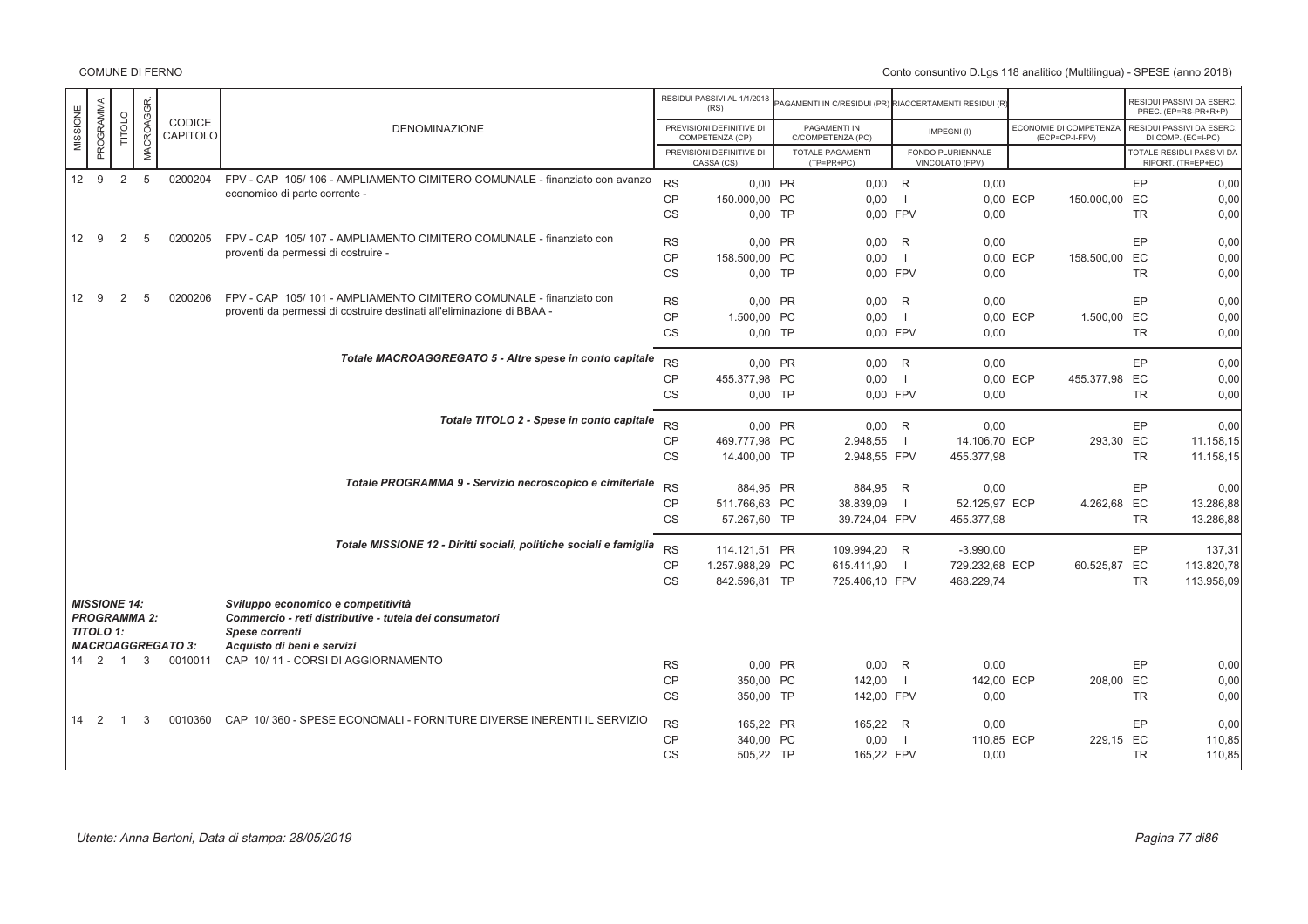| MISSIONE | PROGRAMMA | TITOLO | MACROAGGR. | CODICE CAPITOLO | DENOMINAZIONE | | RESIDUI PASSIVI AL 1/1/2018 (RS) / PREVISIONI DEFINITIVE DI COMPETENZA (CP) / PREVISIONI DEFINITIVE DI CASSA (CS) | | PAGAMENTI IN C/RESIDUI (PR) / PAGAMENTI IN C/COMPETENZA (PC) / TOTALE PAGAMENTI (TP=PR+PC) | | RIACCERTAMENTI RESIDUI (R) / IMPEGNI (I) / FONDO PLURIENNALE VINCOLATO (FPV) | | ECONOMIE DI COMPETENZA (ECP=CP-I-FPV) | | RESIDUI PASSIVI DA ESERC. PREC. (EP=RS-PR+R+P) / RESIDUI PASSIVI DA ESERC. DI COMP. (EC=I-PC) / TOTALE RESIDUI PASSIVI DA RIPORT. (TR=EP+EC) |
|---|---|---|---|---|---|---|---|---|---|---|---|---|---|---|---|
| 12 | 9 | 2 | 5 | 0200204 | FPV - CAP 105/ 106 - AMPLIAMENTO CIMITERO COMUNALE - finanziato con avanzo economico di parte corrente - | RS | 0,00 | PR | 0,00 | R | 0,00 | | | EP | 0,00 |
| | | | | | | CP | 150.000,00 | PC | 0,00 | I | 0,00 | ECP | 150.000,00 | EC | 0,00 |
| | | | | | | CS | 0,00 | TP | 0,00 | FPV | 0,00 | | | TR | 0,00 |
| 12 | 9 | 2 | 5 | 0200205 | FPV - CAP 105/ 107 - AMPLIAMENTO CIMITERO COMUNALE - finanziato con proventi da permessi di costruire - | RS | 0,00 | PR | 0,00 | R | 0,00 | | | EP | 0,00 |
| | | | | | | CP | 158.500,00 | PC | 0,00 | I | 0,00 | ECP | 158.500,00 | EC | 0,00 |
| | | | | | | CS | 0,00 | TP | 0,00 | FPV | 0,00 | | | TR | 0,00 |
| 12 | 9 | 2 | 5 | 0200206 | FPV - CAP 105/ 101 - AMPLIAMENTO CIMITERO COMUNALE - finanziato con proventi da permessi di costruire destinati all'eliminazione di BBAA - | RS | 0,00 | PR | 0,00 | R | 0,00 | | | EP | 0,00 |
| | | | | | | CP | 1.500,00 | PC | 0,00 | I | 0,00 | ECP | 1.500,00 | EC | 0,00 |
| | | | | | | CS | 0,00 | TP | 0,00 | FPV | 0,00 | | | TR | 0,00 |
| | | | | | *Totale MACROAGGREGATO 5 - Altre spese in conto capitale* | RS | 0,00 | PR | 0,00 | R | 0,00 | | | EP | 0,00 |
| | | | | | | CP | 455.377,98 | PC | 0,00 | I | 0,00 | ECP | 455.377,98 | EC | 0,00 |
| | | | | | | CS | 0,00 | TP | 0,00 | FPV | 0,00 | | | TR | 0,00 |
| | | | | | *Totale TITOLO 2 - Spese in conto capitale* | RS | 0,00 | PR | 0,00 | R | 0,00 | | | EP | 0,00 |
| | | | | | | CP | 469.777,98 | PC | 2.948,55 | I | 14.106,70 | ECP | 293,30 | EC | 11.158,15 |
| | | | | | | CS | 14.400,00 | TP | 2.948,55 | FPV | 455.377,98 | | | TR | 11.158,15 |
| | | | | | *Totale PROGRAMMA 9 - Servizio necroscopico e cimiteriale* | RS | 884,95 | PR | 884,95 | R | 0,00 | | | EP | 0,00 |
| | | | | | | CP | 511.766,63 | PC | 38.839,09 | I | 52.125,97 | ECP | 4.262,68 | EC | 13.286,88 |
| | | | | | | CS | 57.267,60 | TP | 39.724,04 | FPV | 455.377,98 | | | TR | 13.286,88 |
| | | | | | *Totale MISSIONE 12 - Diritti sociali, politiche sociali e famiglia* | RS | 114.121,51 | PR | 109.994,20 | R | -3.990,00 | | | EP | 137,31 |
| | | | | | | CP | 1.257.988,29 | PC | 615.411,90 | I | 729.232,68 | ECP | 60.525,87 | EC | 113.820,78 |
| | | | | | | CS | 842.596,81 | TP | 725.406,10 | FPV | 468.229,74 | | | TR | 113.958,09 |
| *MISSIONE 14:* | | | | | *Sviluppo economico e competitività* | | | | | | | | | | |
| *PROGRAMMA 2:* | | | | | *Commercio - reti distributive - tutela dei consumatori* | | | | | | | | | | |
| *TITOLO 1:* | | | | | *Spese correnti* | | | | | | | | | | |
| *MACROAGGREGATO 3:* | | | | | *Acquisto di beni e servizi* | | | | | | | | | | |
| 14 | 2 | 1 | 3 | 0010011 | CAP 10/ 11 - CORSI DI AGGIORNAMENTO | RS | 0,00 | PR | 0,00 | R | 0,00 | | | EP | 0,00 |
| | | | | | | CP | 350,00 | PC | 142,00 | I | 142,00 | ECP | 208,00 | EC | 0,00 |
| | | | | | | CS | 350,00 | TP | 142,00 | FPV | 0,00 | | | TR | 0,00 |
| 14 | 2 | 1 | 3 | 0010360 | CAP 10/ 360 - SPESE ECONOMALI - FORNITURE DIVERSE INERENTI IL SERVIZIO | RS | 165,22 | PR | 165,22 | R | 0,00 | | | EP | 0,00 |
| | | | | | | CP | 340,00 | PC | 0,00 | I | 110,85 | ECP | 229,15 | EC | 110,85 |
| | | | | | | CS | 505,22 | TP | 165,22 | FPV | 0,00 | | | TR | 110,85 |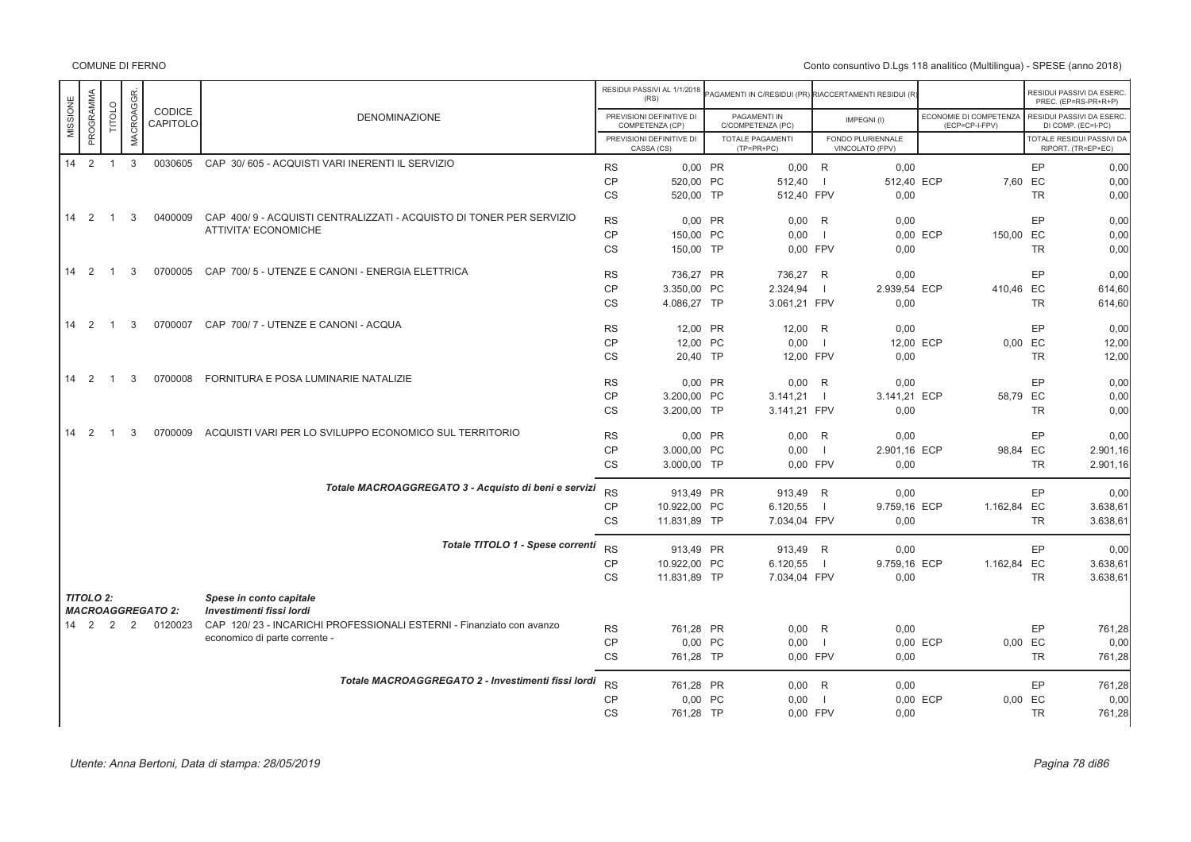| MISSIONE | PROGRAMMA | TITOLO | MACROAGGR. | CODICE CAPITOLO | DENOMINAZIONE | | RESIDUI PASSIVI AL 1/1/2018 (RS) / PREVISIONI DEFINITIVE DI COMPETENZA (CP) / PREVISIONI DEFINITIVE DI CASSA (CS) | | PAGAMENTI IN C/RESIDUI (PR) / PAGAMENTI IN C/COMPETENZA (PC) / TOTALE PAGAMENTI (TP=PR+PC) | | RIACCERTAMENTI RESIDUI (R) / IMPEGNI (I) / FONDO PLURIENNALE VINCOLATO (FPV) | | ECONOMIE DI COMPETENZA (ECP=CP-I-FPV) | | RESIDUI PASSIVI DA ESERC. PREC. (EP=RS-PR+R+P) / RESIDUI PASSIVI DA ESERC. DI COMP. (EC=I-PC) / TOTALE RESIDUI PASSIVI DA RIPORT. (TR=EP+EC) |
|---|---|---|---|---|---|---|---|---|---|---|---|---|---|---|---|
| 14 | 2 | 1 | 3 | 0030605 | CAP 30/ 605 - ACQUISTI VARI INERENTI IL SERVIZIO | RS | 0,00 | PR | 0,00 | R | 0,00 | | | EP | 0,00 |
| | | | | | | CP | 520,00 | PC | 512,40 | I | 512,40 | ECP | 7,60 | EC | 0,00 |
| | | | | | | CS | 520,00 | TP | 512,40 | FPV | 0,00 | | | TR | 0,00 |
| 14 | 2 | 1 | 3 | 0400009 | CAP 400/ 9 - ACQUISTI CENTRALIZZATI - ACQUISTO DI TONER PER SERVIZIO ATTIVITA' ECONOMICHE | RS | 0,00 | PR | 0,00 | R | 0,00 | | | EP | 0,00 |
| | | | | | | CP | 150,00 | PC | 0,00 | I | 0,00 | ECP | 150,00 | EC | 0,00 |
| | | | | | | CS | 150,00 | TP | 0,00 | FPV | 0,00 | | | TR | 0,00 |
| 14 | 2 | 1 | 3 | 0700005 | CAP 700/ 5 - UTENZE E CANONI - ENERGIA ELETTRICA | RS | 736,27 | PR | 736,27 | R | 0,00 | | | EP | 0,00 |
| | | | | | | CP | 3.350,00 | PC | 2.324,94 | I | 2.939,54 | ECP | 410,46 | EC | 614,60 |
| | | | | | | CS | 4.086,27 | TP | 3.061,21 | FPV | 0,00 | | | TR | 614,60 |
| 14 | 2 | 1 | 3 | 0700007 | CAP 700/ 7 - UTENZE E CANONI - ACQUA | RS | 12,00 | PR | 12,00 | R | 0,00 | | | EP | 0,00 |
| | | | | | | CP | 12,00 | PC | 0,00 | I | 12,00 | ECP | 0,00 | EC | 12,00 |
| | | | | | | CS | 20,40 | TP | 12,00 | FPV | 0,00 | | | TR | 12,00 |
| 14 | 2 | 1 | 3 | 0700008 | FORNITURA E POSA LUMINARIE NATALIZIE | RS | 0,00 | PR | 0,00 | R | 0,00 | | | EP | 0,00 |
| | | | | | | CP | 3.200,00 | PC | 3.141,21 | I | 3.141,21 | ECP | 58,79 | EC | 0,00 |
| | | | | | | CS | 3.200,00 | TP | 3.141,21 | FPV | 0,00 | | | TR | 0,00 |
| 14 | 2 | 1 | 3 | 0700009 | ACQUISTI VARI PER LO SVILUPPO ECONOMICO SUL TERRITORIO | RS | 0,00 | PR | 0,00 | R | 0,00 | | | EP | 0,00 |
| | | | | | | CP | 3.000,00 | PC | 0,00 | I | 2.901,16 | ECP | 98,84 | EC | 2.901,16 |
| | | | | | | CS | 3.000,00 | TP | 0,00 | FPV | 0,00 | | | TR | 2.901,16 |
| | | | | | *Totale MACROAGGREGATO 3 - Acquisto di beni e servizi* | RS | 913,49 | PR | 913,49 | R | 0,00 | | | EP | 0,00 |
| | | | | | | CP | 10.922,00 | PC | 6.120,55 | I | 9.759,16 | ECP | 1.162,84 | EC | 3.638,61 |
| | | | | | | CS | 11.831,89 | TP | 7.034,04 | FPV | 0,00 | | | TR | 3.638,61 |
| | | | | | *Totale TITOLO 1 - Spese correnti* | RS | 913,49 | PR | 913,49 | R | 0,00 | | | EP | 0,00 |
| | | | | | | CP | 10.922,00 | PC | 6.120,55 | I | 9.759,16 | ECP | 1.162,84 | EC | 3.638,61 |
| | | | | | | CS | 11.831,89 | TP | 7.034,04 | FPV | 0,00 | | | TR | 3.638,61 |
| ***TITOLO 2:*** | | | | | ***Spese in conto capitale*** | | | | | | | | | | |
| ***MACROAGGREGATO 2:*** | | | | | ***Investimenti fissi lordi*** | | | | | | | | | | |
| 14 | 2 | 2 | 2 | 0120023 | CAP 120/ 23 - INCARICHI PROFESSIONALI ESTERNI - Finanziato con avanzo economico di parte corrente - | RS | 761,28 | PR | 0,00 | R | 0,00 | | | EP | 761,28 |
| | | | | | | CP | 0,00 | PC | 0,00 | I | 0,00 | ECP | 0,00 | EC | 0,00 |
| | | | | | | CS | 761,28 | TP | 0,00 | FPV | 0,00 | | | TR | 761,28 |
| | | | | | *Totale MACROAGGREGATO 2 - Investimenti fissi lordi* | RS | 761,28 | PR | 0,00 | R | 0,00 | | | EP | 761,28 |
| | | | | | | CP | 0,00 | PC | 0,00 | I | 0,00 | ECP | 0,00 | EC | 0,00 |
| | | | | | | CS | 761,28 | TP | 0,00 | FPV | 0,00 | | | TR | 761,28 |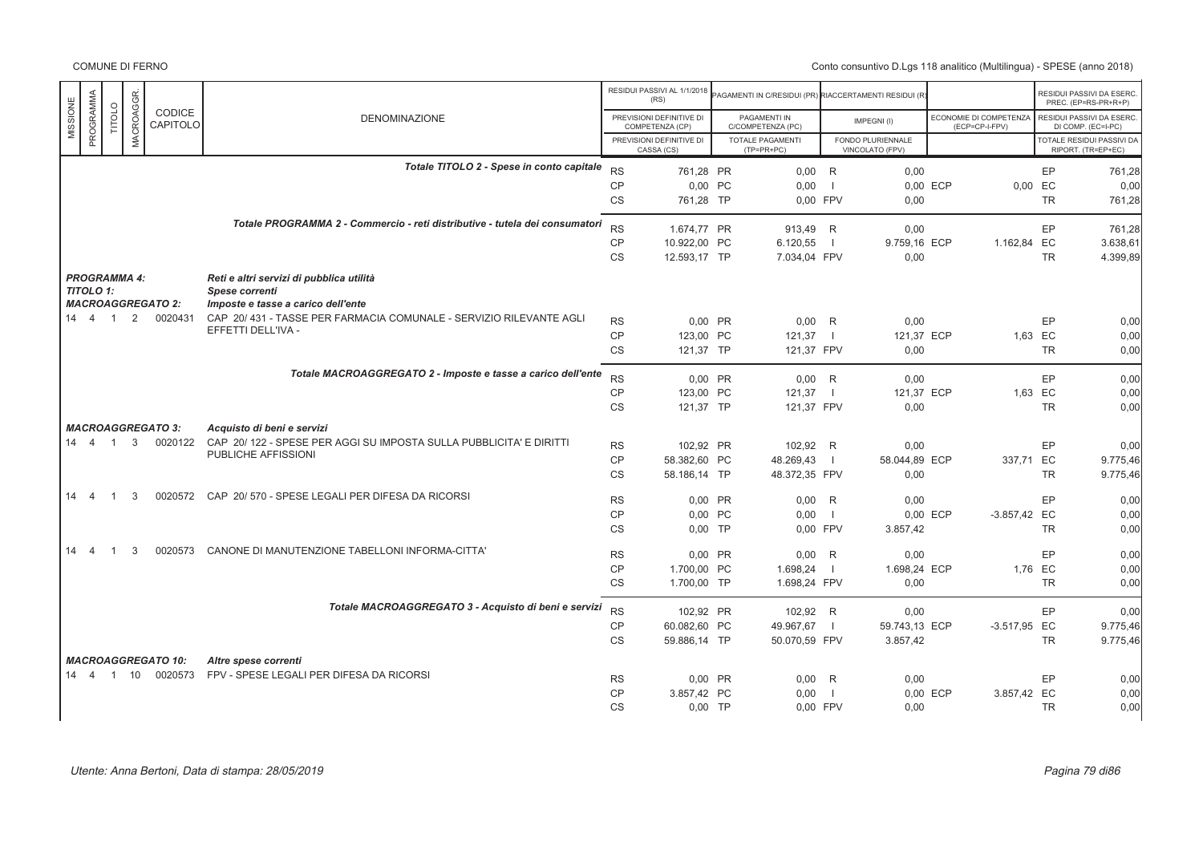| MISSIONE | PROGRAMMA | TITOLO | MACROAGGR. | CODICE CAPITOLO | DENOMINAZIONE | | RESIDUI PASSIVI AL 1/1/2018 (RS) / PREVISIONI DEFINITIVE DI COMPETENZA (CP) / PREVISIONI DEFINITIVE DI CASSA (CS) | | PAGAMENTI IN C/RESIDUI (PR) / PAGAMENTI IN C/COMPETENZA (PC) / TOTALE PAGAMENTI (TP=PR+PC) | | RIACCERTAMENTI RESIDUI (R) / IMPEGNI (I) / FONDO PLURIENNALE VINCOLATO (FPV) | | ECONOMIE DI COMPETENZA (ECP=CP-I-FPV) | | RESIDUI PASSIVI DA ESERC. PREC. (EP=RS-PR+R) / RESIDUI PASSIVI DA ESERC. DI COMP. (EC=I-PC) / TOTALE RESIDUI PASSIVI DA RIPORT. (TR=EP+EC) |
|---|---|---|---|---|---|---|---|---|---|---|---|---|---|---|---|
| | | | | | *Totale TITOLO 2 - Spese in conto capitale* | RS | 761,28 | PR | 0,00 | R | 0,00 | | | EP | 761,28 |
| | | | | | | CP | 0,00 | PC | 0,00 | I | 0,00 | ECP | 0,00 | EC | 0,00 |
| | | | | | | CS | 761,28 | TP | 0,00 | FPV | 0,00 | | | TR | 761,28 |
| | | | | | *Totale PROGRAMMA 2 - Commercio - reti distributive - tutela dei consumatori* | RS | 1.674,77 | PR | 913,49 | R | 0,00 | | | EP | 761,28 |
| | | | | | | CP | 10.922,00 | PC | 6.120,55 | I | 9.759,16 | ECP | 1.162,84 | EC | 3.638,61 |
| | | | | | | CS | 12.593,17 | TP | 7.034,04 | FPV | 0,00 | | | TR | 4.399,89 |
| ***PROGRAMMA 4:*** | | | | | ***Reti e altri servizi di pubblica utilità*** | | | | | | | | | | |
| ***TITOLO 1:*** | | | | | ***Spese correnti*** | | | | | | | | | | |
| ***MACROAGGREGATO 2:*** | | | | | ***Imposte e tasse a carico dell'ente*** | | | | | | | | | | |
| 14 | 4 | 1 | 2 | 0020431 | CAP 20/ 431 - TASSE PER FARMACIA COMUNALE - SERVIZIO RILEVANTE AGLI EFFETTI DELL'IVA - | RS | 0,00 | PR | 0,00 | R | 0,00 | | | EP | 0,00 |
| | | | | | | CP | 123,00 | PC | 121,37 | I | 121,37 | ECP | 1,63 | EC | 0,00 |
| | | | | | | CS | 121,37 | TP | 121,37 | FPV | 0,00 | | | TR | 0,00 |
| | | | | | *Totale MACROAGGREGATO 2 - Imposte e tasse a carico dell'ente* | RS | 0,00 | PR | 0,00 | R | 0,00 | | | EP | 0,00 |
| | | | | | | CP | 123,00 | PC | 121,37 | I | 121,37 | ECP | 1,63 | EC | 0,00 |
| | | | | | | CS | 121,37 | TP | 121,37 | FPV | 0,00 | | | TR | 0,00 |
| ***MACROAGGREGATO 3:*** | | | | | ***Acquisto di beni e servizi*** | | | | | | | | | | |
| 14 | 4 | 1 | 3 | 0020122 | CAP 20/ 122 - SPESE PER AGGI SU IMPOSTA SULLA PUBBLICITA' E DIRITTI PUBLICHE AFFISSIONI | RS | 102,92 | PR | 102,92 | R | 0,00 | | | EP | 0,00 |
| | | | | | | CP | 58.382,60 | PC | 48.269,43 | I | 58.044,89 | ECP | 337,71 | EC | 9.775,46 |
| | | | | | | CS | 58.186,14 | TP | 48.372,35 | FPV | 0,00 | | | TR | 9.775,46 |
| 14 | 4 | 1 | 3 | 0020572 | CAP 20/ 570 - SPESE LEGALI PER DIFESA DA RICORSI | RS | 0,00 | PR | 0,00 | R | 0,00 | | | EP | 0,00 |
| | | | | | | CP | 0,00 | PC | 0,00 | I | 0,00 | ECP | -3.857,42 | EC | 0,00 |
| | | | | | | CS | 0,00 | TP | 0,00 | FPV | 3.857,42 | | | TR | 0,00 |
| 14 | 4 | 1 | 3 | 0020573 | CANONE DI MANUTENZIONE TABELLONI INFORMA-CITTA' | RS | 0,00 | PR | 0,00 | R | 0,00 | | | EP | 0,00 |
| | | | | | | CP | 1.700,00 | PC | 1.698,24 | I | 1.698,24 | ECP | 1,76 | EC | 0,00 |
| | | | | | | CS | 1.700,00 | TP | 1.698,24 | FPV | 0,00 | | | TR | 0,00 |
| | | | | | *Totale MACROAGGREGATO 3 - Acquisto di beni e servizi* | RS | 102,92 | PR | 102,92 | R | 0,00 | | | EP | 0,00 |
| | | | | | | CP | 60.082,60 | PC | 49.967,67 | I | 59.743,13 | ECP | -3.517,95 | EC | 9.775,46 |
| | | | | | | CS | 59.886,14 | TP | 50.070,59 | FPV | 3.857,42 | | | TR | 9.775,46 |
| ***MACROAGGREGATO 10:*** | | | | | ***Altre spese correnti*** | | | | | | | | | | |
| 14 | 4 | 1 | 10 | 0020573 | FPV - SPESE LEGALI PER DIFESA DA RICORSI | RS | 0,00 | PR | 0,00 | R | 0,00 | | | EP | 0,00 |
| | | | | | | CP | 3.857,42 | PC | 0,00 | I | 0,00 | ECP | 3.857,42 | EC | 0,00 |
| | | | | | | CS | 0,00 | TP | 0,00 | FPV | 0,00 | | | TR | 0,00 |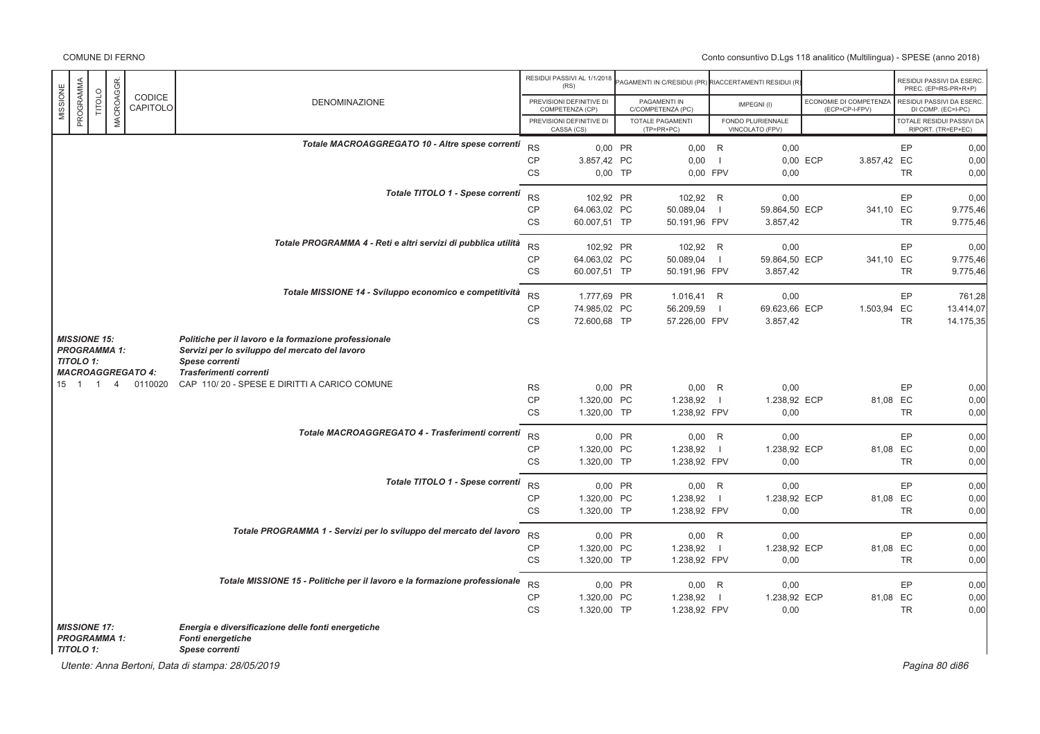| MISSIONE | PROGRAMMA | TITOLO | MACROAGGR. | CODICE CAPITOLO | DENOMINAZIONE | | RESIDUI PASSIVI AL 1/1/2018 (RS) / PREVISIONI DEFINITIVE DI COMPETENZA (CP) / PREVISIONI DEFINITIVE DI CASSA (CS) | | PAGAMENTI IN C/RESIDUI (PR) / PAGAMENTI IN C/COMPETENZA (PC) / TOTALE PAGAMENTI (TP=PR+PC) | | RIACCERTAMENTI RESIDUI (R) / IMPEGNI (I) / FONDO PLURIENNALE VINCOLATO (FPV) | | ECONOMIE DI COMPETENZA (ECP=CP-I-FPV) | | RESIDUI PASSIVI DA ESERC. PREC. (EP=RS-PR+R+P) / RESIDUI PASSIVI DA ESERC. DI COMP. (EC=I-PC) / TOTALE RESIDUI PASSIVI DA RIPORT. (TR=EP+EC) |
|---|---|---|---|---|---|---|---|---|---|---|---|---|---|---|---|
| | | | | | ***Totale MACROAGGREGATO 10 - Altre spese correnti*** | RS | 0,00 | PR | 0,00 | R | 0,00 | | | EP | 0,00 |
| | | | | | | CP | 3.857,42 | PC | 0,00 | I | 0,00 | ECP | 3.857,42 | EC | 0,00 |
| | | | | | | CS | 0,00 | TP | 0,00 | FPV | 0,00 | | | TR | 0,00 |
| | | | | | ***Totale TITOLO 1 - Spese correnti*** | RS | 102,92 | PR | 102,92 | R | 0,00 | | | EP | 0,00 |
| | | | | | | CP | 64.063,02 | PC | 50.089,04 | I | 59.864,50 | ECP | 341,10 | EC | 9.775,46 |
| | | | | | | CS | 60.007,51 | TP | 50.191,96 | FPV | 3.857,42 | | | TR | 9.775,46 |
| | | | | | ***Totale PROGRAMMA 4 - Reti e altri servizi di pubblica utilità*** | RS | 102,92 | PR | 102,92 | R | 0,00 | | | EP | 0,00 |
| | | | | | | CP | 64.063,02 | PC | 50.089,04 | I | 59.864,50 | ECP | 341,10 | EC | 9.775,46 |
| | | | | | | CS | 60.007,51 | TP | 50.191,96 | FPV | 3.857,42 | | | TR | 9.775,46 |
| | | | | | ***Totale MISSIONE 14 - Sviluppo economico e competitività*** | RS | 1.777,69 | PR | 1.016,41 | R | 0,00 | | | EP | 761,28 |
| | | | | | | CP | 74.985,02 | PC | 56.209,59 | I | 69.623,66 | ECP | 1.503,94 | EC | 13.414,07 |
| | | | | | | CS | 72.600,68 | TP | 57.226,00 | FPV | 3.857,42 | | | TR | 14.175,35 |
| ***MISSIONE 15:*** | | | | | ***Politiche per il lavoro e la formazione professionale*** | | | | | | | | | | |
| ***PROGRAMMA 1:*** | | | | | ***Servizi per lo sviluppo del mercato del lavoro*** | | | | | | | | | | |
| ***TITOLO 1:*** | | | | | ***Spese correnti*** | | | | | | | | | | |
| ***MACROAGGREGATO 4:*** | | | | | ***Trasferimenti correnti*** | | | | | | | | | | |
| 15 | 1 | 1 | 4 | 0110020 | CAP 110/ 20 - SPESE E DIRITTI A CARICO COMUNE | RS | 0,00 | PR | 0,00 | R | 0,00 | | | EP | 0,00 |
| | | | | | | CP | 1.320,00 | PC | 1.238,92 | I | 1.238,92 | ECP | 81,08 | EC | 0,00 |
| | | | | | | CS | 1.320,00 | TP | 1.238,92 | FPV | 0,00 | | | TR | 0,00 |
| | | | | | ***Totale MACROAGGREGATO 4 - Trasferimenti correnti*** | RS | 0,00 | PR | 0,00 | R | 0,00 | | | EP | 0,00 |
| | | | | | | CP | 1.320,00 | PC | 1.238,92 | I | 1.238,92 | ECP | 81,08 | EC | 0,00 |
| | | | | | | CS | 1.320,00 | TP | 1.238,92 | FPV | 0,00 | | | TR | 0,00 |
| | | | | | ***Totale TITOLO 1 - Spese correnti*** | RS | 0,00 | PR | 0,00 | R | 0,00 | | | EP | 0,00 |
| | | | | | | CP | 1.320,00 | PC | 1.238,92 | I | 1.238,92 | ECP | 81,08 | EC | 0,00 |
| | | | | | | CS | 1.320,00 | TP | 1.238,92 | FPV | 0,00 | | | TR | 0,00 |
| | | | | | ***Totale PROGRAMMA 1 - Servizi per lo sviluppo del mercato del lavoro*** | RS | 0,00 | PR | 0,00 | R | 0,00 | | | EP | 0,00 |
| | | | | | | CP | 1.320,00 | PC | 1.238,92 | I | 1.238,92 | ECP | 81,08 | EC | 0,00 |
| | | | | | | CS | 1.320,00 | TP | 1.238,92 | FPV | 0,00 | | | TR | 0,00 |
| | | | | | ***Totale MISSIONE 15 - Politiche per il lavoro e la formazione professionale*** | RS | 0,00 | PR | 0,00 | R | 0,00 | | | EP | 0,00 |
| | | | | | | CP | 1.320,00 | PC | 1.238,92 | I | 1.238,92 | ECP | 81,08 | EC | 0,00 |
| | | | | | | CS | 1.320,00 | TP | 1.238,92 | FPV | 0,00 | | | TR | 0,00 |
| ***MISSIONE 17:*** | | | | | ***Energia e diversificazione delle fonti energetiche*** | | | | | | | | | | |
| ***PROGRAMMA 1:*** | | | | | ***Fonti energetiche*** | | | | | | | | | | |
| ***TITOLO 1:*** | | | | | ***Spese correnti*** | | | | | | | | | | |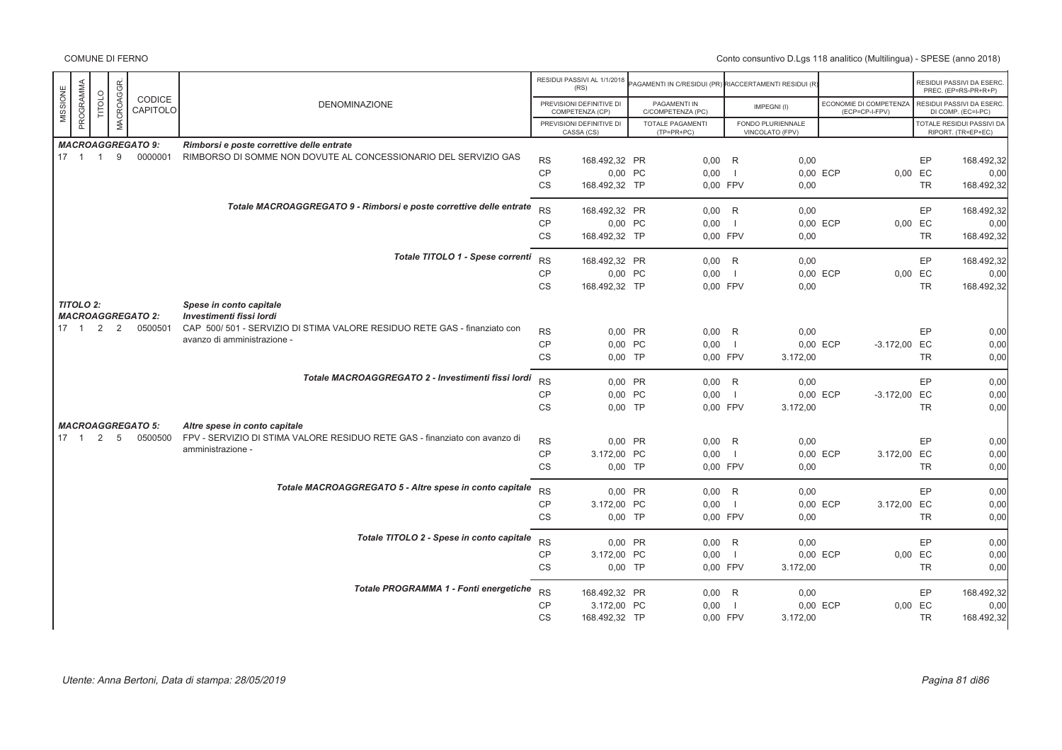| MISSIONE | PROGRAMMA | TITOLO | MACROAGGR. | CODICE CAPITOLO | DENOMINAZIONE | | RESIDUI PASSIVI AL 1/1/2018 (RS) / PREVISIONI DEFINITIVE DI COMPETENZA (CP) / PREVISIONI DEFINITIVE DI CASSA (CS) | | PAGAMENTI IN C/RESIDUI (PR) / PAGAMENTI IN C/COMPETENZA (PC) / TOTALE PAGAMENTI (TP=PR+PC) | | RIACCERTAMENTI RESIDUI (R) / IMPEGNI (I) / FONDO PLURIENNALE VINCOLATO (FPV) | | ECONOMIE DI COMPETENZA (ECP=CP-I-FPV) | | RESIDUI PASSIVI DA ESERC. PREC. (EP=RS-PR+R+P) / RESIDUI PASSIVI DA ESERC. DI COMP. (EC=I-PC) / TOTALE RESIDUI PASSIVI DA RIPORT. (TR=EP+EC) |
|---|---|---|---|---|---|---|---|---|---|---|---|---|---|---|---|
| | | | | | ***MACROAGGREGATO 9:*** ***Rimborsi e poste correttive delle entrate*** | | | | | | | | | | |
| 17 | 1 | 1 | 9 | 0000001 | RIMBORSO DI SOMME NON DOVUTE AL CONCESSIONARIO DEL SERVIZIO GAS | RS | 168.492,32 | PR | 0,00 | R | 0,00 | | | EP | 168.492,32 |
| | | | | | | CP | 0,00 | PC | 0,00 | I | 0,00 | ECP | 0,00 | EC | 0,00 |
| | | | | | | CS | 168.492,32 | TP | 0,00 | FPV | 0,00 | | | TR | 168.492,32 |
| | | | | | ***Totale MACROAGGREGATO 9 - Rimborsi e poste correttive delle entrate*** | RS | 168.492,32 | PR | 0,00 | R | 0,00 | | | EP | 168.492,32 |
| | | | | | | CP | 0,00 | PC | 0,00 | I | 0,00 | ECP | 0,00 | EC | 0,00 |
| | | | | | | CS | 168.492,32 | TP | 0,00 | FPV | 0,00 | | | TR | 168.492,32 |
| | | | | | ***Totale TITOLO 1 - Spese correnti*** | RS | 168.492,32 | PR | 0,00 | R | 0,00 | | | EP | 168.492,32 |
| | | | | | | CP | 0,00 | PC | 0,00 | I | 0,00 | ECP | 0,00 | EC | 0,00 |
| | | | | | | CS | 168.492,32 | TP | 0,00 | FPV | 0,00 | | | TR | 168.492,32 |
| | | | | | ***TITOLO 2:*** ***Spese in conto capitale*** | | | | | | | | | | |
| | | | | | ***MACROAGGREGATO 2:*** ***Investimenti fissi lordi*** | | | | | | | | | | |
| 17 | 1 | 2 | 2 | 0500501 | CAP 500/ 501 - SERVIZIO DI STIMA VALORE RESIDUO RETE GAS - finanziato con avanzo di amministrazione - | RS | 0,00 | PR | 0,00 | R | 0,00 | | | EP | 0,00 |
| | | | | | | CP | 0,00 | PC | 0,00 | I | 0,00 | ECP | -3.172,00 | EC | 0,00 |
| | | | | | | CS | 0,00 | TP | 0,00 | FPV | 3.172,00 | | | TR | 0,00 |
| | | | | | ***Totale MACROAGGREGATO 2 - Investimenti fissi lordi*** | RS | 0,00 | PR | 0,00 | R | 0,00 | | | EP | 0,00 |
| | | | | | | CP | 0,00 | PC | 0,00 | I | 0,00 | ECP | -3.172,00 | EC | 0,00 |
| | | | | | | CS | 0,00 | TP | 0,00 | FPV | 3.172,00 | | | TR | 0,00 |
| | | | | | ***MACROAGGREGATO 5:*** ***Altre spese in conto capitale*** | | | | | | | | | | |
| 17 | 1 | 2 | 5 | 0500500 | FPV - SERVIZIO DI STIMA VALORE RESIDUO RETE GAS - finanziato con avanzo di amministrazione - | RS | 0,00 | PR | 0,00 | R | 0,00 | | | EP | 0,00 |
| | | | | | | CP | 3.172,00 | PC | 0,00 | I | 0,00 | ECP | 3.172,00 | EC | 0,00 |
| | | | | | | CS | 0,00 | TP | 0,00 | FPV | 0,00 | | | TR | 0,00 |
| | | | | | ***Totale MACROAGGREGATO 5 - Altre spese in conto capitale*** | RS | 0,00 | PR | 0,00 | R | 0,00 | | | EP | 0,00 |
| | | | | | | CP | 3.172,00 | PC | 0,00 | I | 0,00 | ECP | 3.172,00 | EC | 0,00 |
| | | | | | | CS | 0,00 | TP | 0,00 | FPV | 0,00 | | | TR | 0,00 |
| | | | | | ***Totale TITOLO 2 - Spese in conto capitale*** | RS | 0,00 | PR | 0,00 | R | 0,00 | | | EP | 0,00 |
| | | | | | | CP | 3.172,00 | PC | 0,00 | I | 0,00 | ECP | 0,00 | EC | 0,00 |
| | | | | | | CS | 0,00 | TP | 0,00 | FPV | 3.172,00 | | | TR | 0,00 |
| | | | | | ***Totale PROGRAMMA 1 - Fonti energetiche*** | RS | 168.492,32 | PR | 0,00 | R | 0,00 | | | EP | 168.492,32 |
| | | | | | | CP | 3.172,00 | PC | 0,00 | I | 0,00 | ECP | 0,00 | EC | 0,00 |
| | | | | | | CS | 168.492,32 | TP | 0,00 | FPV | 3.172,00 | | | TR | 168.492,32 |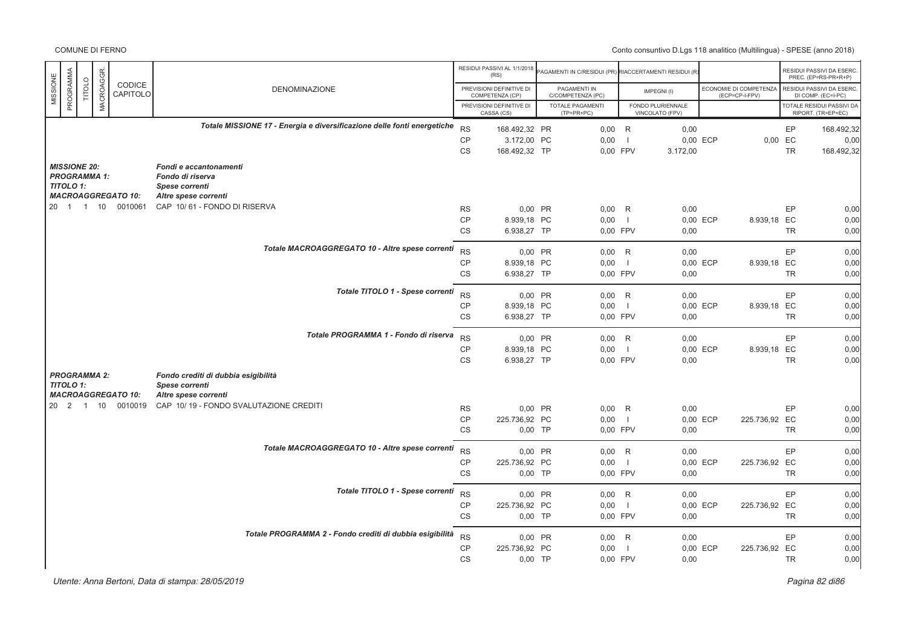| MISSIONE | PROGRAMMA | TITOLO | MACROAGGR. | CODICE CAPITOLO | DENOMINAZIONE | | RESIDUI PASSIVI AL 1/1/2018 (RS) / PREVISIONI DEFINITIVE DI COMPETENZA (CP) / PREVISIONI DEFINITIVE DI CASSA (CS) | | PAGAMENTI IN C/RESIDUI (PR) / PAGAMENTI IN C/COMPETENZA (PC) / TOTALE PAGAMENTI (TP=PR+PC) | | RIACCERTAMENTI RESIDUI (R) / IMPEGNI (I) / FONDO PLURIENNALE VINCOLATO (FPV) | | ECONOMIE DI COMPETENZA (ECP=CP-I-FPV) | | RESIDUI PASSIVI DA ESERC. PREC. (EP=RS-PR+R+P) / RESIDUI PASSIVI DA ESERC. DI COMP. (EC=I-PC) / TOTALE RESIDUI PASSIVI DA RIPORT. (TR=EP+EC) |
|---|---|---|---|---|---|---|---|---|---|---|---|---|---|---|---|
| | | | | | *Totale MISSIONE 17 - Energia e diversificazione delle fonti energetiche* | RS | 168.492,32 | PR | 0,00 | R | 0,00 | | | EP | 168.492,32 |
| | | | | | | CP | 3.172,00 | PC | 0,00 | I | 0,00 | ECP | 0,00 | EC | 0,00 |
| | | | | | | CS | 168.492,32 | TP | 0,00 | FPV | 3.172,00 | | | TR | 168.492,32 |
| *MISSIONE 20:* | | | | | *Fondi e accantonamenti* | | | | | | | | | | |
| *PROGRAMMA 1:* | | | | | *Fondo di riserva* | | | | | | | | | | |
| *TITOLO 1:* | | | | | *Spese correnti* | | | | | | | | | | |
| *MACROAGGREGATO 10:* | | | | | *Altre spese correnti* | | | | | | | | | | |
| 20 | 1 | 1 | 10 | 0010061 | CAP 10/ 61 - FONDO DI RISERVA | RS | 0,00 | PR | 0,00 | R | 0,00 | | | EP | 0,00 |
| | | | | | | CP | 8.939,18 | PC | 0,00 | I | 0,00 | ECP | 8.939,18 | EC | 0,00 |
| | | | | | | CS | 6.938,27 | TP | 0,00 | FPV | 0,00 | | | TR | 0,00 |
| | | | | | *Totale MACROAGGREGATO 10 - Altre spese correnti* | RS | 0,00 | PR | 0,00 | R | 0,00 | | | EP | 0,00 |
| | | | | | | CP | 8.939,18 | PC | 0,00 | I | 0,00 | ECP | 8.939,18 | EC | 0,00 |
| | | | | | | CS | 6.938,27 | TP | 0,00 | FPV | 0,00 | | | TR | 0,00 |
| | | | | | *Totale TITOLO 1 - Spese correnti* | RS | 0,00 | PR | 0,00 | R | 0,00 | | | EP | 0,00 |
| | | | | | | CP | 8.939,18 | PC | 0,00 | I | 0,00 | ECP | 8.939,18 | EC | 0,00 |
| | | | | | | CS | 6.938,27 | TP | 0,00 | FPV | 0,00 | | | TR | 0,00 |
| | | | | | *Totale PROGRAMMA 1 - Fondo di riserva* | RS | 0,00 | PR | 0,00 | R | 0,00 | | | EP | 0,00 |
| | | | | | | CP | 8.939,18 | PC | 0,00 | I | 0,00 | ECP | 8.939,18 | EC | 0,00 |
| | | | | | | CS | 6.938,27 | TP | 0,00 | FPV | 0,00 | | | TR | 0,00 |
| *PROGRAMMA 2:* | | | | | *Fondo crediti di dubbia esigibilità* | | | | | | | | | | |
| *TITOLO 1:* | | | | | *Spese correnti* | | | | | | | | | | |
| *MACROAGGREGATO 10:* | | | | | *Altre spese correnti* | | | | | | | | | | |
| 20 | 2 | 1 | 10 | 0010019 | CAP 10/ 19 - FONDO SVALUTAZIONE CREDITI | RS | 0,00 | PR | 0,00 | R | 0,00 | | | EP | 0,00 |
| | | | | | | CP | 225.736,92 | PC | 0,00 | I | 0,00 | ECP | 225.736,92 | EC | 0,00 |
| | | | | | | CS | 0,00 | TP | 0,00 | FPV | 0,00 | | | TR | 0,00 |
| | | | | | *Totale MACROAGGREGATO 10 - Altre spese correnti* | RS | 0,00 | PR | 0,00 | R | 0,00 | | | EP | 0,00 |
| | | | | | | CP | 225.736,92 | PC | 0,00 | I | 0,00 | ECP | 225.736,92 | EC | 0,00 |
| | | | | | | CS | 0,00 | TP | 0,00 | FPV | 0,00 | | | TR | 0,00 |
| | | | | | *Totale TITOLO 1 - Spese correnti* | RS | 0,00 | PR | 0,00 | R | 0,00 | | | EP | 0,00 |
| | | | | | | CP | 225.736,92 | PC | 0,00 | I | 0,00 | ECP | 225.736,92 | EC | 0,00 |
| | | | | | | CS | 0,00 | TP | 0,00 | FPV | 0,00 | | | TR | 0,00 |
| | | | | | *Totale PROGRAMMA 2 - Fondo crediti di dubbia esigibilità* | RS | 0,00 | PR | 0,00 | R | 0,00 | | | EP | 0,00 |
| | | | | | | CP | 225.736,92 | PC | 0,00 | I | 0,00 | ECP | 225.736,92 | EC | 0,00 |
| | | | | | | CS | 0,00 | TP | 0,00 | FPV | 0,00 | | | TR | 0,00 |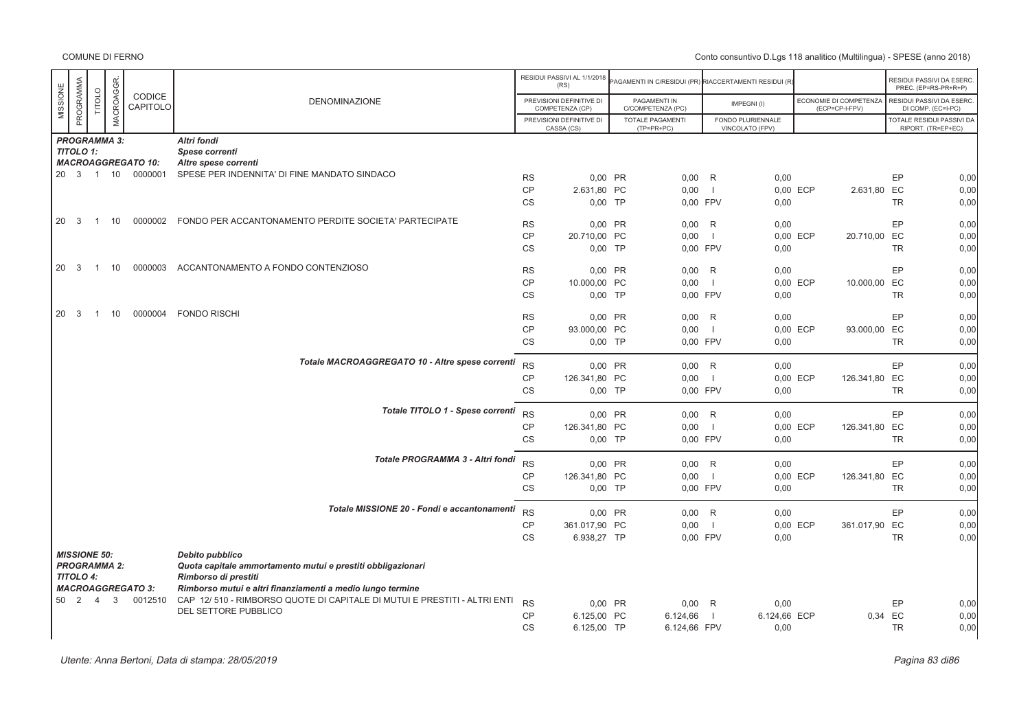| MISSIONE | PROGRAMMA | TITOLO | MACROAGGR. | CODICE CAPITOLO | DENOMINAZIONE | | RESIDUI PASSIVI AL 1/1/2018 (RS) / PREVISIONI DEFINITIVE DI COMPETENZA (CP) / PREVISIONI DEFINITIVE DI CASSA (CS) | | PAGAMENTI IN C/RESIDUI (PR) / PAGAMENTI IN C/COMPETENZA (PC) / TOTALE PAGAMENTI (TP=PR+PC) | | RIACCERTAMENTI RESIDUI (R) / IMPEGNI (I) / FONDO PLURIENNALE VINCOLATO (FPV) | | ECONOMIE DI COMPETENZA (ECP=CP-I-FPV) | | RESIDUI PASSIVI DA ESERC. PREC. (EP=RS-PR+R+P) / RESIDUI PASSIVI DA ESERC. DI COMP. (EC=I-PC) / TOTALE RESIDUI PASSIVI DA RIPORT. (TR=EP+EC) |
|---|---|---|---|---|---|---|---|---|---|---|---|---|---|---|---|
| **PROGRAMMA 3:** | | | | | *Altri fondi* | | | | | | | | | | |
| **TITOLO 1:** | | | | | *Spese correnti* | | | | | | | | | | |
| **MACROAGGREGATO 10:** | | | | | *Altre spese correnti* | | | | | | | | | | |
| 20 | 3 | 1 | 10 | 0000001 | SPESE PER INDENNITA' DI FINE MANDATO SINDACO | RS | 0,00 | PR | 0,00 | R | 0,00 | | | EP | 0,00 |
| | | | | | | CP | 2.631,80 | PC | 0,00 | I | 0,00 | ECP | 2.631,80 | EC | 0,00 |
| | | | | | | CS | 0,00 | TP | 0,00 | FPV | 0,00 | | | TR | 0,00 |
| 20 | 3 | 1 | 10 | 0000002 | FONDO PER ACCANTONAMENTO PERDITE SOCIETA' PARTECIPATE | RS | 0,00 | PR | 0,00 | R | 0,00 | | | EP | 0,00 |
| | | | | | | CP | 20.710,00 | PC | 0,00 | I | 0,00 | ECP | 20.710,00 | EC | 0,00 |
| | | | | | | CS | 0,00 | TP | 0,00 | FPV | 0,00 | | | TR | 0,00 |
| 20 | 3 | 1 | 10 | 0000003 | ACCANTONAMENTO A FONDO CONTENZIOSO | RS | 0,00 | PR | 0,00 | R | 0,00 | | | EP | 0,00 |
| | | | | | | CP | 10.000,00 | PC | 0,00 | I | 0,00 | ECP | 10.000,00 | EC | 0,00 |
| | | | | | | CS | 0,00 | TP | 0,00 | FPV | 0,00 | | | TR | 0,00 |
| 20 | 3 | 1 | 10 | 0000004 | FONDO RISCHI | RS | 0,00 | PR | 0,00 | R | 0,00 | | | EP | 0,00 |
| | | | | | | CP | 93.000,00 | PC | 0,00 | I | 0,00 | ECP | 93.000,00 | EC | 0,00 |
| | | | | | | CS | 0,00 | TP | 0,00 | FPV | 0,00 | | | TR | 0,00 |
| | | | | | *Totale MACROAGGREGATO 10 - Altre spese correnti* | RS | 0,00 | PR | 0,00 | R | 0,00 | | | EP | 0,00 |
| | | | | | | CP | 126.341,80 | PC | 0,00 | I | 0,00 | ECP | 126.341,80 | EC | 0,00 |
| | | | | | | CS | 0,00 | TP | 0,00 | FPV | 0,00 | | | TR | 0,00 |
| | | | | | *Totale TITOLO 1 - Spese correnti* | RS | 0,00 | PR | 0,00 | R | 0,00 | | | EP | 0,00 |
| | | | | | | CP | 126.341,80 | PC | 0,00 | I | 0,00 | ECP | 126.341,80 | EC | 0,00 |
| | | | | | | CS | 0,00 | TP | 0,00 | FPV | 0,00 | | | TR | 0,00 |
| | | | | | *Totale PROGRAMMA 3 - Altri fondi* | RS | 0,00 | PR | 0,00 | R | 0,00 | | | EP | 0,00 |
| | | | | | | CP | 126.341,80 | PC | 0,00 | I | 0,00 | ECP | 126.341,80 | EC | 0,00 |
| | | | | | | CS | 0,00 | TP | 0,00 | FPV | 0,00 | | | TR | 0,00 |
| | | | | | *Totale MISSIONE 20 - Fondi e accantonamenti* | RS | 0,00 | PR | 0,00 | R | 0,00 | | | EP | 0,00 |
| | | | | | | CP | 361.017,90 | PC | 0,00 | I | 0,00 | ECP | 361.017,90 | EC | 0,00 |
| | | | | | | CS | 6.938,27 | TP | 0,00 | FPV | 0,00 | | | TR | 0,00 |
| **MISSIONE 50:** | | | | | *Debito pubblico* | | | | | | | | | | |
| **PROGRAMMA 2:** | | | | | *Quota capitale ammortamento mutui e prestiti obbligazionari* | | | | | | | | | | |
| **TITOLO 4:** | | | | | *Rimborso di prestiti* | | | | | | | | | | |
| **MACROAGGREGATO 3:** | | | | | *Rimborso mutui e altri finanziamenti a medio lungo termine* | | | | | | | | | | |
| 50 | 2 | 4 | 3 | 0012510 | CAP 12/ 510 - RIMBORSO QUOTE DI CAPITALE DI MUTUI E PRESTITI - ALTRI ENTI DEL SETTORE PUBBLICO | RS | 0,00 | PR | 0,00 | R | 0,00 | | | EP | 0,00 |
| | | | | | | CP | 6.125,00 | PC | 6.124,66 | I | 6.124,66 | ECP | 0,34 | EC | 0,00 |
| | | | | | | CS | 6.125,00 | TP | 6.124,66 | FPV | 0,00 | | | TR | 0,00 |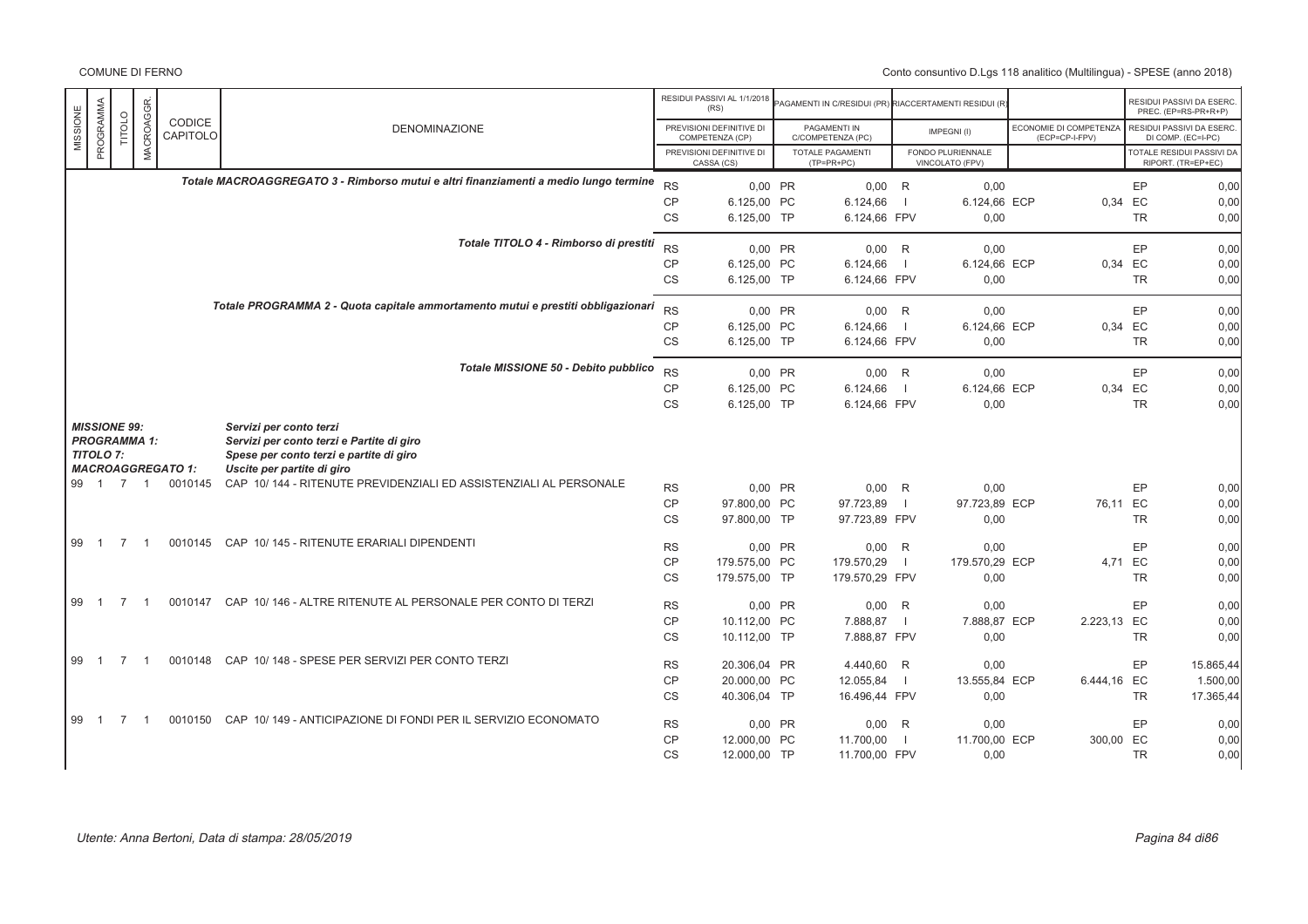| MISSIONE | PROGRAMMA | TITOLO | MACROAGGR. | CODICE CAPITOLO | DENOMINAZIONE | | RESIDUI PASSIVI AL 1/1/2018 (RS) / PREVISIONI DEFINITIVE DI COMPETENZA (CP) / PREVISIONI DEFINITIVE DI CASSA (CS) | | PAGAMENTI IN C/RESIDUI (PR) / PAGAMENTI IN C/COMPETENZA (PC) / TOTALE PAGAMENTI (TP=PR+PC) | | RIACCERTAMENTI RESIDUI (R) / IMPEGNI (I) / FONDO PLURIENNALE VINCOLATO (FPV) | | ECONOMIE DI COMPETENZA (ECP=CP-I-FPV) | | RESIDUI PASSIVI DA ESERC. PREC. (EP=RS-PR+R) / RESIDUI PASSIVI DA ESERC. DI COMP. (EC=I-PC) / TOTALE RESIDUI PASSIVI DA RIPORT. (TR=EP+EC) |
|---|---|---|---|---|---|---|---|---|---|---|---|---|---|---|---|
| | | | | | *Totale MACROAGGREGATO 3 - Rimborso mutui e altri finanziamenti a medio lungo termine* | RS | 0,00 | PR | 0,00 | R | 0,00 | | | EP | 0,00 |
| | | | | | | CP | 6.125,00 | PC | 6.124,66 | I | 6.124,66 | ECP | 0,34 | EC | 0,00 |
| | | | | | | CS | 6.125,00 | TP | 6.124,66 | FPV | 0,00 | | | TR | 0,00 |
| | | | | | *Totale TITOLO 4 - Rimborso di prestiti* | RS | 0,00 | PR | 0,00 | R | 0,00 | | | EP | 0,00 |
| | | | | | | CP | 6.125,00 | PC | 6.124,66 | I | 6.124,66 | ECP | 0,34 | EC | 0,00 |
| | | | | | | CS | 6.125,00 | TP | 6.124,66 | FPV | 0,00 | | | TR | 0,00 |
| | | | | | *Totale PROGRAMMA 2 - Quota capitale ammortamento mutui e prestiti obbligazionari* | RS | 0,00 | PR | 0,00 | R | 0,00 | | | EP | 0,00 |
| | | | | | | CP | 6.125,00 | PC | 6.124,66 | I | 6.124,66 | ECP | 0,34 | EC | 0,00 |
| | | | | | | CS | 6.125,00 | TP | 6.124,66 | FPV | 0,00 | | | TR | 0,00 |
| | | | | | *Totale MISSIONE 50 - Debito pubblico* | RS | 0,00 | PR | 0,00 | R | 0,00 | | | EP | 0,00 |
| | | | | | | CP | 6.125,00 | PC | 6.124,66 | I | 6.124,66 | ECP | 0,34 | EC | 0,00 |
| | | | | | | CS | 6.125,00 | TP | 6.124,66 | FPV | 0,00 | | | TR | 0,00 |
| ***MISSIONE 99:*** | | | | | ***Servizi per conto terzi*** | | | | | | | | | | |
| ***PROGRAMMA 1:*** | | | | | ***Servizi per conto terzi e Partite di giro*** | | | | | | | | | | |
| ***TITOLO 7:*** | | | | | ***Spese per conto terzi e partite di giro*** | | | | | | | | | | |
| ***MACROAGGREGATO 1:*** | | | | | ***Uscite per partite di giro*** | | | | | | | | | | |
| 99 | 1 | 7 | 1 | 0010145 | CAP 10/ 144 - RITENUTE PREVIDENZIALI ED ASSISTENZIALI AL PERSONALE | RS | 0,00 | PR | 0,00 | R | 0,00 | | | EP | 0,00 |
| | | | | | | CP | 97.800,00 | PC | 97.723,89 | I | 97.723,89 | ECP | 76,11 | EC | 0,00 |
| | | | | | | CS | 97.800,00 | TP | 97.723,89 | FPV | 0,00 | | | TR | 0,00 |
| 99 | 1 | 7 | 1 | 0010145 | CAP 10/ 145 - RITENUTE ERARIALI DIPENDENTI | RS | 0,00 | PR | 0,00 | R | 0,00 | | | EP | 0,00 |
| | | | | | | CP | 179.575,00 | PC | 179.570,29 | I | 179.570,29 | ECP | 4,71 | EC | 0,00 |
| | | | | | | CS | 179.575,00 | TP | 179.570,29 | FPV | 0,00 | | | TR | 0,00 |
| 99 | 1 | 7 | 1 | 0010147 | CAP 10/ 146 - ALTRE RITENUTE AL PERSONALE PER CONTO DI TERZI | RS | 0,00 | PR | 0,00 | R | 0,00 | | | EP | 0,00 |
| | | | | | | CP | 10.112,00 | PC | 7.888,87 | I | 7.888,87 | ECP | 2.223,13 | EC | 0,00 |
| | | | | | | CS | 10.112,00 | TP | 7.888,87 | FPV | 0,00 | | | TR | 0,00 |
| 99 | 1 | 7 | 1 | 0010148 | CAP 10/ 148 - SPESE PER SERVIZI PER CONTO TERZI | RS | 20.306,04 | PR | 4.440,60 | R | 0,00 | | | EP | 15.865,44 |
| | | | | | | CP | 20.000,00 | PC | 12.055,84 | I | 13.555,84 | ECP | 6.444,16 | EC | 1.500,00 |
| | | | | | | CS | 40.306,04 | TP | 16.496,44 | FPV | 0,00 | | | TR | 17.365,44 |
| 99 | 1 | 7 | 1 | 0010150 | CAP 10/ 149 - ANTICIPAZIONE DI FONDI PER IL SERVIZIO ECONOMATO | RS | 0,00 | PR | 0,00 | R | 0,00 | | | EP | 0,00 |
| | | | | | | CP | 12.000,00 | PC | 11.700,00 | I | 11.700,00 | ECP | 300,00 | EC | 0,00 |
| | | | | | | CS | 12.000,00 | TP | 11.700,00 | FPV | 0,00 | | | TR | 0,00 |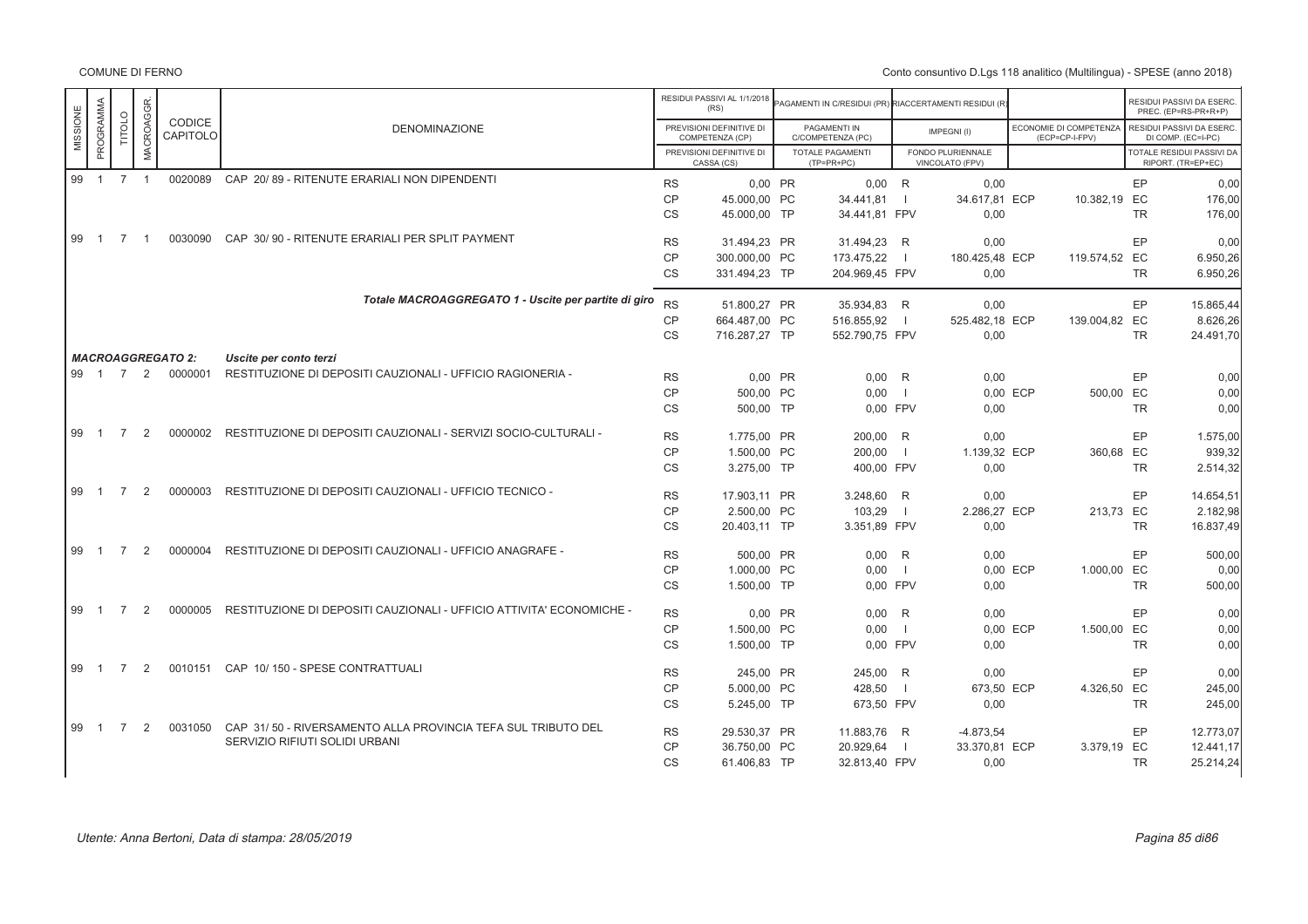COMUNE DI FERNO

Conto consuntivo D.Lgs 118 analitico (Multilingua) - SPESE (anno 2018)

| MISSIONE | PROGRAMMA | TITOLO | MACROAGGR. | CODICE CAPITOLO | DENOMINAZIONE | | RESIDUI PASSIVI AL 1/1/2018 (RS) / PREVISIONI DEFINITIVE DI COMPETENZA (CP) / PREVISIONI DEFINITIVE DI CASSA (CS) | | PAGAMENTI IN C/RESIDUI (PR) / PAGAMENTI IN C/COMPETENZA (PC) / TOTALE PAGAMENTI (TP=PR+PC) | | RIACCERTAMENTI RESIDUI (R) / IMPEGNI (I) / FONDO PLURIENNALE VINCOLATO (FPV) | | ECONOMIE DI COMPETENZA (ECP=CP-I-FPV) | | RESIDUI PASSIVI DA ESERC. PREC. (EP=RS-PR+R) / RESIDUI PASSIVI DA ESERC. DI COMP. (EC=I-PC) / TOTALE RESIDUI PASSIVI DA RIPORT. (TR=EP+EC) |
|---|---|---|---|---|---|---|---|---|---|---|---|---|---|---|---|
| 99 | 1 | 7 | 1 | 0020089 | CAP 20/ 89 - RITENUTE ERARIALI NON DIPENDENTI | RS | 0,00 | PR | 0,00 | R | 0,00 | | | EP | 0,00 |
| | | | | | | CP | 45.000,00 | PC | 34.441,81 | I | 34.617,81 | ECP | 10.382,19 | EC | 176,00 |
| | | | | | | CS | 45.000,00 | TP | 34.441,81 | FPV | 0,00 | | | TR | 176,00 |
| 99 | 1 | 7 | 1 | 0030090 | CAP 30/ 90 - RITENUTE ERARIALI PER SPLIT PAYMENT | RS | 31.494,23 | PR | 31.494,23 | R | 0,00 | | | EP | 0,00 |
| | | | | | | CP | 300.000,00 | PC | 173.475,22 | I | 180.425,48 | ECP | 119.574,52 | EC | 6.950,26 |
| | | | | | | CS | 331.494,23 | TP | 204.969,45 | FPV | 0,00 | | | TR | 6.950,26 |
| | | | | | *Totale MACROAGGREGATO 1 - Uscite per partite di giro* | RS | 51.800,27 | PR | 35.934,83 | R | 0,00 | | | EP | 15.865,44 |
| | | | | | | CP | 664.487,00 | PC | 516.855,92 | I | 525.482,18 | ECP | 139.004,82 | EC | 8.626,26 |
| | | | | | | CS | 716.287,27 | TP | 552.790,75 | FPV | 0,00 | | | TR | 24.491,70 |
| *MACROAGGREGATO 2:* | | | | | *Uscite per conto terzi* | | | | | | | | | | |
| 99 | 1 | 7 | 2 | 0000001 | RESTITUZIONE DI DEPOSITI CAUZIONALI - UFFICIO RAGIONERIA - | RS | 0,00 | PR | 0,00 | R | 0,00 | | | EP | 0,00 |
| | | | | | | CP | 500,00 | PC | 0,00 | I | 0,00 | ECP | 500,00 | EC | 0,00 |
| | | | | | | CS | 500,00 | TP | 0,00 | FPV | 0,00 | | | TR | 0,00 |
| 99 | 1 | 7 | 2 | 0000002 | RESTITUZIONE DI DEPOSITI CAUZIONALI - SERVIZI SOCIO-CULTURALI - | RS | 1.775,00 | PR | 200,00 | R | 0,00 | | | EP | 1.575,00 |
| | | | | | | CP | 1.500,00 | PC | 200,00 | I | 1.139,32 | ECP | 360,68 | EC | 939,32 |
| | | | | | | CS | 3.275,00 | TP | 400,00 | FPV | 0,00 | | | TR | 2.514,32 |
| 99 | 1 | 7 | 2 | 0000003 | RESTITUZIONE DI DEPOSITI CAUZIONALI - UFFICIO TECNICO - | RS | 17.903,11 | PR | 3.248,60 | R | 0,00 | | | EP | 14.654,51 |
| | | | | | | CP | 2.500,00 | PC | 103,29 | I | 2.286,27 | ECP | 213,73 | EC | 2.182,98 |
| | | | | | | CS | 20.403,11 | TP | 3.351,89 | FPV | 0,00 | | | TR | 16.837,49 |
| 99 | 1 | 7 | 2 | 0000004 | RESTITUZIONE DI DEPOSITI CAUZIONALI - UFFICIO ANAGRAFE - | RS | 500,00 | PR | 0,00 | R | 0,00 | | | EP | 500,00 |
| | | | | | | CP | 1.000,00 | PC | 0,00 | I | 0,00 | ECP | 1.000,00 | EC | 0,00 |
| | | | | | | CS | 1.500,00 | TP | 0,00 | FPV | 0,00 | | | TR | 500,00 |
| 99 | 1 | 7 | 2 | 0000005 | RESTITUZIONE DI DEPOSITI CAUZIONALI - UFFICIO ATTIVITA' ECONOMICHE - | RS | 0,00 | PR | 0,00 | R | 0,00 | | | EP | 0,00 |
| | | | | | | CP | 1.500,00 | PC | 0,00 | I | 0,00 | ECP | 1.500,00 | EC | 0,00 |
| | | | | | | CS | 1.500,00 | TP | 0,00 | FPV | 0,00 | | | TR | 0,00 |
| 99 | 1 | 7 | 2 | 0010151 | CAP 10/ 150 - SPESE CONTRATTUALI | RS | 245,00 | PR | 245,00 | R | 0,00 | | | EP | 0,00 |
| | | | | | | CP | 5.000,00 | PC | 428,50 | I | 673,50 | ECP | 4.326,50 | EC | 245,00 |
| | | | | | | CS | 5.245,00 | TP | 673,50 | FPV | 0,00 | | | TR | 245,00 |
| 99 | 1 | 7 | 2 | 0031050 | CAP 31/ 50 - RIVERSAMENTO ALLA PROVINCIA TEFA SUL TRIBUTO DEL SERVIZIO RIFIUTI SOLIDI URBANI | RS | 29.530,37 | PR | 11.883,76 | R | -4.873,54 | | | EP | 12.773,07 |
| | | | | | | CP | 36.750,00 | PC | 20.929,64 | I | 33.370,81 | ECP | 3.379,19 | EC | 12.441,17 |
| | | | | | | CS | 61.406,83 | TP | 32.813,40 | FPV | 0,00 | | | TR | 25.214,24 |

Utente: Anna Bertoni, Data di stampa: 28/05/2019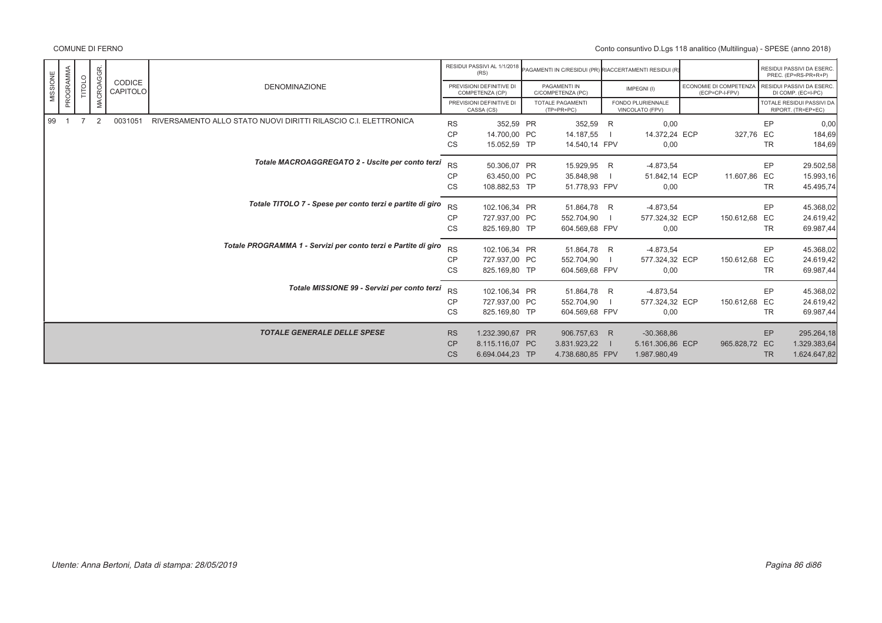| MISSIONE | PROGRAMMA | TITOLO | MACROAGGR. | CODICE CAPITOLO | DENOMINAZIONE | | RESIDUI PASSIVI AL 1/1/2018 (RS) / PREVISIONI DEFINITIVE DI COMPETENZA (CP) / PREVISIONI DEFINITIVE DI CASSA (CS) | | PAGAMENTI IN C/RESIDUI (PR) / PAGAMENTI IN C/COMPETENZA (PC) / TOTALE PAGAMENTI (TP=PR+PC) | | RIACCERTAMENTI RESIDUI (R) / IMPEGNI (I) / FONDO PLURIENNALE VINCOLATO (FPV) | | ECONOMIE DI COMPETENZA (ECP=CP-I-FPV) | | RESIDUI PASSIVI DA ESERC. PREC. (EP=RS-PR+R+P) / RESIDUI PASSIVI DA ESERC. DI COMP. (EC=I-PC) / TOTALE RESIDUI PASSIVI DA RIPORT. (TR=EP+EC) |
|---|---|---|---|---|---|---|---|---|---|---|---|---|---|---|---|
| 99 | 1 | 7 | 2 | 0031051 | RIVERSAMENTO ALLO STATO NUOVI DIRITTI RILASCIO C.I. ELETTRONICA | RS | 352,59 | PR | 352,59 | R | 0,00 | | | EP | 0,00 |
| | | | | | | CP | 14.700,00 | PC | 14.187,55 | I | 14.372,24 | ECP | 327,76 | EC | 184,69 |
| | | | | | | CS | 15.052,59 | TP | 14.540,14 | FPV | 0,00 | | | TR | 184,69 |
| | | | | | *Totale MACROAGGREGATO 2 - Uscite per conto terzi* | RS | 50.306,07 | PR | 15.929,95 | R | -4.873,54 | | | EP | 29.502,58 |
| | | | | | | CP | 63.450,00 | PC | 35.848,98 | I | 51.842,14 | ECP | 11.607,86 | EC | 15.993,16 |
| | | | | | | CS | 108.882,53 | TP | 51.778,93 | FPV | 0,00 | | | TR | 45.495,74 |
| | | | | | *Totale TITOLO 7 - Spese per conto terzi e partite di giro* | RS | 102.106,34 | PR | 51.864,78 | R | -4.873,54 | | | EP | 45.368,02 |
| | | | | | | CP | 727.937,00 | PC | 552.704,90 | I | 577.324,32 | ECP | 150.612,68 | EC | 24.619,42 |
| | | | | | | CS | 825.169,80 | TP | 604.569,68 | FPV | 0,00 | | | TR | 69.987,44 |
| | | | | | *Totale PROGRAMMA 1 - Servizi per conto terzi e Partite di giro* | RS | 102.106,34 | PR | 51.864,78 | R | -4.873,54 | | | EP | 45.368,02 |
| | | | | | | CP | 727.937,00 | PC | 552.704,90 | I | 577.324,32 | ECP | 150.612,68 | EC | 24.619,42 |
| | | | | | | CS | 825.169,80 | TP | 604.569,68 | FPV | 0,00 | | | TR | 69.987,44 |
| | | | | | *Totale MISSIONE 99 - Servizi per conto terzi* | RS | 102.106,34 | PR | 51.864,78 | R | -4.873,54 | | | EP | 45.368,02 |
| | | | | | | CP | 727.937,00 | PC | 552.704,90 | I | 577.324,32 | ECP | 150.612,68 | EC | 24.619,42 |
| | | | | | | CS | 825.169,80 | TP | 604.569,68 | FPV | 0,00 | | | TR | 69.987,44 |
| | | | | | ***TOTALE GENERALE DELLE SPESE*** | RS | 1.232.390,67 | PR | 906.757,63 | R | -30.368,86 | | | EP | 295.264,18 |
| | | | | | | CP | 8.115.116,07 | PC | 3.831.923,22 | I | 5.161.306,86 | ECP | 965.828,72 | EC | 1.329.383,64 |
| | | | | | | CS | 6.694.044,23 | TP | 4.738.680,85 | FPV | 1.987.980,49 | | | TR | 1.624.647,82 |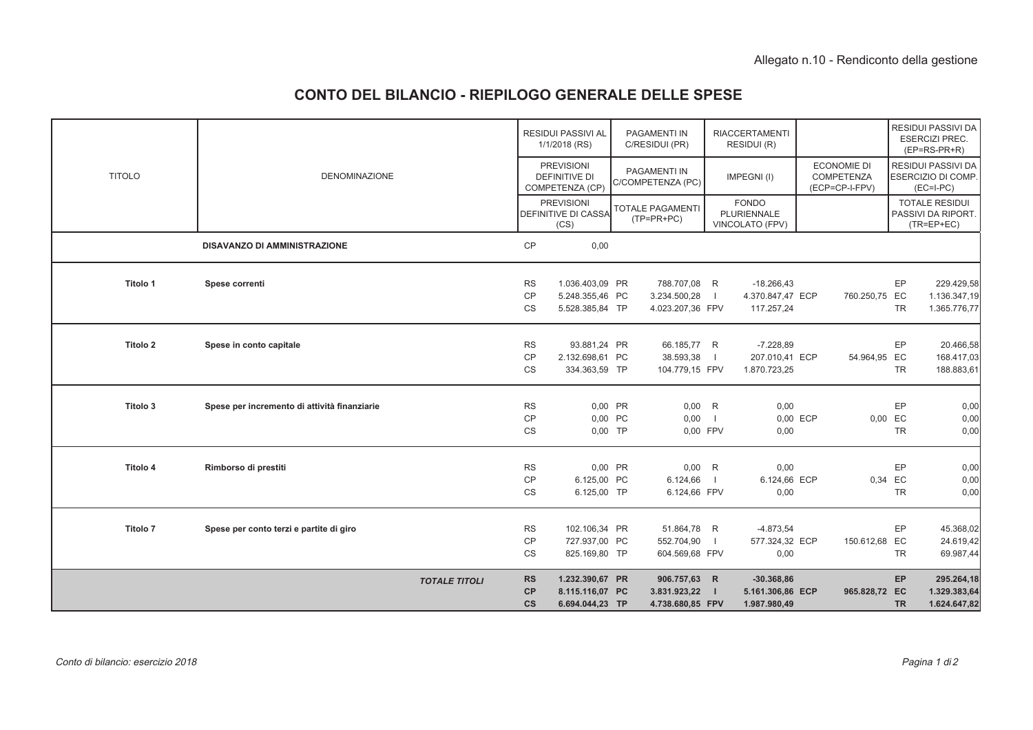Allegato n.10 - Rendiconto della gestione

# CONTO DEL BILANCIO - RIEPILOGO GENERALE DELLE SPESE

| TITOLO | DENOMINAZIONE | | RESIDUI PASSIVI AL 1/1/2018 (RS) / PREVISIONI DEFINITIVE DI COMPETENZA (CP) / PREVISIONI DEFINITIVE DI CASSA (CS) | | PAGAMENTI IN C/RESIDUI (PR) / PAGAMENTI IN C/COMPETENZA (PC) / TOTALE PAGAMENTI (TP=PR+PC) | | RIACCERTAMENTI RESIDUI (R) / IMPEGNI (I) / FONDO PLURIENNALE VINCOLATO (FPV) | | ECONOMIE DI COMPETENZA (ECP=CP-I-FPV) | | RESIDUI PASSIVI DA ESERCIZI PREC. (EP=RS-PR+R) / RESIDUI PASSIVI DA ESERCIZIO DI COMP. (EC=I-PC) / TOTALE RESIDUI PASSIVI DA RIPORT. (TR=EP+EC) |
|---|---|---|---|---|---|---|---|---|---|---|---|
| | **DISAVANZO DI AMMINISTRAZIONE** | CP | 0,00 | | | | | | | | |
| **Titolo 1** | **Spese correnti** | RS | 1.036.403,09 | PR | 788.707,08 | R | -18.266,43 | | | EP | 229.429,58 |
| | | CP | 5.248.355,46 | PC | 3.234.500,28 | I | 4.370.847,47 | ECP | 760.250,75 | EC | 1.136.347,19 |
| | | CS | 5.528.385,84 | TP | 4.023.207,36 | FPV | 117.257,24 | | | TR | 1.365.776,77 |
| **Titolo 2** | **Spese in conto capitale** | RS | 93.881,24 | PR | 66.185,77 | R | -7.228,89 | | | EP | 20.466,58 |
| | | CP | 2.132.698,61 | PC | 38.593,38 | I | 207.010,41 | ECP | 54.964,95 | EC | 168.417,03 |
| | | CS | 334.363,59 | TP | 104.779,15 | FPV | 1.870.723,25 | | | TR | 188.883,61 |
| **Titolo 3** | **Spese per incremento di attività finanziarie** | RS | 0,00 | PR | 0,00 | R | 0,00 | | | EP | 0,00 |
| | | CP | 0,00 | PC | 0,00 | I | 0,00 | ECP | 0,00 | EC | 0,00 |
| | | CS | 0,00 | TP | 0,00 | FPV | 0,00 | | | TR | 0,00 |
| **Titolo 4** | **Rimborso di prestiti** | RS | 0,00 | PR | 0,00 | R | 0,00 | | | EP | 0,00 |
| | | CP | 6.125,00 | PC | 6.124,66 | I | 6.124,66 | ECP | 0,34 | EC | 0,00 |
| | | CS | 6.125,00 | TP | 6.124,66 | FPV | 0,00 | | | TR | 0,00 |
| **Titolo 7** | **Spese per conto terzi e partite di giro** | RS | 102.106,34 | PR | 51.864,78 | R | -4.873,54 | | | EP | 45.368,02 |
| | | CP | 727.937,00 | PC | 552.704,90 | I | 577.324,32 | ECP | 150.612,68 | EC | 24.619,42 |
| | | CS | 825.169,80 | TP | 604.569,68 | FPV | 0,00 | | | TR | 69.987,44 |
| | ***TOTALE TITOLI*** | **RS** | **1.232.390,67** | **PR** | **906.757,63** | **R** | **-30.368,86** | | | **EP** | **295.264,18** |
| | | **CP** | **8.115.116,07** | **PC** | **3.831.923,22** | **I** | **5.161.306,86** | **ECP** | **965.828,72** | **EC** | **1.329.383,64** |
| | | **CS** | **6.694.044,23** | **TP** | **4.738.680,85** | **FPV** | **1.987.980,49** | | | **TR** | **1.624.647,82** |

*Conto di bilancio: esercizio 2018*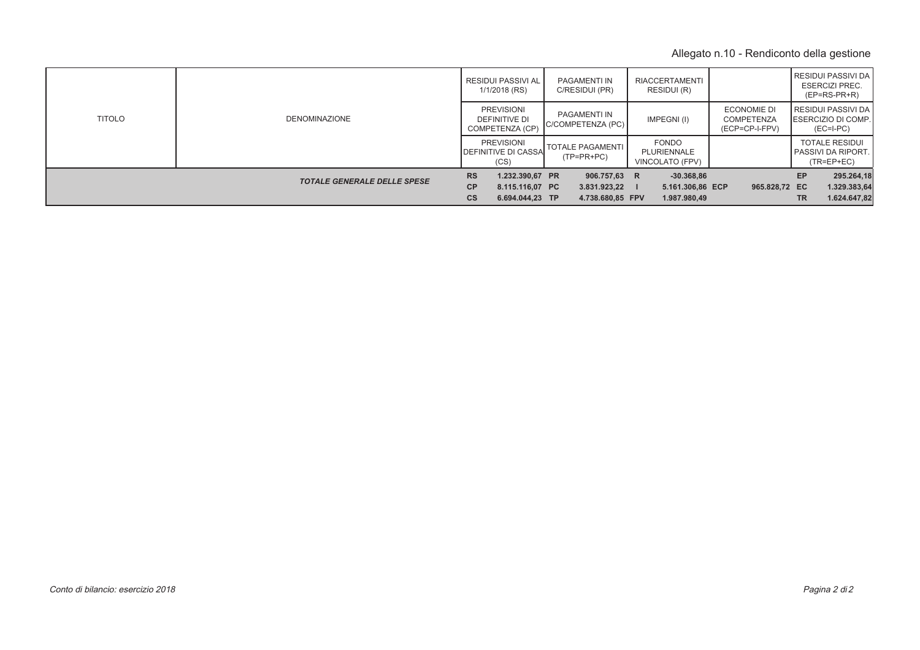Allegato n.10 - Rendiconto della gestione

| TITOLO | DENOMINAZIONE | RESIDUI PASSIVI AL 1/1/2018 (RS) / PREVISIONI DEFINITIVE DI COMPETENZA (CP) / PREVISIONI DEFINITIVE DI CASSA (CS) | PAGAMENTI IN C/RESIDUI (PR) / PAGAMENTI IN C/COMPETENZA (PC) / TOTALE PAGAMENTI (TP=PR+PC) | RIACCERTAMENTI RESIDUI (R) / IMPEGNI (I) / FONDO PLURIENNALE VINCOLATO (FPV) | ECONOMIE DI COMPETENZA (ECP=CP-I-FPV) | RESIDUI PASSIVI DA ESERCIZI PREC. (EP=RS-PR+R) / RESIDUI PASSIVI DA ESERCIZIO DI COMP. (EC=I-PC) / TOTALE RESIDUI PASSIVI DA RIPORT. (TR=EP+EC) |
|---|---|---|---|---|---|---|
| | *TOTALE GENERALE DELLE SPESE* | **RS** 1.232.390,67 | **PR** 906.757,63 | **R** -30.368,86 | | **EP** 295.264,18 |
| | | **CP** 8.115.116,07 | **PC** 3.831.923,22 | **I** 5.161.306,86 | **ECP** 965.828,72 | **EC** 1.329.383,64 |
| | | **CS** 6.694.044,23 | **TP** 4.738.680,85 | **FPV** 1.987.980,49 | | **TR** 1.624.647,82 |

*Conto di bilancio: esercizio 2018*